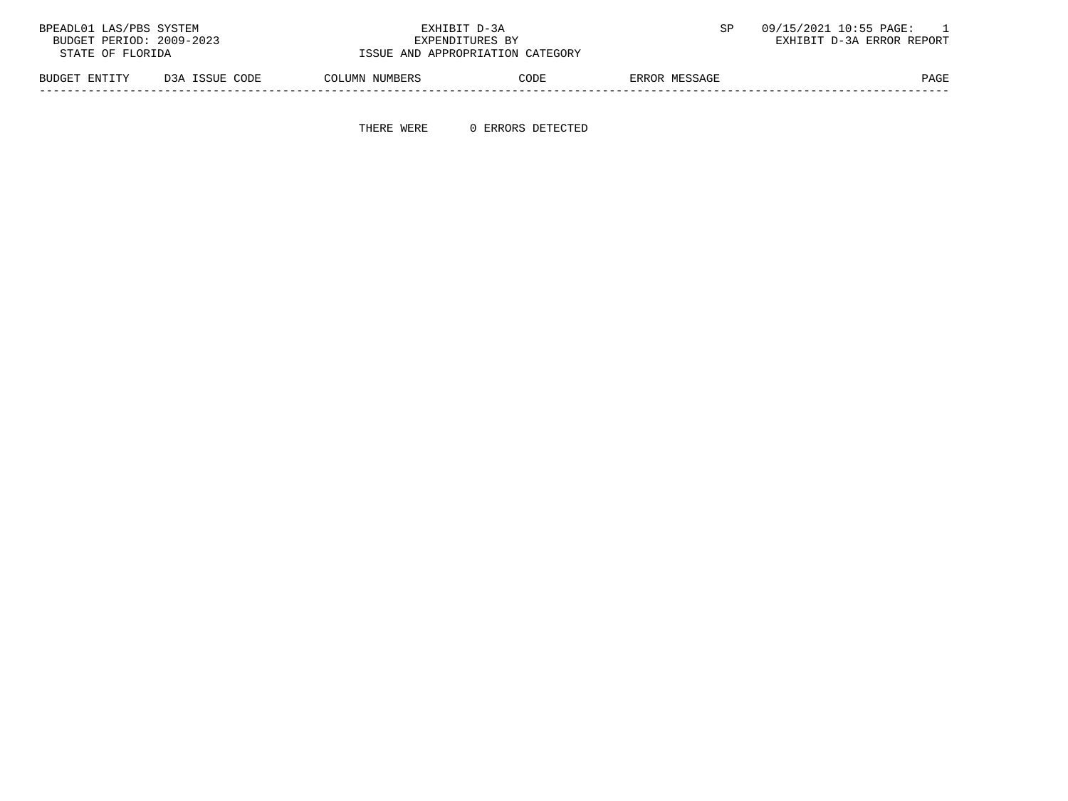BPEADL01 LAS/PBS SYSTEM

BUDGET PERIOD: 2009-2023

STATE OF FLORIDA

EXHIBIT D-3A

EXPENDITURES BY

ISSUE AND APPROPRIATION CATEGORY

SP 09/15/2021 10:55

EXHIBIT D-3A ERROR REPORT

| BUDGET ENTITY | D3A ISSUE CODE | COLUMN NUMBERS | CODE | ERROR MESSAGE | PAGE |
|---|---|---|---|---|---|

THERE WERE 0 ERRORS DETECTED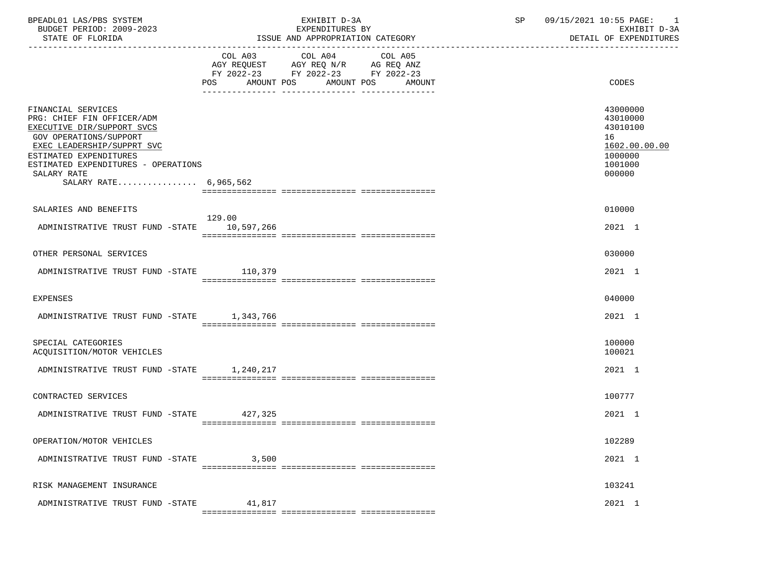BPEADL01 LAS/PBS SYSTEM | EXHIBIT D-3A | SP 09/15/2021 10:55 PAGE: 1
BUDGET PERIOD: 2009-2023 | EXPENDITURES BY | EXHIBIT D-3A
STATE OF FLORIDA | ISSUE AND APPROPRIATION CATEGORY | DETAIL OF EXPENDITURES

| | COL A03 AGY REQUEST FY 2022-23 POS | AMOUNT | COL A04 AGY REQ N/R FY 2022-23 POS | AMOUNT | COL A05 AG REQ ANZ FY 2022-23 POS | AMOUNT | CODES |
|---|---|---|---|---|---|---|---|
| FINANCIAL SERVICES | | | | | | | 43000000 |
| PRG: CHIEF FIN OFFICER/ADM | | | | | | | 43010000 |
| EXECUTIVE DIR/SUPPORT SVCS | | | | | | | 43010100 |
| GOV OPERATIONS/SUPPORT | | | | | | | 16 |
| EXEC LEADERSHIP/SUPPRT SVC | | | | | | | 1602.00.00.00 |
| ESTIMATED EXPENDITURES | | | | | | | 1000000 |
| ESTIMATED EXPENDITURES - OPERATIONS | | | | | | | 1001000 |
| SALARY RATE | | | | | | | 000000 |
| SALARY RATE................ 6,965,562 | | | | | | | |
| SALARIES AND BENEFITS | | | | | | | 010000 |
| ADMINISTRATIVE TRUST FUND -STATE | 129.00 | 10,597,266 | | | | | 2021 1 |
| OTHER PERSONAL SERVICES | | | | | | | 030000 |
| ADMINISTRATIVE TRUST FUND -STATE | | 110,379 | | | | | 2021 1 |
| EXPENSES | | | | | | | 040000 |
| ADMINISTRATIVE TRUST FUND -STATE | | 1,343,766 | | | | | 2021 1 |
| SPECIAL CATEGORIES | | | | | | | 100000 |
| ACQUISITION/MOTOR VEHICLES | | | | | | | 100021 |
| ADMINISTRATIVE TRUST FUND -STATE | | 1,240,217 | | | | | 2021 1 |
| CONTRACTED SERVICES | | | | | | | 100777 |
| ADMINISTRATIVE TRUST FUND -STATE | | 427,325 | | | | | 2021 1 |
| OPERATION/MOTOR VEHICLES | | | | | | | 102289 |
| ADMINISTRATIVE TRUST FUND -STATE | | 3,500 | | | | | 2021 1 |
| RISK MANAGEMENT INSURANCE | | | | | | | 103241 |
| ADMINISTRATIVE TRUST FUND -STATE | | 41,817 | | | | | 2021 1 |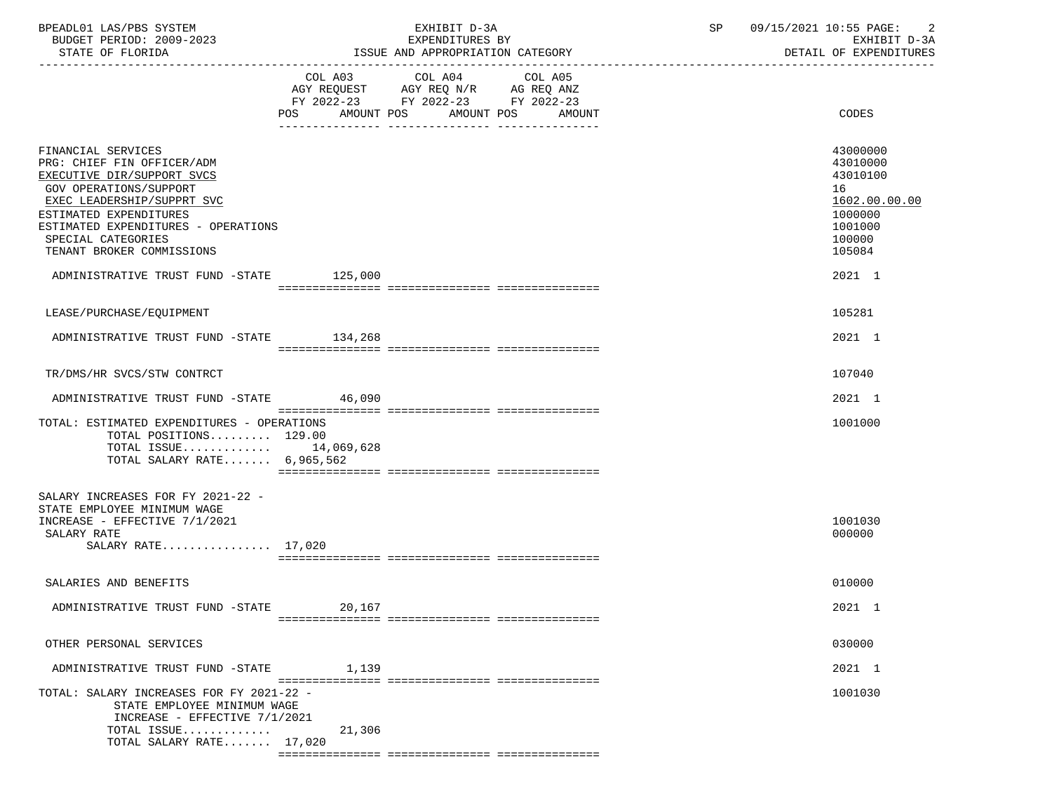BPEADL01 LAS/PBS SYSTEM | EXHIBIT D-3A | SP 09/15/2021 10:55
BUDGET PERIOD: 2009-2023 | EXPENDITURES BY | EXHIBIT D-3A
STATE OF FLORIDA | ISSUE AND APPROPRIATION CATEGORY | DETAIL OF EXPENDITURES

| | COL A03 AGY REQUEST FY 2022-23 POS AMOUNT | COL A04 AGY REQ N/R FY 2022-23 POS AMOUNT | COL A05 AG REQ ANZ FY 2022-23 POS AMOUNT | CODES |
|---|---|---|---|---|
| FINANCIAL SERVICES | | | | 43000000 |
| PRG: CHIEF FIN OFFICER/ADM | | | | 43010000 |
| EXECUTIVE DIR/SUPPORT SVCS | | | | 43010100 |
| GOV OPERATIONS/SUPPORT | | | | 16 |
| EXEC LEADERSHIP/SUPPRT SVC | | | | 1602.00.00.00 |
| ESTIMATED EXPENDITURES | | | | 1000000 |
| ESTIMATED EXPENDITURES - OPERATIONS | | | | 1001000 |
| SPECIAL CATEGORIES | | | | 100000 |
| TENANT BROKER COMMISSIONS | | | | 105084 |
| ADMINISTRATIVE TRUST FUND -STATE | 125,000 | | | 2021 1 |
| LEASE/PURCHASE/EQUIPMENT | | | | 105281 |
| ADMINISTRATIVE TRUST FUND -STATE | 134,268 | | | 2021 1 |
| TR/DMS/HR SVCS/STW CONTRCT | | | | 107040 |
| ADMINISTRATIVE TRUST FUND -STATE | 46,090 | | | 2021 1 |
| TOTAL: ESTIMATED EXPENDITURES - OPERATIONS | | | | 1001000 |
| TOTAL POSITIONS......... | 129.00 | | | |
| TOTAL ISSUE............. | 14,069,628 | | | |
| TOTAL SALARY RATE....... | 6,965,562 | | | |
| SALARY INCREASES FOR FY 2021-22 - STATE EMPLOYEE MINIMUM WAGE INCREASE - EFFECTIVE 7/1/2021 | | | | 1001030 |
| SALARY RATE | | | | 000000 |
| SALARY RATE................ | 17,020 | | | |
| SALARIES AND BENEFITS | | | | 010000 |
| ADMINISTRATIVE TRUST FUND -STATE | 20,167 | | | 2021 1 |
| OTHER PERSONAL SERVICES | | | | 030000 |
| ADMINISTRATIVE TRUST FUND -STATE | 1,139 | | | 2021 1 |
| TOTAL: SALARY INCREASES FOR FY 2021-22 - STATE EMPLOYEE MINIMUM WAGE INCREASE - EFFECTIVE 7/1/2021 | | | | 1001030 |
| TOTAL ISSUE............. | 21,306 | | | |
| TOTAL SALARY RATE....... | 17,020 | | | |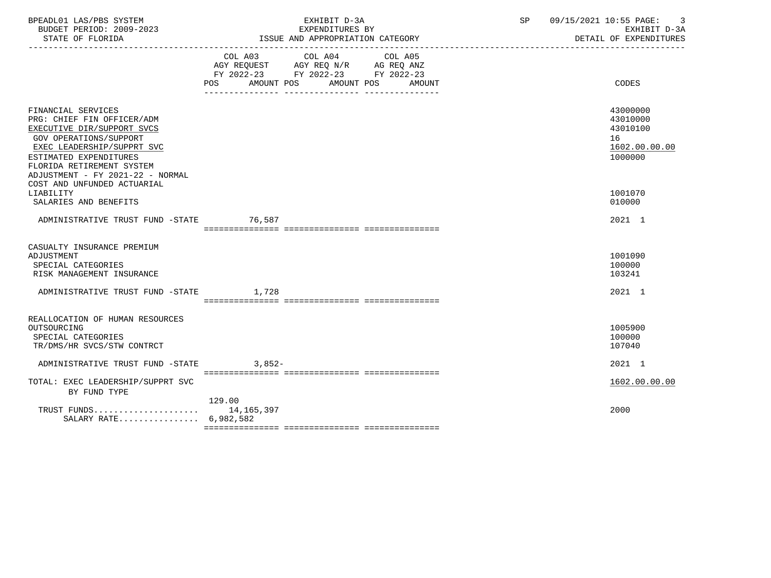BPEADL01 LAS/PBS SYSTEM | EXHIBIT D-3A | SP 09/15/2021 10:55

BUDGET PERIOD: 2009-2023 | EXPENDITURES BY | EXHIBIT D-3A

STATE OF FLORIDA | ISSUE AND APPROPRIATION CATEGORY | DETAIL OF EXPENDITURES

| | COL A03 AGY REQUEST FY 2022-23 POS | AMOUNT | COL A04 AGY REQ N/R FY 2022-23 POS | AMOUNT | COL A05 AG REQ ANZ FY 2022-23 POS | AMOUNT | CODES |
|---|---|---|---|---|---|---|---|
| FINANCIAL SERVICES | | | | | | | 43000000 |
| PRG: CHIEF FIN OFFICER/ADM | | | | | | | 43010000 |
| EXECUTIVE DIR/SUPPORT SVCS | | | | | | | 43010100 |
| GOV OPERATIONS/SUPPORT | | | | | | | 16 |
| EXEC LEADERSHIP/SUPPRT SVC | | | | | | | 1602.00.00.00 |
| ESTIMATED EXPENDITURES | | | | | | | 1000000 |
| FLORIDA RETIREMENT SYSTEM ADJUSTMENT - FY 2021-22 - NORMAL COST AND UNFUNDED ACTUARIAL LIABILITY | | | | | | | 1001070 |
| SALARIES AND BENEFITS | | | | | | | 010000 |
| ADMINISTRATIVE TRUST FUND -STATE | | 76,587 | | | | | 2021 1 |
| CASUALTY INSURANCE PREMIUM ADJUSTMENT | | | | | | | 1001090 |
| SPECIAL CATEGORIES | | | | | | | 100000 |
| RISK MANAGEMENT INSURANCE | | | | | | | 103241 |
| ADMINISTRATIVE TRUST FUND -STATE | | 1,728 | | | | | 2021 1 |
| REALLOCATION OF HUMAN RESOURCES OUTSOURCING | | | | | | | 1005900 |
| SPECIAL CATEGORIES | | | | | | | 100000 |
| TR/DMS/HR SVCS/STW CONTRCT | | | | | | | 107040 |
| ADMINISTRATIVE TRUST FUND -STATE | | 3,852- | | | | | 2021 1 |
| TOTAL: EXEC LEADERSHIP/SUPPRT SVC | | | | | | | 1602.00.00.00 |
| BY FUND TYPE | | | | | | | |
| TRUST FUNDS | 129.00 | 14,165,397 | | | | | 2000 |
| SALARY RATE | | 6,982,582 | | | | | |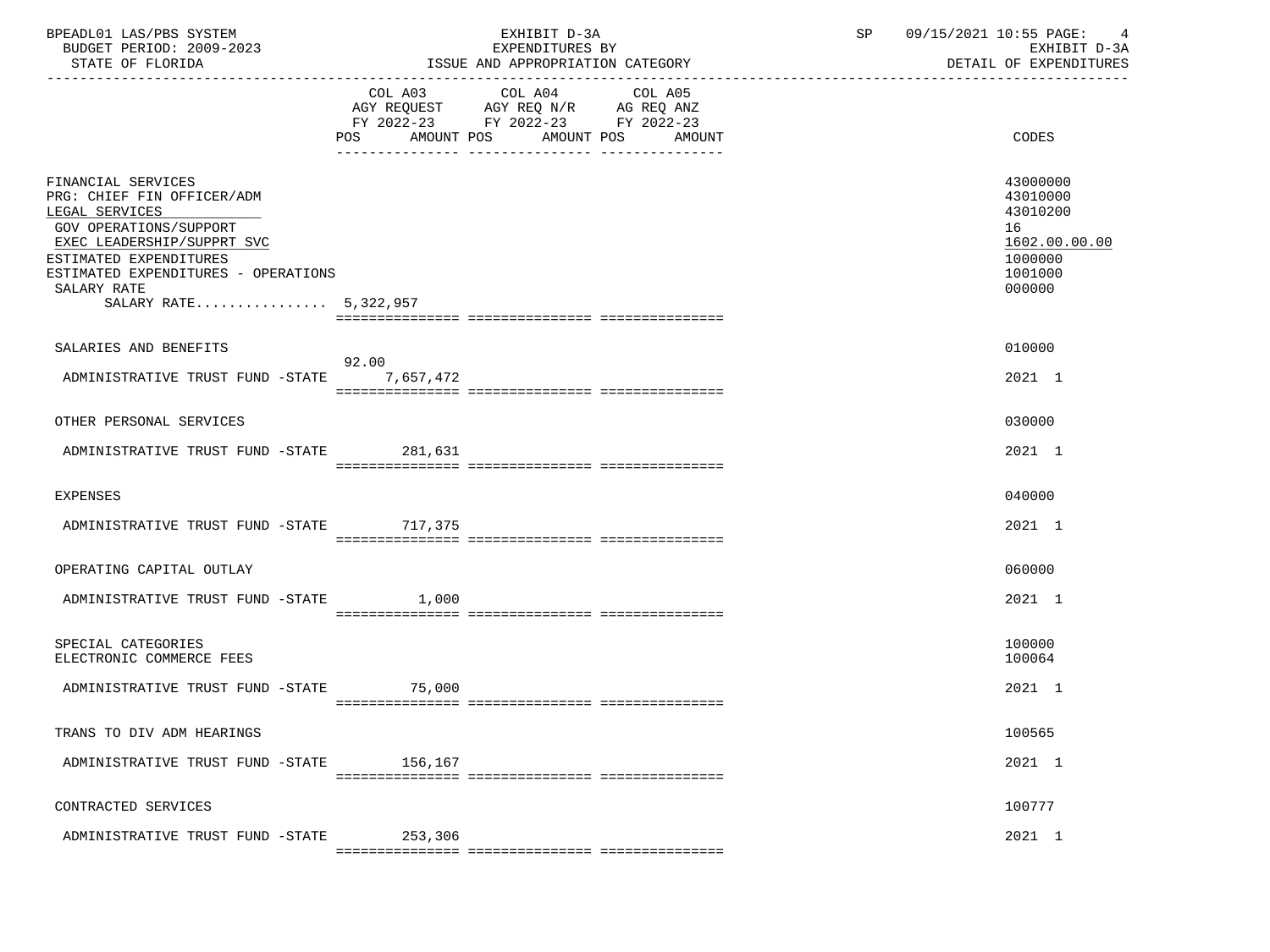BPEADL01 LAS/PBS SYSTEM | EXHIBIT D-3A | SP 09/15/2021 10:55
BUDGET PERIOD: 2009-2023 | EXPENDITURES BY | EXHIBIT D-3A
STATE OF FLORIDA | ISSUE AND APPROPRIATION CATEGORY | DETAIL OF EXPENDITURES

| | COL A03 AGY REQUEST FY 2022-23 POS | AMOUNT | COL A04 AGY REQ N/R FY 2022-23 POS | AMOUNT | COL A05 AG REQ ANZ FY 2022-23 POS | AMOUNT | CODES |
|---|---|---|---|---|---|---|---|
| FINANCIAL SERVICES | | | | | | | 43000000 |
| PRG: CHIEF FIN OFFICER/ADM | | | | | | | 43010000 |
| LEGAL SERVICES | | | | | | | 43010200 |
| GOV OPERATIONS/SUPPORT | | | | | | | 16 |
| EXEC LEADERSHIP/SUPPRT SVC | | | | | | | 1602.00.00.00 |
| ESTIMATED EXPENDITURES | | | | | | | 1000000 |
| ESTIMATED EXPENDITURES - OPERATIONS | | | | | | | 1001000 |
| SALARY RATE | | | | | | | 000000 |
| SALARY RATE................ 5,322,957 | | | | | | | |
| SALARIES AND BENEFITS | | | | | | | 010000 |
| ADMINISTRATIVE TRUST FUND -STATE | 92.00 | 7,657,472 | | | | | 2021 1 |
| OTHER PERSONAL SERVICES | | | | | | | 030000 |
| ADMINISTRATIVE TRUST FUND -STATE | | 281,631 | | | | | 2021 1 |
| EXPENSES | | | | | | | 040000 |
| ADMINISTRATIVE TRUST FUND -STATE | | 717,375 | | | | | 2021 1 |
| OPERATING CAPITAL OUTLAY | | | | | | | 060000 |
| ADMINISTRATIVE TRUST FUND -STATE | | 1,000 | | | | | 2021 1 |
| SPECIAL CATEGORIES | | | | | | | 100000 |
| ELECTRONIC COMMERCE FEES | | | | | | | 100064 |
| ADMINISTRATIVE TRUST FUND -STATE | | 75,000 | | | | | 2021 1 |
| TRANS TO DIV ADM HEARINGS | | | | | | | 100565 |
| ADMINISTRATIVE TRUST FUND -STATE | | 156,167 | | | | | 2021 1 |
| CONTRACTED SERVICES | | | | | | | 100777 |
| ADMINISTRATIVE TRUST FUND -STATE | | 253,306 | | | | | 2021 1 |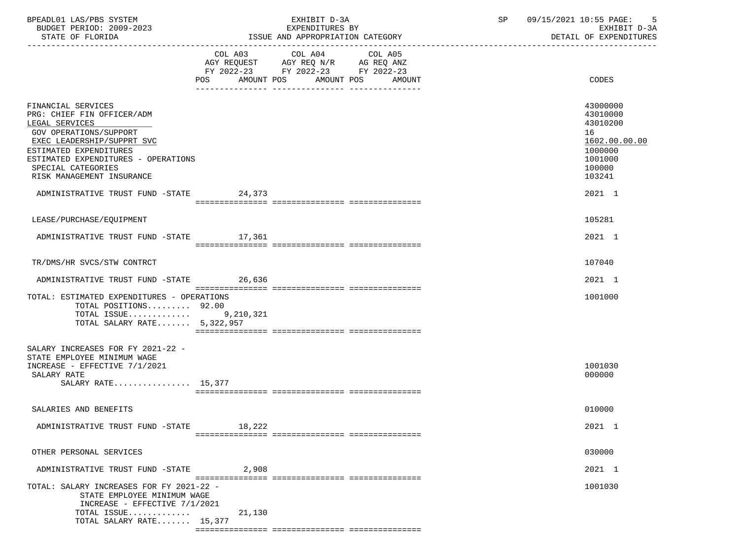BPEADL01 LAS/PBS SYSTEM — EXHIBIT D-3A — SP 09/15/2021 10:55 PAGE: 5
BUDGET PERIOD: 2009-2023 — EXPENDITURES BY — EXHIBIT D-3A
STATE OF FLORIDA — ISSUE AND APPROPRIATION CATEGORY — DETAIL OF EXPENDITURES

| | COL A03 AGY REQUEST FY 2022-23 POS AMOUNT | COL A04 AGY REQ N/R FY 2022-23 POS AMOUNT | COL A05 AG REQ ANZ FY 2022-23 POS AMOUNT | CODES |
|---|---|---|---|---|
| FINANCIAL SERVICES | | | | 43000000 |
| PRG: CHIEF FIN OFFICER/ADM | | | | 43010000 |
| LEGAL SERVICES | | | | 43010200 |
| GOV OPERATIONS/SUPPORT | | | | 16 |
| EXEC LEADERSHIP/SUPPRT SVC | | | | 1602.00.00.00 |
| ESTIMATED EXPENDITURES | | | | 1000000 |
| ESTIMATED EXPENDITURES - OPERATIONS | | | | 1001000 |
| SPECIAL CATEGORIES | | | | 100000 |
| RISK MANAGEMENT INSURANCE | | | | 103241 |
| ADMINISTRATIVE TRUST FUND -STATE | 24,373 | | | 2021 1 |
| LEASE/PURCHASE/EQUIPMENT | | | | 105281 |
| ADMINISTRATIVE TRUST FUND -STATE | 17,361 | | | 2021 1 |
| TR/DMS/HR SVCS/STW CONTRCT | | | | 107040 |
| ADMINISTRATIVE TRUST FUND -STATE | 26,636 | | | 2021 1 |
| TOTAL: ESTIMATED EXPENDITURES - OPERATIONS | | | | 1001000 |
| TOTAL POSITIONS......... | 92.00 | | | |
| TOTAL ISSUE............. | 9,210,321 | | | |
| TOTAL SALARY RATE....... | 5,322,957 | | | |
| SALARY INCREASES FOR FY 2021-22 - STATE EMPLOYEE MINIMUM WAGE INCREASE - EFFECTIVE 7/1/2021 | | | | 1001030 |
| SALARY RATE | | | | 000000 |
| SALARY RATE................ | 15,377 | | | |
| SALARIES AND BENEFITS | | | | 010000 |
| ADMINISTRATIVE TRUST FUND -STATE | 18,222 | | | 2021 1 |
| OTHER PERSONAL SERVICES | | | | 030000 |
| ADMINISTRATIVE TRUST FUND -STATE | 2,908 | | | 2021 1 |
| TOTAL: SALARY INCREASES FOR FY 2021-22 - STATE EMPLOYEE MINIMUM WAGE INCREASE - EFFECTIVE 7/1/2021 | | | | 1001030 |
| TOTAL ISSUE............. | 21,130 | | | |
| TOTAL SALARY RATE....... | 15,377 | | | |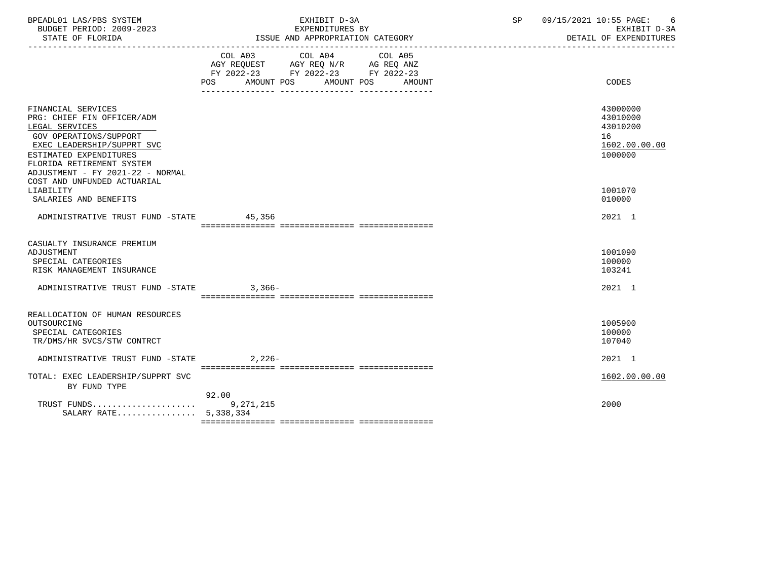BPEADL01 LAS/PBS SYSTEM | EXHIBIT D-3A | SP 09/15/2021 10:55 PAGE: 6
BUDGET PERIOD: 2009-2023 | EXPENDITURES BY | EXHIBIT D-3A
STATE OF FLORIDA | ISSUE AND APPROPRIATION CATEGORY | DETAIL OF EXPENDITURES

| | COL A03 AGY REQUEST FY 2022-23 POS AMOUNT | COL A04 AGY REQ N/R FY 2022-23 POS AMOUNT | COL A05 AG REQ ANZ FY 2022-23 POS AMOUNT | CODES |
|---|---|---|---|---|
| FINANCIAL SERVICES | | | | 43000000 |
| PRG: CHIEF FIN OFFICER/ADM | | | | 43010000 |
| LEGAL SERVICES | | | | 43010200 |
| GOV OPERATIONS/SUPPORT | | | | 16 |
| EXEC LEADERSHIP/SUPPRT SVC | | | | 1602.00.00.00 |
| ESTIMATED EXPENDITURES | | | | 1000000 |
| FLORIDA RETIREMENT SYSTEM ADJUSTMENT - FY 2021-22 - NORMAL COST AND UNFUNDED ACTUARIAL LIABILITY | | | | 1001070 |
| SALARIES AND BENEFITS | | | | 010000 |
| ADMINISTRATIVE TRUST FUND -STATE | 45,356 | | | 2021 1 |
| CASUALTY INSURANCE PREMIUM ADJUSTMENT | | | | 1001090 |
| SPECIAL CATEGORIES | | | | 100000 |
| RISK MANAGEMENT INSURANCE | | | | 103241 |
| ADMINISTRATIVE TRUST FUND -STATE | 3,366- | | | 2021 1 |
| REALLOCATION OF HUMAN RESOURCES OUTSOURCING | | | | 1005900 |
| SPECIAL CATEGORIES | | | | 100000 |
| TR/DMS/HR SVCS/STW CONTRCT | | | | 107040 |
| ADMINISTRATIVE TRUST FUND -STATE | 2,226- | | | 2021 1 |
| TOTAL: EXEC LEADERSHIP/SUPPRT SVC | | | | 1602.00.00.00 |
| BY FUND TYPE | | | | |
| | 92.00 | | | |
| TRUST FUNDS..................... | 9,271,215 | | | 2000 |
| SALARY RATE................ | 5,338,334 | | | |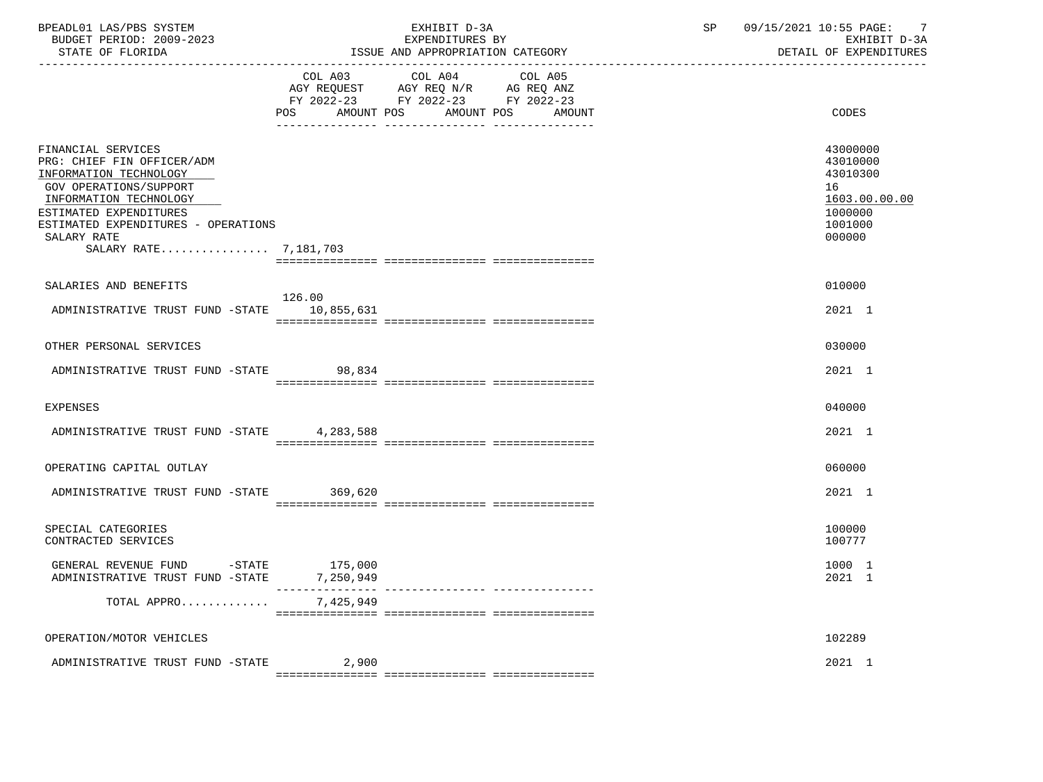BPEADL01 LAS/PBS SYSTEM — EXHIBIT D-3A — EXPENDITURES BY ISSUE AND APPROPRIATION CATEGORY
BUDGET PERIOD: 2009-2023 — STATE OF FLORIDA
SP 09/15/2021 10:55 — EXHIBIT D-3A — DETAIL OF EXPENDITURES

| | COL A03 AGY REQUEST FY 2022-23 POS | AMOUNT | COL A04 AGY REQ N/R FY 2022-23 POS | AMOUNT | COL A05 AG REQ ANZ FY 2022-23 POS | AMOUNT | CODES |
|---|---|---|---|---|---|---|---|
| FINANCIAL SERVICES | | | | | | | 43000000 |
| PRG: CHIEF FIN OFFICER/ADM | | | | | | | 43010000 |
| INFORMATION TECHNOLOGY | | | | | | | 43010300 |
| GOV OPERATIONS/SUPPORT | | | | | | | 16 |
| INFORMATION TECHNOLOGY | | | | | | | 1603.00.00.00 |
| ESTIMATED EXPENDITURES | | | | | | | 1000000 |
| ESTIMATED EXPENDITURES - OPERATIONS | | | | | | | 1001000 |
| SALARY RATE | | | | | | | 000000 |
| SALARY RATE................ | | 7,181,703 | | | | | |
| SALARIES AND BENEFITS | | | | | | | 010000 |
| ADMINISTRATIVE TRUST FUND -STATE | 126.00 | 10,855,631 | | | | | 2021 1 |
| OTHER PERSONAL SERVICES | | | | | | | 030000 |
| ADMINISTRATIVE TRUST FUND -STATE | | 98,834 | | | | | 2021 1 |
| EXPENSES | | | | | | | 040000 |
| ADMINISTRATIVE TRUST FUND -STATE | | 4,283,588 | | | | | 2021 1 |
| OPERATING CAPITAL OUTLAY | | | | | | | 060000 |
| ADMINISTRATIVE TRUST FUND -STATE | | 369,620 | | | | | 2021 1 |
| SPECIAL CATEGORIES | | | | | | | 100000 |
| CONTRACTED SERVICES | | | | | | | 100777 |
| GENERAL REVENUE FUND -STATE | | 175,000 | | | | | 1000 1 |
| ADMINISTRATIVE TRUST FUND -STATE | | 7,250,949 | | | | | 2021 1 |
| TOTAL APPRO............ | | 7,425,949 | | | | | |
| OPERATION/MOTOR VEHICLES | | | | | | | 102289 |
| ADMINISTRATIVE TRUST FUND -STATE | | 2,900 | | | | | 2021 1 |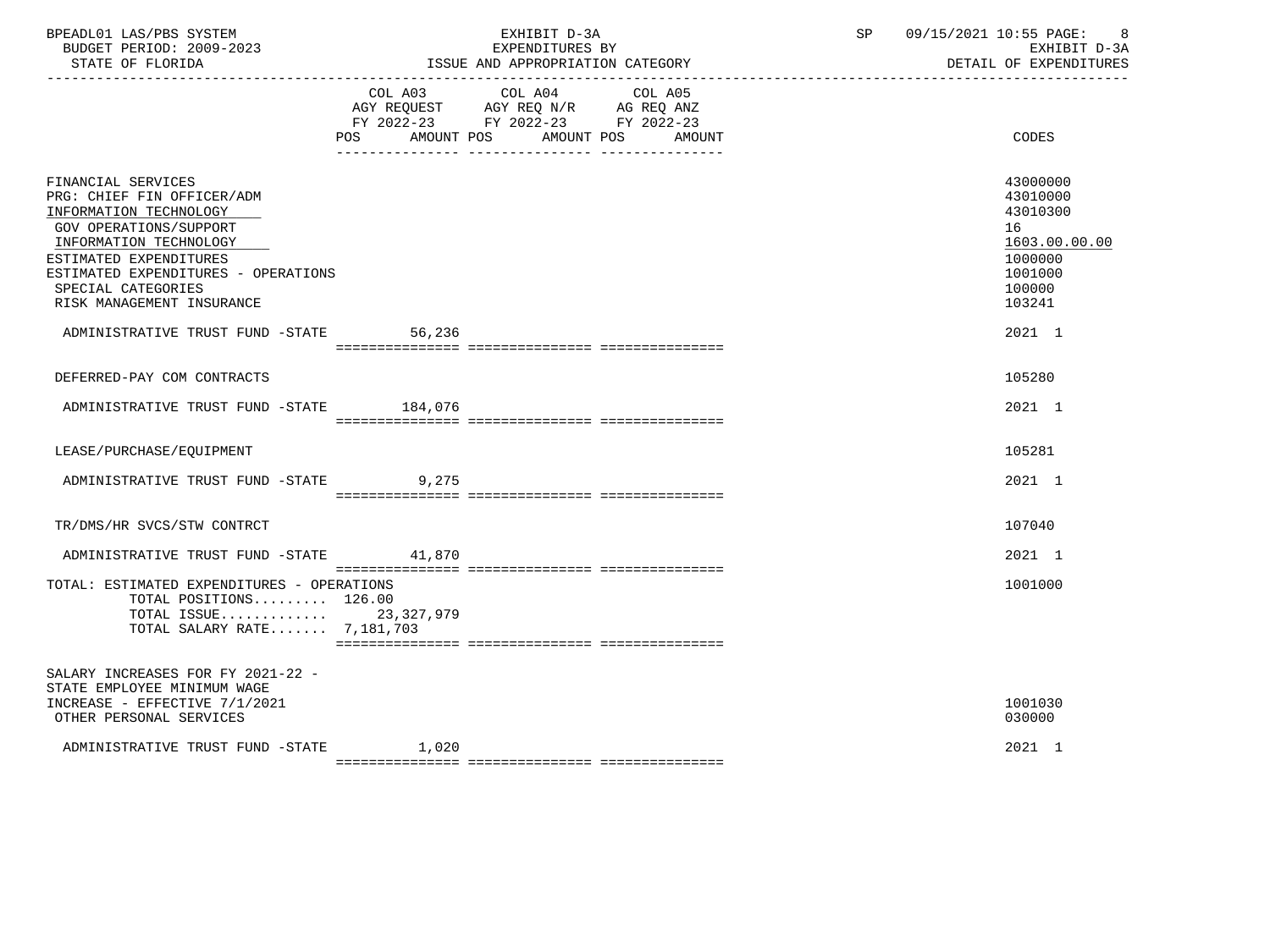BPEADL01 LAS/PBS SYSTEM
BUDGET PERIOD: 2009-2023
STATE OF FLORIDA

EXHIBIT D-3A
EXPENDITURES BY
ISSUE AND APPROPRIATION CATEGORY

SP 09/15/2021 10:55 PAGE: 8
EXHIBIT D-3A
DETAIL OF EXPENDITURES

| | COL A03 AGY REQUEST FY 2022-23 POS AMOUNT | COL A04 AGY REQ N/R FY 2022-23 POS AMOUNT | COL A05 AG REQ ANZ FY 2022-23 POS AMOUNT | CODES |
|---|---|---|---|---|
| FINANCIAL SERVICES | | | | 43000000 |
| PRG: CHIEF FIN OFFICER/ADM | | | | 43010000 |
| INFORMATION TECHNOLOGY | | | | 43010300 |
| GOV OPERATIONS/SUPPORT | | | | 16 |
| INFORMATION TECHNOLOGY | | | | 1603.00.00.00 |
| ESTIMATED EXPENDITURES | | | | 1000000 |
| ESTIMATED EXPENDITURES - OPERATIONS | | | | 1001000 |
| SPECIAL CATEGORIES | | | | 100000 |
| RISK MANAGEMENT INSURANCE | | | | 103241 |
| ADMINISTRATIVE TRUST FUND -STATE | 56,236 | | | 2021 1 |
| DEFERRED-PAY COM CONTRACTS | | | | 105280 |
| ADMINISTRATIVE TRUST FUND -STATE | 184,076 | | | 2021 1 |
| LEASE/PURCHASE/EQUIPMENT | | | | 105281 |
| ADMINISTRATIVE TRUST FUND -STATE | 9,275 | | | 2021 1 |
| TR/DMS/HR SVCS/STW CONTRCT | | | | 107040 |
| ADMINISTRATIVE TRUST FUND -STATE | 41,870 | | | 2021 1 |
| TOTAL: ESTIMATED EXPENDITURES - OPERATIONS | | | | 1001000 |
| TOTAL POSITIONS......... 126.00 | | | | |
| TOTAL ISSUE............ | 23,327,979 | | | |
| TOTAL SALARY RATE....... 7,181,703 | | | | |
| SALARY INCREASES FOR FY 2021-22 - STATE EMPLOYEE MINIMUM WAGE INCREASE - EFFECTIVE 7/1/2021 | | | | 1001030 |
| OTHER PERSONAL SERVICES | | | | 030000 |
| ADMINISTRATIVE TRUST FUND -STATE | 1,020 | | | 2021 1 |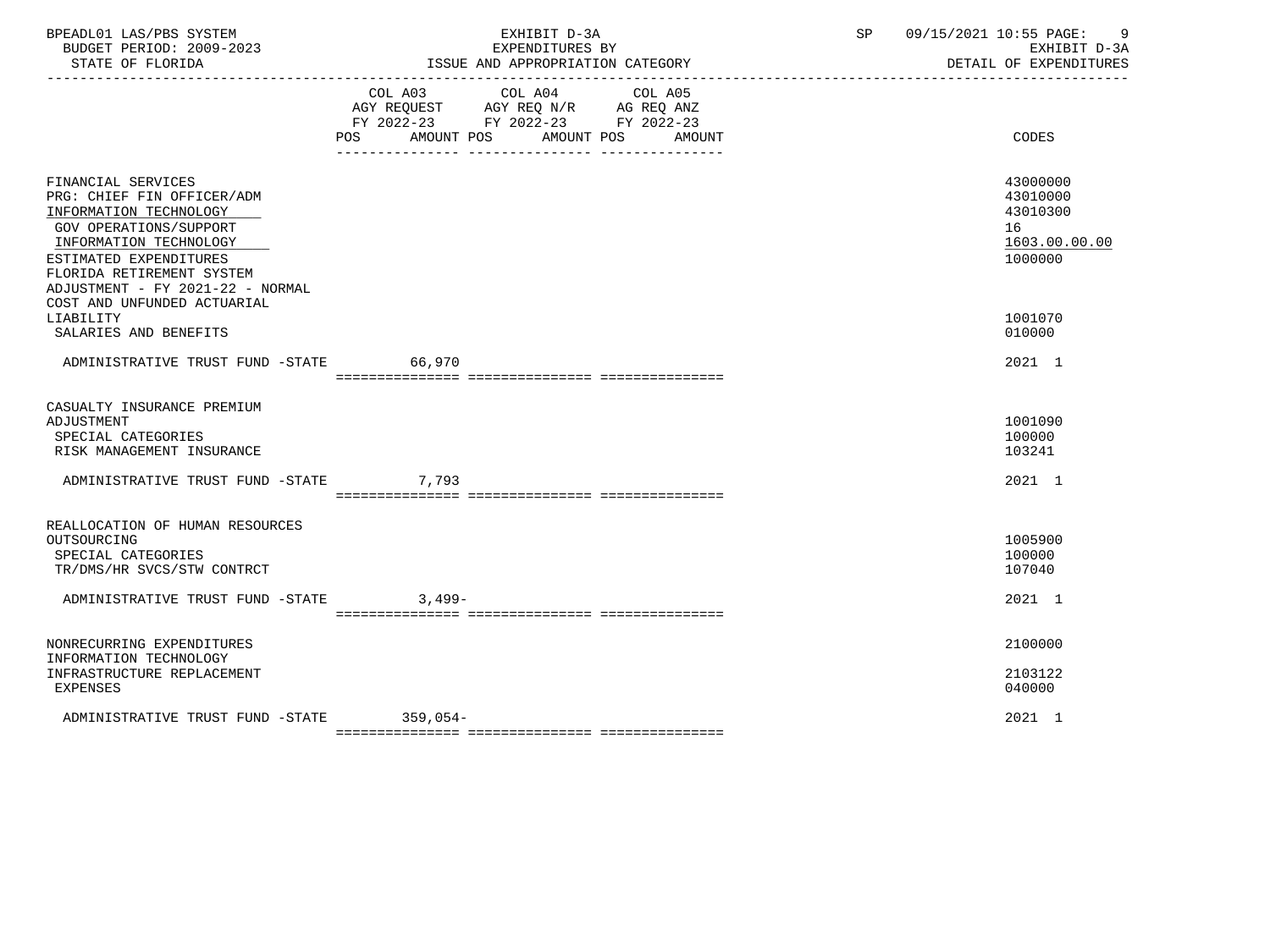BPEADL01 LAS/PBS SYSTEM | EXHIBIT D-3A | SP 09/15/2021 10:55 PAGE: 9
BUDGET PERIOD: 2009-2023 | EXPENDITURES BY | EXHIBIT D-3A
STATE OF FLORIDA | ISSUE AND APPROPRIATION CATEGORY | DETAIL OF EXPENDITURES

| | COL A03 AGY REQUEST FY 2022-23 POS | AMOUNT | COL A04 AGY REQ N/R FY 2022-23 POS | AMOUNT | COL A05 AG REQ ANZ FY 2022-23 POS | AMOUNT | CODES |
|---|---|---|---|---|---|---|---|
| FINANCIAL SERVICES | | | | | | | 43000000 |
| PRG: CHIEF FIN OFFICER/ADM | | | | | | | 43010000 |
| INFORMATION TECHNOLOGY | | | | | | | 43010300 |
| GOV OPERATIONS/SUPPORT | | | | | | | 16 |
| INFORMATION TECHNOLOGY | | | | | | | 1603.00.00.00 |
| ESTIMATED EXPENDITURES | | | | | | | 1000000 |
| FLORIDA RETIREMENT SYSTEM ADJUSTMENT - FY 2021-22 - NORMAL COST AND UNFUNDED ACTUARIAL LIABILITY | | | | | | | 1001070 |
| SALARIES AND BENEFITS | | | | | | | 010000 |
| ADMINISTRATIVE TRUST FUND -STATE | | 66,970 | | | | | 2021 1 |
| CASUALTY INSURANCE PREMIUM ADJUSTMENT | | | | | | | 1001090 |
| SPECIAL CATEGORIES | | | | | | | 100000 |
| RISK MANAGEMENT INSURANCE | | | | | | | 103241 |
| ADMINISTRATIVE TRUST FUND -STATE | | 7,793 | | | | | 2021 1 |
| REALLOCATION OF HUMAN RESOURCES OUTSOURCING | | | | | | | 1005900 |
| SPECIAL CATEGORIES | | | | | | | 100000 |
| TR/DMS/HR SVCS/STW CONTRCT | | | | | | | 107040 |
| ADMINISTRATIVE TRUST FUND -STATE | | 3,499- | | | | | 2021 1 |
| NONRECURRING EXPENDITURES | | | | | | | 2100000 |
| INFORMATION TECHNOLOGY INFRASTRUCTURE REPLACEMENT | | | | | | | 2103122 |
| EXPENSES | | | | | | | 040000 |
| ADMINISTRATIVE TRUST FUND -STATE | | 359,054- | | | | | 2021 1 |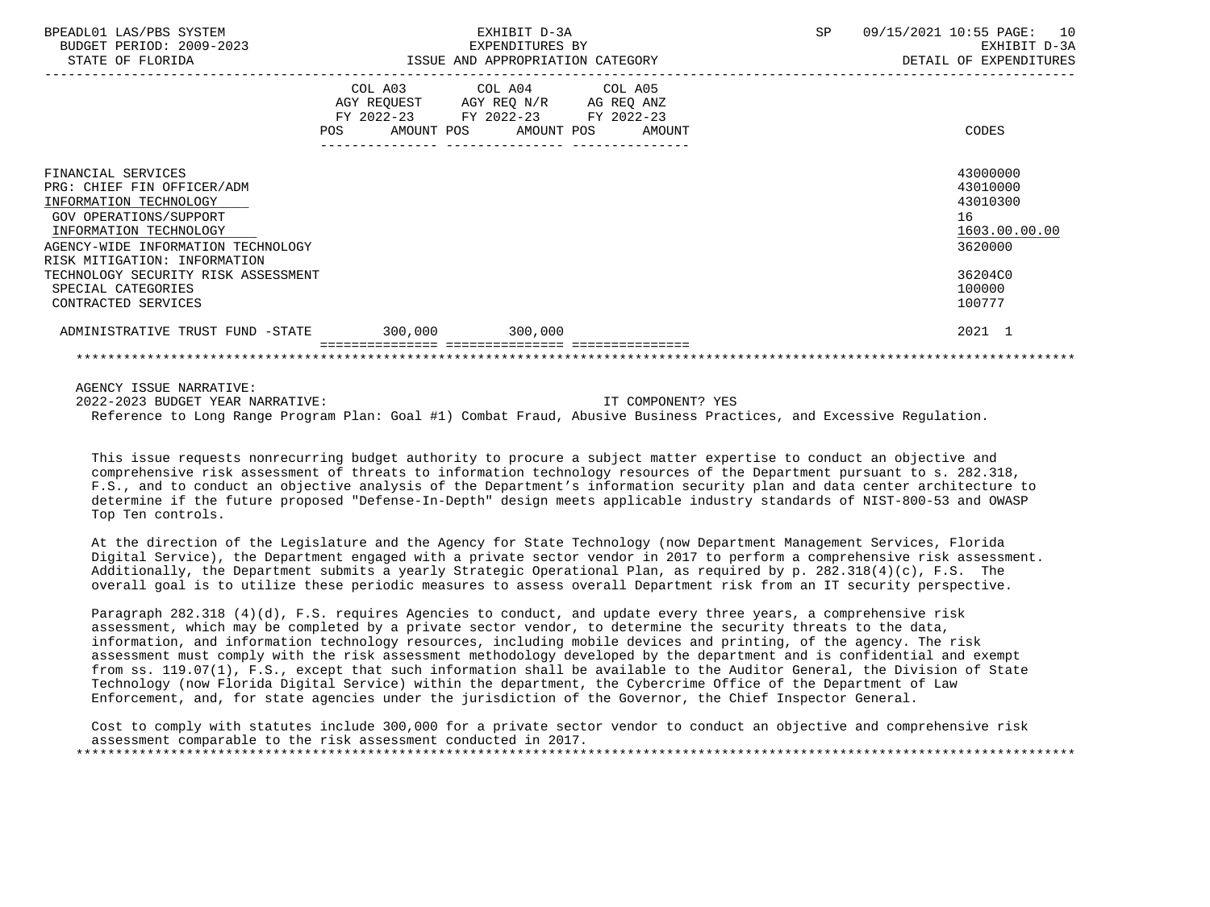| | COL A03 AGY REQUEST FY 2022-23 POS AMOUNT | COL A04 AGY REQ N/R FY 2022-23 POS AMOUNT | COL A05 AG REQ ANZ FY 2022-23 POS AMOUNT | CODES |
|---|---|---|---|---|
| FINANCIAL SERVICES | | | | 43000000 |
| PRG: CHIEF FIN OFFICER/ADM | | | | 43010000 |
| INFORMATION TECHNOLOGY | | | | 43010300 |
| GOV OPERATIONS/SUPPORT | | | | 16 |
| INFORMATION TECHNOLOGY | | | | 1603.00.00.00 |
| AGENCY-WIDE INFORMATION TECHNOLOGY | | | | 3620000 |
| RISK MITIGATION: INFORMATION TECHNOLOGY SECURITY RISK ASSESSMENT | | | | 36204C0 |
| SPECIAL CATEGORIES | | | | 100000 |
| CONTRACTED SERVICES | | | | 100777 |
| ADMINISTRATIVE TRUST FUND -STATE | 300,000 | 300,000 | | 2021 1 |

AGENCY ISSUE NARRATIVE:

2022-2023 BUDGET YEAR NARRATIVE: IT COMPONENT? YES

Reference to Long Range Program Plan: Goal #1) Combat Fraud, Abusive Business Practices, and Excessive Regulation.

This issue requests nonrecurring budget authority to procure a subject matter expertise to conduct an objective and comprehensive risk assessment of threats to information technology resources of the Department pursuant to s. 282.318, F.S., and to conduct an objective analysis of the Department's information security plan and data center architecture to determine if the future proposed "Defense-In-Depth" design meets applicable industry standards of NIST-800-53 and OWASP Top Ten controls.

At the direction of the Legislature and the Agency for State Technology (now Department Management Services, Florida Digital Service), the Department engaged with a private sector vendor in 2017 to perform a comprehensive risk assessment. Additionally, the Department submits a yearly Strategic Operational Plan, as required by p. 282.318(4)(c), F.S. The overall goal is to utilize these periodic measures to assess overall Department risk from an IT security perspective.

Paragraph 282.318 (4)(d), F.S. requires Agencies to conduct, and update every three years, a comprehensive risk assessment, which may be completed by a private sector vendor, to determine the security threats to the data, information, and information technology resources, including mobile devices and printing, of the agency. The risk assessment must comply with the risk assessment methodology developed by the department and is confidential and exempt from ss. 119.07(1), F.S., except that such information shall be available to the Auditor General, the Division of State Technology (now Florida Digital Service) within the department, the Cybercrime Office of the Department of Law Enforcement, and, for state agencies under the jurisdiction of the Governor, the Chief Inspector General.

Cost to comply with statutes include 300,000 for a private sector vendor to conduct an objective and comprehensive risk assessment comparable to the risk assessment conducted in 2017.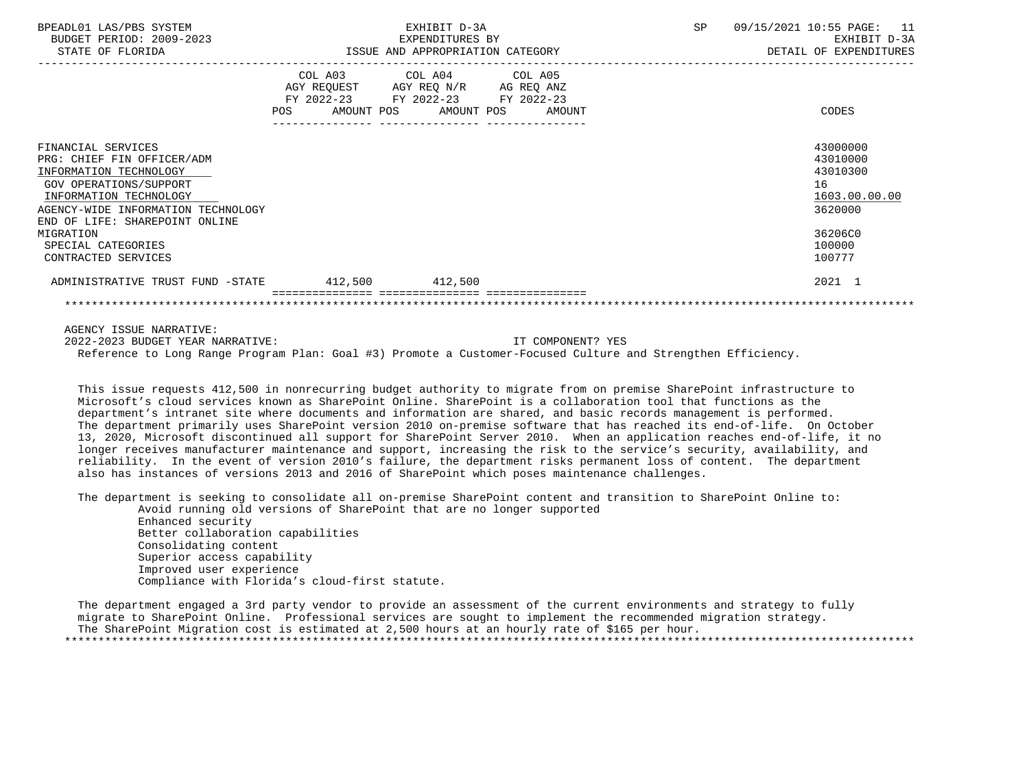| | COL A03 AGY REQUEST FY 2022-23 POS AMOUNT | COL A04 AGY REQ N/R FY 2022-23 POS AMOUNT | COL A05 AG REQ ANZ FY 2022-23 POS AMOUNT | CODES |
|---|---|---|---|---|
| FINANCIAL SERVICES | | | | 43000000 |
| PRG: CHIEF FIN OFFICER/ADM | | | | 43010000 |
| INFORMATION TECHNOLOGY | | | | 43010300 |
| GOV OPERATIONS/SUPPORT | | | | 16 |
| INFORMATION TECHNOLOGY | | | | 1603.00.00.00 |
| AGENCY-WIDE INFORMATION TECHNOLOGY | | | | 3620000 |
| END OF LIFE: SHAREPOINT ONLINE MIGRATION | | | | 36206C0 |
| SPECIAL CATEGORIES | | | | 100000 |
| CONTRACTED SERVICES | | | | 100777 |
| ADMINISTRATIVE TRUST FUND -STATE | 412,500 | 412,500 | | 2021 1 |

AGENCY ISSUE NARRATIVE:

2022-2023 BUDGET YEAR NARRATIVE: IT COMPONENT? YES

Reference to Long Range Program Plan: Goal #3) Promote a Customer-Focused Culture and Strengthen Efficiency.

This issue requests 412,500 in nonrecurring budget authority to migrate from on premise SharePoint infrastructure to Microsoft's cloud services known as SharePoint Online. SharePoint is a collaboration tool that functions as the department's intranet site where documents and information are shared, and basic records management is performed. The department primarily uses SharePoint version 2010 on-premise software that has reached its end-of-life. On October 13, 2020, Microsoft discontinued all support for SharePoint Server 2010. When an application reaches end-of-life, it no longer receives manufacturer maintenance and support, increasing the risk to the service's security, availability, and reliability. In the event of version 2010's failure, the department risks permanent loss of content. The department also has instances of versions 2013 and 2016 of SharePoint which poses maintenance challenges.

The department is seeking to consolidate all on-premise SharePoint content and transition to SharePoint Online to:

- Avoid running old versions of SharePoint that are no longer supported
- Enhanced security
- Better collaboration capabilities
- Consolidating content
- Superior access capability
- Improved user experience
- Compliance with Florida's cloud-first statute.

The department engaged a 3rd party vendor to provide an assessment of the current environments and strategy to fully migrate to SharePoint Online. Professional services are sought to implement the recommended migration strategy. The SharePoint Migration cost is estimated at 2,500 hours at an hourly rate of $165 per hour.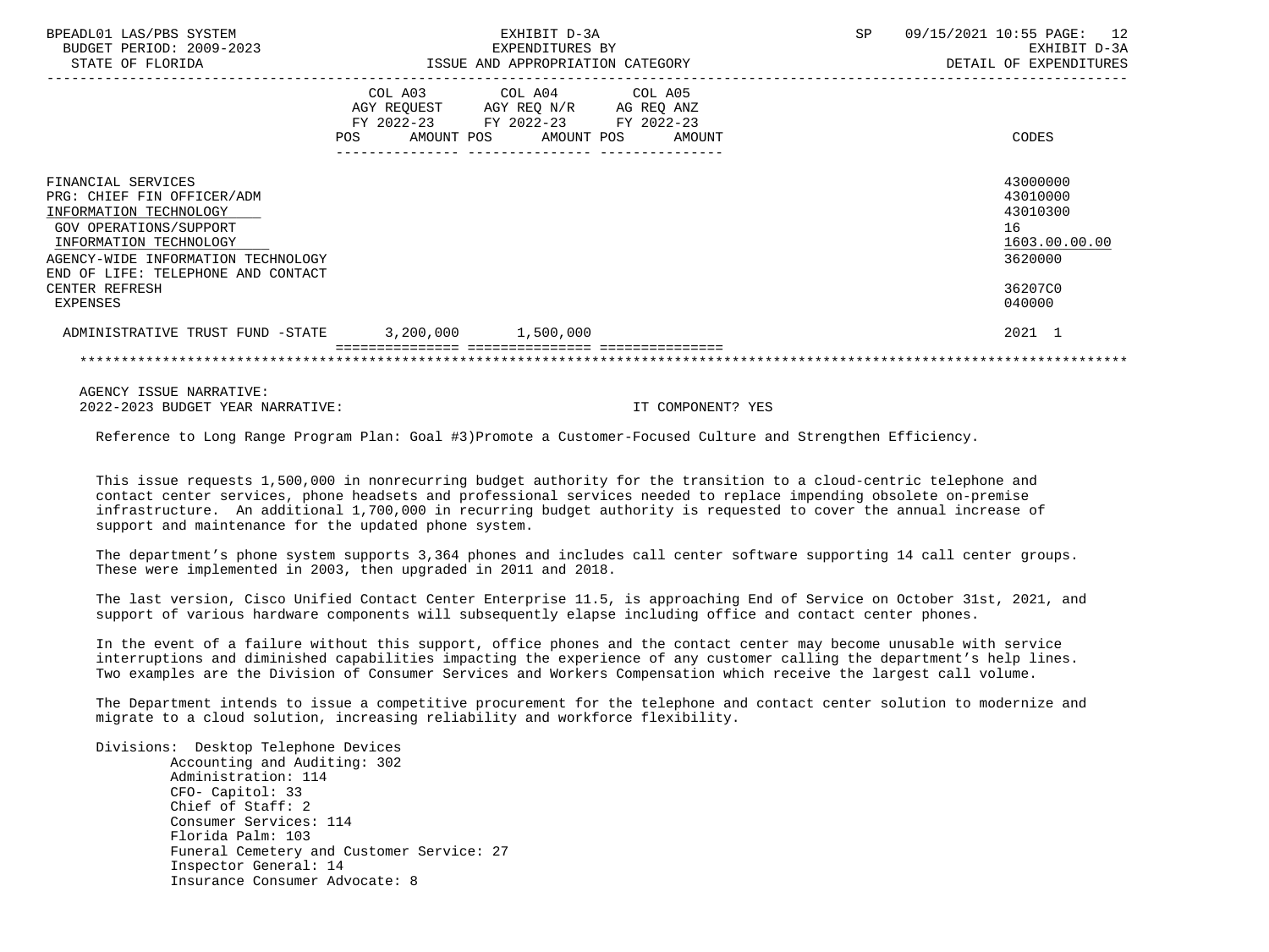| | COL A03 AGY REQUEST FY 2022-23 POS AMOUNT | COL A04 AGY REQ N/R FY 2022-23 POS AMOUNT | COL A05 AG REQ ANZ FY 2022-23 POS AMOUNT | CODES |
|---|---|---|---|---|
| FINANCIAL SERVICES | | | | 43000000 |
| PRG: CHIEF FIN OFFICER/ADM | | | | 43010000 |
| INFORMATION TECHNOLOGY | | | | 43010300 |
| GOV OPERATIONS/SUPPORT | | | | 16 |
| INFORMATION TECHNOLOGY | | | | 1603.00.00.00 |
| AGENCY-WIDE INFORMATION TECHNOLOGY | | | | 3620000 |
| END OF LIFE: TELEPHONE AND CONTACT CENTER REFRESH | | | | 36207C0 |
| EXPENSES | | | | 040000 |
| ADMINISTRATIVE TRUST FUND -STATE | 3,200,000 | 1,500,000 | | 2021 1 |

AGENCY ISSUE NARRATIVE:
2022-2023 BUDGET YEAR NARRATIVE: IT COMPONENT? YES

Reference to Long Range Program Plan: Goal #3)Promote a Customer-Focused Culture and Strengthen Efficiency.

This issue requests 1,500,000 in nonrecurring budget authority for the transition to a cloud-centric telephone and contact center services, phone headsets and professional services needed to replace impending obsolete on-premise infrastructure. An additional 1,700,000 in recurring budget authority is requested to cover the annual increase of support and maintenance for the updated phone system.

The department's phone system supports 3,364 phones and includes call center software supporting 14 call center groups. These were implemented in 2003, then upgraded in 2011 and 2018.

The last version, Cisco Unified Contact Center Enterprise 11.5, is approaching End of Service on October 31st, 2021, and support of various hardware components will subsequently elapse including office and contact center phones.

In the event of a failure without this support, office phones and the contact center may become unusable with service interruptions and diminished capabilities impacting the experience of any customer calling the department's help lines. Two examples are the Division of Consumer Services and Workers Compensation which receive the largest call volume.

The Department intends to issue a competitive procurement for the telephone and contact center solution to modernize and migrate to a cloud solution, increasing reliability and workforce flexibility.

Divisions: Desktop Telephone Devices
- Accounting and Auditing: 302
- Administration: 114
- CFO- Capitol: 33
- Chief of Staff: 2
- Consumer Services: 114
- Florida Palm: 103
- Funeral Cemetery and Customer Service: 27
- Inspector General: 14
- Insurance Consumer Advocate: 8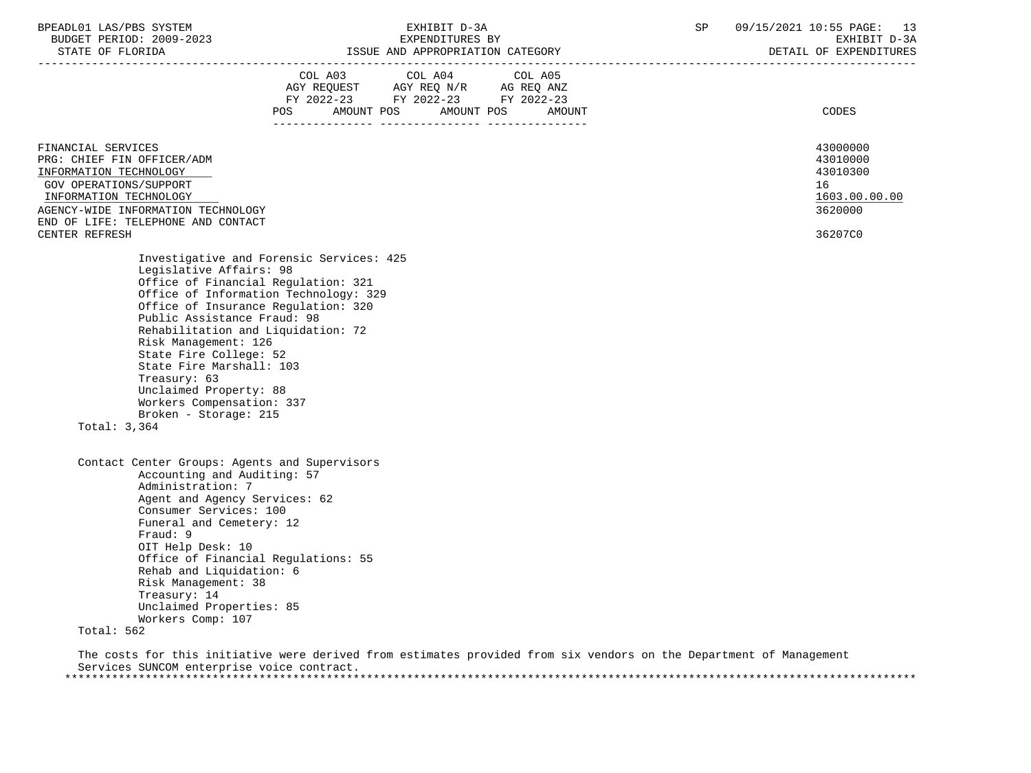BPEADL01 LAS/PBS SYSTEM | EXHIBIT D-3A | SP 09/15/2021 10:55
BUDGET PERIOD: 2009-2023 | EXPENDITURES BY | EXHIBIT D-3A
STATE OF FLORIDA | ISSUE AND APPROPRIATION CATEGORY | DETAIL OF EXPENDITURES

| | COL A03 AGY REQUEST FY 2022-23 POS AMOUNT | COL A04 AGY REQ N/R FY 2022-23 POS AMOUNT | COL A05 AG REQ ANZ FY 2022-23 POS AMOUNT | CODES |
|---|---|---|---|---|
| FINANCIAL SERVICES | | | | 43000000 |
| PRG: CHIEF FIN OFFICER/ADM | | | | 43010000 |
| INFORMATION TECHNOLOGY | | | | 43010300 |
| GOV OPERATIONS/SUPPORT | | | | 16 |
| INFORMATION TECHNOLOGY | | | | 1603.00.00.00 |
| AGENCY-WIDE INFORMATION TECHNOLOGY | | | | 3620000 |
| END OF LIFE: TELEPHONE AND CONTACT CENTER REFRESH | | | | 36207C0 |

- Investigative and Forensic Services: 425
- Legislative Affairs: 98
- Office of Financial Regulation: 321
- Office of Information Technology: 329
- Office of Insurance Regulation: 320
- Public Assistance Fraud: 98
- Rehabilitation and Liquidation: 72
- Risk Management: 126
- State Fire College: 52
- State Fire Marshall: 103
- Treasury: 63
- Unclaimed Property: 88
- Workers Compensation: 337
- Broken - Storage: 215

Total: 3,364

Contact Center Groups: Agents and Supervisors

- Accounting and Auditing: 57
- Administration: 7
- Agent and Agency Services: 62
- Consumer Services: 100
- Funeral and Cemetery: 12
- Fraud: 9
- OIT Help Desk: 10
- Office of Financial Regulations: 55
- Rehab and Liquidation: 6
- Risk Management: 38
- Treasury: 14
- Unclaimed Properties: 85
- Workers Comp: 107

Total: 562

The costs for this initiative were derived from estimates provided from six vendors on the Department of Management Services SUNCOM enterprise voice contract.

*******************************************************************************************************************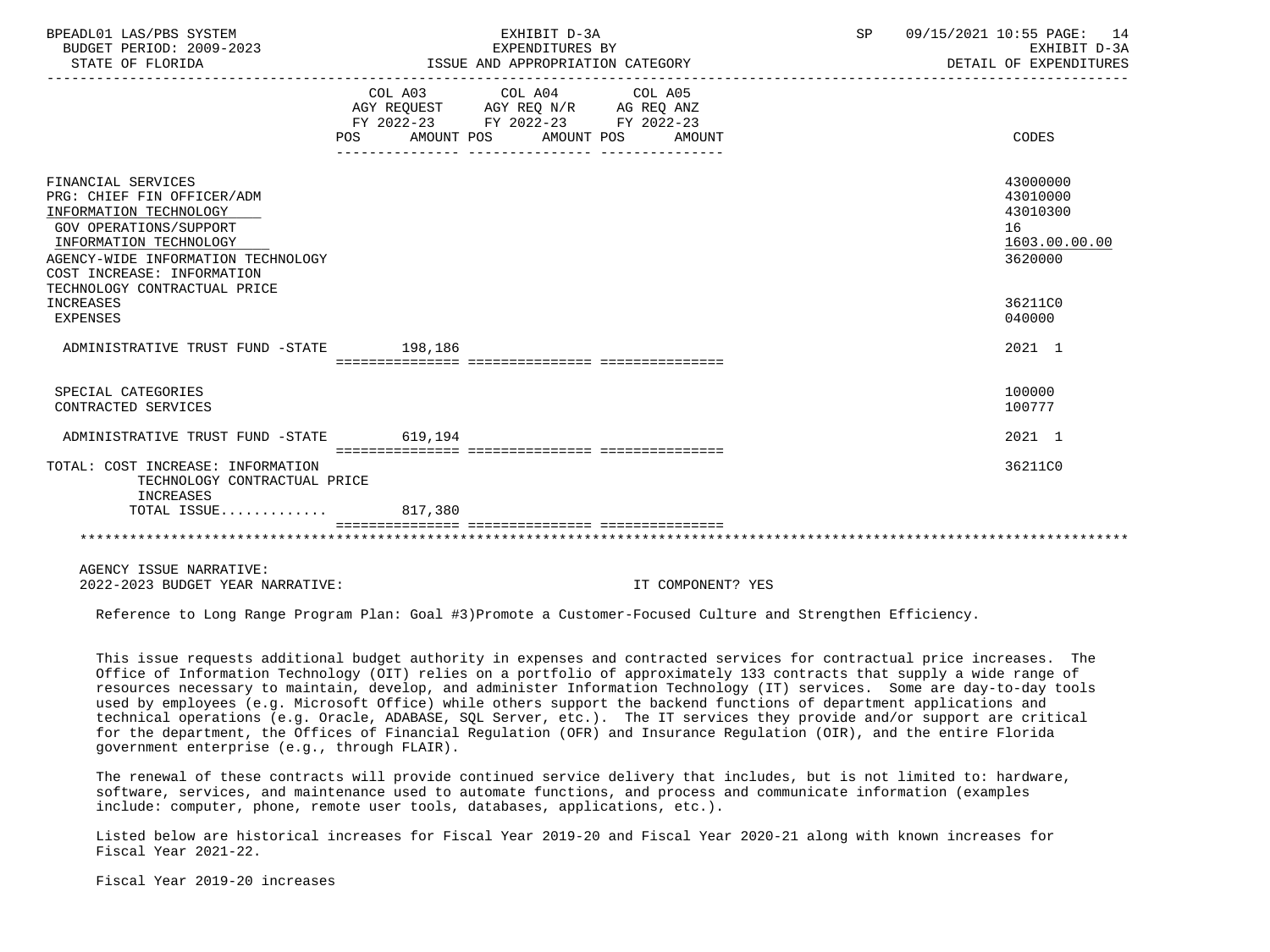| | COL A03 AGY REQUEST FY 2022-23 POS | AMOUNT | COL A04 AGY REQ N/R FY 2022-23 POS | AMOUNT | COL A05 AG REQ ANZ FY 2022-23 POS | AMOUNT | CODES |
|---|---|---|---|---|---|---|---|
| FINANCIAL SERVICES | | | | | | | 43000000 |
| PRG: CHIEF FIN OFFICER/ADM | | | | | | | 43010000 |
| INFORMATION TECHNOLOGY | | | | | | | 43010300 |
| GOV OPERATIONS/SUPPORT | | | | | | | 16 |
| INFORMATION TECHNOLOGY | | | | | | | 1603.00.00.00 |
| AGENCY-WIDE INFORMATION TECHNOLOGY | | | | | | | 3620000 |
| COST INCREASE: INFORMATION TECHNOLOGY CONTRACTUAL PRICE INCREASES | | | | | | | 36211C0 |
| EXPENSES | | | | | | | 040000 |
| ADMINISTRATIVE TRUST FUND -STATE | | 198,186 | | | | | 2021 1 |
| SPECIAL CATEGORIES | | | | | | | 100000 |
| CONTRACTED SERVICES | | | | | | | 100777 |
| ADMINISTRATIVE TRUST FUND -STATE | | 619,194 | | | | | 2021 1 |
| TOTAL: COST INCREASE: INFORMATION TECHNOLOGY CONTRACTUAL PRICE INCREASES | | | | | | | 36211C0 |
| TOTAL ISSUE............ | | 817,380 | | | | | |

AGENCY ISSUE NARRATIVE:
2022-2023 BUDGET YEAR NARRATIVE: IT COMPONENT? YES

Reference to Long Range Program Plan: Goal #3)Promote a Customer-Focused Culture and Strengthen Efficiency.

This issue requests additional budget authority in expenses and contracted services for contractual price increases. The Office of Information Technology (OIT) relies on a portfolio of approximately 133 contracts that supply a wide range of resources necessary to maintain, develop, and administer Information Technology (IT) services. Some are day-to-day tools used by employees (e.g. Microsoft Office) while others support the backend functions of department applications and technical operations (e.g. Oracle, ADABASE, SQL Server, etc.). The IT services they provide and/or support are critical for the department, the Offices of Financial Regulation (OFR) and Insurance Regulation (OIR), and the entire Florida government enterprise (e.g., through FLAIR).

The renewal of these contracts will provide continued service delivery that includes, but is not limited to: hardware, software, services, and maintenance used to automate functions, and process and communicate information (examples include: computer, phone, remote user tools, databases, applications, etc.).

Listed below are historical increases for Fiscal Year 2019-20 and Fiscal Year 2020-21 along with known increases for Fiscal Year 2021-22.

Fiscal Year 2019-20 increases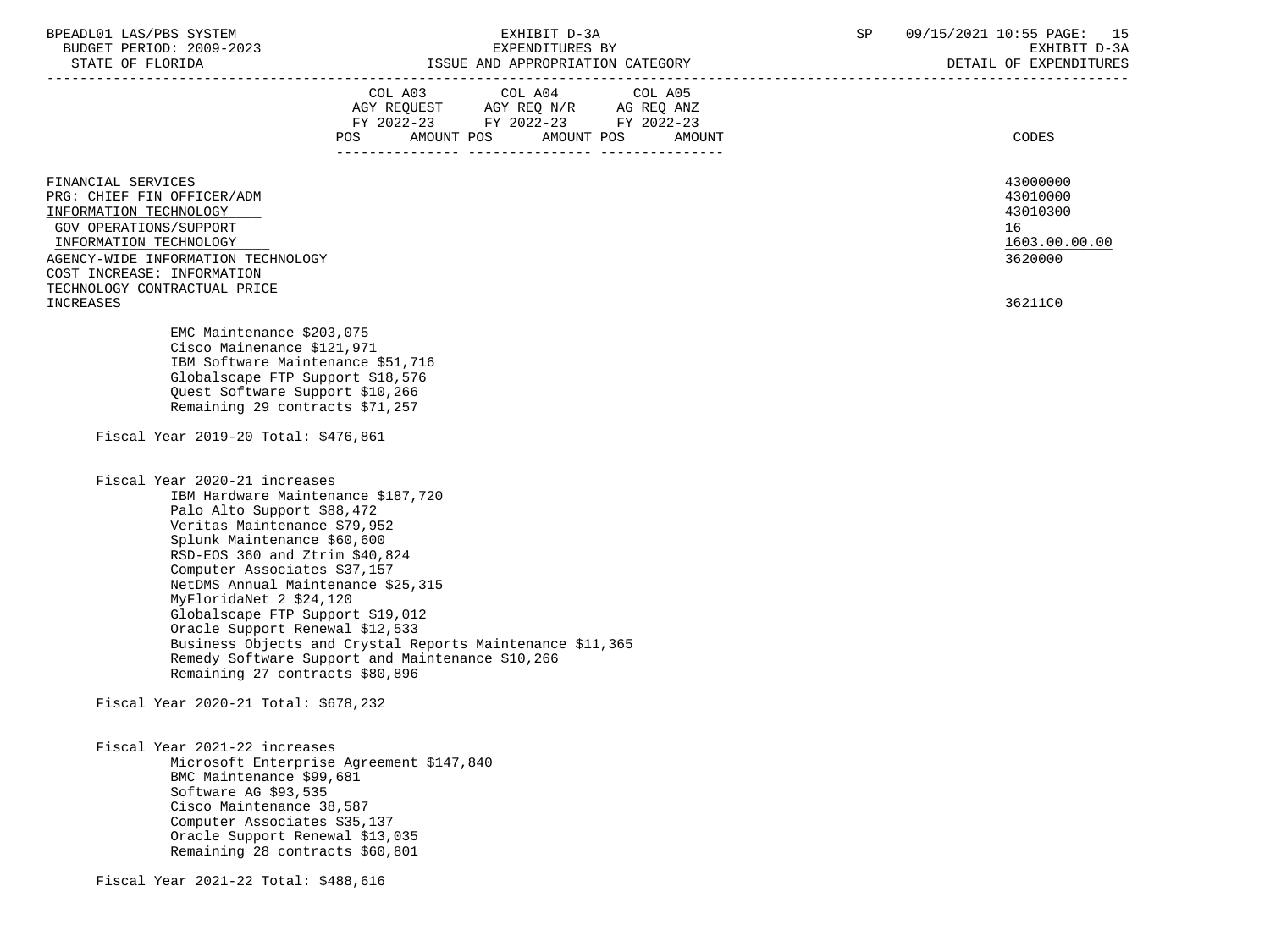| | COL A03 AGY REQUEST FY 2022-23 POS AMOUNT | COL A04 AGY REQ N/R FY 2022-23 POS AMOUNT | COL A05 AG REQ ANZ FY 2022-23 POS AMOUNT | CODES |
|---|---|---|---|---|
| FINANCIAL SERVICES | | | | 43000000 |
| PRG: CHIEF FIN OFFICER/ADM | | | | 43010000 |
| INFORMATION TECHNOLOGY | | | | 43010300 |
| GOV OPERATIONS/SUPPORT | | | | 16 |
| INFORMATION TECHNOLOGY | | | | 1603.00.00.00 |
| AGENCY-WIDE INFORMATION TECHNOLOGY | | | | 3620000 |
| COST INCREASE: INFORMATION TECHNOLOGY CONTRACTUAL PRICE INCREASES | | | | 36211C0 |

EMC Maintenance $203,075
Cisco Mainenance $121,971
IBM Software Maintenance $51,716
Globalscape FTP Support $18,576
Quest Software Support $10,266
Remaining 29 contracts $71,257

Fiscal Year 2019-20 Total: $476,861

Fiscal Year 2020-21 increases
IBM Hardware Maintenance $187,720
Palo Alto Support $88,472
Veritas Maintenance $79,952
Splunk Maintenance $60,600
RSD-EOS 360 and Ztrim $40,824
Computer Associates $37,157
NetDMS Annual Maintenance $25,315
MyFloridaNet 2 $24,120
Globalscape FTP Support $19,012
Oracle Support Renewal $12,533
Business Objects and Crystal Reports Maintenance $11,365
Remedy Software Support and Maintenance $10,266
Remaining 27 contracts $80,896

Fiscal Year 2020-21 Total: $678,232

Fiscal Year 2021-22 increases
Microsoft Enterprise Agreement $147,840
BMC Maintenance $99,681
Software AG $93,535
Cisco Maintenance 38,587
Computer Associates $35,137
Oracle Support Renewal $13,035
Remaining 28 contracts $60,801

Fiscal Year 2021-22 Total: $488,616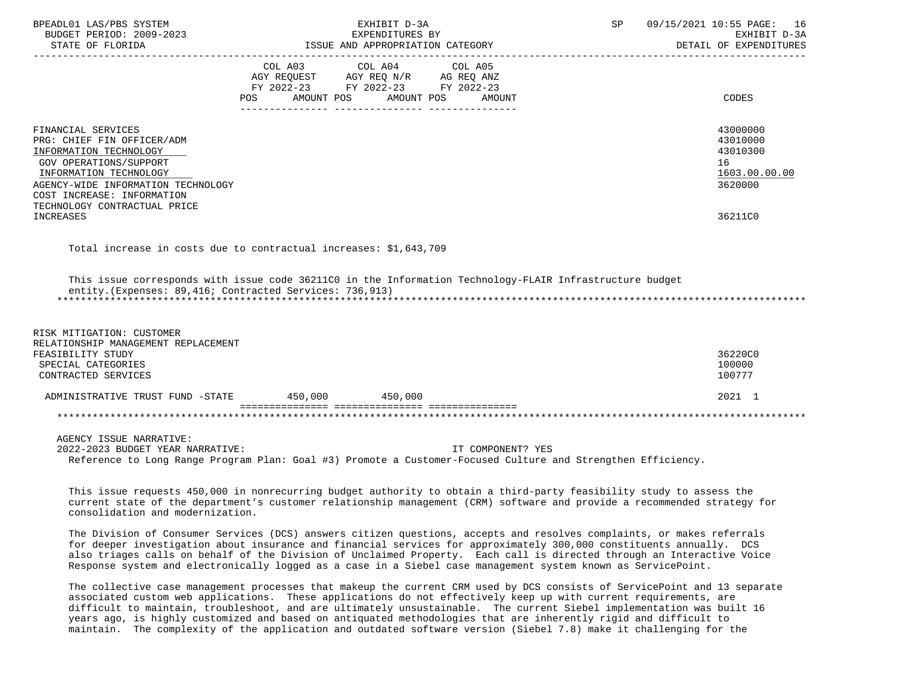| | COL A03 AGY REQUEST FY 2022-23 POS AMOUNT | COL A04 AGY REQ N/R FY 2022-23 POS AMOUNT | COL A05 AG REQ ANZ FY 2022-23 POS AMOUNT | CODES |
|---|---|---|---|---|
| FINANCIAL SERVICES | | | | 43000000 |
| PRG: CHIEF FIN OFFICER/ADM | | | | 43010000 |
| INFORMATION TECHNOLOGY | | | | 43010300 |
| GOV OPERATIONS/SUPPORT | | | | 16 |
| INFORMATION TECHNOLOGY | | | | 1603.00.00.00 |
| AGENCY-WIDE INFORMATION TECHNOLOGY | | | | 3620000 |
| COST INCREASE: INFORMATION TECHNOLOGY CONTRACTUAL PRICE INCREASES | | | | 36211C0 |

Total increase in costs due to contractual increases: $1,643,709

This issue corresponds with issue code 36211C0 in the Information Technology-FLAIR Infrastructure budget entity.(Expenses: 89,416; Contracted Services: 736,913)

*******************************************************************************************************************

| | COL A03 | COL A04 | COL A05 | CODES |
|---|---|---|---|---|
| RISK MITIGATION: CUSTOMER RELATIONSHIP MANAGEMENT REPLACEMENT FEASIBILITY STUDY | | | | 36220C0 |
| SPECIAL CATEGORIES | | | | 100000 |
| CONTRACTED SERVICES | | | | 100777 |
| ADMINISTRATIVE TRUST FUND -STATE | 450,000 | 450,000 | | 2021 1 |

*******************************************************************************************************************

AGENCY ISSUE NARRATIVE:
2022-2023 BUDGET YEAR NARRATIVE: IT COMPONENT? YES
Reference to Long Range Program Plan: Goal #3) Promote a Customer-Focused Culture and Strengthen Efficiency.

This issue requests 450,000 in nonrecurring budget authority to obtain a third-party feasibility study to assess the current state of the department's customer relationship management (CRM) software and provide a recommended strategy for consolidation and modernization.

The Division of Consumer Services (DCS) answers citizen questions, accepts and resolves complaints, or makes referrals for deeper investigation about insurance and financial services for approximately 300,000 constituents annually. DCS also triages calls on behalf of the Division of Unclaimed Property. Each call is directed through an Interactive Voice Response system and electronically logged as a case in a Siebel case management system known as ServicePoint.

The collective case management processes that makeup the current CRM used by DCS consists of ServicePoint and 13 separate associated custom web applications. These applications do not effectively keep up with current requirements, are difficult to maintain, troubleshoot, and are ultimately unsustainable. The current Siebel implementation was built 16 years ago, is highly customized and based on antiquated methodologies that are inherently rigid and difficult to maintain. The complexity of the application and outdated software version (Siebel 7.8) make it challenging for the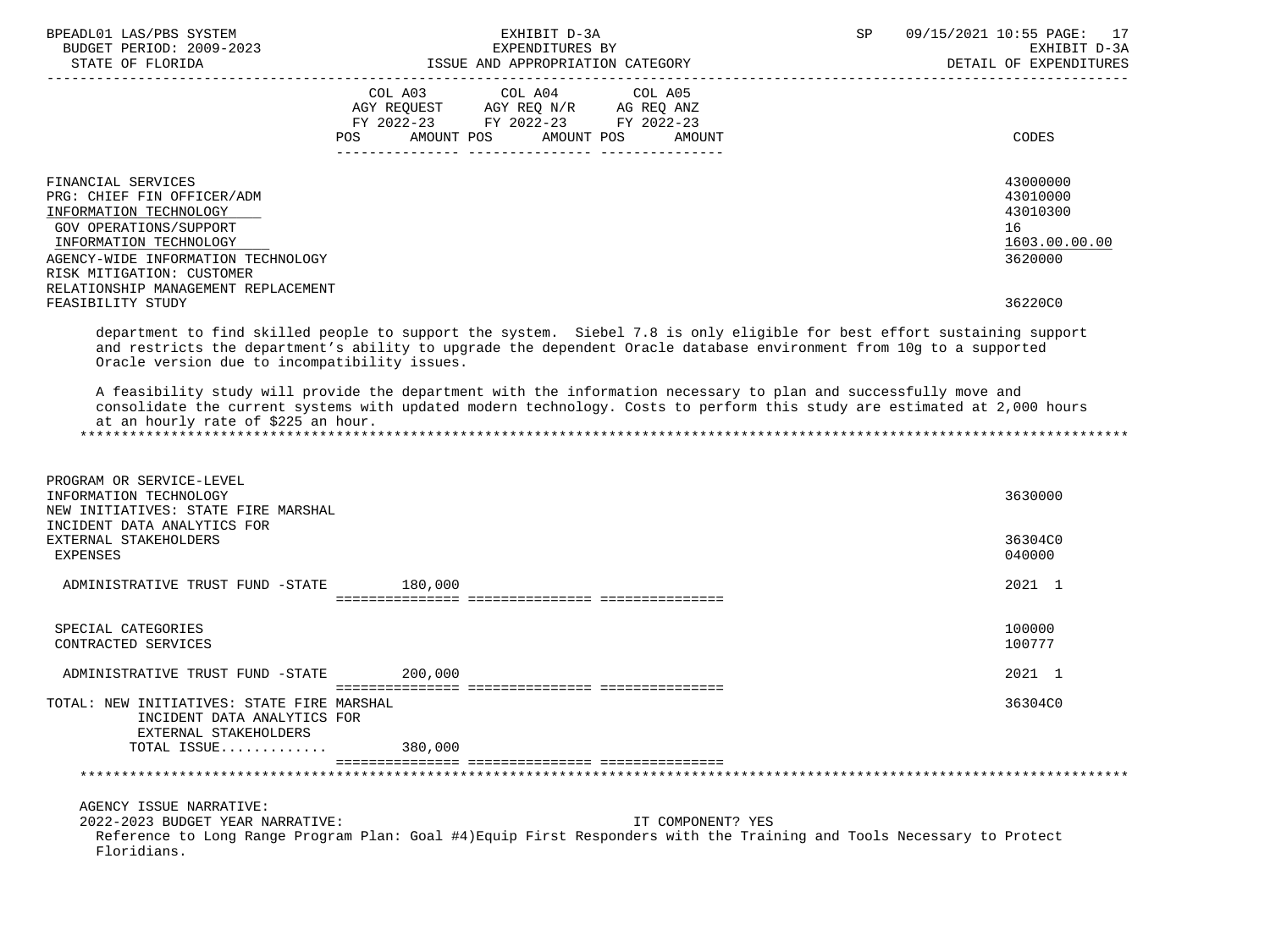| | COL A03 AGY REQUEST FY 2022-23 POS AMOUNT | COL A04 AGY REQ N/R FY 2022-23 POS AMOUNT | COL A05 AG REQ ANZ FY 2022-23 POS AMOUNT | CODES |
|---|---|---|---|---|
| FINANCIAL SERVICES | | | | 43000000 |
| PRG: CHIEF FIN OFFICER/ADM | | | | 43010000 |
| INFORMATION TECHNOLOGY | | | | 43010300 |
| GOV OPERATIONS/SUPPORT | | | | 16 |
| INFORMATION TECHNOLOGY | | | | 1603.00.00.00 |
| AGENCY-WIDE INFORMATION TECHNOLOGY | | | | 3620000 |
| RISK MITIGATION: CUSTOMER RELATIONSHIP MANAGEMENT REPLACEMENT FEASIBILITY STUDY | | | | 36220C0 |

department to find skilled people to support the system. Siebel 7.8 is only eligible for best effort sustaining support and restricts the department's ability to upgrade the dependent Oracle database environment from 10g to a supported Oracle version due to incompatibility issues.

A feasibility study will provide the department with the information necessary to plan and successfully move and consolidate the current systems with updated modern technology. Costs to perform this study are estimated at 2,000 hours at an hourly rate of $225 an hour.

*******************************************************************************************************************

| | COL A03 | COL A04 | COL A05 | CODES |
|---|---|---|---|---|
| PROGRAM OR SERVICE-LEVEL INFORMATION TECHNOLOGY | | | | 3630000 |
| NEW INITIATIVES: STATE FIRE MARSHAL INCIDENT DATA ANALYTICS FOR EXTERNAL STAKEHOLDERS | | | | 36304C0 |
| EXPENSES | | | | 040000 |
| ADMINISTRATIVE TRUST FUND -STATE | 180,000 | | | 2021 1 |
| SPECIAL CATEGORIES | | | | 100000 |
| CONTRACTED SERVICES | | | | 100777 |
| ADMINISTRATIVE TRUST FUND -STATE | 200,000 | | | 2021 1 |
| TOTAL: NEW INITIATIVES: STATE FIRE MARSHAL INCIDENT DATA ANALYTICS FOR EXTERNAL STAKEHOLDERS | | | | 36304C0 |
| TOTAL ISSUE............ | 380,000 | | | |

*******************************************************************************************************************

AGENCY ISSUE NARRATIVE:

2022-2023 BUDGET YEAR NARRATIVE: IT COMPONENT? YES

Reference to Long Range Program Plan: Goal #4)Equip First Responders with the Training and Tools Necessary to Protect Floridians.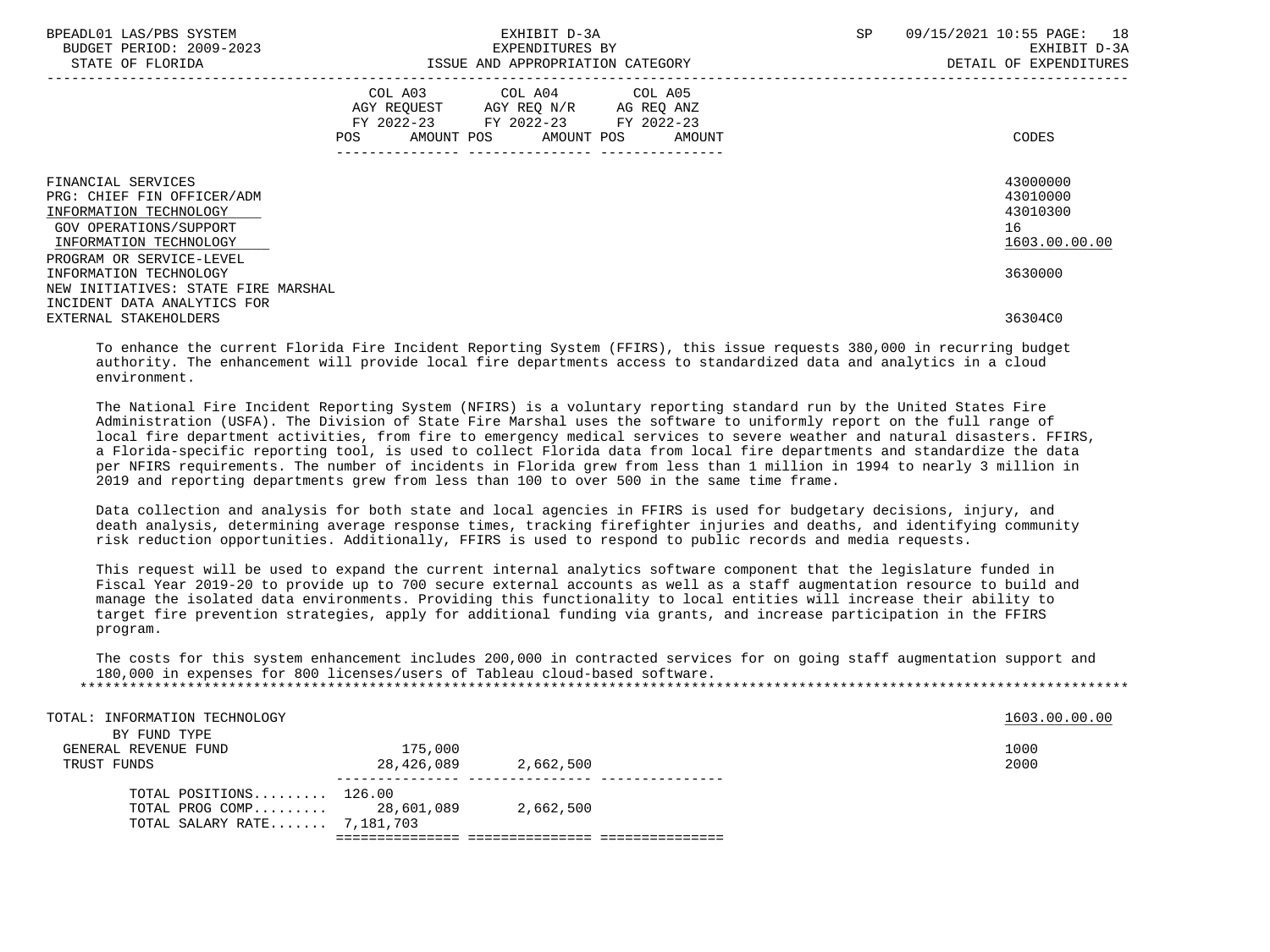| | COL A03 AGY REQUEST FY 2022-23 POS AMOUNT | COL A04 AGY REQ N/R FY 2022-23 POS AMOUNT | COL A05 AG REQ ANZ FY 2022-23 POS AMOUNT | CODES |
|---|---|---|---|---|
| FINANCIAL SERVICES | | | | 43000000 |
| PRG: CHIEF FIN OFFICER/ADM | | | | 43010000 |
| INFORMATION TECHNOLOGY | | | | 43010300 |
| GOV OPERATIONS/SUPPORT | | | | 16 |
| INFORMATION TECHNOLOGY | | | | 1603.00.00.00 |
| PROGRAM OR SERVICE-LEVEL INFORMATION TECHNOLOGY | | | | 3630000 |
| NEW INITIATIVES: STATE FIRE MARSHAL INCIDENT DATA ANALYTICS FOR EXTERNAL STAKEHOLDERS | | | | 36304C0 |

To enhance the current Florida Fire Incident Reporting System (FFIRS), this issue requests 380,000 in recurring budget authority. The enhancement will provide local fire departments access to standardized data and analytics in a cloud environment.

The National Fire Incident Reporting System (NFIRS) is a voluntary reporting standard run by the United States Fire Administration (USFA). The Division of State Fire Marshal uses the software to uniformly report on the full range of local fire department activities, from fire to emergency medical services to severe weather and natural disasters. FFIRS, a Florida-specific reporting tool, is used to collect Florida data from local fire departments and standardize the data per NFIRS requirements. The number of incidents in Florida grew from less than 1 million in 1994 to nearly 3 million in 2019 and reporting departments grew from less than 100 to over 500 in the same time frame.

Data collection and analysis for both state and local agencies in FFIRS is used for budgetary decisions, injury, and death analysis, determining average response times, tracking firefighter injuries and deaths, and identifying community risk reduction opportunities. Additionally, FFIRS is used to respond to public records and media requests.

This request will be used to expand the current internal analytics software component that the legislature funded in Fiscal Year 2019-20 to provide up to 700 secure external accounts as well as a staff augmentation resource to build and manage the isolated data environments. Providing this functionality to local entities will increase their ability to target fire prevention strategies, apply for additional funding via grants, and increase participation in the FFIRS program.

The costs for this system enhancement includes 200,000 in contracted services for on going staff augmentation support and 180,000 in expenses for 800 licenses/users of Tableau cloud-based software.

*******************************************************************************************************************

| | COL A03 | COL A04 | COL A05 | CODES |
|---|---|---|---|---|
| TOTAL: INFORMATION TECHNOLOGY | | | | 1603.00.00.00 |
| BY FUND TYPE | | | | |
| GENERAL REVENUE FUND | 175,000 | | | 1000 |
| TRUST FUNDS | 28,426,089 | 2,662,500 | | 2000 |
| TOTAL POSITIONS......... | 126.00 | | | |
| TOTAL PROG COMP......... | 28,601,089 | 2,662,500 | | |
| TOTAL SALARY RATE....... | 7,181,703 | | | |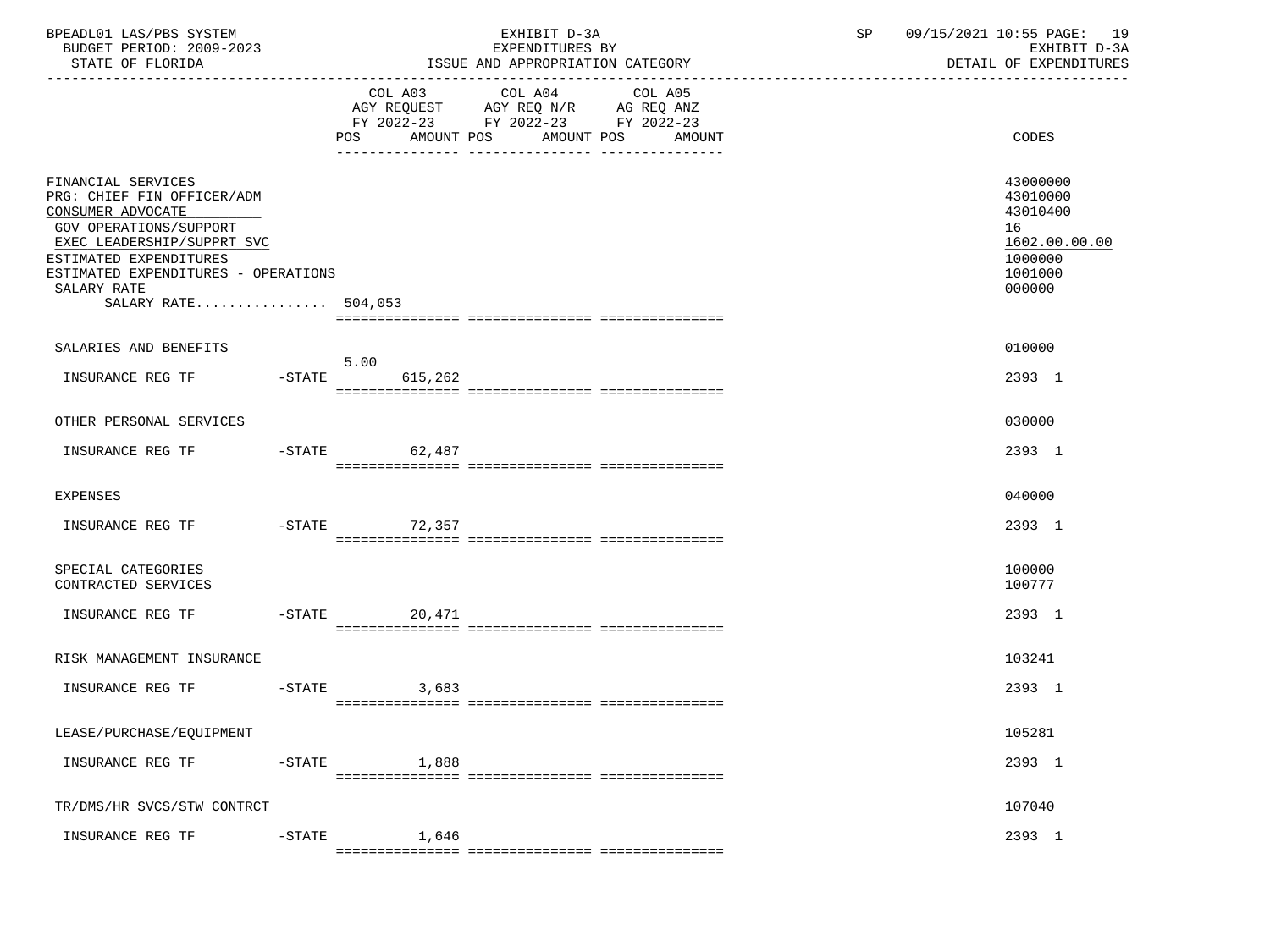BPEADL01 LAS/PBS SYSTEM | EXHIBIT D-3A | SP 09/15/2021 10:55 PAGE: 19
BUDGET PERIOD: 2009-2023 | EXPENDITURES BY | EXHIBIT D-3A
STATE OF FLORIDA | ISSUE AND APPROPRIATION CATEGORY | DETAIL OF EXPENDITURES

| | COL A03 AGY REQUEST FY 2022-23 POS | AMOUNT | COL A04 AGY REQ N/R FY 2022-23 POS | AMOUNT | COL A05 AG REQ ANZ FY 2022-23 POS | AMOUNT | CODES |
|---|---|---|---|---|---|---|---|
| FINANCIAL SERVICES | | | | | | | 43000000 |
| PRG: CHIEF FIN OFFICER/ADM | | | | | | | 43010000 |
| CONSUMER ADVOCATE | | | | | | | 43010400 |
| GOV OPERATIONS/SUPPORT | | | | | | | 16 |
| EXEC LEADERSHIP/SUPPRT SVC | | | | | | | 1602.00.00.00 |
| ESTIMATED EXPENDITURES | | | | | | | 1000000 |
| ESTIMATED EXPENDITURES - OPERATIONS | | | | | | | 1001000 |
| SALARY RATE | | | | | | | 000000 |
| SALARY RATE................ 504,053 | | | | | | | |
| SALARIES AND BENEFITS | | | | | | | 010000 |
| INSURANCE REG TF -STATE | 5.00 | 615,262 | | | | | 2393 1 |
| OTHER PERSONAL SERVICES | | | | | | | 030000 |
| INSURANCE REG TF -STATE | | 62,487 | | | | | 2393 1 |
| EXPENSES | | | | | | | 040000 |
| INSURANCE REG TF -STATE | | 72,357 | | | | | 2393 1 |
| SPECIAL CATEGORIES | | | | | | | 100000 |
| CONTRACTED SERVICES | | | | | | | 100777 |
| INSURANCE REG TF -STATE | | 20,471 | | | | | 2393 1 |
| RISK MANAGEMENT INSURANCE | | | | | | | 103241 |
| INSURANCE REG TF -STATE | | 3,683 | | | | | 2393 1 |
| LEASE/PURCHASE/EQUIPMENT | | | | | | | 105281 |
| INSURANCE REG TF -STATE | | 1,888 | | | | | 2393 1 |
| TR/DMS/HR SVCS/STW CONTRCT | | | | | | | 107040 |
| INSURANCE REG TF -STATE | | 1,646 | | | | | 2393 1 |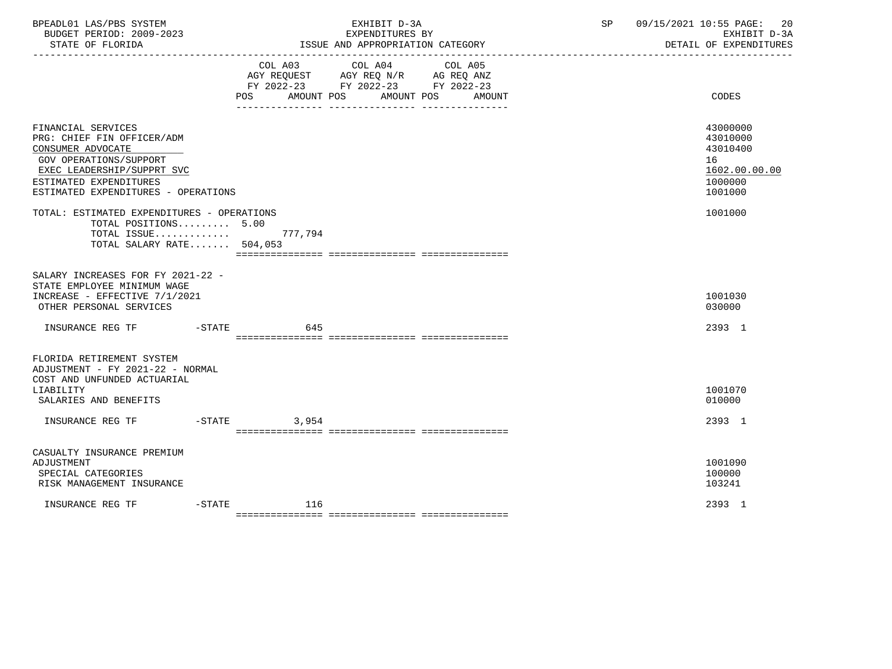| | COL A03 AGY REQUEST FY 2022-23 POS | AMOUNT | COL A04 AGY REQ N/R FY 2022-23 POS | AMOUNT | COL A05 AG REQ ANZ FY 2022-23 POS | AMOUNT | CODES |
|---|---|---|---|---|---|---|---|
| FINANCIAL SERVICES | | | | | | | 43000000 |
| PRG: CHIEF FIN OFFICER/ADM | | | | | | | 43010000 |
| CONSUMER ADVOCATE | | | | | | | 43010400 |
| GOV OPERATIONS/SUPPORT | | | | | | | 16 |
| EXEC LEADERSHIP/SUPPRT SVC | | | | | | | 1602.00.00.00 |
| ESTIMATED EXPENDITURES | | | | | | | 1000000 |
| ESTIMATED EXPENDITURES - OPERATIONS | | | | | | | 1001000 |
| TOTAL: ESTIMATED EXPENDITURES - OPERATIONS | | | | | | | 1001000 |
| TOTAL POSITIONS......... | 5.00 | | | | | | |
| TOTAL ISSUE............. | | 777,794 | | | | | |
| TOTAL SALARY RATE....... | 504,053 | | | | | | |
| SALARY INCREASES FOR FY 2021-22 - STATE EMPLOYEE MINIMUM WAGE INCREASE - EFFECTIVE 7/1/2021 | | | | | | | 1001030 |
| OTHER PERSONAL SERVICES | | | | | | | 030000 |
| INSURANCE REG TF -STATE | | 645 | | | | | 2393 1 |
| FLORIDA RETIREMENT SYSTEM ADJUSTMENT - FY 2021-22 - NORMAL COST AND UNFUNDED ACTUARIAL LIABILITY | | | | | | | 1001070 |
| SALARIES AND BENEFITS | | | | | | | 010000 |
| INSURANCE REG TF -STATE | | 3,954 | | | | | 2393 1 |
| CASUALTY INSURANCE PREMIUM ADJUSTMENT | | | | | | | 1001090 |
| SPECIAL CATEGORIES | | | | | | | 100000 |
| RISK MANAGEMENT INSURANCE | | | | | | | 103241 |
| INSURANCE REG TF -STATE | | 116 | | | | | 2393 1 |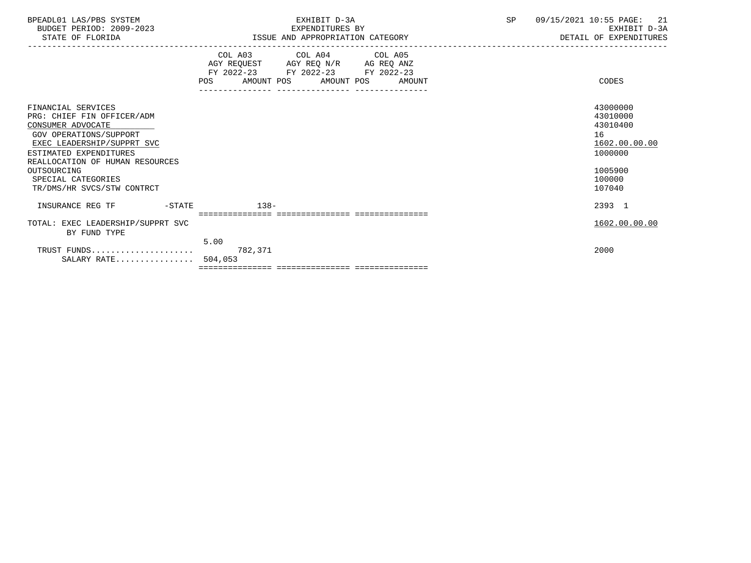BPEADL01 LAS/PBS SYSTEM | EXHIBIT D-3A | SP 09/15/2021 10:55
BUDGET PERIOD: 2009-2023 | EXPENDITURES BY | EXHIBIT D-3A
STATE OF FLORIDA | ISSUE AND APPROPRIATION CATEGORY | DETAIL OF EXPENDITURES

| | COL A03 AGY REQUEST FY 2022-23 POS | AMOUNT | COL A04 AGY REQ N/R FY 2022-23 POS | AMOUNT | COL A05 AG REQ ANZ FY 2022-23 POS | AMOUNT | CODES |
|---|---|---|---|---|---|---|---|
| FINANCIAL SERVICES | | | | | | | 43000000 |
| PRG: CHIEF FIN OFFICER/ADM | | | | | | | 43010000 |
| CONSUMER ADVOCATE | | | | | | | 43010400 |
| GOV OPERATIONS/SUPPORT | | | | | | | 16 |
| EXEC LEADERSHIP/SUPPRT SVC | | | | | | | 1602.00.00.00 |
| ESTIMATED EXPENDITURES | | | | | | | 1000000 |
| REALLOCATION OF HUMAN RESOURCES OUTSOURCING | | | | | | | 1005900 |
| SPECIAL CATEGORIES | | | | | | | 100000 |
| TR/DMS/HR SVCS/STW CONTRCT | | | | | | | 107040 |
| INSURANCE REG TF -STATE | | 138- | | | | | 2393 1 |
| TOTAL: EXEC LEADERSHIP/SUPPRT SVC BY FUND TYPE | | | | | | | 1602.00.00.00 |
| TRUST FUNDS..................... | 5.00 | 782,371 | | | | | 2000 |
| SALARY RATE................ | 504,053 | | | | | | |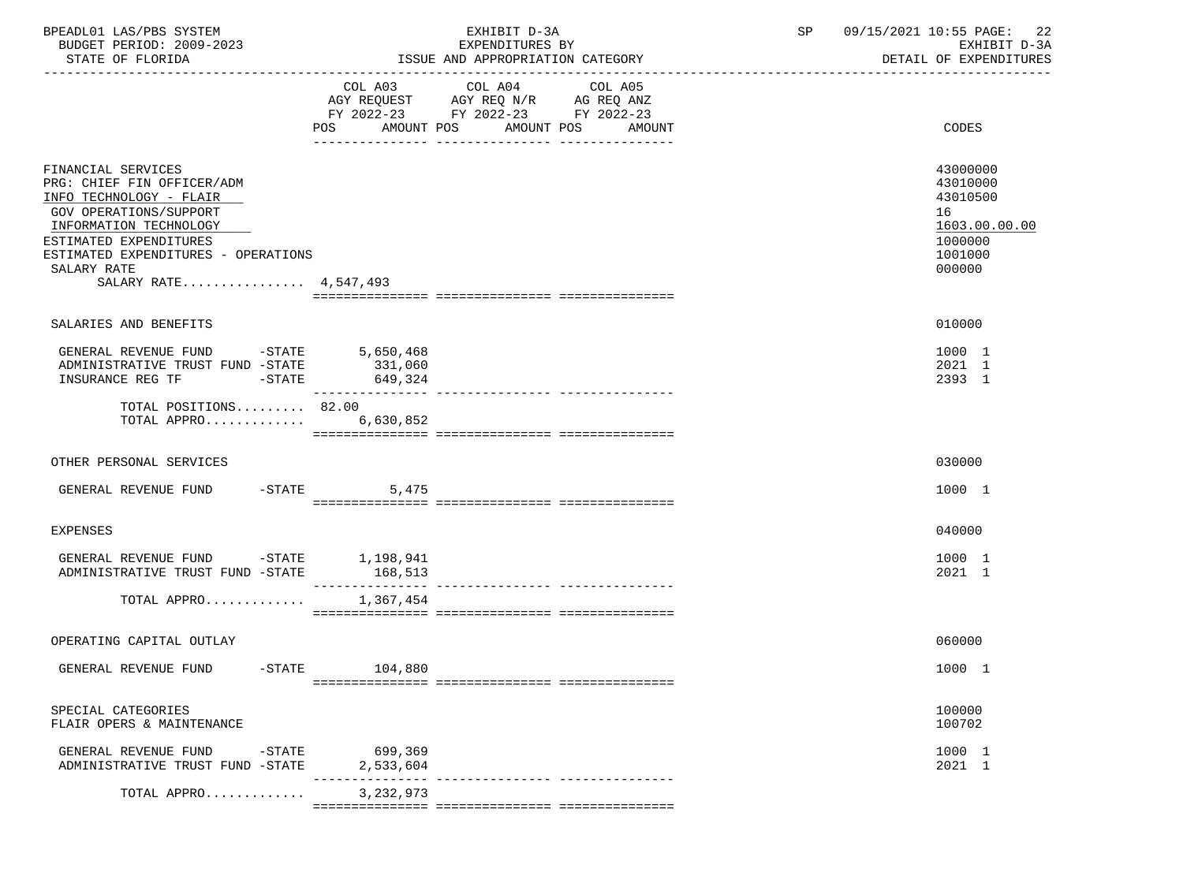BPEADL01 LAS/PBS SYSTEM — EXHIBIT D-3A — EXPENDITURES BY ISSUE AND APPROPRIATION CATEGORY — SP 09/15/2021 10:55 PAGE: 22
BUDGET PERIOD: 2009-2023 — EXHIBIT D-3A
STATE OF FLORIDA — DETAIL OF EXPENDITURES

| | COL A03 AGY REQUEST FY 2022-23 POS AMOUNT | COL A04 AGY REQ N/R FY 2022-23 POS AMOUNT | COL A05 AG REQ ANZ FY 2022-23 POS AMOUNT | CODES |
|---|---|---|---|---|
| FINANCIAL SERVICES | | | | 43000000 |
| PRG: CHIEF FIN OFFICER/ADM | | | | 43010000 |
| INFO TECHNOLOGY - FLAIR | | | | 43010500 |
| GOV OPERATIONS/SUPPORT | | | | 16 |
| INFORMATION TECHNOLOGY | | | | 1603.00.00.00 |
| ESTIMATED EXPENDITURES | | | | 1000000 |
| ESTIMATED EXPENDITURES - OPERATIONS | | | | 1001000 |
| SALARY RATE | | | | 000000 |
| SALARY RATE................ | 4,547,493 | | | |
| SALARIES AND BENEFITS | | | | 010000 |
| GENERAL REVENUE FUND -STATE | 5,650,468 | | | 1000 1 |
| ADMINISTRATIVE TRUST FUND -STATE | 331,060 | | | 2021 1 |
| INSURANCE REG TF -STATE | 649,324 | | | 2393 1 |
| TOTAL POSITIONS......... | 82.00 | | | |
| TOTAL APPRO............. | 6,630,852 | | | |
| OTHER PERSONAL SERVICES | | | | 030000 |
| GENERAL REVENUE FUND -STATE | 5,475 | | | 1000 1 |
| EXPENSES | | | | 040000 |
| GENERAL REVENUE FUND -STATE | 1,198,941 | | | 1000 1 |
| ADMINISTRATIVE TRUST FUND -STATE | 168,513 | | | 2021 1 |
| TOTAL APPRO............. | 1,367,454 | | | |
| OPERATING CAPITAL OUTLAY | | | | 060000 |
| GENERAL REVENUE FUND -STATE | 104,880 | | | 1000 1 |
| SPECIAL CATEGORIES | | | | 100000 |
| FLAIR OPERS & MAINTENANCE | | | | 100702 |
| GENERAL REVENUE FUND -STATE | 699,369 | | | 1000 1 |
| ADMINISTRATIVE TRUST FUND -STATE | 2,533,604 | | | 2021 1 |
| TOTAL APPRO............. | 3,232,973 | | | |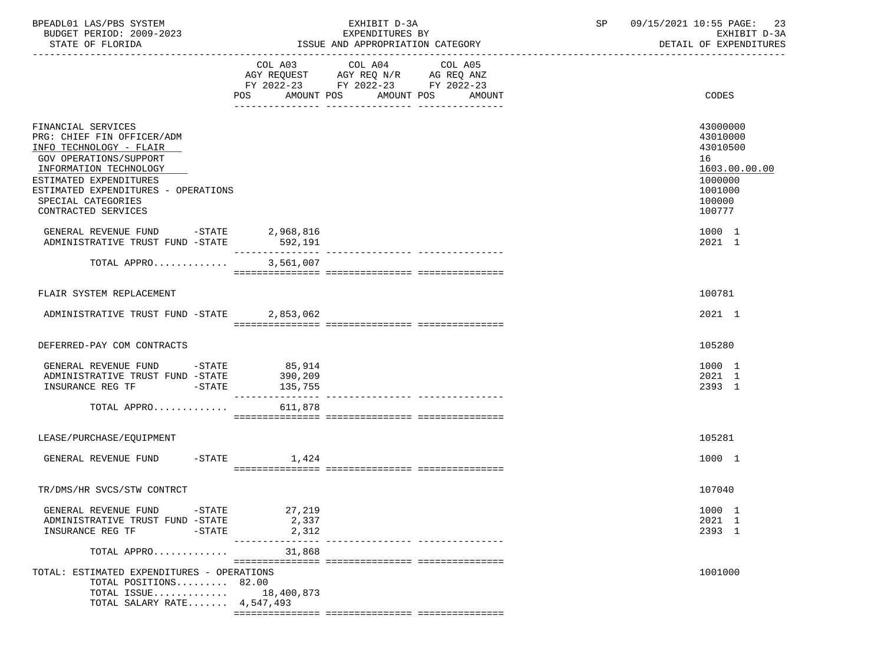BPEADL01 LAS/PBS SYSTEM — EXHIBIT D-3A — EXPENDITURES BY ISSUE AND APPROPRIATION CATEGORY — SP 09/15/2021 10:55 PAGE: 23
BUDGET PERIOD: 2009-2023 — EXHIBIT D-3A
STATE OF FLORIDA — DETAIL OF EXPENDITURES

| | COL A03 AGY REQUEST FY 2022-23 POS AMOUNT | COL A04 AGY REQ N/R FY 2022-23 POS AMOUNT | COL A05 AG REQ ANZ FY 2022-23 POS AMOUNT | CODES |
|---|---|---|---|---|
| FINANCIAL SERVICES | | | | 43000000 |
| PRG: CHIEF FIN OFFICER/ADM | | | | 43010000 |
| INFO TECHNOLOGY - FLAIR | | | | 43010500 |
| GOV OPERATIONS/SUPPORT | | | | 16 |
| INFORMATION TECHNOLOGY | | | | 1603.00.00.00 |
| ESTIMATED EXPENDITURES | | | | 1000000 |
| ESTIMATED EXPENDITURES - OPERATIONS | | | | 1001000 |
| SPECIAL CATEGORIES | | | | 100000 |
| CONTRACTED SERVICES | | | | 100777 |
| GENERAL REVENUE FUND -STATE | 2,968,816 | | | 1000 1 |
| ADMINISTRATIVE TRUST FUND -STATE | 592,191 | | | 2021 1 |
| TOTAL APPRO............ | 3,561,007 | | | |
| FLAIR SYSTEM REPLACEMENT | | | | 100781 |
| ADMINISTRATIVE TRUST FUND -STATE | 2,853,062 | | | 2021 1 |
| DEFERRED-PAY COM CONTRACTS | | | | 105280 |
| GENERAL REVENUE FUND -STATE | 85,914 | | | 1000 1 |
| ADMINISTRATIVE TRUST FUND -STATE | 390,209 | | | 2021 1 |
| INSURANCE REG TF -STATE | 135,755 | | | 2393 1 |
| TOTAL APPRO............ | 611,878 | | | |
| LEASE/PURCHASE/EQUIPMENT | | | | 105281 |
| GENERAL REVENUE FUND -STATE | 1,424 | | | 1000 1 |
| TR/DMS/HR SVCS/STW CONTRCT | | | | 107040 |
| GENERAL REVENUE FUND -STATE | 27,219 | | | 1000 1 |
| ADMINISTRATIVE TRUST FUND -STATE | 2,337 | | | 2021 1 |
| INSURANCE REG TF -STATE | 2,312 | | | 2393 1 |
| TOTAL APPRO............ | 31,868 | | | |
| TOTAL: ESTIMATED EXPENDITURES - OPERATIONS | | | | 1001000 |
| TOTAL POSITIONS......... | 82.00 | | | |
| TOTAL ISSUE............ | 18,400,873 | | | |
| TOTAL SALARY RATE....... | 4,547,493 | | | |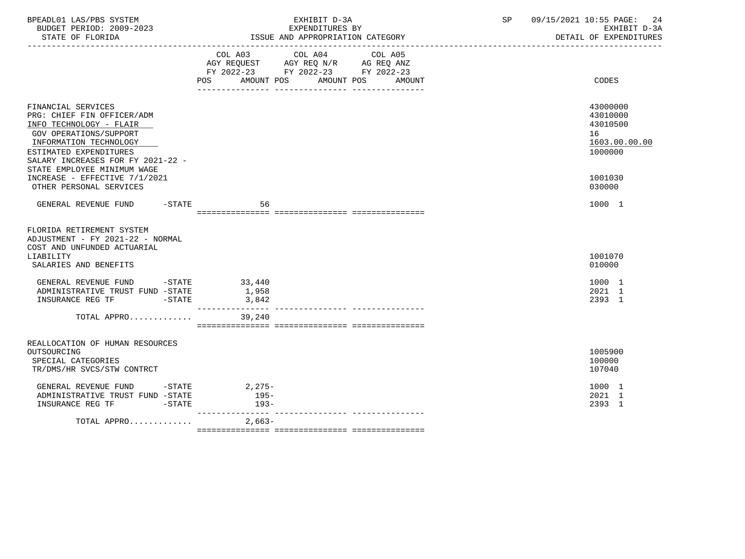BPEADL01 LAS/PBS SYSTEM | EXHIBIT D-3A | SP 09/15/2021 10:55 PAGE: 24
BUDGET PERIOD: 2009-2023 | EXPENDITURES BY | EXHIBIT D-3A
STATE OF FLORIDA | ISSUE AND APPROPRIATION CATEGORY | DETAIL OF EXPENDITURES

| | COL A03 AGY REQUEST FY 2022-23 POS AMOUNT | COL A04 AGY REQ N/R FY 2022-23 POS AMOUNT | COL A05 AG REQ ANZ FY 2022-23 POS AMOUNT | CODES |
|---|---|---|---|---|
| FINANCIAL SERVICES | | | | 43000000 |
| PRG: CHIEF FIN OFFICER/ADM | | | | 43010000 |
| INFO TECHNOLOGY - FLAIR | | | | 43010500 |
| GOV OPERATIONS/SUPPORT | | | | 16 |
| INFORMATION TECHNOLOGY | | | | 1603.00.00.00 |
| ESTIMATED EXPENDITURES | | | | 1000000 |
| SALARY INCREASES FOR FY 2021-22 - STATE EMPLOYEE MINIMUM WAGE INCREASE - EFFECTIVE 7/1/2021 | | | | 1001030 |
| OTHER PERSONAL SERVICES | | | | 030000 |
| GENERAL REVENUE FUND -STATE | 56 | | | 1000 1 |
| FLORIDA RETIREMENT SYSTEM ADJUSTMENT - FY 2021-22 - NORMAL COST AND UNFUNDED ACTUARIAL LIABILITY | | | | 1001070 |
| SALARIES AND BENEFITS | | | | 010000 |
| GENERAL REVENUE FUND -STATE | 33,440 | | | 1000 1 |
| ADMINISTRATIVE TRUST FUND -STATE | 1,958 | | | 2021 1 |
| INSURANCE REG TF -STATE | 3,842 | | | 2393 1 |
| TOTAL APPRO............ | 39,240 | | | |
| REALLOCATION OF HUMAN RESOURCES OUTSOURCING | | | | 1005900 |
| SPECIAL CATEGORIES | | | | 100000 |
| TR/DMS/HR SVCS/STW CONTRCT | | | | 107040 |
| GENERAL REVENUE FUND -STATE | 2,275- | | | 1000 1 |
| ADMINISTRATIVE TRUST FUND -STATE | 195- | | | 2021 1 |
| INSURANCE REG TF -STATE | 193- | | | 2393 1 |
| TOTAL APPRO............ | 2,663- | | | |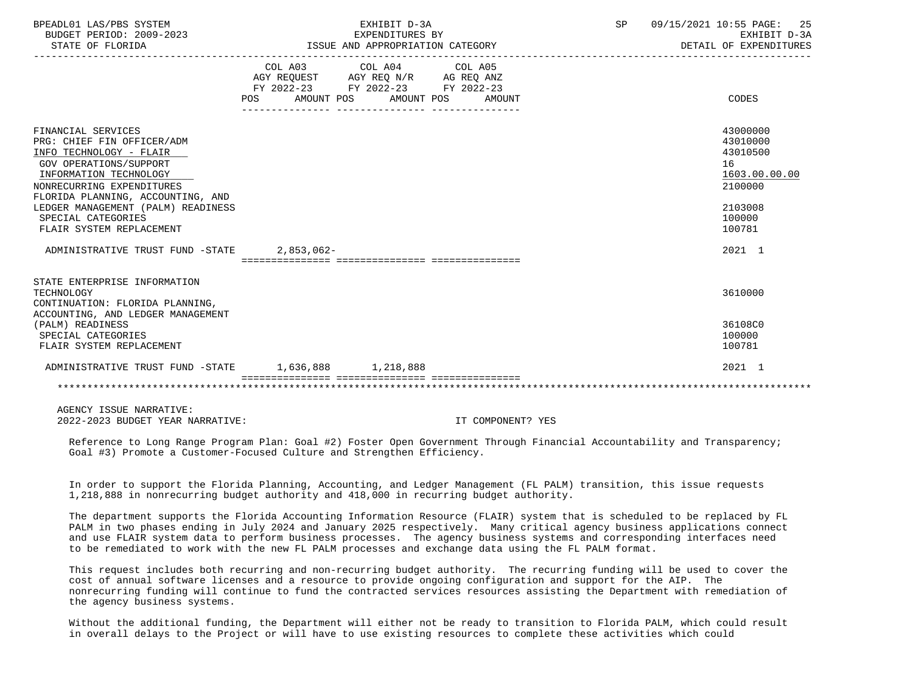| | COL A03 AGY REQUEST FY 2022-23 POS AMOUNT | COL A04 AGY REQ N/R FY 2022-23 POS AMOUNT | COL A05 AG REQ ANZ FY 2022-23 POS AMOUNT | CODES |
|---|---|---|---|---|
| FINANCIAL SERVICES | | | | 43000000 |
| PRG: CHIEF FIN OFFICER/ADM | | | | 43010000 |
| INFO TECHNOLOGY - FLAIR | | | | 43010500 |
| GOV OPERATIONS/SUPPORT | | | | 16 |
| INFORMATION TECHNOLOGY | | | | 1603.00.00.00 |
| NONRECURRING EXPENDITURES | | | | 2100000 |
| FLORIDA PLANNING, ACCOUNTING, AND LEDGER MANAGEMENT (PALM) READINESS | | | | 2103008 |
| SPECIAL CATEGORIES | | | | 100000 |
| FLAIR SYSTEM REPLACEMENT | | | | 100781 |
| ADMINISTRATIVE TRUST FUND -STATE | 2,853,062- | | | 2021 1 |
| STATE ENTERPRISE INFORMATION TECHNOLOGY | | | | 3610000 |
| CONTINUATION: FLORIDA PLANNING, ACCOUNTING, AND LEDGER MANAGEMENT (PALM) READINESS | | | | 36108C0 |
| SPECIAL CATEGORIES | | | | 100000 |
| FLAIR SYSTEM REPLACEMENT | | | | 100781 |
| ADMINISTRATIVE TRUST FUND -STATE | 1,636,888 | 1,218,888 | | 2021 1 |

AGENCY ISSUE NARRATIVE:
2022-2023 BUDGET YEAR NARRATIVE: IT COMPONENT? YES

Reference to Long Range Program Plan: Goal #2) Foster Open Government Through Financial Accountability and Transparency; Goal #3) Promote a Customer-Focused Culture and Strengthen Efficiency.

In order to support the Florida Planning, Accounting, and Ledger Management (FL PALM) transition, this issue requests 1,218,888 in nonrecurring budget authority and 418,000 in recurring budget authority.

The department supports the Florida Accounting Information Resource (FLAIR) system that is scheduled to be replaced by FL PALM in two phases ending in July 2024 and January 2025 respectively. Many critical agency business applications connect and use FLAIR system data to perform business processes. The agency business systems and corresponding interfaces need to be remediated to work with the new FL PALM processes and exchange data using the FL PALM format.

This request includes both recurring and non-recurring budget authority. The recurring funding will be used to cover the cost of annual software licenses and a resource to provide ongoing configuration and support for the AIP. The nonrecurring funding will continue to fund the contracted services resources assisting the Department with remediation of the agency business systems.

Without the additional funding, the Department will either not be ready to transition to Florida PALM, which could result in overall delays to the Project or will have to use existing resources to complete these activities which could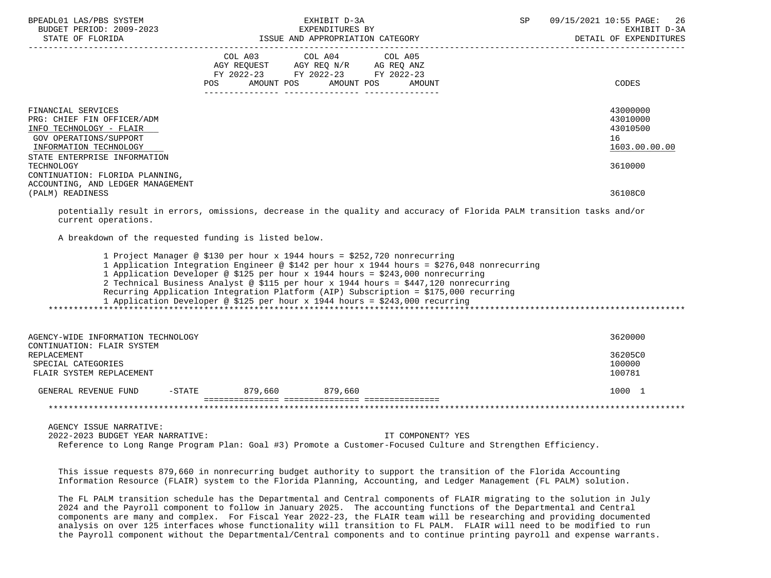| | COL A03 AGY REQUEST FY 2022-23 POS AMOUNT | COL A04 AGY REQ N/R FY 2022-23 POS AMOUNT | COL A05 AG REQ ANZ FY 2022-23 POS AMOUNT | CODES |
|---|---|---|---|---|
| FINANCIAL SERVICES | | | | 43000000 |
| PRG: CHIEF FIN OFFICER/ADM | | | | 43010000 |
| INFO TECHNOLOGY - FLAIR | | | | 43010500 |
| GOV OPERATIONS/SUPPORT | | | | 16 |
| INFORMATION TECHNOLOGY | | | | 1603.00.00.00 |
| STATE ENTERPRISE INFORMATION TECHNOLOGY | | | | 3610000 |
| CONTINUATION: FLORIDA PLANNING, ACCOUNTING, AND LEDGER MANAGEMENT (PALM) READINESS | | | | 36108C0 |

potentially result in errors, omissions, decrease in the quality and accuracy of Florida PALM transition tasks and/or current operations.

A breakdown of the requested funding is listed below.

1 Project Manager @ $130 per hour x 1944 hours = $252,720 nonrecurring
1 Application Integration Engineer @ $142 per hour x 1944 hours = $276,048 nonrecurring
1 Application Developer @ $125 per hour x 1944 hours = $243,000 nonrecurring
2 Technical Business Analyst @ $115 per hour x 1944 hours = $447,120 nonrecurring
Recurring Application Integration Platform (AIP) Subscription = $175,000 recurring
1 Application Developer @ $125 per hour x 1944 hours = $243,000 recurring

*****************************************************************************************************************

| | COL A03 | COL A04 | COL A05 | CODES |
|---|---|---|---|---|
| AGENCY-WIDE INFORMATION TECHNOLOGY | | | | 3620000 |
| CONTINUATION: FLAIR SYSTEM REPLACEMENT | | | | 36205C0 |
| SPECIAL CATEGORIES | | | | 100000 |
| FLAIR SYSTEM REPLACEMENT | | | | 100781 |
| GENERAL REVENUE FUND -STATE | 879,660 | 879,660 | | 1000 1 |

*****************************************************************************************************************

AGENCY ISSUE NARRATIVE:
2022-2023 BUDGET YEAR NARRATIVE: IT COMPONENT? YES
Reference to Long Range Program Plan: Goal #3) Promote a Customer-Focused Culture and Strengthen Efficiency.

This issue requests 879,660 in nonrecurring budget authority to support the transition of the Florida Accounting Information Resource (FLAIR) system to the Florida Planning, Accounting, and Ledger Management (FL PALM) solution.

The FL PALM transition schedule has the Departmental and Central components of FLAIR migrating to the solution in July 2024 and the Payroll component to follow in January 2025. The accounting functions of the Departmental and Central components are many and complex. For Fiscal Year 2022-23, the FLAIR team will be researching and providing documented analysis on over 125 interfaces whose functionality will transition to FL PALM. FLAIR will need to be modified to run the Payroll component without the Departmental/Central components and to continue printing payroll and expense warrants.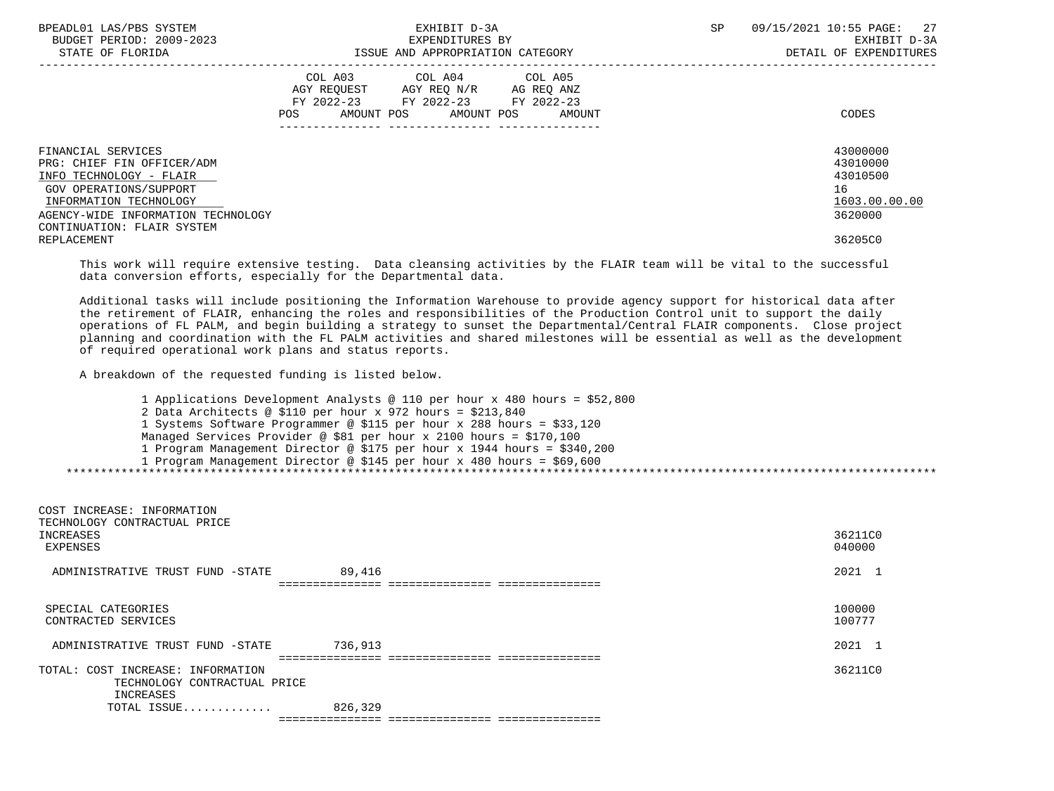| | COL A03 AGY REQUEST FY 2022-23 POS AMOUNT | COL A04 AGY REQ N/R FY 2022-23 POS AMOUNT | COL A05 AG REQ ANZ FY 2022-23 POS AMOUNT | CODES |
|---|---|---|---|---|
| FINANCIAL SERVICES | | | | 43000000 |
| PRG: CHIEF FIN OFFICER/ADM | | | | 43010000 |
| INFO TECHNOLOGY - FLAIR | | | | 43010500 |
| GOV OPERATIONS/SUPPORT | | | | 16 |
| INFORMATION TECHNOLOGY | | | | 1603.00.00.00 |
| AGENCY-WIDE INFORMATION TECHNOLOGY | | | | 3620000 |
| CONTINUATION: FLAIR SYSTEM REPLACEMENT | | | | 36205C0 |

This work will require extensive testing. Data cleansing activities by the FLAIR team will be vital to the successful data conversion efforts, especially for the Departmental data.

Additional tasks will include positioning the Information Warehouse to provide agency support for historical data after the retirement of FLAIR, enhancing the roles and responsibilities of the Production Control unit to support the daily operations of FL PALM, and begin building a strategy to sunset the Departmental/Central FLAIR components. Close project planning and coordination with the FL PALM activities and shared milestones will be essential as well as the development of required operational work plans and status reports.

A breakdown of the requested funding is listed below.

1 Applications Development Analysts @ 110 per hour x 480 hours = $52,800
2 Data Architects @ $110 per hour x 972 hours = $213,840
1 Systems Software Programmer @ $115 per hour x 288 hours = $33,120
Managed Services Provider @ $81 per hour x 2100 hours = $170,100
1 Program Management Director @ $175 per hour x 1944 hours = $340,200
1 Program Management Director @ $145 per hour x 480 hours = $69,600

*****************************************************************************************************************************

| | COL A03 | COL A04 | COL A05 | CODES |
|---|---|---|---|---|
| COST INCREASE: INFORMATION TECHNOLOGY CONTRACTUAL PRICE INCREASES | | | | 36211C0 |
| EXPENSES | | | | 040000 |
| ADMINISTRATIVE TRUST FUND -STATE | 89,416 | | | 2021 1 |
| SPECIAL CATEGORIES | | | | 100000 |
| CONTRACTED SERVICES | | | | 100777 |
| ADMINISTRATIVE TRUST FUND -STATE | 736,913 | | | 2021 1 |
| TOTAL: COST INCREASE: INFORMATION TECHNOLOGY CONTRACTUAL PRICE INCREASES | | | | 36211C0 |
| TOTAL ISSUE............ | 826,329 | | | |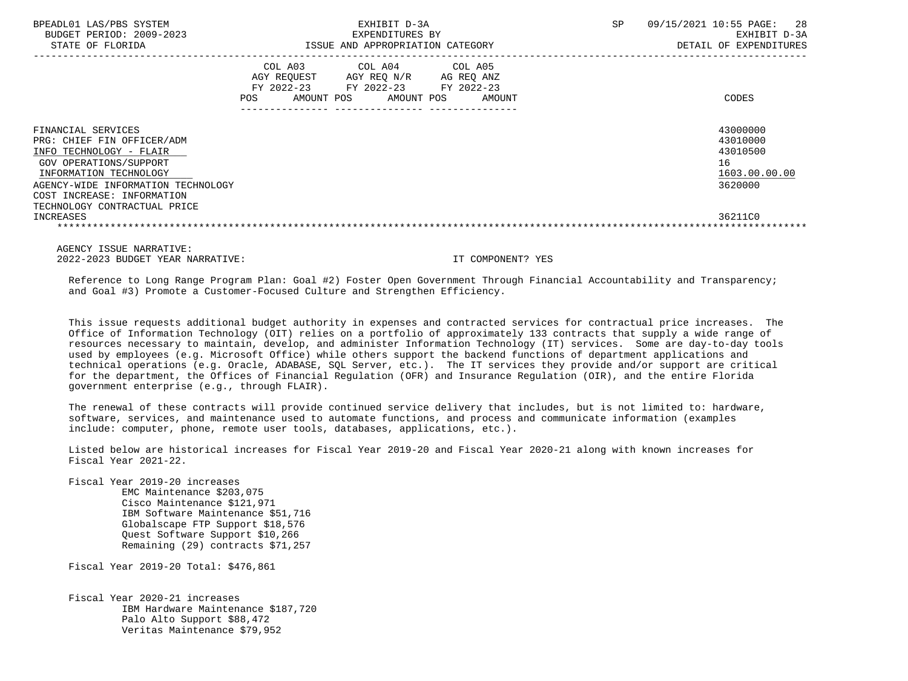| | COL A03 AGY REQUEST FY 2022-23 POS AMOUNT | COL A04 AGY REQ N/R FY 2022-23 POS AMOUNT | COL A05 AG REQ ANZ FY 2022-23 POS AMOUNT | CODES |
|---|---|---|---|---|
| FINANCIAL SERVICES | | | | 43000000 |
| PRG: CHIEF FIN OFFICER/ADM | | | | 43010000 |
| INFO TECHNOLOGY - FLAIR | | | | 43010500 |
| GOV OPERATIONS/SUPPORT | | | | 16 |
| INFORMATION TECHNOLOGY | | | | 1603.00.00.00 |
| AGENCY-WIDE INFORMATION TECHNOLOGY | | | | 3620000 |
| COST INCREASE: INFORMATION TECHNOLOGY CONTRACTUAL PRICE INCREASES | | | | 36211C0 |

AGENCY ISSUE NARRATIVE:
2022-2023 BUDGET YEAR NARRATIVE: IT COMPONENT? YES

Reference to Long Range Program Plan: Goal #2) Foster Open Government Through Financial Accountability and Transparency; and Goal #3) Promote a Customer-Focused Culture and Strengthen Efficiency.

This issue requests additional budget authority in expenses and contracted services for contractual price increases. The Office of Information Technology (OIT) relies on a portfolio of approximately 133 contracts that supply a wide range of resources necessary to maintain, develop, and administer Information Technology (IT) services. Some are day-to-day tools used by employees (e.g. Microsoft Office) while others support the backend functions of department applications and technical operations (e.g. Oracle, ADABASE, SQL Server, etc.). The IT services they provide and/or support are critical for the department, the Offices of Financial Regulation (OFR) and Insurance Regulation (OIR), and the entire Florida government enterprise (e.g., through FLAIR).

The renewal of these contracts will provide continued service delivery that includes, but is not limited to: hardware, software, services, and maintenance used to automate functions, and process and communicate information (examples include: computer, phone, remote user tools, databases, applications, etc.).

Listed below are historical increases for Fiscal Year 2019-20 and Fiscal Year 2020-21 along with known increases for Fiscal Year 2021-22.

Fiscal Year 2019-20 increases
- EMC Maintenance $203,075
- Cisco Maintenance $121,971
- IBM Software Maintenance $51,716
- Globalscape FTP Support $18,576
- Quest Software Support $10,266
- Remaining (29) contracts $71,257

Fiscal Year 2019-20 Total: $476,861

Fiscal Year 2020-21 increases
- IBM Hardware Maintenance $187,720
- Palo Alto Support $88,472
- Veritas Maintenance $79,952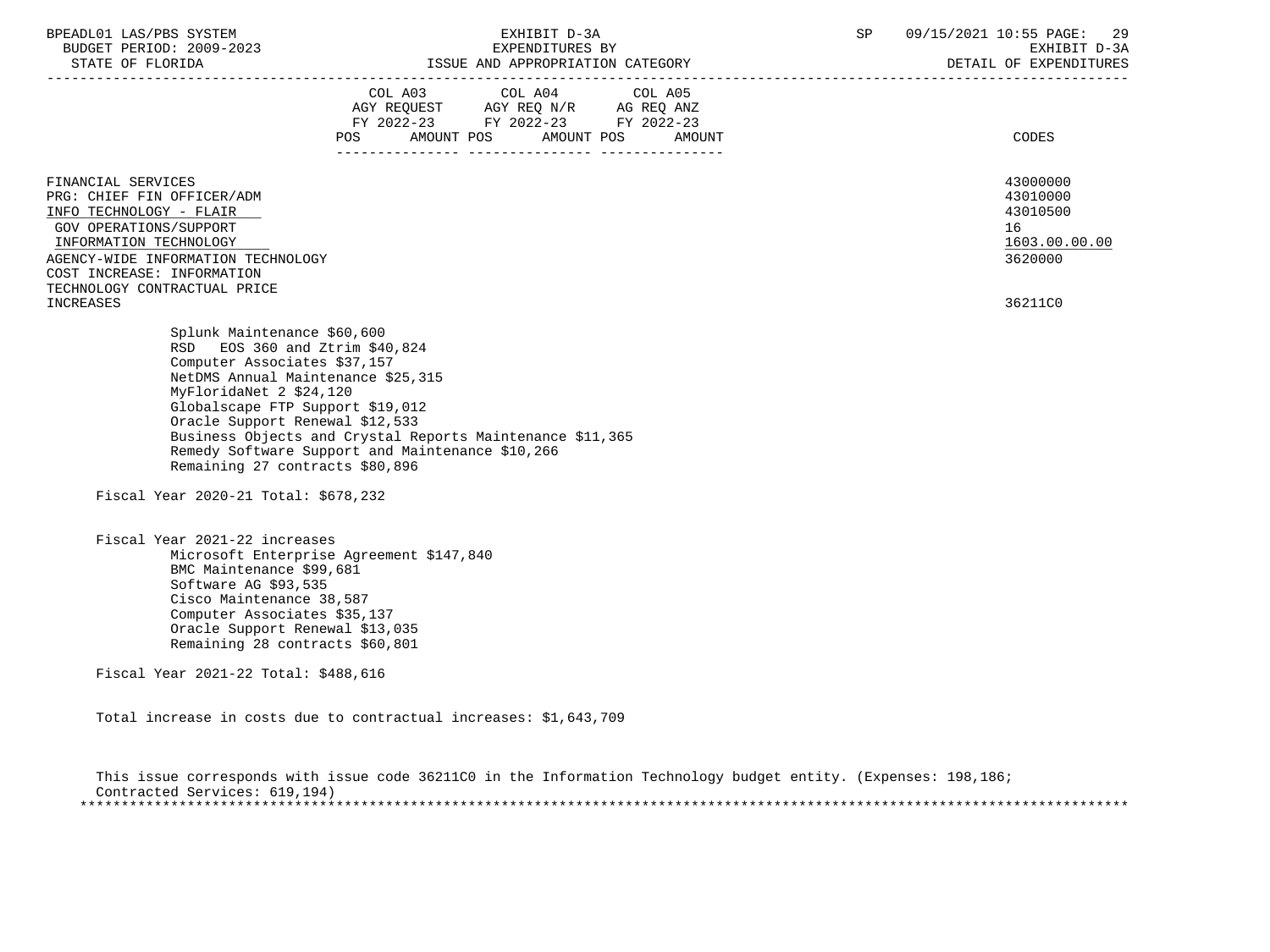BPEADL01 LAS/PBS SYSTEM
BUDGET PERIOD: 2009-2023
STATE OF FLORIDA

EXHIBIT D-3A
EXPENDITURES BY
ISSUE AND APPROPRIATION CATEGORY

SP 09/15/2021 10:55
EXHIBIT D-3A
DETAIL OF EXPENDITURES

| | COL A03 AGY REQUEST FY 2022-23 | | COL A04 AGY REQ N/R FY 2022-23 | | COL A05 AG REQ ANZ FY 2022-23 | | |
|---|---|---|---|---|---|---|---|
| | POS | AMOUNT | POS | AMOUNT | POS | AMOUNT | CODES |
| FINANCIAL SERVICES | | | | | | | 43000000 |
| PRG: CHIEF FIN OFFICER/ADM | | | | | | | 43010000 |
| INFO TECHNOLOGY - FLAIR | | | | | | | 43010500 |
| GOV OPERATIONS/SUPPORT | | | | | | | 16 |
| INFORMATION TECHNOLOGY | | | | | | | 1603.00.00.00 |
| AGENCY-WIDE INFORMATION TECHNOLOGY | | | | | | | 3620000 |
| COST INCREASE: INFORMATION TECHNOLOGY CONTRACTUAL PRICE INCREASES | | | | | | | 36211C0 |

Splunk Maintenance $60,600
RSD EOS 360 and Ztrim $40,824
Computer Associates $37,157
NetDMS Annual Maintenance $25,315
MyFloridaNet 2 $24,120
Globalscape FTP Support $19,012
Oracle Support Renewal $12,533
Business Objects and Crystal Reports Maintenance $11,365
Remedy Software Support and Maintenance $10,266
Remaining 27 contracts $80,896

Fiscal Year 2020-21 Total: $678,232

Fiscal Year 2021-22 increases
Microsoft Enterprise Agreement $147,840
BMC Maintenance $99,681
Software AG $93,535
Cisco Maintenance 38,587
Computer Associates $35,137
Oracle Support Renewal $13,035
Remaining 28 contracts $60,801

Fiscal Year 2021-22 Total: $488,616

Total increase in costs due to contractual increases: $1,643,709

This issue corresponds with issue code 36211C0 in the Information Technology budget entity. (Expenses: 198,186; Contracted Services: 619,194)

*******************************************************************************************************************************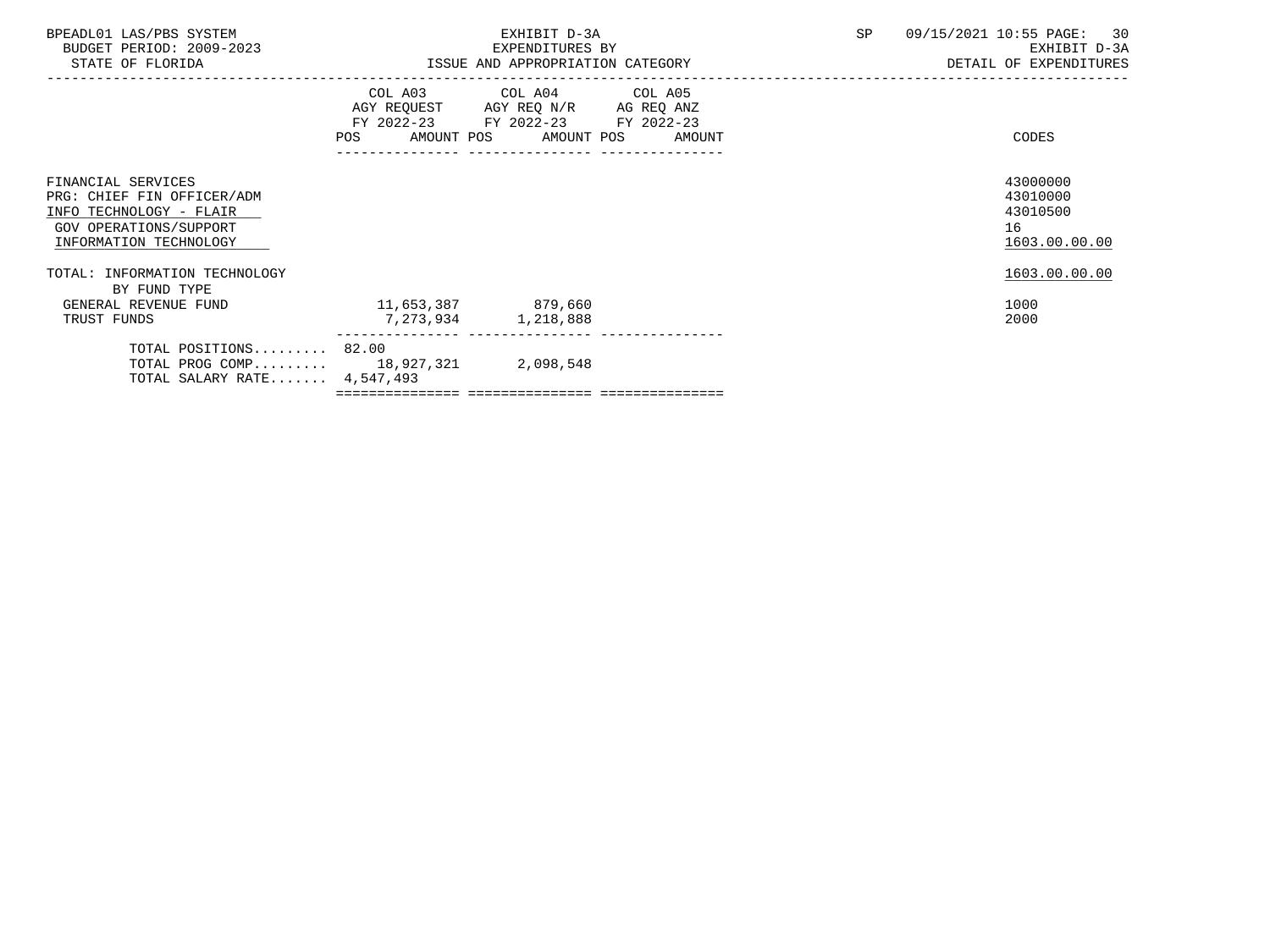BPEADL01 LAS/PBS SYSTEM
BUDGET PERIOD: 2009-2023
STATE OF FLORIDA

EXHIBIT D-3A
EXPENDITURES BY
ISSUE AND APPROPRIATION CATEGORY

SP 09/15/2021 10:55
EXHIBIT D-3A
DETAIL OF EXPENDITURES

| | COL A03 AGY REQUEST FY 2022-23 POS | AMOUNT | COL A04 AGY REQ N/R FY 2022-23 POS | AMOUNT | COL A05 AG REQ ANZ FY 2022-23 POS | AMOUNT | CODES |
|---|---|---|---|---|---|---|---|
| FINANCIAL SERVICES | | | | | | | 43000000 |
| PRG: CHIEF FIN OFFICER/ADM | | | | | | | 43010000 |
| INFO TECHNOLOGY - FLAIR | | | | | | | 43010500 |
| GOV OPERATIONS/SUPPORT | | | | | | | 16 |
| INFORMATION TECHNOLOGY | | | | | | | 1603.00.00.00 |
| TOTAL: INFORMATION TECHNOLOGY | | | | | | | 1603.00.00.00 |
| BY FUND TYPE | | | | | | | |
| GENERAL REVENUE FUND | | 11,653,387 | | 879,660 | | | 1000 |
| TRUST FUNDS | | 7,273,934 | | 1,218,888 | | | 2000 |
| TOTAL POSITIONS......... | 82.00 | | | | | | |
| TOTAL PROG COMP......... | | 18,927,321 | | 2,098,548 | | | |
| TOTAL SALARY RATE....... | | 4,547,493 | | | | | |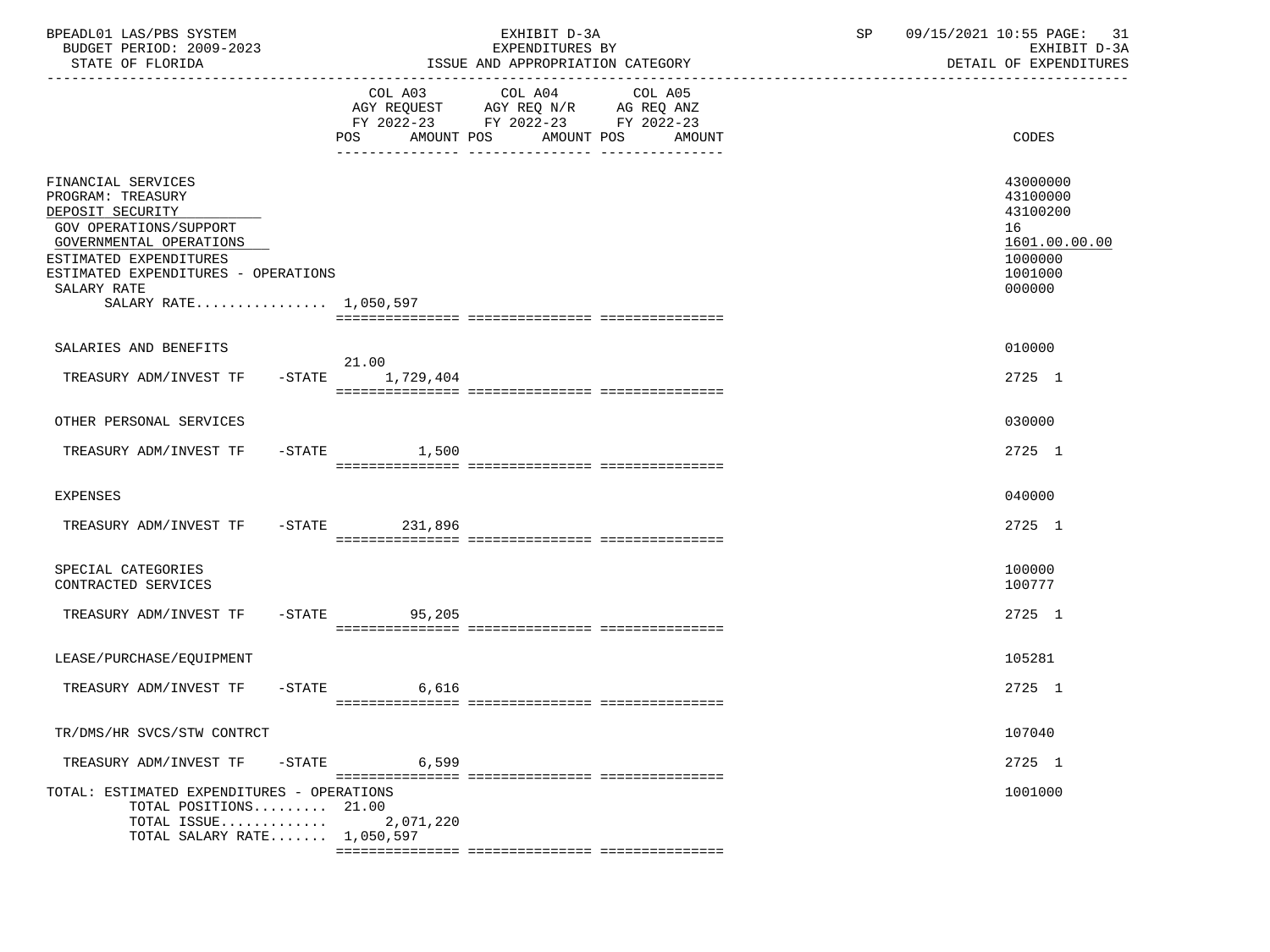BPEADL01 LAS/PBS SYSTEM | EXHIBIT D-3A | SP 09/15/2021 10:55

BUDGET PERIOD: 2009-2023 | EXPENDITURES BY | EXHIBIT D-3A

STATE OF FLORIDA | ISSUE AND APPROPRIATION CATEGORY | DETAIL OF EXPENDITURES

| | COL A03 AGY REQUEST FY 2022-23 POS AMOUNT | COL A04 AGY REQ N/R FY 2022-23 POS AMOUNT | COL A05 AG REQ ANZ FY 2022-23 POS AMOUNT | CODES |
|---|---|---|---|---|
| FINANCIAL SERVICES | | | | 43000000 |
| PROGRAM: TREASURY | | | | 43100000 |
| DEPOSIT SECURITY | | | | 43100200 |
| GOV OPERATIONS/SUPPORT | | | | 16 |
| GOVERNMENTAL OPERATIONS | | | | 1601.00.00.00 |
| ESTIMATED EXPENDITURES | | | | 1000000 |
| ESTIMATED EXPENDITURES - OPERATIONS | | | | 1001000 |
| SALARY RATE | | | | 000000 |
| SALARY RATE................ 1,050,597 | | | | |
| SALARIES AND BENEFITS | 21.00 | | | 010000 |
| TREASURY ADM/INVEST TF -STATE | 1,729,404 | | | 2725 1 |
| OTHER PERSONAL SERVICES | | | | 030000 |
| TREASURY ADM/INVEST TF -STATE | 1,500 | | | 2725 1 |
| EXPENSES | | | | 040000 |
| TREASURY ADM/INVEST TF -STATE | 231,896 | | | 2725 1 |
| SPECIAL CATEGORIES | | | | 100000 |
| CONTRACTED SERVICES | | | | 100777 |
| TREASURY ADM/INVEST TF -STATE | 95,205 | | | 2725 1 |
| LEASE/PURCHASE/EQUIPMENT | | | | 105281 |
| TREASURY ADM/INVEST TF -STATE | 6,616 | | | 2725 1 |
| TR/DMS/HR SVCS/STW CONTRCT | | | | 107040 |
| TREASURY ADM/INVEST TF -STATE | 6,599 | | | 2725 1 |
| TOTAL: ESTIMATED EXPENDITURES - OPERATIONS | | | | 1001000 |
| TOTAL POSITIONS......... | 21.00 | | | |
| TOTAL ISSUE............ | 2,071,220 | | | |
| TOTAL SALARY RATE....... | 1,050,597 | | | |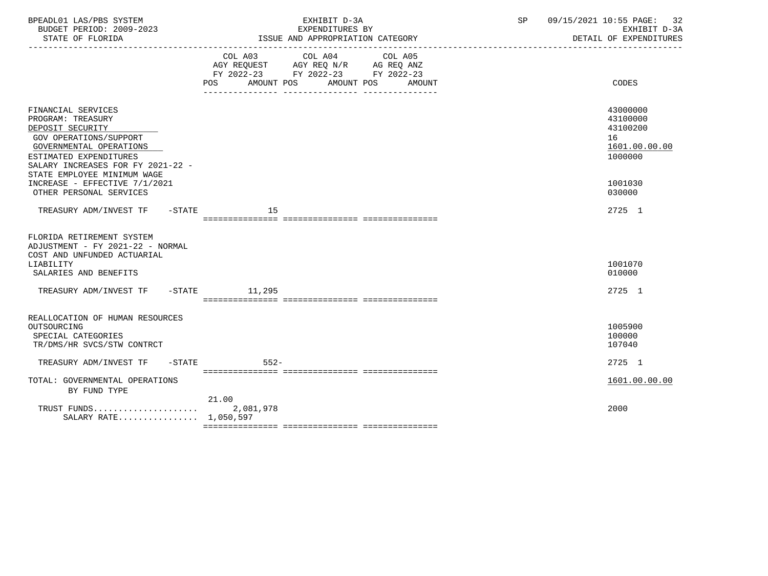BPEADL01 LAS/PBS SYSTEM | EXHIBIT D-3A | SP 09/15/2021 10:55 PAGE: 32
BUDGET PERIOD: 2009-2023 | EXPENDITURES BY | EXHIBIT D-3A
STATE OF FLORIDA | ISSUE AND APPROPRIATION CATEGORY | DETAIL OF EXPENDITURES

| | COL A03 AGY REQUEST FY 2022-23 POS | AMOUNT | COL A04 AGY REQ N/R FY 2022-23 POS | AMOUNT | COL A05 AG REQ ANZ FY 2022-23 POS | AMOUNT | CODES |
|---|---|---|---|---|---|---|---|
| FINANCIAL SERVICES | | | | | | | 43000000 |
| PROGRAM: TREASURY | | | | | | | 43100000 |
| DEPOSIT SECURITY | | | | | | | 43100200 |
| GOV OPERATIONS/SUPPORT | | | | | | | 16 |
| GOVERNMENTAL OPERATIONS | | | | | | | 1601.00.00.00 |
| ESTIMATED EXPENDITURES | | | | | | | 1000000 |
| SALARY INCREASES FOR FY 2021-22 - STATE EMPLOYEE MINIMUM WAGE INCREASE - EFFECTIVE 7/1/2021 | | | | | | | 1001030 |
| OTHER PERSONAL SERVICES | | | | | | | 030000 |
| TREASURY ADM/INVEST TF -STATE | | 15 | | | | | 2725 1 |
| FLORIDA RETIREMENT SYSTEM ADJUSTMENT - FY 2021-22 - NORMAL COST AND UNFUNDED ACTUARIAL LIABILITY | | | | | | | 1001070 |
| SALARIES AND BENEFITS | | | | | | | 010000 |
| TREASURY ADM/INVEST TF -STATE | | 11,295 | | | | | 2725 1 |
| REALLOCATION OF HUMAN RESOURCES OUTSOURCING | | | | | | | 1005900 |
| SPECIAL CATEGORIES | | | | | | | 100000 |
| TR/DMS/HR SVCS/STW CONTRCT | | | | | | | 107040 |
| TREASURY ADM/INVEST TF -STATE | | 552- | | | | | 2725 1 |
| TOTAL: GOVERNMENTAL OPERATIONS | | | | | | | 1601.00.00.00 |
| BY FUND TYPE | | | | | | | |
| TRUST FUNDS | 21.00 | 2,081,978 | | | | | 2000 |
| SALARY RATE | | 1,050,597 | | | | | |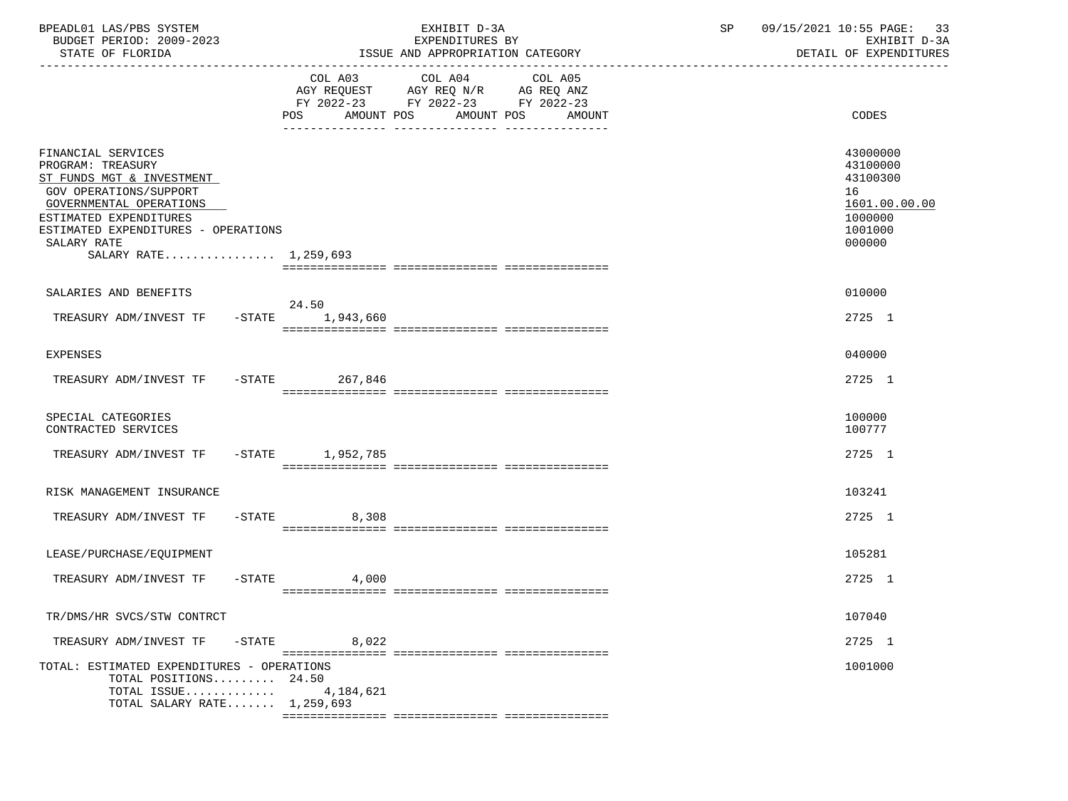BPEADL01 LAS/PBS SYSTEM | EXHIBIT D-3A | SP 09/15/2021 10:55 PAGE: 33
BUDGET PERIOD: 2009-2023 | EXPENDITURES BY | EXHIBIT D-3A
STATE OF FLORIDA | ISSUE AND APPROPRIATION CATEGORY | DETAIL OF EXPENDITURES

| | COL A03 AGY REQUEST FY 2022-23 POS | AMOUNT | COL A04 AGY REQ N/R FY 2022-23 POS | AMOUNT | COL A05 AG REQ ANZ FY 2022-23 POS | AMOUNT | CODES |
|---|---|---|---|---|---|---|---|
| FINANCIAL SERVICES | | | | | | | 43000000 |
| PROGRAM: TREASURY | | | | | | | 43100000 |
| ST FUNDS MGT & INVESTMENT | | | | | | | 43100300 |
| GOV OPERATIONS/SUPPORT | | | | | | | 16 |
| GOVERNMENTAL OPERATIONS | | | | | | | 1601.00.00.00 |
| ESTIMATED EXPENDITURES | | | | | | | 1000000 |
| ESTIMATED EXPENDITURES - OPERATIONS | | | | | | | 1001000 |
| SALARY RATE | | | | | | | 000000 |
| SALARY RATE................ 1,259,693 | | | | | | | |
| SALARIES AND BENEFITS | | | | | | | 010000 |
| TREASURY ADM/INVEST TF -STATE | 24.50 | 1,943,660 | | | | | 2725 1 |
| EXPENSES | | | | | | | 040000 |
| TREASURY ADM/INVEST TF -STATE | | 267,846 | | | | | 2725 1 |
| SPECIAL CATEGORIES | | | | | | | 100000 |
| CONTRACTED SERVICES | | | | | | | 100777 |
| TREASURY ADM/INVEST TF -STATE | | 1,952,785 | | | | | 2725 1 |
| RISK MANAGEMENT INSURANCE | | | | | | | 103241 |
| TREASURY ADM/INVEST TF -STATE | | 8,308 | | | | | 2725 1 |
| LEASE/PURCHASE/EQUIPMENT | | | | | | | 105281 |
| TREASURY ADM/INVEST TF -STATE | | 4,000 | | | | | 2725 1 |
| TR/DMS/HR SVCS/STW CONTRCT | | | | | | | 107040 |
| TREASURY ADM/INVEST TF -STATE | | 8,022 | | | | | 2725 1 |
| TOTAL: ESTIMATED EXPENDITURES - OPERATIONS | | | | | | | 1001000 |
| TOTAL POSITIONS......... | 24.50 | | | | | | |
| TOTAL ISSUE............ | | 4,184,621 | | | | | |
| TOTAL SALARY RATE....... 1,259,693 | | | | | | | |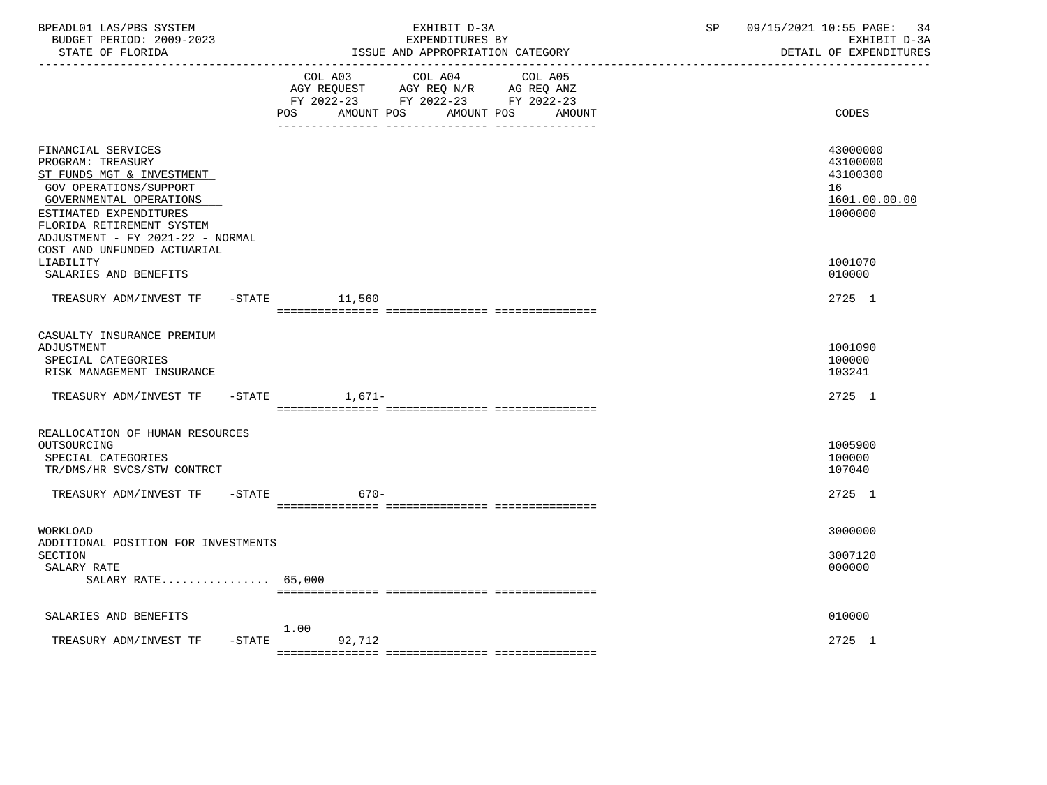BPEADL01 LAS/PBS SYSTEM | EXHIBIT D-3A | SP 09/15/2021 10:55 PAGE: 34
BUDGET PERIOD: 2009-2023 | EXPENDITURES BY | EXHIBIT D-3A
STATE OF FLORIDA | ISSUE AND APPROPRIATION CATEGORY | DETAIL OF EXPENDITURES

| | COL A03 AGY REQUEST FY 2022-23 POS | AMOUNT | COL A04 AGY REQ N/R FY 2022-23 POS | AMOUNT | COL A05 AG REQ ANZ FY 2022-23 POS | AMOUNT | CODES |
|---|---|---|---|---|---|---|---|
| FINANCIAL SERVICES | | | | | | | 43000000 |
| PROGRAM: TREASURY | | | | | | | 43100000 |
| ST FUNDS MGT & INVESTMENT | | | | | | | 43100300 |
| GOV OPERATIONS/SUPPORT | | | | | | | 16 |
| GOVERNMENTAL OPERATIONS | | | | | | | 1601.00.00.00 |
| ESTIMATED EXPENDITURES | | | | | | | 1000000 |
| FLORIDA RETIREMENT SYSTEM ADJUSTMENT - FY 2021-22 - NORMAL COST AND UNFUNDED ACTUARIAL LIABILITY | | | | | | | 1001070 |
| SALARIES AND BENEFITS | | | | | | | 010000 |
| TREASURY ADM/INVEST TF -STATE | | 11,560 | | | | | 2725 1 |
| CASUALTY INSURANCE PREMIUM ADJUSTMENT | | | | | | | 1001090 |
| SPECIAL CATEGORIES | | | | | | | 100000 |
| RISK MANAGEMENT INSURANCE | | | | | | | 103241 |
| TREASURY ADM/INVEST TF -STATE | | 1,671- | | | | | 2725 1 |
| REALLOCATION OF HUMAN RESOURCES OUTSOURCING | | | | | | | 1005900 |
| SPECIAL CATEGORIES | | | | | | | 100000 |
| TR/DMS/HR SVCS/STW CONTRCT | | | | | | | 107040 |
| TREASURY ADM/INVEST TF -STATE | | 670- | | | | | 2725 1 |
| WORKLOAD | | | | | | | 3000000 |
| ADDITIONAL POSITION FOR INVESTMENTS SECTION | | | | | | | 3007120 |
| SALARY RATE | | | | | | | 000000 |
| SALARY RATE................ | 65,000 | | | | | | |
| SALARIES AND BENEFITS | | | | | | | 010000 |
| TREASURY ADM/INVEST TF -STATE | 1.00 | 92,712 | | | | | 2725 1 |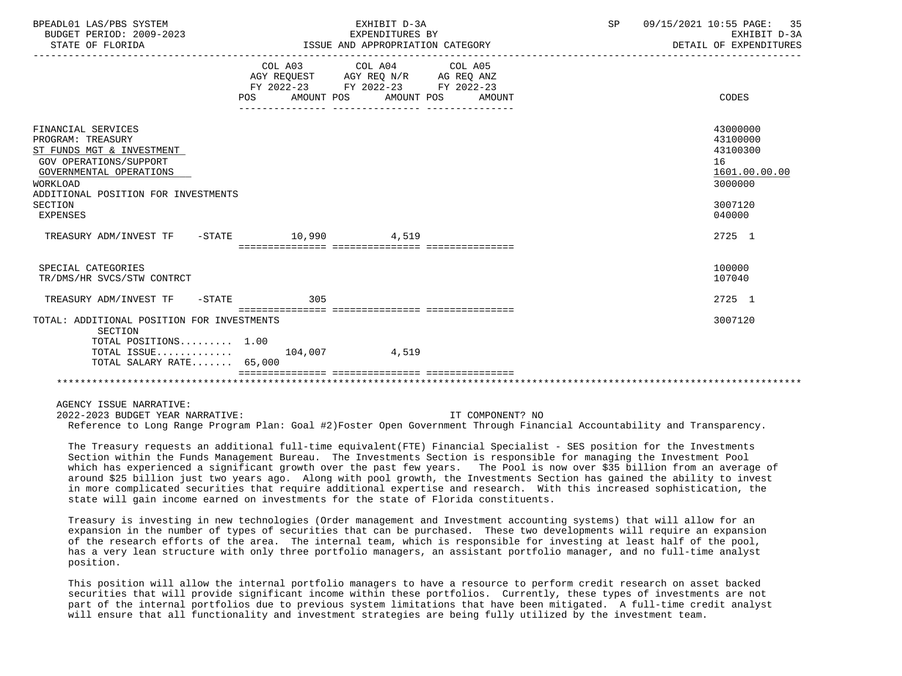| | COL A03 AGY REQUEST FY 2022-23 POS | AMOUNT | COL A04 AGY REQ N/R FY 2022-23 POS | AMOUNT | COL A05 AG REQ ANZ FY 2022-23 POS | AMOUNT | CODES |
|---|---|---|---|---|---|---|---|
| FINANCIAL SERVICES | | | | | | | 43000000 |
| PROGRAM: TREASURY | | | | | | | 43100000 |
| ST FUNDS MGT & INVESTMENT | | | | | | | 43100300 |
| GOV OPERATIONS/SUPPORT | | | | | | | 16 |
| GOVERNMENTAL OPERATIONS | | | | | | | 1601.00.00.00 |
| WORKLOAD | | | | | | | 3000000 |
| ADDITIONAL POSITION FOR INVESTMENTS SECTION | | | | | | | 3007120 |
| EXPENSES | | | | | | | 040000 |
| TREASURY ADM/INVEST TF -STATE | | 10,990 | | 4,519 | | | 2725 1 |
| SPECIAL CATEGORIES | | | | | | | 100000 |
| TR/DMS/HR SVCS/STW CONTRCT | | | | | | | 107040 |
| TREASURY ADM/INVEST TF -STATE | | 305 | | | | | 2725 1 |
| TOTAL: ADDITIONAL POSITION FOR INVESTMENTS SECTION | | | | | | | 3007120 |
| TOTAL POSITIONS......... | 1.00 | | | | | | |
| TOTAL ISSUE............. | | 104,007 | | 4,519 | | | |
| TOTAL SALARY RATE....... | | 65,000 | | | | | |

AGENCY ISSUE NARRATIVE:

2022-2023 BUDGET YEAR NARRATIVE: IT COMPONENT? NO

Reference to Long Range Program Plan: Goal #2)Foster Open Government Through Financial Accountability and Transparency.

The Treasury requests an additional full-time equivalent(FTE) Financial Specialist - SES position for the Investments Section within the Funds Management Bureau. The Investments Section is responsible for managing the Investment Pool which has experienced a significant growth over the past few years. The Pool is now over $35 billion from an average of around $25 billion just two years ago. Along with pool growth, the Investments Section has gained the ability to invest in more complicated securities that require additional expertise and research. With this increased sophistication, the state will gain income earned on investments for the state of Florida constituents.

Treasury is investing in new technologies (Order management and Investment accounting systems) that will allow for an expansion in the number of types of securities that can be purchased. These two developments will require an expansion of the research efforts of the area. The internal team, which is responsible for investing at least half of the pool, has a very lean structure with only three portfolio managers, an assistant portfolio manager, and no full-time analyst position.

This position will allow the internal portfolio managers to have a resource to perform credit research on asset backed securities that will provide significant income within these portfolios. Currently, these types of investments are not part of the internal portfolios due to previous system limitations that have been mitigated. A full-time credit analyst will ensure that all functionality and investment strategies are being fully utilized by the investment team.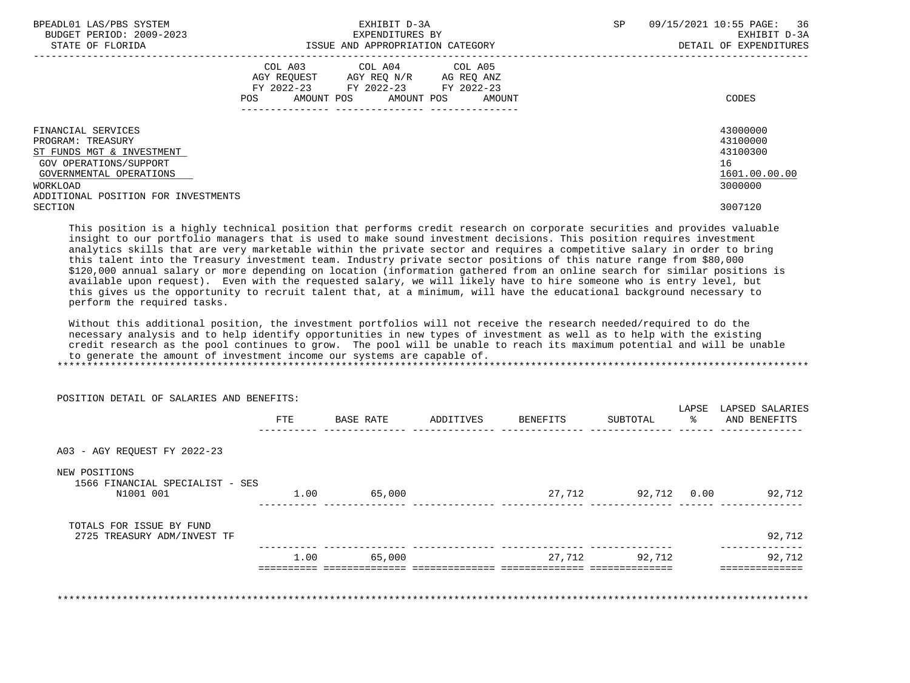BPEADL01 LAS/PBS SYSTEM | EXHIBIT D-3A | SP 09/15/2021 10:55 PAGE: 36
BUDGET PERIOD: 2009-2023 | EXPENDITURES BY | EXHIBIT D-3A
STATE OF FLORIDA | ISSUE AND APPROPRIATION CATEGORY | DETAIL OF EXPENDITURES

| | COL A03 AGY REQUEST FY 2022-23 POS AMOUNT | COL A04 AGY REQ N/R FY 2022-23 POS AMOUNT | COL A05 AG REQ ANZ FY 2022-23 POS AMOUNT | CODES |
|---|---|---|---|---|
| FINANCIAL SERVICES | | | | 43000000 |
| PROGRAM: TREASURY | | | | 43100000 |
| ST FUNDS MGT & INVESTMENT | | | | 43100300 |
| GOV OPERATIONS/SUPPORT | | | | 16 |
| GOVERNMENTAL OPERATIONS | | | | 1601.00.00.00 |
| WORKLOAD | | | | 3000000 |
| ADDITIONAL POSITION FOR INVESTMENTS SECTION | | | | 3007120 |

This position is a highly technical position that performs credit research on corporate securities and provides valuable insight to our portfolio managers that is used to make sound investment decisions. This position requires investment analytics skills that are very marketable within the private sector and requires a competitive salary in order to bring this talent into the Treasury investment team. Industry private sector positions of this nature range from $80,000 $120,000 annual salary or more depending on location (information gathered from an online search for similar positions is available upon request). Even with the requested salary, we will likely have to hire someone who is entry level, but this gives us the opportunity to recruit talent that, at a minimum, will have the educational background necessary to perform the required tasks.

Without this additional position, the investment portfolios will not receive the research needed/required to do the necessary analysis and to help identify opportunities in new types of investment as well as to help with the existing credit research as the pool continues to grow. The pool will be unable to reach its maximum potential and will be unable to generate the amount of investment income our systems are capable of.

POSITION DETAIL OF SALARIES AND BENEFITS:

| | FTE | BASE RATE | ADDITIVES | BENEFITS | SUBTOTAL | LAPSE % | LAPSED SALARIES AND BENEFITS |
|---|---|---|---|---|---|---|---|
| A03 - AGY REQUEST FY 2022-23 | | | | | | | |
| NEW POSITIONS | | | | | | | |
| 1566 FINANCIAL SPECIALIST - SES N1001 001 | 1.00 | 65,000 | | 27,712 | 92,712 | 0.00 | 92,712 |
| TOTALS FOR ISSUE BY FUND | | | | | | | |
| 2725 TREASURY ADM/INVEST TF | | | | | | | 92,712 |
| | 1.00 | 65,000 | | 27,712 | 92,712 | | 92,712 |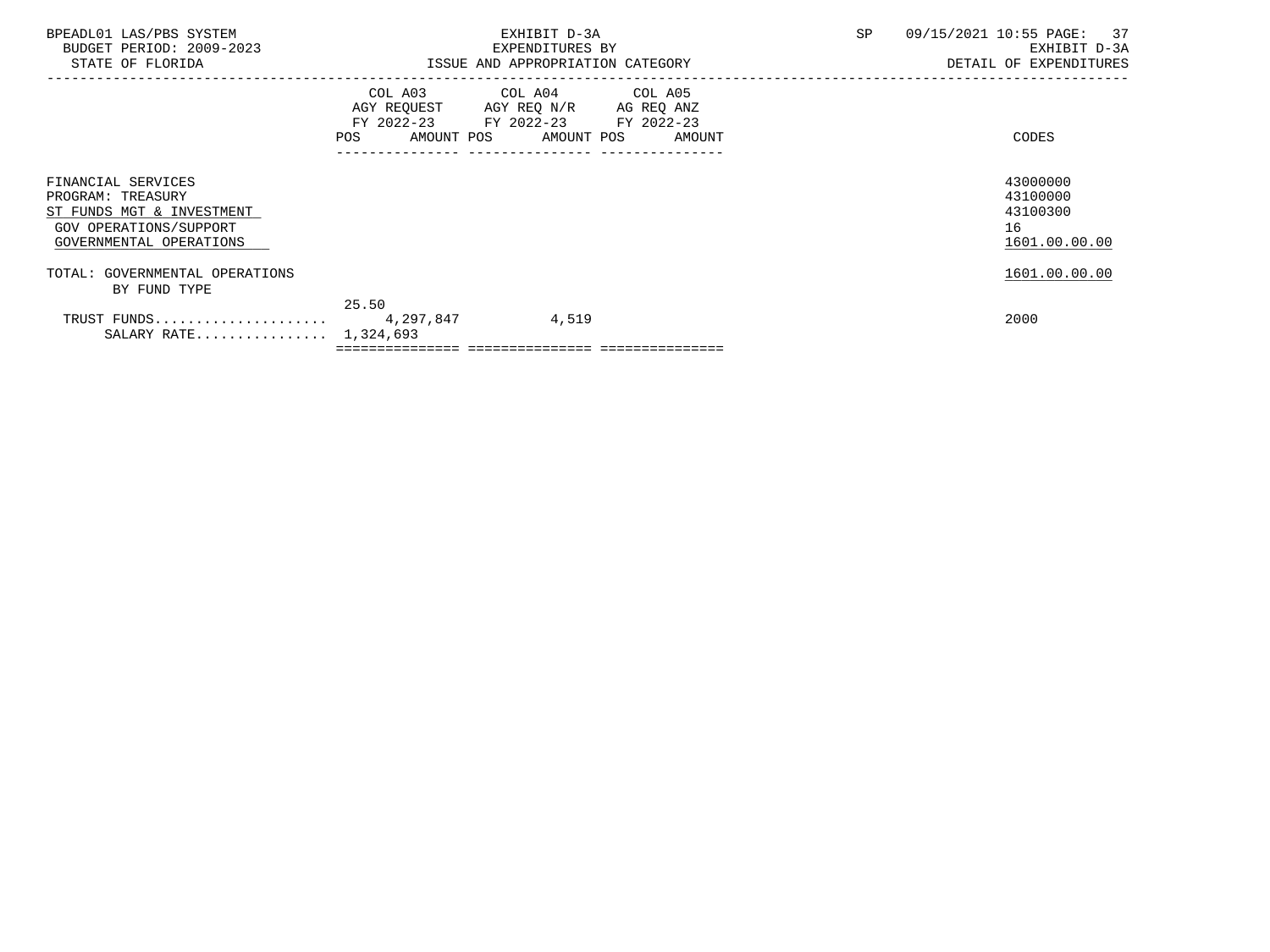BPEADL01 LAS/PBS SYSTEM
BUDGET PERIOD: 2009-2023
STATE OF FLORIDA

EXHIBIT D-3A
EXPENDITURES BY
ISSUE AND APPROPRIATION CATEGORY

SP 09/15/2021 10:55
EXHIBIT D-3A
DETAIL OF EXPENDITURES

| | COL A03 AGY REQUEST FY 2022-23 POS | AMOUNT | COL A04 AGY REQ N/R FY 2022-23 POS | AMOUNT | COL A05 AG REQ ANZ FY 2022-23 POS | AMOUNT | CODES |
|---|---|---|---|---|---|---|---|
| FINANCIAL SERVICES | | | | | | | 43000000 |
| PROGRAM: TREASURY | | | | | | | 43100000 |
| ST FUNDS MGT & INVESTMENT | | | | | | | 43100300 |
| GOV OPERATIONS/SUPPORT | | | | | | | 16 |
| GOVERNMENTAL OPERATIONS | | | | | | | 1601.00.00.00 |
| TOTAL: GOVERNMENTAL OPERATIONS | | | | | | | 1601.00.00.00 |
| BY FUND TYPE | | | | | | | |
| TRUST FUNDS..................... | 25.50 | 4,297,847 | | 4,519 | | | 2000 |
| SALARY RATE................ | 1,324,693 | | | | | | |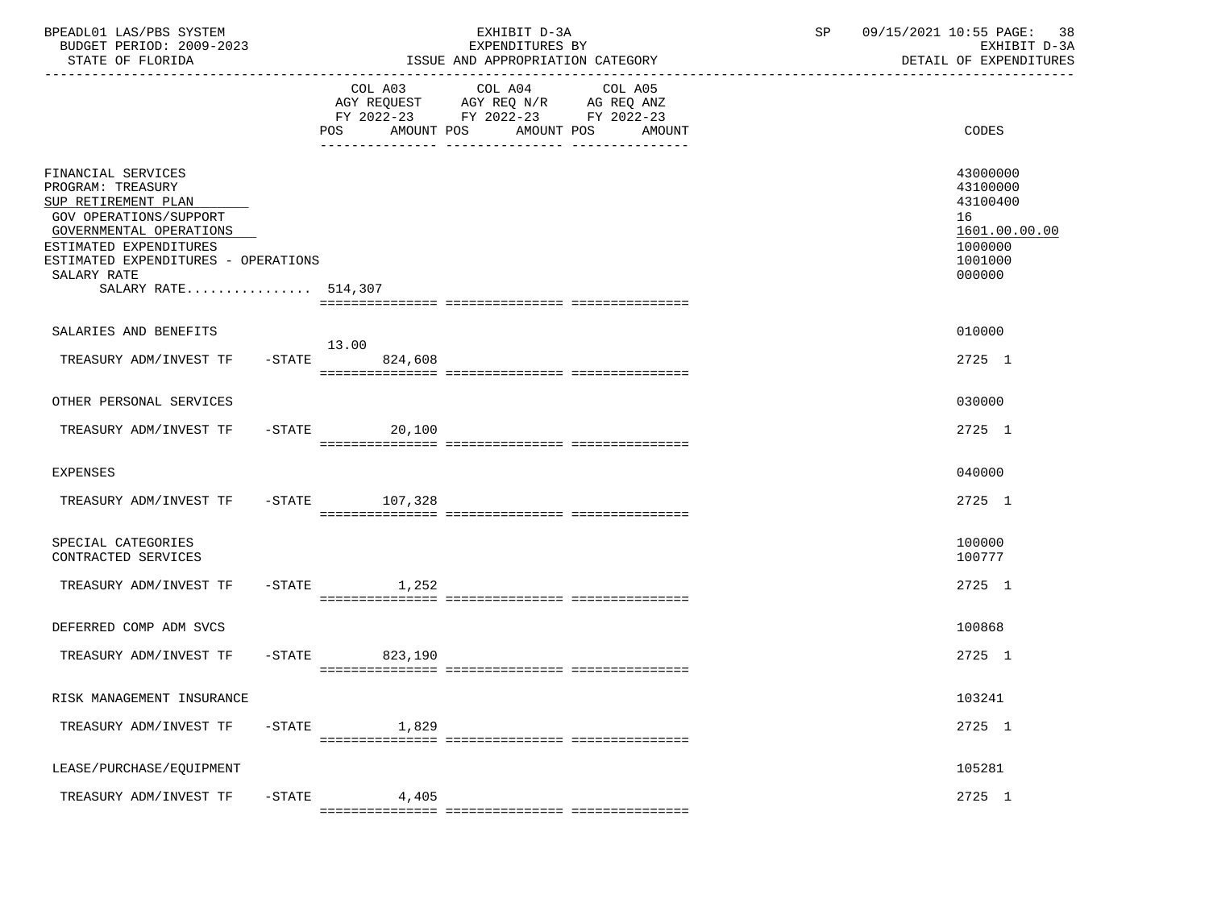BPEADL01 LAS/PBS SYSTEM | EXHIBIT D-3A | SP 09/15/2021 10:55 PAGE: 38
BUDGET PERIOD: 2009-2023 | EXPENDITURES BY | EXHIBIT D-3A
STATE OF FLORIDA | ISSUE AND APPROPRIATION CATEGORY | DETAIL OF EXPENDITURES

| | COL A03 AGY REQUEST FY 2022-23 POS | AMOUNT | COL A04 AGY REQ N/R FY 2022-23 POS | AMOUNT | COL A05 AG REQ ANZ FY 2022-23 POS | AMOUNT | CODES |
|---|---|---|---|---|---|---|---|
| FINANCIAL SERVICES | | | | | | | 43000000 |
| PROGRAM: TREASURY | | | | | | | 43100000 |
| SUP RETIREMENT PLAN | | | | | | | 43100400 |
| GOV OPERATIONS/SUPPORT | | | | | | | 16 |
| GOVERNMENTAL OPERATIONS | | | | | | | 1601.00.00.00 |
| ESTIMATED EXPENDITURES | | | | | | | 1000000 |
| ESTIMATED EXPENDITURES - OPERATIONS | | | | | | | 1001000 |
| SALARY RATE | | | | | | | 000000 |
| SALARY RATE................ 514,307 | | | | | | | |
| SALARIES AND BENEFITS | | | | | | | 010000 |
| TREASURY ADM/INVEST TF -STATE | 13.00 | 824,608 | | | | | 2725 1 |
| OTHER PERSONAL SERVICES | | | | | | | 030000 |
| TREASURY ADM/INVEST TF -STATE | | 20,100 | | | | | 2725 1 |
| EXPENSES | | | | | | | 040000 |
| TREASURY ADM/INVEST TF -STATE | | 107,328 | | | | | 2725 1 |
| SPECIAL CATEGORIES | | | | | | | 100000 |
| CONTRACTED SERVICES | | | | | | | 100777 |
| TREASURY ADM/INVEST TF -STATE | | 1,252 | | | | | 2725 1 |
| DEFERRED COMP ADM SVCS | | | | | | | 100868 |
| TREASURY ADM/INVEST TF -STATE | | 823,190 | | | | | 2725 1 |
| RISK MANAGEMENT INSURANCE | | | | | | | 103241 |
| TREASURY ADM/INVEST TF -STATE | | 1,829 | | | | | 2725 1 |
| LEASE/PURCHASE/EQUIPMENT | | | | | | | 105281 |
| TREASURY ADM/INVEST TF -STATE | | 4,405 | | | | | 2725 1 |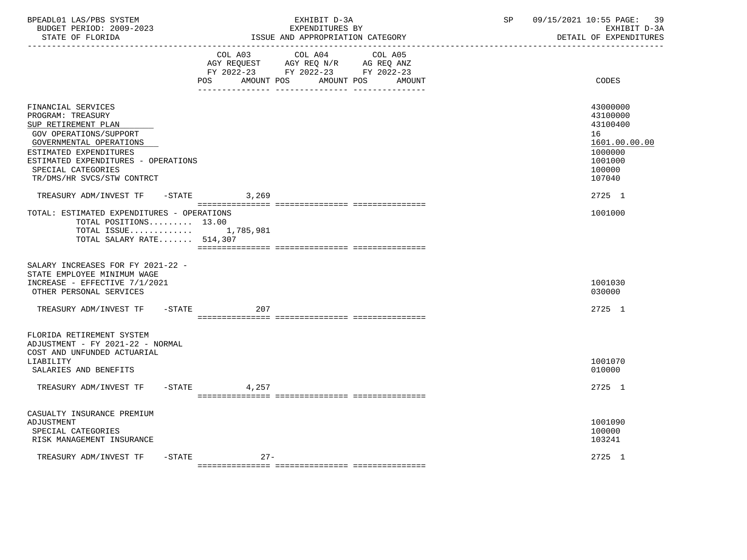BPEADL01 LAS/PBS SYSTEM | EXHIBIT D-3A | SP 09/15/2021 10:55 PAGE: 39
BUDGET PERIOD: 2009-2023 | EXPENDITURES BY | EXHIBIT D-3A
STATE OF FLORIDA | ISSUE AND APPROPRIATION CATEGORY | DETAIL OF EXPENDITURES

| | COL A03 AGY REQUEST FY 2022-23 POS AMOUNT | COL A04 AGY REQ N/R FY 2022-23 POS AMOUNT | COL A05 AG REQ ANZ FY 2022-23 POS AMOUNT | CODES |
|---|---|---|---|---|
| FINANCIAL SERVICES | | | | 43000000 |
| PROGRAM: TREASURY | | | | 43100000 |
| SUP RETIREMENT PLAN | | | | 43100400 |
| GOV OPERATIONS/SUPPORT | | | | 16 |
| GOVERNMENTAL OPERATIONS | | | | 1601.00.00.00 |
| ESTIMATED EXPENDITURES | | | | 1000000 |
| ESTIMATED EXPENDITURES - OPERATIONS | | | | 1001000 |
| SPECIAL CATEGORIES | | | | 100000 |
| TR/DMS/HR SVCS/STW CONTRCT | | | | 107040 |
| TREASURY ADM/INVEST TF -STATE | 3,269 | | | 2725 1 |
| TOTAL: ESTIMATED EXPENDITURES - OPERATIONS | | | | 1001000 |
| TOTAL POSITIONS......... 13.00 | | | | |
| TOTAL ISSUE............. | 1,785,981 | | | |
| TOTAL SALARY RATE....... 514,307 | | | | |
| SALARY INCREASES FOR FY 2021-22 - STATE EMPLOYEE MINIMUM WAGE INCREASE - EFFECTIVE 7/1/2021 | | | | 1001030 |
| OTHER PERSONAL SERVICES | | | | 030000 |
| TREASURY ADM/INVEST TF -STATE | 207 | | | 2725 1 |
| FLORIDA RETIREMENT SYSTEM ADJUSTMENT - FY 2021-22 - NORMAL COST AND UNFUNDED ACTUARIAL LIABILITY | | | | 1001070 |
| SALARIES AND BENEFITS | | | | 010000 |
| TREASURY ADM/INVEST TF -STATE | 4,257 | | | 2725 1 |
| CASUALTY INSURANCE PREMIUM ADJUSTMENT | | | | 1001090 |
| SPECIAL CATEGORIES | | | | 100000 |
| RISK MANAGEMENT INSURANCE | | | | 103241 |
| TREASURY ADM/INVEST TF -STATE | 27- | | | 2725 1 |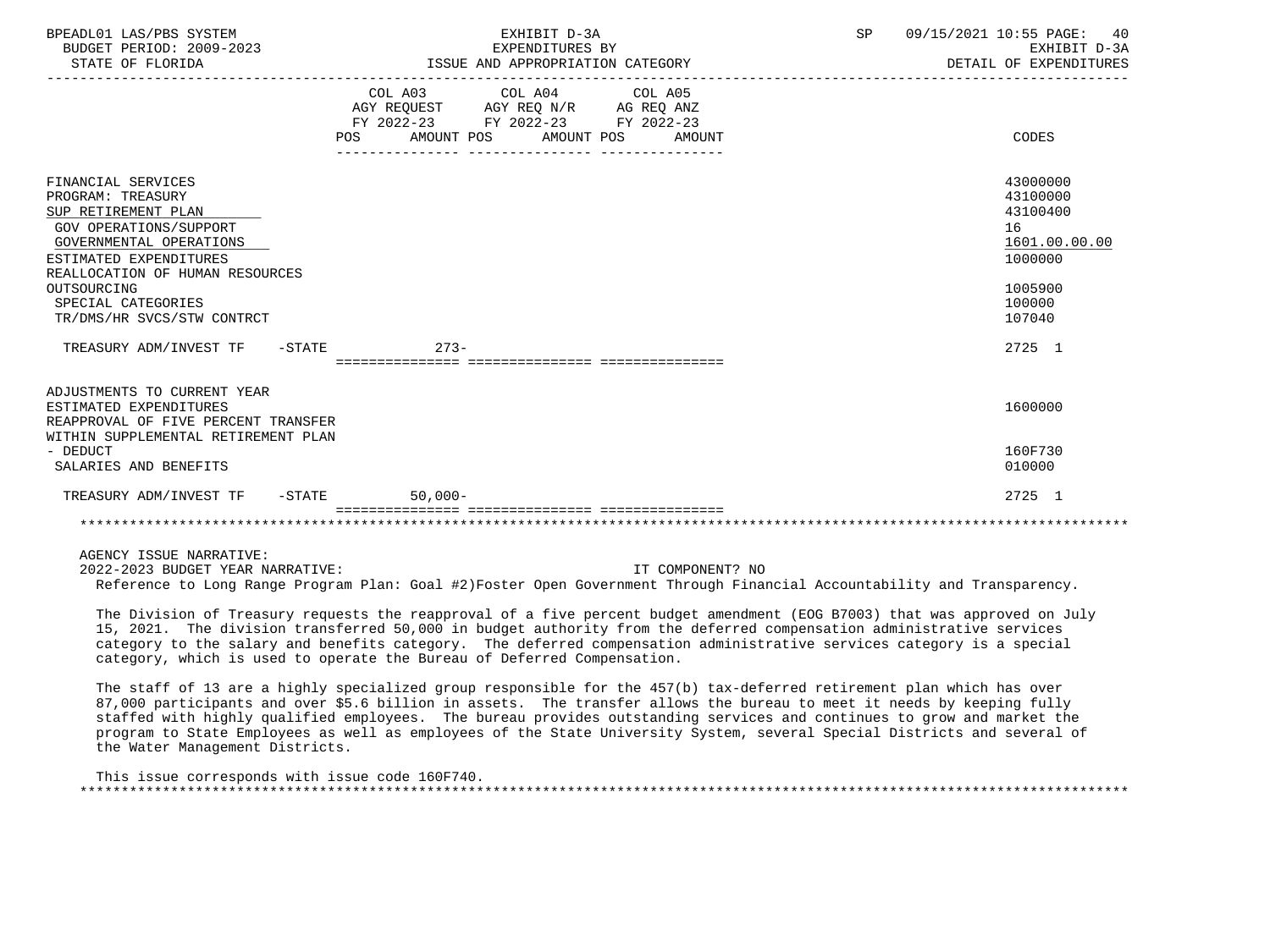BPEADL01 LAS/PBS SYSTEM | EXHIBIT D-3A | SP 09/15/2021 10:55 PAGE: 40
BUDGET PERIOD: 2009-2023 | EXPENDITURES BY | EXHIBIT D-3A
STATE OF FLORIDA | ISSUE AND APPROPRIATION CATEGORY | DETAIL OF EXPENDITURES

| | COL A03 AGY REQUEST FY 2022-23 POS AMOUNT | COL A04 AGY REQ N/R FY 2022-23 POS AMOUNT | COL A05 AG REQ ANZ FY 2022-23 POS AMOUNT | CODES |
|---|---|---|---|---|
| FINANCIAL SERVICES | | | | 43000000 |
| PROGRAM: TREASURY | | | | 43100000 |
| SUP RETIREMENT PLAN | | | | 43100400 |
| GOV OPERATIONS/SUPPORT | | | | 16 |
| GOVERNMENTAL OPERATIONS | | | | 1601.00.00.00 |
| ESTIMATED EXPENDITURES | | | | 1000000 |
| REALLOCATION OF HUMAN RESOURCES OUTSOURCING | | | | 1005900 |
| SPECIAL CATEGORIES | | | | 100000 |
| TR/DMS/HR SVCS/STW CONTRCT | | | | 107040 |
| TREASURY ADM/INVEST TF -STATE | 273- | | | 2725 1 |
| ADJUSTMENTS TO CURRENT YEAR ESTIMATED EXPENDITURES | | | | 1600000 |
| REAPPROVAL OF FIVE PERCENT TRANSFER WITHIN SUPPLEMENTAL RETIREMENT PLAN - DEDUCT | | | | 160F730 |
| SALARIES AND BENEFITS | | | | 010000 |
| TREASURY ADM/INVEST TF -STATE | 50,000- | | | 2725 1 |

AGENCY ISSUE NARRATIVE:

2022-2023 BUDGET YEAR NARRATIVE: IT COMPONENT? NO

Reference to Long Range Program Plan: Goal #2)Foster Open Government Through Financial Accountability and Transparency.

The Division of Treasury requests the reapproval of a five percent budget amendment (EOG B7003) that was approved on July 15, 2021. The division transferred 50,000 in budget authority from the deferred compensation administrative services category to the salary and benefits category. The deferred compensation administrative services category is a special category, which is used to operate the Bureau of Deferred Compensation.

The staff of 13 are a highly specialized group responsible for the 457(b) tax-deferred retirement plan which has over 87,000 participants and over $5.6 billion in assets. The transfer allows the bureau to meet it needs by keeping fully staffed with highly qualified employees. The bureau provides outstanding services and continues to grow and market the program to State Employees as well as employees of the State University System, several Special Districts and several of the Water Management Districts.

This issue corresponds with issue code 160F740.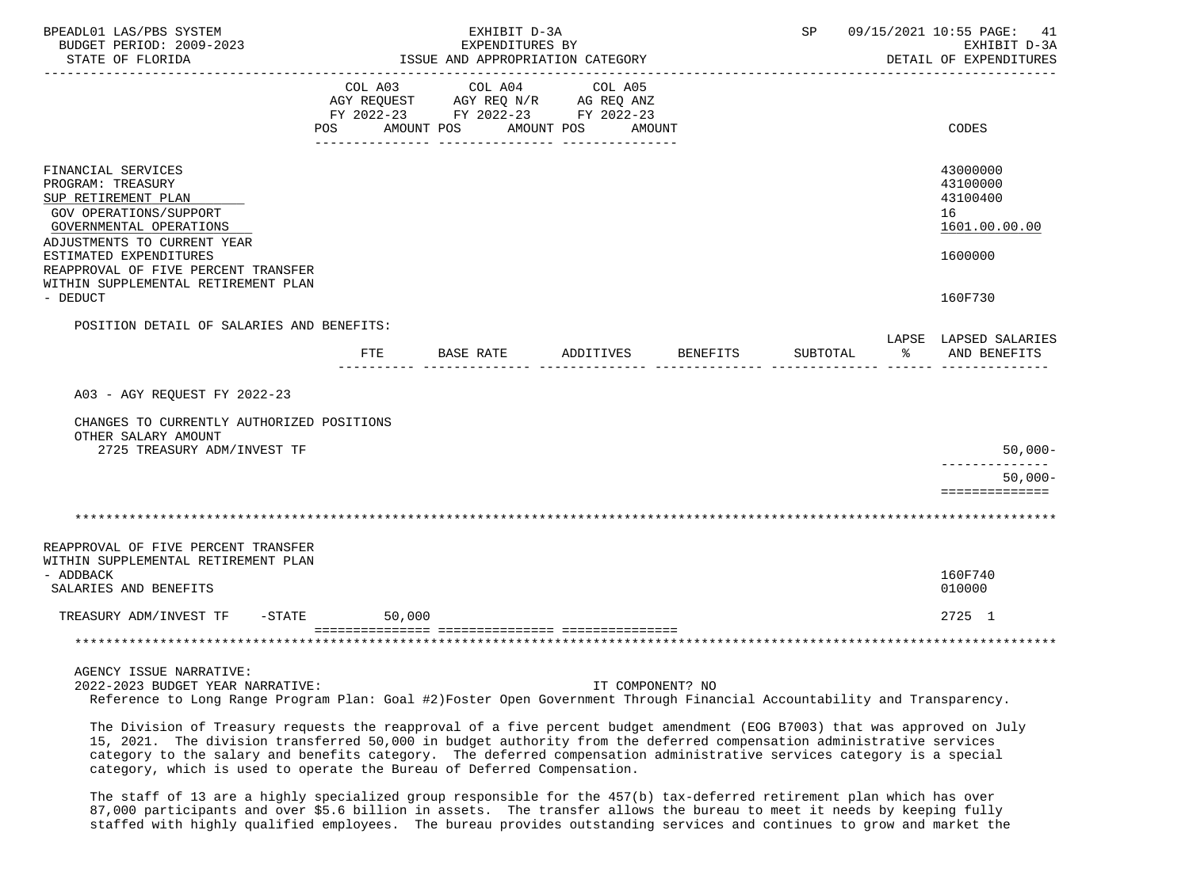| | COL A03 AGY REQUEST FY 2022-23 POS AMOUNT | COL A04 AGY REQ N/R FY 2022-23 POS AMOUNT | COL A05 AG REQ ANZ FY 2022-23 POS AMOUNT | CODES |
|---|---|---|---|---|
| FINANCIAL SERVICES | | | | 43000000 |
| PROGRAM: TREASURY | | | | 43100000 |
| SUP RETIREMENT PLAN | | | | 43100400 |
| GOV OPERATIONS/SUPPORT | | | | 16 |
| GOVERNMENTAL OPERATIONS | | | | 1601.00.00.00 |
| ADJUSTMENTS TO CURRENT YEAR ESTIMATED EXPENDITURES | | | | 1600000 |
| REAPPROVAL OF FIVE PERCENT TRANSFER WITHIN SUPPLEMENTAL RETIREMENT PLAN - DEDUCT | | | | 160F730 |

POSITION DETAIL OF SALARIES AND BENEFITS:

| | FTE | BASE RATE | ADDITIVES | BENEFITS | SUBTOTAL | LAPSE % | LAPSED SALARIES AND BENEFITS |
|---|---|---|---|---|---|---|---|
| A03 - AGY REQUEST FY 2022-23 | | | | | | | |
| CHANGES TO CURRENTLY AUTHORIZED POSITIONS | | | | | | | |
| OTHER SALARY AMOUNT | | | | | | | |
| 2725 TREASURY ADM/INVEST TF | | | | | | | 50,000- |
| | | | | | | | 50,000- |

*******************************************************************************************************************

| | COL A03 | COL A04 | COL A05 | CODES |
|---|---|---|---|---|
| REAPPROVAL OF FIVE PERCENT TRANSFER WITHIN SUPPLEMENTAL RETIREMENT PLAN - ADDBACK | | | | 160F740 |
| SALARIES AND BENEFITS | | | | 010000 |
| TREASURY ADM/INVEST TF -STATE | 50,000 | | | 2725 1 |

*******************************************************************************************************************

AGENCY ISSUE NARRATIVE:

2022-2023 BUDGET YEAR NARRATIVE: IT COMPONENT? NO

Reference to Long Range Program Plan: Goal #2)Foster Open Government Through Financial Accountability and Transparency.

The Division of Treasury requests the reapproval of a five percent budget amendment (EOG B7003) that was approved on July 15, 2021. The division transferred 50,000 in budget authority from the deferred compensation administrative services category to the salary and benefits category. The deferred compensation administrative services category is a special category, which is used to operate the Bureau of Deferred Compensation.

The staff of 13 are a highly specialized group responsible for the 457(b) tax-deferred retirement plan which has over 87,000 participants and over $5.6 billion in assets. The transfer allows the bureau to meet it needs by keeping fully staffed with highly qualified employees. The bureau provides outstanding services and continues to grow and market the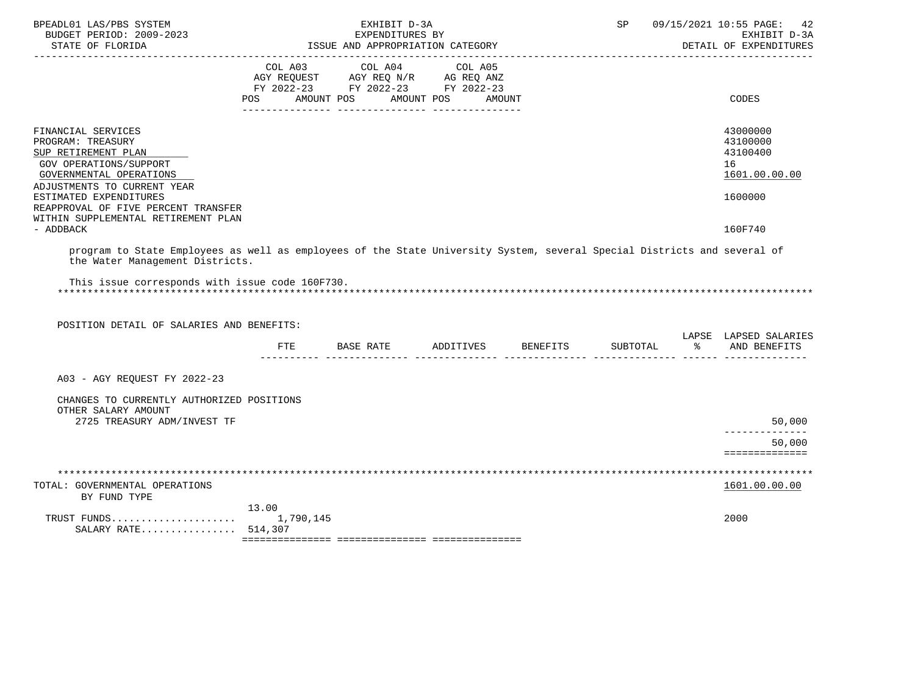BPEADL01 LAS/PBS SYSTEM
BUDGET PERIOD: 2009-2023
STATE OF FLORIDA

EXHIBIT D-3A
EXPENDITURES BY
ISSUE AND APPROPRIATION CATEGORY

SP 09/15/2021 10:55

EXHIBIT D-3A
DETAIL OF EXPENDITURES

| | COL A03 AGY REQUEST FY 2022-23 POS AMOUNT | COL A04 AGY REQ N/R FY 2022-23 POS AMOUNT | COL A05 AG REQ ANZ FY 2022-23 POS AMOUNT | CODES |
|---|---|---|---|---|
| FINANCIAL SERVICES | | | | 43000000 |
| PROGRAM: TREASURY | | | | 43100000 |
| SUP RETIREMENT PLAN | | | | 43100400 |
| GOV OPERATIONS/SUPPORT | | | | 16 |
| GOVERNMENTAL OPERATIONS | | | | 1601.00.00.00 |
| ADJUSTMENTS TO CURRENT YEAR ESTIMATED EXPENDITURES | | | | 1600000 |
| REAPPROVAL OF FIVE PERCENT TRANSFER WITHIN SUPPLEMENTAL RETIREMENT PLAN - ADDBACK | | | | 160F740 |

program to State Employees as well as employees of the State University System, several Special Districts and several of the Water Management Districts.

This issue corresponds with issue code 160F730.

POSITION DETAIL OF SALARIES AND BENEFITS:

| | FTE | BASE RATE | ADDITIVES | BENEFITS | SUBTOTAL | LAPSE % | LAPSED SALARIES AND BENEFITS |
|---|---|---|---|---|---|---|---|
| A03 - AGY REQUEST FY 2022-23 | | | | | | | |
| CHANGES TO CURRENTLY AUTHORIZED POSITIONS | | | | | | | |
| OTHER SALARY AMOUNT | | | | | | | |
| 2725 TREASURY ADM/INVEST TF | | | | | | | 50,000 |
| | | | | | | | 50,000 |

| | COL A03 | COL A04 | COL A05 | CODES |
|---|---|---|---|---|
| TOTAL: GOVERNMENTAL OPERATIONS BY FUND TYPE | | | | 1601.00.00.00 |
| TRUST FUNDS | 13.00 1,790,145 | | | 2000 |
| SALARY RATE | 514,307 | | | |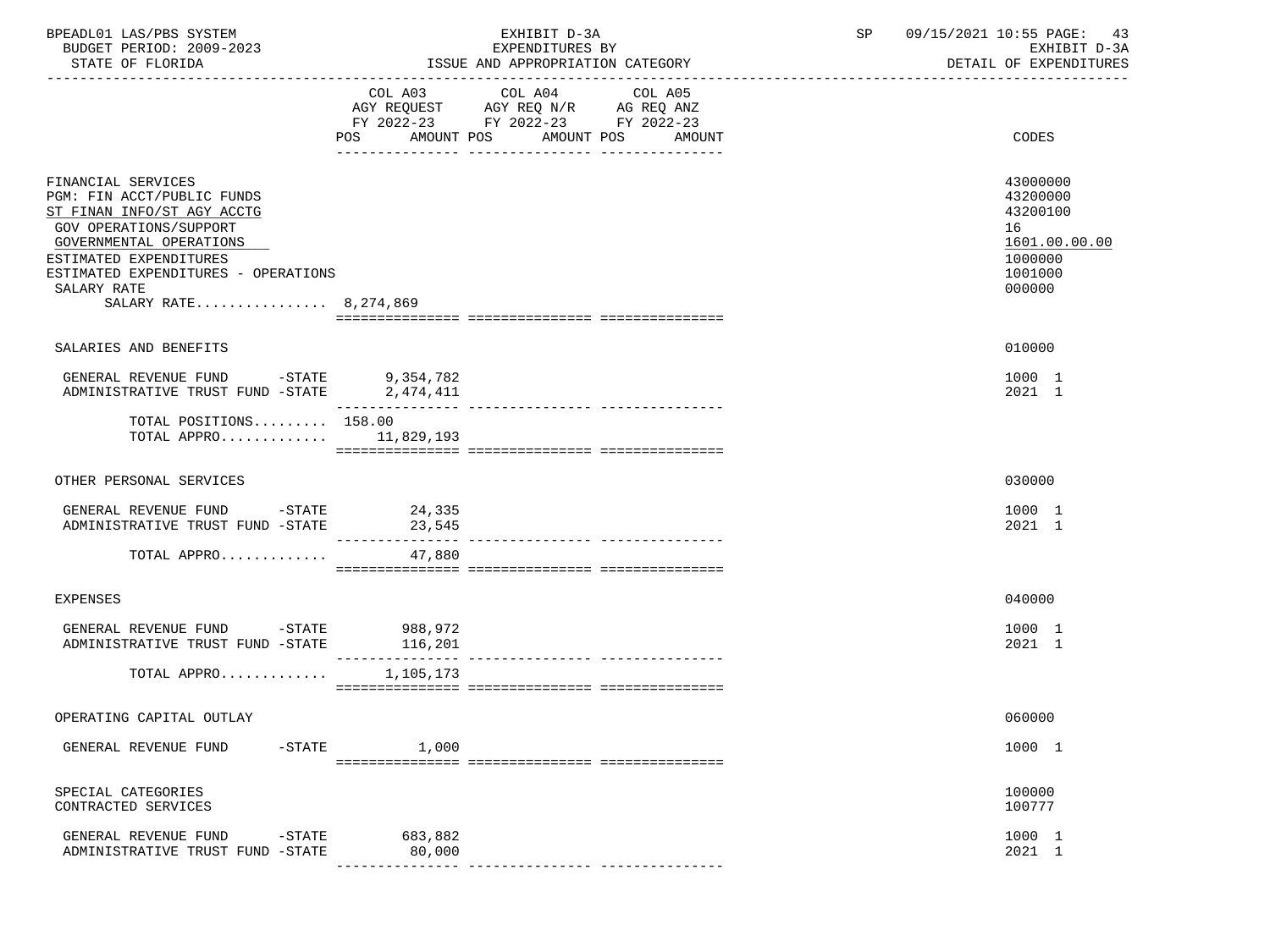BPEADL01 LAS/PBS SYSTEM | EXHIBIT D-3A | SP 09/15/2021 10:55 PAGE: 43
BUDGET PERIOD: 2009-2023 | EXPENDITURES BY | EXHIBIT D-3A
STATE OF FLORIDA | ISSUE AND APPROPRIATION CATEGORY | DETAIL OF EXPENDITURES

| | COL A03 AGY REQUEST FY 2022-23 POS AMOUNT | COL A04 AGY REQ N/R FY 2022-23 POS AMOUNT | COL A05 AG REQ ANZ FY 2022-23 POS AMOUNT | CODES |
|---|---|---|---|---|
| FINANCIAL SERVICES | | | | 43000000 |
| PGM: FIN ACCT/PUBLIC FUNDS | | | | 43200000 |
| ST FINAN INFO/ST AGY ACCTG | | | | 43200100 |
| GOV OPERATIONS/SUPPORT | | | | 16 |
| GOVERNMENTAL OPERATIONS | | | | 1601.00.00.00 |
| ESTIMATED EXPENDITURES | | | | 1000000 |
| ESTIMATED EXPENDITURES - OPERATIONS | | | | 1001000 |
| SALARY RATE | | | | 000000 |
| SALARY RATE................ | 8,274,869 | | | |
| SALARIES AND BENEFITS | | | | 010000 |
| GENERAL REVENUE FUND -STATE | 9,354,782 | | | 1000 1 |
| ADMINISTRATIVE TRUST FUND -STATE | 2,474,411 | | | 2021 1 |
| TOTAL POSITIONS......... | 158.00 | | | |
| TOTAL APPRO............ | 11,829,193 | | | |
| OTHER PERSONAL SERVICES | | | | 030000 |
| GENERAL REVENUE FUND -STATE | 24,335 | | | 1000 1 |
| ADMINISTRATIVE TRUST FUND -STATE | 23,545 | | | 2021 1 |
| TOTAL APPRO............ | 47,880 | | | |
| EXPENSES | | | | 040000 |
| GENERAL REVENUE FUND -STATE | 988,972 | | | 1000 1 |
| ADMINISTRATIVE TRUST FUND -STATE | 116,201 | | | 2021 1 |
| TOTAL APPRO............ | 1,105,173 | | | |
| OPERATING CAPITAL OUTLAY | | | | 060000 |
| GENERAL REVENUE FUND -STATE | 1,000 | | | 1000 1 |
| SPECIAL CATEGORIES | | | | 100000 |
| CONTRACTED SERVICES | | | | 100777 |
| GENERAL REVENUE FUND -STATE | 683,882 | | | 1000 1 |
| ADMINISTRATIVE TRUST FUND -STATE | 80,000 | | | 2021 1 |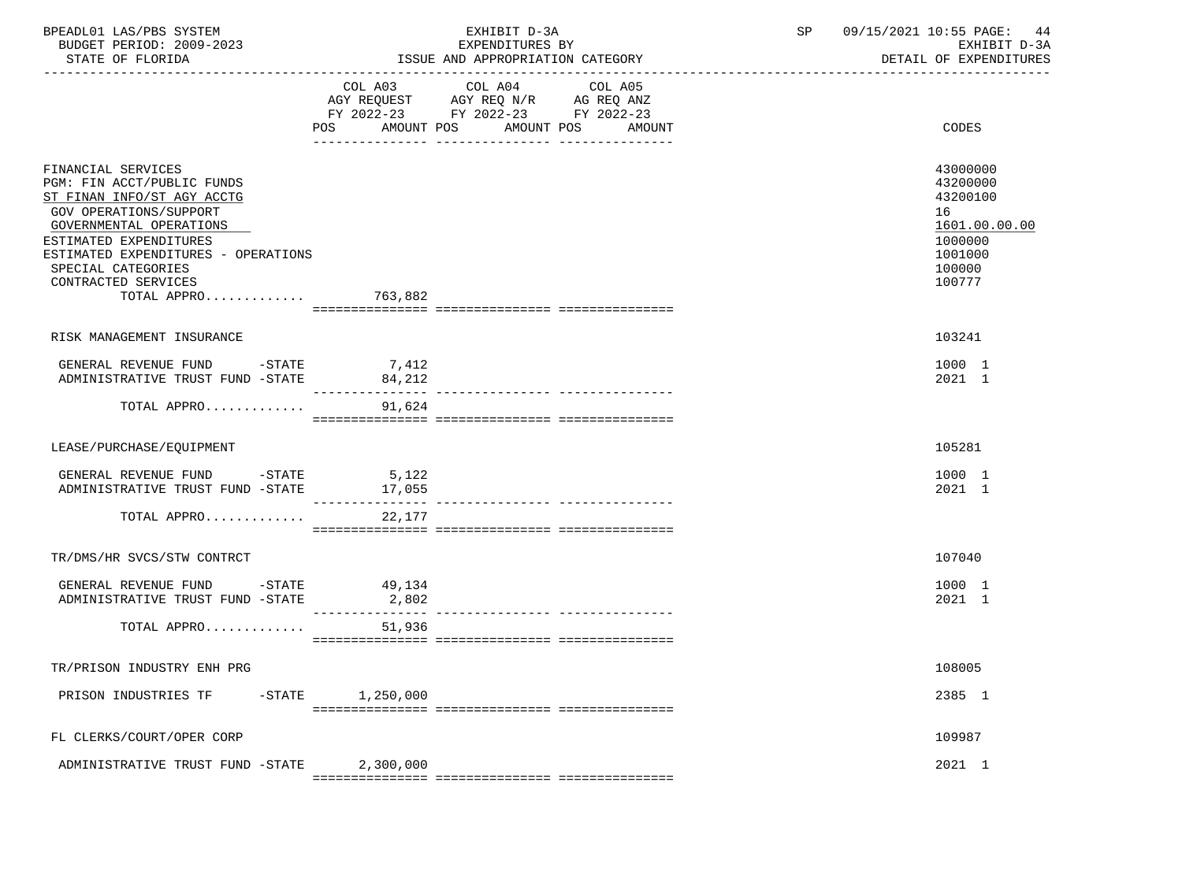BPEADL01 LAS/PBS SYSTEM | EXHIBIT D-3A | SP 09/15/2021 10:55

BUDGET PERIOD: 2009-2023 | EXPENDITURES BY | EXHIBIT D-3A

STATE OF FLORIDA | ISSUE AND APPROPRIATION CATEGORY | DETAIL OF EXPENDITURES

| | COL A03 AGY REQUEST FY 2022-23 POS AMOUNT | COL A04 AGY REQ N/R FY 2022-23 POS AMOUNT | COL A05 AG REQ ANZ FY 2022-23 POS AMOUNT | CODES |
|---|---|---|---|---|
| FINANCIAL SERVICES | | | | 43000000 |
| PGM: FIN ACCT/PUBLIC FUNDS | | | | 43200000 |
| ST FINAN INFO/ST AGY ACCTG | | | | 43200100 |
| GOV OPERATIONS/SUPPORT | | | | 16 |
| GOVERNMENTAL OPERATIONS | | | | 1601.00.00.00 |
| ESTIMATED EXPENDITURES | | | | 1000000 |
| ESTIMATED EXPENDITURES - OPERATIONS | | | | 1001000 |
| SPECIAL CATEGORIES | | | | 100000 |
| CONTRACTED SERVICES | | | | 100777 |
| TOTAL APPRO............ | 763,882 | | | |
| RISK MANAGEMENT INSURANCE | | | | 103241 |
| GENERAL REVENUE FUND -STATE | 7,412 | | | 1000 1 |
| ADMINISTRATIVE TRUST FUND -STATE | 84,212 | | | 2021 1 |
| TOTAL APPRO............ | 91,624 | | | |
| LEASE/PURCHASE/EQUIPMENT | | | | 105281 |
| GENERAL REVENUE FUND -STATE | 5,122 | | | 1000 1 |
| ADMINISTRATIVE TRUST FUND -STATE | 17,055 | | | 2021 1 |
| TOTAL APPRO............ | 22,177 | | | |
| TR/DMS/HR SVCS/STW CONTRCT | | | | 107040 |
| GENERAL REVENUE FUND -STATE | 49,134 | | | 1000 1 |
| ADMINISTRATIVE TRUST FUND -STATE | 2,802 | | | 2021 1 |
| TOTAL APPRO............ | 51,936 | | | |
| TR/PRISON INDUSTRY ENH PRG | | | | 108005 |
| PRISON INDUSTRIES TF -STATE | 1,250,000 | | | 2385 1 |
| FL CLERKS/COURT/OPER CORP | | | | 109987 |
| ADMINISTRATIVE TRUST FUND -STATE | 2,300,000 | | | 2021 1 |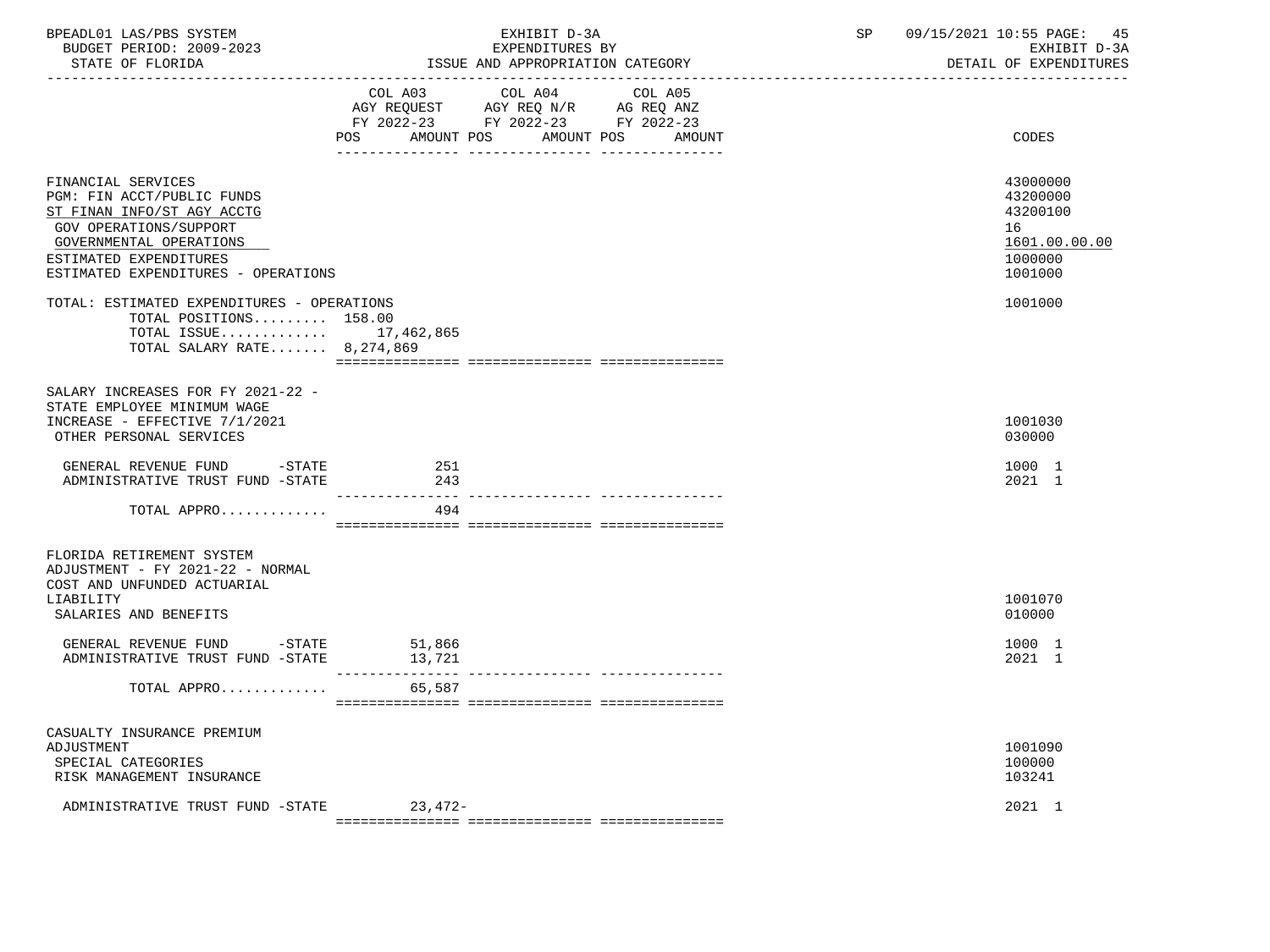BPEADL01 LAS/PBS SYSTEM | EXHIBIT D-3A | SP 09/15/2021 10:55 PAGE: 45
BUDGET PERIOD: 2009-2023 | EXPENDITURES BY | EXHIBIT D-3A
STATE OF FLORIDA | ISSUE AND APPROPRIATION CATEGORY | DETAIL OF EXPENDITURES

| | COL A03 AGY REQUEST FY 2022-23 POS AMOUNT | COL A04 AGY REQ N/R FY 2022-23 POS AMOUNT | COL A05 AG REQ ANZ FY 2022-23 POS AMOUNT | CODES |
|---|---|---|---|---|
| FINANCIAL SERVICES | | | | 43000000 |
| PGM: FIN ACCT/PUBLIC FUNDS | | | | 43200000 |
| ST FINAN INFO/ST AGY ACCTG | | | | 43200100 |
| GOV OPERATIONS/SUPPORT | | | | 16 |
| GOVERNMENTAL OPERATIONS | | | | 1601.00.00.00 |
| ESTIMATED EXPENDITURES | | | | 1000000 |
| ESTIMATED EXPENDITURES - OPERATIONS | | | | 1001000 |
| TOTAL: ESTIMATED EXPENDITURES - OPERATIONS | | | | 1001000 |
| TOTAL POSITIONS......... 158.00 | | | | |
| TOTAL ISSUE............ | 17,462,865 | | | |
| TOTAL SALARY RATE....... 8,274,869 | | | | |
| SALARY INCREASES FOR FY 2021-22 - STATE EMPLOYEE MINIMUM WAGE INCREASE - EFFECTIVE 7/1/2021 | | | | 1001030 |
| OTHER PERSONAL SERVICES | | | | 030000 |
| GENERAL REVENUE FUND -STATE | 251 | | | 1000 1 |
| ADMINISTRATIVE TRUST FUND -STATE | 243 | | | 2021 1 |
| TOTAL APPRO............ | 494 | | | |
| FLORIDA RETIREMENT SYSTEM ADJUSTMENT - FY 2021-22 - NORMAL COST AND UNFUNDED ACTUARIAL LIABILITY | | | | 1001070 |
| SALARIES AND BENEFITS | | | | 010000 |
| GENERAL REVENUE FUND -STATE | 51,866 | | | 1000 1 |
| ADMINISTRATIVE TRUST FUND -STATE | 13,721 | | | 2021 1 |
| TOTAL APPRO............ | 65,587 | | | |
| CASUALTY INSURANCE PREMIUM ADJUSTMENT | | | | 1001090 |
| SPECIAL CATEGORIES | | | | 100000 |
| RISK MANAGEMENT INSURANCE | | | | 103241 |
| ADMINISTRATIVE TRUST FUND -STATE | 23,472- | | | 2021 1 |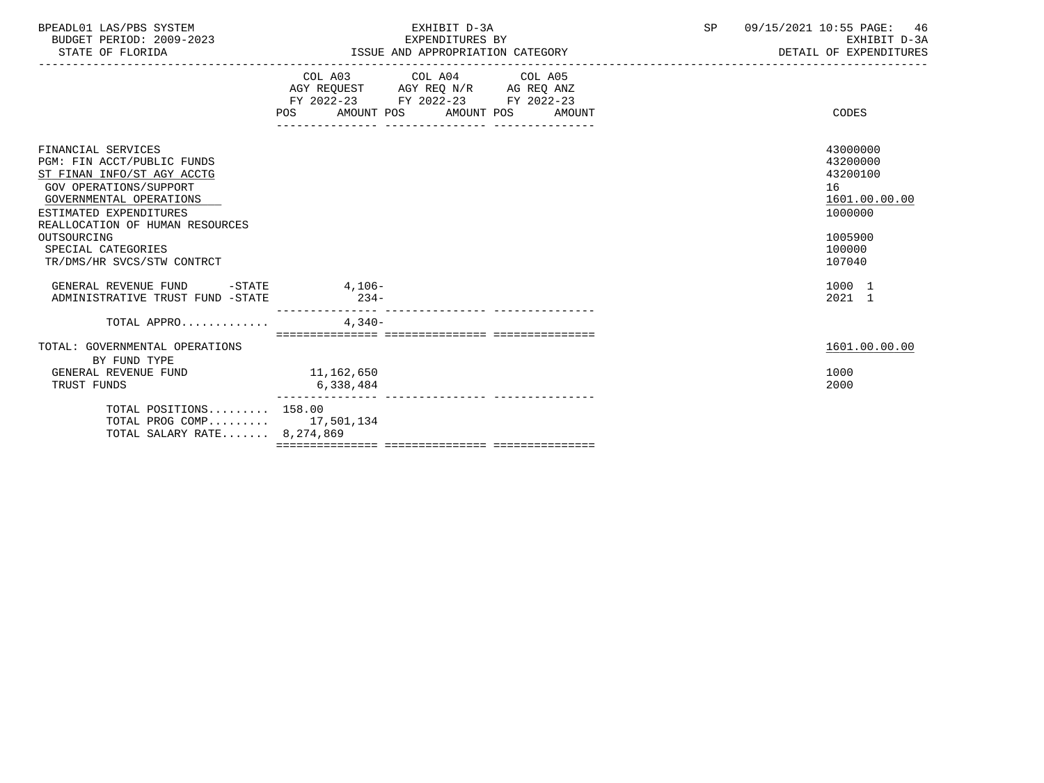| | COL A03 AGY REQUEST FY 2022-23 POS AMOUNT | COL A04 AGY REQ N/R FY 2022-23 POS AMOUNT | COL A05 AG REQ ANZ FY 2022-23 POS AMOUNT | CODES |
|---|---|---|---|---|
| FINANCIAL SERVICES | | | | 43000000 |
| PGM: FIN ACCT/PUBLIC FUNDS | | | | 43200000 |
| ST FINAN INFO/ST AGY ACCTG | | | | 43200100 |
| GOV OPERATIONS/SUPPORT | | | | 16 |
| GOVERNMENTAL OPERATIONS | | | | 1601.00.00.00 |
| ESTIMATED EXPENDITURES | | | | 1000000 |
| REALLOCATION OF HUMAN RESOURCES OUTSOURCING | | | | 1005900 |
| SPECIAL CATEGORIES | | | | 100000 |
| TR/DMS/HR SVCS/STW CONTRCT | | | | 107040 |
| GENERAL REVENUE FUND -STATE | 4,106- | | | 1000 1 |
| ADMINISTRATIVE TRUST FUND -STATE | 234- | | | 2021 1 |
| TOTAL APPRO............ | 4,340- | | | |
| TOTAL: GOVERNMENTAL OPERATIONS | | | | 1601.00.00.00 |
| BY FUND TYPE | | | | |
| GENERAL REVENUE FUND | 11,162,650 | | | 1000 |
| TRUST FUNDS | 6,338,484 | | | 2000 |
| TOTAL POSITIONS......... | 158.00 | | | |
| TOTAL PROG COMP......... | 17,501,134 | | | |
| TOTAL SALARY RATE....... | 8,274,869 | | | |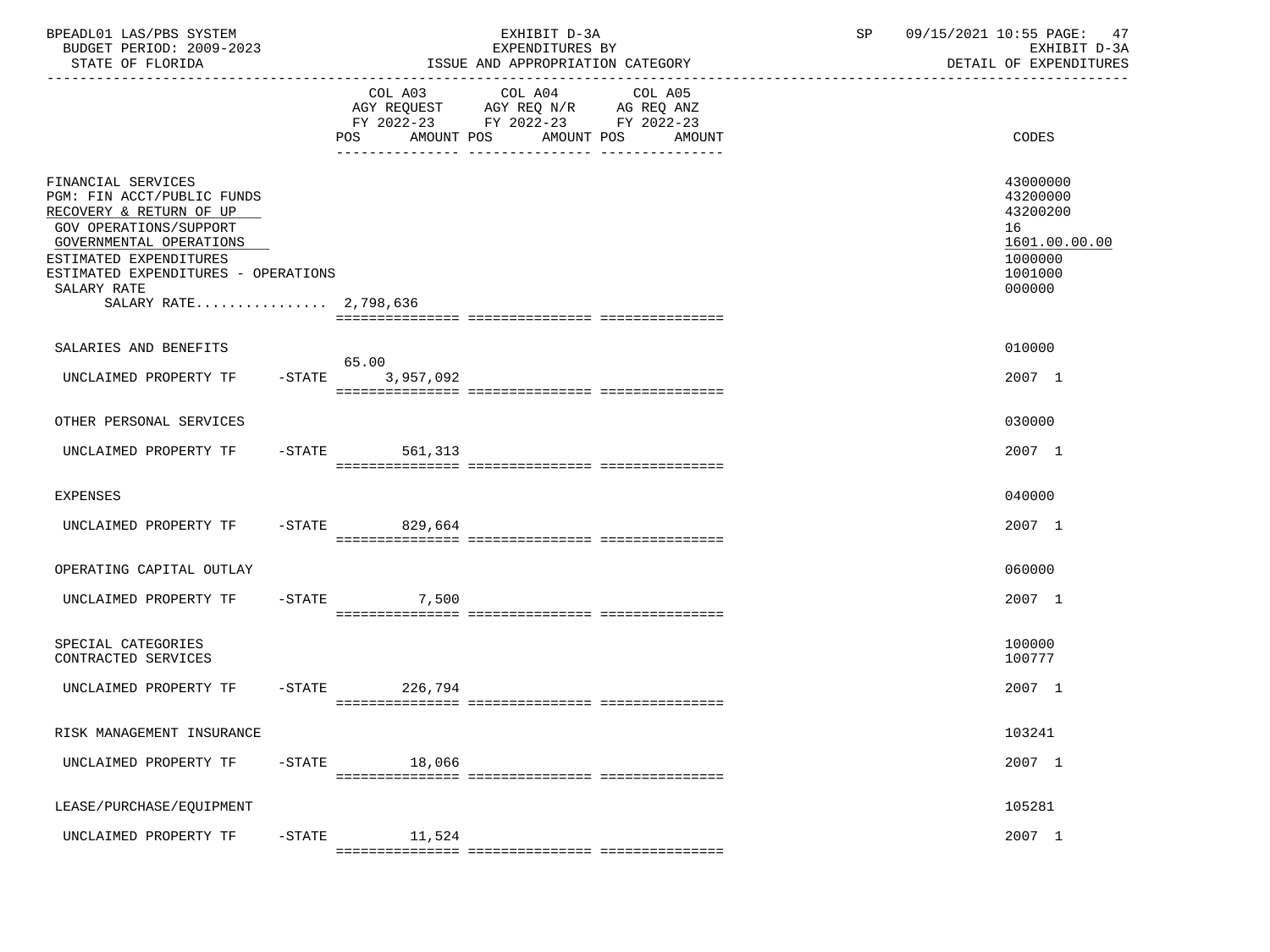BPEADL01 LAS/PBS SYSTEM | EXHIBIT D-3A | SP 09/15/2021 10:55
BUDGET PERIOD: 2009-2023 | EXPENDITURES BY | EXHIBIT D-3A
STATE OF FLORIDA | ISSUE AND APPROPRIATION CATEGORY | DETAIL OF EXPENDITURES

| | COL A03 AGY REQUEST FY 2022-23 POS | AMOUNT | COL A04 AGY REQ N/R FY 2022-23 POS | AMOUNT | COL A05 AG REQ ANZ FY 2022-23 POS | AMOUNT | CODES |
|---|---|---|---|---|---|---|---|
| FINANCIAL SERVICES | | | | | | | 43000000 |
| PGM: FIN ACCT/PUBLIC FUNDS | | | | | | | 43200000 |
| RECOVERY & RETURN OF UP | | | | | | | 43200200 |
| GOV OPERATIONS/SUPPORT | | | | | | | 16 |
| GOVERNMENTAL OPERATIONS | | | | | | | 1601.00.00.00 |
| ESTIMATED EXPENDITURES | | | | | | | 1000000 |
| ESTIMATED EXPENDITURES - OPERATIONS | | | | | | | 1001000 |
| SALARY RATE | | | | | | | 000000 |
| SALARY RATE................ 2,798,636 | | | | | | | |
| SALARIES AND BENEFITS | | | | | | | 010000 |
| UNCLAIMED PROPERTY TF -STATE | 65.00 | 3,957,092 | | | | | 2007 1 |
| OTHER PERSONAL SERVICES | | | | | | | 030000 |
| UNCLAIMED PROPERTY TF -STATE | | 561,313 | | | | | 2007 1 |
| EXPENSES | | | | | | | 040000 |
| UNCLAIMED PROPERTY TF -STATE | | 829,664 | | | | | 2007 1 |
| OPERATING CAPITAL OUTLAY | | | | | | | 060000 |
| UNCLAIMED PROPERTY TF -STATE | | 7,500 | | | | | 2007 1 |
| SPECIAL CATEGORIES | | | | | | | 100000 |
| CONTRACTED SERVICES | | | | | | | 100777 |
| UNCLAIMED PROPERTY TF -STATE | | 226,794 | | | | | 2007 1 |
| RISK MANAGEMENT INSURANCE | | | | | | | 103241 |
| UNCLAIMED PROPERTY TF -STATE | | 18,066 | | | | | 2007 1 |
| LEASE/PURCHASE/EQUIPMENT | | | | | | | 105281 |
| UNCLAIMED PROPERTY TF -STATE | | 11,524 | | | | | 2007 1 |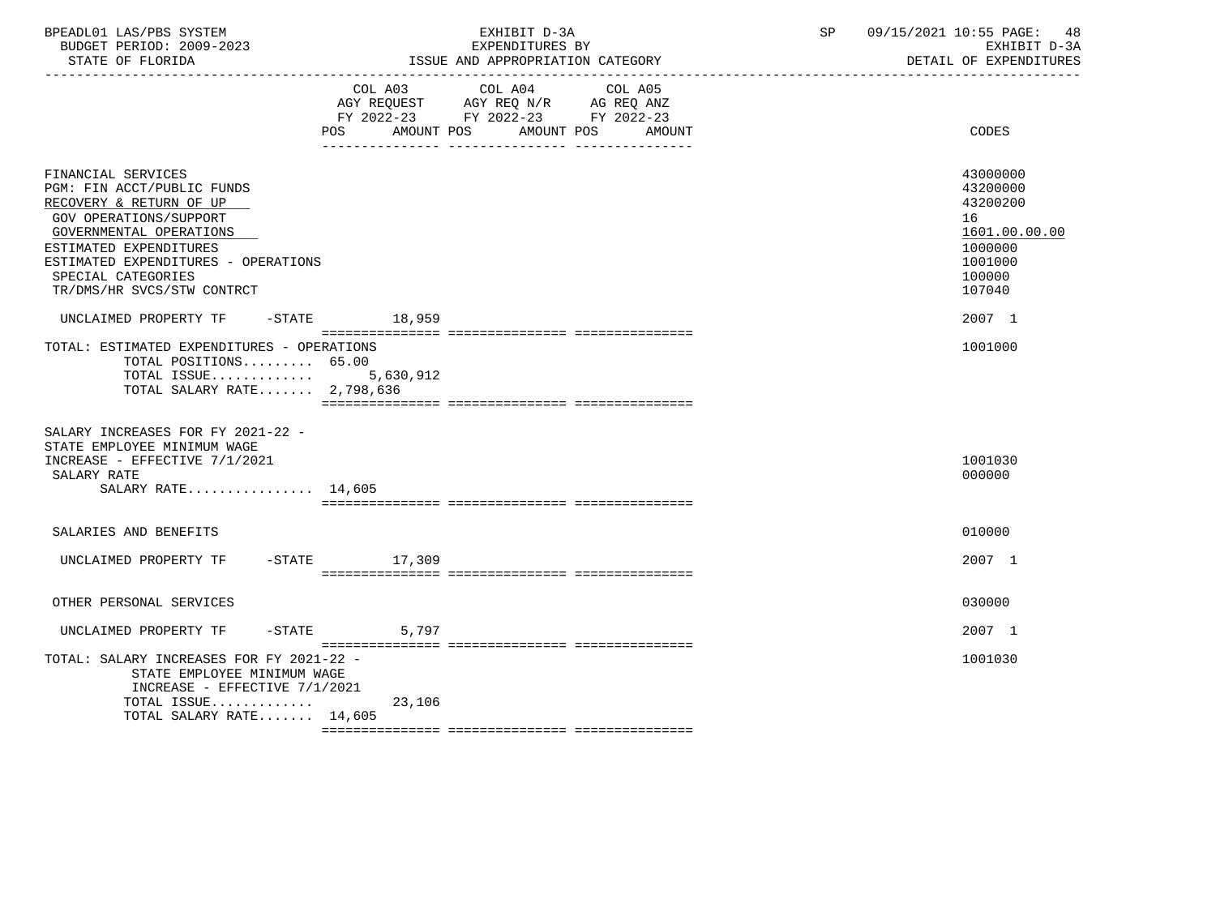BPEADL01 LAS/PBS SYSTEM | EXHIBIT D-3A | SP 09/15/2021 10:55 PAGE: 48
BUDGET PERIOD: 2009-2023 | EXPENDITURES BY | EXHIBIT D-3A
STATE OF FLORIDA | ISSUE AND APPROPRIATION CATEGORY | DETAIL OF EXPENDITURES

| | COL A03 AGY REQUEST FY 2022-23 POS AMOUNT | COL A04 AGY REQ N/R FY 2022-23 POS AMOUNT | COL A05 AG REQ ANZ FY 2022-23 POS AMOUNT | CODES |
|---|---|---|---|---|
| FINANCIAL SERVICES | | | | 43000000 |
| PGM: FIN ACCT/PUBLIC FUNDS | | | | 43200000 |
| RECOVERY & RETURN OF UP | | | | 43200200 |
| GOV OPERATIONS/SUPPORT | | | | 16 |
| GOVERNMENTAL OPERATIONS | | | | 1601.00.00.00 |
| ESTIMATED EXPENDITURES | | | | 1000000 |
| ESTIMATED EXPENDITURES - OPERATIONS | | | | 1001000 |
| SPECIAL CATEGORIES | | | | 100000 |
| TR/DMS/HR SVCS/STW CONTRCT | | | | 107040 |
| UNCLAIMED PROPERTY TF -STATE | 18,959 | | | 2007 1 |
| TOTAL: ESTIMATED EXPENDITURES - OPERATIONS | | | | 1001000 |
| TOTAL POSITIONS......... 65.00 | | | | |
| TOTAL ISSUE............. | 5,630,912 | | | |
| TOTAL SALARY RATE....... 2,798,636 | | | | |
| SALARY INCREASES FOR FY 2021-22 - STATE EMPLOYEE MINIMUM WAGE INCREASE - EFFECTIVE 7/1/2021 | | | | 1001030 |
| SALARY RATE | | | | 000000 |
| SALARY RATE................ 14,605 | | | | |
| SALARIES AND BENEFITS | | | | 010000 |
| UNCLAIMED PROPERTY TF -STATE | 17,309 | | | 2007 1 |
| OTHER PERSONAL SERVICES | | | | 030000 |
| UNCLAIMED PROPERTY TF -STATE | 5,797 | | | 2007 1 |
| TOTAL: SALARY INCREASES FOR FY 2021-22 - STATE EMPLOYEE MINIMUM WAGE INCREASE - EFFECTIVE 7/1/2021 | | | | 1001030 |
| TOTAL ISSUE............. | 23,106 | | | |
| TOTAL SALARY RATE....... 14,605 | | | | |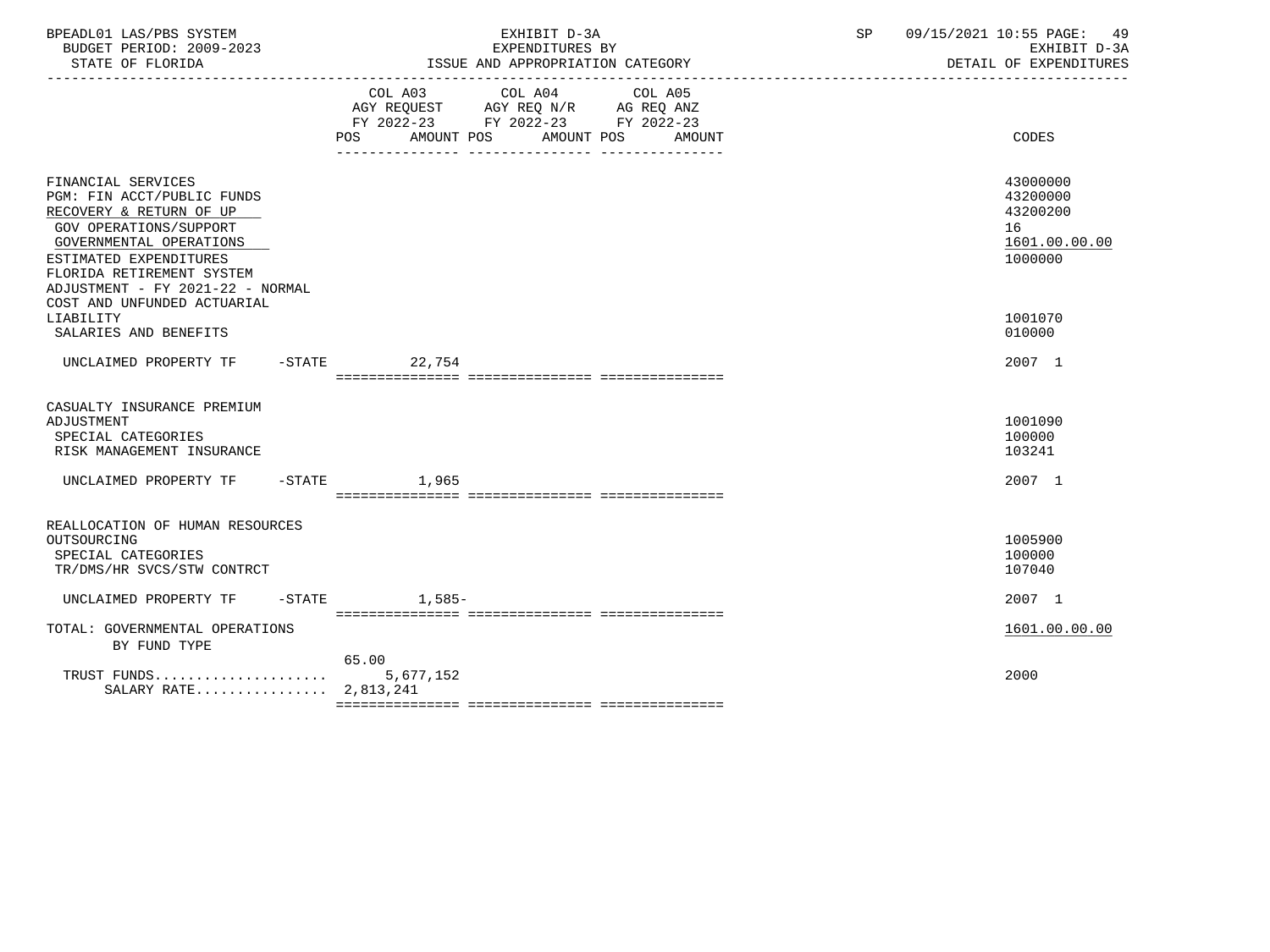BPEADL01 LAS/PBS SYSTEM — EXHIBIT D-3A — EXPENDITURES BY ISSUE AND APPROPRIATION CATEGORY — SP 09/15/2021 10:55 PAGE: 49
BUDGET PERIOD: 2009-2023 — EXHIBIT D-3A
STATE OF FLORIDA — DETAIL OF EXPENDITURES

| | COL A03 AGY REQUEST FY 2022-23 POS | AMOUNT | COL A04 AGY REQ N/R FY 2022-23 POS | AMOUNT | COL A05 AG REQ ANZ FY 2022-23 POS | AMOUNT | CODES |
|---|---|---|---|---|---|---|---|
| FINANCIAL SERVICES | | | | | | | 43000000 |
| PGM: FIN ACCT/PUBLIC FUNDS | | | | | | | 43200000 |
| RECOVERY & RETURN OF UP | | | | | | | 43200200 |
| GOV OPERATIONS/SUPPORT | | | | | | | 16 |
| GOVERNMENTAL OPERATIONS | | | | | | | 1601.00.00.00 |
| ESTIMATED EXPENDITURES | | | | | | | 1000000 |
| FLORIDA RETIREMENT SYSTEM ADJUSTMENT - FY 2021-22 - NORMAL COST AND UNFUNDED ACTUARIAL LIABILITY | | | | | | | 1001070 |
| SALARIES AND BENEFITS | | | | | | | 010000 |
| UNCLAIMED PROPERTY TF -STATE | | 22,754 | | | | | 2007 1 |
| CASUALTY INSURANCE PREMIUM ADJUSTMENT | | | | | | | 1001090 |
| SPECIAL CATEGORIES | | | | | | | 100000 |
| RISK MANAGEMENT INSURANCE | | | | | | | 103241 |
| UNCLAIMED PROPERTY TF -STATE | | 1,965 | | | | | 2007 1 |
| REALLOCATION OF HUMAN RESOURCES OUTSOURCING | | | | | | | 1005900 |
| SPECIAL CATEGORIES | | | | | | | 100000 |
| TR/DMS/HR SVCS/STW CONTRCT | | | | | | | 107040 |
| UNCLAIMED PROPERTY TF -STATE | | 1,585- | | | | | 2007 1 |
| TOTAL: GOVERNMENTAL OPERATIONS | | | | | | | 1601.00.00.00 |
| BY FUND TYPE | | | | | | | |
| TRUST FUNDS | 65.00 | 5,677,152 | | | | | 2000 |
| SALARY RATE | | 2,813,241 | | | | | |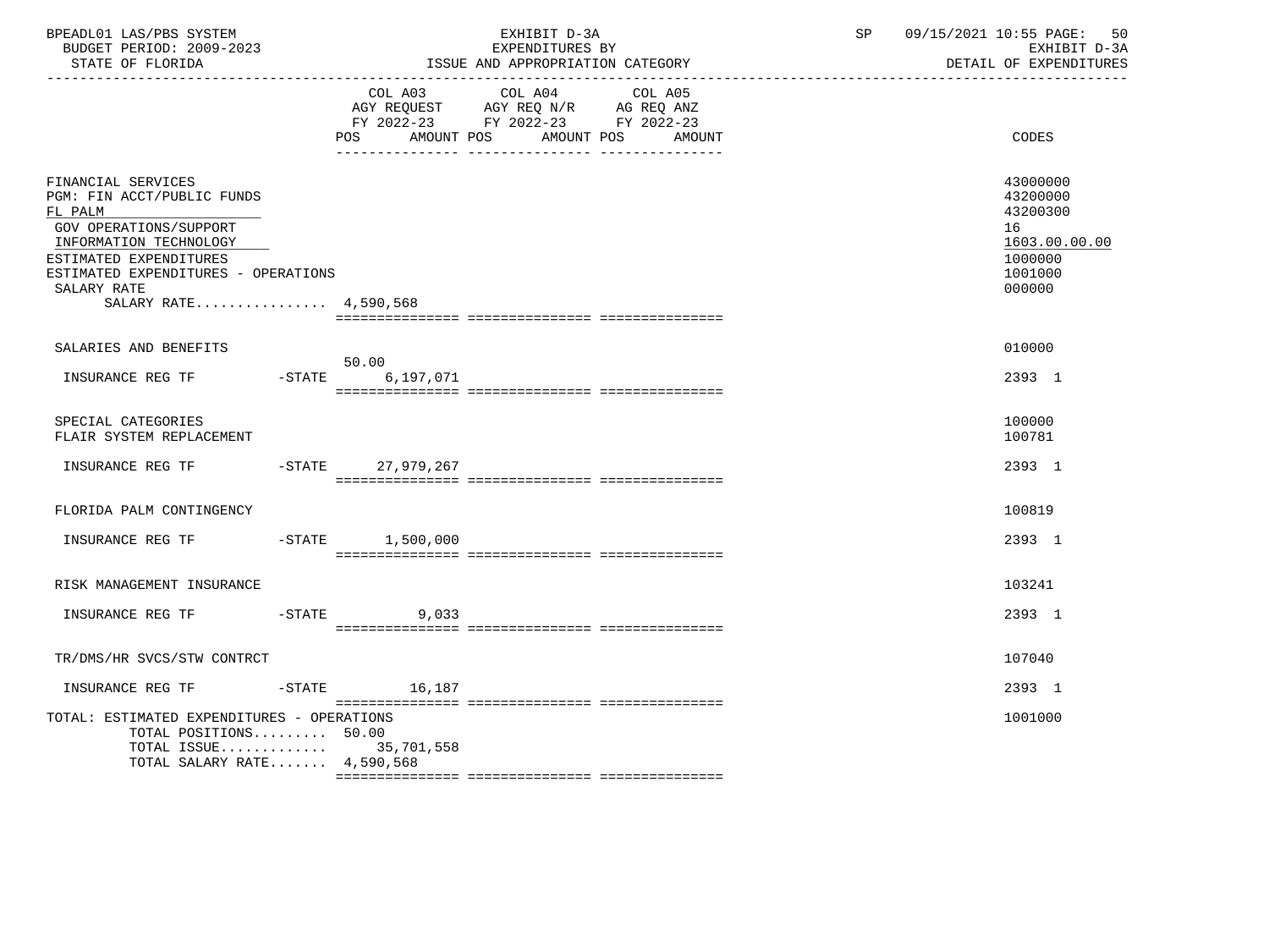BPEADL01 LAS/PBS SYSTEM | EXHIBIT D-3A | SP 09/15/2021 10:55 PAGE: 50
BUDGET PERIOD: 2009-2023 | EXPENDITURES BY | EXHIBIT D-3A
STATE OF FLORIDA | ISSUE AND APPROPRIATION CATEGORY | DETAIL OF EXPENDITURES

| | COL A03 AGY REQUEST FY 2022-23 POS AMOUNT | COL A04 AGY REQ N/R FY 2022-23 POS AMOUNT | COL A05 AG REQ ANZ FY 2022-23 POS AMOUNT | CODES |
|---|---|---|---|---|
| FINANCIAL SERVICES | | | | 43000000 |
| PGM: FIN ACCT/PUBLIC FUNDS | | | | 43200000 |
| FL PALM | | | | 43200300 |
| GOV OPERATIONS/SUPPORT | | | | 16 |
| INFORMATION TECHNOLOGY | | | | 1603.00.00.00 |
| ESTIMATED EXPENDITURES | | | | 1000000 |
| ESTIMATED EXPENDITURES - OPERATIONS | | | | 1001000 |
| SALARY RATE | | | | 000000 |
| SALARY RATE................ 4,590,568 | | | | |
| SALARIES AND BENEFITS | 50.00 | | | 010000 |
| INSURANCE REG TF -STATE | 6,197,071 | | | 2393 1 |
| SPECIAL CATEGORIES | | | | 100000 |
| FLAIR SYSTEM REPLACEMENT | | | | 100781 |
| INSURANCE REG TF -STATE | 27,979,267 | | | 2393 1 |
| FLORIDA PALM CONTINGENCY | | | | 100819 |
| INSURANCE REG TF -STATE | 1,500,000 | | | 2393 1 |
| RISK MANAGEMENT INSURANCE | | | | 103241 |
| INSURANCE REG TF -STATE | 9,033 | | | 2393 1 |
| TR/DMS/HR SVCS/STW CONTRCT | | | | 107040 |
| INSURANCE REG TF -STATE | 16,187 | | | 2393 1 |
| TOTAL: ESTIMATED EXPENDITURES - OPERATIONS | | | | 1001000 |
| TOTAL POSITIONS......... | 50.00 | | | |
| TOTAL ISSUE............ | 35,701,558 | | | |
| TOTAL SALARY RATE....... | 4,590,568 | | | |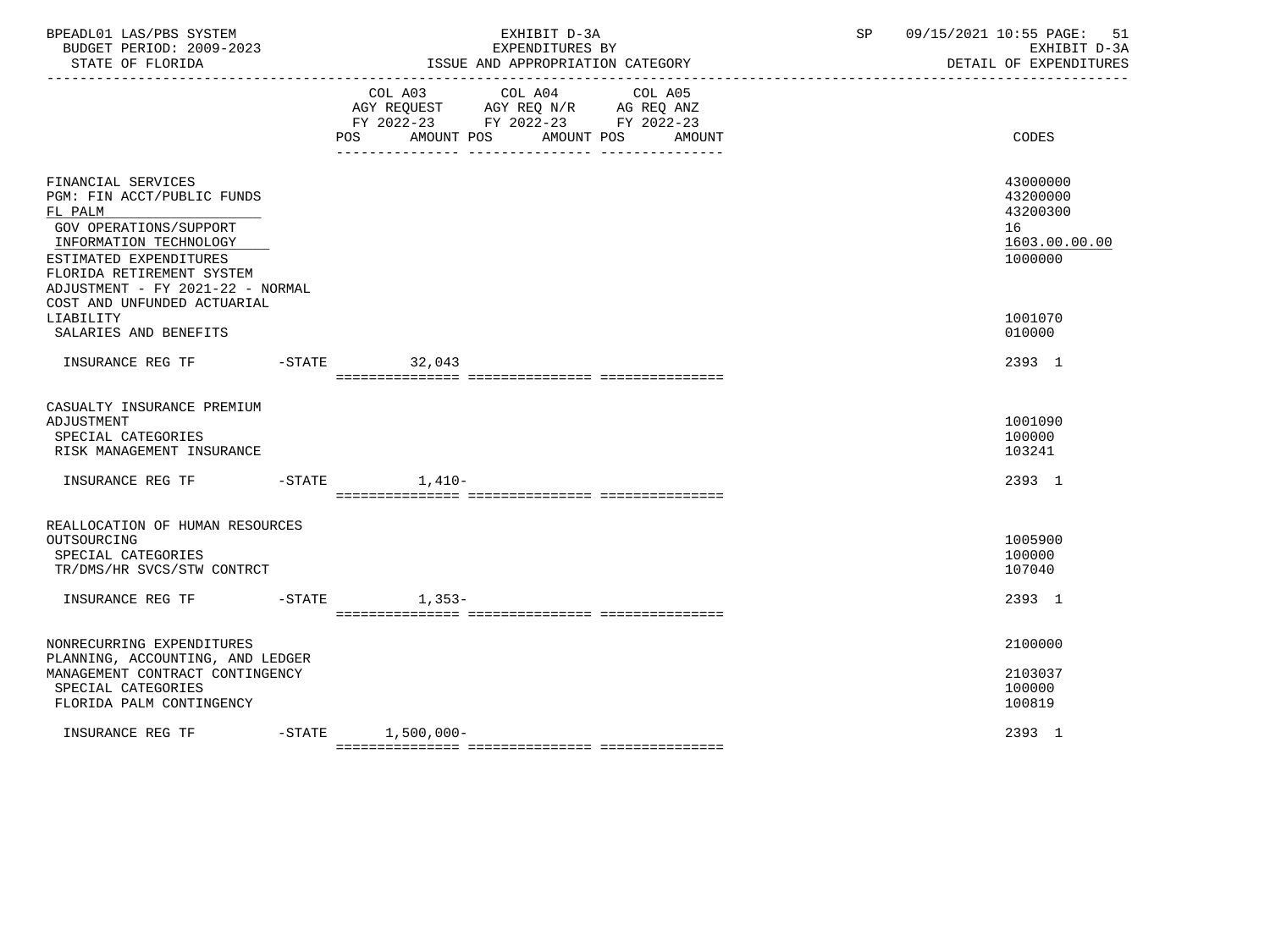BPEADL01 LAS/PBS SYSTEM
BUDGET PERIOD: 2009-2023
STATE OF FLORIDA

EXHIBIT D-3A
EXPENDITURES BY
ISSUE AND APPROPRIATION CATEGORY

SP 09/15/2021 10:55 PAGE: 51
EXHIBIT D-3A
DETAIL OF EXPENDITURES

| | COL A03 AGY REQUEST FY 2022-23 POS AMOUNT | COL A04 AGY REQ N/R FY 2022-23 POS AMOUNT | COL A05 AG REQ ANZ FY 2022-23 POS AMOUNT | CODES |
|---|---|---|---|---|
| FINANCIAL SERVICES | | | | 43000000 |
| PGM: FIN ACCT/PUBLIC FUNDS | | | | 43200000 |
| FL PALM | | | | 43200300 |
| GOV OPERATIONS/SUPPORT | | | | 16 |
| INFORMATION TECHNOLOGY | | | | 1603.00.00.00 |
| ESTIMATED EXPENDITURES | | | | 1000000 |
| FLORIDA RETIREMENT SYSTEM ADJUSTMENT - FY 2021-22 - NORMAL COST AND UNFUNDED ACTUARIAL LIABILITY | | | | 1001070 |
| SALARIES AND BENEFITS | | | | 010000 |
| INSURANCE REG TF -STATE | 32,043 | | | 2393 1 |
| CASUALTY INSURANCE PREMIUM ADJUSTMENT | | | | 1001090 |
| SPECIAL CATEGORIES | | | | 100000 |
| RISK MANAGEMENT INSURANCE | | | | 103241 |
| INSURANCE REG TF -STATE | 1,410- | | | 2393 1 |
| REALLOCATION OF HUMAN RESOURCES OUTSOURCING | | | | 1005900 |
| SPECIAL CATEGORIES | | | | 100000 |
| TR/DMS/HR SVCS/STW CONTRCT | | | | 107040 |
| INSURANCE REG TF -STATE | 1,353- | | | 2393 1 |
| NONRECURRING EXPENDITURES | | | | 2100000 |
| PLANNING, ACCOUNTING, AND LEDGER MANAGEMENT CONTRACT CONTINGENCY | | | | 2103037 |
| SPECIAL CATEGORIES | | | | 100000 |
| FLORIDA PALM CONTINGENCY | | | | 100819 |
| INSURANCE REG TF -STATE | 1,500,000- | | | 2393 1 |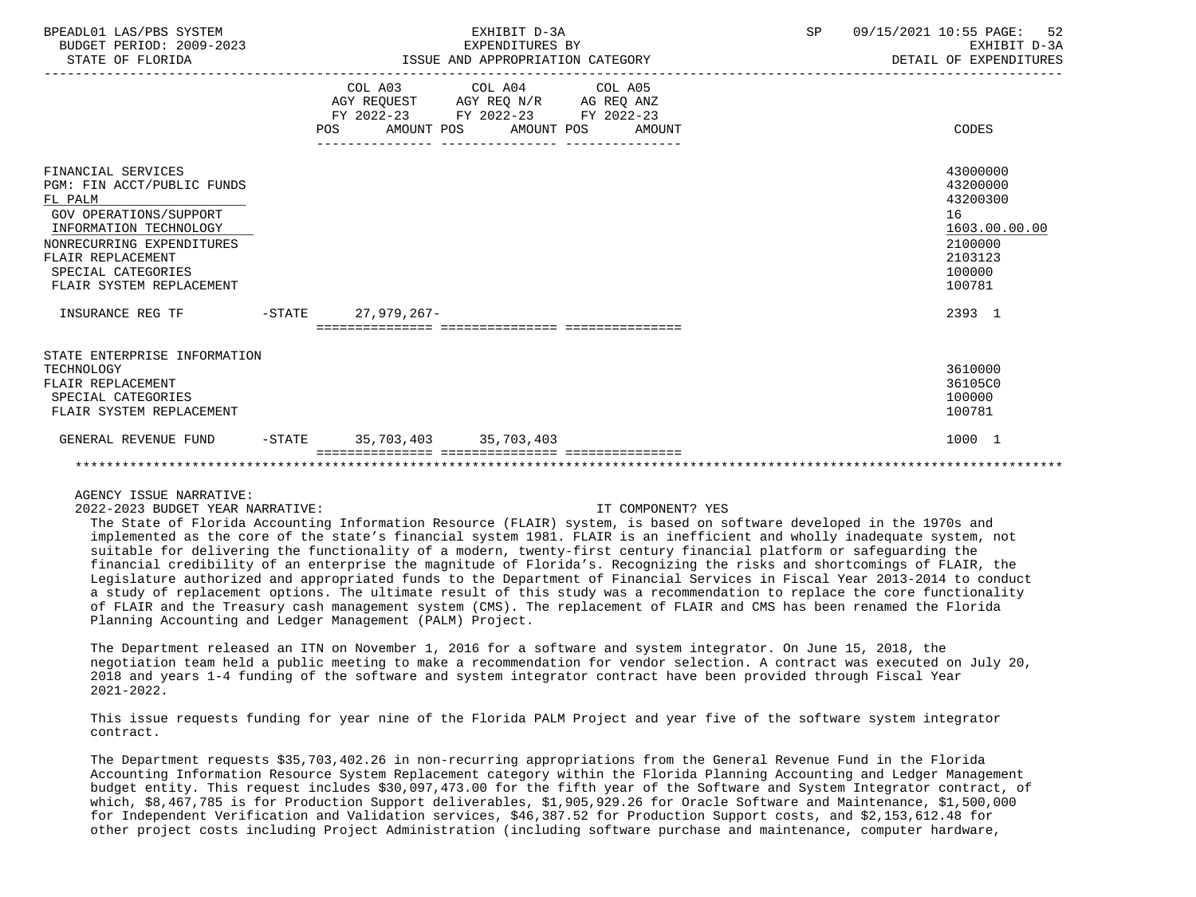| | COL A03 AGY REQUEST FY 2022-23 POS AMOUNT | COL A04 AGY REQ N/R FY 2022-23 POS AMOUNT | COL A05 AG REQ ANZ FY 2022-23 POS AMOUNT | CODES |
|---|---|---|---|---|
| FINANCIAL SERVICES | | | | 43000000 |
| PGM: FIN ACCT/PUBLIC FUNDS | | | | 43200000 |
| FL PALM | | | | 43200300 |
| GOV OPERATIONS/SUPPORT | | | | 16 |
| INFORMATION TECHNOLOGY | | | | 1603.00.00.00 |
| NONRECURRING EXPENDITURES | | | | 2100000 |
| FLAIR REPLACEMENT | | | | 2103123 |
| SPECIAL CATEGORIES | | | | 100000 |
| FLAIR SYSTEM REPLACEMENT | | | | 100781 |
| INSURANCE REG TF -STATE | 27,979,267- | | | 2393 1 |
| STATE ENTERPRISE INFORMATION TECHNOLOGY | | | | 3610000 |
| FLAIR REPLACEMENT | | | | 36105C0 |
| SPECIAL CATEGORIES | | | | 100000 |
| FLAIR SYSTEM REPLACEMENT | | | | 100781 |
| GENERAL REVENUE FUND -STATE | 35,703,403 | 35,703,403 | | 1000 1 |

AGENCY ISSUE NARRATIVE:

2022-2023 BUDGET YEAR NARRATIVE: IT COMPONENT? YES

The State of Florida Accounting Information Resource (FLAIR) system, is based on software developed in the 1970s and implemented as the core of the state's financial system 1981. FLAIR is an inefficient and wholly inadequate system, not suitable for delivering the functionality of a modern, twenty-first century financial platform or safeguarding the financial credibility of an enterprise the magnitude of Florida's. Recognizing the risks and shortcomings of FLAIR, the Legislature authorized and appropriated funds to the Department of Financial Services in Fiscal Year 2013-2014 to conduct a study of replacement options. The ultimate result of this study was a recommendation to replace the core functionality of FLAIR and the Treasury cash management system (CMS). The replacement of FLAIR and CMS has been renamed the Florida Planning Accounting and Ledger Management (PALM) Project.

The Department released an ITN on November 1, 2016 for a software and system integrator. On June 15, 2018, the negotiation team held a public meeting to make a recommendation for vendor selection. A contract was executed on July 20, 2018 and years 1-4 funding of the software and system integrator contract have been provided through Fiscal Year 2021-2022.

This issue requests funding for year nine of the Florida PALM Project and year five of the software system integrator contract.

The Department requests $35,703,402.26 in non-recurring appropriations from the General Revenue Fund in the Florida Accounting Information Resource System Replacement category within the Florida Planning Accounting and Ledger Management budget entity. This request includes $30,097,473.00 for the fifth year of the Software and System Integrator contract, of which, $8,467,785 is for Production Support deliverables, $1,905,929.26 for Oracle Software and Maintenance, $1,500,000 for Independent Verification and Validation services, $46,387.52 for Production Support costs, and $2,153,612.48 for other project costs including Project Administration (including software purchase and maintenance, computer hardware,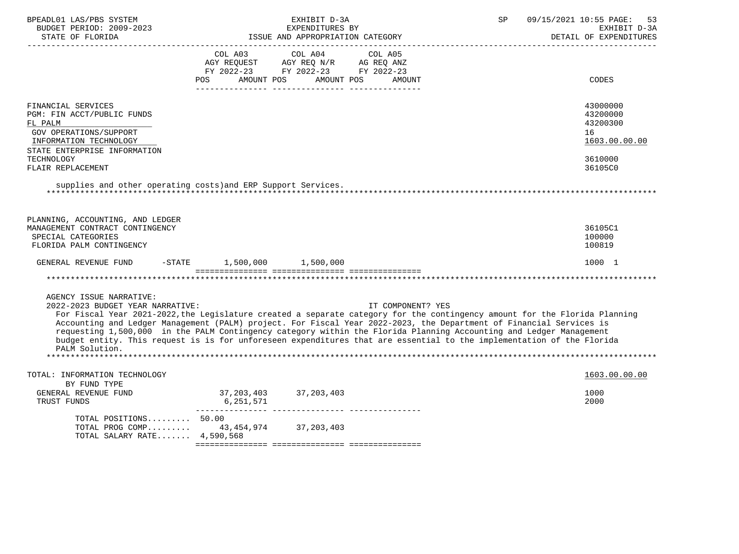| | COL A03 AGY REQUEST FY 2022-23 POS AMOUNT | COL A04 AGY REQ N/R FY 2022-23 POS AMOUNT | COL A05 AG REQ ANZ FY 2022-23 POS AMOUNT | CODES |
|---|---|---|---|---|
| FINANCIAL SERVICES | | | | 43000000 |
| PGM: FIN ACCT/PUBLIC FUNDS | | | | 43200000 |
| FL PALM | | | | 43200300 |
| GOV OPERATIONS/SUPPORT | | | | 16 |
| INFORMATION TECHNOLOGY | | | | 1603.00.00.00 |
| STATE ENTERPRISE INFORMATION TECHNOLOGY | | | | 3610000 |
| FLAIR REPLACEMENT | | | | 36105C0 |

supplies and other operating costs)and ERP Support Services.

*****************************************************************************************************************

| | COL A03 | COL A04 | COL A05 | CODES |
|---|---|---|---|---|
| PLANNING, ACCOUNTING, AND LEDGER MANAGEMENT CONTRACT CONTINGENCY | | | | 36105C1 |
| SPECIAL CATEGORIES | | | | 100000 |
| FLORIDA PALM CONTINGENCY | | | | 100819 |
| GENERAL REVENUE FUND -STATE | 1,500,000 | 1,500,000 | | 1000 1 |

*****************************************************************************************************************

AGENCY ISSUE NARRATIVE:

2022-2023 BUDGET YEAR NARRATIVE: IT COMPONENT? YES

For Fiscal Year 2021-2022,the Legislature created a separate category for the contingency amount for the Florida Planning Accounting and Ledger Management (PALM) project. For Fiscal Year 2022-2023, the Department of Financial Services is requesting 1,500,000 in the PALM Contingency category within the Florida Planning Accounting and Ledger Management budget entity. This request is is for unforeseen expenditures that are essential to the implementation of the Florida PALM Solution.

*****************************************************************************************************************

| | COL A03 | COL A04 | COL A05 | CODES |
|---|---|---|---|---|
| TOTAL: INFORMATION TECHNOLOGY | | | | 1603.00.00.00 |
| BY FUND TYPE | | | | |
| GENERAL REVENUE FUND | 37,203,403 | 37,203,403 | | 1000 |
| TRUST FUNDS | 6,251,571 | | | 2000 |
| TOTAL POSITIONS......... | 50.00 | | | |
| TOTAL PROG COMP......... | 43,454,974 | 37,203,403 | | |
| TOTAL SALARY RATE....... | 4,590,568 | | | |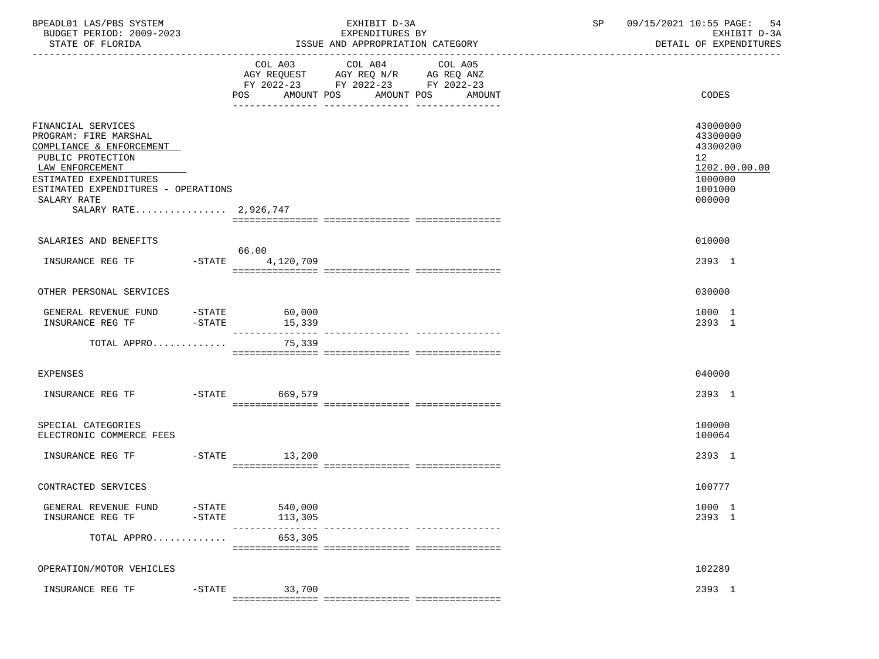BPEADL01 LAS/PBS SYSTEM | EXHIBIT D-3A | SP 09/15/2021 10:55 PAGE: 54
BUDGET PERIOD: 2009-2023 | EXPENDITURES BY | EXHIBIT D-3A
STATE OF FLORIDA | ISSUE AND APPROPRIATION CATEGORY | DETAIL OF EXPENDITURES

| | COL A03 AGY REQUEST FY 2022-23 POS | AMOUNT | COL A04 AGY REQ N/R FY 2022-23 POS | AMOUNT | COL A05 AG REQ ANZ FY 2022-23 POS | AMOUNT | CODES |
|---|---|---|---|---|---|---|---|
| FINANCIAL SERVICES | | | | | | | 43000000 |
| PROGRAM: FIRE MARSHAL | | | | | | | 43300000 |
| COMPLIANCE & ENFORCEMENT | | | | | | | 43300200 |
| PUBLIC PROTECTION | | | | | | | 12 |
| LAW ENFORCEMENT | | | | | | | 1202.00.00.00 |
| ESTIMATED EXPENDITURES | | | | | | | 1000000 |
| ESTIMATED EXPENDITURES - OPERATIONS | | | | | | | 1001000 |
| SALARY RATE | | | | | | | 000000 |
| SALARY RATE................ 2,926,747 | | | | | | | |
| SALARIES AND BENEFITS | | | | | | | 010000 |
| INSURANCE REG TF -STATE | 66.00 | 4,120,709 | | | | | 2393 1 |
| OTHER PERSONAL SERVICES | | | | | | | 030000 |
| GENERAL REVENUE FUND -STATE | | 60,000 | | | | | 1000 1 |
| INSURANCE REG TF -STATE | | 15,339 | | | | | 2393 1 |
| TOTAL APPRO............. | | 75,339 | | | | | |
| EXPENSES | | | | | | | 040000 |
| INSURANCE REG TF -STATE | | 669,579 | | | | | 2393 1 |
| SPECIAL CATEGORIES | | | | | | | 100000 |
| ELECTRONIC COMMERCE FEES | | | | | | | 100064 |
| INSURANCE REG TF -STATE | | 13,200 | | | | | 2393 1 |
| CONTRACTED SERVICES | | | | | | | 100777 |
| GENERAL REVENUE FUND -STATE | | 540,000 | | | | | 1000 1 |
| INSURANCE REG TF -STATE | | 113,305 | | | | | 2393 1 |
| TOTAL APPRO............. | | 653,305 | | | | | |
| OPERATION/MOTOR VEHICLES | | | | | | | 102289 |
| INSURANCE REG TF -STATE | | 33,700 | | | | | 2393 1 |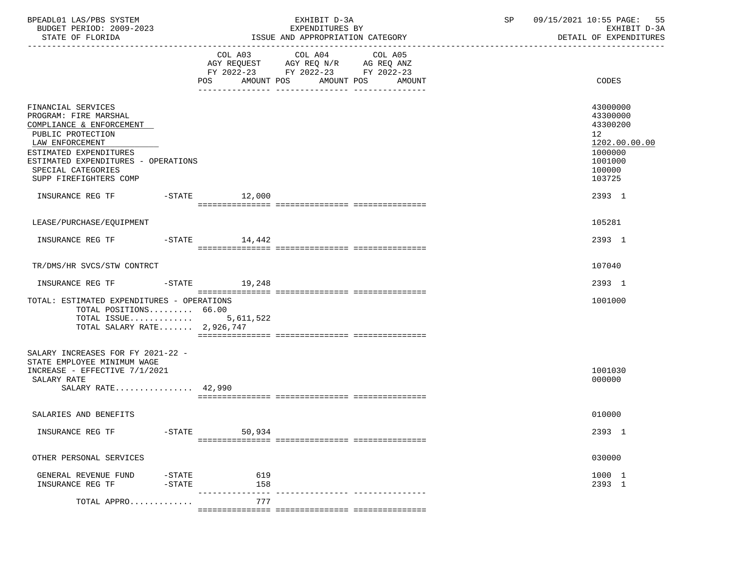BPEADL01 LAS/PBS SYSTEM | EXHIBIT D-3A | SP 09/15/2021 10:55 PAGE: 55
BUDGET PERIOD: 2009-2023 | EXPENDITURES BY | EXHIBIT D-3A
STATE OF FLORIDA | ISSUE AND APPROPRIATION CATEGORY | DETAIL OF EXPENDITURES

| | COL A03 AGY REQUEST FY 2022-23 POS AMOUNT | COL A04 AGY REQ N/R FY 2022-23 POS AMOUNT | COL A05 AG REQ ANZ FY 2022-23 POS AMOUNT | CODES |
|---|---|---|---|---|
| FINANCIAL SERVICES | | | | 43000000 |
| PROGRAM: FIRE MARSHAL | | | | 43300000 |
| COMPLIANCE & ENFORCEMENT | | | | 43300200 |
| PUBLIC PROTECTION | | | | 12 |
| LAW ENFORCEMENT | | | | 1202.00.00.00 |
| ESTIMATED EXPENDITURES | | | | 1000000 |
| ESTIMATED EXPENDITURES - OPERATIONS | | | | 1001000 |
| SPECIAL CATEGORIES | | | | 100000 |
| SUPP FIREFIGHTERS COMP | | | | 103725 |
| INSURANCE REG TF -STATE | 12,000 | | | 2393 1 |
| LEASE/PURCHASE/EQUIPMENT | | | | 105281 |
| INSURANCE REG TF -STATE | 14,442 | | | 2393 1 |
| TR/DMS/HR SVCS/STW CONTRCT | | | | 107040 |
| INSURANCE REG TF -STATE | 19,248 | | | 2393 1 |
| TOTAL: ESTIMATED EXPENDITURES - OPERATIONS | | | | 1001000 |
| TOTAL POSITIONS......... 66.00 | | | | |
| TOTAL ISSUE............. | 5,611,522 | | | |
| TOTAL SALARY RATE....... 2,926,747 | | | | |
| SALARY INCREASES FOR FY 2021-22 - STATE EMPLOYEE MINIMUM WAGE INCREASE - EFFECTIVE 7/1/2021 | | | | 1001030 |
| SALARY RATE | | | | 000000 |
| SALARY RATE................ 42,990 | | | | |
| SALARIES AND BENEFITS | | | | 010000 |
| INSURANCE REG TF -STATE | 50,934 | | | 2393 1 |
| OTHER PERSONAL SERVICES | | | | 030000 |
| GENERAL REVENUE FUND -STATE | 619 | | | 1000 1 |
| INSURANCE REG TF -STATE | 158 | | | 2393 1 |
| TOTAL APPRO............. | 777 | | | |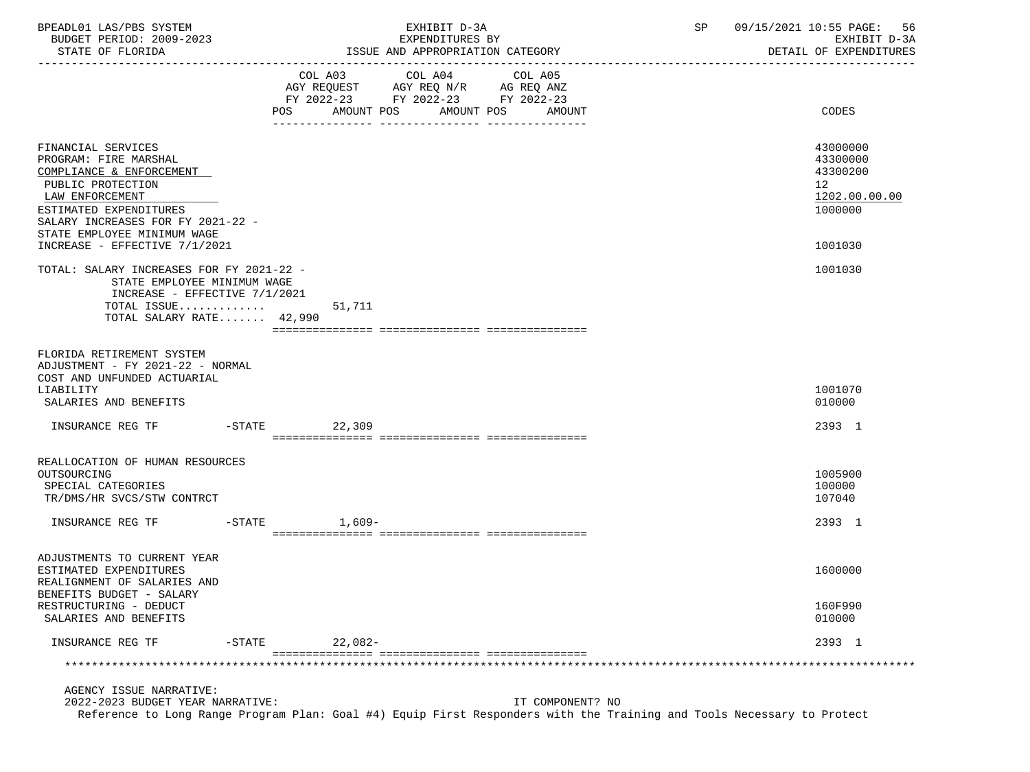| | COL A03 AGY REQUEST FY 2022-23 POS | AMOUNT | COL A04 AGY REQ N/R FY 2022-23 POS | AMOUNT | COL A05 AG REQ ANZ FY 2022-23 POS | AMOUNT | CODES |
|---|---|---|---|---|---|---|---|
| FINANCIAL SERVICES | | | | | | | 43000000 |
| PROGRAM: FIRE MARSHAL | | | | | | | 43300000 |
| COMPLIANCE & ENFORCEMENT | | | | | | | 43300200 |
| PUBLIC PROTECTION | | | | | | | 12 |
| LAW ENFORCEMENT | | | | | | | 1202.00.00.00 |
| ESTIMATED EXPENDITURES | | | | | | | 1000000 |
| SALARY INCREASES FOR FY 2021-22 - STATE EMPLOYEE MINIMUM WAGE INCREASE - EFFECTIVE 7/1/2021 | | | | | | | 1001030 |
| TOTAL: SALARY INCREASES FOR FY 2021-22 - STATE EMPLOYEE MINIMUM WAGE INCREASE - EFFECTIVE 7/1/2021 | | | | | | | 1001030 |
| TOTAL ISSUE............. | | 51,711 | | | | | |
| TOTAL SALARY RATE....... | 42,990 | | | | | | |
| FLORIDA RETIREMENT SYSTEM ADJUSTMENT - FY 2021-22 - NORMAL COST AND UNFUNDED ACTUARIAL LIABILITY | | | | | | | 1001070 |
| SALARIES AND BENEFITS | | | | | | | 010000 |
| INSURANCE REG TF -STATE | | 22,309 | | | | | 2393 1 |
| REALLOCATION OF HUMAN RESOURCES OUTSOURCING | | | | | | | 1005900 |
| SPECIAL CATEGORIES | | | | | | | 100000 |
| TR/DMS/HR SVCS/STW CONTRCT | | | | | | | 107040 |
| INSURANCE REG TF -STATE | | 1,609- | | | | | 2393 1 |
| ADJUSTMENTS TO CURRENT YEAR ESTIMATED EXPENDITURES | | | | | | | 1600000 |
| REALIGNMENT OF SALARIES AND BENEFITS BUDGET - SALARY RESTRUCTURING - DEDUCT | | | | | | | 160F990 |
| SALARIES AND BENEFITS | | | | | | | 010000 |
| INSURANCE REG TF -STATE | | 22,082- | | | | | 2393 1 |

AGENCY ISSUE NARRATIVE:

2022-2023 BUDGET YEAR NARRATIVE: IT COMPONENT? NO

Reference to Long Range Program Plan: Goal #4) Equip First Responders with the Training and Tools Necessary to Protect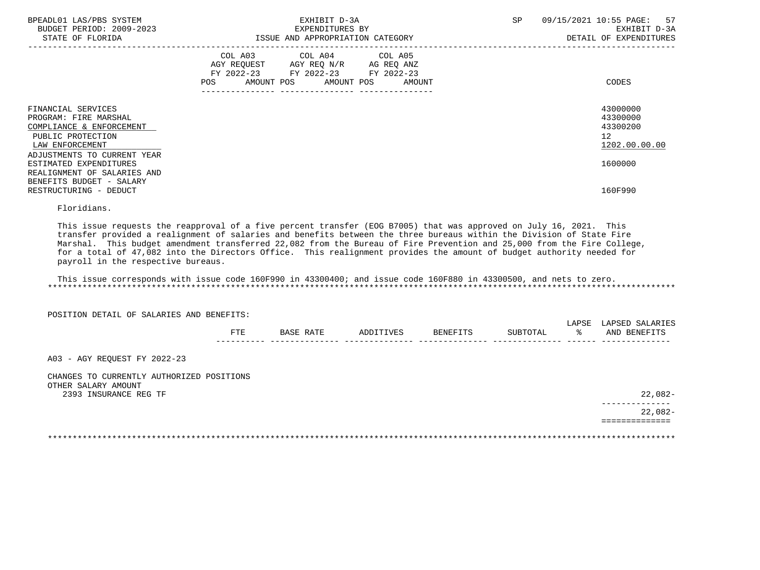| | COL A03 AGY REQUEST FY 2022-23 POS AMOUNT | COL A04 AGY REQ N/R FY 2022-23 POS AMOUNT | COL A05 AG REQ ANZ FY 2022-23 POS AMOUNT | CODES |
|---|---|---|---|---|
| FINANCIAL SERVICES | | | | 43000000 |
| PROGRAM: FIRE MARSHAL | | | | 43300000 |
| COMPLIANCE & ENFORCEMENT | | | | 43300200 |
| PUBLIC PROTECTION | | | | 12 |
| LAW ENFORCEMENT | | | | 1202.00.00.00 |
| ADJUSTMENTS TO CURRENT YEAR ESTIMATED EXPENDITURES | | | | 1600000 |
| REALIGNMENT OF SALARIES AND BENEFITS BUDGET - SALARY RESTRUCTURING - DEDUCT | | | | 160F990 |

Floridians.

This issue requests the reapproval of a five percent transfer (EOG B7005) that was approved on July 16, 2021. This transfer provided a realignment of salaries and benefits between the three bureaus within the Division of State Fire Marshal. This budget amendment transferred 22,082 from the Bureau of Fire Prevention and 25,000 from the Fire College, for a total of 47,082 into the Directors Office. This realignment provides the amount of budget authority needed for payroll in the respective bureaus.

This issue corresponds with issue code 160F990 in 43300400; and issue code 160F880 in 43300500, and nets to zero.

POSITION DETAIL OF SALARIES AND BENEFITS:

| | FTE | BASE RATE | ADDITIVES | BENEFITS | SUBTOTAL | LAPSE % | LAPSED SALARIES AND BENEFITS |
|---|---|---|---|---|---|---|---|
| A03 - AGY REQUEST FY 2022-23 | | | | | | | |
| CHANGES TO CURRENTLY AUTHORIZED POSITIONS | | | | | | | |
| OTHER SALARY AMOUNT | | | | | | | |
| 2393 INSURANCE REG TF | | | | | | | 22,082- |
| | | | | | | | 22,082- |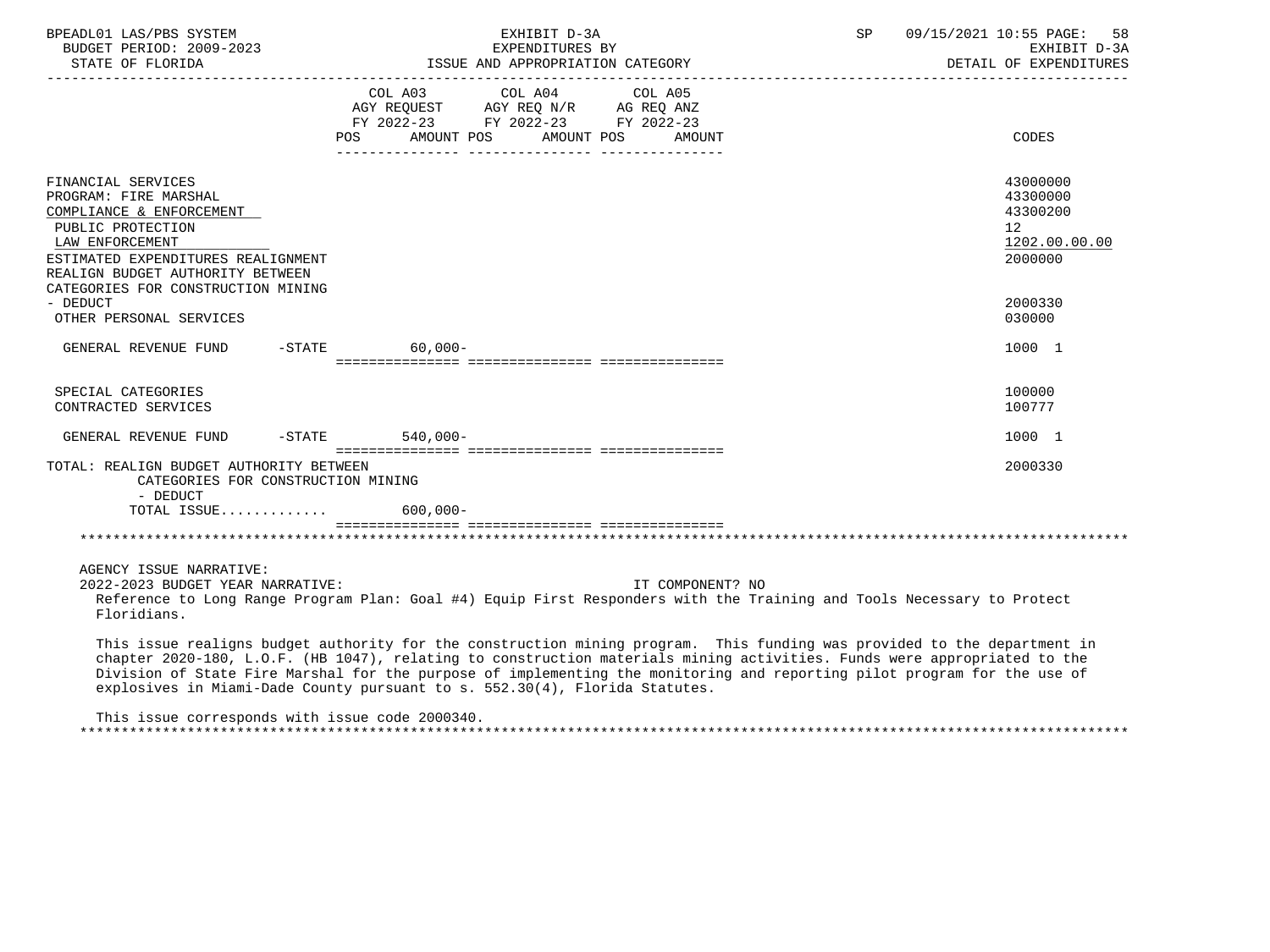BPEADL01 LAS/PBS SYSTEM | EXHIBIT D-3A | SP 09/15/2021 10:55 PAGE: 58
BUDGET PERIOD: 2009-2023 | EXPENDITURES BY | EXHIBIT D-3A
STATE OF FLORIDA | ISSUE AND APPROPRIATION CATEGORY | DETAIL OF EXPENDITURES

| | COL A03 AGY REQUEST FY 2022-23 POS AMOUNT | COL A04 AGY REQ N/R FY 2022-23 POS AMOUNT | COL A05 AG REQ ANZ FY 2022-23 POS AMOUNT | CODES |
|---|---|---|---|---|
| FINANCIAL SERVICES | | | | 43000000 |
| PROGRAM: FIRE MARSHAL | | | | 43300000 |
| COMPLIANCE & ENFORCEMENT | | | | 43300200 |
| PUBLIC PROTECTION | | | | 12 |
| LAW ENFORCEMENT | | | | 1202.00.00.00 |
| ESTIMATED EXPENDITURES REALIGNMENT | | | | 2000000 |
| REALIGN BUDGET AUTHORITY BETWEEN CATEGORIES FOR CONSTRUCTION MINING - DEDUCT | | | | 2000330 |
| OTHER PERSONAL SERVICES | | | | 030000 |
| GENERAL REVENUE FUND -STATE | 60,000- | | | 1000 1 |
| SPECIAL CATEGORIES | | | | 100000 |
| CONTRACTED SERVICES | | | | 100777 |
| GENERAL REVENUE FUND -STATE | 540,000- | | | 1000 1 |
| TOTAL: REALIGN BUDGET AUTHORITY BETWEEN CATEGORIES FOR CONSTRUCTION MINING - DEDUCT | | | | 2000330 |
| TOTAL ISSUE............ | 600,000- | | | |

AGENCY ISSUE NARRATIVE:

2022-2023 BUDGET YEAR NARRATIVE: IT COMPONENT? NO

Reference to Long Range Program Plan: Goal #4) Equip First Responders with the Training and Tools Necessary to Protect Floridians.

This issue realigns budget authority for the construction mining program. This funding was provided to the department in chapter 2020-180, L.O.F. (HB 1047), relating to construction materials mining activities. Funds were appropriated to the Division of State Fire Marshal for the purpose of implementing the monitoring and reporting pilot program for the use of explosives in Miami-Dade County pursuant to s. 552.30(4), Florida Statutes.

This issue corresponds with issue code 2000340.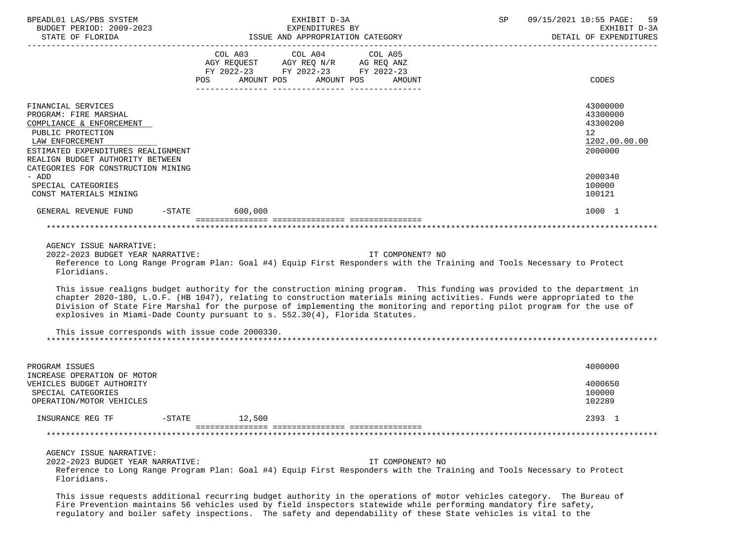| | COL A03 AGY REQUEST FY 2022-23 POS AMOUNT | COL A04 AGY REQ N/R FY 2022-23 POS AMOUNT | COL A05 AG REQ ANZ FY 2022-23 POS AMOUNT | CODES |
|---|---|---|---|---|
| FINANCIAL SERVICES | | | | 43000000 |
| PROGRAM: FIRE MARSHAL | | | | 43300000 |
| COMPLIANCE & ENFORCEMENT | | | | 43300200 |
| PUBLIC PROTECTION | | | | 12 |
| LAW ENFORCEMENT | | | | 1202.00.00.00 |
| ESTIMATED EXPENDITURES REALIGNMENT | | | | 2000000 |
| REALIGN BUDGET AUTHORITY BETWEEN CATEGORIES FOR CONSTRUCTION MINING - ADD | | | | 2000340 |
| SPECIAL CATEGORIES | | | | 100000 |
| CONST MATERIALS MINING | | | | 100121 |
| GENERAL REVENUE FUND -STATE | 600,000 | | | 1000 1 |

AGENCY ISSUE NARRATIVE:

2022-2023 BUDGET YEAR NARRATIVE: IT COMPONENT? NO

Reference to Long Range Program Plan: Goal #4) Equip First Responders with the Training and Tools Necessary to Protect Floridians.

This issue realigns budget authority for the construction mining program. This funding was provided to the department in chapter 2020-180, L.O.F. (HB 1047), relating to construction materials mining activities. Funds were appropriated to the Division of State Fire Marshal for the purpose of implementing the monitoring and reporting pilot program for the use of explosives in Miami-Dade County pursuant to s. 552.30(4), Florida Statutes.

This issue corresponds with issue code 2000330.

| | COL A03 | COL A04 | COL A05 | CODES |
|---|---|---|---|---|
| PROGRAM ISSUES | | | | 4000000 |
| INCREASE OPERATION OF MOTOR VEHICLES BUDGET AUTHORITY | | | | 4000650 |
| SPECIAL CATEGORIES | | | | 100000 |
| OPERATION/MOTOR VEHICLES | | | | 102289 |
| INSURANCE REG TF -STATE | 12,500 | | | 2393 1 |

AGENCY ISSUE NARRATIVE:

2022-2023 BUDGET YEAR NARRATIVE: IT COMPONENT? NO

Reference to Long Range Program Plan: Goal #4) Equip First Responders with the Training and Tools Necessary to Protect Floridians.

This issue requests additional recurring budget authority in the operations of motor vehicles category. The Bureau of Fire Prevention maintains 56 vehicles used by field inspectors statewide while performing mandatory fire safety, regulatory and boiler safety inspections. The safety and dependability of these State vehicles is vital to the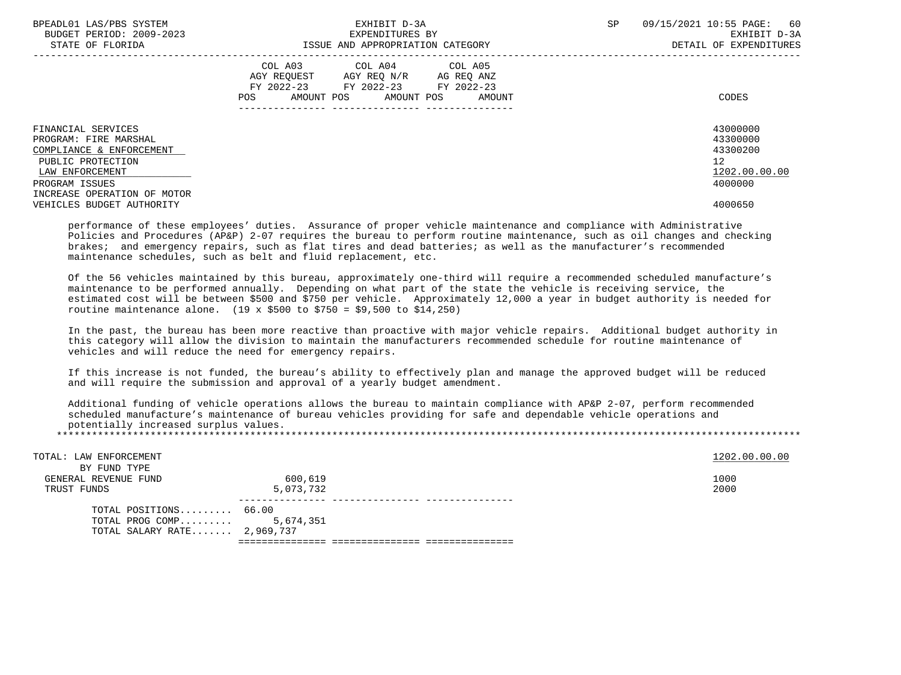| | COL A03 AGY REQUEST FY 2022-23 POS AMOUNT | COL A04 AGY REQ N/R FY 2022-23 POS AMOUNT | COL A05 AG REQ ANZ FY 2022-23 POS AMOUNT | CODES |
|---|---|---|---|---|
| FINANCIAL SERVICES | | | | 43000000 |
| PROGRAM: FIRE MARSHAL | | | | 43300000 |
| COMPLIANCE & ENFORCEMENT | | | | 43300200 |
| PUBLIC PROTECTION | | | | 12 |
| LAW ENFORCEMENT | | | | 1202.00.00.00 |
| PROGRAM ISSUES | | | | 4000000 |
| INCREASE OPERATION OF MOTOR VEHICLES BUDGET AUTHORITY | | | | 4000650 |

performance of these employees' duties. Assurance of proper vehicle maintenance and compliance with Administrative Policies and Procedures (AP&P) 2-07 requires the bureau to perform routine maintenance, such as oil changes and checking brakes; and emergency repairs, such as flat tires and dead batteries; as well as the manufacturer's recommended maintenance schedules, such as belt and fluid replacement, etc.

Of the 56 vehicles maintained by this bureau, approximately one-third will require a recommended scheduled manufacture's maintenance to be performed annually. Depending on what part of the state the vehicle is receiving service, the estimated cost will be between $500 and $750 per vehicle. Approximately 12,000 a year in budget authority is needed for routine maintenance alone. (19 x $500 to $750 = $9,500 to $14,250)

In the past, the bureau has been more reactive than proactive with major vehicle repairs. Additional budget authority in this category will allow the division to maintain the manufacturers recommended schedule for routine maintenance of vehicles and will reduce the need for emergency repairs.

If this increase is not funded, the bureau's ability to effectively plan and manage the approved budget will be reduced and will require the submission and approval of a yearly budget amendment.

Additional funding of vehicle operations allows the bureau to maintain compliance with AP&P 2-07, perform recommended scheduled manufacture's maintenance of bureau vehicles providing for safe and dependable vehicle operations and potentially increased surplus values.

*******************************************************************************************************************************

| | COL A03 | COL A04 | COL A05 | CODES |
|---|---|---|---|---|
| TOTAL: LAW ENFORCEMENT | | | | 1202.00.00.00 |
| BY FUND TYPE | | | | |
| GENERAL REVENUE FUND | 600,619 | | | 1000 |
| TRUST FUNDS | 5,073,732 | | | 2000 |
| TOTAL POSITIONS......... | 66.00 | | | |
| TOTAL PROG COMP......... | 5,674,351 | | | |
| TOTAL SALARY RATE....... | 2,969,737 | | | |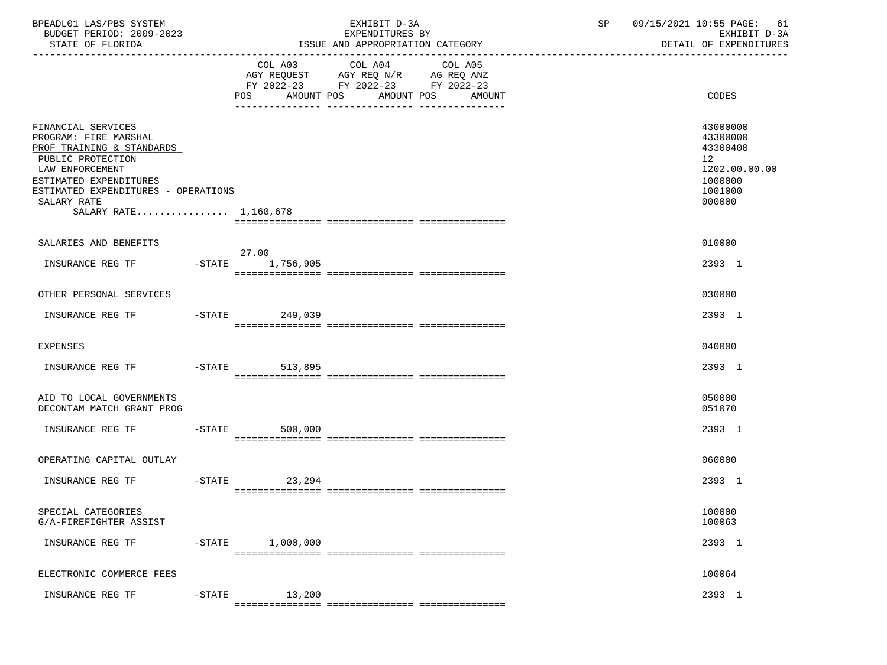BPEADL01 LAS/PBS SYSTEM — EXHIBIT D-3A — EXPENDITURES BY ISSUE AND APPROPRIATION CATEGORY — SP 09/15/2021 10:55 PAGE: 61
BUDGET PERIOD: 2009-2023 — EXHIBIT D-3A
STATE OF FLORIDA — DETAIL OF EXPENDITURES

| | COL A03 AGY REQUEST FY 2022-23 POS AMOUNT | COL A04 AGY REQ N/R FY 2022-23 POS AMOUNT | COL A05 AG REQ ANZ FY 2022-23 POS AMOUNT | CODES |
|---|---|---|---|---|
| FINANCIAL SERVICES | | | | 43000000 |
| PROGRAM: FIRE MARSHAL | | | | 43300000 |
| PROF TRAINING & STANDARDS | | | | 43300400 |
| PUBLIC PROTECTION | | | | 12 |
| LAW ENFORCEMENT | | | | 1202.00.00.00 |
| ESTIMATED EXPENDITURES | | | | 1000000 |
| ESTIMATED EXPENDITURES - OPERATIONS | | | | 1001000 |
| SALARY RATE | | | | 000000 |
| SALARY RATE................ 1,160,678 | | | | |
| SALARIES AND BENEFITS | | | | 010000 |
| INSURANCE REG TF -STATE | 27.00 1,756,905 | | | 2393 1 |
| OTHER PERSONAL SERVICES | | | | 030000 |
| INSURANCE REG TF -STATE | 249,039 | | | 2393 1 |
| EXPENSES | | | | 040000 |
| INSURANCE REG TF -STATE | 513,895 | | | 2393 1 |
| AID TO LOCAL GOVERNMENTS | | | | 050000 |
| DECONTAM MATCH GRANT PROG | | | | 051070 |
| INSURANCE REG TF -STATE | 500,000 | | | 2393 1 |
| OPERATING CAPITAL OUTLAY | | | | 060000 |
| INSURANCE REG TF -STATE | 23,294 | | | 2393 1 |
| SPECIAL CATEGORIES | | | | 100000 |
| G/A-FIREFIGHTER ASSIST | | | | 100063 |
| INSURANCE REG TF -STATE | 1,000,000 | | | 2393 1 |
| ELECTRONIC COMMERCE FEES | | | | 100064 |
| INSURANCE REG TF -STATE | 13,200 | | | 2393 1 |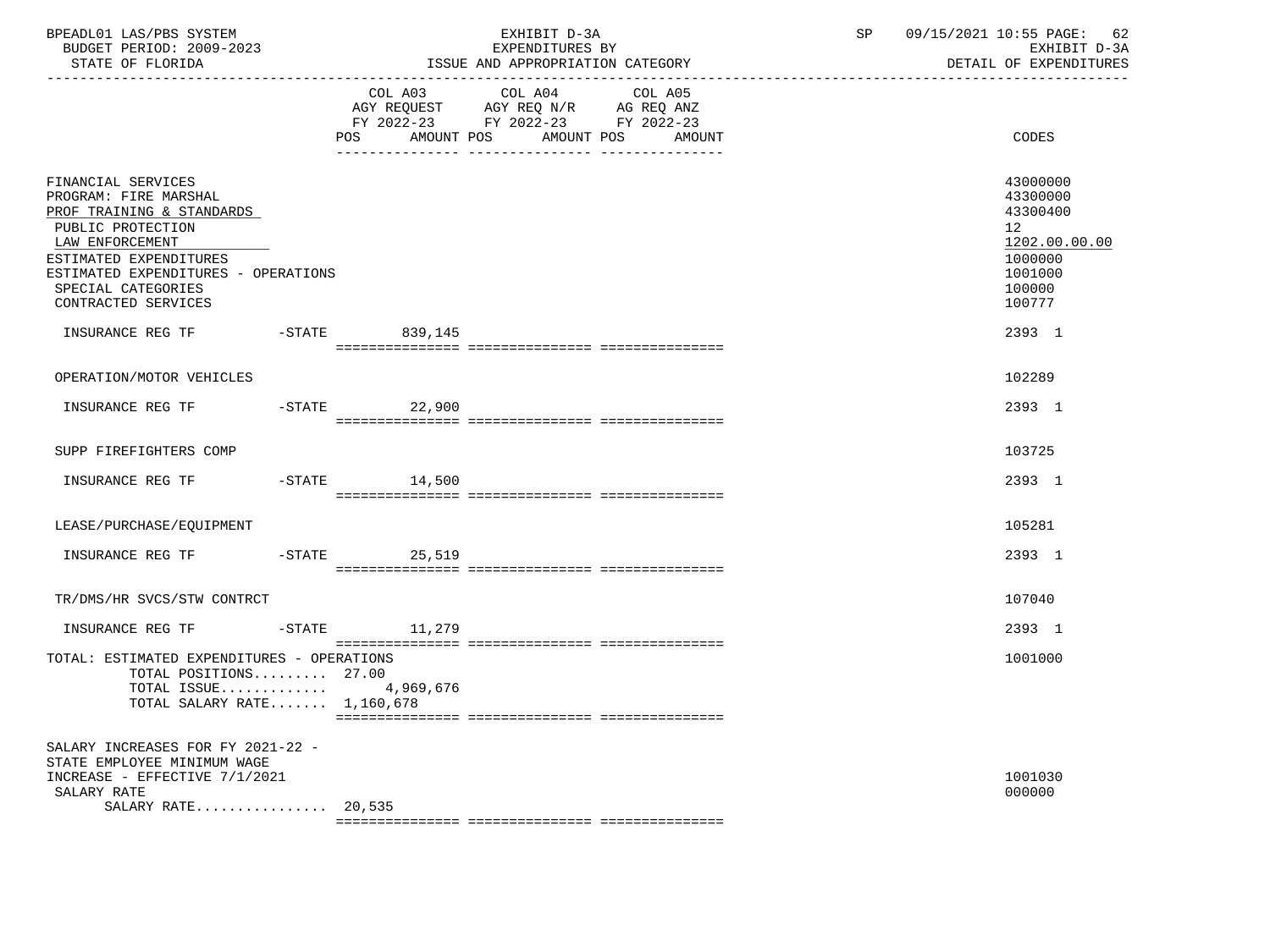BPEADL01 LAS/PBS SYSTEM | EXHIBIT D-3A | SP 09/15/2021 10:55
BUDGET PERIOD: 2009-2023 | EXPENDITURES BY | EXHIBIT D-3A
STATE OF FLORIDA | ISSUE AND APPROPRIATION CATEGORY | DETAIL OF EXPENDITURES

| | COL A03 AGY REQUEST FY 2022-23 POS AMOUNT | COL A04 AGY REQ N/R FY 2022-23 POS AMOUNT | COL A05 AG REQ ANZ FY 2022-23 POS AMOUNT | CODES |
|---|---|---|---|---|
| FINANCIAL SERVICES | | | | 43000000 |
| PROGRAM: FIRE MARSHAL | | | | 43300000 |
| PROF TRAINING & STANDARDS | | | | 43300400 |
| PUBLIC PROTECTION | | | | 12 |
| LAW ENFORCEMENT | | | | 1202.00.00.00 |
| ESTIMATED EXPENDITURES | | | | 1000000 |
| ESTIMATED EXPENDITURES - OPERATIONS | | | | 1001000 |
| SPECIAL CATEGORIES | | | | 100000 |
| CONTRACTED SERVICES | | | | 100777 |
| INSURANCE REG TF -STATE | 839,145 | | | 2393 1 |
| OPERATION/MOTOR VEHICLES | | | | 102289 |
| INSURANCE REG TF -STATE | 22,900 | | | 2393 1 |
| SUPP FIREFIGHTERS COMP | | | | 103725 |
| INSURANCE REG TF -STATE | 14,500 | | | 2393 1 |
| LEASE/PURCHASE/EQUIPMENT | | | | 105281 |
| INSURANCE REG TF -STATE | 25,519 | | | 2393 1 |
| TR/DMS/HR SVCS/STW CONTRCT | | | | 107040 |
| INSURANCE REG TF -STATE | 11,279 | | | 2393 1 |
| TOTAL: ESTIMATED EXPENDITURES - OPERATIONS | | | | 1001000 |
| TOTAL POSITIONS......... 27.00 | | | | |
| TOTAL ISSUE............ | 4,969,676 | | | |
| TOTAL SALARY RATE....... 1,160,678 | | | | |
| SALARY INCREASES FOR FY 2021-22 - STATE EMPLOYEE MINIMUM WAGE INCREASE - EFFECTIVE 7/1/2021 | | | | 1001030 |
| SALARY RATE | | | | 000000 |
| SALARY RATE................ 20,535 | | | | |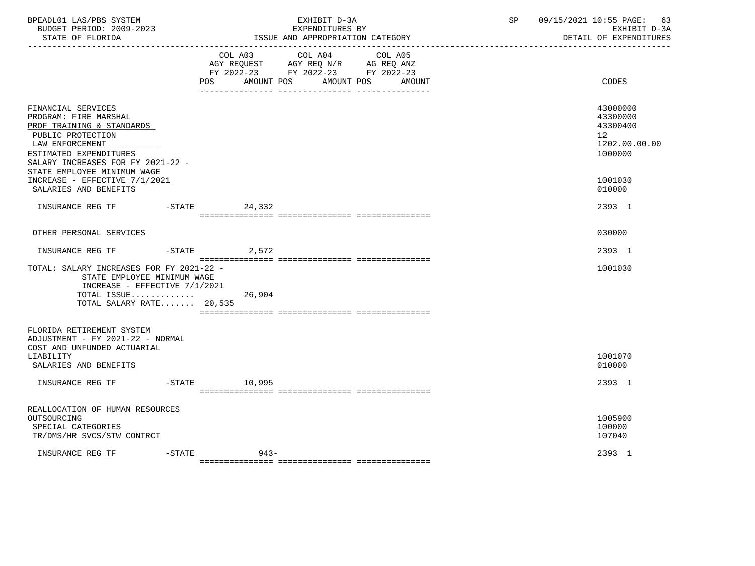BPEADL01 LAS/PBS SYSTEM | EXHIBIT D-3A | SP 09/15/2021 10:55 PAGE: 63
BUDGET PERIOD: 2009-2023 | EXPENDITURES BY | EXHIBIT D-3A
STATE OF FLORIDA | ISSUE AND APPROPRIATION CATEGORY | DETAIL OF EXPENDITURES

| | COL A03 AGY REQUEST FY 2022-23 POS AMOUNT | COL A04 AGY REQ N/R FY 2022-23 POS AMOUNT | COL A05 AG REQ ANZ FY 2022-23 POS AMOUNT | CODES |
|---|---|---|---|---|
| FINANCIAL SERVICES | | | | 43000000 |
| PROGRAM: FIRE MARSHAL | | | | 43300000 |
| PROF TRAINING & STANDARDS | | | | 43300400 |
| PUBLIC PROTECTION | | | | 12 |
| LAW ENFORCEMENT | | | | 1202.00.00.00 |
| ESTIMATED EXPENDITURES | | | | 1000000 |
| SALARY INCREASES FOR FY 2021-22 - STATE EMPLOYEE MINIMUM WAGE INCREASE - EFFECTIVE 7/1/2021 | | | | 1001030 |
| SALARIES AND BENEFITS | | | | 010000 |
| INSURANCE REG TF -STATE | 24,332 | | | 2393 1 |
| OTHER PERSONAL SERVICES | | | | 030000 |
| INSURANCE REG TF -STATE | 2,572 | | | 2393 1 |
| TOTAL: SALARY INCREASES FOR FY 2021-22 - STATE EMPLOYEE MINIMUM WAGE INCREASE - EFFECTIVE 7/1/2021 | | | | 1001030 |
| TOTAL ISSUE............. | 26,904 | | | |
| TOTAL SALARY RATE....... 20,535 | | | | |
| FLORIDA RETIREMENT SYSTEM ADJUSTMENT - FY 2021-22 - NORMAL COST AND UNFUNDED ACTUARIAL LIABILITY | | | | 1001070 |
| SALARIES AND BENEFITS | | | | 010000 |
| INSURANCE REG TF -STATE | 10,995 | | | 2393 1 |
| REALLOCATION OF HUMAN RESOURCES OUTSOURCING | | | | 1005900 |
| SPECIAL CATEGORIES | | | | 100000 |
| TR/DMS/HR SVCS/STW CONTRCT | | | | 107040 |
| INSURANCE REG TF -STATE | 943- | | | 2393 1 |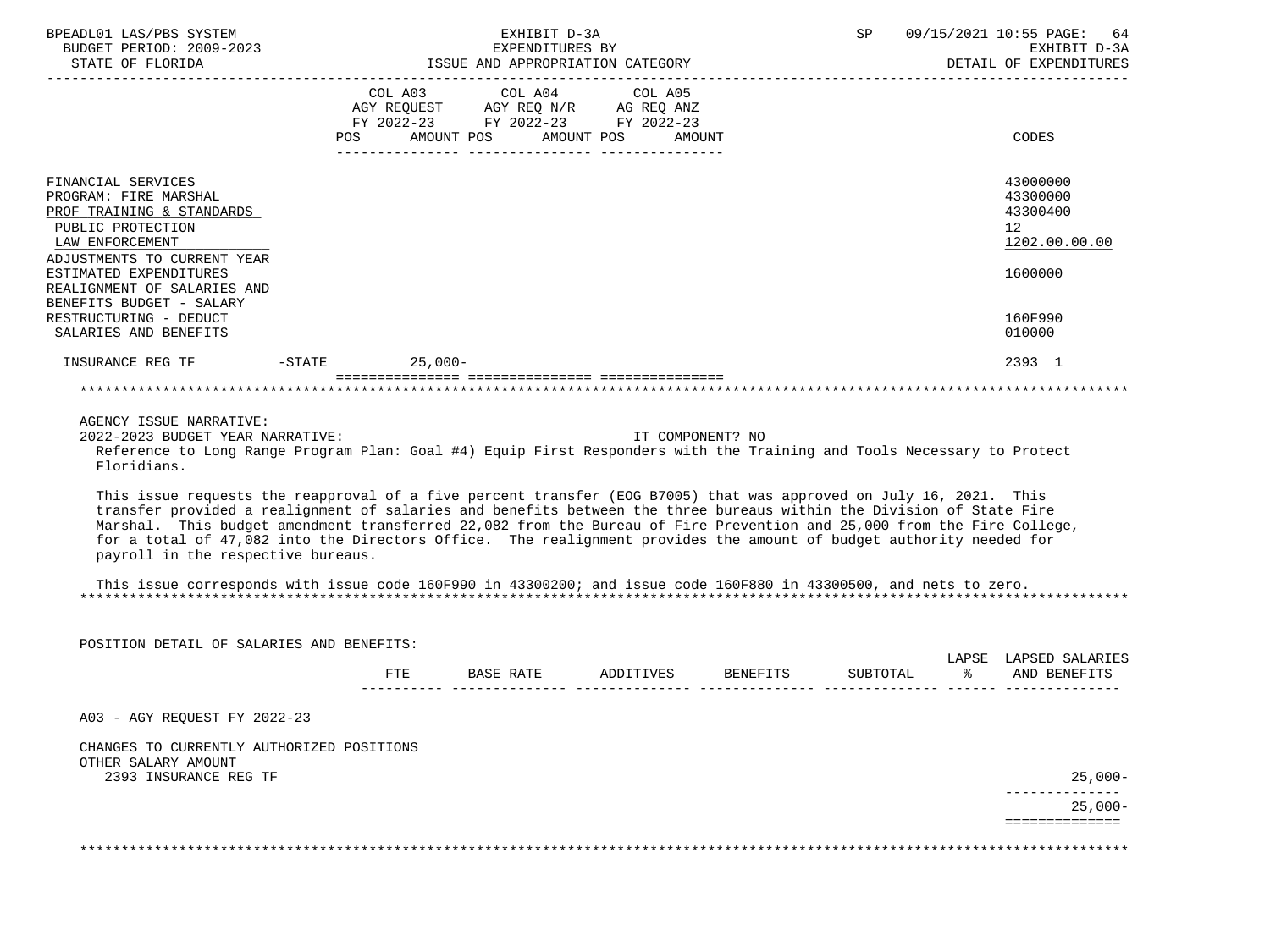| | COL A03 AGY REQUEST FY 2022-23 POS AMOUNT | COL A04 AGY REQ N/R FY 2022-23 POS AMOUNT | COL A05 AG REQ ANZ FY 2022-23 POS AMOUNT | CODES |
|---|---|---|---|---|
| FINANCIAL SERVICES | | | | 43000000 |
| PROGRAM: FIRE MARSHAL | | | | 43300000 |
| PROF TRAINING & STANDARDS | | | | 43300400 |
| PUBLIC PROTECTION | | | | 12 |
| LAW ENFORCEMENT | | | | 1202.00.00.00 |
| ADJUSTMENTS TO CURRENT YEAR ESTIMATED EXPENDITURES | | | | 1600000 |
| REALIGNMENT OF SALARIES AND BENEFITS BUDGET - SALARY RESTRUCTURING - DEDUCT | | | | 160F990 |
| SALARIES AND BENEFITS | | | | 010000 |
| INSURANCE REG TF -STATE | 25,000- | | | 2393 1 |

AGENCY ISSUE NARRATIVE:

2022-2023 BUDGET YEAR NARRATIVE: IT COMPONENT? NO

Reference to Long Range Program Plan: Goal #4) Equip First Responders with the Training and Tools Necessary to Protect Floridians.

This issue requests the reapproval of a five percent transfer (EOG B7005) that was approved on July 16, 2021. This transfer provided a realignment of salaries and benefits between the three bureaus within the Division of State Fire Marshal. This budget amendment transferred 22,082 from the Bureau of Fire Prevention and 25,000 from the Fire College, for a total of 47,082 into the Directors Office. The realignment provides the amount of budget authority needed for payroll in the respective bureaus.

This issue corresponds with issue code 160F990 in 43300200; and issue code 160F880 in 43300500, and nets to zero.

POSITION DETAIL OF SALARIES AND BENEFITS:

| | FTE | BASE RATE | ADDITIVES | BENEFITS | SUBTOTAL | LAPSE % | LAPSED SALARIES AND BENEFITS |
|---|---|---|---|---|---|---|---|
| A03 - AGY REQUEST FY 2022-23 | | | | | | | |
| CHANGES TO CURRENTLY AUTHORIZED POSITIONS | | | | | | | |
| OTHER SALARY AMOUNT | | | | | | | |
| 2393 INSURANCE REG TF | | | | | | | 25,000- |
| | | | | | | | 25,000- |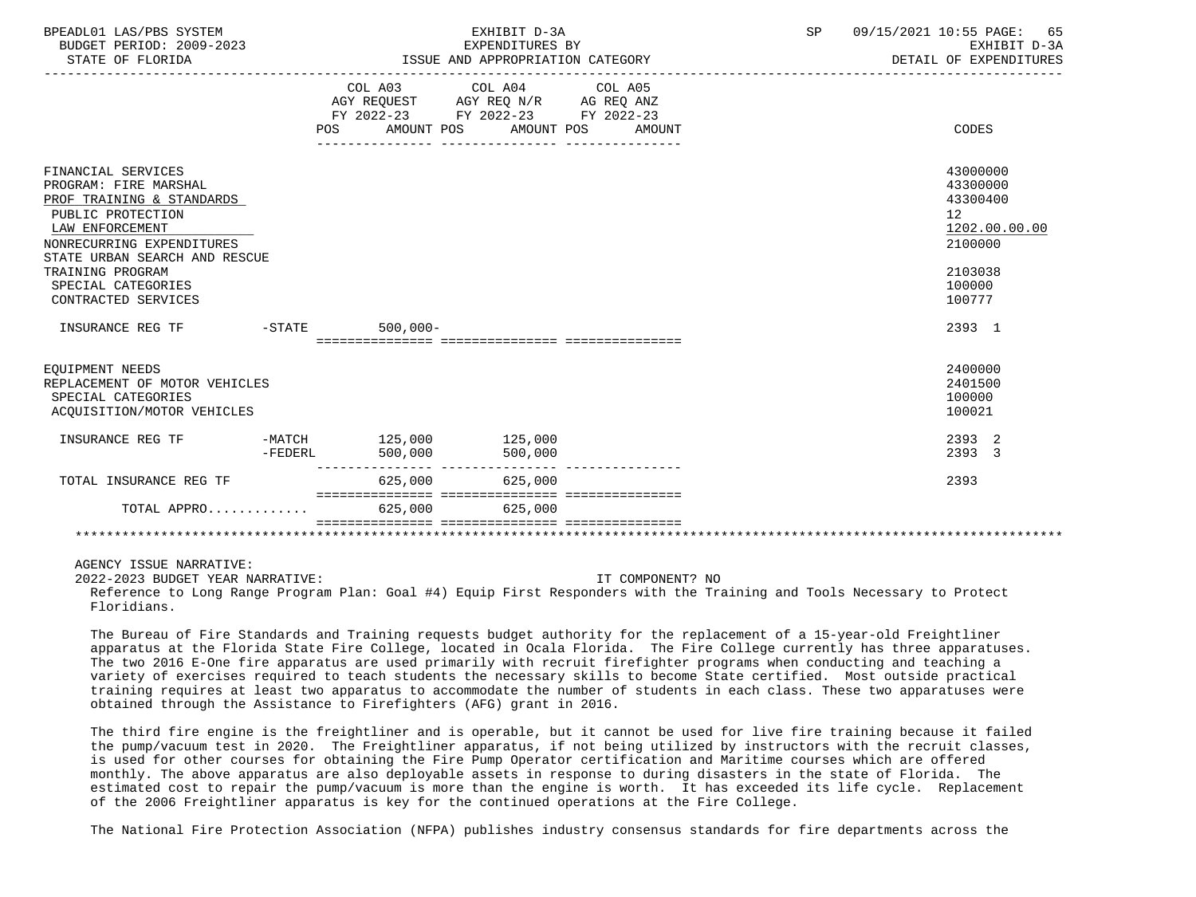| | COL A03 AGY REQUEST FY 2022-23 POS AMOUNT | COL A04 AGY REQ N/R FY 2022-23 POS AMOUNT | COL A05 AG REQ ANZ FY 2022-23 POS AMOUNT | CODES |
|---|---|---|---|---|
| FINANCIAL SERVICES | | | | 43000000 |
| PROGRAM: FIRE MARSHAL | | | | 43300000 |
| PROF TRAINING & STANDARDS | | | | 43300400 |
| PUBLIC PROTECTION | | | | 12 |
| LAW ENFORCEMENT | | | | 1202.00.00.00 |
| NONRECURRING EXPENDITURES | | | | 2100000 |
| STATE URBAN SEARCH AND RESCUE TRAINING PROGRAM | | | | 2103038 |
| SPECIAL CATEGORIES | | | | 100000 |
| CONTRACTED SERVICES | | | | 100777 |
| INSURANCE REG TF -STATE | 500,000- | | | 2393 1 |
| EQUIPMENT NEEDS | | | | 2400000 |
| REPLACEMENT OF MOTOR VEHICLES | | | | 2401500 |
| SPECIAL CATEGORIES | | | | 100000 |
| ACQUISITION/MOTOR VEHICLES | | | | 100021 |
| INSURANCE REG TF -MATCH | 125,000 | 125,000 | | 2393 2 |
| -FEDERL | 500,000 | 500,000 | | 2393 3 |
| TOTAL INSURANCE REG TF | 625,000 | 625,000 | | 2393 |
| TOTAL APPRO............. | 625,000 | 625,000 | | |

AGENCY ISSUE NARRATIVE:

2022-2023 BUDGET YEAR NARRATIVE: IT COMPONENT? NO

Reference to Long Range Program Plan: Goal #4) Equip First Responders with the Training and Tools Necessary to Protect Floridians.

The Bureau of Fire Standards and Training requests budget authority for the replacement of a 15-year-old Freightliner apparatus at the Florida State Fire College, located in Ocala Florida. The Fire College currently has three apparatuses. The two 2016 E-One fire apparatus are used primarily with recruit firefighter programs when conducting and teaching a variety of exercises required to teach students the necessary skills to become State certified. Most outside practical training requires at least two apparatus to accommodate the number of students in each class. These two apparatuses were obtained through the Assistance to Firefighters (AFG) grant in 2016.

The third fire engine is the freightliner and is operable, but it cannot be used for live fire training because it failed the pump/vacuum test in 2020. The Freightliner apparatus, if not being utilized by instructors with the recruit classes, is used for other courses for obtaining the Fire Pump Operator certification and Maritime courses which are offered monthly. The above apparatus are also deployable assets in response to during disasters in the state of Florida. The estimated cost to repair the pump/vacuum is more than the engine is worth. It has exceeded its life cycle. Replacement of the 2006 Freightliner apparatus is key for the continued operations at the Fire College.

The National Fire Protection Association (NFPA) publishes industry consensus standards for fire departments across the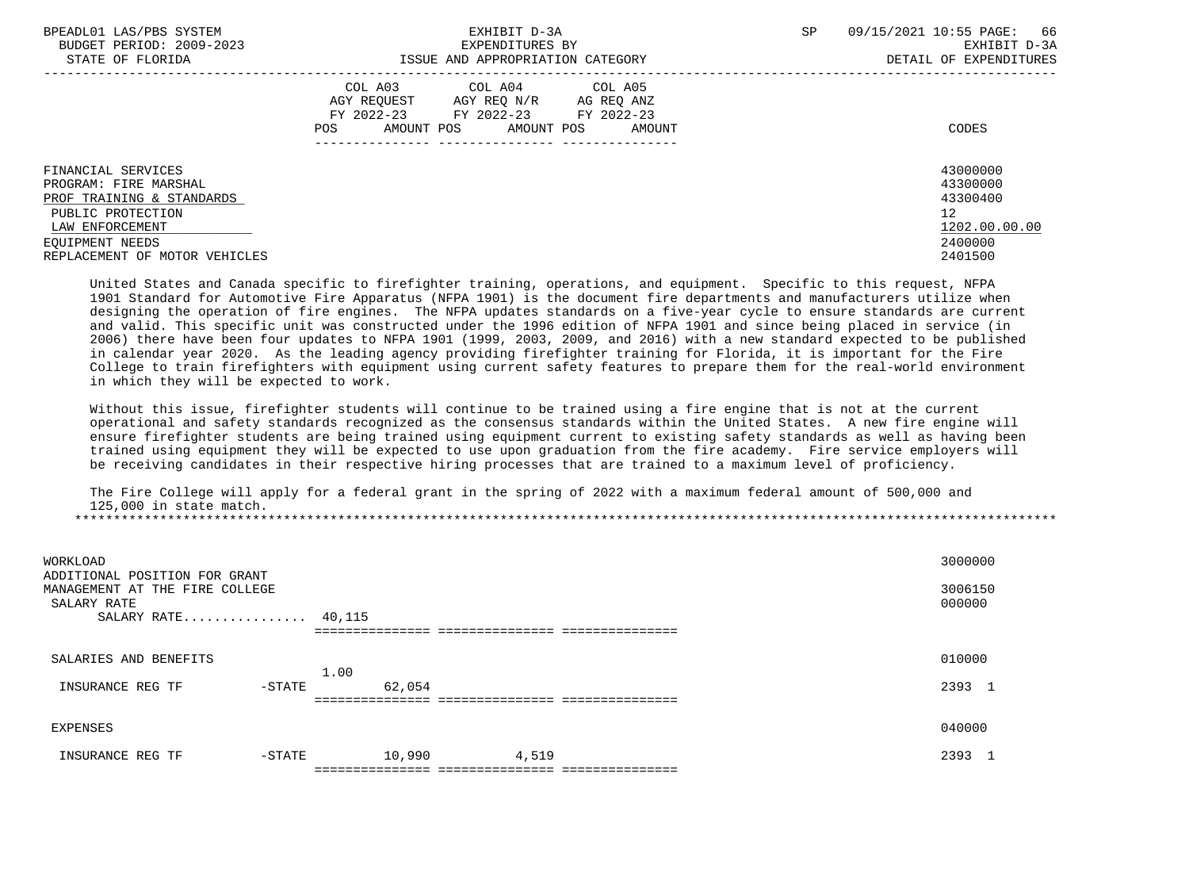| | COL A03 AGY REQUEST FY 2022-23 POS AMOUNT | COL A04 AGY REQ N/R FY 2022-23 POS AMOUNT | COL A05 AG REQ ANZ FY 2022-23 POS AMOUNT | CODES |
|---|---|---|---|---|
| FINANCIAL SERVICES | | | | 43000000 |
| PROGRAM: FIRE MARSHAL | | | | 43300000 |
| PROF TRAINING & STANDARDS | | | | 43300400 |
| PUBLIC PROTECTION | | | | 12 |
| LAW ENFORCEMENT | | | | 1202.00.00.00 |
| EQUIPMENT NEEDS | | | | 2400000 |
| REPLACEMENT OF MOTOR VEHICLES | | | | 2401500 |

United States and Canada specific to firefighter training, operations, and equipment. Specific to this request, NFPA 1901 Standard for Automotive Fire Apparatus (NFPA 1901) is the document fire departments and manufacturers utilize when designing the operation of fire engines. The NFPA updates standards on a five-year cycle to ensure standards are current and valid. This specific unit was constructed under the 1996 edition of NFPA 1901 and since being placed in service (in 2006) there have been four updates to NFPA 1901 (1999, 2003, 2009, and 2016) with a new standard expected to be published in calendar year 2020. As the leading agency providing firefighter training for Florida, it is important for the Fire College to train firefighters with equipment using current safety features to prepare them for the real-world environment in which they will be expected to work.

Without this issue, firefighter students will continue to be trained using a fire engine that is not at the current operational and safety standards recognized as the consensus standards within the United States. A new fire engine will ensure firefighter students are being trained using equipment current to existing safety standards as well as having been trained using equipment they will be expected to use upon graduation from the fire academy. Fire service employers will be receiving candidates in their respective hiring processes that are trained to a maximum level of proficiency.

The Fire College will apply for a federal grant in the spring of 2022 with a maximum federal amount of 500,000 and 125,000 in state match.

*******************************************************************************************************************

| | COL A03 | COL A04 | COL A05 | CODES |
|---|---|---|---|---|
| WORKLOAD | | | | 3000000 |
| ADDITIONAL POSITION FOR GRANT MANAGEMENT AT THE FIRE COLLEGE | | | | 3006150 |
| SALARY RATE | | | | 000000 |
| SALARY RATE................ | 40,115 | | | |
| SALARIES AND BENEFITS | | | | 010000 |
| INSURANCE REG TF -STATE | 1.00 62,054 | | | 2393 1 |
| EXPENSES | | | | 040000 |
| INSURANCE REG TF -STATE | 10,990 | 4,519 | | 2393 1 |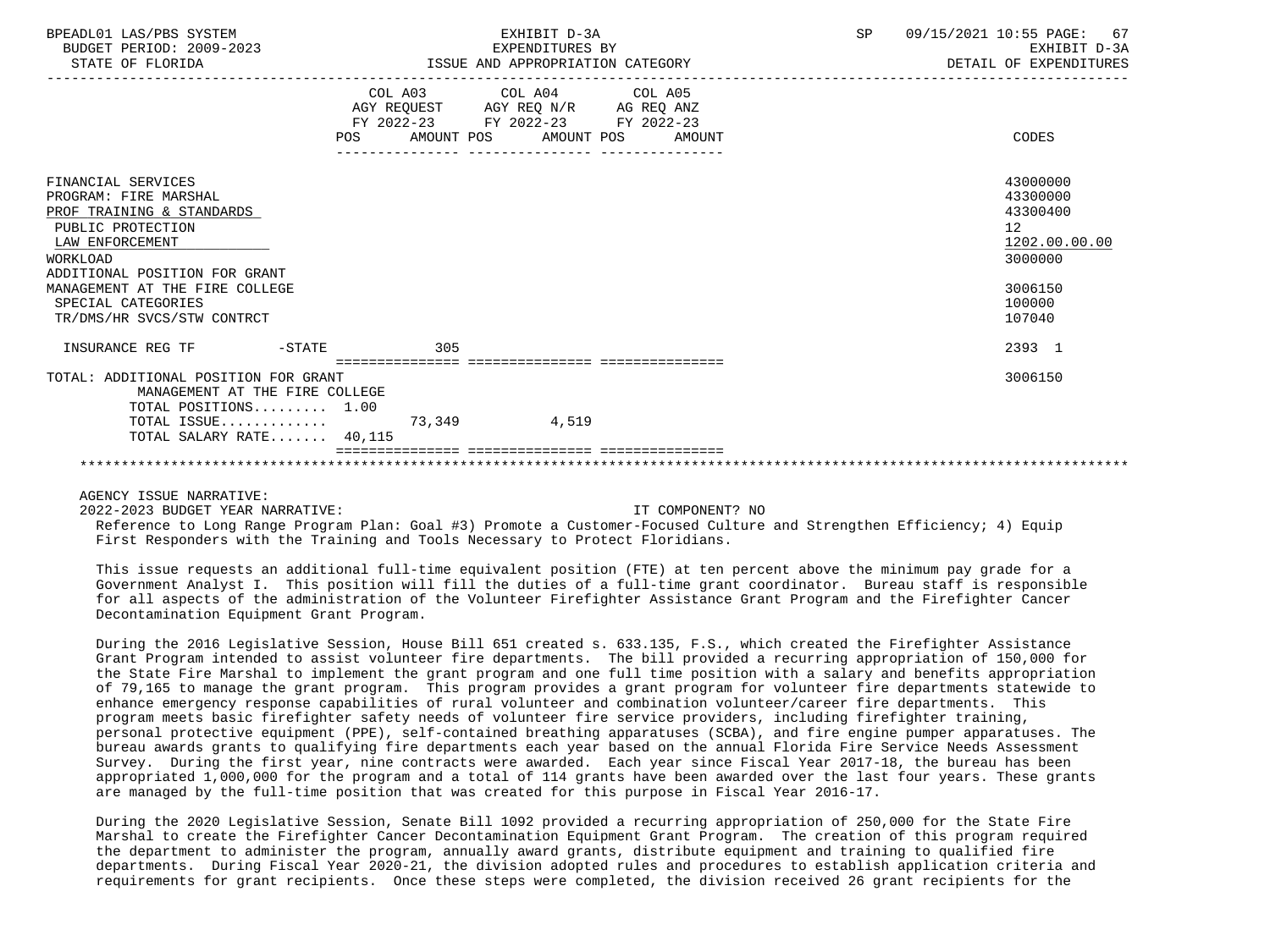| | COL A03 AGY REQUEST FY 2022-23 POS AMOUNT | COL A04 AGY REQ N/R FY 2022-23 POS AMOUNT | COL A05 AG REQ ANZ FY 2022-23 POS AMOUNT | CODES |
|---|---|---|---|---|
| FINANCIAL SERVICES | | | | 43000000 |
| PROGRAM: FIRE MARSHAL | | | | 43300000 |
| PROF TRAINING & STANDARDS | | | | 43300400 |
| PUBLIC PROTECTION | | | | 12 |
| LAW ENFORCEMENT | | | | 1202.00.00.00 |
| WORKLOAD | | | | 3000000 |
| ADDITIONAL POSITION FOR GRANT MANAGEMENT AT THE FIRE COLLEGE | | | | 3006150 |
| SPECIAL CATEGORIES | | | | 100000 |
| TR/DMS/HR SVCS/STW CONTRCT | | | | 107040 |
| INSURANCE REG TF -STATE | 305 | | | 2393 1 |
| TOTAL: ADDITIONAL POSITION FOR GRANT MANAGEMENT AT THE FIRE COLLEGE | | | | 3006150 |
| TOTAL POSITIONS......... 1.00 | | | | |
| TOTAL ISSUE............. | 73,349 | 4,519 | | |
| TOTAL SALARY RATE....... 40,115 | | | | |

AGENCY ISSUE NARRATIVE:

2022-2023 BUDGET YEAR NARRATIVE: IT COMPONENT? NO

Reference to Long Range Program Plan: Goal #3) Promote a Customer-Focused Culture and Strengthen Efficiency; 4) Equip First Responders with the Training and Tools Necessary to Protect Floridians.

This issue requests an additional full-time equivalent position (FTE) at ten percent above the minimum pay grade for a Government Analyst I. This position will fill the duties of a full-time grant coordinator. Bureau staff is responsible for all aspects of the administration of the Volunteer Firefighter Assistance Grant Program and the Firefighter Cancer Decontamination Equipment Grant Program.

During the 2016 Legislative Session, House Bill 651 created s. 633.135, F.S., which created the Firefighter Assistance Grant Program intended to assist volunteer fire departments. The bill provided a recurring appropriation of 150,000 for the State Fire Marshal to implement the grant program and one full time position with a salary and benefits appropriation of 79,165 to manage the grant program. This program provides a grant program for volunteer fire departments statewide to enhance emergency response capabilities of rural volunteer and combination volunteer/career fire departments. This program meets basic firefighter safety needs of volunteer fire service providers, including firefighter training, personal protective equipment (PPE), self-contained breathing apparatuses (SCBA), and fire engine pumper apparatuses. The bureau awards grants to qualifying fire departments each year based on the annual Florida Fire Service Needs Assessment Survey. During the first year, nine contracts were awarded. Each year since Fiscal Year 2017-18, the bureau has been appropriated 1,000,000 for the program and a total of 114 grants have been awarded over the last four years. These grants are managed by the full-time position that was created for this purpose in Fiscal Year 2016-17.

During the 2020 Legislative Session, Senate Bill 1092 provided a recurring appropriation of 250,000 for the State Fire Marshal to create the Firefighter Cancer Decontamination Equipment Grant Program. The creation of this program required the department to administer the program, annually award grants, distribute equipment and training to qualified fire departments. During Fiscal Year 2020-21, the division adopted rules and procedures to establish application criteria and requirements for grant recipients. Once these steps were completed, the division received 26 grant recipients for the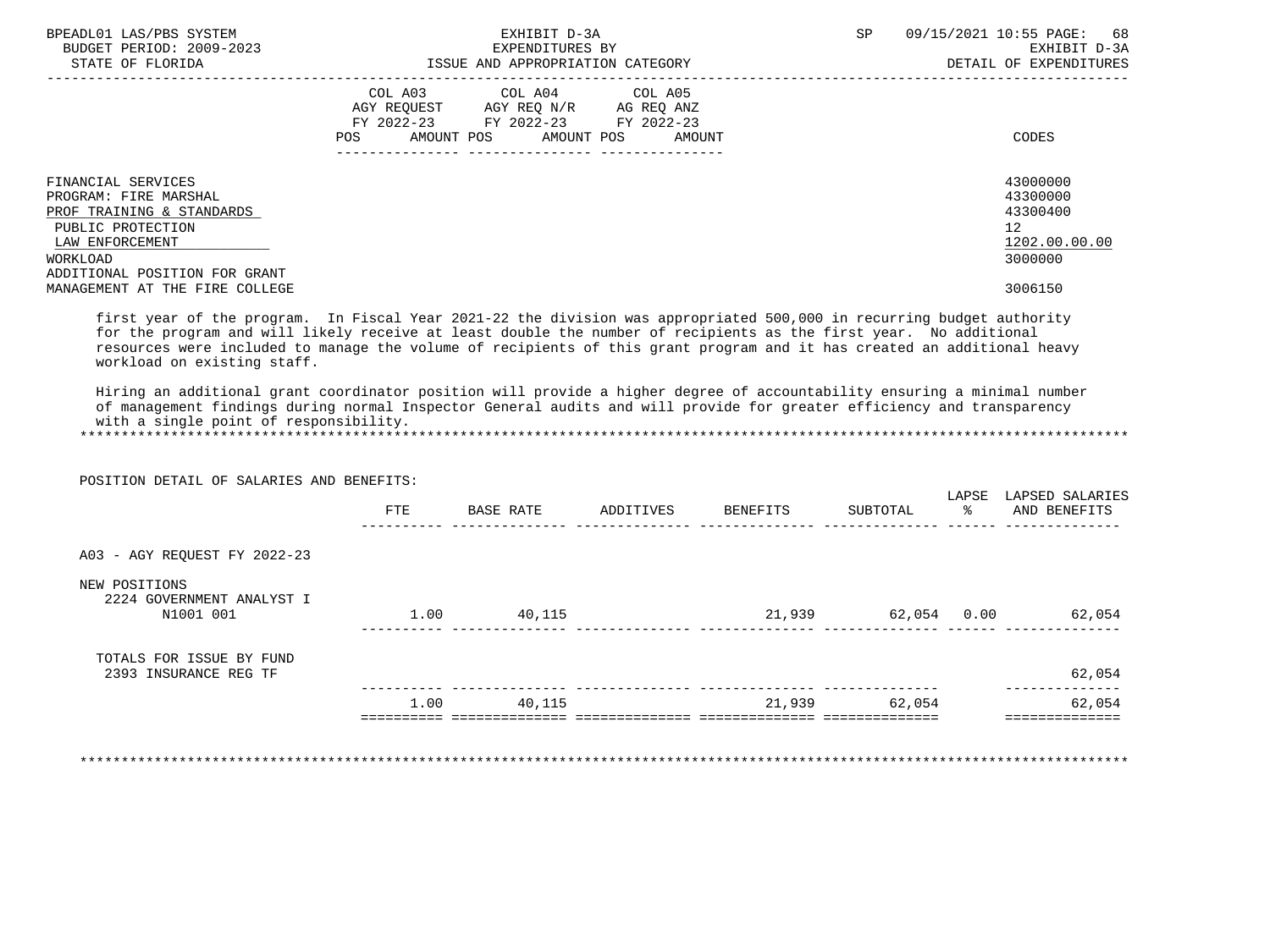FINANCIAL SERVICES — 43000000
PROGRAM: FIRE MARSHAL — 43300000
PROF TRAINING & STANDARDS — 43300400
PUBLIC PROTECTION — 12
LAW ENFORCEMENT — 1202.00.00.00
WORKLOAD — 3000000
ADDITIONAL POSITION FOR GRANT MANAGEMENT AT THE FIRE COLLEGE — 3006150

| | COL A03 AGY REQUEST FY 2022-23 | | COL A04 AGY REQ N/R FY 2022-23 | | COL A05 AG REQ ANZ FY 2022-23 | | CODES |
|---|---|---|---|---|---|---|---|
| | POS | AMOUNT | POS | AMOUNT | POS | AMOUNT | |

first year of the program. In Fiscal Year 2021-22 the division was appropriated 500,000 in recurring budget authority for the program and will likely receive at least double the number of recipients as the first year. No additional resources were included to manage the volume of recipients of this grant program and it has created an additional heavy workload on existing staff.

Hiring an additional grant coordinator position will provide a higher degree of accountability ensuring a minimal number of management findings during normal Inspector General audits and will provide for greater efficiency and transparency with a single point of responsibility.

*******************************************************************************************************************

POSITION DETAIL OF SALARIES AND BENEFITS:

| | FTE | BASE RATE | ADDITIVES | BENEFITS | SUBTOTAL | LAPSE % | LAPSED SALARIES AND BENEFITS |
|---|---|---|---|---|---|---|---|
| A03 - AGY REQUEST FY 2022-23 | | | | | | | |
| NEW POSITIONS | | | | | | | |
| 2224 GOVERNMENT ANALYST I N1001 001 | 1.00 | 40,115 | | 21,939 | 62,054 | 0.00 | 62,054 |
| TOTALS FOR ISSUE BY FUND | | | | | | | |
| 2393 INSURANCE REG TF | | | | | | | 62,054 |
| | 1.00 | 40,115 | | 21,939 | 62,054 | | 62,054 |

*******************************************************************************************************************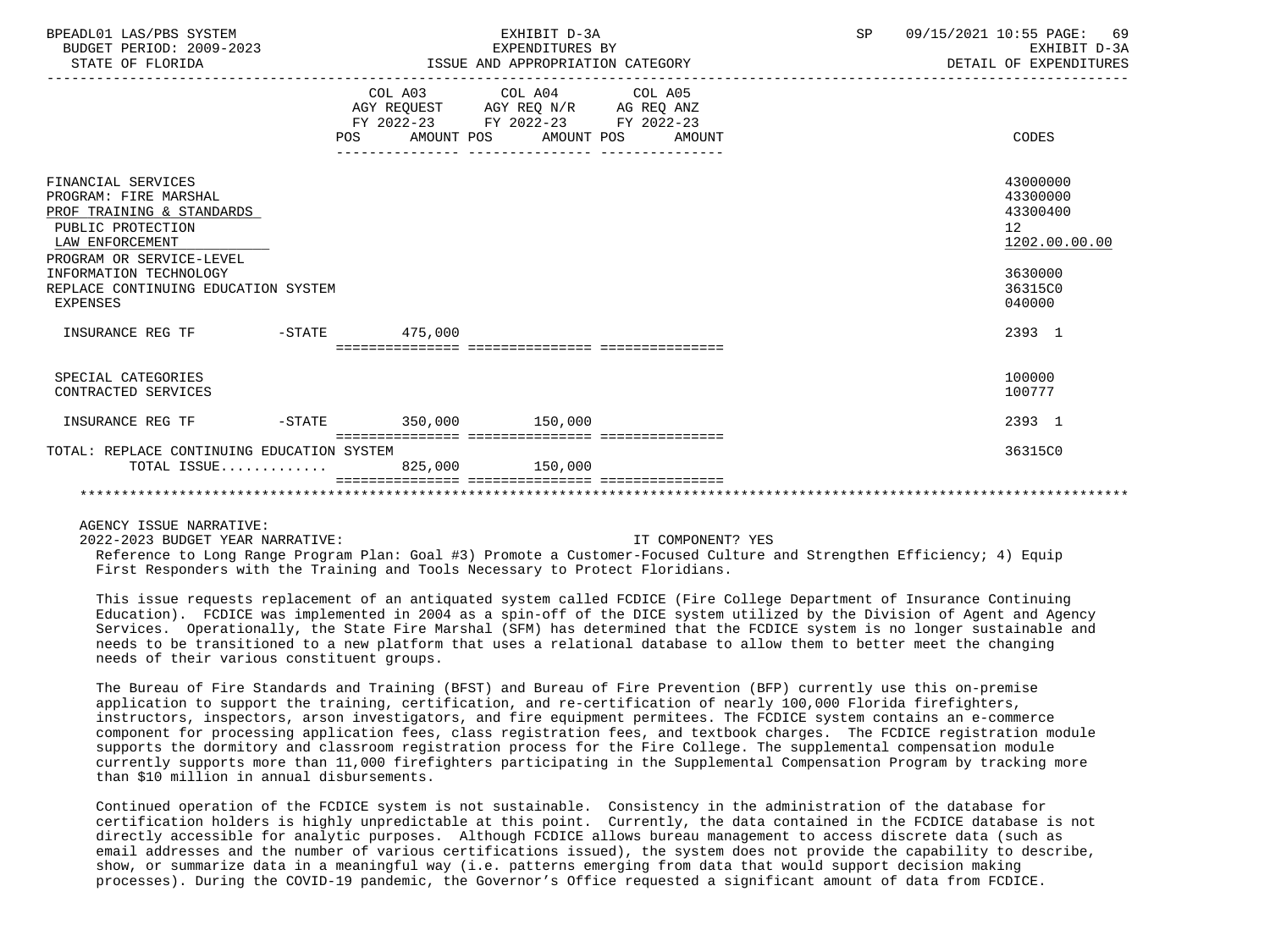| | COL A03 AGY REQUEST FY 2022-23 POS AMOUNT | COL A04 AGY REQ N/R FY 2022-23 POS AMOUNT | COL A05 AG REQ ANZ FY 2022-23 POS AMOUNT | CODES |
|---|---|---|---|---|
| FINANCIAL SERVICES | | | | 43000000 |
| PROGRAM: FIRE MARSHAL | | | | 43300000 |
| PROF TRAINING & STANDARDS | | | | 43300400 |
| PUBLIC PROTECTION | | | | 12 |
| LAW ENFORCEMENT | | | | 1202.00.00.00 |
| PROGRAM OR SERVICE-LEVEL | | | | |
| INFORMATION TECHNOLOGY | | | | 3630000 |
| REPLACE CONTINUING EDUCATION SYSTEM | | | | 36315C0 |
| EXPENSES | | | | 040000 |
| INSURANCE REG TF -STATE | 475,000 | | | 2393 1 |
| SPECIAL CATEGORIES | | | | 100000 |
| CONTRACTED SERVICES | | | | 100777 |
| INSURANCE REG TF -STATE | 350,000 | 150,000 | | 2393 1 |
| TOTAL: REPLACE CONTINUING EDUCATION SYSTEM | | | | 36315C0 |
| TOTAL ISSUE............ | 825,000 | 150,000 | | |

AGENCY ISSUE NARRATIVE:

2022-2023 BUDGET YEAR NARRATIVE: IT COMPONENT? YES

Reference to Long Range Program Plan: Goal #3) Promote a Customer-Focused Culture and Strengthen Efficiency; 4) Equip First Responders with the Training and Tools Necessary to Protect Floridians.

This issue requests replacement of an antiquated system called FCDICE (Fire College Department of Insurance Continuing Education). FCDICE was implemented in 2004 as a spin-off of the DICE system utilized by the Division of Agent and Agency Services. Operationally, the State Fire Marshal (SFM) has determined that the FCDICE system is no longer sustainable and needs to be transitioned to a new platform that uses a relational database to allow them to better meet the changing needs of their various constituent groups.

The Bureau of Fire Standards and Training (BFST) and Bureau of Fire Prevention (BFP) currently use this on-premise application to support the training, certification, and re-certification of nearly 100,000 Florida firefighters, instructors, inspectors, arson investigators, and fire equipment permitees. The FCDICE system contains an e-commerce component for processing application fees, class registration fees, and textbook charges. The FCDICE registration module supports the dormitory and classroom registration process for the Fire College. The supplemental compensation module currently supports more than 11,000 firefighters participating in the Supplemental Compensation Program by tracking more than $10 million in annual disbursements.

Continued operation of the FCDICE system is not sustainable. Consistency in the administration of the database for certification holders is highly unpredictable at this point. Currently, the data contained in the FCDICE database is not directly accessible for analytic purposes. Although FCDICE allows bureau management to access discrete data (such as email addresses and the number of various certifications issued), the system does not provide the capability to describe, show, or summarize data in a meaningful way (i.e. patterns emerging from data that would support decision making processes). During the COVID-19 pandemic, the Governor's Office requested a significant amount of data from FCDICE.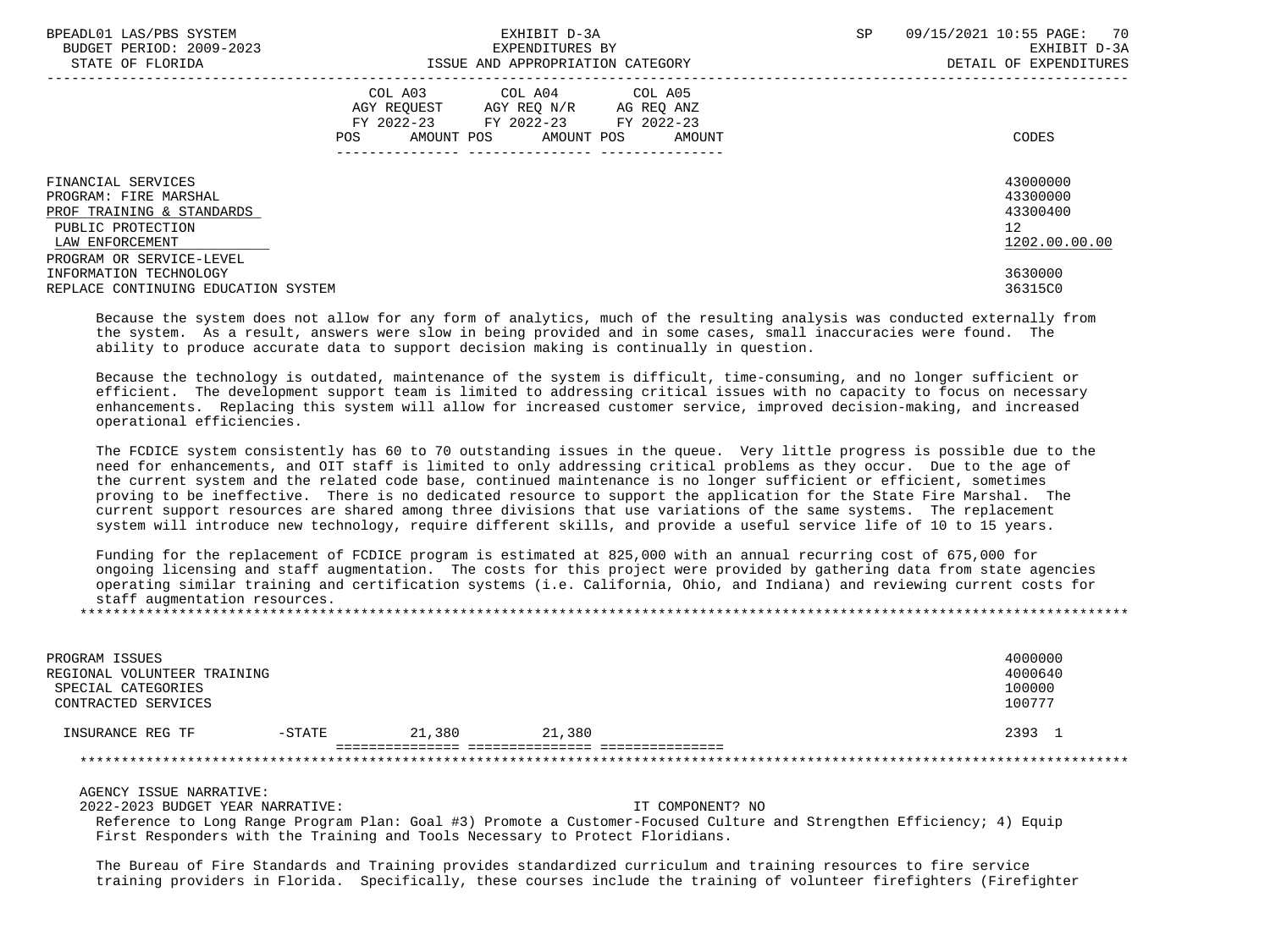| | COL A03 AGY REQUEST FY 2022-23 POS AMOUNT | COL A04 AGY REQ N/R FY 2022-23 POS AMOUNT | COL A05 AG REQ ANZ FY 2022-23 POS AMOUNT | CODES |
|---|---|---|---|---|
| FINANCIAL SERVICES | | | | 43000000 |
| PROGRAM: FIRE MARSHAL | | | | 43300000 |
| PROF TRAINING & STANDARDS | | | | 43300400 |
| PUBLIC PROTECTION | | | | 12 |
| LAW ENFORCEMENT | | | | 1202.00.00.00 |
| PROGRAM OR SERVICE-LEVEL | | | | |
| INFORMATION TECHNOLOGY | | | | 3630000 |
| REPLACE CONTINUING EDUCATION SYSTEM | | | | 36315C0 |

Because the system does not allow for any form of analytics, much of the resulting analysis was conducted externally from the system. As a result, answers were slow in being provided and in some cases, small inaccuracies were found. The ability to produce accurate data to support decision making is continually in question.

Because the technology is outdated, maintenance of the system is difficult, time-consuming, and no longer sufficient or efficient. The development support team is limited to addressing critical issues with no capacity to focus on necessary enhancements. Replacing this system will allow for increased customer service, improved decision-making, and increased operational efficiencies.

The FCDICE system consistently has 60 to 70 outstanding issues in the queue. Very little progress is possible due to the need for enhancements, and OIT staff is limited to only addressing critical problems as they occur. Due to the age of the current system and the related code base, continued maintenance is no longer sufficient or efficient, sometimes proving to be ineffective. There is no dedicated resource to support the application for the State Fire Marshal. The current support resources are shared among three divisions that use variations of the same systems. The replacement system will introduce new technology, require different skills, and provide a useful service life of 10 to 15 years.

Funding for the replacement of FCDICE program is estimated at 825,000 with an annual recurring cost of 675,000 for ongoing licensing and staff augmentation. The costs for this project were provided by gathering data from state agencies operating similar training and certification systems (i.e. California, Ohio, and Indiana) and reviewing current costs for staff augmentation resources.

*******************************************************************************************************************************

| | COL A03 | COL A04 | COL A05 | CODES |
|---|---|---|---|---|
| PROGRAM ISSUES | | | | 4000000 |
| REGIONAL VOLUNTEER TRAINING | | | | 4000640 |
| SPECIAL CATEGORIES | | | | 100000 |
| CONTRACTED SERVICES | | | | 100777 |
| INSURANCE REG TF -STATE | 21,380 | 21,380 | | 2393 1 |

*******************************************************************************************************************************

AGENCY ISSUE NARRATIVE:

2022-2023 BUDGET YEAR NARRATIVE: IT COMPONENT? NO

Reference to Long Range Program Plan: Goal #3) Promote a Customer-Focused Culture and Strengthen Efficiency; 4) Equip First Responders with the Training and Tools Necessary to Protect Floridians.

The Bureau of Fire Standards and Training provides standardized curriculum and training resources to fire service training providers in Florida. Specifically, these courses include the training of volunteer firefighters (Firefighter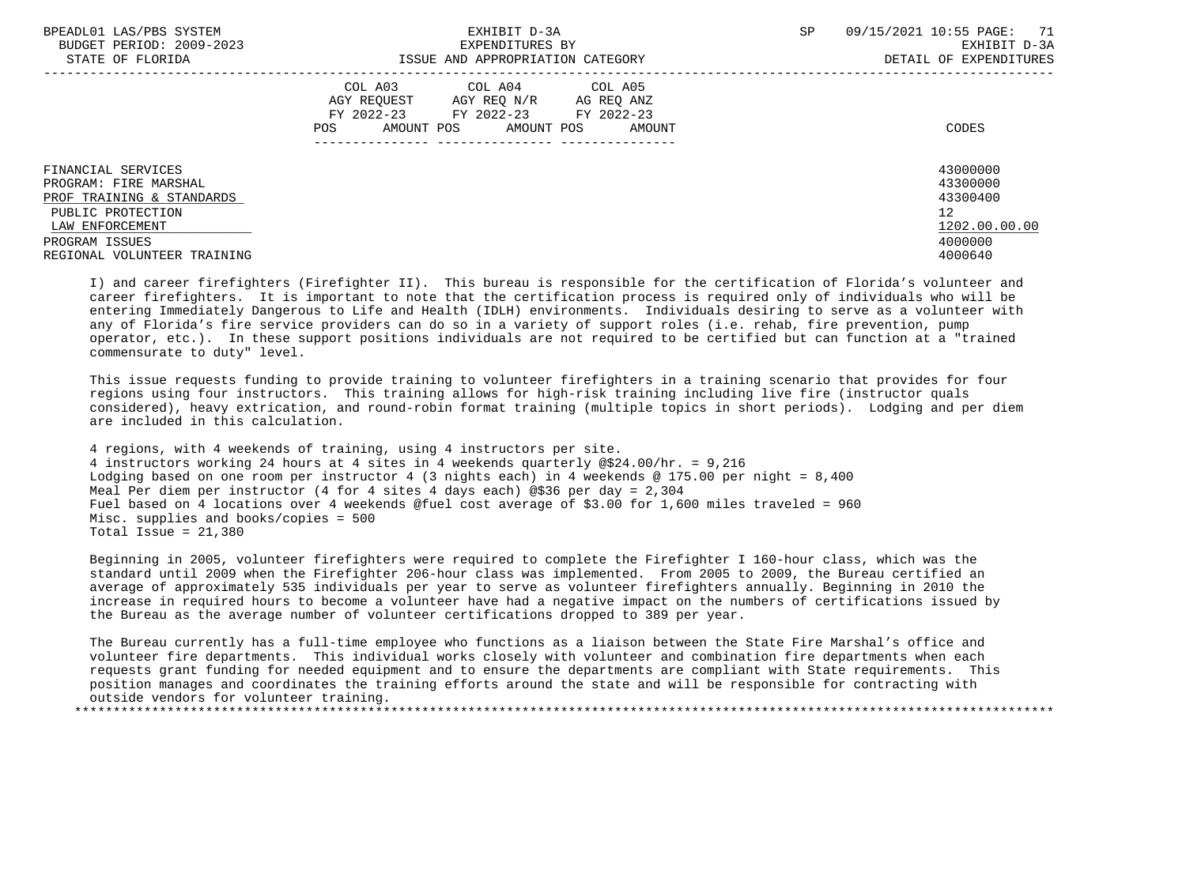| | COL A03 AGY REQUEST FY 2022-23 POS AMOUNT | COL A04 AGY REQ N/R FY 2022-23 POS AMOUNT | COL A05 AG REQ ANZ FY 2022-23 POS AMOUNT | CODES |
|---|---|---|---|---|
| FINANCIAL SERVICES | | | | 43000000 |
| PROGRAM: FIRE MARSHAL | | | | 43300000 |
| PROF TRAINING & STANDARDS | | | | 43300400 |
| PUBLIC PROTECTION | | | | 12 |
| LAW ENFORCEMENT | | | | 1202.00.00.00 |
| PROGRAM ISSUES | | | | 4000000 |
| REGIONAL VOLUNTEER TRAINING | | | | 4000640 |

I) and career firefighters (Firefighter II). This bureau is responsible for the certification of Florida's volunteer and career firefighters. It is important to note that the certification process is required only of individuals who will be entering Immediately Dangerous to Life and Health (IDLH) environments. Individuals desiring to serve as a volunteer with any of Florida's fire service providers can do so in a variety of support roles (i.e. rehab, fire prevention, pump operator, etc.). In these support positions individuals are not required to be certified but can function at a "trained commensurate to duty" level.

This issue requests funding to provide training to volunteer firefighters in a training scenario that provides for four regions using four instructors. This training allows for high-risk training including live fire (instructor quals considered), heavy extrication, and round-robin format training (multiple topics in short periods). Lodging and per diem are included in this calculation.

4 regions, with 4 weekends of training, using 4 instructors per site.
4 instructors working 24 hours at 4 sites in 4 weekends quarterly @$24.00/hr. = 9,216
Lodging based on one room per instructor 4 (3 nights each) in 4 weekends @ 175.00 per night = 8,400
Meal Per diem per instructor (4 for 4 sites 4 days each) @$36 per day = 2,304
Fuel based on 4 locations over 4 weekends @fuel cost average of $3.00 for 1,600 miles traveled = 960
Misc. supplies and books/copies = 500
Total Issue = 21,380

Beginning in 2005, volunteer firefighters were required to complete the Firefighter I 160-hour class, which was the standard until 2009 when the Firefighter 206-hour class was implemented. From 2005 to 2009, the Bureau certified an average of approximately 535 individuals per year to serve as volunteer firefighters annually. Beginning in 2010 the increase in required hours to become a volunteer have had a negative impact on the numbers of certifications issued by the Bureau as the average number of volunteer certifications dropped to 389 per year.

The Bureau currently has a full-time employee who functions as a liaison between the State Fire Marshal's office and volunteer fire departments. This individual works closely with volunteer and combination fire departments when each requests grant funding for needed equipment and to ensure the departments are compliant with State requirements. This position manages and coordinates the training efforts around the state and will be responsible for contracting with outside vendors for volunteer training.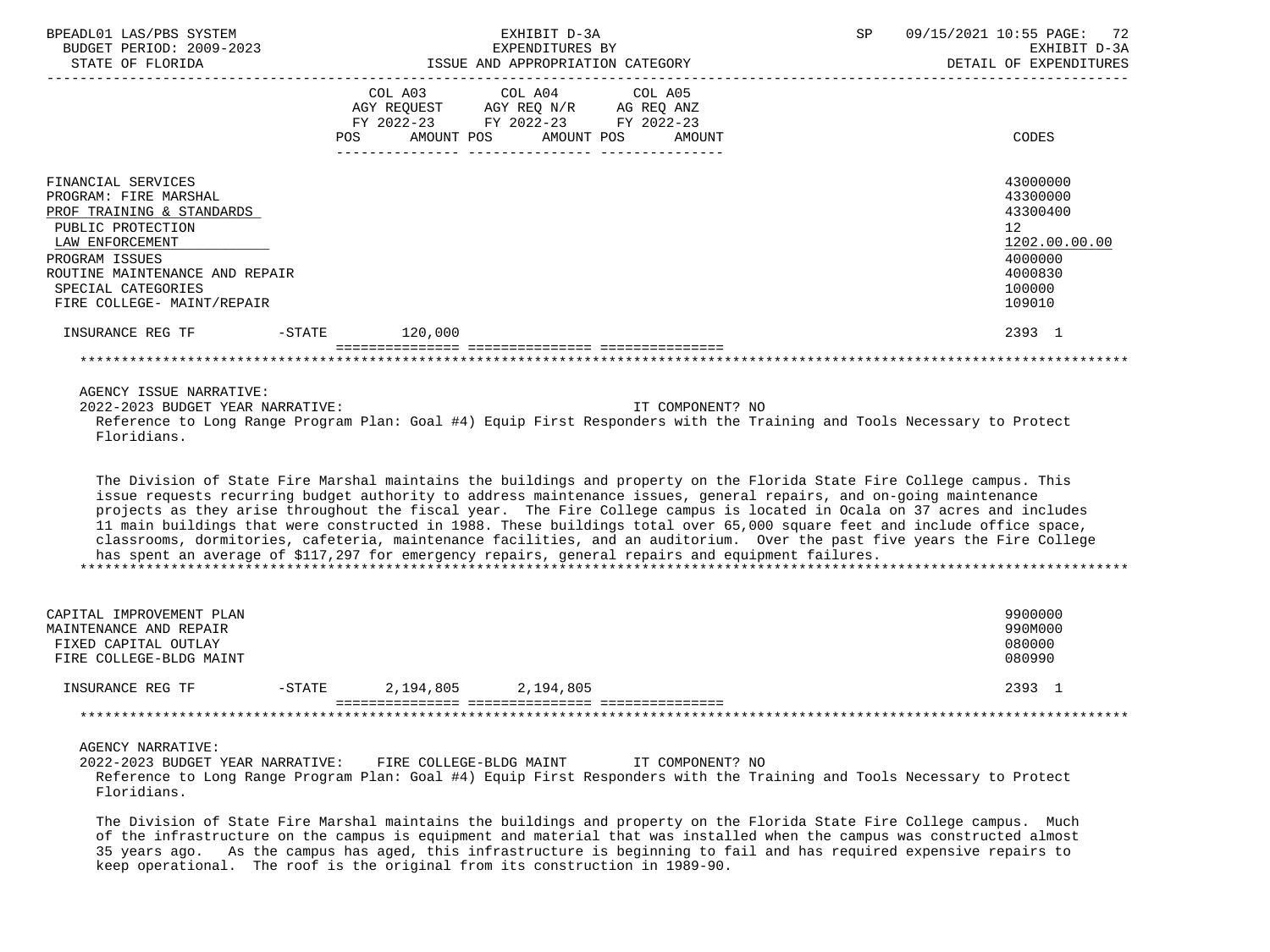| | COL A03 AGY REQUEST FY 2022-23 POS AMOUNT | COL A04 AGY REQ N/R FY 2022-23 POS AMOUNT | COL A05 AG REQ ANZ FY 2022-23 POS AMOUNT | CODES |
|---|---|---|---|---|
| FINANCIAL SERVICES | | | | 43000000 |
| PROGRAM: FIRE MARSHAL | | | | 43300000 |
| PROF TRAINING & STANDARDS | | | | 43300400 |
| PUBLIC PROTECTION | | | | 12 |
| LAW ENFORCEMENT | | | | 1202.00.00.00 |
| PROGRAM ISSUES | | | | 4000000 |
| ROUTINE MAINTENANCE AND REPAIR | | | | 4000830 |
| SPECIAL CATEGORIES | | | | 100000 |
| FIRE COLLEGE- MAINT/REPAIR | | | | 109010 |
| INSURANCE REG TF -STATE | 120,000 | | | 2393 1 |

AGENCY ISSUE NARRATIVE:

2022-2023 BUDGET YEAR NARRATIVE: IT COMPONENT? NO

Reference to Long Range Program Plan: Goal #4) Equip First Responders with the Training and Tools Necessary to Protect Floridians.

The Division of State Fire Marshal maintains the buildings and property on the Florida State Fire College campus. This issue requests recurring budget authority to address maintenance issues, general repairs, and on-going maintenance projects as they arise throughout the fiscal year. The Fire College campus is located in Ocala on 37 acres and includes 11 main buildings that were constructed in 1988. These buildings total over 65,000 square feet and include office space, classrooms, dormitories, cafeteria, maintenance facilities, and an auditorium. Over the past five years the Fire College has spent an average of $117,297 for emergency repairs, general repairs and equipment failures.

| | COL A03 | COL A04 | COL A05 | CODES |
|---|---|---|---|---|
| CAPITAL IMPROVEMENT PLAN | | | | 9900000 |
| MAINTENANCE AND REPAIR | | | | 990M000 |
| FIXED CAPITAL OUTLAY | | | | 080000 |
| FIRE COLLEGE-BLDG MAINT | | | | 080990 |
| INSURANCE REG TF -STATE | 2,194,805 | 2,194,805 | | 2393 1 |

AGENCY NARRATIVE:

2022-2023 BUDGET YEAR NARRATIVE: FIRE COLLEGE-BLDG MAINT IT COMPONENT? NO

Reference to Long Range Program Plan: Goal #4) Equip First Responders with the Training and Tools Necessary to Protect Floridians.

The Division of State Fire Marshal maintains the buildings and property on the Florida State Fire College campus. Much of the infrastructure on the campus is equipment and material that was installed when the campus was constructed almost 35 years ago. As the campus has aged, this infrastructure is beginning to fail and has required expensive repairs to keep operational. The roof is the original from its construction in 1989-90.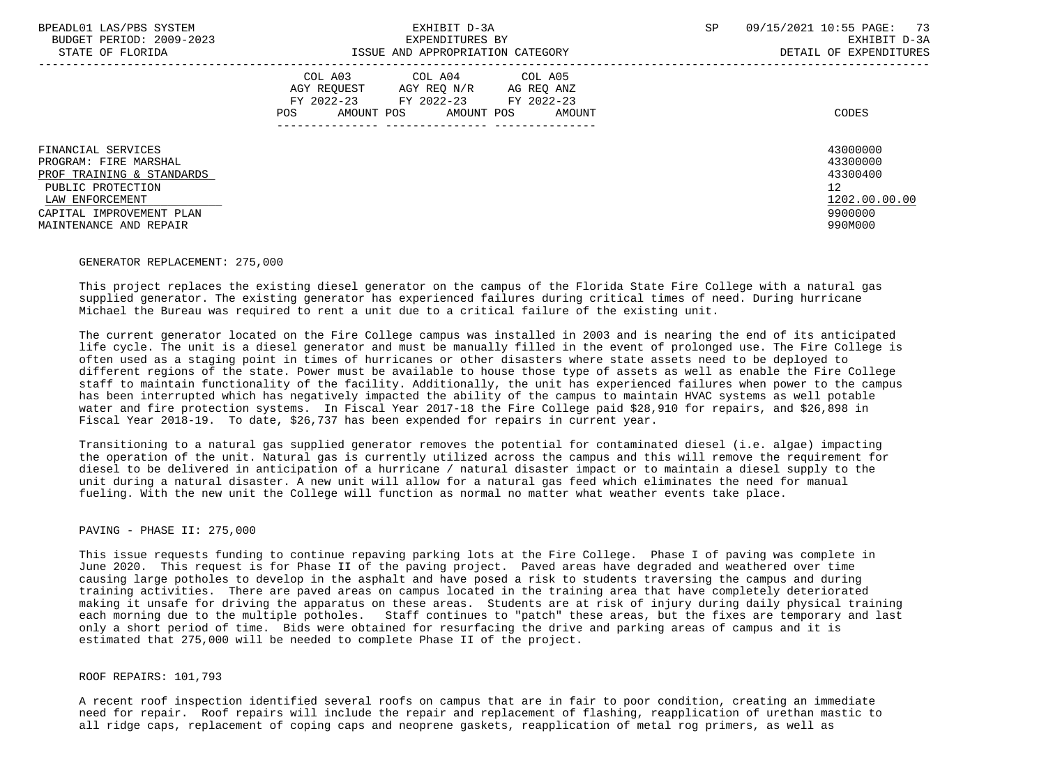| | COL A03 AGY REQUEST FY 2022-23 POS AMOUNT | COL A04 AGY REQ N/R FY 2022-23 POS AMOUNT | COL A05 AG REQ ANZ FY 2022-23 POS AMOUNT | CODES |
|---|---|---|---|---|
| FINANCIAL SERVICES | | | | 43000000 |
| PROGRAM: FIRE MARSHAL | | | | 43300000 |
| PROF TRAINING & STANDARDS | | | | 43300400 |
| PUBLIC PROTECTION | | | | 12 |
| LAW ENFORCEMENT | | | | 1202.00.00.00 |
| CAPITAL IMPROVEMENT PLAN | | | | 9900000 |
| MAINTENANCE AND REPAIR | | | | 990M000 |

GENERATOR REPLACEMENT: 275,000

This project replaces the existing diesel generator on the campus of the Florida State Fire College with a natural gas supplied generator. The existing generator has experienced failures during critical times of need. During hurricane Michael the Bureau was required to rent a unit due to a critical failure of the existing unit.

The current generator located on the Fire College campus was installed in 2003 and is nearing the end of its anticipated life cycle. The unit is a diesel generator and must be manually filled in the event of prolonged use. The Fire College is often used as a staging point in times of hurricanes or other disasters where state assets need to be deployed to different regions of the state. Power must be available to house those type of assets as well as enable the Fire College staff to maintain functionality of the facility. Additionally, the unit has experienced failures when power to the campus has been interrupted which has negatively impacted the ability of the campus to maintain HVAC systems as well potable water and fire protection systems. In Fiscal Year 2017-18 the Fire College paid $28,910 for repairs, and $26,898 in Fiscal Year 2018-19. To date, $26,737 has been expended for repairs in current year.

Transitioning to a natural gas supplied generator removes the potential for contaminated diesel (i.e. algae) impacting the operation of the unit. Natural gas is currently utilized across the campus and this will remove the requirement for diesel to be delivered in anticipation of a hurricane / natural disaster impact or to maintain a diesel supply to the unit during a natural disaster. A new unit will allow for a natural gas feed which eliminates the need for manual fueling. With the new unit the College will function as normal no matter what weather events take place.

PAVING - PHASE II: 275,000

This issue requests funding to continue repaving parking lots at the Fire College. Phase I of paving was complete in June 2020. This request is for Phase II of the paving project. Paved areas have degraded and weathered over time causing large potholes to develop in the asphalt and have posed a risk to students traversing the campus and during training activities. There are paved areas on campus located in the training area that have completely deteriorated making it unsafe for driving the apparatus on these areas. Students are at risk of injury during daily physical training each morning due to the multiple potholes. Staff continues to "patch" these areas, but the fixes are temporary and last only a short period of time. Bids were obtained for resurfacing the drive and parking areas of campus and it is estimated that 275,000 will be needed to complete Phase II of the project.

ROOF REPAIRS: 101,793

A recent roof inspection identified several roofs on campus that are in fair to poor condition, creating an immediate need for repair. Roof repairs will include the repair and replacement of flashing, reapplication of urethan mastic to all ridge caps, replacement of coping caps and neoprene gaskets, reapplication of metal rog primers, as well as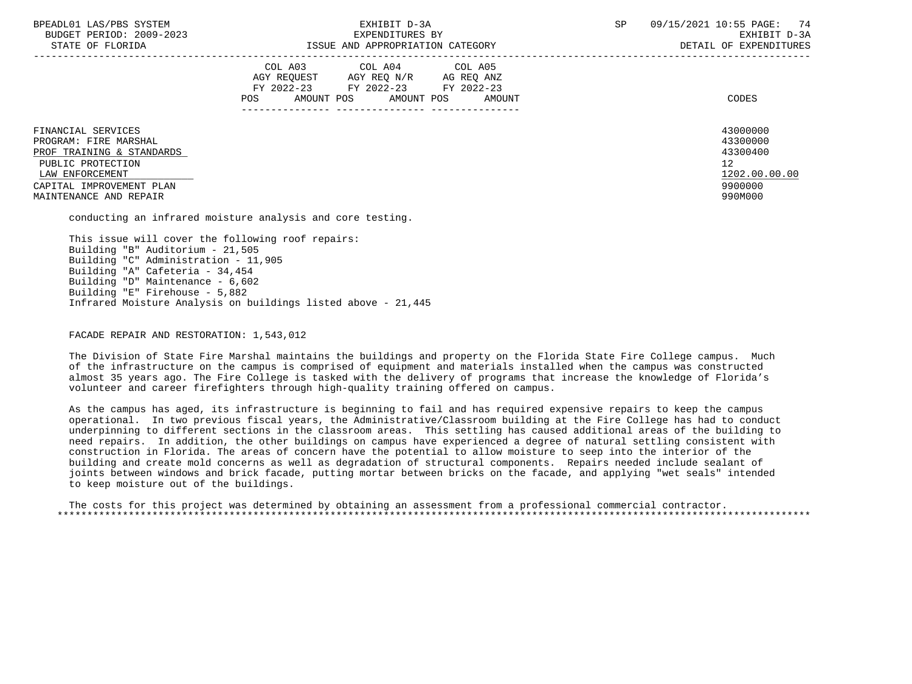| | COL A03 AGY REQUEST FY 2022-23 POS AMOUNT | COL A04 AGY REQ N/R FY 2022-23 POS AMOUNT | COL A05 AG REQ ANZ FY 2022-23 POS AMOUNT | CODES |
|---|---|---|---|---|
| FINANCIAL SERVICES | | | | 43000000 |
| PROGRAM: FIRE MARSHAL | | | | 43300000 |
| PROF TRAINING & STANDARDS | | | | 43300400 |
| PUBLIC PROTECTION | | | | 12 |
| LAW ENFORCEMENT | | | | 1202.00.00.00 |
| CAPITAL IMPROVEMENT PLAN | | | | 9900000 |
| MAINTENANCE AND REPAIR | | | | 990M000 |

conducting an infrared moisture analysis and core testing.

This issue will cover the following roof repairs:
Building "B" Auditorium - 21,505
Building "C" Administration - 11,905
Building "A" Cafeteria - 34,454
Building "D" Maintenance - 6,602
Building "E" Firehouse - 5,882
Infrared Moisture Analysis on buildings listed above - 21,445

FACADE REPAIR AND RESTORATION: 1,543,012

The Division of State Fire Marshal maintains the buildings and property on the Florida State Fire College campus. Much of the infrastructure on the campus is comprised of equipment and materials installed when the campus was constructed almost 35 years ago. The Fire College is tasked with the delivery of programs that increase the knowledge of Florida's volunteer and career firefighters through high-quality training offered on campus.

As the campus has aged, its infrastructure is beginning to fail and has required expensive repairs to keep the campus operational. In two previous fiscal years, the Administrative/Classroom building at the Fire College has had to conduct underpinning to different sections in the classroom areas. This settling has caused additional areas of the building to need repairs. In addition, the other buildings on campus have experienced a degree of natural settling consistent with construction in Florida. The areas of concern have the potential to allow moisture to seep into the interior of the building and create mold concerns as well as degradation of structural components. Repairs needed include sealant of joints between windows and brick facade, putting mortar between bricks on the facade, and applying "wet seals" intended to keep moisture out of the buildings.

The costs for this project was determined by obtaining an assessment from a professional commercial contractor.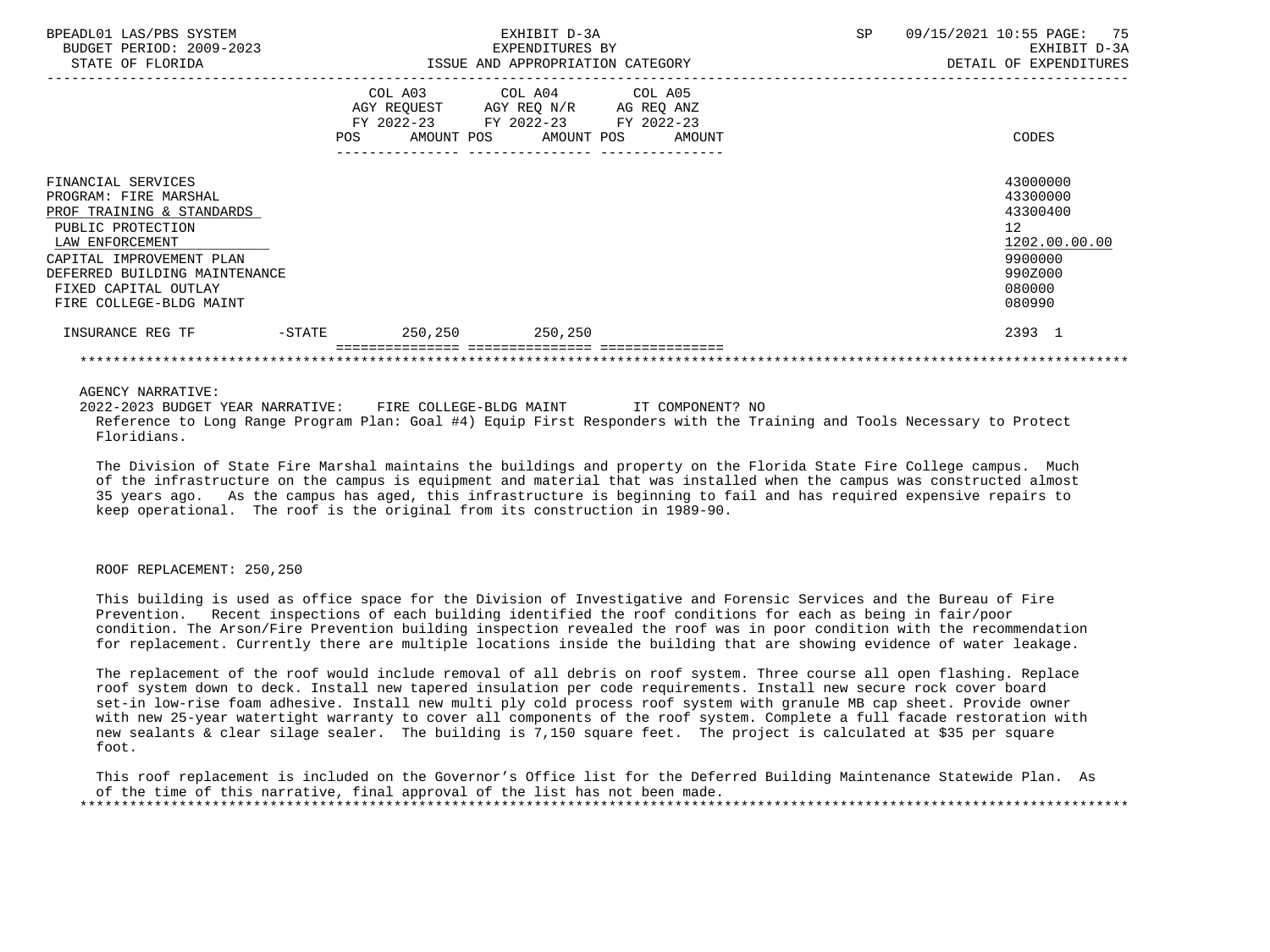BPEADL01 LAS/PBS SYSTEM | EXHIBIT D-3A | SP 09/15/2021 10:55
BUDGET PERIOD: 2009-2023 | EXPENDITURES BY | EXHIBIT D-3A
STATE OF FLORIDA | ISSUE AND APPROPRIATION CATEGORY | DETAIL OF EXPENDITURES

| | | COL A03 AGY REQUEST FY 2022-23 POS | AMOUNT | COL A04 AGY REQ N/R FY 2022-23 POS | AMOUNT | COL A05 AG REQ ANZ FY 2022-23 POS | AMOUNT | CODES |
|---|---|---|---|---|---|---|---|---|
| FINANCIAL SERVICES | | | | | | | | 43000000 |
| PROGRAM: FIRE MARSHAL | | | | | | | | 43300000 |
| PROF TRAINING & STANDARDS | | | | | | | | 43300400 |
| PUBLIC PROTECTION | | | | | | | | 12 |
| LAW ENFORCEMENT | | | | | | | | 1202.00.00.00 |
| CAPITAL IMPROVEMENT PLAN | | | | | | | | 9900000 |
| DEFERRED BUILDING MAINTENANCE | | | | | | | | 990Z000 |
| FIXED CAPITAL OUTLAY | | | | | | | | 080000 |
| FIRE COLLEGE-BLDG MAINT | | | | | | | | 080990 |
| INSURANCE REG TF | -STATE | | 250,250 | | 250,250 | | | 2393 1 |

AGENCY NARRATIVE:

2022-2023 BUDGET YEAR NARRATIVE: FIRE COLLEGE-BLDG MAINT IT COMPONENT? NO

Reference to Long Range Program Plan: Goal #4) Equip First Responders with the Training and Tools Necessary to Protect Floridians.

The Division of State Fire Marshal maintains the buildings and property on the Florida State Fire College campus. Much of the infrastructure on the campus is equipment and material that was installed when the campus was constructed almost 35 years ago. As the campus has aged, this infrastructure is beginning to fail and has required expensive repairs to keep operational. The roof is the original from its construction in 1989-90.

ROOF REPLACEMENT: 250,250

This building is used as office space for the Division of Investigative and Forensic Services and the Bureau of Fire Prevention. Recent inspections of each building identified the roof conditions for each as being in fair/poor condition. The Arson/Fire Prevention building inspection revealed the roof was in poor condition with the recommendation for replacement. Currently there are multiple locations inside the building that are showing evidence of water leakage.

The replacement of the roof would include removal of all debris on roof system. Three course all open flashing. Replace roof system down to deck. Install new tapered insulation per code requirements. Install new secure rock cover board set-in low-rise foam adhesive. Install new multi ply cold process roof system with granule MB cap sheet. Provide owner with new 25-year watertight warranty to cover all components of the roof system. Complete a full facade restoration with new sealants & clear silage sealer. The building is 7,150 square feet. The project is calculated at $35 per square foot.

This roof replacement is included on the Governor's Office list for the Deferred Building Maintenance Statewide Plan. As of the time of this narrative, final approval of the list has not been made.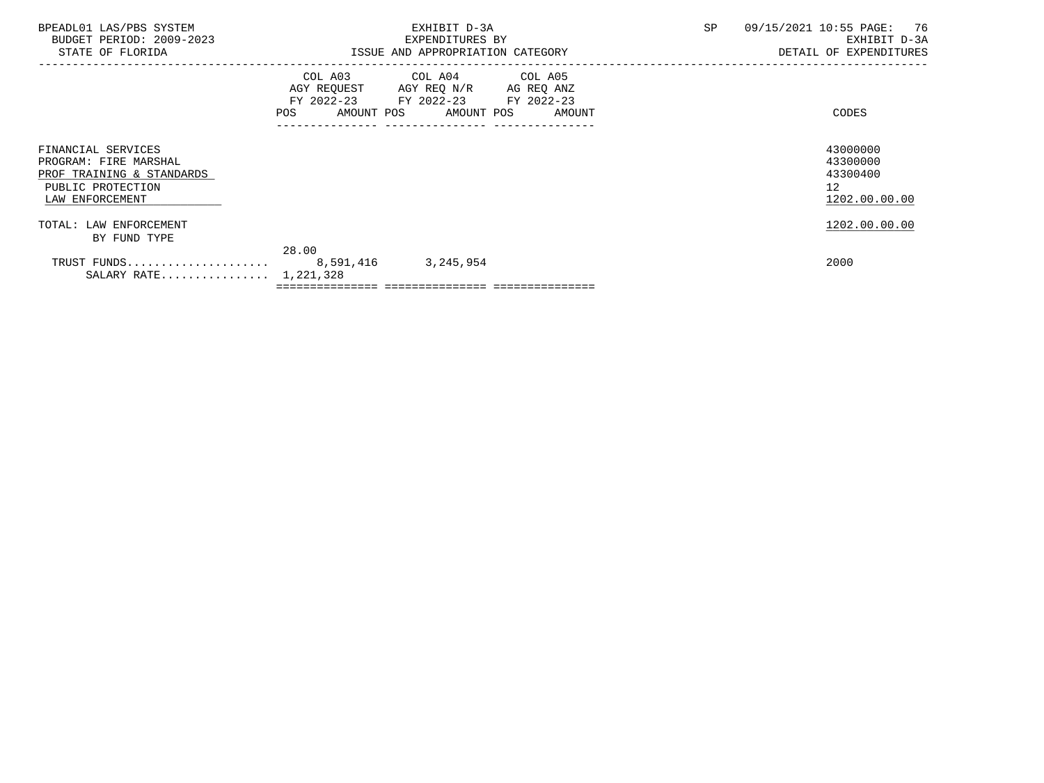| | COL A03 AGY REQUEST FY 2022-23 | | COL A04 AGY REQ N/R FY 2022-23 | | COL A05 AG REQ ANZ FY 2022-23 | | |
|---|---|---|---|---|---|---|---|
| | POS | AMOUNT | POS | AMOUNT | POS | AMOUNT | CODES |
| FINANCIAL SERVICES | | | | | | | 43000000 |
| PROGRAM: FIRE MARSHAL | | | | | | | 43300000 |
| PROF TRAINING & STANDARDS | | | | | | | 43300400 |
| PUBLIC PROTECTION | | | | | | | 12 |
| LAW ENFORCEMENT | | | | | | | 1202.00.00.00 |
| TOTAL: LAW ENFORCEMENT | | | | | | | 1202.00.00.00 |
| BY FUND TYPE | | | | | | | |
| | 28.00 | | | | | | |
| TRUST FUNDS..................... | | 8,591,416 | | 3,245,954 | | | 2000 |
| SALARY RATE................ | 1,221,328 | | | | | | |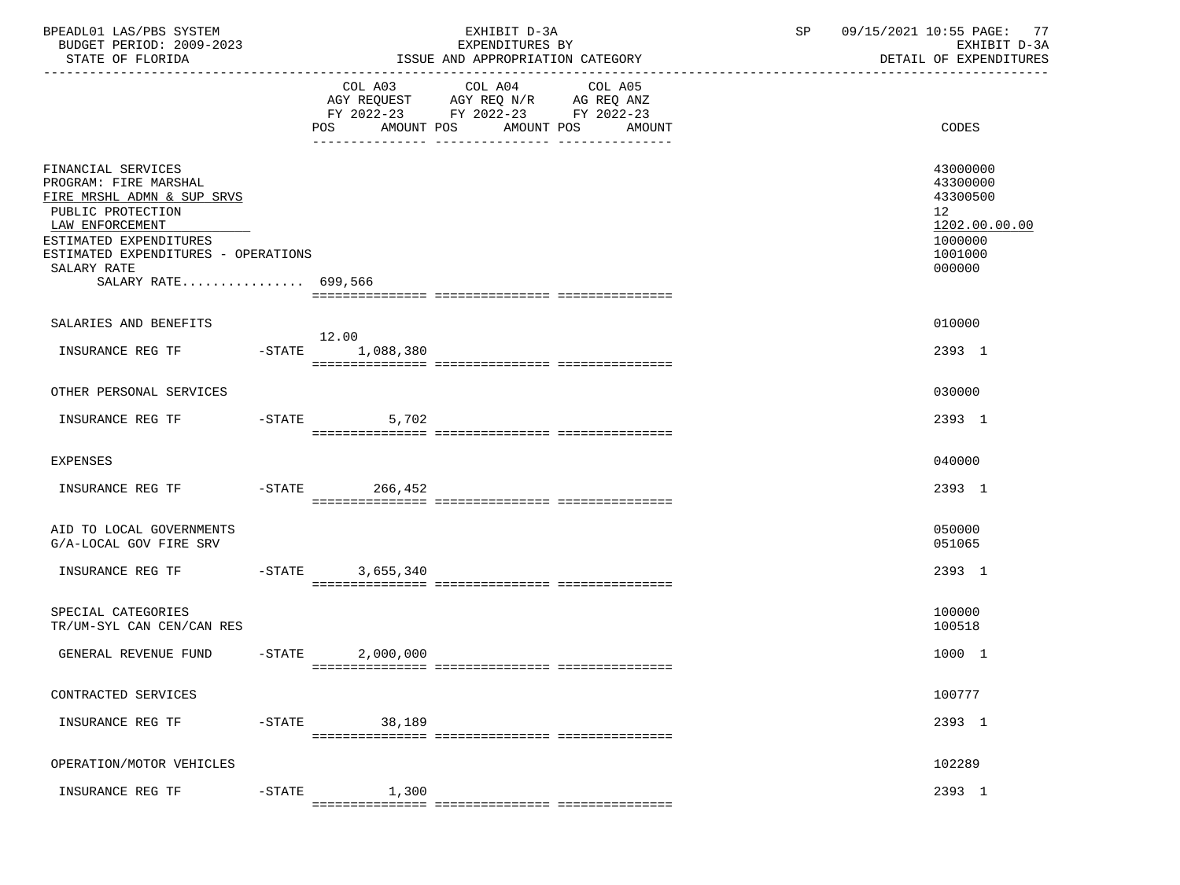BPEADL01 LAS/PBS SYSTEM | EXHIBIT D-3A | SP 09/15/2021 10:55 PAGE: 77
BUDGET PERIOD: 2009-2023 | EXPENDITURES BY | EXHIBIT D-3A
STATE OF FLORIDA | ISSUE AND APPROPRIATION CATEGORY | DETAIL OF EXPENDITURES

| | COL A03 AGY REQUEST FY 2022-23 POS AMOUNT | COL A04 AGY REQ N/R FY 2022-23 POS AMOUNT | COL A05 AG REQ ANZ FY 2022-23 POS AMOUNT | CODES |
|---|---|---|---|---|
| FINANCIAL SERVICES | | | | 43000000 |
| PROGRAM: FIRE MARSHAL | | | | 43300000 |
| FIRE MRSHL ADMN & SUP SRVS | | | | 43300500 |
| PUBLIC PROTECTION | | | | 12 |
| LAW ENFORCEMENT | | | | 1202.00.00.00 |
| ESTIMATED EXPENDITURES | | | | 1000000 |
| ESTIMATED EXPENDITURES - OPERATIONS | | | | 1001000 |
| SALARY RATE | | | | 000000 |
| SALARY RATE................ | 699,566 | | | |
| SALARIES AND BENEFITS | | | | 010000 |
| INSURANCE REG TF -STATE | 12.00 1,088,380 | | | 2393 1 |
| OTHER PERSONAL SERVICES | | | | 030000 |
| INSURANCE REG TF -STATE | 5,702 | | | 2393 1 |
| EXPENSES | | | | 040000 |
| INSURANCE REG TF -STATE | 266,452 | | | 2393 1 |
| AID TO LOCAL GOVERNMENTS | | | | 050000 |
| G/A-LOCAL GOV FIRE SRV | | | | 051065 |
| INSURANCE REG TF -STATE | 3,655,340 | | | 2393 1 |
| SPECIAL CATEGORIES | | | | 100000 |
| TR/UM-SYL CAN CEN/CAN RES | | | | 100518 |
| GENERAL REVENUE FUND -STATE | 2,000,000 | | | 1000 1 |
| CONTRACTED SERVICES | | | | 100777 |
| INSURANCE REG TF -STATE | 38,189 | | | 2393 1 |
| OPERATION/MOTOR VEHICLES | | | | 102289 |
| INSURANCE REG TF -STATE | 1,300 | | | 2393 1 |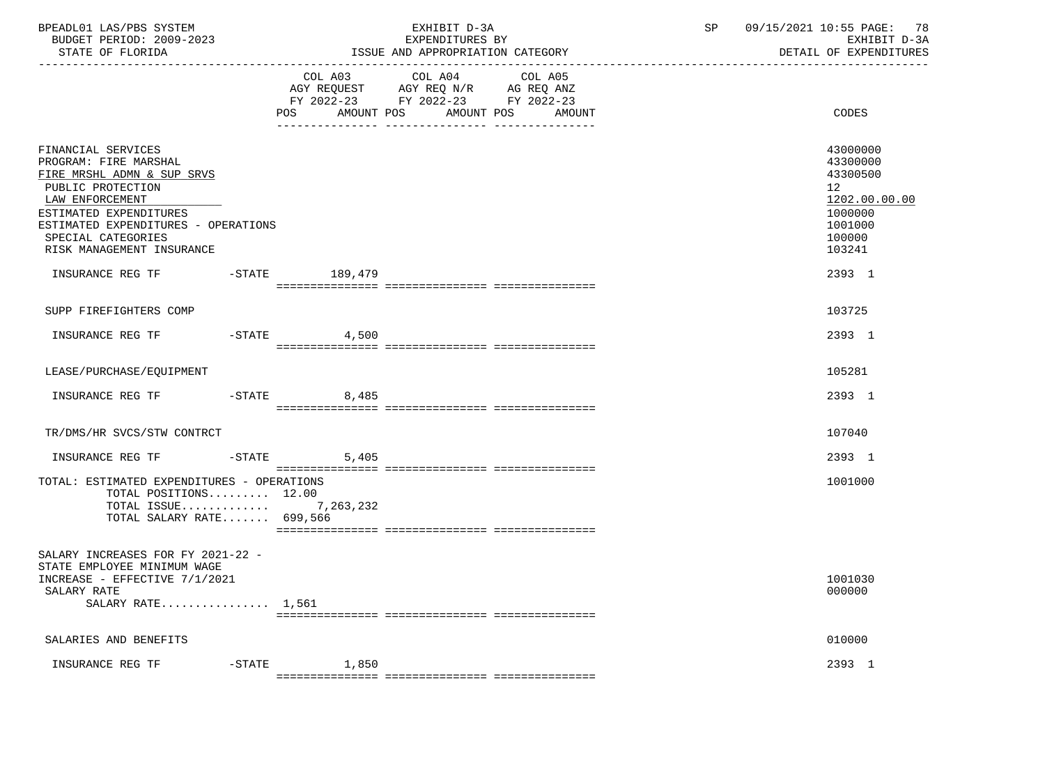BPEADL01 LAS/PBS SYSTEM | EXHIBIT D-3A | SP 09/15/2021 10:55 PAGE: 78
BUDGET PERIOD: 2009-2023 | EXPENDITURES BY | EXHIBIT D-3A
STATE OF FLORIDA | ISSUE AND APPROPRIATION CATEGORY | DETAIL OF EXPENDITURES

| | COL A03 AGY REQUEST FY 2022-23 POS AMOUNT | COL A04 AGY REQ N/R FY 2022-23 POS AMOUNT | COL A05 AG REQ ANZ FY 2022-23 POS AMOUNT | CODES |
|---|---|---|---|---|
| FINANCIAL SERVICES | | | | 43000000 |
| PROGRAM: FIRE MARSHAL | | | | 43300000 |
| FIRE MRSHL ADMN & SUP SRVS | | | | 43300500 |
| PUBLIC PROTECTION | | | | 12 |
| LAW ENFORCEMENT | | | | 1202.00.00.00 |
| ESTIMATED EXPENDITURES | | | | 1000000 |
| ESTIMATED EXPENDITURES - OPERATIONS | | | | 1001000 |
| SPECIAL CATEGORIES | | | | 100000 |
| RISK MANAGEMENT INSURANCE | | | | 103241 |
| INSURANCE REG TF -STATE | 189,479 | | | 2393 1 |
| SUPP FIREFIGHTERS COMP | | | | 103725 |
| INSURANCE REG TF -STATE | 4,500 | | | 2393 1 |
| LEASE/PURCHASE/EQUIPMENT | | | | 105281 |
| INSURANCE REG TF -STATE | 8,485 | | | 2393 1 |
| TR/DMS/HR SVCS/STW CONTRCT | | | | 107040 |
| INSURANCE REG TF -STATE | 5,405 | | | 2393 1 |
| TOTAL: ESTIMATED EXPENDITURES - OPERATIONS | | | | 1001000 |
| TOTAL POSITIONS......... 12.00 | | | | |
| TOTAL ISSUE............ | 7,263,232 | | | |
| TOTAL SALARY RATE....... 699,566 | | | | |
| SALARY INCREASES FOR FY 2021-22 - STATE EMPLOYEE MINIMUM WAGE INCREASE - EFFECTIVE 7/1/2021 | | | | 1001030 |
| SALARY RATE | | | | 000000 |
| SALARY RATE................ 1,561 | | | | |
| SALARIES AND BENEFITS | | | | 010000 |
| INSURANCE REG TF -STATE | 1,850 | | | 2393 1 |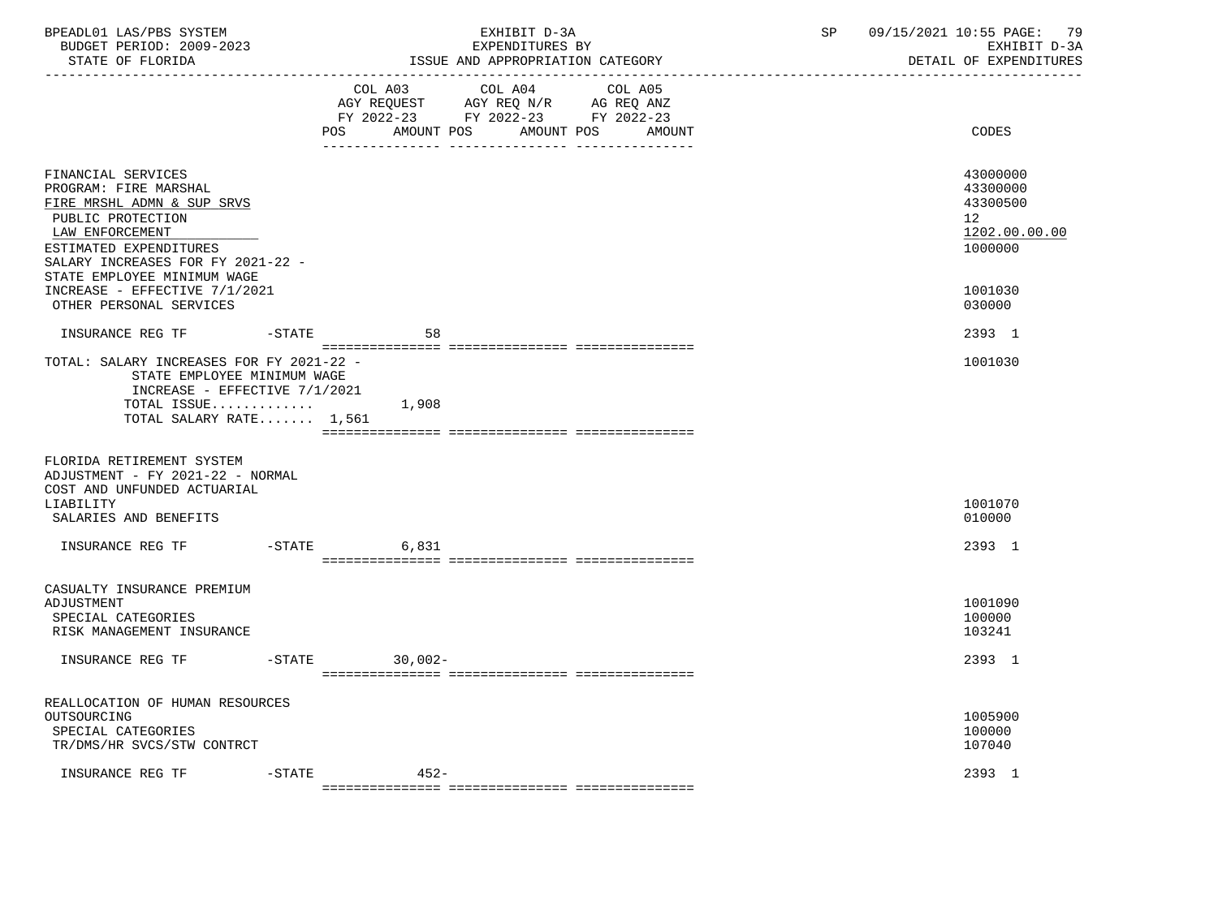BPEADL01 LAS/PBS SYSTEM
BUDGET PERIOD: 2009-2023
STATE OF FLORIDA

EXHIBIT D-3A
EXPENDITURES BY
ISSUE AND APPROPRIATION CATEGORY

SP 09/15/2021 10:55 PAGE: 79
EXHIBIT D-3A
DETAIL OF EXPENDITURES

| | COL A03 AGY REQUEST FY 2022-23 POS AMOUNT | COL A04 AGY REQ N/R FY 2022-23 POS AMOUNT | COL A05 AG REQ ANZ FY 2022-23 POS AMOUNT | CODES |
|---|---|---|---|---|
| FINANCIAL SERVICES | | | | 43000000 |
| PROGRAM: FIRE MARSHAL | | | | 43300000 |
| FIRE MRSHL ADMN & SUP SRVS | | | | 43300500 |
| PUBLIC PROTECTION | | | | 12 |
| LAW ENFORCEMENT | | | | 1202.00.00.00 |
| ESTIMATED EXPENDITURES | | | | 1000000 |
| SALARY INCREASES FOR FY 2021-22 - STATE EMPLOYEE MINIMUM WAGE INCREASE - EFFECTIVE 7/1/2021 | | | | 1001030 |
| OTHER PERSONAL SERVICES | | | | 030000 |
| INSURANCE REG TF -STATE | 58 | | | 2393 1 |
| TOTAL: SALARY INCREASES FOR FY 2021-22 - STATE EMPLOYEE MINIMUM WAGE INCREASE - EFFECTIVE 7/1/2021 | | | | 1001030 |
| TOTAL ISSUE............. | 1,908 | | | |
| TOTAL SALARY RATE....... 1,561 | | | | |
| FLORIDA RETIREMENT SYSTEM ADJUSTMENT - FY 2021-22 - NORMAL COST AND UNFUNDED ACTUARIAL LIABILITY | | | | 1001070 |
| SALARIES AND BENEFITS | | | | 010000 |
| INSURANCE REG TF -STATE | 6,831 | | | 2393 1 |
| CASUALTY INSURANCE PREMIUM ADJUSTMENT | | | | 1001090 |
| SPECIAL CATEGORIES | | | | 100000 |
| RISK MANAGEMENT INSURANCE | | | | 103241 |
| INSURANCE REG TF -STATE | 30,002- | | | 2393 1 |
| REALLOCATION OF HUMAN RESOURCES OUTSOURCING | | | | 1005900 |
| SPECIAL CATEGORIES | | | | 100000 |
| TR/DMS/HR SVCS/STW CONTRCT | | | | 107040 |
| INSURANCE REG TF -STATE | 452- | | | 2393 1 |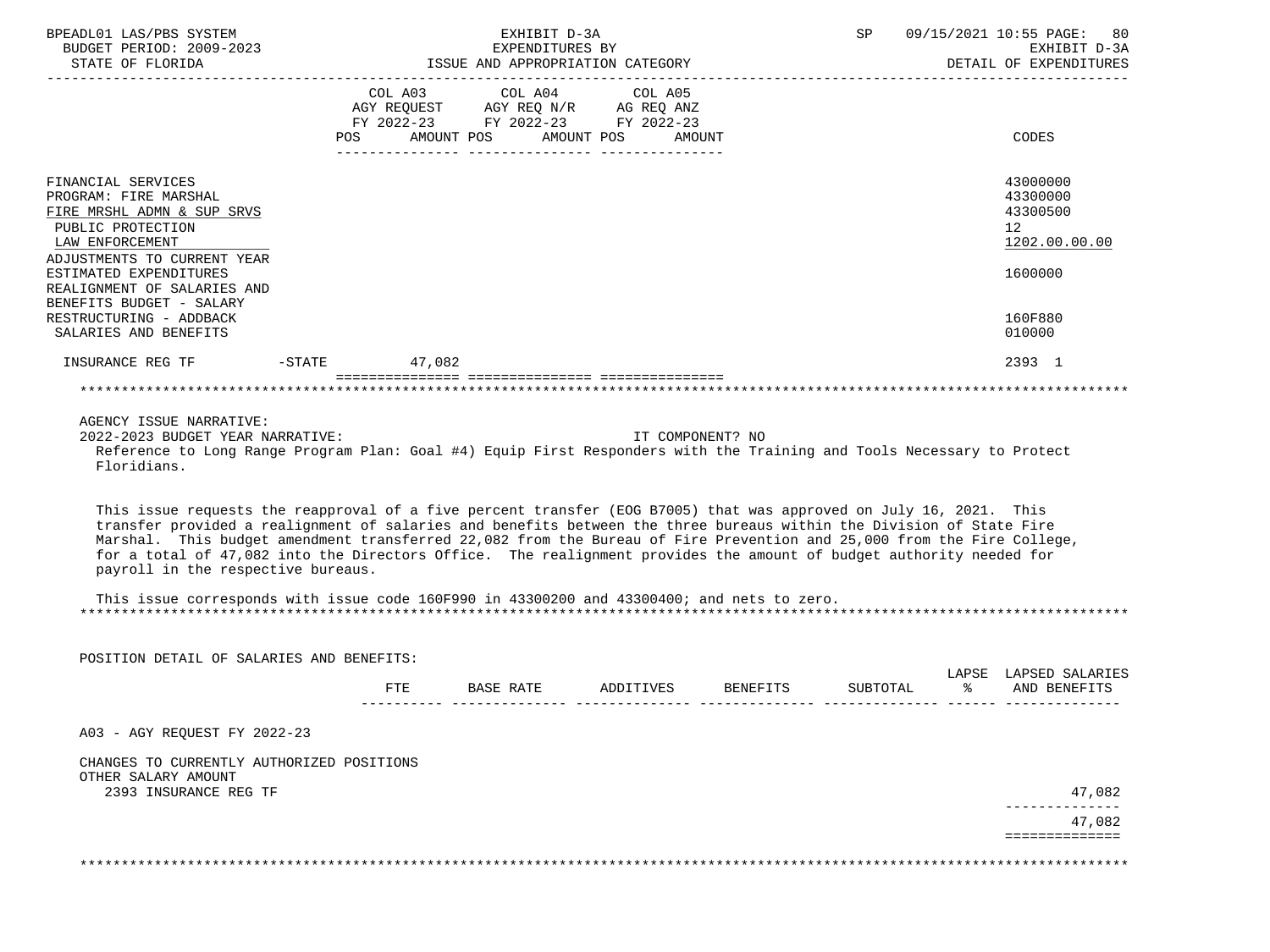| | COL A03 AGY REQUEST FY 2022-23 POS | AMOUNT | COL A04 AGY REQ N/R FY 2022-23 POS | AMOUNT | COL A05 AG REQ ANZ FY 2022-23 POS | AMOUNT | CODES |
|---|---|---|---|---|---|---|---|
| FINANCIAL SERVICES | | | | | | | 43000000 |
| PROGRAM: FIRE MARSHAL | | | | | | | 43300000 |
| FIRE MRSHL ADMN & SUP SRVS | | | | | | | 43300500 |
| PUBLIC PROTECTION | | | | | | | 12 |
| LAW ENFORCEMENT | | | | | | | 1202.00.00.00 |
| ADJUSTMENTS TO CURRENT YEAR ESTIMATED EXPENDITURES | | | | | | | 1600000 |
| REALIGNMENT OF SALARIES AND BENEFITS BUDGET - SALARY RESTRUCTURING - ADDBACK | | | | | | | 160F880 |
| SALARIES AND BENEFITS | | | | | | | 010000 |
| INSURANCE REG TF -STATE | | 47,082 | | | | | 2393 1 |

AGENCY ISSUE NARRATIVE:

2022-2023 BUDGET YEAR NARRATIVE: IT COMPONENT? NO

Reference to Long Range Program Plan: Goal #4) Equip First Responders with the Training and Tools Necessary to Protect Floridians.

This issue requests the reapproval of a five percent transfer (EOG B7005) that was approved on July 16, 2021. This transfer provided a realignment of salaries and benefits between the three bureaus within the Division of State Fire Marshal. This budget amendment transferred 22,082 from the Bureau of Fire Prevention and 25,000 from the Fire College, for a total of 47,082 into the Directors Office. The realignment provides the amount of budget authority needed for payroll in the respective bureaus.

This issue corresponds with issue code 160F990 in 43300200 and 43300400; and nets to zero.

POSITION DETAIL OF SALARIES AND BENEFITS:

| | FTE | BASE RATE | ADDITIVES | BENEFITS | SUBTOTAL | LAPSE % | LAPSED SALARIES AND BENEFITS |
|---|---|---|---|---|---|---|---|
| A03 - AGY REQUEST FY 2022-23 | | | | | | | |
| CHANGES TO CURRENTLY AUTHORIZED POSITIONS | | | | | | | |
| OTHER SALARY AMOUNT | | | | | | | |
| 2393 INSURANCE REG TF | | | | | | | 47,082 |
| | | | | | | | 47,082 |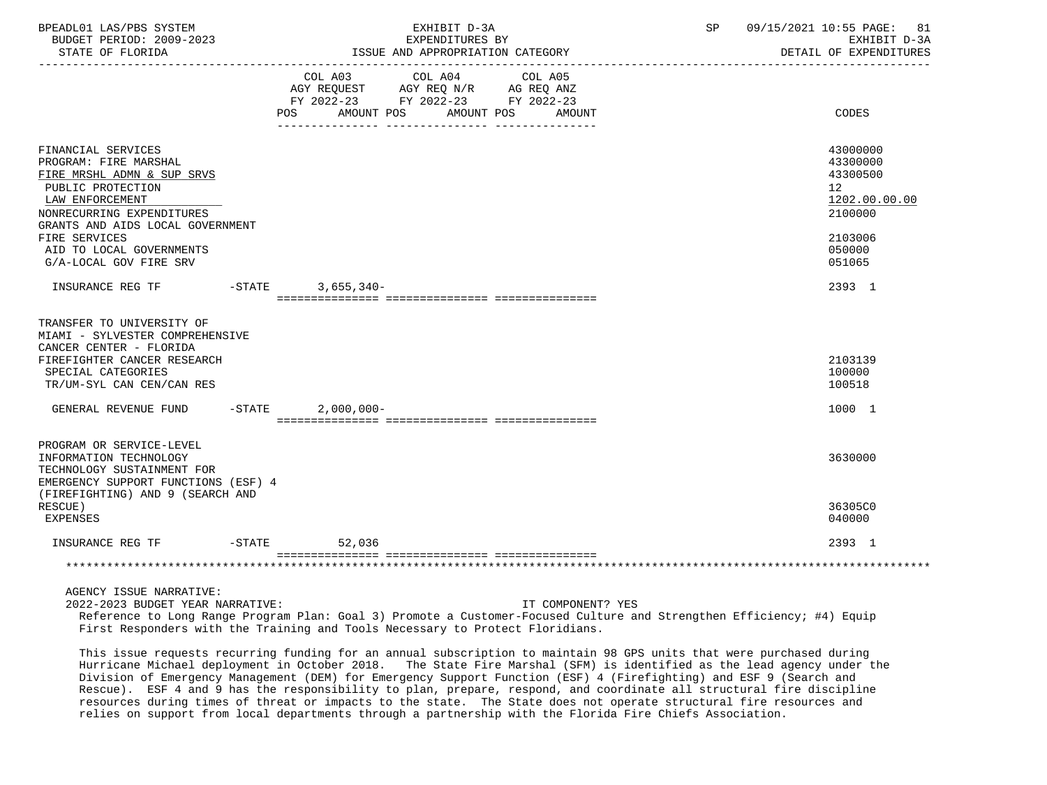| | COL A03 AGY REQUEST FY 2022-23 POS AMOUNT | COL A04 AGY REQ N/R FY 2022-23 POS AMOUNT | COL A05 AG REQ ANZ FY 2022-23 POS AMOUNT | CODES |
|---|---|---|---|---|
| FINANCIAL SERVICES | | | | 43000000 |
| PROGRAM: FIRE MARSHAL | | | | 43300000 |
| FIRE MRSHL ADMN & SUP SRVS | | | | 43300500 |
| PUBLIC PROTECTION | | | | 12 |
| LAW ENFORCEMENT | | | | 1202.00.00.00 |
| NONRECURRING EXPENDITURES | | | | 2100000 |
| GRANTS AND AIDS LOCAL GOVERNMENT FIRE SERVICES | | | | 2103006 |
| AID TO LOCAL GOVERNMENTS | | | | 050000 |
| G/A-LOCAL GOV FIRE SRV | | | | 051065 |
| INSURANCE REG TF -STATE | 3,655,340- | | | 2393 1 |
| TRANSFER TO UNIVERSITY OF MIAMI - SYLVESTER COMPREHENSIVE CANCER CENTER - FLORIDA FIREFIGHTER CANCER RESEARCH | | | | 2103139 |
| SPECIAL CATEGORIES | | | | 100000 |
| TR/UM-SYL CAN CEN/CAN RES | | | | 100518 |
| GENERAL REVENUE FUND -STATE | 2,000,000- | | | 1000 1 |
| PROGRAM OR SERVICE-LEVEL INFORMATION TECHNOLOGY | | | | 3630000 |
| TECHNOLOGY SUSTAINMENT FOR EMERGENCY SUPPORT FUNCTIONS (ESF) 4 (FIREFIGHTING) AND 9 (SEARCH AND RESCUE) | | | | 36305C0 |
| EXPENSES | | | | 040000 |
| INSURANCE REG TF -STATE | 52,036 | | | 2393 1 |

AGENCY ISSUE NARRATIVE:

2022-2023 BUDGET YEAR NARRATIVE: IT COMPONENT? YES

Reference to Long Range Program Plan: Goal 3) Promote a Customer-Focused Culture and Strengthen Efficiency; #4) Equip First Responders with the Training and Tools Necessary to Protect Floridians.

This issue requests recurring funding for an annual subscription to maintain 98 GPS units that were purchased during Hurricane Michael deployment in October 2018. The State Fire Marshal (SFM) is identified as the lead agency under the Division of Emergency Management (DEM) for Emergency Support Function (ESF) 4 (Firefighting) and ESF 9 (Search and Rescue). ESF 4 and 9 has the responsibility to plan, prepare, respond, and coordinate all structural fire discipline resources during times of threat or impacts to the state. The State does not operate structural fire resources and relies on support from local departments through a partnership with the Florida Fire Chiefs Association.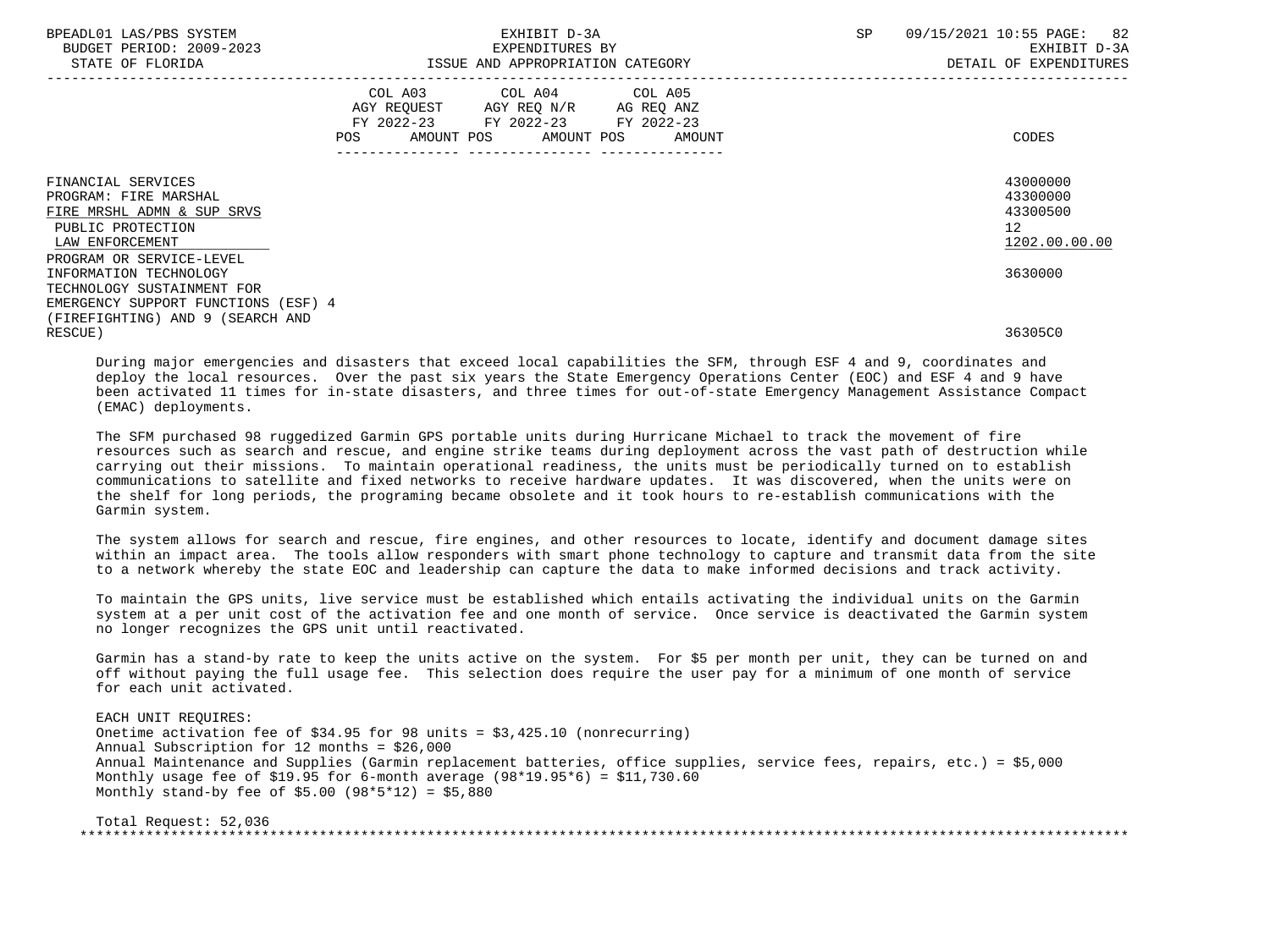| | COL A03 AGY REQUEST FY 2022-23 POS AMOUNT | COL A04 AGY REQ N/R FY 2022-23 POS AMOUNT | COL A05 AG REQ ANZ FY 2022-23 POS AMOUNT | CODES |
|---|---|---|---|---|
| FINANCIAL SERVICES | | | | 43000000 |
| PROGRAM: FIRE MARSHAL | | | | 43300000 |
| FIRE MRSHL ADMN & SUP SRVS | | | | 43300500 |
| PUBLIC PROTECTION | | | | 12 |
| LAW ENFORCEMENT | | | | 1202.00.00.00 |
| PROGRAM OR SERVICE-LEVEL INFORMATION TECHNOLOGY | | | | 3630000 |
| TECHNOLOGY SUSTAINMENT FOR EMERGENCY SUPPORT FUNCTIONS (ESF) 4 (FIREFIGHTING) AND 9 (SEARCH AND RESCUE) | | | | 36305C0 |

During major emergencies and disasters that exceed local capabilities the SFM, through ESF 4 and 9, coordinates and deploy the local resources. Over the past six years the State Emergency Operations Center (EOC) and ESF 4 and 9 have been activated 11 times for in-state disasters, and three times for out-of-state Emergency Management Assistance Compact (EMAC) deployments.

The SFM purchased 98 ruggedized Garmin GPS portable units during Hurricane Michael to track the movement of fire resources such as search and rescue, and engine strike teams during deployment across the vast path of destruction while carrying out their missions. To maintain operational readiness, the units must be periodically turned on to establish communications to satellite and fixed networks to receive hardware updates. It was discovered, when the units were on the shelf for long periods, the programing became obsolete and it took hours to re-establish communications with the Garmin system.

The system allows for search and rescue, fire engines, and other resources to locate, identify and document damage sites within an impact area. The tools allow responders with smart phone technology to capture and transmit data from the site to a network whereby the state EOC and leadership can capture the data to make informed decisions and track activity.

To maintain the GPS units, live service must be established which entails activating the individual units on the Garmin system at a per unit cost of the activation fee and one month of service. Once service is deactivated the Garmin system no longer recognizes the GPS unit until reactivated.

Garmin has a stand-by rate to keep the units active on the system. For $5 per month per unit, they can be turned on and off without paying the full usage fee. This selection does require the user pay for a minimum of one month of service for each unit activated.

EACH UNIT REQUIRES:
Onetime activation fee of $34.95 for 98 units = $3,425.10 (nonrecurring)
Annual Subscription for 12 months = $26,000
Annual Maintenance and Supplies (Garmin replacement batteries, office supplies, service fees, repairs, etc.) = $5,000
Monthly usage fee of $19.95 for 6-month average (98*19.95*6) = $11,730.60
Monthly stand-by fee of $5.00 (98*5*12) = $5,880

Total Request: 52,036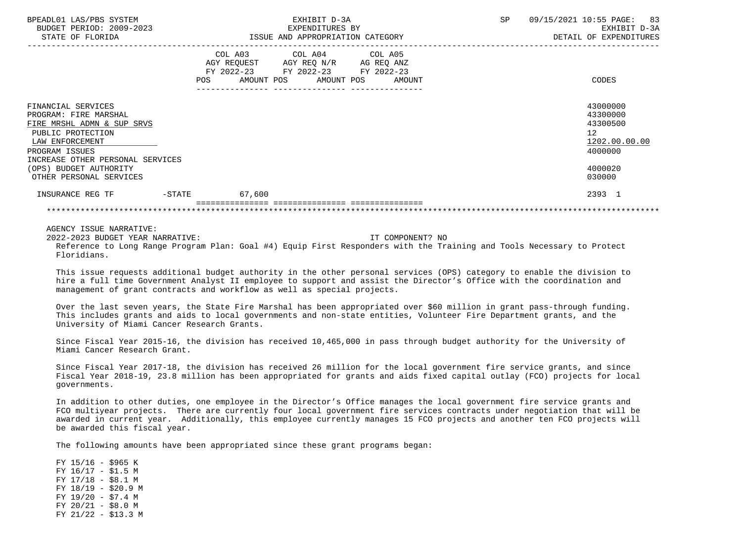| | COL A03 AGY REQUEST FY 2022-23 POS AMOUNT | COL A04 AGY REQ N/R FY 2022-23 POS AMOUNT | COL A05 AG REQ ANZ FY 2022-23 POS AMOUNT | CODES |
|---|---|---|---|---|
| FINANCIAL SERVICES | | | | 43000000 |
| PROGRAM: FIRE MARSHAL | | | | 43300000 |
| FIRE MRSHL ADMN & SUP SRVS | | | | 43300500 |
| PUBLIC PROTECTION | | | | 12 |
| LAW ENFORCEMENT | | | | 1202.00.00.00 |
| PROGRAM ISSUES | | | | 4000000 |
| INCREASE OTHER PERSONAL SERVICES (OPS) BUDGET AUTHORITY | | | | 4000020 |
| OTHER PERSONAL SERVICES | | | | 030000 |
| INSURANCE REG TF -STATE | 67,600 | | | 2393 1 |

AGENCY ISSUE NARRATIVE:

2022-2023 BUDGET YEAR NARRATIVE: IT COMPONENT? NO

Reference to Long Range Program Plan: Goal #4) Equip First Responders with the Training and Tools Necessary to Protect Floridians.

This issue requests additional budget authority in the other personal services (OPS) category to enable the division to hire a full time Government Analyst II employee to support and assist the Director's Office with the coordination and management of grant contracts and workflow as well as special projects.

Over the last seven years, the State Fire Marshal has been appropriated over $60 million in grant pass-through funding. This includes grants and aids to local governments and non-state entities, Volunteer Fire Department grants, and the University of Miami Cancer Research Grants.

Since Fiscal Year 2015-16, the division has received 10,465,000 in pass through budget authority for the University of Miami Cancer Research Grant.

Since Fiscal Year 2017-18, the division has received 26 million for the local government fire service grants, and since Fiscal Year 2018-19, 23.8 million has been appropriated for grants and aids fixed capital outlay (FCO) projects for local governments.

In addition to other duties, one employee in the Director's Office manages the local government fire service grants and FCO multiyear projects. There are currently four local government fire services contracts under negotiation that will be awarded in current year. Additionally, this employee currently manages 15 FCO projects and another ten FCO projects will be awarded this fiscal year.

The following amounts have been appropriated since these grant programs began:

FY 15/16 - $965 K
FY 16/17 - $1.5 M
FY 17/18 - $8.1 M
FY 18/19 - $20.9 M
FY 19/20 - $7.4 M
FY 20/21 - $8.0 M
FY 21/22 - $13.3 M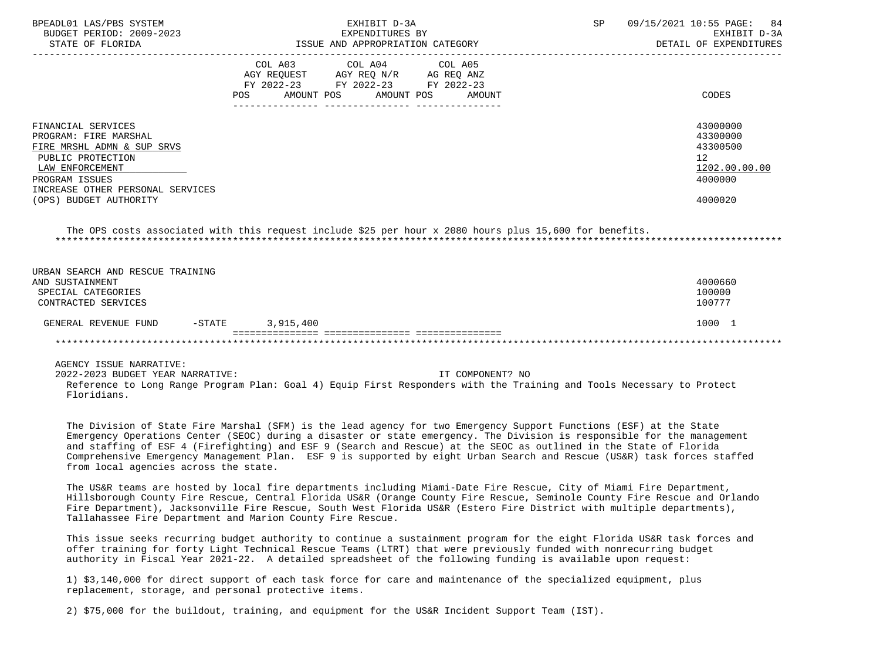| | COL A03 AGY REQUEST FY 2022-23 POS AMOUNT | COL A04 AGY REQ N/R FY 2022-23 POS AMOUNT | COL A05 AG REQ ANZ FY 2022-23 POS AMOUNT | CODES |
|---|---|---|---|---|
| FINANCIAL SERVICES | | | | 43000000 |
| PROGRAM: FIRE MARSHAL | | | | 43300000 |
| FIRE MRSHL ADMN & SUP SRVS | | | | 43300500 |
| PUBLIC PROTECTION | | | | 12 |
| LAW ENFORCEMENT | | | | 1202.00.00.00 |
| PROGRAM ISSUES | | | | 4000000 |
| INCREASE OTHER PERSONAL SERVICES (OPS) BUDGET AUTHORITY | | | | 4000020 |

The OPS costs associated with this request include $25 per hour x 2080 hours plus 15,600 for benefits.

*******************************************************************************************************************************

| | COL A03 | COL A04 | COL A05 | CODES |
|---|---|---|---|---|
| URBAN SEARCH AND RESCUE TRAINING AND SUSTAINMENT | | | | 4000660 |
| SPECIAL CATEGORIES | | | | 100000 |
| CONTRACTED SERVICES | | | | 100777 |
| GENERAL REVENUE FUND -STATE | 3,915,400 | | | 1000 1 |

*******************************************************************************************************************************

AGENCY ISSUE NARRATIVE:

2022-2023 BUDGET YEAR NARRATIVE: IT COMPONENT? NO

Reference to Long Range Program Plan: Goal 4) Equip First Responders with the Training and Tools Necessary to Protect Floridians.

The Division of State Fire Marshal (SFM) is the lead agency for two Emergency Support Functions (ESF) at the State Emergency Operations Center (SEOC) during a disaster or state emergency. The Division is responsible for the management and staffing of ESF 4 (Firefighting) and ESF 9 (Search and Rescue) at the SEOC as outlined in the State of Florida Comprehensive Emergency Management Plan. ESF 9 is supported by eight Urban Search and Rescue (US&R) task forces staffed from local agencies across the state.

The US&R teams are hosted by local fire departments including Miami-Date Fire Rescue, City of Miami Fire Department, Hillsborough County Fire Rescue, Central Florida US&R (Orange County Fire Rescue, Seminole County Fire Rescue and Orlando Fire Department), Jacksonville Fire Rescue, South West Florida US&R (Estero Fire District with multiple departments), Tallahassee Fire Department and Marion County Fire Rescue.

This issue seeks recurring budget authority to continue a sustainment program for the eight Florida US&R task forces and offer training for forty Light Technical Rescue Teams (LTRT) that were previously funded with nonrecurring budget authority in Fiscal Year 2021-22. A detailed spreadsheet of the following funding is available upon request:

1) $3,140,000 for direct support of each task force for care and maintenance of the specialized equipment, plus replacement, storage, and personal protective items.

2) $75,000 for the buildout, training, and equipment for the US&R Incident Support Team (IST).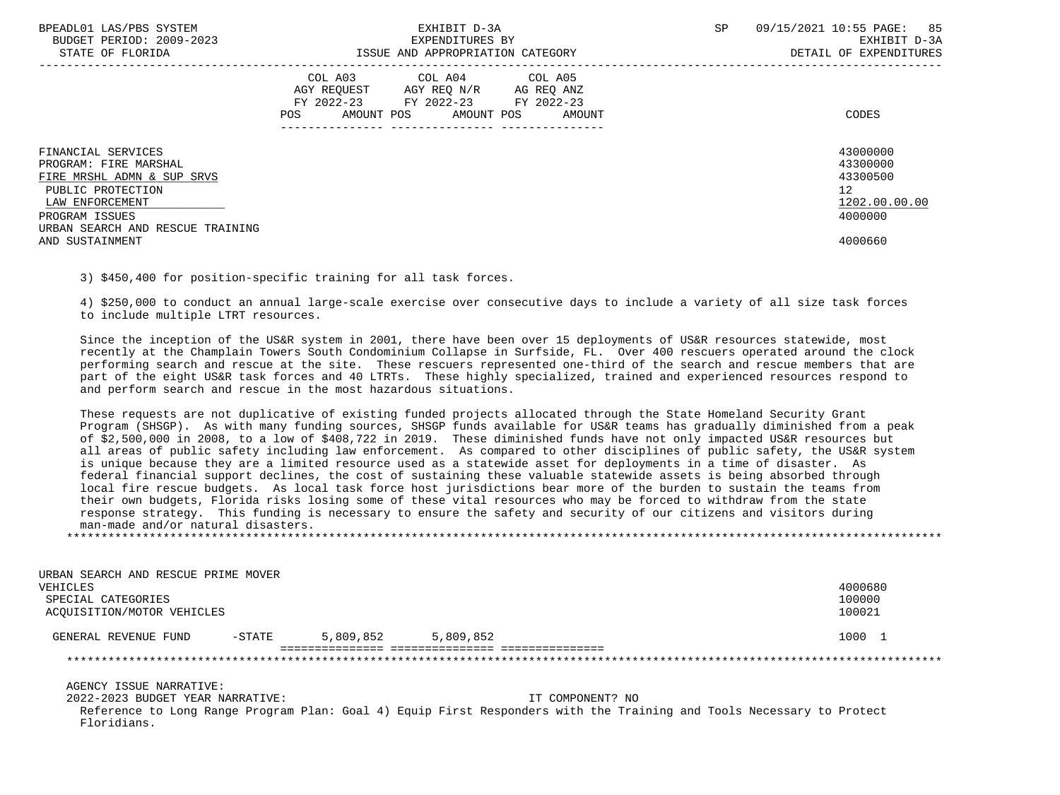| | COL A03 AGY REQUEST FY 2022-23 POS AMOUNT | COL A04 AGY REQ N/R FY 2022-23 POS AMOUNT | COL A05 AG REQ ANZ FY 2022-23 POS AMOUNT | CODES |
|---|---|---|---|---|
| FINANCIAL SERVICES | | | | 43000000 |
| PROGRAM: FIRE MARSHAL | | | | 43300000 |
| FIRE MRSHL ADMN & SUP SRVS | | | | 43300500 |
| PUBLIC PROTECTION | | | | 12 |
| LAW ENFORCEMENT | | | | 1202.00.00.00 |
| PROGRAM ISSUES | | | | 4000000 |
| URBAN SEARCH AND RESCUE TRAINING AND SUSTAINMENT | | | | 4000660 |

3) $450,400 for position-specific training for all task forces.

4) $250,000 to conduct an annual large-scale exercise over consecutive days to include a variety of all size task forces to include multiple LTRT resources.

Since the inception of the US&R system in 2001, there have been over 15 deployments of US&R resources statewide, most recently at the Champlain Towers South Condominium Collapse in Surfside, FL. Over 400 rescuers operated around the clock performing search and rescue at the site. These rescuers represented one-third of the search and rescue members that are part of the eight US&R task forces and 40 LTRTs. These highly specialized, trained and experienced resources respond to and perform search and rescue in the most hazardous situations.

These requests are not duplicative of existing funded projects allocated through the State Homeland Security Grant Program (SHSGP). As with many funding sources, SHSGP funds available for US&R teams has gradually diminished from a peak of $2,500,000 in 2008, to a low of $408,722 in 2019. These diminished funds have not only impacted US&R resources but all areas of public safety including law enforcement. As compared to other disciplines of public safety, the US&R system is unique because they are a limited resource used as a statewide asset for deployments in a time of disaster. As federal financial support declines, the cost of sustaining these valuable statewide assets is being absorbed through local fire rescue budgets. As local task force host jurisdictions bear more of the burden to sustain the teams from their own budgets, Florida risks losing some of these vital resources who may be forced to withdraw from the state response strategy. This funding is necessary to ensure the safety and security of our citizens and visitors during man-made and/or natural disasters.

| | COL A03 | COL A04 | COL A05 | CODES |
|---|---|---|---|---|
| URBAN SEARCH AND RESCUE PRIME MOVER VEHICLES | | | | 4000680 |
| SPECIAL CATEGORIES | | | | 100000 |
| ACQUISITION/MOTOR VEHICLES | | | | 100021 |
| GENERAL REVENUE FUND -STATE | 5,809,852 | 5,809,852 | | 1000 1 |

AGENCY ISSUE NARRATIVE:

2022-2023 BUDGET YEAR NARRATIVE: IT COMPONENT? NO

Reference to Long Range Program Plan: Goal 4) Equip First Responders with the Training and Tools Necessary to Protect Floridians.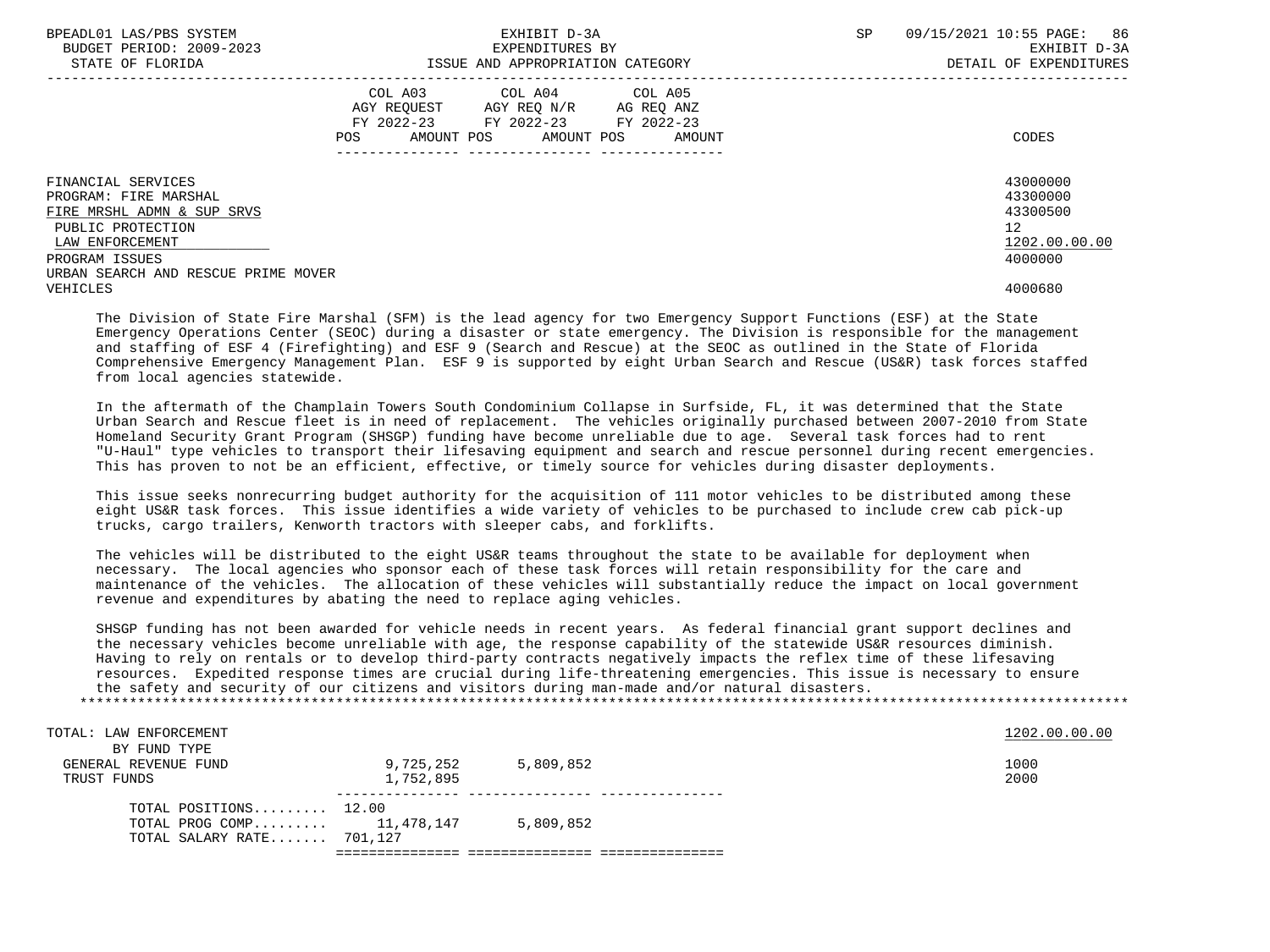BPEADL01 LAS/PBS SYSTEM | EXHIBIT D-3A | SP 09/15/2021 10:55 PAGE: 86
BUDGET PERIOD: 2009-2023 | EXPENDITURES BY | EXHIBIT D-3A
STATE OF FLORIDA | ISSUE AND APPROPRIATION CATEGORY | DETAIL OF EXPENDITURES

| | COL A03 AGY REQUEST FY 2022-23 POS AMOUNT | COL A04 AGY REQ N/R FY 2022-23 POS AMOUNT | COL A05 AG REQ ANZ FY 2022-23 POS AMOUNT | CODES |
|---|---|---|---|---|
| FINANCIAL SERVICES | | | | 43000000 |
| PROGRAM: FIRE MARSHAL | | | | 43300000 |
| FIRE MRSHL ADMN & SUP SRVS | | | | 43300500 |
| PUBLIC PROTECTION | | | | 12 |
| LAW ENFORCEMENT | | | | 1202.00.00.00 |
| PROGRAM ISSUES | | | | 4000000 |
| URBAN SEARCH AND RESCUE PRIME MOVER VEHICLES | | | | 4000680 |

The Division of State Fire Marshal (SFM) is the lead agency for two Emergency Support Functions (ESF) at the State Emergency Operations Center (SEOC) during a disaster or state emergency. The Division is responsible for the management and staffing of ESF 4 (Firefighting) and ESF 9 (Search and Rescue) at the SEOC as outlined in the State of Florida Comprehensive Emergency Management Plan. ESF 9 is supported by eight Urban Search and Rescue (US&R) task forces staffed from local agencies statewide.

In the aftermath of the Champlain Towers South Condominium Collapse in Surfside, FL, it was determined that the State Urban Search and Rescue fleet is in need of replacement. The vehicles originally purchased between 2007-2010 from State Homeland Security Grant Program (SHSGP) funding have become unreliable due to age. Several task forces had to rent "U-Haul" type vehicles to transport their lifesaving equipment and search and rescue personnel during recent emergencies. This has proven to not be an efficient, effective, or timely source for vehicles during disaster deployments.

This issue seeks nonrecurring budget authority for the acquisition of 111 motor vehicles to be distributed among these eight US&R task forces. This issue identifies a wide variety of vehicles to be purchased to include crew cab pick-up trucks, cargo trailers, Kenworth tractors with sleeper cabs, and forklifts.

The vehicles will be distributed to the eight US&R teams throughout the state to be available for deployment when necessary. The local agencies who sponsor each of these task forces will retain responsibility for the care and maintenance of the vehicles. The allocation of these vehicles will substantially reduce the impact on local government revenue and expenditures by abating the need to replace aging vehicles.

SHSGP funding has not been awarded for vehicle needs in recent years. As federal financial grant support declines and the necessary vehicles become unreliable with age, the response capability of the statewide US&R resources diminish. Having to rely on rentals or to develop third-party contracts negatively impacts the reflex time of these lifesaving resources. Expedited response times are crucial during life-threatening emergencies. This issue is necessary to ensure the safety and security of our citizens and visitors during man-made and/or natural disasters.

***************************************************************************************************************************

| | COL A03 | COL A04 | COL A05 | CODES |
|---|---|---|---|---|
| TOTAL: LAW ENFORCEMENT | | | | 1202.00.00.00 |
| BY FUND TYPE | | | | |
| GENERAL REVENUE FUND | 9,725,252 | 5,809,852 | | 1000 |
| TRUST FUNDS | 1,752,895 | | | 2000 |
| TOTAL POSITIONS......... | 12.00 | | | |
| TOTAL PROG COMP......... | 11,478,147 | 5,809,852 | | |
| TOTAL SALARY RATE....... | 701,127 | | | |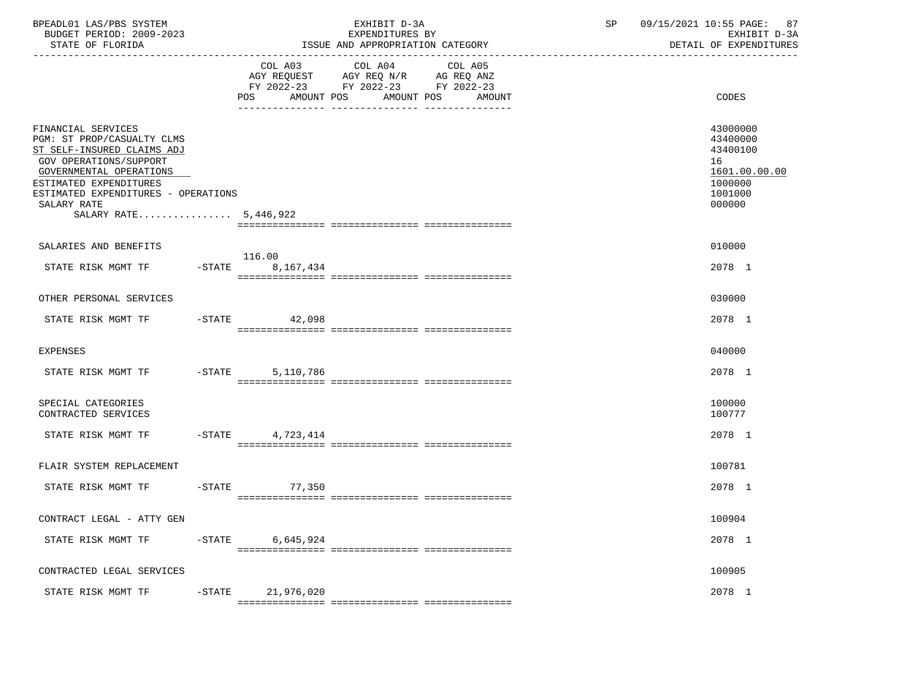| | COL A03 AGY REQUEST FY 2022-23 POS AMOUNT | COL A04 AGY REQ N/R FY 2022-23 POS AMOUNT | COL A05 AG REQ ANZ FY 2022-23 POS AMOUNT | CODES |
|---|---|---|---|---|
| FINANCIAL SERVICES | | | | 43000000 |
| PGM: ST PROP/CASUALTY CLMS | | | | 43400000 |
| ST SELF-INSURED CLAIMS ADJ | | | | 43400100 |
| GOV OPERATIONS/SUPPORT | | | | 16 |
| GOVERNMENTAL OPERATIONS | | | | 1601.00.00.00 |
| ESTIMATED EXPENDITURES | | | | 1000000 |
| ESTIMATED EXPENDITURES - OPERATIONS | | | | 1001000 |
| SALARY RATE | | | | 000000 |
| SALARY RATE................ 5,446,922 | | | | |
| SALARIES AND BENEFITS | | | | 010000 |
| STATE RISK MGMT TF -STATE | 116.00 8,167,434 | | | 2078 1 |
| OTHER PERSONAL SERVICES | | | | 030000 |
| STATE RISK MGMT TF -STATE | 42,098 | | | 2078 1 |
| EXPENSES | | | | 040000 |
| STATE RISK MGMT TF -STATE | 5,110,786 | | | 2078 1 |
| SPECIAL CATEGORIES | | | | 100000 |
| CONTRACTED SERVICES | | | | 100777 |
| STATE RISK MGMT TF -STATE | 4,723,414 | | | 2078 1 |
| FLAIR SYSTEM REPLACEMENT | | | | 100781 |
| STATE RISK MGMT TF -STATE | 77,350 | | | 2078 1 |
| CONTRACT LEGAL - ATTY GEN | | | | 100904 |
| STATE RISK MGMT TF -STATE | 6,645,924 | | | 2078 1 |
| CONTRACTED LEGAL SERVICES | | | | 100905 |
| STATE RISK MGMT TF -STATE | 21,976,020 | | | 2078 1 |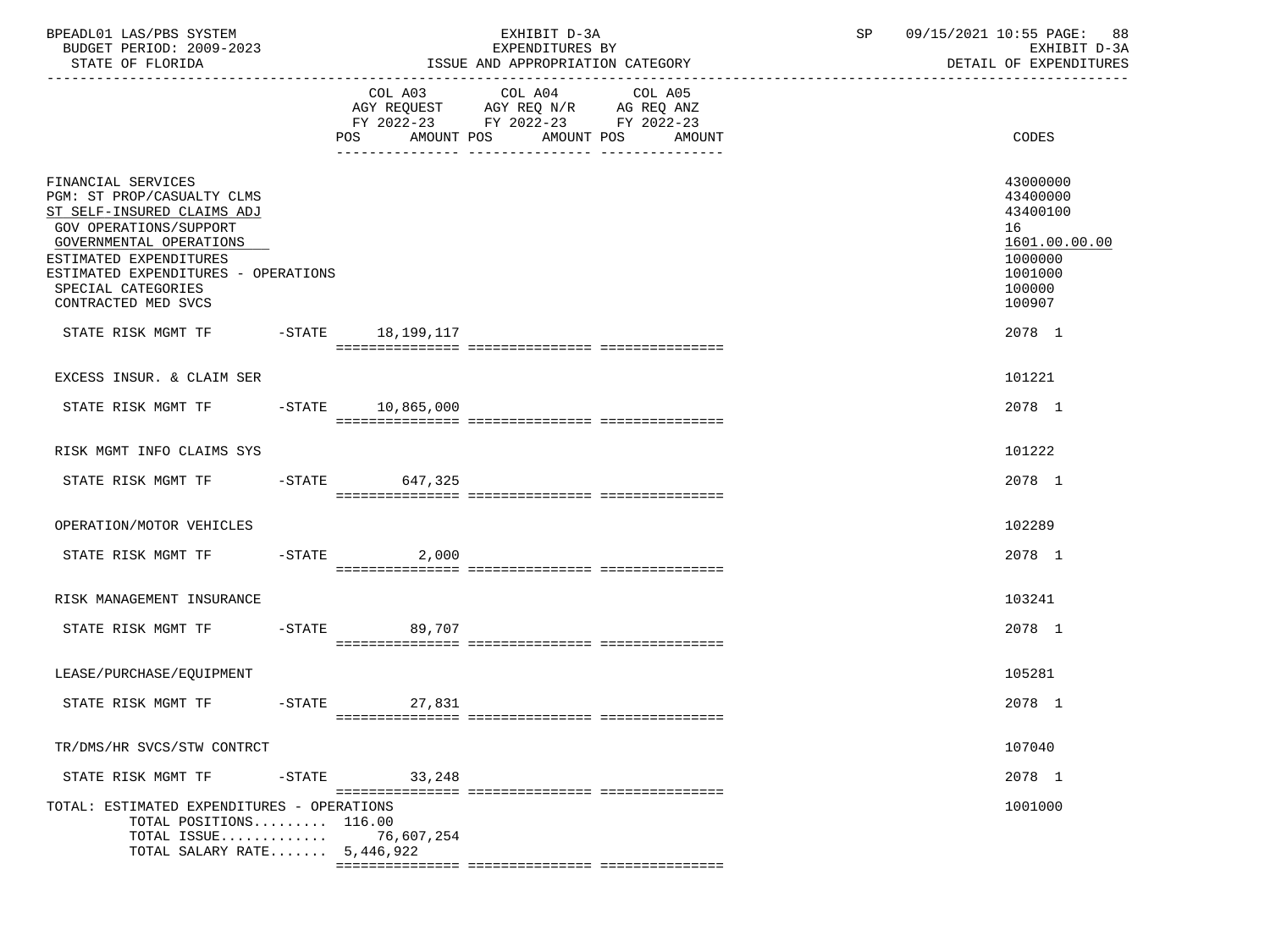BPEADL01 LAS/PBS SYSTEM | EXHIBIT D-3A | SP 09/15/2021 10:55 PAGE: 88
BUDGET PERIOD: 2009-2023 | EXPENDITURES BY | EXHIBIT D-3A
STATE OF FLORIDA | ISSUE AND APPROPRIATION CATEGORY | DETAIL OF EXPENDITURES

| | COL A03 AGY REQUEST FY 2022-23 POS AMOUNT | COL A04 AGY REQ N/R FY 2022-23 POS AMOUNT | COL A05 AG REQ ANZ FY 2022-23 POS AMOUNT | CODES |
|---|---|---|---|---|
| FINANCIAL SERVICES | | | | 43000000 |
| PGM: ST PROP/CASUALTY CLMS | | | | 43400000 |
| ST SELF-INSURED CLAIMS ADJ | | | | 43400100 |
| GOV OPERATIONS/SUPPORT | | | | 16 |
| GOVERNMENTAL OPERATIONS | | | | 1601.00.00.00 |
| ESTIMATED EXPENDITURES | | | | 1000000 |
| ESTIMATED EXPENDITURES - OPERATIONS | | | | 1001000 |
| SPECIAL CATEGORIES | | | | 100000 |
| CONTRACTED MED SVCS | | | | 100907 |
| STATE RISK MGMT TF -STATE | 18,199,117 | | | 2078 1 |
| EXCESS INSUR. & CLAIM SER | | | | 101221 |
| STATE RISK MGMT TF -STATE | 10,865,000 | | | 2078 1 |
| RISK MGMT INFO CLAIMS SYS | | | | 101222 |
| STATE RISK MGMT TF -STATE | 647,325 | | | 2078 1 |
| OPERATION/MOTOR VEHICLES | | | | 102289 |
| STATE RISK MGMT TF -STATE | 2,000 | | | 2078 1 |
| RISK MANAGEMENT INSURANCE | | | | 103241 |
| STATE RISK MGMT TF -STATE | 89,707 | | | 2078 1 |
| LEASE/PURCHASE/EQUIPMENT | | | | 105281 |
| STATE RISK MGMT TF -STATE | 27,831 | | | 2078 1 |
| TR/DMS/HR SVCS/STW CONTRCT | | | | 107040 |
| STATE RISK MGMT TF -STATE | 33,248 | | | 2078 1 |
| TOTAL: ESTIMATED EXPENDITURES - OPERATIONS | | | | 1001000 |
| TOTAL POSITIONS......... | 116.00 | | | |
| TOTAL ISSUE............. | 76,607,254 | | | |
| TOTAL SALARY RATE....... | 5,446,922 | | | |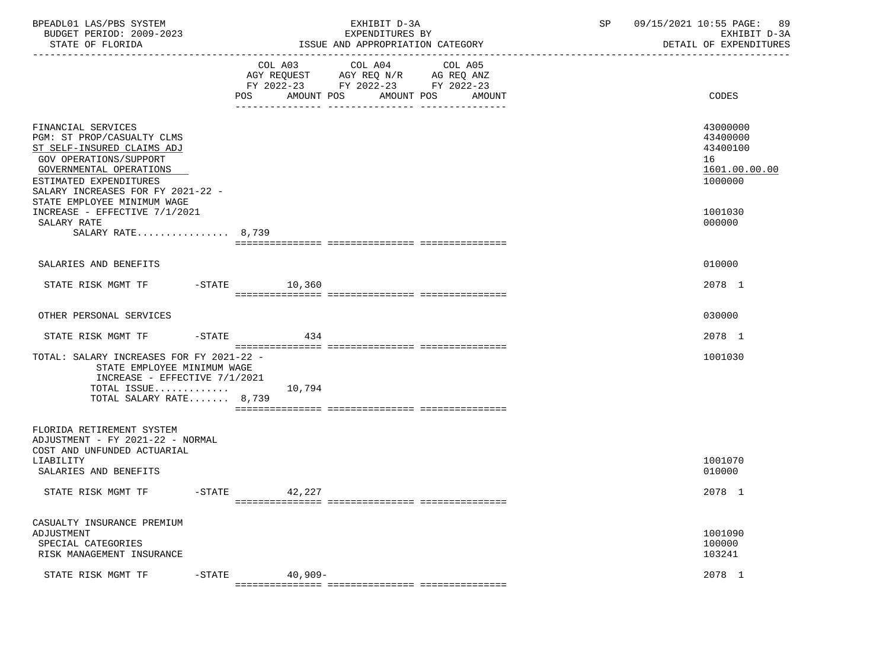BPEADL01 LAS/PBS SYSTEM | EXHIBIT D-3A | SP 09/15/2021 10:55 PAGE: 89
BUDGET PERIOD: 2009-2023 | EXPENDITURES BY | EXHIBIT D-3A
STATE OF FLORIDA | ISSUE AND APPROPRIATION CATEGORY | DETAIL OF EXPENDITURES

| | COL A03 AGY REQUEST FY 2022-23 POS AMOUNT | COL A04 AGY REQ N/R FY 2022-23 POS AMOUNT | COL A05 AG REQ ANZ FY 2022-23 POS AMOUNT | CODES |
|---|---|---|---|---|
| FINANCIAL SERVICES | | | | 43000000 |
| PGM: ST PROP/CASUALTY CLMS | | | | 43400000 |
| ST SELF-INSURED CLAIMS ADJ | | | | 43400100 |
| GOV OPERATIONS/SUPPORT | | | | 16 |
| GOVERNMENTAL OPERATIONS | | | | 1601.00.00.00 |
| ESTIMATED EXPENDITURES | | | | 1000000 |
| SALARY INCREASES FOR FY 2021-22 - STATE EMPLOYEE MINIMUM WAGE INCREASE - EFFECTIVE 7/1/2021 | | | | 1001030 |
| SALARY RATE | | | | 000000 |
| SALARY RATE................ 8,739 | | | | |
| SALARIES AND BENEFITS | | | | 010000 |
| STATE RISK MGMT TF -STATE | 10,360 | | | 2078 1 |
| OTHER PERSONAL SERVICES | | | | 030000 |
| STATE RISK MGMT TF -STATE | 434 | | | 2078 1 |
| TOTAL: SALARY INCREASES FOR FY 2021-22 - STATE EMPLOYEE MINIMUM WAGE INCREASE - EFFECTIVE 7/1/2021 | | | | 1001030 |
| TOTAL ISSUE............. | 10,794 | | | |
| TOTAL SALARY RATE....... 8,739 | | | | |
| FLORIDA RETIREMENT SYSTEM ADJUSTMENT - FY 2021-22 - NORMAL COST AND UNFUNDED ACTUARIAL LIABILITY | | | | 1001070 |
| SALARIES AND BENEFITS | | | | 010000 |
| STATE RISK MGMT TF -STATE | 42,227 | | | 2078 1 |
| CASUALTY INSURANCE PREMIUM ADJUSTMENT | | | | 1001090 |
| SPECIAL CATEGORIES | | | | 100000 |
| RISK MANAGEMENT INSURANCE | | | | 103241 |
| STATE RISK MGMT TF -STATE | 40,909- | | | 2078 1 |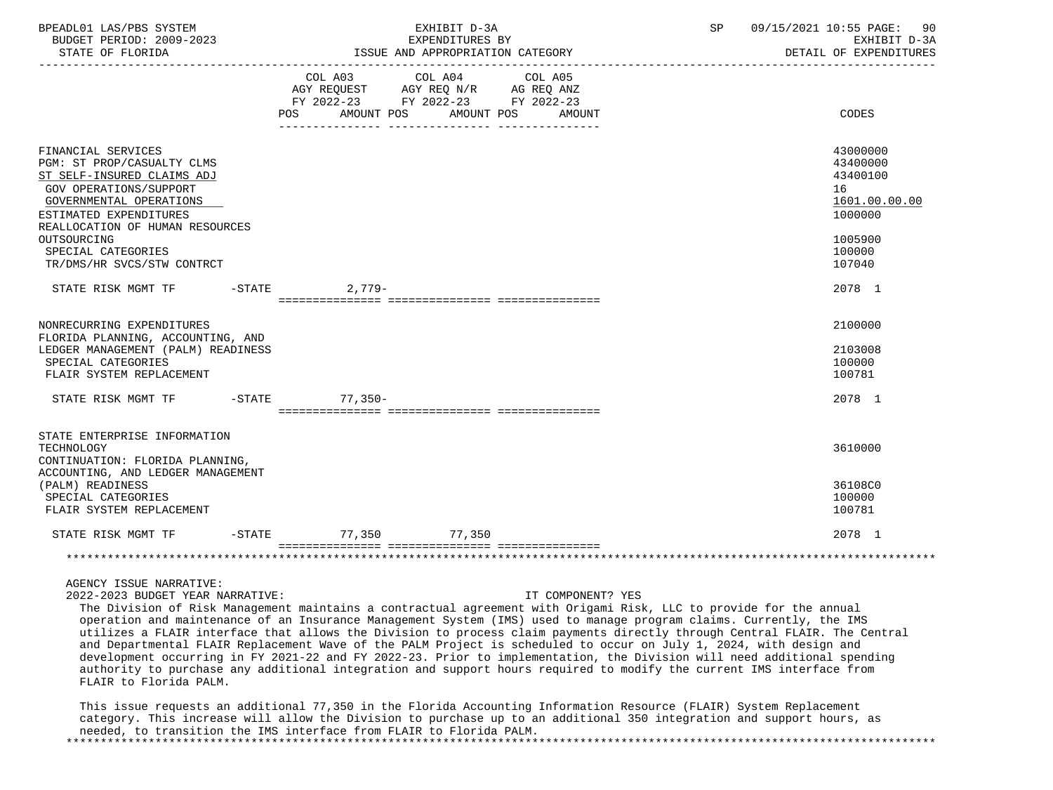| | COL A03 AGY REQUEST FY 2022-23 POS | AMOUNT | COL A04 AGY REQ N/R FY 2022-23 POS | AMOUNT | COL A05 AG REQ ANZ FY 2022-23 POS | AMOUNT | CODES |
|---|---|---|---|---|---|---|---|
| FINANCIAL SERVICES | | | | | | | 43000000 |
| PGM: ST PROP/CASUALTY CLMS | | | | | | | 43400000 |
| ST SELF-INSURED CLAIMS ADJ | | | | | | | 43400100 |
| GOV OPERATIONS/SUPPORT | | | | | | | 16 |
| GOVERNMENTAL OPERATIONS | | | | | | | 1601.00.00.00 |
| ESTIMATED EXPENDITURES | | | | | | | 1000000 |
| REALLOCATION OF HUMAN RESOURCES OUTSOURCING | | | | | | | 1005900 |
| SPECIAL CATEGORIES | | | | | | | 100000 |
| TR/DMS/HR SVCS/STW CONTRCT | | | | | | | 107040 |
| STATE RISK MGMT TF -STATE | | 2,779- | | | | | 2078 1 |
| NONRECURRING EXPENDITURES | | | | | | | 2100000 |
| FLORIDA PLANNING, ACCOUNTING, AND LEDGER MANAGEMENT (PALM) READINESS | | | | | | | 2103008 |
| SPECIAL CATEGORIES | | | | | | | 100000 |
| FLAIR SYSTEM REPLACEMENT | | | | | | | 100781 |
| STATE RISK MGMT TF -STATE | | 77,350- | | | | | 2078 1 |
| STATE ENTERPRISE INFORMATION TECHNOLOGY | | | | | | | 3610000 |
| CONTINUATION: FLORIDA PLANNING, ACCOUNTING, AND LEDGER MANAGEMENT (PALM) READINESS | | | | | | | 36108C0 |
| SPECIAL CATEGORIES | | | | | | | 100000 |
| FLAIR SYSTEM REPLACEMENT | | | | | | | 100781 |
| STATE RISK MGMT TF -STATE | | 77,350 | | 77,350 | | | 2078 1 |

AGENCY ISSUE NARRATIVE:

2022-2023 BUDGET YEAR NARRATIVE: IT COMPONENT? YES

The Division of Risk Management maintains a contractual agreement with Origami Risk, LLC to provide for the annual operation and maintenance of an Insurance Management System (IMS) used to manage program claims. Currently, the IMS utilizes a FLAIR interface that allows the Division to process claim payments directly through Central FLAIR. The Central and Departmental FLAIR Replacement Wave of the PALM Project is scheduled to occur on July 1, 2024, with design and development occurring in FY 2021-22 and FY 2022-23. Prior to implementation, the Division will need additional spending authority to purchase any additional integration and support hours required to modify the current IMS interface from FLAIR to Florida PALM.

This issue requests an additional 77,350 in the Florida Accounting Information Resource (FLAIR) System Replacement category. This increase will allow the Division to purchase up to an additional 350 integration and support hours, as needed, to transition the IMS interface from FLAIR to Florida PALM.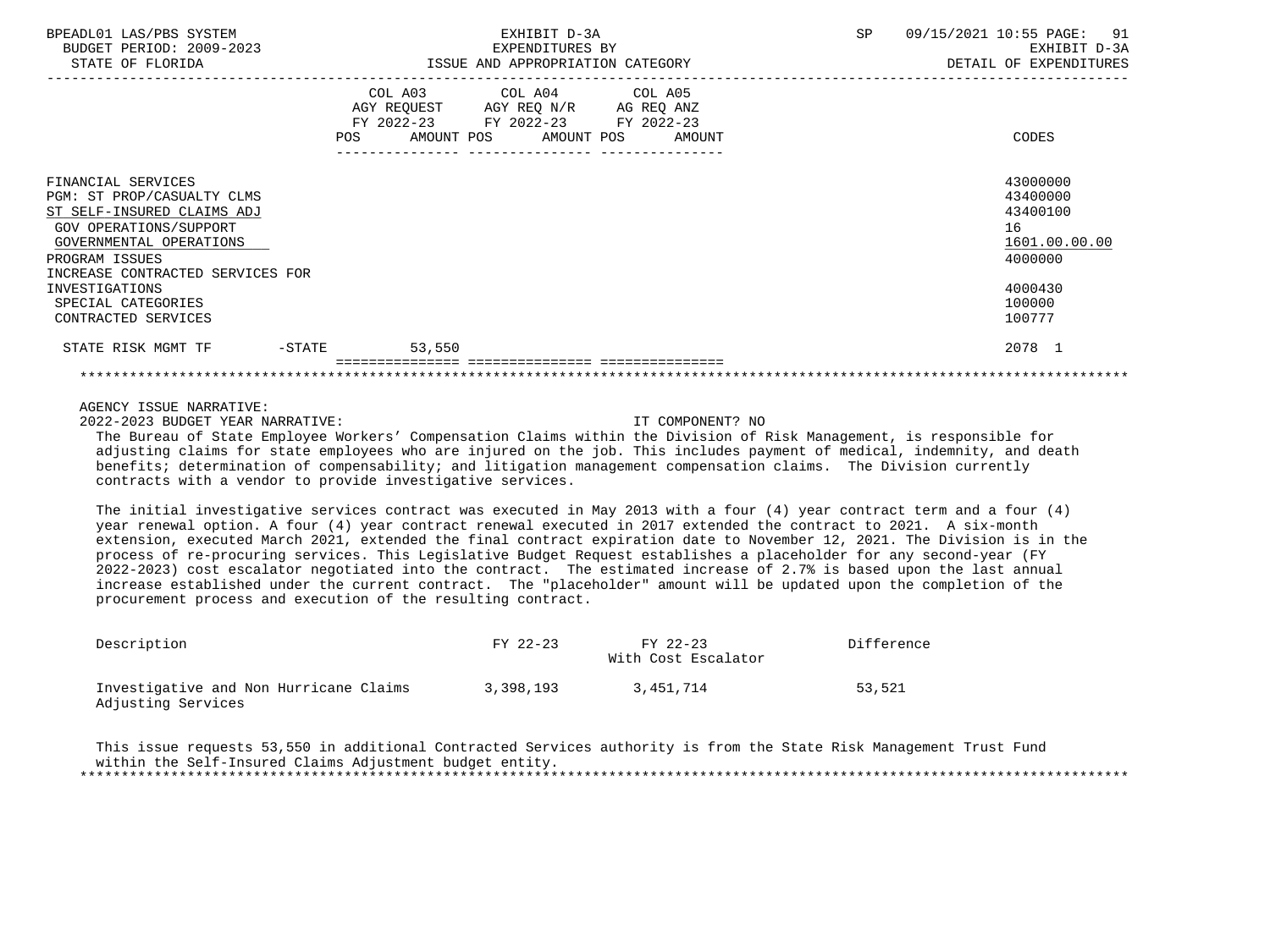| | COL A03 AGY REQUEST FY 2022-23 POS AMOUNT | COL A04 AGY REQ N/R FY 2022-23 POS AMOUNT | COL A05 AG REQ ANZ FY 2022-23 POS AMOUNT | CODES |
|---|---|---|---|---|
| FINANCIAL SERVICES | | | | 43000000 |
| PGM: ST PROP/CASUALTY CLMS | | | | 43400000 |
| ST SELF-INSURED CLAIMS ADJ | | | | 43400100 |
| GOV OPERATIONS/SUPPORT | | | | 16 |
| GOVERNMENTAL OPERATIONS | | | | 1601.00.00.00 |
| PROGRAM ISSUES | | | | 4000000 |
| INCREASE CONTRACTED SERVICES FOR INVESTIGATIONS | | | | 4000430 |
| SPECIAL CATEGORIES | | | | 100000 |
| CONTRACTED SERVICES | | | | 100777 |
| STATE RISK MGMT TF -STATE | 53,550 | | | 2078 1 |

AGENCY ISSUE NARRATIVE:

2022-2023 BUDGET YEAR NARRATIVE: IT COMPONENT? NO

The Bureau of State Employee Workers' Compensation Claims within the Division of Risk Management, is responsible for adjusting claims for state employees who are injured on the job. This includes payment of medical, indemnity, and death benefits; determination of compensability; and litigation management compensation claims. The Division currently contracts with a vendor to provide investigative services.

The initial investigative services contract was executed in May 2013 with a four (4) year contract term and a four (4) year renewal option. A four (4) year contract renewal executed in 2017 extended the contract to 2021. A six-month extension, executed March 2021, extended the final contract expiration date to November 12, 2021. The Division is in the process of re-procuring services. This Legislative Budget Request establishes a placeholder for any second-year (FY 2022-2023) cost escalator negotiated into the contract. The estimated increase of 2.7% is based upon the last annual increase established under the current contract. The "placeholder" amount will be updated upon the completion of the procurement process and execution of the resulting contract.

| Description | FY 22-23 | FY 22-23 With Cost Escalator | Difference |
|---|---|---|---|
| Investigative and Non Hurricane Claims Adjusting Services | 3,398,193 | 3,451,714 | 53,521 |

This issue requests 53,550 in additional Contracted Services authority is from the State Risk Management Trust Fund within the Self-Insured Claims Adjustment budget entity.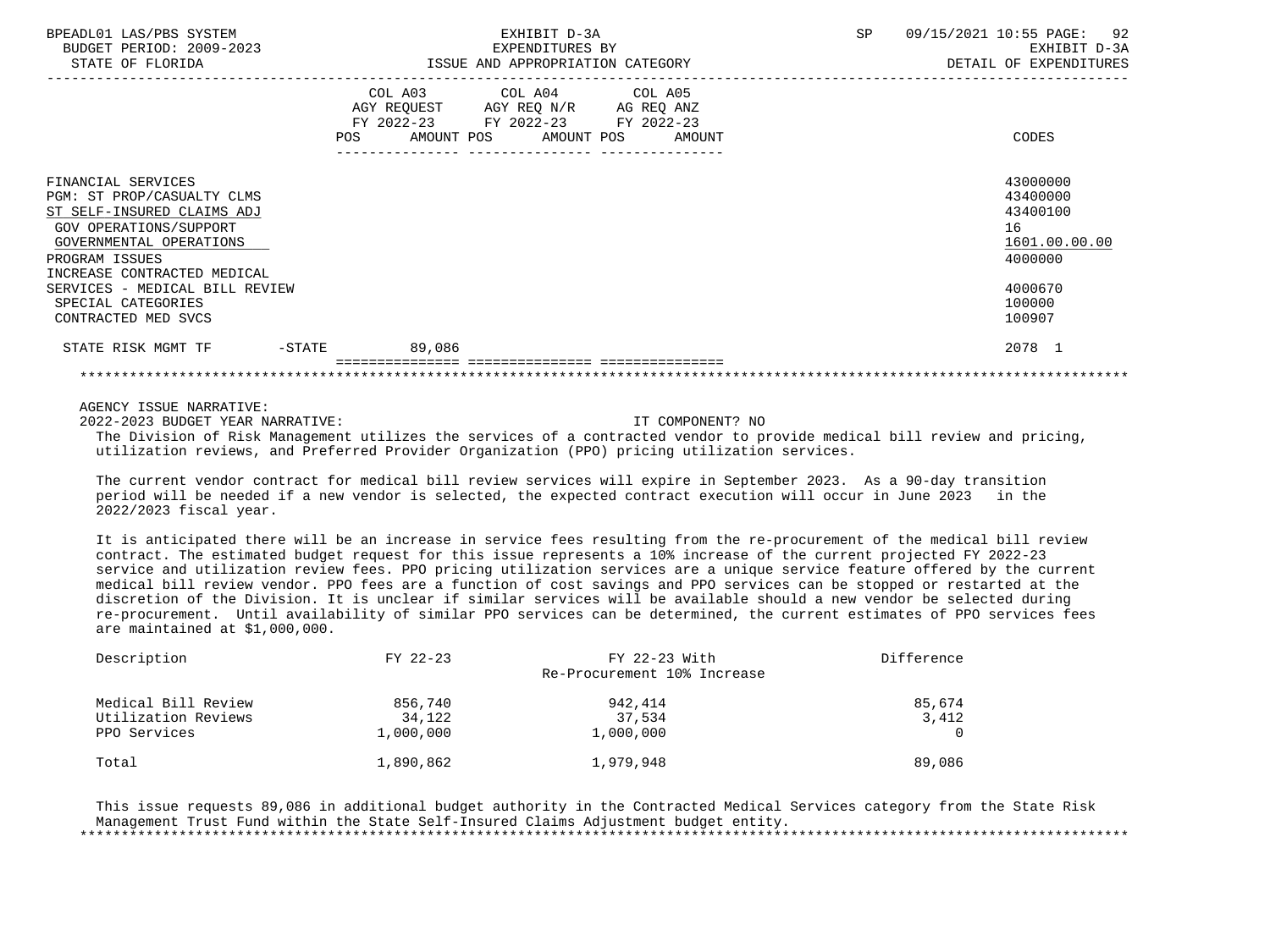| | COL A03 AGY REQUEST FY 2022-23 POS AMOUNT | COL A04 AGY REQ N/R FY 2022-23 POS AMOUNT | COL A05 AG REQ ANZ FY 2022-23 POS AMOUNT | CODES |
|---|---|---|---|---|
| FINANCIAL SERVICES | | | | 43000000 |
| PGM: ST PROP/CASUALTY CLMS | | | | 43400000 |
| ST SELF-INSURED CLAIMS ADJ | | | | 43400100 |
| GOV OPERATIONS/SUPPORT | | | | 16 |
| GOVERNMENTAL OPERATIONS | | | | 1601.00.00.00 |
| PROGRAM ISSUES | | | | 4000000 |
| INCREASE CONTRACTED MEDICAL SERVICES - MEDICAL BILL REVIEW | | | | 4000670 |
| SPECIAL CATEGORIES | | | | 100000 |
| CONTRACTED MED SVCS | | | | 100907 |
| STATE RISK MGMT TF -STATE | 89,086 | | | 2078 1 |

AGENCY ISSUE NARRATIVE:

2022-2023 BUDGET YEAR NARRATIVE: IT COMPONENT? NO

The Division of Risk Management utilizes the services of a contracted vendor to provide medical bill review and pricing, utilization reviews, and Preferred Provider Organization (PPO) pricing utilization services.

The current vendor contract for medical bill review services will expire in September 2023. As a 90-day transition period will be needed if a new vendor is selected, the expected contract execution will occur in June 2023 in the 2022/2023 fiscal year.

It is anticipated there will be an increase in service fees resulting from the re-procurement of the medical bill review contract. The estimated budget request for this issue represents a 10% increase of the current projected FY 2022-23 service and utilization review fees. PPO pricing utilization services are a unique service feature offered by the current medical bill review vendor. PPO fees are a function of cost savings and PPO services can be stopped or restarted at the discretion of the Division. It is unclear if similar services will be available should a new vendor be selected during re-procurement. Until availability of similar PPO services can be determined, the current estimates of PPO services fees are maintained at $1,000,000.

| Description | FY 22-23 | FY 22-23 With Re-Procurement 10% Increase | Difference |
|---|---|---|---|
| Medical Bill Review | 856,740 | 942,414 | 85,674 |
| Utilization Reviews | 34,122 | 37,534 | 3,412 |
| PPO Services | 1,000,000 | 1,000,000 | 0 |
| Total | 1,890,862 | 1,979,948 | 89,086 |

This issue requests 89,086 in additional budget authority in the Contracted Medical Services category from the State Risk Management Trust Fund within the State Self-Insured Claims Adjustment budget entity.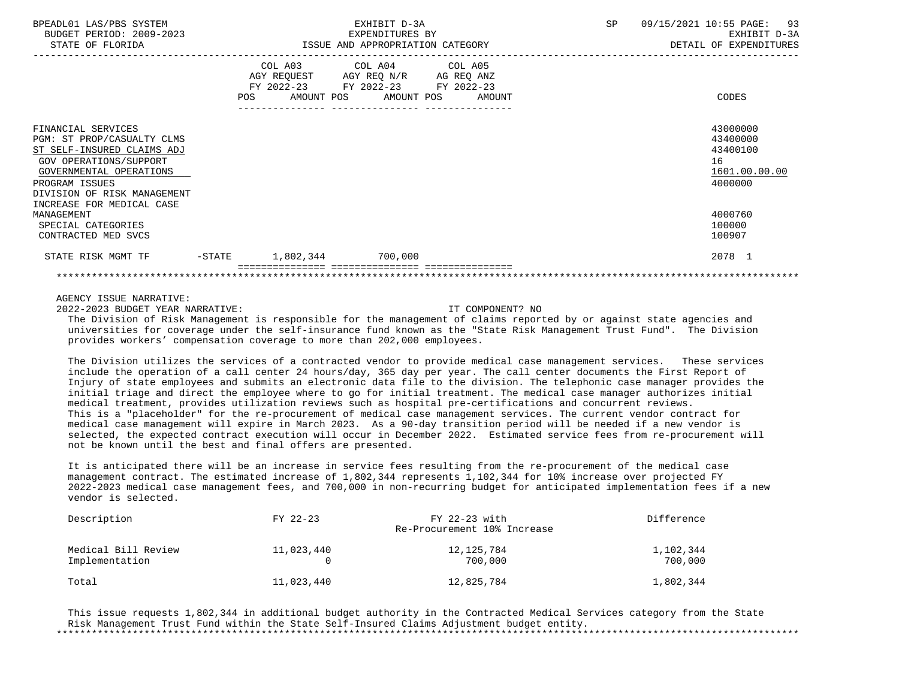BPEADL01 LAS/PBS SYSTEM — EXHIBIT D-3A — EXPENDITURES BY ISSUE AND APPROPRIATION CATEGORY — SP 09/15/2021 10:55 PAGE: 93
BUDGET PERIOD: 2009-2023 — EXHIBIT D-3A
STATE OF FLORIDA — DETAIL OF EXPENDITURES

| | | COL A03 AGY REQUEST FY 2022-23 POS | AMOUNT | COL A04 AGY REQ N/R FY 2022-23 POS | AMOUNT | COL A05 AG REQ ANZ FY 2022-23 POS | AMOUNT | CODES |
|---|---|---|---|---|---|---|---|---|
| FINANCIAL SERVICES | | | | | | | | 43000000 |
| PGM: ST PROP/CASUALTY CLMS | | | | | | | | 43400000 |
| ST SELF-INSURED CLAIMS ADJ | | | | | | | | 43400100 |
| GOV OPERATIONS/SUPPORT | | | | | | | | 16 |
| GOVERNMENTAL OPERATIONS | | | | | | | | 1601.00.00.00 |
| PROGRAM ISSUES | | | | | | | | 4000000 |
| DIVISION OF RISK MANAGEMENT | | | | | | | | |
| INCREASE FOR MEDICAL CASE MANAGEMENT | | | | | | | | 4000760 |
| SPECIAL CATEGORIES | | | | | | | | 100000 |
| CONTRACTED MED SVCS | | | | | | | | 100907 |
| STATE RISK MGMT TF | -STATE | | 1,802,344 | | 700,000 | | | 2078 1 |

AGENCY ISSUE NARRATIVE:

2022-2023 BUDGET YEAR NARRATIVE: IT COMPONENT? NO

The Division of Risk Management is responsible for the management of claims reported by or against state agencies and universities for coverage under the self-insurance fund known as the "State Risk Management Trust Fund". The Division provides workers' compensation coverage to more than 202,000 employees.

The Division utilizes the services of a contracted vendor to provide medical case management services. These services include the operation of a call center 24 hours/day, 365 day per year. The call center documents the First Report of Injury of state employees and submits an electronic data file to the division. The telephonic case manager provides the initial triage and direct the employee where to go for initial treatment. The medical case manager authorizes initial medical treatment, provides utilization reviews such as hospital pre-certifications and concurrent reviews. This is a "placeholder" for the re-procurement of medical case management services. The current vendor contract for medical case management will expire in March 2023. As a 90-day transition period will be needed if a new vendor is selected, the expected contract execution will occur in December 2022. Estimated service fees from re-procurement will not be known until the best and final offers are presented.

It is anticipated there will be an increase in service fees resulting from the re-procurement of the medical case management contract. The estimated increase of 1,802,344 represents 1,102,344 for 10% increase over projected FY 2022-2023 medical case management fees, and 700,000 in non-recurring budget for anticipated implementation fees if a new vendor is selected.

| Description | FY 22-23 | FY 22-23 with Re-Procurement 10% Increase | Difference |
|---|---|---|---|
| Medical Bill Review | 11,023,440 | 12,125,784 | 1,102,344 |
| Implementation | 0 | 700,000 | 700,000 |
| Total | 11,023,440 | 12,825,784 | 1,802,344 |

This issue requests 1,802,344 in additional budget authority in the Contracted Medical Services category from the State Risk Management Trust Fund within the State Self-Insured Claims Adjustment budget entity.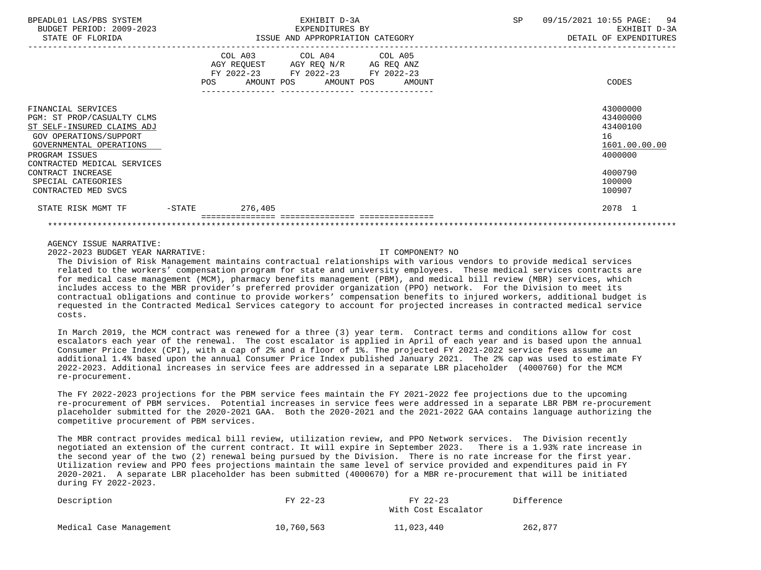| | COL A03 AGY REQUEST FY 2022-23 POS AMOUNT | COL A04 AGY REQ N/R FY 2022-23 POS AMOUNT | COL A05 AG REQ ANZ FY 2022-23 POS AMOUNT | CODES |
|---|---|---|---|---|
| FINANCIAL SERVICES | | | | 43000000 |
| PGM: ST PROP/CASUALTY CLMS | | | | 43400000 |
| ST SELF-INSURED CLAIMS ADJ | | | | 43400100 |
| GOV OPERATIONS/SUPPORT | | | | 16 |
| GOVERNMENTAL OPERATIONS | | | | 1601.00.00.00 |
| PROGRAM ISSUES | | | | 4000000 |
| CONTRACTED MEDICAL SERVICES | | | | |
| CONTRACT INCREASE | | | | 4000790 |
| SPECIAL CATEGORIES | | | | 100000 |
| CONTRACTED MED SVCS | | | | 100907 |
| STATE RISK MGMT TF -STATE | 276,405 | | | 2078 1 |

AGENCY ISSUE NARRATIVE:

2022-2023 BUDGET YEAR NARRATIVE: IT COMPONENT? NO

The Division of Risk Management maintains contractual relationships with various vendors to provide medical services related to the workers' compensation program for state and university employees. These medical services contracts are for medical case management (MCM), pharmacy benefits management (PBM), and medical bill review (MBR) services, which includes access to the MBR provider's preferred provider organization (PPO) network. For the Division to meet its contractual obligations and continue to provide workers' compensation benefits to injured workers, additional budget is requested in the Contracted Medical Services category to account for projected increases in contracted medical service costs.

In March 2019, the MCM contract was renewed for a three (3) year term. Contract terms and conditions allow for cost escalators each year of the renewal. The cost escalator is applied in April of each year and is based upon the annual Consumer Price Index (CPI), with a cap of 2% and a floor of 1%. The projected FY 2021-2022 service fees assume an additional 1.4% based upon the annual Consumer Price Index published January 2021. The 2% cap was used to estimate FY 2022-2023. Additional increases in service fees are addressed in a separate LBR placeholder (4000760) for the MCM re-procurement.

The FY 2022-2023 projections for the PBM service fees maintain the FY 2021-2022 fee projections due to the upcoming re-procurement of PBM services. Potential increases in service fees were addressed in a separate LBR PBM re-procurement placeholder submitted for the 2020-2021 GAA. Both the 2020-2021 and the 2021-2022 GAA contains language authorizing the competitive procurement of PBM services.

The MBR contract provides medical bill review, utilization review, and PPO Network services. The Division recently negotiated an extension of the current contract. It will expire in September 2023. There is a 1.93% rate increase in the second year of the two (2) renewal being pursued by the Division. There is no rate increase for the first year. Utilization review and PPO fees projections maintain the same level of service provided and expenditures paid in FY 2020-2021. A separate LBR placeholder has been submitted (4000670) for a MBR re-procurement that will be initiated during FY 2022-2023.

| Description | FY 22-23 | FY 22-23 With Cost Escalator | Difference |
|---|---|---|---|
| Medical Case Management | 10,760,563 | 11,023,440 | 262,877 |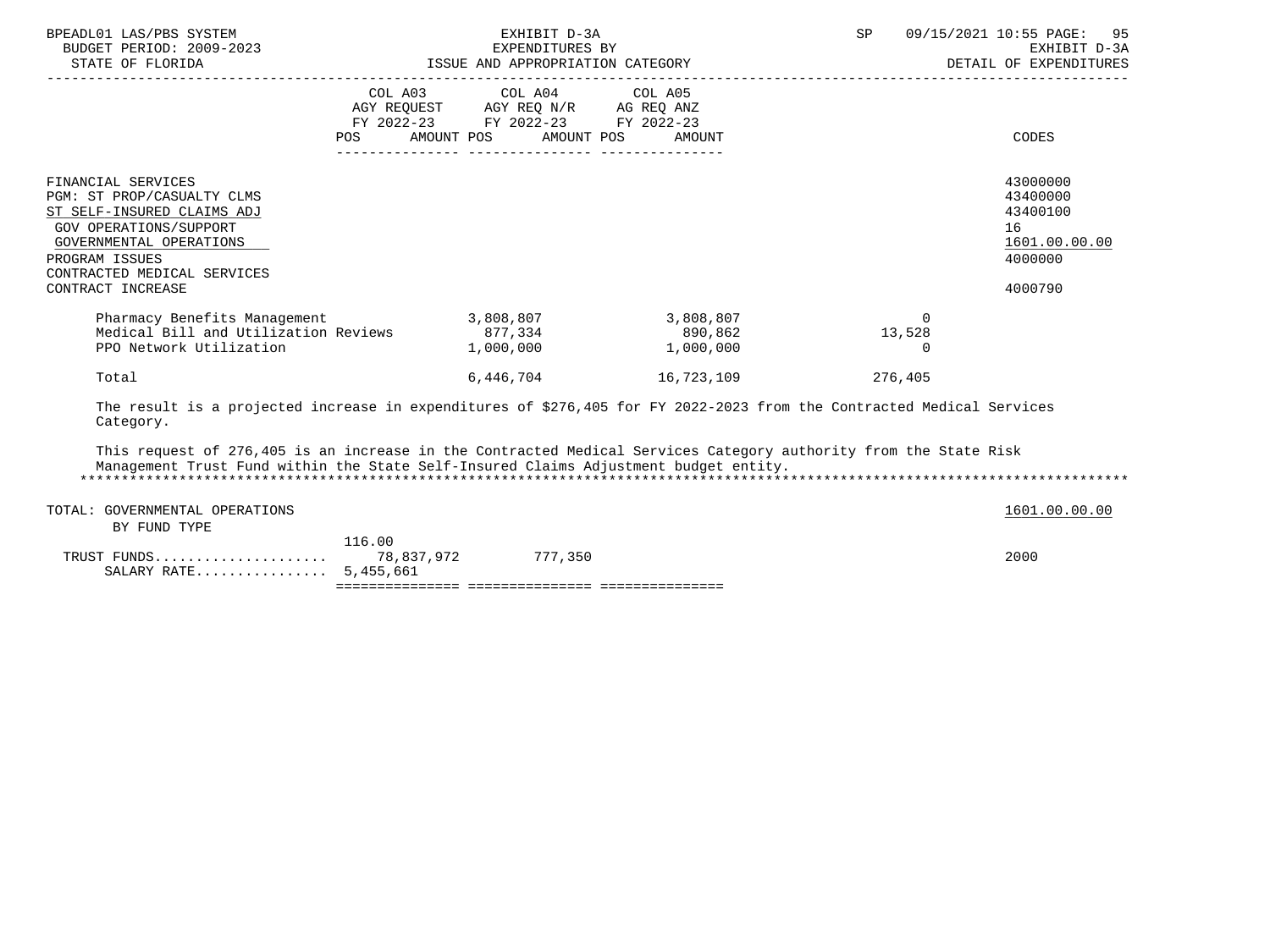| | COL A03 AGY REQUEST FY 2022-23 POS | AMOUNT | COL A04 AGY REQ N/R FY 2022-23 POS | AMOUNT | COL A05 AG REQ ANZ FY 2022-23 POS | AMOUNT | CODES |
|---|---|---|---|---|---|---|---|
| FINANCIAL SERVICES | | | | | | | 43000000 |
| PGM: ST PROP/CASUALTY CLMS | | | | | | | 43400000 |
| ST SELF-INSURED CLAIMS ADJ | | | | | | | 43400100 |
| GOV OPERATIONS/SUPPORT | | | | | | | 16 |
| GOVERNMENTAL OPERATIONS | | | | | | | 1601.00.00.00 |
| PROGRAM ISSUES | | | | | | | 4000000 |
| CONTRACTED MEDICAL SERVICES | | | | | | | |
| CONTRACT INCREASE | | | | | | | 4000790 |

| | | | |
|---|---|---|---|
| Pharmacy Benefits Management | 3,808,807 | 3,808,807 | 0 |
| Medical Bill and Utilization Reviews | 877,334 | 890,862 | 13,528 |
| PPO Network Utilization | 1,000,000 | 1,000,000 | 0 |
| Total | 6,446,704 | 16,723,109 | 276,405 |

The result is a projected increase in expenditures of $276,405 for FY 2022-2023 from the Contracted Medical Services Category.

This request of 276,405 is an increase in the Contracted Medical Services Category authority from the State Risk Management Trust Fund within the State Self-Insured Claims Adjustment budget entity.

*******************************************************************************************************************************

| | POS | AMOUNT | POS | AMOUNT | POS | AMOUNT | CODES |
|---|---|---|---|---|---|---|---|
| TOTAL: GOVERNMENTAL OPERATIONS | | | | | | | 1601.00.00.00 |
| BY FUND TYPE | | | | | | | |
| TRUST FUNDS.................... | 116.00 | 78,837,972 | | 777,350 | | | 2000 |
| SALARY RATE................ | 5,455,661 | | | | | | |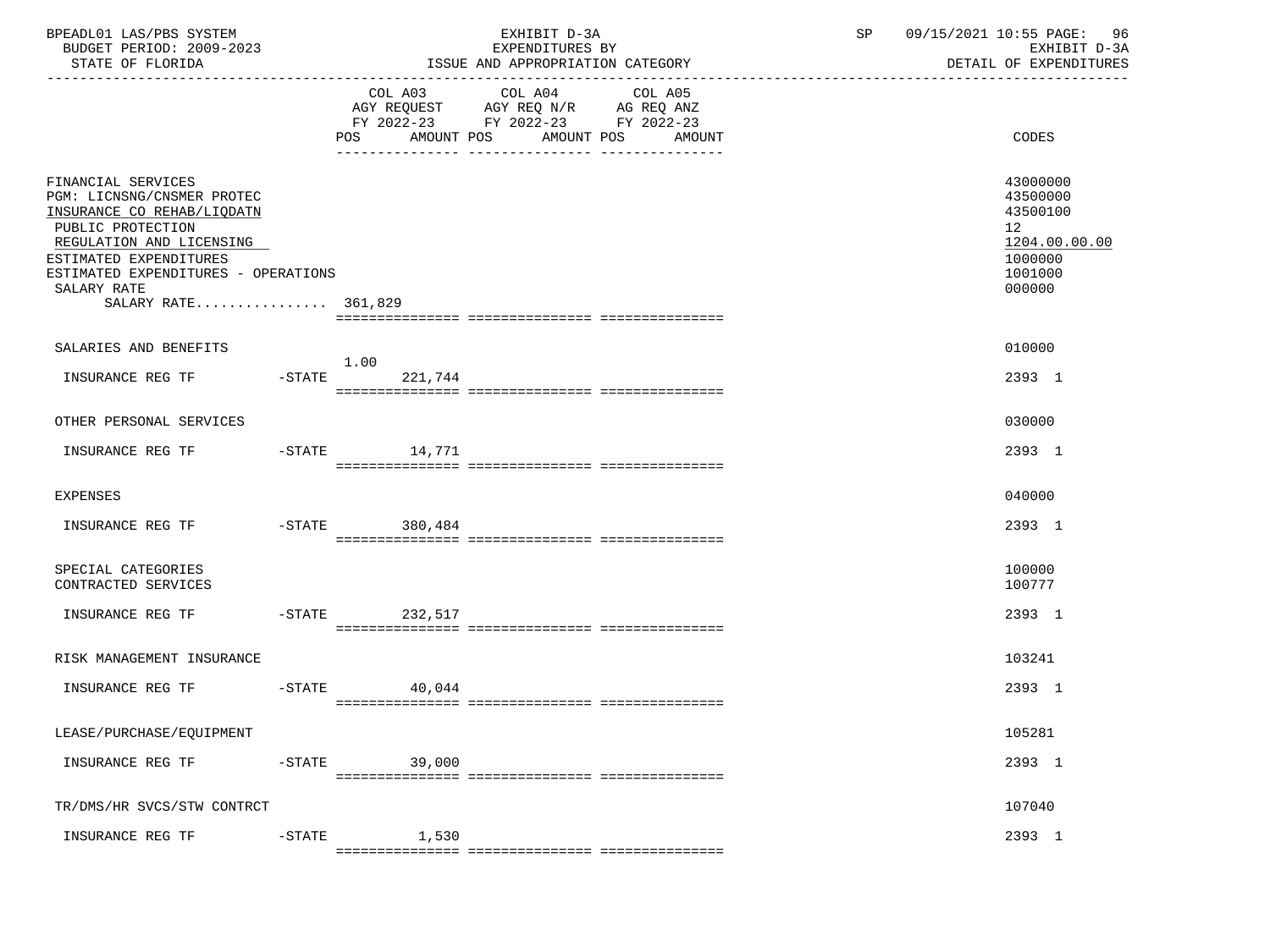BPEADL01 LAS/PBS SYSTEM
BUDGET PERIOD: 2009-2023
STATE OF FLORIDA

EXHIBIT D-3A
EXPENDITURES BY
ISSUE AND APPROPRIATION CATEGORY

SP 09/15/2021 10:55
EXHIBIT D-3A
DETAIL OF EXPENDITURES

| | COL A03 AGY REQUEST FY 2022-23 POS | AMOUNT | COL A04 AGY REQ N/R FY 2022-23 POS | AMOUNT | COL A05 AG REQ ANZ FY 2022-23 POS | AMOUNT | CODES |
|---|---|---|---|---|---|---|---|
| FINANCIAL SERVICES | | | | | | | 43000000 |
| PGM: LICNSNG/CNSMER PROTEC | | | | | | | 43500000 |
| INSURANCE CO REHAB/LIQDATN | | | | | | | 43500100 |
| PUBLIC PROTECTION | | | | | | | 12 |
| REGULATION AND LICENSING | | | | | | | 1204.00.00.00 |
| ESTIMATED EXPENDITURES | | | | | | | 1000000 |
| ESTIMATED EXPENDITURES - OPERATIONS | | | | | | | 1001000 |
| SALARY RATE | | | | | | | 000000 |
| SALARY RATE................ 361,829 | | | | | | | |
| SALARIES AND BENEFITS | | | | | | | 010000 |
| INSURANCE REG TF -STATE | 1.00 | 221,744 | | | | | 2393 1 |
| OTHER PERSONAL SERVICES | | | | | | | 030000 |
| INSURANCE REG TF -STATE | | 14,771 | | | | | 2393 1 |
| EXPENSES | | | | | | | 040000 |
| INSURANCE REG TF -STATE | | 380,484 | | | | | 2393 1 |
| SPECIAL CATEGORIES | | | | | | | 100000 |
| CONTRACTED SERVICES | | | | | | | 100777 |
| INSURANCE REG TF -STATE | | 232,517 | | | | | 2393 1 |
| RISK MANAGEMENT INSURANCE | | | | | | | 103241 |
| INSURANCE REG TF -STATE | | 40,044 | | | | | 2393 1 |
| LEASE/PURCHASE/EQUIPMENT | | | | | | | 105281 |
| INSURANCE REG TF -STATE | | 39,000 | | | | | 2393 1 |
| TR/DMS/HR SVCS/STW CONTRCT | | | | | | | 107040 |
| INSURANCE REG TF -STATE | | 1,530 | | | | | 2393 1 |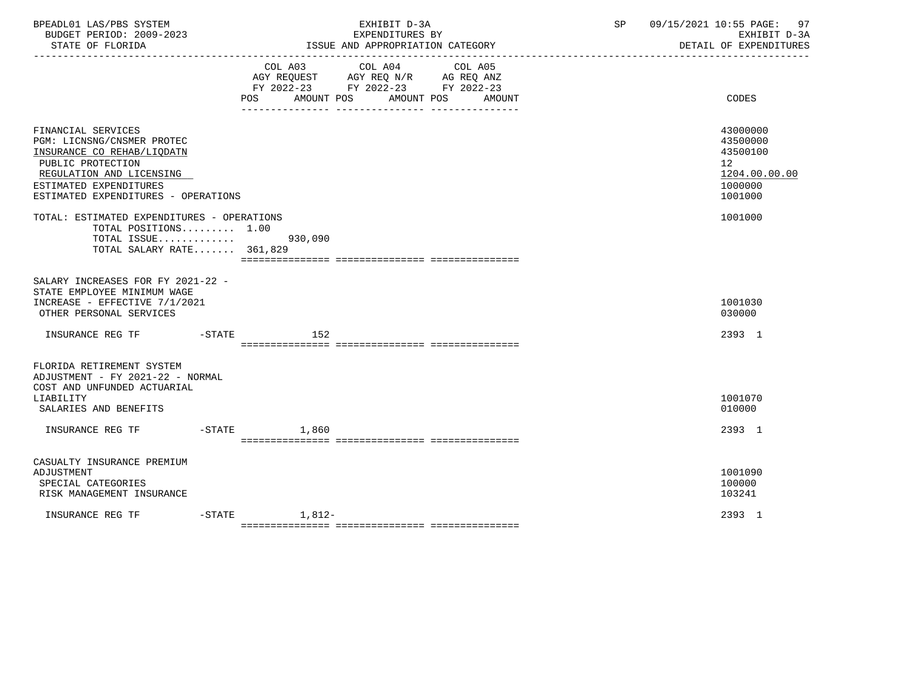BPEADL01 LAS/PBS SYSTEM | EXHIBIT D-3A | SP 09/15/2021 10:55 PAGE: 97
BUDGET PERIOD: 2009-2023 | EXPENDITURES BY | EXHIBIT D-3A
STATE OF FLORIDA | ISSUE AND APPROPRIATION CATEGORY | DETAIL OF EXPENDITURES

| | COL A03 AGY REQUEST FY 2022-23 POS | AMOUNT | COL A04 AGY REQ N/R FY 2022-23 POS | AMOUNT | COL A05 AG REQ ANZ FY 2022-23 POS | AMOUNT | CODES |
|---|---|---|---|---|---|---|---|
| FINANCIAL SERVICES | | | | | | | 43000000 |
| PGM: LICNSNG/CNSMER PROTEC | | | | | | | 43500000 |
| INSURANCE CO REHAB/LIQDATN | | | | | | | 43500100 |
| PUBLIC PROTECTION | | | | | | | 12 |
| REGULATION AND LICENSING | | | | | | | 1204.00.00.00 |
| ESTIMATED EXPENDITURES | | | | | | | 1000000 |
| ESTIMATED EXPENDITURES - OPERATIONS | | | | | | | 1001000 |
| TOTAL: ESTIMATED EXPENDITURES - OPERATIONS | | | | | | | 1001000 |
| TOTAL POSITIONS......... | 1.00 | | | | | | |
| TOTAL ISSUE............. | | 930,090 | | | | | |
| TOTAL SALARY RATE....... | 361,829 | | | | | | |
| SALARY INCREASES FOR FY 2021-22 - STATE EMPLOYEE MINIMUM WAGE INCREASE - EFFECTIVE 7/1/2021 | | | | | | | 1001030 |
| OTHER PERSONAL SERVICES | | | | | | | 030000 |
| INSURANCE REG TF -STATE | | 152 | | | | | 2393 1 |
| FLORIDA RETIREMENT SYSTEM ADJUSTMENT - FY 2021-22 - NORMAL COST AND UNFUNDED ACTUARIAL LIABILITY | | | | | | | 1001070 |
| SALARIES AND BENEFITS | | | | | | | 010000 |
| INSURANCE REG TF -STATE | | 1,860 | | | | | 2393 1 |
| CASUALTY INSURANCE PREMIUM ADJUSTMENT | | | | | | | 1001090 |
| SPECIAL CATEGORIES | | | | | | | 100000 |
| RISK MANAGEMENT INSURANCE | | | | | | | 103241 |
| INSURANCE REG TF -STATE | | 1,812- | | | | | 2393 1 |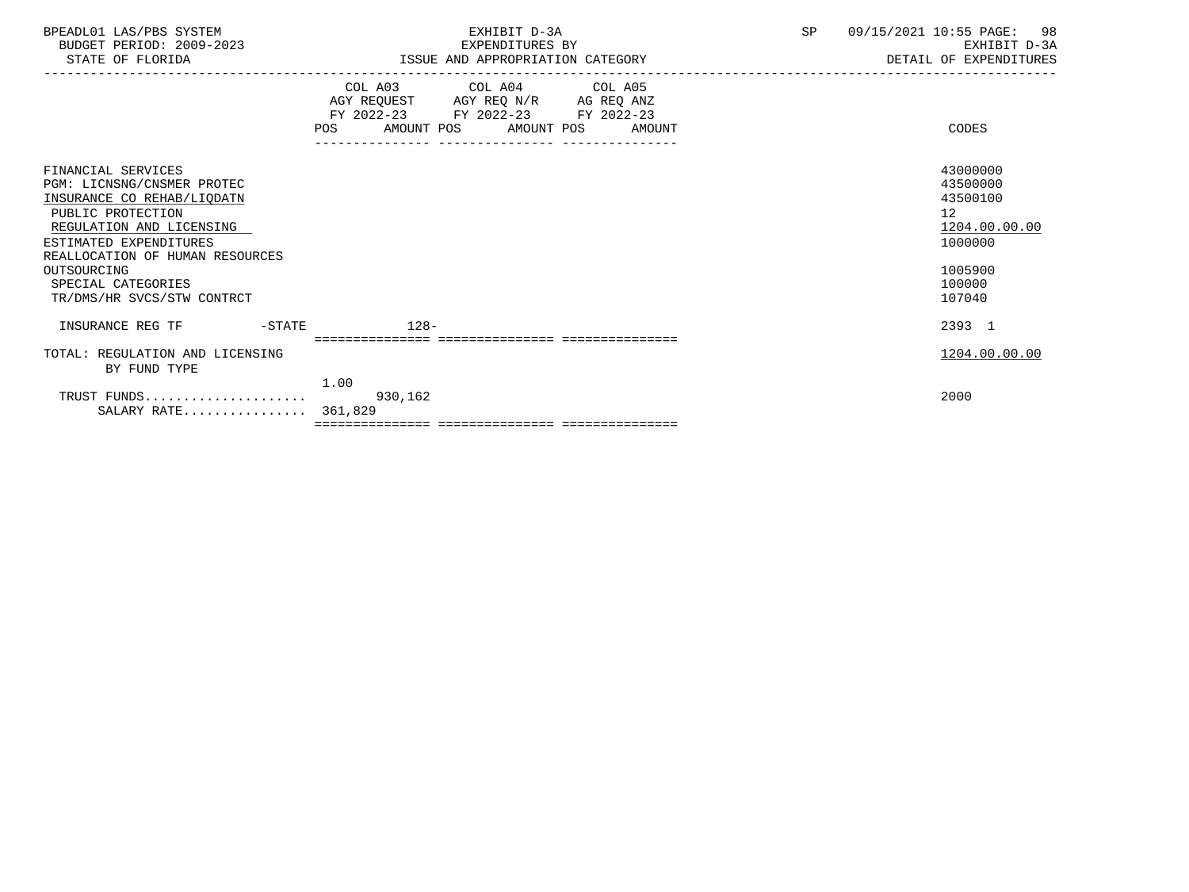BPEADL01 LAS/PBS SYSTEM
BUDGET PERIOD: 2009-2023
STATE OF FLORIDA

EXHIBIT D-3A
EXPENDITURES BY
ISSUE AND APPROPRIATION CATEGORY

SP 09/15/2021 10:55 PAGE: 98
EXHIBIT D-3A
DETAIL OF EXPENDITURES

| | COL A03 AGY REQUEST FY 2022-23 POS | AMOUNT | COL A04 AGY REQ N/R FY 2022-23 POS | AMOUNT | COL A05 AG REQ ANZ FY 2022-23 POS | AMOUNT | CODES |
|---|---|---|---|---|---|---|---|
| FINANCIAL SERVICES | | | | | | | 43000000 |
| PGM: LICNSNG/CNSMER PROTEC | | | | | | | 43500000 |
| INSURANCE CO REHAB/LIQDATN | | | | | | | 43500100 |
| PUBLIC PROTECTION | | | | | | | 12 |
| REGULATION AND LICENSING | | | | | | | 1204.00.00.00 |
| ESTIMATED EXPENDITURES | | | | | | | 1000000 |
| REALLOCATION OF HUMAN RESOURCES OUTSOURCING | | | | | | | 1005900 |
| SPECIAL CATEGORIES | | | | | | | 100000 |
| TR/DMS/HR SVCS/STW CONTRCT | | | | | | | 107040 |
| INSURANCE REG TF -STATE | | 128- | | | | | 2393 1 |
| TOTAL: REGULATION AND LICENSING | | | | | | | 1204.00.00.00 |
| BY FUND TYPE | | | | | | | |
| TRUST FUNDS..................... | 1.00 | 930,162 | | | | | 2000 |
| SALARY RATE................ | 361,829 | | | | | | |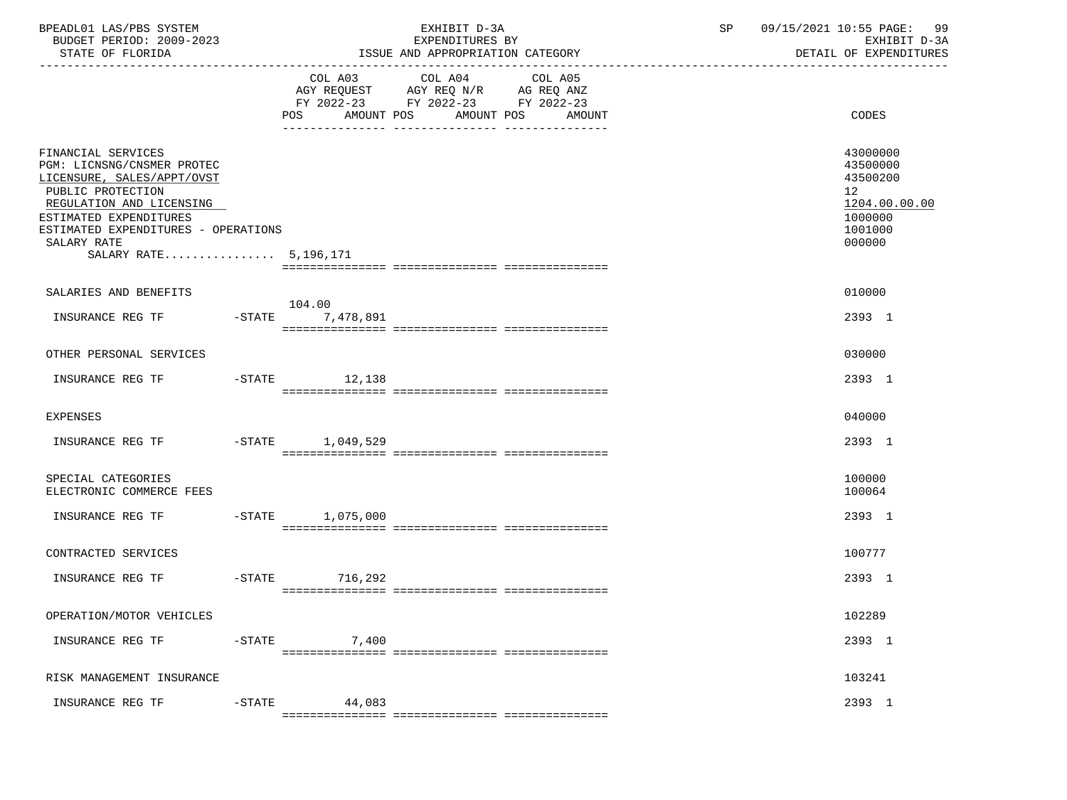BPEADL01 LAS/PBS SYSTEM | EXHIBIT D-3A | SP 09/15/2021 10:55
BUDGET PERIOD: 2009-2023 | EXPENDITURES BY | EXHIBIT D-3A
STATE OF FLORIDA | ISSUE AND APPROPRIATION CATEGORY | DETAIL OF EXPENDITURES

| | | COL A03 AGY REQUEST FY 2022-23 POS | AMOUNT | COL A04 AGY REQ N/R FY 2022-23 POS | AMOUNT | COL A05 AG REQ ANZ FY 2022-23 POS | AMOUNT | CODES |
|---|---|---|---|---|---|---|---|---|
| FINANCIAL SERVICES | | | | | | | | 43000000 |
| PGM: LICNSNG/CNSMER PROTEC | | | | | | | | 43500000 |
| LICENSURE, SALES/APPT/OVST | | | | | | | | 43500200 |
| PUBLIC PROTECTION | | | | | | | | 12 |
| REGULATION AND LICENSING | | | | | | | | 1204.00.00.00 |
| ESTIMATED EXPENDITURES | | | | | | | | 1000000 |
| ESTIMATED EXPENDITURES - OPERATIONS | | | | | | | | 1001000 |
| SALARY RATE | | | | | | | | 000000 |
| SALARY RATE................ 5,196,171 | | | | | | | | |
| SALARIES AND BENEFITS | | | | | | | | 010000 |
| INSURANCE REG TF | -STATE | 104.00 | 7,478,891 | | | | | 2393 1 |
| OTHER PERSONAL SERVICES | | | | | | | | 030000 |
| INSURANCE REG TF | -STATE | | 12,138 | | | | | 2393 1 |
| EXPENSES | | | | | | | | 040000 |
| INSURANCE REG TF | -STATE | | 1,049,529 | | | | | 2393 1 |
| SPECIAL CATEGORIES | | | | | | | | 100000 |
| ELECTRONIC COMMERCE FEES | | | | | | | | 100064 |
| INSURANCE REG TF | -STATE | | 1,075,000 | | | | | 2393 1 |
| CONTRACTED SERVICES | | | | | | | | 100777 |
| INSURANCE REG TF | -STATE | | 716,292 | | | | | 2393 1 |
| OPERATION/MOTOR VEHICLES | | | | | | | | 102289 |
| INSURANCE REG TF | -STATE | | 7,400 | | | | | 2393 1 |
| RISK MANAGEMENT INSURANCE | | | | | | | | 103241 |
| INSURANCE REG TF | -STATE | | 44,083 | | | | | 2393 1 |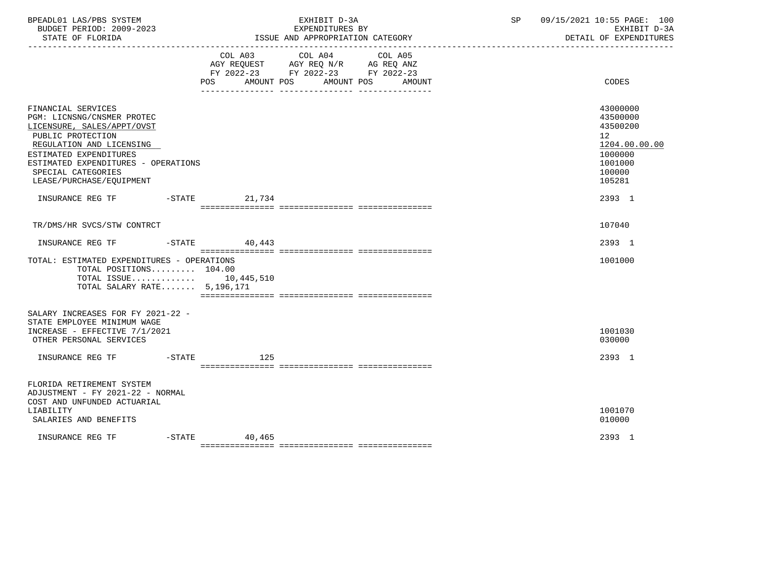BPEADL01 LAS/PBS SYSTEM — EXHIBIT D-3A — EXPENDITURES BY ISSUE AND APPROPRIATION CATEGORY — BUDGET PERIOD: 2009-2023 — STATE OF FLORIDA — SP 09/15/2021 10:55 PAGE: 100 — EXHIBIT D-3A DETAIL OF EXPENDITURES

| | COL A03 AGY REQUEST FY 2022-23 POS AMOUNT | COL A04 AGY REQ N/R FY 2022-23 POS AMOUNT | COL A05 AG REQ ANZ FY 2022-23 POS AMOUNT | CODES |
|---|---|---|---|---|
| FINANCIAL SERVICES | | | | 43000000 |
| PGM: LICNSNG/CNSMER PROTEC | | | | 43500000 |
| LICENSURE, SALES/APPT/OVST | | | | 43500200 |
| PUBLIC PROTECTION | | | | 12 |
| REGULATION AND LICENSING | | | | 1204.00.00.00 |
| ESTIMATED EXPENDITURES | | | | 1000000 |
| ESTIMATED EXPENDITURES - OPERATIONS | | | | 1001000 |
| SPECIAL CATEGORIES | | | | 100000 |
| LEASE/PURCHASE/EQUIPMENT | | | | 105281 |
| INSURANCE REG TF -STATE | 21,734 | | | 2393 1 |
| TR/DMS/HR SVCS/STW CONTRCT | | | | 107040 |
| INSURANCE REG TF -STATE | 40,443 | | | 2393 1 |
| TOTAL: ESTIMATED EXPENDITURES - OPERATIONS | | | | 1001000 |
| TOTAL POSITIONS......... 104.00 | | | | |
| TOTAL ISSUE............ 10,445,510 | | | | |
| TOTAL SALARY RATE....... 5,196,171 | | | | |
| SALARY INCREASES FOR FY 2021-22 - STATE EMPLOYEE MINIMUM WAGE INCREASE - EFFECTIVE 7/1/2021 | | | | 1001030 |
| OTHER PERSONAL SERVICES | | | | 030000 |
| INSURANCE REG TF -STATE | 125 | | | 2393 1 |
| FLORIDA RETIREMENT SYSTEM ADJUSTMENT - FY 2021-22 - NORMAL COST AND UNFUNDED ACTUARIAL LIABILITY | | | | 1001070 |
| SALARIES AND BENEFITS | | | | 010000 |
| INSURANCE REG TF -STATE | 40,465 | | | 2393 1 |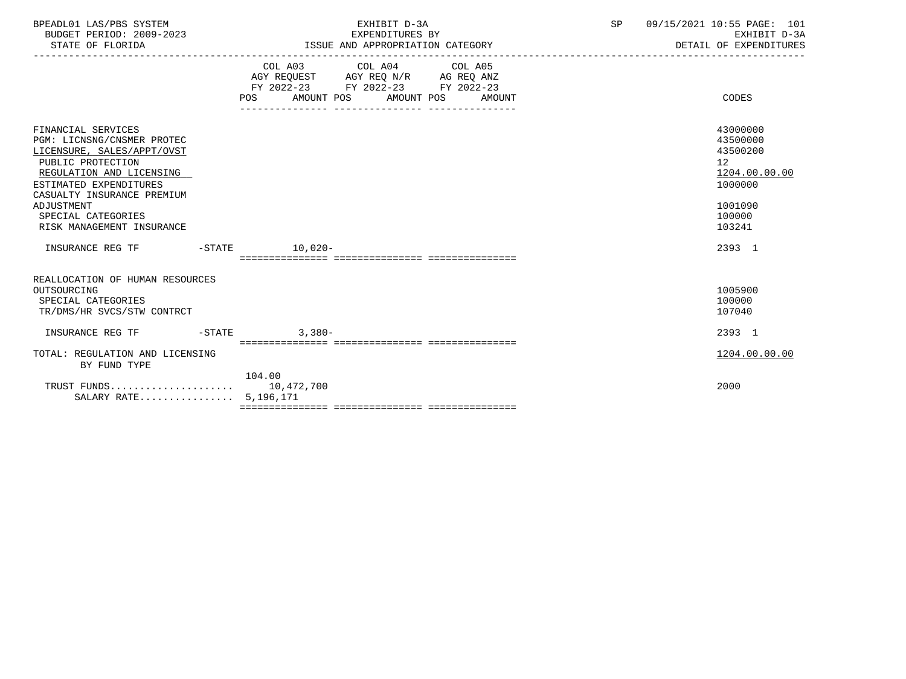BPEADL01 LAS/PBS SYSTEM — EXHIBIT D-3A — EXPENDITURES BY ISSUE AND APPROPRIATION CATEGORY

BUDGET PERIOD: 2009-2023 — STATE OF FLORIDA — SP 09/15/2021 10:55 — EXHIBIT D-3A DETAIL OF EXPENDITURES

| | COL A03 AGY REQUEST FY 2022-23 POS | AMOUNT | COL A04 AGY REQ N/R FY 2022-23 POS | AMOUNT | COL A05 AG REQ ANZ FY 2022-23 POS | AMOUNT | CODES |
|---|---|---|---|---|---|---|---|
| FINANCIAL SERVICES | | | | | | | 43000000 |
| PGM: LICNSNG/CNSMER PROTEC | | | | | | | 43500000 |
| LICENSURE, SALES/APPT/OVST | | | | | | | 43500200 |
| PUBLIC PROTECTION | | | | | | | 12 |
| REGULATION AND LICENSING | | | | | | | 1204.00.00.00 |
| ESTIMATED EXPENDITURES | | | | | | | 1000000 |
| CASUALTY INSURANCE PREMIUM ADJUSTMENT | | | | | | | 1001090 |
| SPECIAL CATEGORIES | | | | | | | 100000 |
| RISK MANAGEMENT INSURANCE | | | | | | | 103241 |
| INSURANCE REG TF -STATE | | 10,020- | | | | | 2393 1 |
| REALLOCATION OF HUMAN RESOURCES OUTSOURCING | | | | | | | 1005900 |
| SPECIAL CATEGORIES | | | | | | | 100000 |
| TR/DMS/HR SVCS/STW CONTRCT | | | | | | | 107040 |
| INSURANCE REG TF -STATE | | 3,380- | | | | | 2393 1 |
| TOTAL: REGULATION AND LICENSING | | | | | | | 1204.00.00.00 |
| BY FUND TYPE | | | | | | | |
| TRUST FUNDS | 104.00 | 10,472,700 | | | | | 2000 |
| SALARY RATE | | 5,196,171 | | | | | |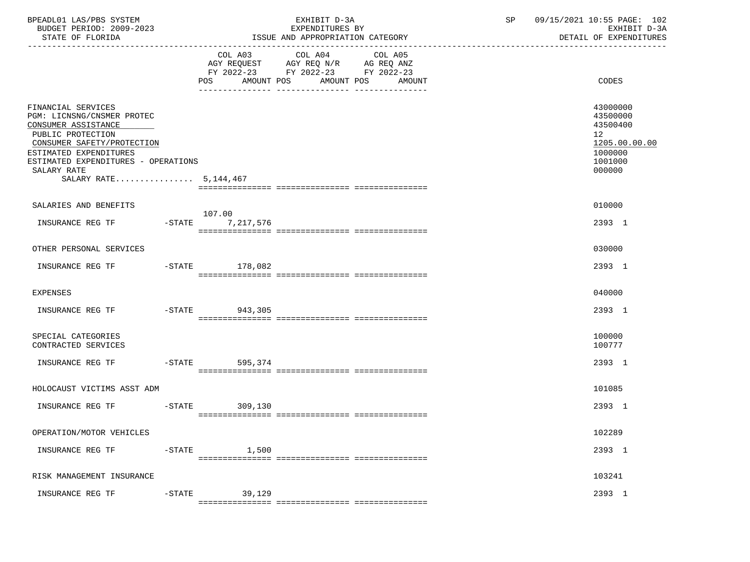BPEADL01 LAS/PBS SYSTEM | EXHIBIT D-3A | SP 09/15/2021 10:55 PAGE: 102
BUDGET PERIOD: 2009-2023 | EXPENDITURES BY | EXHIBIT D-3A
STATE OF FLORIDA | ISSUE AND APPROPRIATION CATEGORY | DETAIL OF EXPENDITURES

| | COL A03 AGY REQUEST FY 2022-23 POS AMOUNT | COL A04 AGY REQ N/R FY 2022-23 POS AMOUNT | COL A05 AG REQ ANZ FY 2022-23 POS AMOUNT | CODES |
|---|---|---|---|---|
| FINANCIAL SERVICES | | | | 43000000 |
| PGM: LICNSNG/CNSMER PROTEC | | | | 43500000 |
| CONSUMER ASSISTANCE | | | | 43500400 |
| PUBLIC PROTECTION | | | | 12 |
| CONSUMER SAFETY/PROTECTION | | | | 1205.00.00.00 |
| ESTIMATED EXPENDITURES | | | | 1000000 |
| ESTIMATED EXPENDITURES - OPERATIONS | | | | 1001000 |
| SALARY RATE | | | | 000000 |
| SALARY RATE................ 5,144,467 | | | | |
| SALARIES AND BENEFITS | | | | 010000 |
| INSURANCE REG TF -STATE | 107.00 7,217,576 | | | 2393 1 |
| OTHER PERSONAL SERVICES | | | | 030000 |
| INSURANCE REG TF -STATE | 178,082 | | | 2393 1 |
| EXPENSES | | | | 040000 |
| INSURANCE REG TF -STATE | 943,305 | | | 2393 1 |
| SPECIAL CATEGORIES | | | | 100000 |
| CONTRACTED SERVICES | | | | 100777 |
| INSURANCE REG TF -STATE | 595,374 | | | 2393 1 |
| HOLOCAUST VICTIMS ASST ADM | | | | 101085 |
| INSURANCE REG TF -STATE | 309,130 | | | 2393 1 |
| OPERATION/MOTOR VEHICLES | | | | 102289 |
| INSURANCE REG TF -STATE | 1,500 | | | 2393 1 |
| RISK MANAGEMENT INSURANCE | | | | 103241 |
| INSURANCE REG TF -STATE | 39,129 | | | 2393 1 |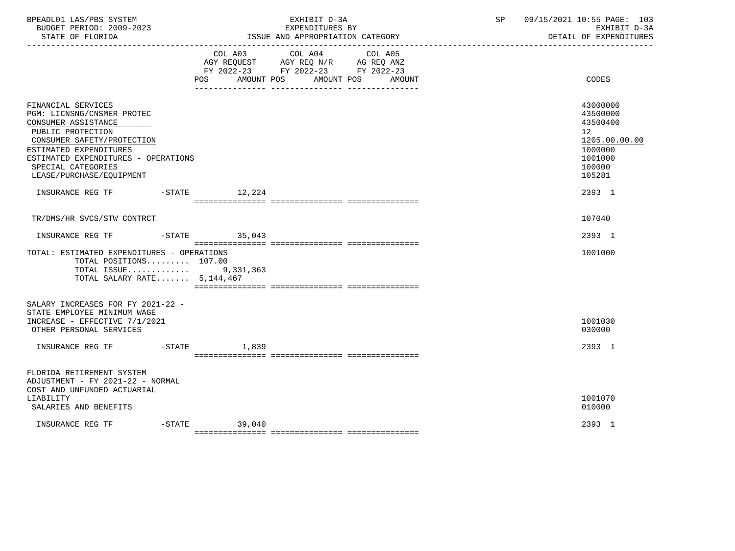BPEADL01 LAS/PBS SYSTEM | EXHIBIT D-3A | SP 09/15/2021 10:55 PAGE: 103
BUDGET PERIOD: 2009-2023 | EXPENDITURES BY | EXHIBIT D-3A
STATE OF FLORIDA | ISSUE AND APPROPRIATION CATEGORY | DETAIL OF EXPENDITURES

| | COL A03 AGY REQUEST FY 2022-23 POS AMOUNT | COL A04 AGY REQ N/R FY 2022-23 POS AMOUNT | COL A05 AG REQ ANZ FY 2022-23 POS AMOUNT | CODES |
|---|---|---|---|---|
| FINANCIAL SERVICES | | | | 43000000 |
| PGM: LICNSNG/CNSMER PROTEC | | | | 43500000 |
| CONSUMER ASSISTANCE | | | | 43500400 |
| PUBLIC PROTECTION | | | | 12 |
| CONSUMER SAFETY/PROTECTION | | | | 1205.00.00.00 |
| ESTIMATED EXPENDITURES | | | | 1000000 |
| ESTIMATED EXPENDITURES - OPERATIONS | | | | 1001000 |
| SPECIAL CATEGORIES | | | | 100000 |
| LEASE/PURCHASE/EQUIPMENT | | | | 105281 |
| INSURANCE REG TF -STATE | 12,224 | | | 2393 1 |
| TR/DMS/HR SVCS/STW CONTRCT | | | | 107040 |
| INSURANCE REG TF -STATE | 35,043 | | | 2393 1 |
| TOTAL: ESTIMATED EXPENDITURES - OPERATIONS | | | | 1001000 |
| TOTAL POSITIONS......... 107.00 | | | | |
| TOTAL ISSUE............. | 9,331,363 | | | |
| TOTAL SALARY RATE....... 5,144,467 | | | | |
| SALARY INCREASES FOR FY 2021-22 - STATE EMPLOYEE MINIMUM WAGE INCREASE - EFFECTIVE 7/1/2021 | | | | 1001030 |
| OTHER PERSONAL SERVICES | | | | 030000 |
| INSURANCE REG TF -STATE | 1,839 | | | 2393 1 |
| FLORIDA RETIREMENT SYSTEM ADJUSTMENT - FY 2021-22 - NORMAL COST AND UNFUNDED ACTUARIAL LIABILITY | | | | 1001070 |
| SALARIES AND BENEFITS | | | | 010000 |
| INSURANCE REG TF -STATE | 39,040 | | | 2393 1 |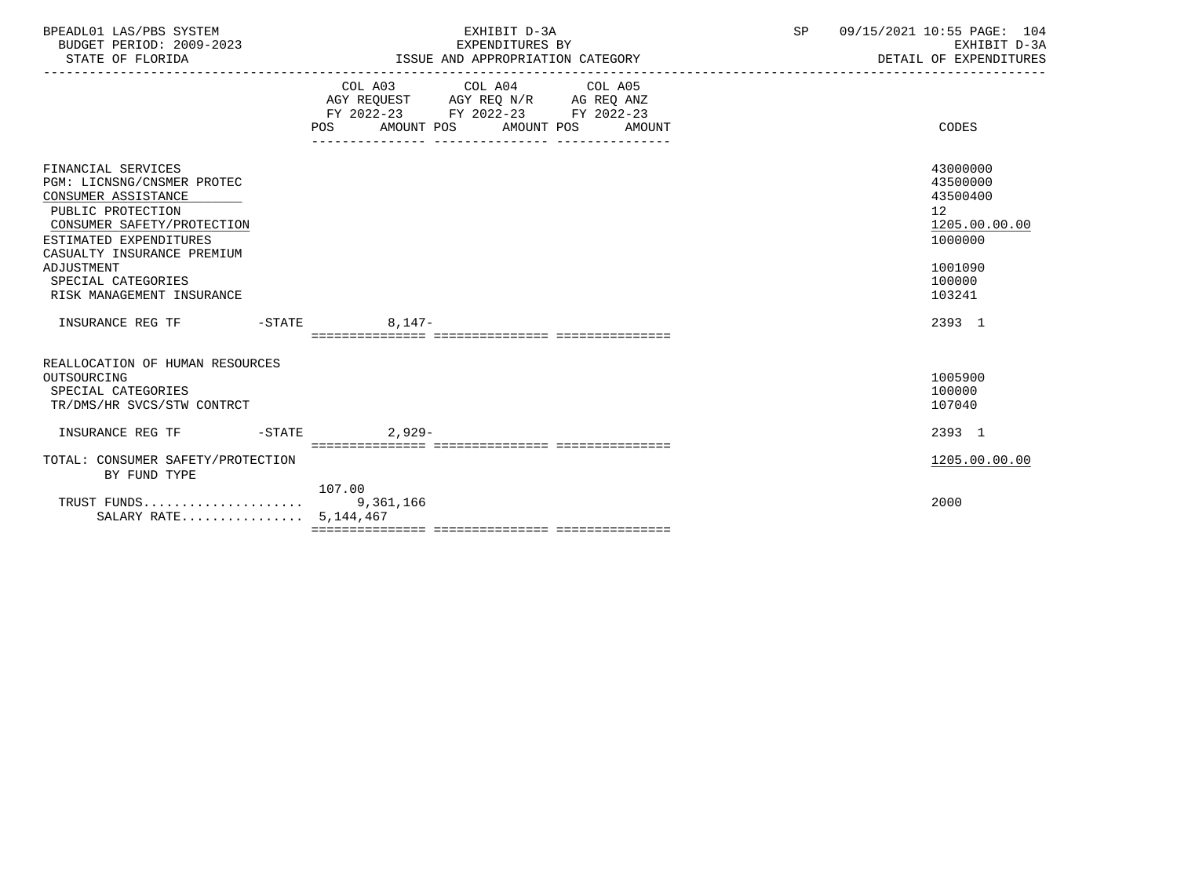BPEADL01 LAS/PBS SYSTEM | EXHIBIT D-3A | SP 09/15/2021 10:55 PAGE: 104
BUDGET PERIOD: 2009-2023 | EXPENDITURES BY | EXHIBIT D-3A
STATE OF FLORIDA | ISSUE AND APPROPRIATION CATEGORY | DETAIL OF EXPENDITURES

| | COL A03 AGY REQUEST FY 2022-23 POS AMOUNT | COL A04 AGY REQ N/R FY 2022-23 POS AMOUNT | COL A05 AG REQ ANZ FY 2022-23 POS AMOUNT | CODES |
|---|---|---|---|---|
| FINANCIAL SERVICES | | | | 43000000 |
| PGM: LICNSNG/CNSMER PROTEC | | | | 43500000 |
| CONSUMER ASSISTANCE | | | | 43500400 |
| PUBLIC PROTECTION | | | | 12 |
| CONSUMER SAFETY/PROTECTION | | | | 1205.00.00.00 |
| ESTIMATED EXPENDITURES | | | | 1000000 |
| CASUALTY INSURANCE PREMIUM ADJUSTMENT | | | | 1001090 |
| SPECIAL CATEGORIES | | | | 100000 |
| RISK MANAGEMENT INSURANCE | | | | 103241 |
| INSURANCE REG TF -STATE | 8,147- | | | 2393 1 |
| REALLOCATION OF HUMAN RESOURCES OUTSOURCING | | | | 1005900 |
| SPECIAL CATEGORIES | | | | 100000 |
| TR/DMS/HR SVCS/STW CONTRCT | | | | 107040 |
| INSURANCE REG TF -STATE | 2,929- | | | 2393 1 |
| TOTAL: CONSUMER SAFETY/PROTECTION | | | | 1205.00.00.00 |
| BY FUND TYPE | | | | |
| TRUST FUNDS..................... | 107.00 9,361,166 | | | 2000 |
| SALARY RATE................ | 5,144,467 | | | |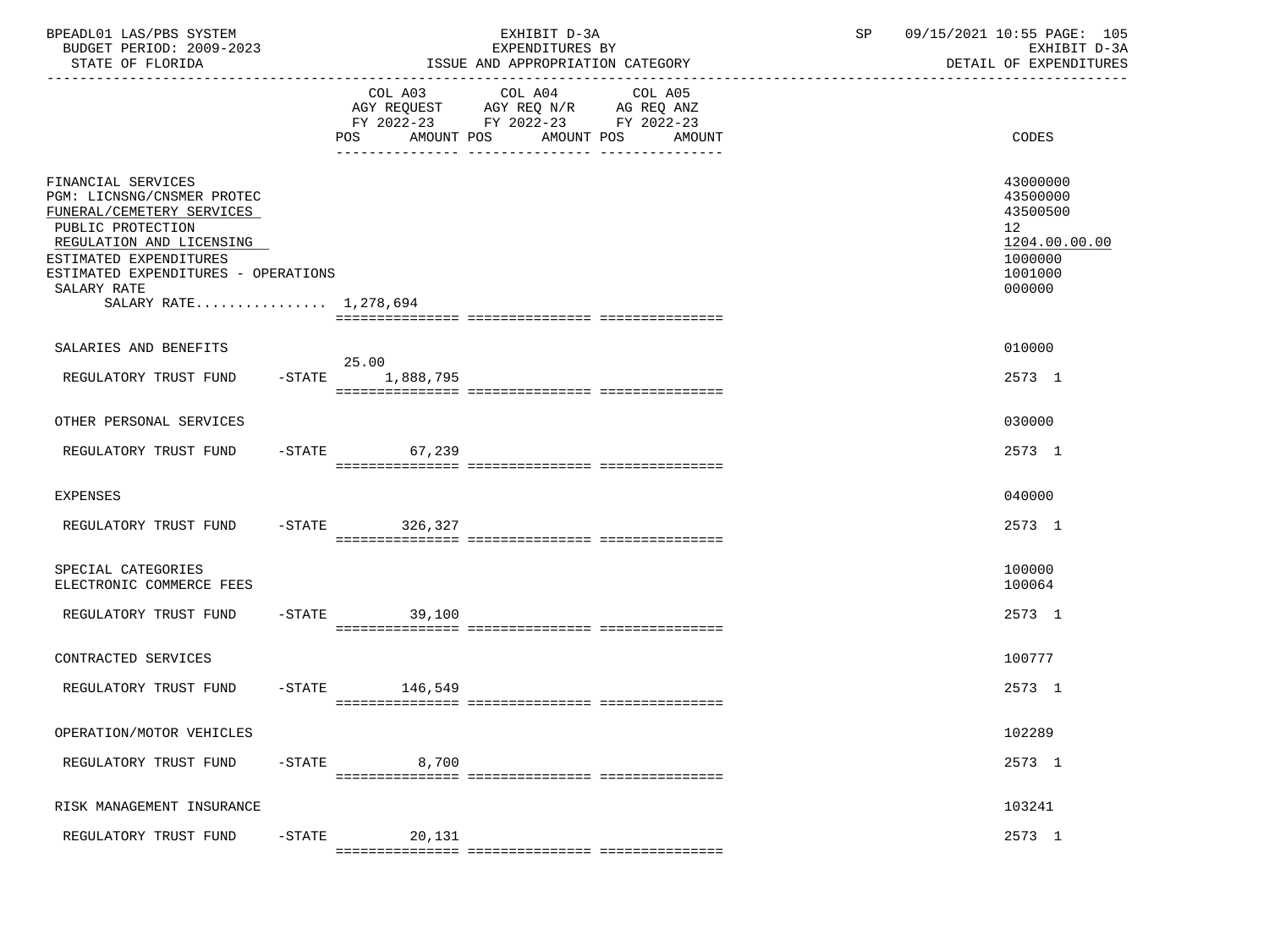BPEADL01 LAS/PBS SYSTEM
BUDGET PERIOD: 2009-2023
STATE OF FLORIDA

EXHIBIT D-3A
EXPENDITURES BY
ISSUE AND APPROPRIATION CATEGORY

SP 09/15/2021 10:55
EXHIBIT D-3A
DETAIL OF EXPENDITURES

| | COL A03 AGY REQUEST FY 2022-23 POS AMOUNT | COL A04 AGY REQ N/R FY 2022-23 POS AMOUNT | COL A05 AG REQ ANZ FY 2022-23 POS AMOUNT | CODES |
|---|---|---|---|---|
| FINANCIAL SERVICES | | | | 43000000 |
| PGM: LICNSNG/CNSMER PROTEC | | | | 43500000 |
| FUNERAL/CEMETERY SERVICES | | | | 43500500 |
| PUBLIC PROTECTION | | | | 12 |
| REGULATION AND LICENSING | | | | 1204.00.00.00 |
| ESTIMATED EXPENDITURES | | | | 1000000 |
| ESTIMATED EXPENDITURES - OPERATIONS | | | | 1001000 |
| SALARY RATE | | | | 000000 |
| SALARY RATE................ 1,278,694 | | | | |
| SALARIES AND BENEFITS | | | | 010000 |
| REGULATORY TRUST FUND -STATE | 25.00 1,888,795 | | | 2573 1 |
| OTHER PERSONAL SERVICES | | | | 030000 |
| REGULATORY TRUST FUND -STATE | 67,239 | | | 2573 1 |
| EXPENSES | | | | 040000 |
| REGULATORY TRUST FUND -STATE | 326,327 | | | 2573 1 |
| SPECIAL CATEGORIES | | | | 100000 |
| ELECTRONIC COMMERCE FEES | | | | 100064 |
| REGULATORY TRUST FUND -STATE | 39,100 | | | 2573 1 |
| CONTRACTED SERVICES | | | | 100777 |
| REGULATORY TRUST FUND -STATE | 146,549 | | | 2573 1 |
| OPERATION/MOTOR VEHICLES | | | | 102289 |
| REGULATORY TRUST FUND -STATE | 8,700 | | | 2573 1 |
| RISK MANAGEMENT INSURANCE | | | | 103241 |
| REGULATORY TRUST FUND -STATE | 20,131 | | | 2573 1 |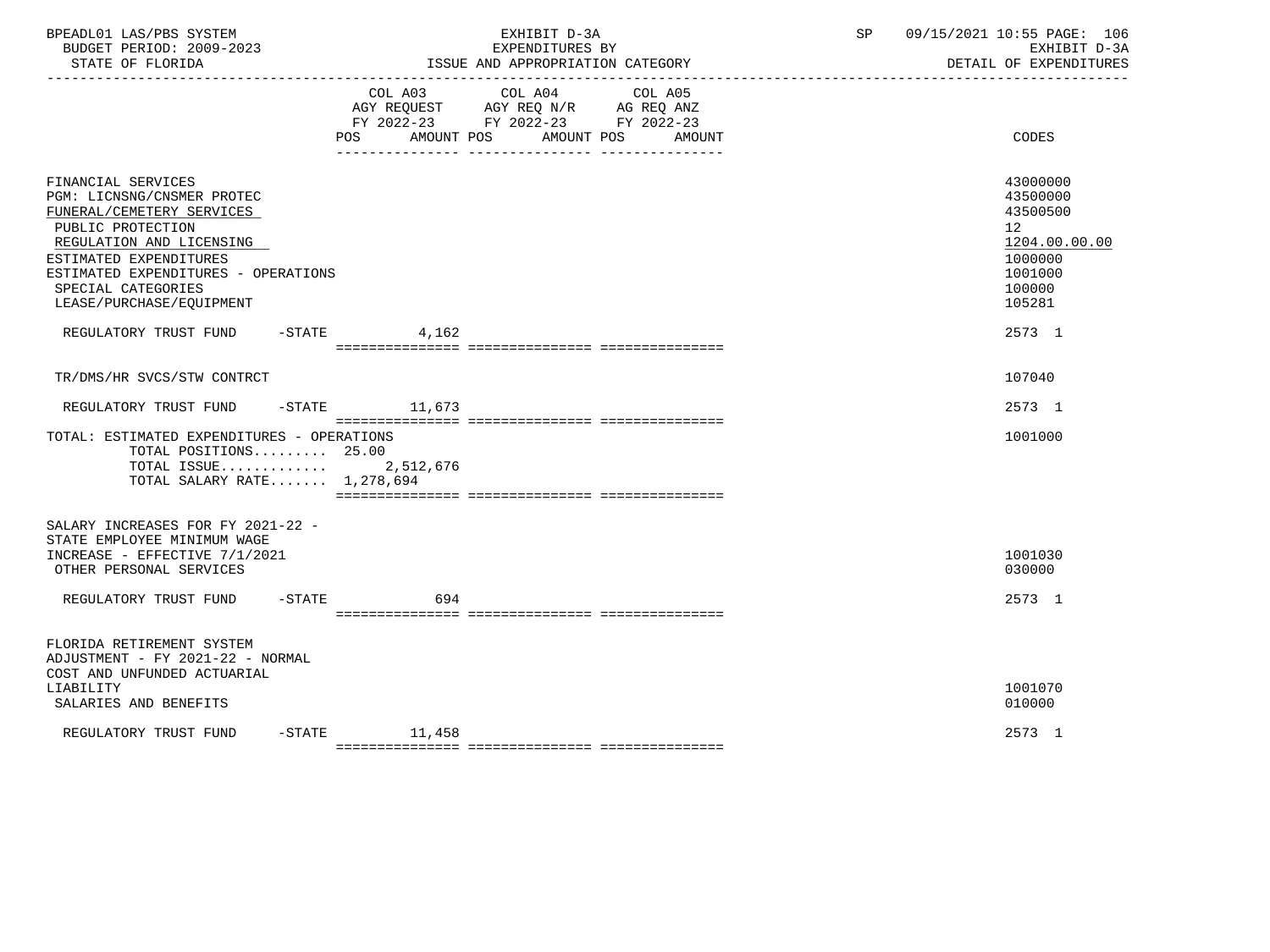BPEADL01 LAS/PBS SYSTEM — EXHIBIT D-3A — SP 09/15/2021 10:55 PAGE: 106
BUDGET PERIOD: 2009-2023 — EXPENDITURES BY — EXHIBIT D-3A
STATE OF FLORIDA — ISSUE AND APPROPRIATION CATEGORY — DETAIL OF EXPENDITURES

| | COL A03 AGY REQUEST FY 2022-23 POS | AMOUNT | COL A04 AGY REQ N/R FY 2022-23 POS | AMOUNT | COL A05 AG REQ ANZ FY 2022-23 POS | AMOUNT | CODES |
|---|---|---|---|---|---|---|---|
| FINANCIAL SERVICES | | | | | | | 43000000 |
| PGM: LICNSNG/CNSMER PROTEC | | | | | | | 43500000 |
| FUNERAL/CEMETERY SERVICES | | | | | | | 43500500 |
| PUBLIC PROTECTION | | | | | | | 12 |
| REGULATION AND LICENSING | | | | | | | 1204.00.00.00 |
| ESTIMATED EXPENDITURES | | | | | | | 1000000 |
| ESTIMATED EXPENDITURES - OPERATIONS | | | | | | | 1001000 |
| SPECIAL CATEGORIES | | | | | | | 100000 |
| LEASE/PURCHASE/EQUIPMENT | | | | | | | 105281 |
| REGULATORY TRUST FUND -STATE | | 4,162 | | | | | 2573 1 |
| TR/DMS/HR SVCS/STW CONTRCT | | | | | | | 107040 |
| REGULATORY TRUST FUND -STATE | | 11,673 | | | | | 2573 1 |
| TOTAL: ESTIMATED EXPENDITURES - OPERATIONS | | | | | | | 1001000 |
| TOTAL POSITIONS......... 25.00 | | | | | | | |
| TOTAL ISSUE............ | | 2,512,676 | | | | | |
| TOTAL SALARY RATE....... 1,278,694 | | | | | | | |
| SALARY INCREASES FOR FY 2021-22 - STATE EMPLOYEE MINIMUM WAGE INCREASE - EFFECTIVE 7/1/2021 | | | | | | | 1001030 |
| OTHER PERSONAL SERVICES | | | | | | | 030000 |
| REGULATORY TRUST FUND -STATE | | 694 | | | | | 2573 1 |
| FLORIDA RETIREMENT SYSTEM ADJUSTMENT - FY 2021-22 - NORMAL COST AND UNFUNDED ACTUARIAL LIABILITY | | | | | | | 1001070 |
| SALARIES AND BENEFITS | | | | | | | 010000 |
| REGULATORY TRUST FUND -STATE | | 11,458 | | | | | 2573 1 |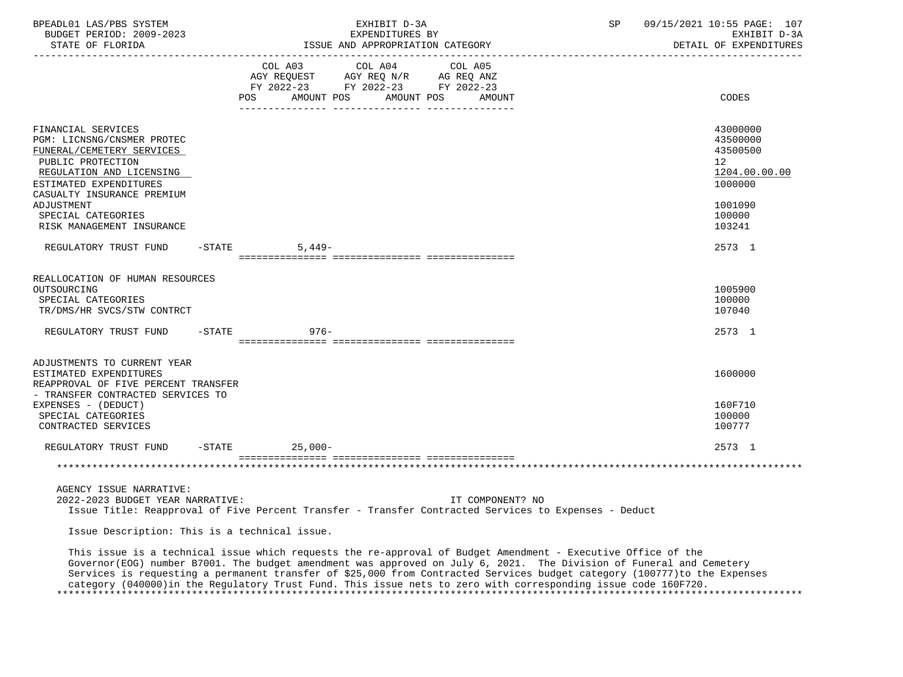| | COL A03 AGY REQUEST FY 2022-23 POS AMOUNT | COL A04 AGY REQ N/R FY 2022-23 POS AMOUNT | COL A05 AG REQ ANZ FY 2022-23 POS AMOUNT | CODES |
|---|---|---|---|---|
| FINANCIAL SERVICES | | | | 43000000 |
| PGM: LICNSNG/CNSMER PROTEC | | | | 43500000 |
| FUNERAL/CEMETERY SERVICES | | | | 43500500 |
| PUBLIC PROTECTION | | | | 12 |
| REGULATION AND LICENSING | | | | 1204.00.00.00 |
| ESTIMATED EXPENDITURES | | | | 1000000 |
| CASUALTY INSURANCE PREMIUM ADJUSTMENT | | | | 1001090 |
| SPECIAL CATEGORIES | | | | 100000 |
| RISK MANAGEMENT INSURANCE | | | | 103241 |
| REGULATORY TRUST FUND -STATE | 5,449- | | | 2573 1 |
| REALLOCATION OF HUMAN RESOURCES OUTSOURCING | | | | 1005900 |
| SPECIAL CATEGORIES | | | | 100000 |
| TR/DMS/HR SVCS/STW CONTRCT | | | | 107040 |
| REGULATORY TRUST FUND -STATE | 976- | | | 2573 1 |
| ADJUSTMENTS TO CURRENT YEAR ESTIMATED EXPENDITURES | | | | 1600000 |
| REAPPROVAL OF FIVE PERCENT TRANSFER - TRANSFER CONTRACTED SERVICES TO EXPENSES - (DEDUCT) | | | | 160F710 |
| SPECIAL CATEGORIES | | | | 100000 |
| CONTRACTED SERVICES | | | | 100777 |
| REGULATORY TRUST FUND -STATE | 25,000- | | | 2573 1 |

AGENCY ISSUE NARRATIVE:

2022-2023 BUDGET YEAR NARRATIVE: IT COMPONENT? NO

Issue Title: Reapproval of Five Percent Transfer - Transfer Contracted Services to Expenses - Deduct

Issue Description: This is a technical issue.

This issue is a technical issue which requests the re-approval of Budget Amendment - Executive Office of the Governor(EOG) number B7001. The budget amendment was approved on July 6, 2021. The Division of Funeral and Cemetery Services is requesting a permanent transfer of $25,000 from Contracted Services budget category (100777)to the Expenses category (040000)in the Regulatory Trust Fund. This issue nets to zero with corresponding issue code 160F720.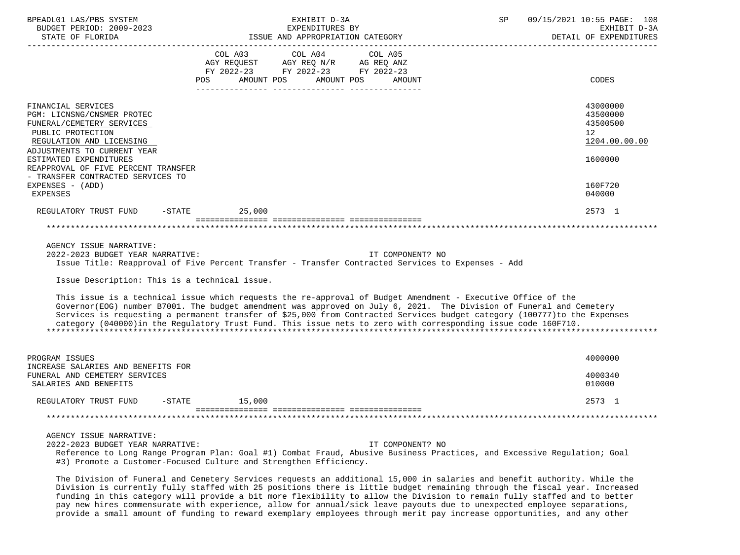BPEADL01 LAS/PBS SYSTEM | EXHIBIT D-3A | SP 09/15/2021 10:55
BUDGET PERIOD: 2009-2023 | EXPENDITURES BY | EXHIBIT D-3A
STATE OF FLORIDA | ISSUE AND APPROPRIATION CATEGORY | DETAIL OF EXPENDITURES

| | COL A03 AGY REQUEST FY 2022-23 POS AMOUNT | COL A04 AGY REQ N/R FY 2022-23 POS AMOUNT | COL A05 AG REQ ANZ FY 2022-23 POS AMOUNT | CODES |
|---|---|---|---|---|
| FINANCIAL SERVICES | | | | 43000000 |
| PGM: LICNSNG/CNSMER PROTEC | | | | 43500000 |
| FUNERAL/CEMETERY SERVICES | | | | 43500500 |
| PUBLIC PROTECTION | | | | 12 |
| REGULATION AND LICENSING | | | | 1204.00.00.00 |
| ADJUSTMENTS TO CURRENT YEAR ESTIMATED EXPENDITURES | | | | 1600000 |
| REAPPROVAL OF FIVE PERCENT TRANSFER - TRANSFER CONTRACTED SERVICES TO EXPENSES - (ADD) | | | | 160F720 |
| EXPENSES | | | | 040000 |
| REGULATORY TRUST FUND -STATE | 25,000 | | | 2573 1 |

AGENCY ISSUE NARRATIVE:
2022-2023 BUDGET YEAR NARRATIVE: IT COMPONENT? NO

Issue Title: Reapproval of Five Percent Transfer - Transfer Contracted Services to Expenses - Add

Issue Description: This is a technical issue.

This issue is a technical issue which requests the re-approval of Budget Amendment - Executive Office of the Governor(EOG) number B7001. The budget amendment was approved on July 6, 2021. The Division of Funeral and Cemetery Services is requesting a permanent transfer of $25,000 from Contracted Services budget category (100777)to the Expenses category (040000)in the Regulatory Trust Fund. This issue nets to zero with corresponding issue code 160F710.

| | COL A03 | COL A04 | COL A05 | CODES |
|---|---|---|---|---|
| PROGRAM ISSUES | | | | 4000000 |
| INCREASE SALARIES AND BENEFITS FOR FUNERAL AND CEMETERY SERVICES | | | | 4000340 |
| SALARIES AND BENEFITS | | | | 010000 |
| REGULATORY TRUST FUND -STATE | 15,000 | | | 2573 1 |

AGENCY ISSUE NARRATIVE:
2022-2023 BUDGET YEAR NARRATIVE: IT COMPONENT? NO

Reference to Long Range Program Plan: Goal #1) Combat Fraud, Abusive Business Practices, and Excessive Regulation; Goal #3) Promote a Customer-Focused Culture and Strengthen Efficiency.

The Division of Funeral and Cemetery Services requests an additional 15,000 in salaries and benefit authority. While the Division is currently fully staffed with 25 positions there is little budget remaining through the fiscal year. Increased funding in this category will provide a bit more flexibility to allow the Division to remain fully staffed and to better pay new hires commensurate with experience, allow for annual/sick leave payouts due to unexpected employee separations, provide a small amount of funding to reward exemplary employees through merit pay increase opportunities, and any other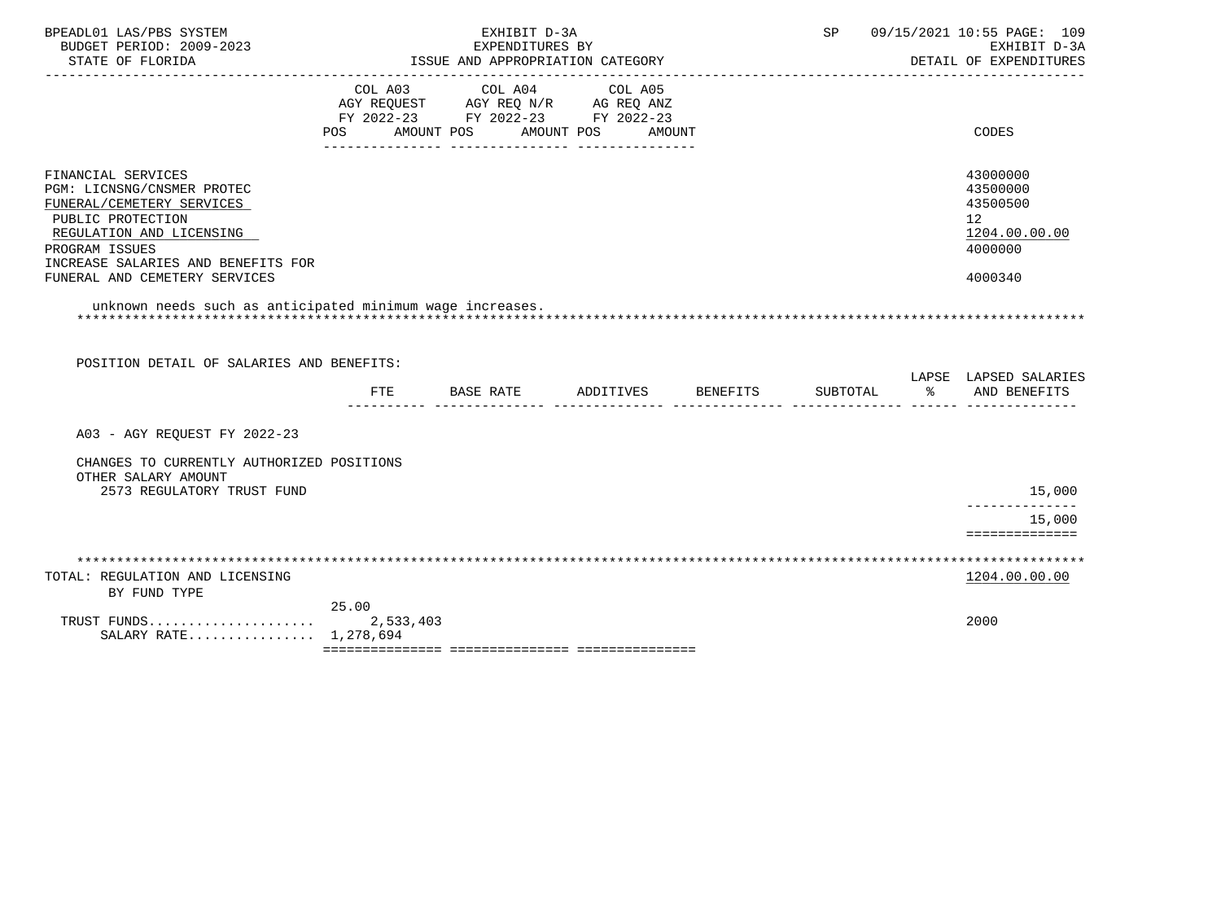| | COL A03 AGY REQUEST FY 2022-23 POS AMOUNT | COL A04 AGY REQ N/R FY 2022-23 POS AMOUNT | COL A05 AG REQ ANZ FY 2022-23 POS AMOUNT | CODES |
|---|---|---|---|---|
| FINANCIAL SERVICES | | | | 43000000 |
| PGM: LICNSNG/CNSMER PROTEC | | | | 43500000 |
| FUNERAL/CEMETERY SERVICES | | | | 43500500 |
| PUBLIC PROTECTION | | | | 12 |
| REGULATION AND LICENSING | | | | 1204.00.00.00 |
| PROGRAM ISSUES | | | | 4000000 |
| INCREASE SALARIES AND BENEFITS FOR FUNERAL AND CEMETERY SERVICES | | | | 4000340 |

unknown needs such as anticipated minimum wage increases.

POSITION DETAIL OF SALARIES AND BENEFITS:

| | FTE | BASE RATE | ADDITIVES | BENEFITS | SUBTOTAL | LAPSE % | LAPSED SALARIES AND BENEFITS |
|---|---|---|---|---|---|---|---|
| A03 - AGY REQUEST FY 2022-23 | | | | | | | |
| CHANGES TO CURRENTLY AUTHORIZED POSITIONS | | | | | | | |
| OTHER SALARY AMOUNT | | | | | | | |
| 2573 REGULATORY TRUST FUND | | | | | | | 15,000 |
| | | | | | | | 15,000 |

| TOTAL: REGULATION AND LICENSING BY FUND TYPE | COL A03 POS | COL A03 AMOUNT | CODES |
|---|---|---|---|
| | 25.00 | | 1204.00.00.00 |
| TRUST FUNDS.................... | | 2,533,403 | 2000 |
| SALARY RATE............... | | 1,278,694 | |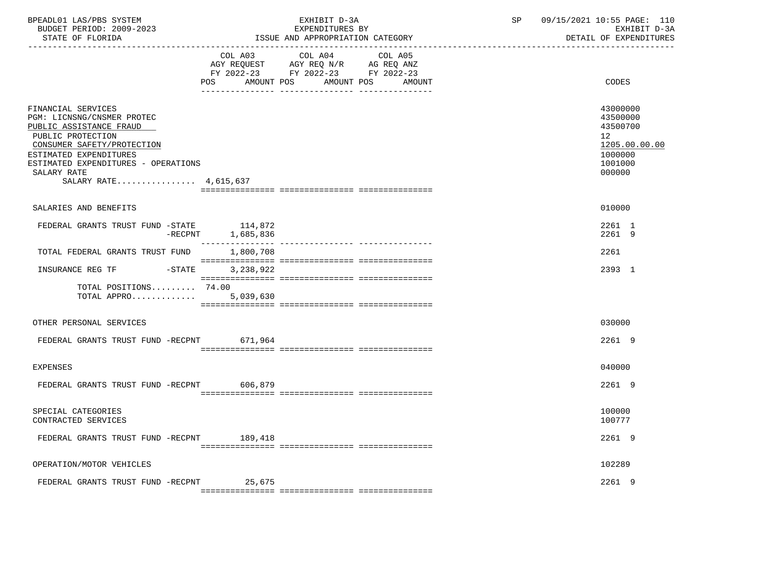BPEADL01 LAS/PBS SYSTEM — EXHIBIT D-3A — EXPENDITURES BY ISSUE AND APPROPRIATION CATEGORY — SP 09/15/2021 10:55 PAGE: 110
BUDGET PERIOD: 2009-2023 — EXHIBIT D-3A
STATE OF FLORIDA — DETAIL OF EXPENDITURES

| | COL A03 AGY REQUEST FY 2022-23 POS AMOUNT | COL A04 AGY REQ N/R FY 2022-23 POS AMOUNT | COL A05 AG REQ ANZ FY 2022-23 POS AMOUNT | CODES |
|---|---|---|---|---|
| FINANCIAL SERVICES | | | | 43000000 |
| PGM: LICNSNG/CNSMER PROTEC | | | | 43500000 |
| PUBLIC ASSISTANCE FRAUD | | | | 43500700 |
| PUBLIC PROTECTION | | | | 12 |
| CONSUMER SAFETY/PROTECTION | | | | 1205.00.00.00 |
| ESTIMATED EXPENDITURES | | | | 1000000 |
| ESTIMATED EXPENDITURES - OPERATIONS | | | | 1001000 |
| SALARY RATE | | | | 000000 |
| SALARY RATE................ 4,615,637 | | | | |
| SALARIES AND BENEFITS | | | | 010000 |
| FEDERAL GRANTS TRUST FUND -STATE | 114,872 | | | 2261 1 |
| -RECPNT | 1,685,836 | | | 2261 9 |
| TOTAL FEDERAL GRANTS TRUST FUND | 1,800,708 | | | 2261 |
| INSURANCE REG TF -STATE | 3,238,922 | | | 2393 1 |
| TOTAL POSITIONS......... 74.00 | | | | |
| TOTAL APPRO............. | 5,039,630 | | | |
| OTHER PERSONAL SERVICES | | | | 030000 |
| FEDERAL GRANTS TRUST FUND -RECPNT | 671,964 | | | 2261 9 |
| EXPENSES | | | | 040000 |
| FEDERAL GRANTS TRUST FUND -RECPNT | 606,879 | | | 2261 9 |
| SPECIAL CATEGORIES | | | | 100000 |
| CONTRACTED SERVICES | | | | 100777 |
| FEDERAL GRANTS TRUST FUND -RECPNT | 189,418 | | | 2261 9 |
| OPERATION/MOTOR VEHICLES | | | | 102289 |
| FEDERAL GRANTS TRUST FUND -RECPNT | 25,675 | | | 2261 9 |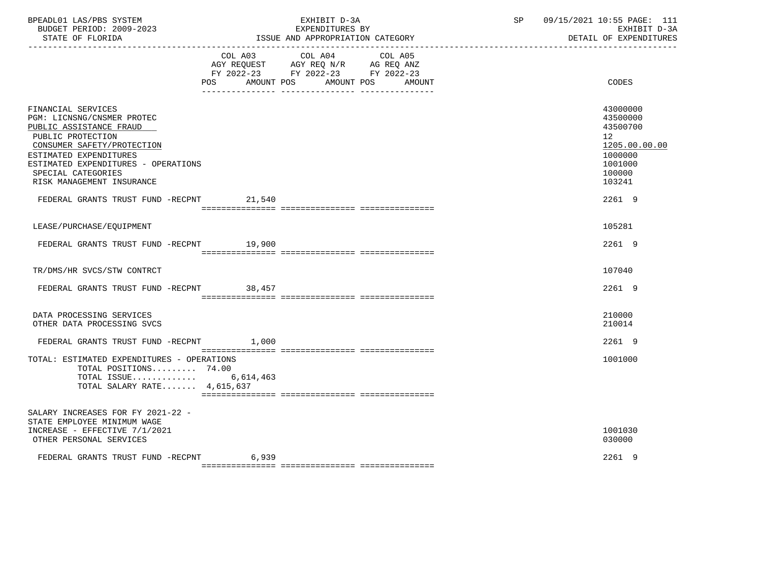BPEADL01 LAS/PBS SYSTEM | EXHIBIT D-3A | SP 09/15/2021 10:55 PAGE: 111
BUDGET PERIOD: 2009-2023 | EXPENDITURES BY | EXHIBIT D-3A
STATE OF FLORIDA | ISSUE AND APPROPRIATION CATEGORY | DETAIL OF EXPENDITURES

| | COL A03 AGY REQUEST FY 2022-23 POS | AMOUNT | COL A04 AGY REQ N/R FY 2022-23 POS | AMOUNT | COL A05 AG REQ ANZ FY 2022-23 POS | AMOUNT | CODES |
|---|---|---|---|---|---|---|---|
| FINANCIAL SERVICES | | | | | | | 43000000 |
| PGM: LICNSNG/CNSMER PROTEC | | | | | | | 43500000 |
| PUBLIC ASSISTANCE FRAUD | | | | | | | 43500700 |
| PUBLIC PROTECTION | | | | | | | 12 |
| CONSUMER SAFETY/PROTECTION | | | | | | | 1205.00.00.00 |
| ESTIMATED EXPENDITURES | | | | | | | 1000000 |
| ESTIMATED EXPENDITURES - OPERATIONS | | | | | | | 1001000 |
| SPECIAL CATEGORIES | | | | | | | 100000 |
| RISK MANAGEMENT INSURANCE | | | | | | | 103241 |
| FEDERAL GRANTS TRUST FUND -RECPNT | | 21,540 | | | | | 2261 9 |
| LEASE/PURCHASE/EQUIPMENT | | | | | | | 105281 |
| FEDERAL GRANTS TRUST FUND -RECPNT | | 19,900 | | | | | 2261 9 |
| TR/DMS/HR SVCS/STW CONTRCT | | | | | | | 107040 |
| FEDERAL GRANTS TRUST FUND -RECPNT | | 38,457 | | | | | 2261 9 |
| DATA PROCESSING SERVICES | | | | | | | 210000 |
| OTHER DATA PROCESSING SVCS | | | | | | | 210014 |
| FEDERAL GRANTS TRUST FUND -RECPNT | | 1,000 | | | | | 2261 9 |
| TOTAL: ESTIMATED EXPENDITURES - OPERATIONS | | | | | | | 1001000 |
| TOTAL POSITIONS......... 74.00 | | | | | | | |
| TOTAL ISSUE............ | | 6,614,463 | | | | | |
| TOTAL SALARY RATE....... 4,615,637 | | | | | | | |
| SALARY INCREASES FOR FY 2021-22 - STATE EMPLOYEE MINIMUM WAGE INCREASE - EFFECTIVE 7/1/2021 | | | | | | | 1001030 |
| OTHER PERSONAL SERVICES | | | | | | | 030000 |
| FEDERAL GRANTS TRUST FUND -RECPNT | | 6,939 | | | | | 2261 9 |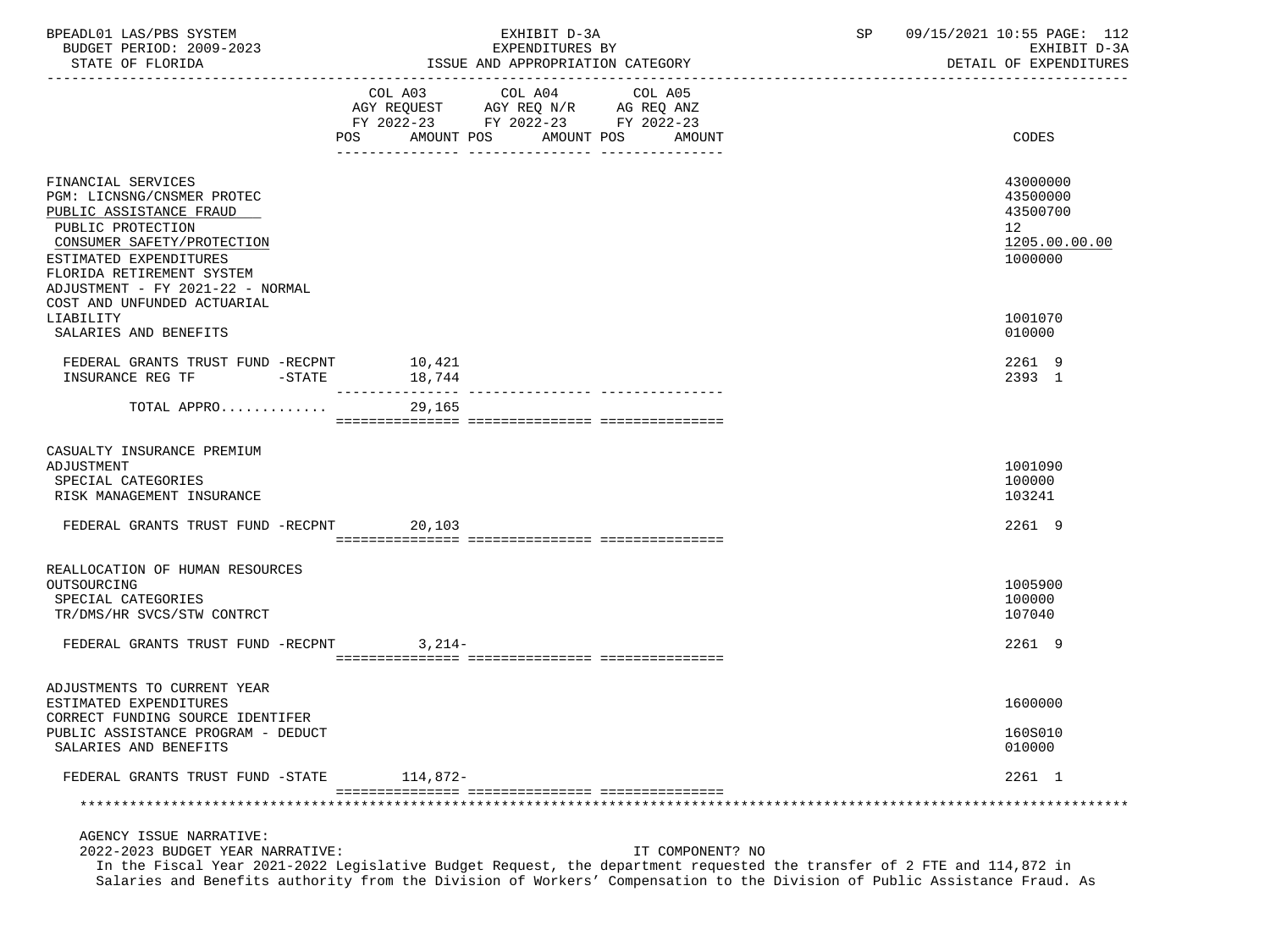BPEADL01 LAS/PBS SYSTEM | EXHIBIT D-3A | SP 09/15/2021 10:55 PAGE: 112
BUDGET PERIOD: 2009-2023 | EXPENDITURES BY | EXHIBIT D-3A
STATE OF FLORIDA | ISSUE AND APPROPRIATION CATEGORY | DETAIL OF EXPENDITURES

| | COL A03 AGY REQUEST FY 2022-23 POS AMOUNT | COL A04 AGY REQ N/R FY 2022-23 POS AMOUNT | COL A05 AG REQ ANZ FY 2022-23 POS AMOUNT | CODES |
|---|---|---|---|---|
| FINANCIAL SERVICES | | | | 43000000 |
| PGM: LICNSNG/CNSMER PROTEC | | | | 43500000 |
| PUBLIC ASSISTANCE FRAUD | | | | 43500700 |
| PUBLIC PROTECTION | | | | 12 |
| CONSUMER SAFETY/PROTECTION | | | | 1205.00.00.00 |
| ESTIMATED EXPENDITURES | | | | 1000000 |
| FLORIDA RETIREMENT SYSTEM ADJUSTMENT - FY 2021-22 - NORMAL COST AND UNFUNDED ACTUARIAL LIABILITY | | | | 1001070 |
| SALARIES AND BENEFITS | | | | 010000 |
| FEDERAL GRANTS TRUST FUND -RECPNT | 10,421 | | | 2261 9 |
| INSURANCE REG TF -STATE | 18,744 | | | 2393 1 |
| TOTAL APPRO............. | 29,165 | | | |
| CASUALTY INSURANCE PREMIUM ADJUSTMENT | | | | 1001090 |
| SPECIAL CATEGORIES | | | | 100000 |
| RISK MANAGEMENT INSURANCE | | | | 103241 |
| FEDERAL GRANTS TRUST FUND -RECPNT | 20,103 | | | 2261 9 |
| REALLOCATION OF HUMAN RESOURCES OUTSOURCING | | | | 1005900 |
| SPECIAL CATEGORIES | | | | 100000 |
| TR/DMS/HR SVCS/STW CONTRCT | | | | 107040 |
| FEDERAL GRANTS TRUST FUND -RECPNT | 3,214- | | | 2261 9 |
| ADJUSTMENTS TO CURRENT YEAR ESTIMATED EXPENDITURES | | | | 1600000 |
| CORRECT FUNDING SOURCE IDENTIFER PUBLIC ASSISTANCE PROGRAM - DEDUCT | | | | 160S010 |
| SALARIES AND BENEFITS | | | | 010000 |
| FEDERAL GRANTS TRUST FUND -STATE | 114,872- | | | 2261 1 |

AGENCY ISSUE NARRATIVE:

2022-2023 BUDGET YEAR NARRATIVE: IT COMPONENT? NO

In the Fiscal Year 2021-2022 Legislative Budget Request, the department requested the transfer of 2 FTE and 114,872 in Salaries and Benefits authority from the Division of Workers' Compensation to the Division of Public Assistance Fraud. As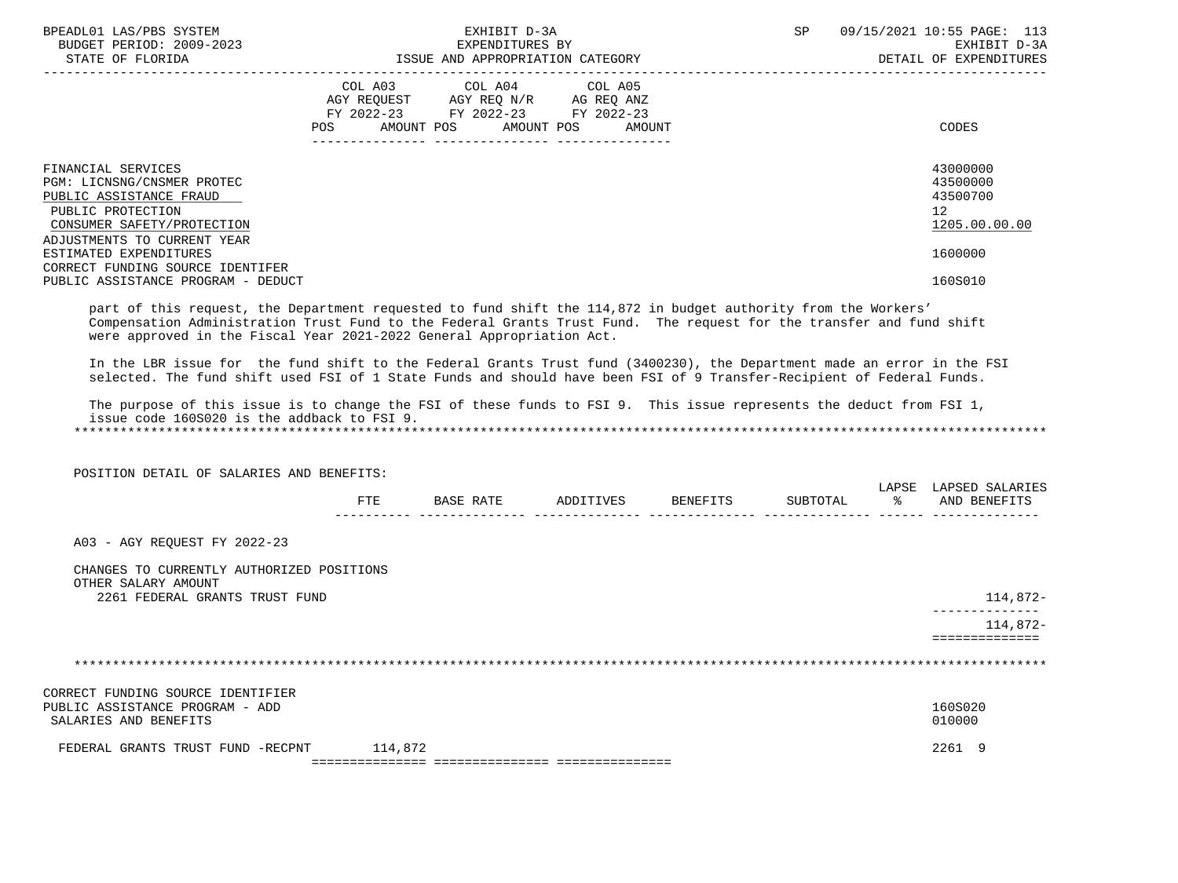BPEADL01 LAS/PBS SYSTEM | EXHIBIT D-3A | SP 09/15/2021 10:55
BUDGET PERIOD: 2009-2023 | EXPENDITURES BY | EXHIBIT D-3A
STATE OF FLORIDA | ISSUE AND APPROPRIATION CATEGORY | DETAIL OF EXPENDITURES

| | COL A03 AGY REQUEST FY 2022-23 POS AMOUNT | COL A04 AGY REQ N/R FY 2022-23 POS AMOUNT | COL A05 AG REQ ANZ FY 2022-23 POS AMOUNT | CODES |
|---|---|---|---|---|
| FINANCIAL SERVICES | | | | 43000000 |
| PGM: LICNSNG/CNSMER PROTEC | | | | 43500000 |
| PUBLIC ASSISTANCE FRAUD | | | | 43500700 |
| PUBLIC PROTECTION | | | | 12 |
| CONSUMER SAFETY/PROTECTION | | | | 1205.00.00.00 |
| ADJUSTMENTS TO CURRENT YEAR ESTIMATED EXPENDITURES | | | | 1600000 |
| CORRECT FUNDING SOURCE IDENTIFER PUBLIC ASSISTANCE PROGRAM - DEDUCT | | | | 160S010 |

part of this request, the Department requested to fund shift the 114,872 in budget authority from the Workers' Compensation Administration Trust Fund to the Federal Grants Trust Fund. The request for the transfer and fund shift were approved in the Fiscal Year 2021-2022 General Appropriation Act.

In the LBR issue for the fund shift to the Federal Grants Trust fund (3400230), the Department made an error in the FSI selected. The fund shift used FSI of 1 State Funds and should have been FSI of 9 Transfer-Recipient of Federal Funds.

The purpose of this issue is to change the FSI of these funds to FSI 9. This issue represents the deduct from FSI 1, issue code 160S020 is the addback to FSI 9.

*******************************************************************************************************************

POSITION DETAIL OF SALARIES AND BENEFITS:

| | FTE | BASE RATE | ADDITIVES | BENEFITS | SUBTOTAL | LAPSE % | LAPSED SALARIES AND BENEFITS |
|---|---|---|---|---|---|---|---|
| A03 - AGY REQUEST FY 2022-23 | | | | | | | |
| CHANGES TO CURRENTLY AUTHORIZED POSITIONS | | | | | | | |
| OTHER SALARY AMOUNT | | | | | | | |
| 2261 FEDERAL GRANTS TRUST FUND | | | | | | | 114,872- |
| | | | | | | | 114,872- |

*******************************************************************************************************************

| | COL A03 | COL A04 | COL A05 | CODES |
|---|---|---|---|---|
| CORRECT FUNDING SOURCE IDENTIFIER PUBLIC ASSISTANCE PROGRAM - ADD | | | | 160S020 |
| SALARIES AND BENEFITS | | | | 010000 |
| FEDERAL GRANTS TRUST FUND -RECPNT | 114,872 | | | 2261 9 |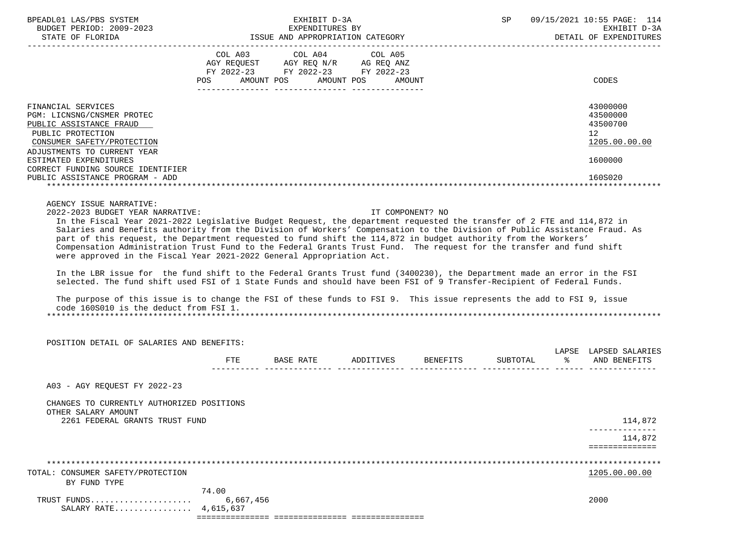BPEADL01 LAS/PBS SYSTEM — EXHIBIT D-3A — EXPENDITURES BY ISSUE AND APPROPRIATION CATEGORY — SP 09/15/2021 10:55 PAGE: 114
BUDGET PERIOD: 2009-2023 — EXHIBIT D-3A
STATE OF FLORIDA — DETAIL OF EXPENDITURES

| | COL A03 AGY REQUEST FY 2022-23 POS AMOUNT | COL A04 AGY REQ N/R FY 2022-23 POS AMOUNT | COL A05 AG REQ ANZ FY 2022-23 POS AMOUNT | CODES |
|---|---|---|---|---|
| FINANCIAL SERVICES | | | | 43000000 |
| PGM: LICNSNG/CNSMER PROTEC | | | | 43500000 |
| PUBLIC ASSISTANCE FRAUD | | | | 43500700 |
| PUBLIC PROTECTION | | | | 12 |
| CONSUMER SAFETY/PROTECTION | | | | 1205.00.00.00 |
| ADJUSTMENTS TO CURRENT YEAR ESTIMATED EXPENDITURES | | | | 1600000 |
| CORRECT FUNDING SOURCE IDENTIFIER PUBLIC ASSISTANCE PROGRAM - ADD | | | | 160S020 |

AGENCY ISSUE NARRATIVE:

2022-2023 BUDGET YEAR NARRATIVE: IT COMPONENT? NO

In the Fiscal Year 2021-2022 Legislative Budget Request, the department requested the transfer of 2 FTE and 114,872 in Salaries and Benefits authority from the Division of Workers' Compensation to the Division of Public Assistance Fraud. As part of this request, the Department requested to fund shift the 114,872 in budget authority from the Workers' Compensation Administration Trust Fund to the Federal Grants Trust Fund. The request for the transfer and fund shift were approved in the Fiscal Year 2021-2022 General Appropriation Act.

In the LBR issue for the fund shift to the Federal Grants Trust fund (3400230), the Department made an error in the FSI selected. The fund shift used FSI of 1 State Funds and should have been FSI of 9 Transfer-Recipient of Federal Funds.

The purpose of this issue is to change the FSI of these funds to FSI 9. This issue represents the add to FSI 9, issue code 160S010 is the deduct from FSI 1.

POSITION DETAIL OF SALARIES AND BENEFITS:

| | FTE | BASE RATE | ADDITIVES | BENEFITS | SUBTOTAL | LAPSE % | LAPSED SALARIES AND BENEFITS |
|---|---|---|---|---|---|---|---|
| A03 - AGY REQUEST FY 2022-23 | | | | | | | |
| CHANGES TO CURRENTLY AUTHORIZED POSITIONS | | | | | | | |
| OTHER SALARY AMOUNT | | | | | | | |
| 2261 FEDERAL GRANTS TRUST FUND | | | | | | | 114,872 |
| | | | | | | | 114,872 |

| TOTAL: CONSUMER SAFETY/PROTECTION BY FUND TYPE | COL A03 POS | COL A03 AMOUNT | CODES |
|---|---|---|---|
| | 74.00 | | 1205.00.00.00 |
| TRUST FUNDS | | 6,667,456 | 2000 |
| SALARY RATE | | 4,615,637 | |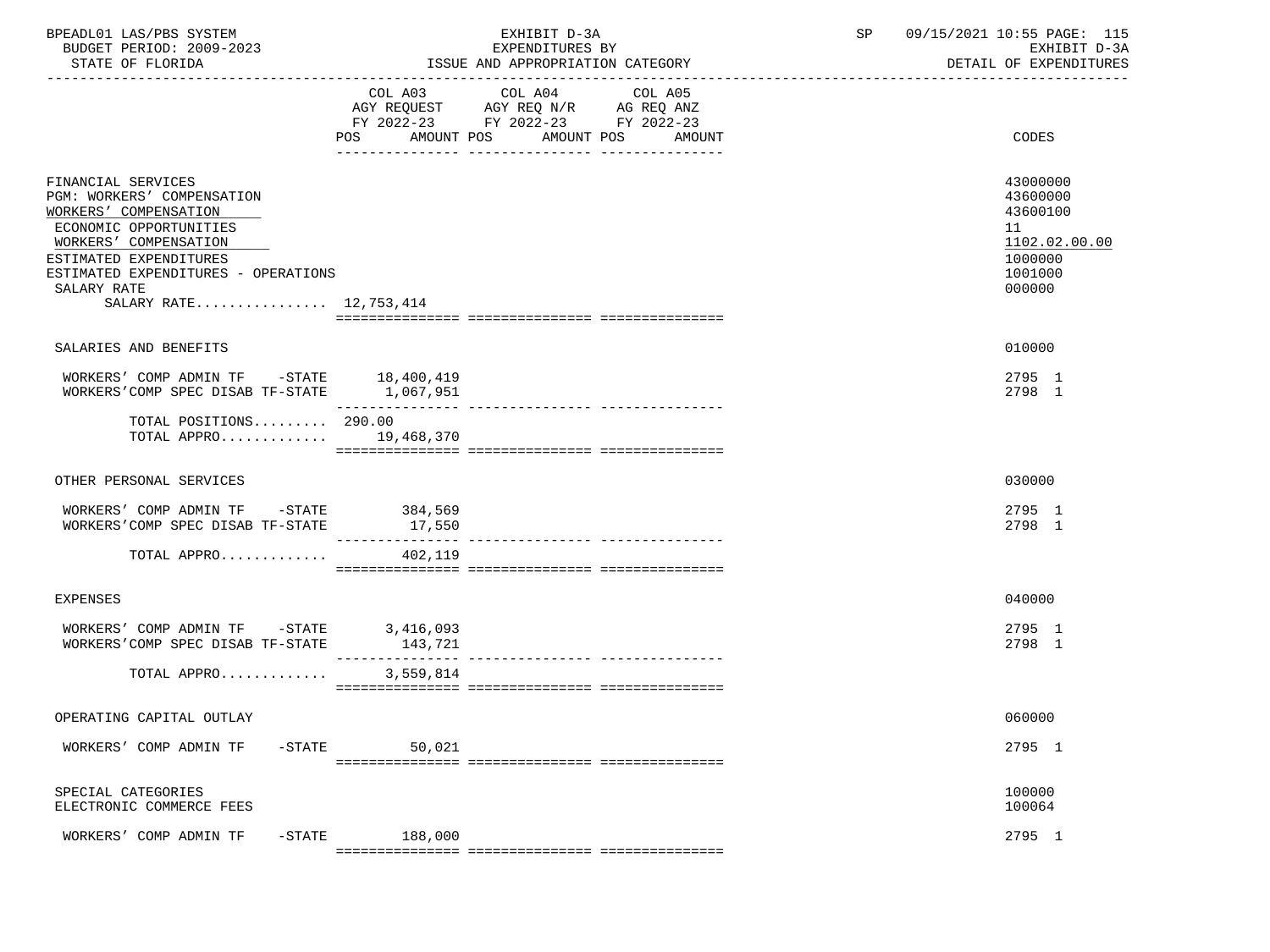BPEADL01 LAS/PBS SYSTEM — EXHIBIT D-3A — EXPENDITURES BY ISSUE AND APPROPRIATION CATEGORY — DETAIL OF EXPENDITURES
BUDGET PERIOD: 2009-2023
STATE OF FLORIDA
SP 09/15/2021 10:55

| | COL A03 AGY REQUEST FY 2022-23 POS | AMOUNT | COL A04 AGY REQ N/R FY 2022-23 POS | AMOUNT | COL A05 AG REQ ANZ FY 2022-23 POS | AMOUNT | CODES |
|---|---|---|---|---|---|---|---|
| FINANCIAL SERVICES | | | | | | | 43000000 |
| PGM: WORKERS' COMPENSATION | | | | | | | 43600000 |
| WORKERS' COMPENSATION | | | | | | | 43600100 |
| ECONOMIC OPPORTUNITIES | | | | | | | 11 |
| WORKERS' COMPENSATION | | | | | | | 1102.02.00.00 |
| ESTIMATED EXPENDITURES | | | | | | | 1000000 |
| ESTIMATED EXPENDITURES - OPERATIONS | | | | | | | 1001000 |
| SALARY RATE | | | | | | | 000000 |
| SALARY RATE................ | 12,753,414 | | | | | | |
| SALARIES AND BENEFITS | | | | | | | 010000 |
| WORKERS' COMP ADMIN TF -STATE | | 18,400,419 | | | | | 2795 1 |
| WORKERS'COMP SPEC DISAB TF-STATE | | 1,067,951 | | | | | 2798 1 |
| TOTAL POSITIONS......... | 290.00 | | | | | | |
| TOTAL APPRO............. | | 19,468,370 | | | | | |
| OTHER PERSONAL SERVICES | | | | | | | 030000 |
| WORKERS' COMP ADMIN TF -STATE | | 384,569 | | | | | 2795 1 |
| WORKERS'COMP SPEC DISAB TF-STATE | | 17,550 | | | | | 2798 1 |
| TOTAL APPRO............. | | 402,119 | | | | | |
| EXPENSES | | | | | | | 040000 |
| WORKERS' COMP ADMIN TF -STATE | | 3,416,093 | | | | | 2795 1 |
| WORKERS'COMP SPEC DISAB TF-STATE | | 143,721 | | | | | 2798 1 |
| TOTAL APPRO............. | | 3,559,814 | | | | | |
| OPERATING CAPITAL OUTLAY | | | | | | | 060000 |
| WORKERS' COMP ADMIN TF -STATE | | 50,021 | | | | | 2795 1 |
| SPECIAL CATEGORIES | | | | | | | 100000 |
| ELECTRONIC COMMERCE FEES | | | | | | | 100064 |
| WORKERS' COMP ADMIN TF -STATE | | 188,000 | | | | | 2795 1 |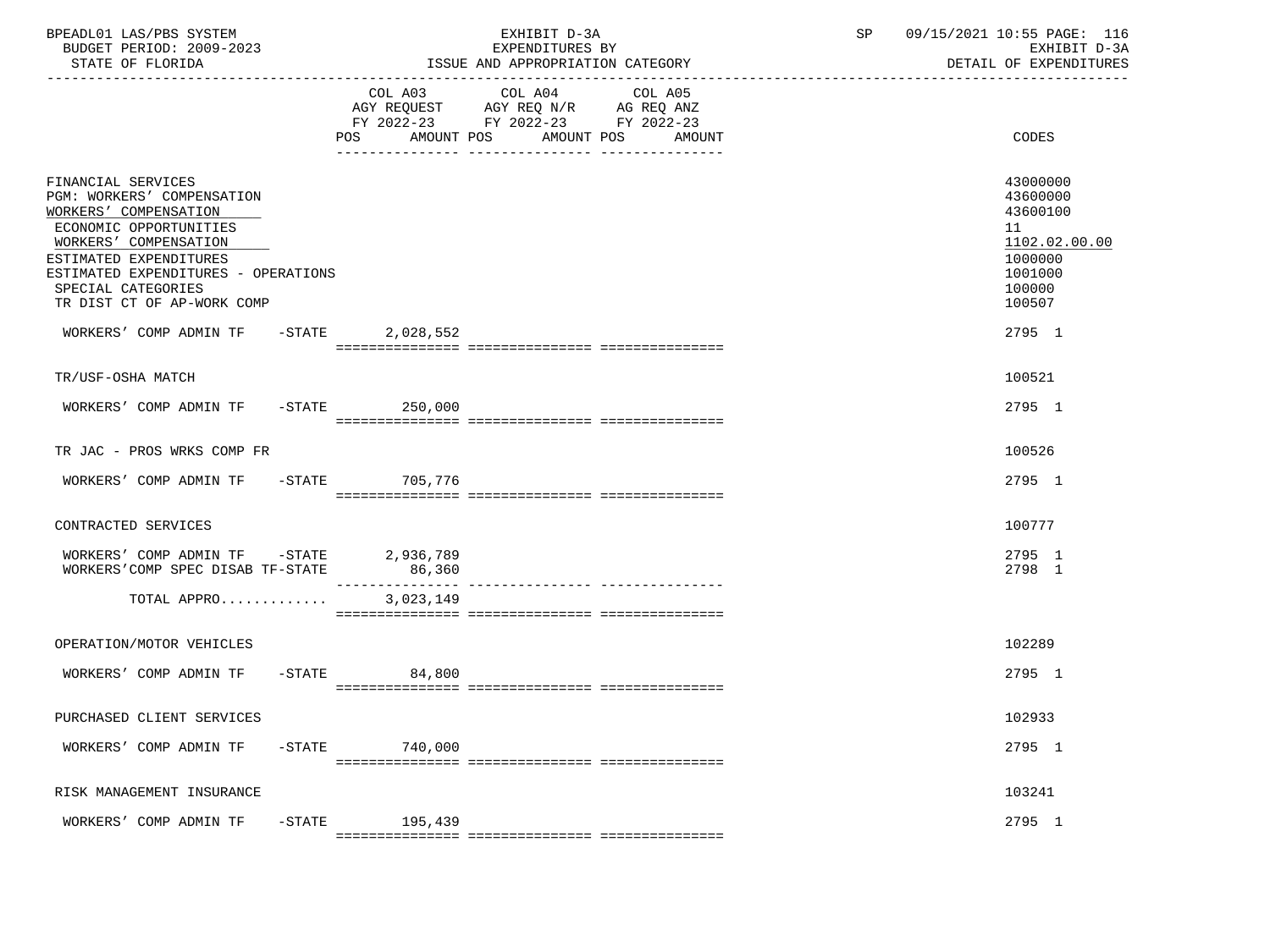BPEADL01 LAS/PBS SYSTEM | EXHIBIT D-3A | SP 09/15/2021 10:55
BUDGET PERIOD: 2009-2023 | EXPENDITURES BY | EXHIBIT D-3A
STATE OF FLORIDA | ISSUE AND APPROPRIATION CATEGORY | DETAIL OF EXPENDITURES

| | COL A03 AGY REQUEST FY 2022-23 POS AMOUNT | COL A04 AGY REQ N/R FY 2022-23 POS AMOUNT | COL A05 AG REQ ANZ FY 2022-23 POS AMOUNT | CODES |
|---|---|---|---|---|
| FINANCIAL SERVICES | | | | 43000000 |
| PGM: WORKERS' COMPENSATION | | | | 43600000 |
| WORKERS' COMPENSATION | | | | 43600100 |
| ECONOMIC OPPORTUNITIES | | | | 11 |
| WORKERS' COMPENSATION | | | | 1102.02.00.00 |
| ESTIMATED EXPENDITURES | | | | 1000000 |
| ESTIMATED EXPENDITURES - OPERATIONS | | | | 1001000 |
| SPECIAL CATEGORIES | | | | 100000 |
| TR DIST CT OF AP-WORK COMP | | | | 100507 |
| WORKERS' COMP ADMIN TF -STATE | 2,028,552 | | | 2795 1 |
| TR/USF-OSHA MATCH | | | | 100521 |
| WORKERS' COMP ADMIN TF -STATE | 250,000 | | | 2795 1 |
| TR JAC - PROS WRKS COMP FR | | | | 100526 |
| WORKERS' COMP ADMIN TF -STATE | 705,776 | | | 2795 1 |
| CONTRACTED SERVICES | | | | 100777 |
| WORKERS' COMP ADMIN TF -STATE | 2,936,789 | | | 2795 1 |
| WORKERS'COMP SPEC DISAB TF-STATE | 86,360 | | | 2798 1 |
| TOTAL APPRO............ | 3,023,149 | | | |
| OPERATION/MOTOR VEHICLES | | | | 102289 |
| WORKERS' COMP ADMIN TF -STATE | 84,800 | | | 2795 1 |
| PURCHASED CLIENT SERVICES | | | | 102933 |
| WORKERS' COMP ADMIN TF -STATE | 740,000 | | | 2795 1 |
| RISK MANAGEMENT INSURANCE | | | | 103241 |
| WORKERS' COMP ADMIN TF -STATE | 195,439 | | | 2795 1 |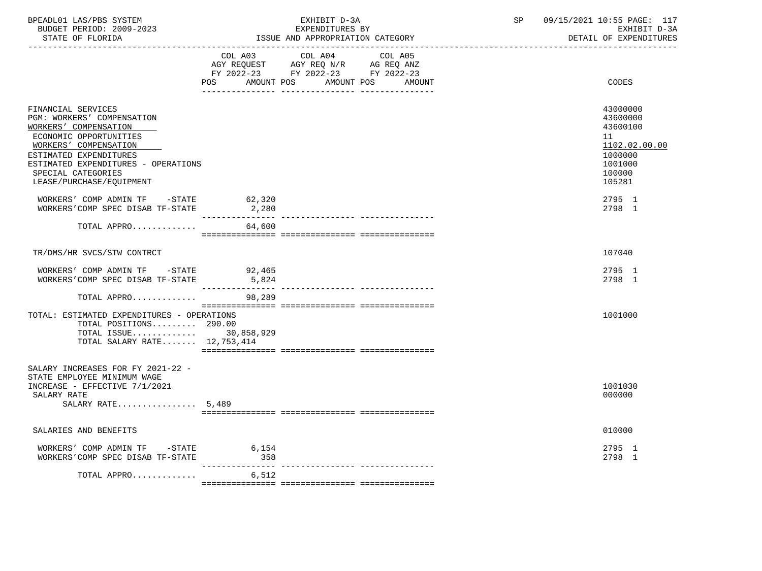BPEADL01 LAS/PBS SYSTEM — EXHIBIT D-3A — EXPENDITURES BY ISSUE AND APPROPRIATION CATEGORY — SP 09/15/2021 10:55 PAGE: 117
BUDGET PERIOD: 2009-2023 — EXHIBIT D-3A
STATE OF FLORIDA — DETAIL OF EXPENDITURES

| | COL A03 AGY REQUEST FY 2022-23 POS AMOUNT | COL A04 AGY REQ N/R FY 2022-23 POS AMOUNT | COL A05 AG REQ ANZ FY 2022-23 POS AMOUNT | CODES |
|---|---|---|---|---|
| FINANCIAL SERVICES | | | | 43000000 |
| PGM: WORKERS' COMPENSATION | | | | 43600000 |
| WORKERS' COMPENSATION | | | | 43600100 |
| ECONOMIC OPPORTUNITIES | | | | 11 |
| WORKERS' COMPENSATION | | | | 1102.02.00.00 |
| ESTIMATED EXPENDITURES | | | | 1000000 |
| ESTIMATED EXPENDITURES - OPERATIONS | | | | 1001000 |
| SPECIAL CATEGORIES | | | | 100000 |
| LEASE/PURCHASE/EQUIPMENT | | | | 105281 |
| WORKERS' COMP ADMIN TF -STATE | 62,320 | | | 2795 1 |
| WORKERS'COMP SPEC DISAB TF-STATE | 2,280 | | | 2798 1 |
| TOTAL APPRO............ | 64,600 | | | |
| TR/DMS/HR SVCS/STW CONTRCT | | | | 107040 |
| WORKERS' COMP ADMIN TF -STATE | 92,465 | | | 2795 1 |
| WORKERS'COMP SPEC DISAB TF-STATE | 5,824 | | | 2798 1 |
| TOTAL APPRO............ | 98,289 | | | |
| TOTAL: ESTIMATED EXPENDITURES - OPERATIONS | | | | 1001000 |
| TOTAL POSITIONS......... | 290.00 | | | |
| TOTAL ISSUE............ | 30,858,929 | | | |
| TOTAL SALARY RATE....... | 12,753,414 | | | |
| SALARY INCREASES FOR FY 2021-22 - STATE EMPLOYEE MINIMUM WAGE INCREASE - EFFECTIVE 7/1/2021 | | | | 1001030 |
| SALARY RATE | | | | 000000 |
| SALARY RATE................ | 5,489 | | | |
| SALARIES AND BENEFITS | | | | 010000 |
| WORKERS' COMP ADMIN TF -STATE | 6,154 | | | 2795 1 |
| WORKERS'COMP SPEC DISAB TF-STATE | 358 | | | 2798 1 |
| TOTAL APPRO............ | 6,512 | | | |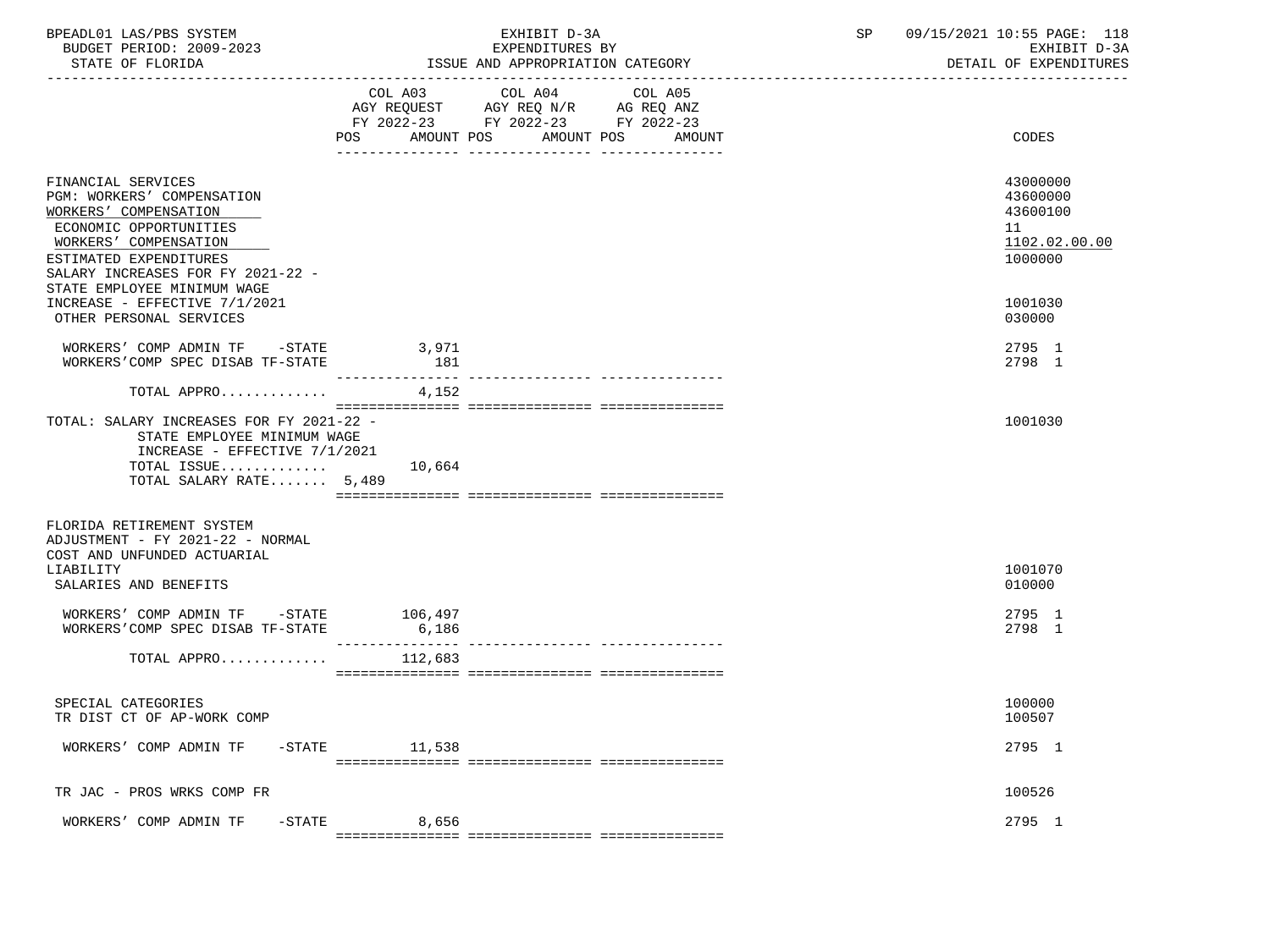BPEADL01 LAS/PBS SYSTEM | EXHIBIT D-3A | SP 09/15/2021 10:55 PAGE: 118
BUDGET PERIOD: 2009-2023 | EXPENDITURES BY | EXHIBIT D-3A
STATE OF FLORIDA | ISSUE AND APPROPRIATION CATEGORY | DETAIL OF EXPENDITURES

| | COL A03 AGY REQUEST FY 2022-23 POS | AMOUNT | COL A04 AGY REQ N/R FY 2022-23 POS | AMOUNT | COL A05 AG REQ ANZ FY 2022-23 POS | AMOUNT | CODES |
|---|---|---|---|---|---|---|---|
| FINANCIAL SERVICES | | | | | | | 43000000 |
| PGM: WORKERS' COMPENSATION | | | | | | | 43600000 |
| WORKERS' COMPENSATION | | | | | | | 43600100 |
| ECONOMIC OPPORTUNITIES | | | | | | | 11 |
| WORKERS' COMPENSATION | | | | | | | 1102.02.00.00 |
| ESTIMATED EXPENDITURES | | | | | | | 1000000 |
| SALARY INCREASES FOR FY 2021-22 - STATE EMPLOYEE MINIMUM WAGE INCREASE - EFFECTIVE 7/1/2021 | | | | | | | 1001030 |
| OTHER PERSONAL SERVICES | | | | | | | 030000 |
| WORKERS' COMP ADMIN TF -STATE | | 3,971 | | | | | 2795 1 |
| WORKERS'COMP SPEC DISAB TF-STATE | | 181 | | | | | 2798 1 |
| TOTAL APPRO............ | | 4,152 | | | | | |
| TOTAL: SALARY INCREASES FOR FY 2021-22 - STATE EMPLOYEE MINIMUM WAGE INCREASE - EFFECTIVE 7/1/2021 | | | | | | | 1001030 |
| TOTAL ISSUE............ | | 10,664 | | | | | |
| TOTAL SALARY RATE....... | 5,489 | | | | | | |
| FLORIDA RETIREMENT SYSTEM ADJUSTMENT - FY 2021-22 - NORMAL COST AND UNFUNDED ACTUARIAL LIABILITY | | | | | | | 1001070 |
| SALARIES AND BENEFITS | | | | | | | 010000 |
| WORKERS' COMP ADMIN TF -STATE | | 106,497 | | | | | 2795 1 |
| WORKERS'COMP SPEC DISAB TF-STATE | | 6,186 | | | | | 2798 1 |
| TOTAL APPRO............ | | 112,683 | | | | | |
| SPECIAL CATEGORIES | | | | | | | 100000 |
| TR DIST CT OF AP-WORK COMP | | | | | | | 100507 |
| WORKERS' COMP ADMIN TF -STATE | | 11,538 | | | | | 2795 1 |
| TR JAC - PROS WRKS COMP FR | | | | | | | 100526 |
| WORKERS' COMP ADMIN TF -STATE | | 8,656 | | | | | 2795 1 |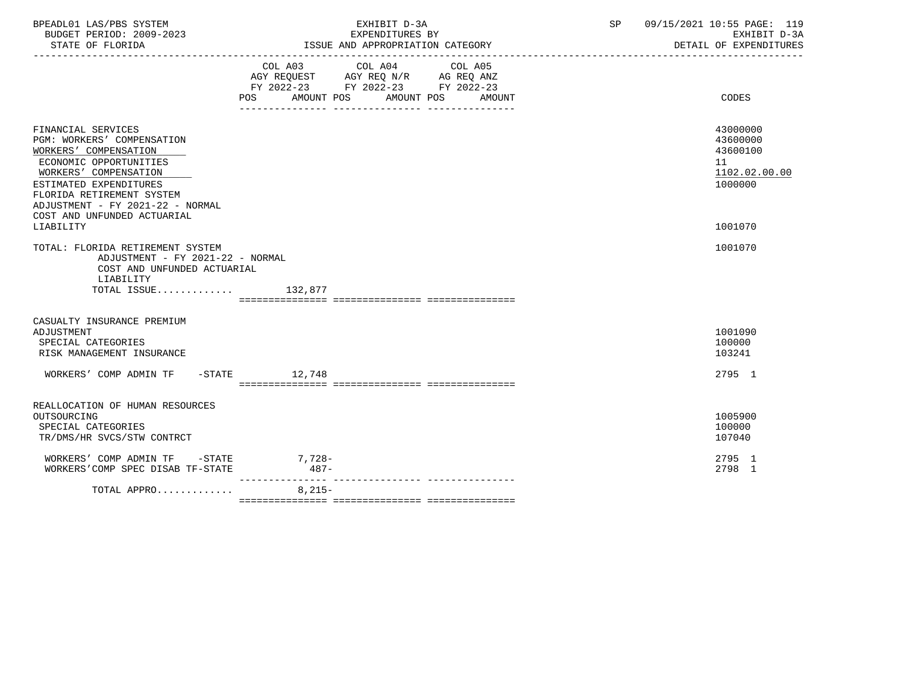| | COL A03 AGY REQUEST FY 2022-23 POS AMOUNT | COL A04 AGY REQ N/R FY 2022-23 POS AMOUNT | COL A05 AG REQ ANZ FY 2022-23 POS AMOUNT | CODES |
|---|---|---|---|---|
| FINANCIAL SERVICES | | | | 43000000 |
| PGM: WORKERS' COMPENSATION | | | | 43600000 |
| WORKERS' COMPENSATION | | | | 43600100 |
| ECONOMIC OPPORTUNITIES | | | | 11 |
| WORKERS' COMPENSATION | | | | 1102.02.00.00 |
| ESTIMATED EXPENDITURES | | | | 1000000 |
| FLORIDA RETIREMENT SYSTEM ADJUSTMENT - FY 2021-22 - NORMAL COST AND UNFUNDED ACTUARIAL LIABILITY | | | | 1001070 |
| TOTAL: FLORIDA RETIREMENT SYSTEM ADJUSTMENT - FY 2021-22 - NORMAL COST AND UNFUNDED ACTUARIAL LIABILITY | | | | 1001070 |
| TOTAL ISSUE............. | 132,877 | | | |
| CASUALTY INSURANCE PREMIUM ADJUSTMENT | | | | 1001090 |
| SPECIAL CATEGORIES | | | | 100000 |
| RISK MANAGEMENT INSURANCE | | | | 103241 |
| WORKERS' COMP ADMIN TF -STATE | 12,748 | | | 2795 1 |
| REALLOCATION OF HUMAN RESOURCES OUTSOURCING | | | | 1005900 |
| SPECIAL CATEGORIES | | | | 100000 |
| TR/DMS/HR SVCS/STW CONTRCT | | | | 107040 |
| WORKERS' COMP ADMIN TF -STATE | 7,728- | | | 2795 1 |
| WORKERS'COMP SPEC DISAB TF-STATE | 487- | | | 2798 1 |
| TOTAL APPRO............. | 8,215- | | | |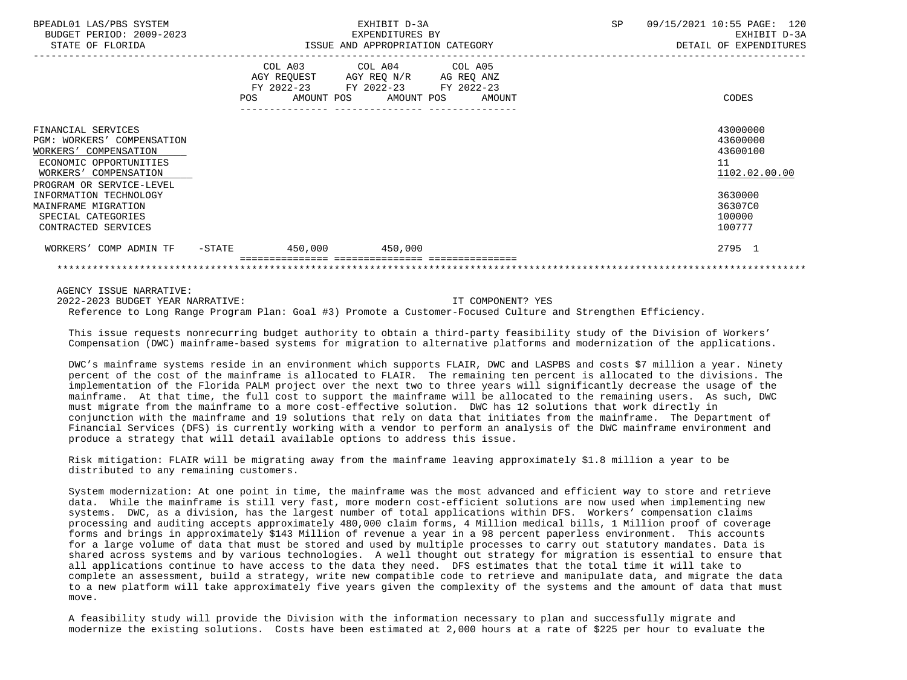| | COL A03 AGY REQUEST FY 2022-23 POS AMOUNT | COL A04 AGY REQ N/R FY 2022-23 POS AMOUNT | COL A05 AG REQ ANZ FY 2022-23 POS AMOUNT | CODES |
|---|---|---|---|---|
| FINANCIAL SERVICES | | | | 43000000 |
| PGM: WORKERS' COMPENSATION | | | | 43600000 |
| WORKERS' COMPENSATION | | | | 43600100 |
| ECONOMIC OPPORTUNITIES | | | | 11 |
| WORKERS' COMPENSATION | | | | 1102.02.00.00 |
| PROGRAM OR SERVICE-LEVEL | | | | |
| INFORMATION TECHNOLOGY | | | | 3630000 |
| MAINFRAME MIGRATION | | | | 36307C0 |
| SPECIAL CATEGORIES | | | | 100000 |
| CONTRACTED SERVICES | | | | 100777 |
| WORKERS' COMP ADMIN TF -STATE | 450,000 | 450,000 | | 2795 1 |

AGENCY ISSUE NARRATIVE:

2022-2023 BUDGET YEAR NARRATIVE: IT COMPONENT? YES

Reference to Long Range Program Plan: Goal #3) Promote a Customer-Focused Culture and Strengthen Efficiency.

This issue requests nonrecurring budget authority to obtain a third-party feasibility study of the Division of Workers' Compensation (DWC) mainframe-based systems for migration to alternative platforms and modernization of the applications.

DWC's mainframe systems reside in an environment which supports FLAIR, DWC and LASPBS and costs $7 million a year. Ninety percent of the cost of the mainframe is allocated to FLAIR. The remaining ten percent is allocated to the divisions. The implementation of the Florida PALM project over the next two to three years will significantly decrease the usage of the mainframe. At that time, the full cost to support the mainframe will be allocated to the remaining users. As such, DWC must migrate from the mainframe to a more cost-effective solution. DWC has 12 solutions that work directly in conjunction with the mainframe and 19 solutions that rely on data that initiates from the mainframe. The Department of Financial Services (DFS) is currently working with a vendor to perform an analysis of the DWC mainframe environment and produce a strategy that will detail available options to address this issue.

Risk mitigation: FLAIR will be migrating away from the mainframe leaving approximately $1.8 million a year to be distributed to any remaining customers.

System modernization: At one point in time, the mainframe was the most advanced and efficient way to store and retrieve data. While the mainframe is still very fast, more modern cost-efficient solutions are now used when implementing new systems. DWC, as a division, has the largest number of total applications within DFS. Workers' compensation claims processing and auditing accepts approximately 480,000 claim forms, 4 Million medical bills, 1 Million proof of coverage forms and brings in approximately $143 Million of revenue a year in a 98 percent paperless environment. This accounts for a large volume of data that must be stored and used by multiple processes to carry out statutory mandates. Data is shared across systems and by various technologies. A well thought out strategy for migration is essential to ensure that all applications continue to have access to the data they need. DFS estimates that the total time it will take to complete an assessment, build a strategy, write new compatible code to retrieve and manipulate data, and migrate the data to a new platform will take approximately five years given the complexity of the systems and the amount of data that must move.

A feasibility study will provide the Division with the information necessary to plan and successfully migrate and modernize the existing solutions. Costs have been estimated at 2,000 hours at a rate of $225 per hour to evaluate the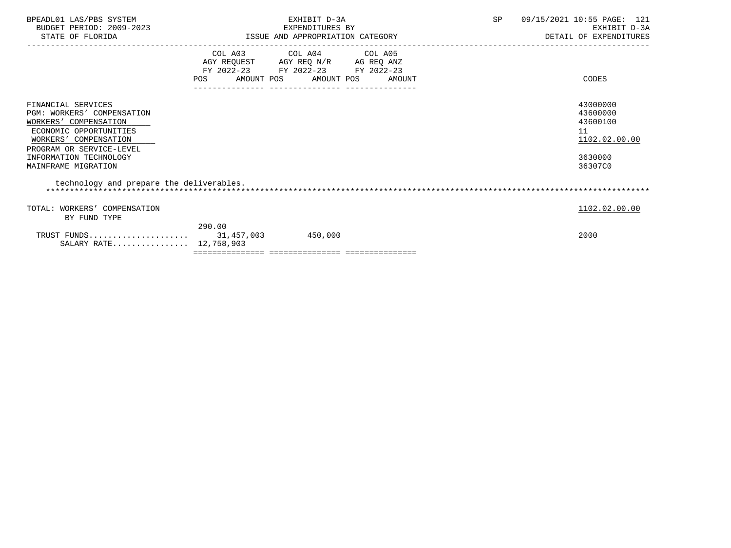| | COL A03 AGY REQUEST FY 2022-23 | | COL A04 AGY REQ N/R FY 2022-23 | | COL A05 AG REQ ANZ FY 2022-23 | | |
|---|---|---|---|---|---|---|---|
| | POS | AMOUNT | POS | AMOUNT | POS | AMOUNT | CODES |
| FINANCIAL SERVICES | | | | | | | 43000000 |
| PGM: WORKERS' COMPENSATION | | | | | | | 43600000 |
| WORKERS' COMPENSATION | | | | | | | 43600100 |
| ECONOMIC OPPORTUNITIES | | | | | | | 11 |
| WORKERS' COMPENSATION | | | | | | | 1102.02.00.00 |
| PROGRAM OR SERVICE-LEVEL | | | | | | | |
| INFORMATION TECHNOLOGY | | | | | | | 3630000 |
| MAINFRAME MIGRATION | | | | | | | 36307C0 |

technology and prepare the deliverables.

*****************************************************************************************************************************

| | COL A03 | | COL A04 | | COL A05 | | CODES |
|---|---|---|---|---|---|---|---|
| TOTAL: WORKERS' COMPENSATION | | | | | | | 1102.02.00.00 |
| BY FUND TYPE | | | | | | | |
| | 290.00 | | | | | | |
| TRUST FUNDS..................... | | 31,457,003 | | 450,000 | | | 2000 |
| SALARY RATE................ | | 12,758,903 | | | | | |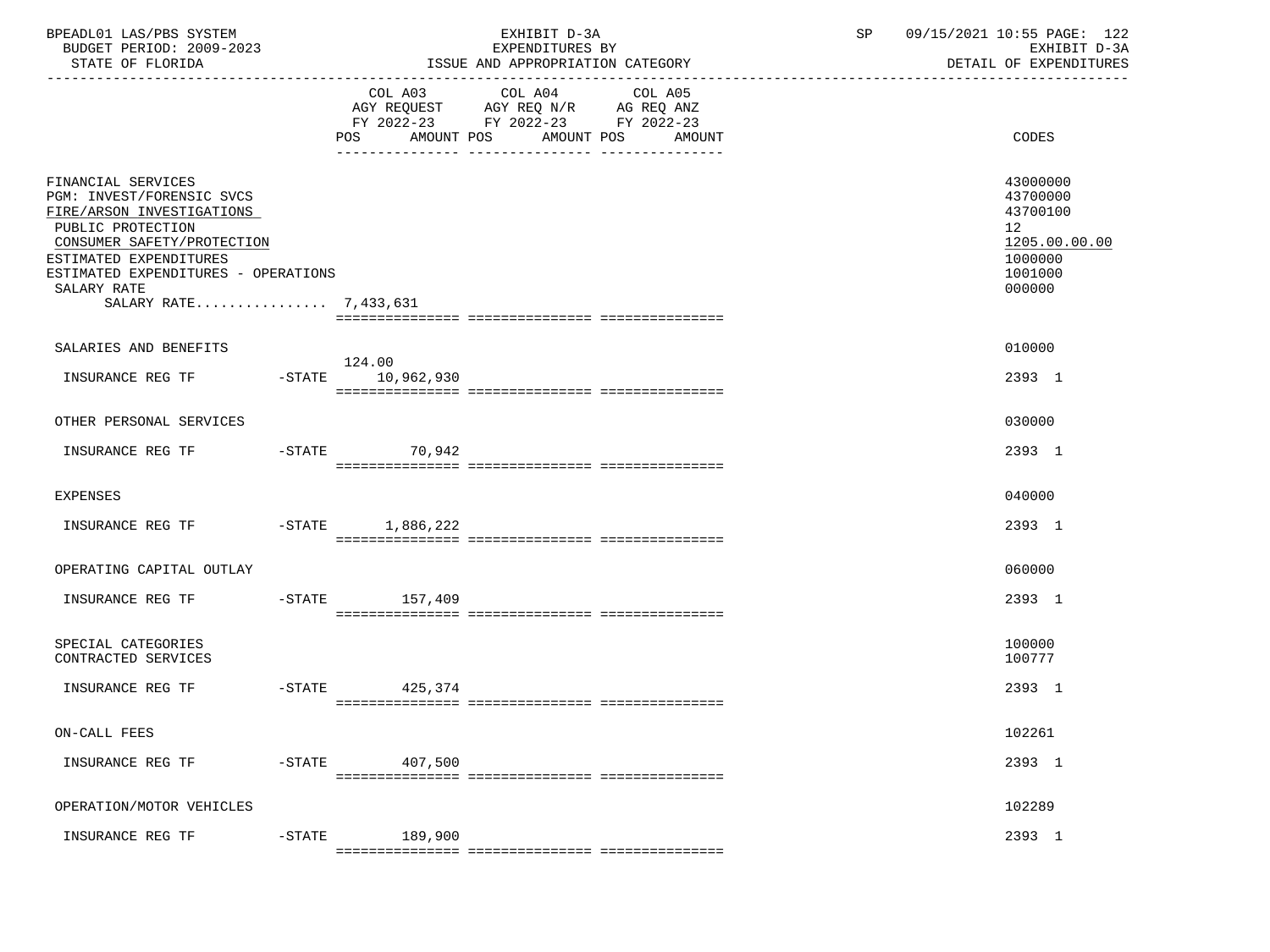BPEADL01 LAS/PBS SYSTEM | EXHIBIT D-3A | SP 09/15/2021 10:55 PAGE: 122
BUDGET PERIOD: 2009-2023 | EXPENDITURES BY | EXHIBIT D-3A
STATE OF FLORIDA | ISSUE AND APPROPRIATION CATEGORY | DETAIL OF EXPENDITURES

| | COL A03 AGY REQUEST FY 2022-23 POS AMOUNT | COL A04 AGY REQ N/R FY 2022-23 POS AMOUNT | COL A05 AG REQ ANZ FY 2022-23 POS AMOUNT | CODES |
|---|---|---|---|---|
| FINANCIAL SERVICES | | | | 43000000 |
| PGM: INVEST/FORENSIC SVCS | | | | 43700000 |
| FIRE/ARSON INVESTIGATIONS | | | | 43700100 |
| PUBLIC PROTECTION | | | | 12 |
| CONSUMER SAFETY/PROTECTION | | | | 1205.00.00.00 |
| ESTIMATED EXPENDITURES | | | | 1000000 |
| ESTIMATED EXPENDITURES - OPERATIONS | | | | 1001000 |
| SALARY RATE | | | | 000000 |
| SALARY RATE................ 7,433,631 | | | | |
| SALARIES AND BENEFITS | | | | 010000 |
| INSURANCE REG TF -STATE | 124.00 10,962,930 | | | 2393 1 |
| OTHER PERSONAL SERVICES | | | | 030000 |
| INSURANCE REG TF -STATE | 70,942 | | | 2393 1 |
| EXPENSES | | | | 040000 |
| INSURANCE REG TF -STATE | 1,886,222 | | | 2393 1 |
| OPERATING CAPITAL OUTLAY | | | | 060000 |
| INSURANCE REG TF -STATE | 157,409 | | | 2393 1 |
| SPECIAL CATEGORIES | | | | 100000 |
| CONTRACTED SERVICES | | | | 100777 |
| INSURANCE REG TF -STATE | 425,374 | | | 2393 1 |
| ON-CALL FEES | | | | 102261 |
| INSURANCE REG TF -STATE | 407,500 | | | 2393 1 |
| OPERATION/MOTOR VEHICLES | | | | 102289 |
| INSURANCE REG TF -STATE | 189,900 | | | 2393 1 |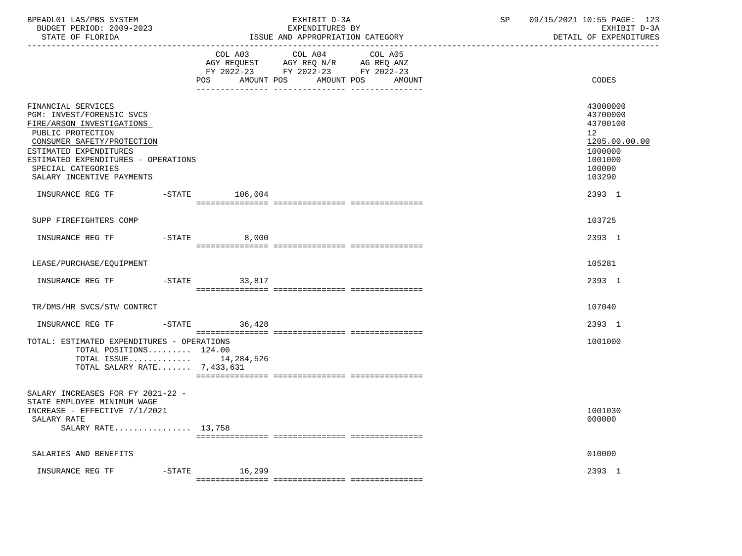BPEADL01 LAS/PBS SYSTEM

BUDGET PERIOD: 2009-2023

STATE OF FLORIDA

EXHIBIT D-3A
EXPENDITURES BY
ISSUE AND APPROPRIATION CATEGORY

SP 09/15/2021 10:55

EXHIBIT D-3A
DETAIL OF EXPENDITURES

| | COL A03 AGY REQUEST FY 2022-23 POS AMOUNT | COL A04 AGY REQ N/R FY 2022-23 POS AMOUNT | COL A05 AG REQ ANZ FY 2022-23 POS AMOUNT | CODES |
|---|---|---|---|---|
| FINANCIAL SERVICES | | | | 43000000 |
| PGM: INVEST/FORENSIC SVCS | | | | 43700000 |
| FIRE/ARSON INVESTIGATIONS | | | | 43700100 |
| PUBLIC PROTECTION | | | | 12 |
| CONSUMER SAFETY/PROTECTION | | | | 1205.00.00.00 |
| ESTIMATED EXPENDITURES | | | | 1000000 |
| ESTIMATED EXPENDITURES - OPERATIONS | | | | 1001000 |
| SPECIAL CATEGORIES | | | | 100000 |
| SALARY INCENTIVE PAYMENTS | | | | 103290 |
| INSURANCE REG TF -STATE | 106,004 | | | 2393 1 |
| SUPP FIREFIGHTERS COMP | | | | 103725 |
| INSURANCE REG TF -STATE | 8,000 | | | 2393 1 |
| LEASE/PURCHASE/EQUIPMENT | | | | 105281 |
| INSURANCE REG TF -STATE | 33,817 | | | 2393 1 |
| TR/DMS/HR SVCS/STW CONTRCT | | | | 107040 |
| INSURANCE REG TF -STATE | 36,428 | | | 2393 1 |
| TOTAL: ESTIMATED EXPENDITURES - OPERATIONS | | | | 1001000 |
| TOTAL POSITIONS......... 124.00 | | | | |
| TOTAL ISSUE............. | 14,284,526 | | | |
| TOTAL SALARY RATE....... 7,433,631 | | | | |
| SALARY INCREASES FOR FY 2021-22 - STATE EMPLOYEE MINIMUM WAGE INCREASE - EFFECTIVE 7/1/2021 | | | | 1001030 |
| SALARY RATE | | | | 000000 |
| SALARY RATE................ 13,758 | | | | |
| SALARIES AND BENEFITS | | | | 010000 |
| INSURANCE REG TF -STATE | 16,299 | | | 2393 1 |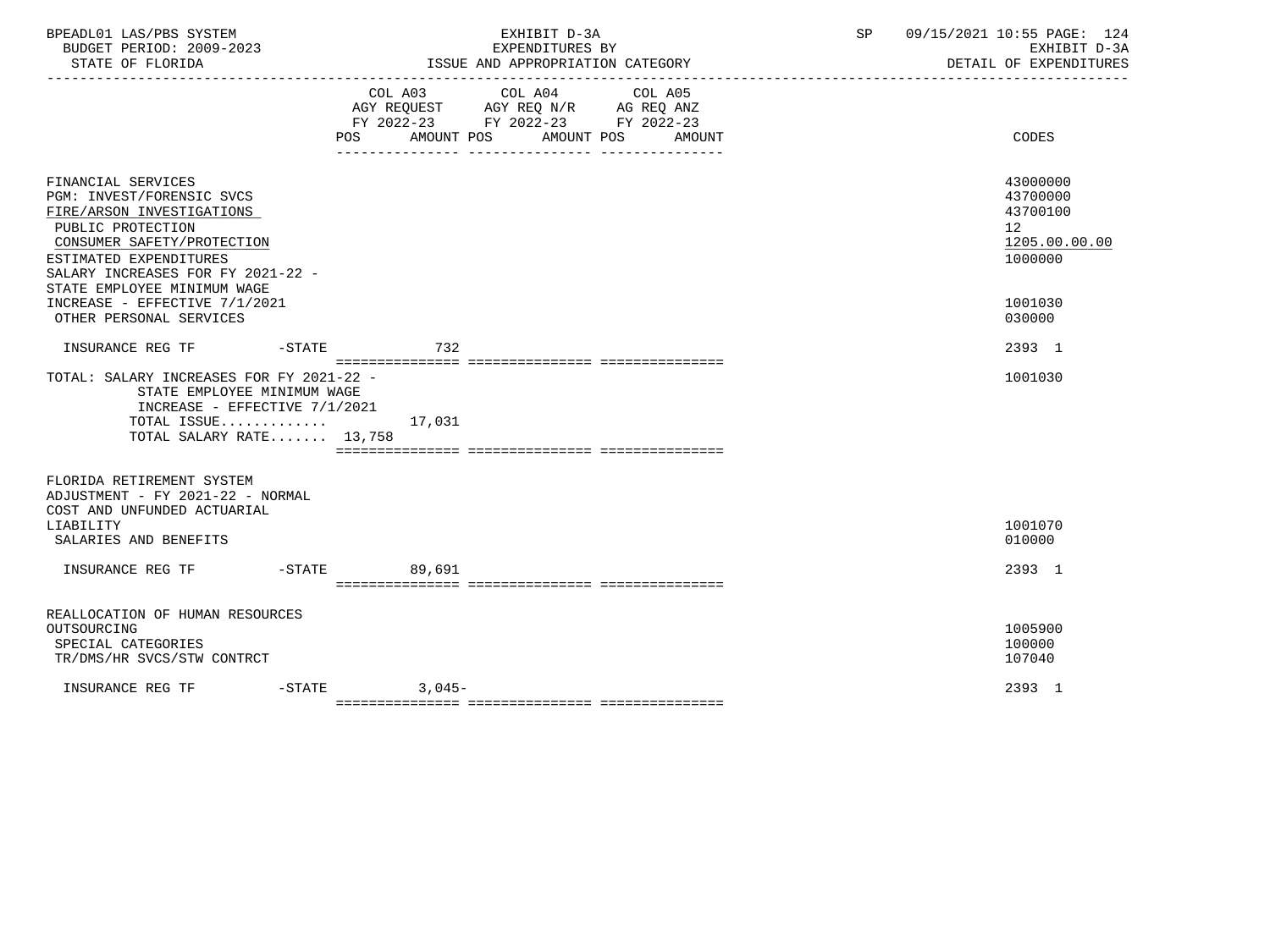BPEADL01 LAS/PBS SYSTEM
BUDGET PERIOD: 2009-2023
STATE OF FLORIDA

EXHIBIT D-3A
EXPENDITURES BY
ISSUE AND APPROPRIATION CATEGORY

SP 09/15/2021 10:55 PAGE: 124
EXHIBIT D-3A
DETAIL OF EXPENDITURES

| | COL A03 AGY REQUEST FY 2022-23 POS | AMOUNT | COL A04 AGY REQ N/R FY 2022-23 POS | AMOUNT | COL A05 AG REQ ANZ FY 2022-23 POS | AMOUNT | CODES |
|---|---|---|---|---|---|---|---|
| FINANCIAL SERVICES | | | | | | | 43000000 |
| PGM: INVEST/FORENSIC SVCS | | | | | | | 43700000 |
| FIRE/ARSON INVESTIGATIONS | | | | | | | 43700100 |
| PUBLIC PROTECTION | | | | | | | 12 |
| CONSUMER SAFETY/PROTECTION | | | | | | | 1205.00.00.00 |
| ESTIMATED EXPENDITURES | | | | | | | 1000000 |
| SALARY INCREASES FOR FY 2021-22 - STATE EMPLOYEE MINIMUM WAGE INCREASE - EFFECTIVE 7/1/2021 | | | | | | | 1001030 |
| OTHER PERSONAL SERVICES | | | | | | | 030000 |
| INSURANCE REG TF -STATE | | 732 | | | | | 2393 1 |
| TOTAL: SALARY INCREASES FOR FY 2021-22 - STATE EMPLOYEE MINIMUM WAGE INCREASE - EFFECTIVE 7/1/2021 | | | | | | | 1001030 |
| TOTAL ISSUE............. | | 17,031 | | | | | |
| TOTAL SALARY RATE....... | | 13,758 | | | | | |
| FLORIDA RETIREMENT SYSTEM ADJUSTMENT - FY 2021-22 - NORMAL COST AND UNFUNDED ACTUARIAL LIABILITY | | | | | | | 1001070 |
| SALARIES AND BENEFITS | | | | | | | 010000 |
| INSURANCE REG TF -STATE | | 89,691 | | | | | 2393 1 |
| REALLOCATION OF HUMAN RESOURCES OUTSOURCING | | | | | | | 1005900 |
| SPECIAL CATEGORIES | | | | | | | 100000 |
| TR/DMS/HR SVCS/STW CONTRCT | | | | | | | 107040 |
| INSURANCE REG TF -STATE | | 3,045- | | | | | 2393 1 |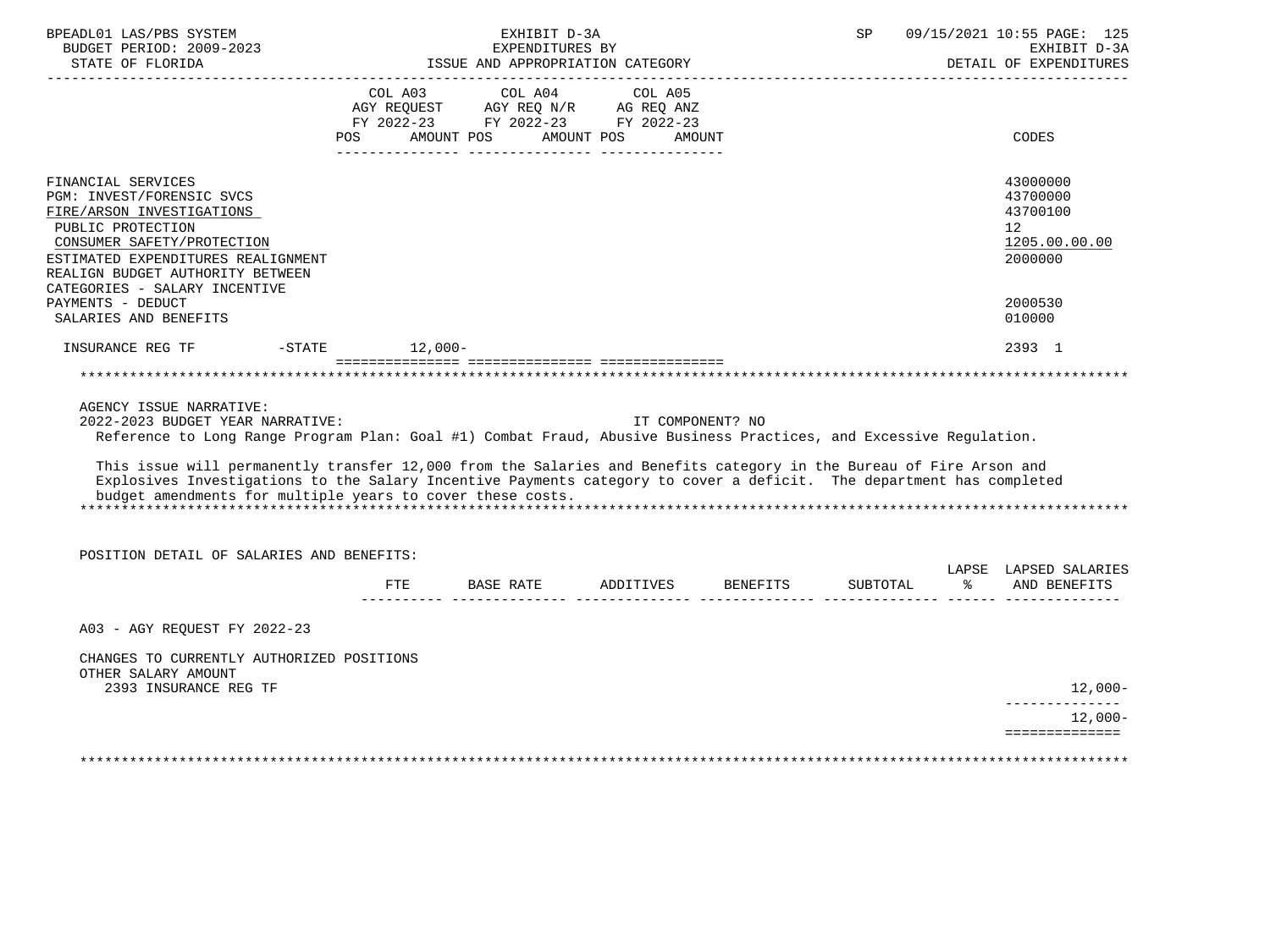BPEADL01 LAS/PBS SYSTEM — EXHIBIT D-3A — EXPENDITURES BY ISSUE AND APPROPRIATION CATEGORY — SP 09/15/2021 10:55

BUDGET PERIOD: 2009-2023 — EXHIBIT D-3A

STATE OF FLORIDA — DETAIL OF EXPENDITURES

| | COL A03 AGY REQUEST FY 2022-23 POS AMOUNT | COL A04 AGY REQ N/R FY 2022-23 POS AMOUNT | COL A05 AG REQ ANZ FY 2022-23 POS AMOUNT | CODES |
|---|---|---|---|---|
| FINANCIAL SERVICES | | | | 43000000 |
| PGM: INVEST/FORENSIC SVCS | | | | 43700000 |
| FIRE/ARSON INVESTIGATIONS | | | | 43700100 |
| PUBLIC PROTECTION | | | | 12 |
| CONSUMER SAFETY/PROTECTION | | | | 1205.00.00.00 |
| ESTIMATED EXPENDITURES REALIGNMENT | | | | 2000000 |
| REALIGN BUDGET AUTHORITY BETWEEN CATEGORIES - SALARY INCENTIVE PAYMENTS - DEDUCT | | | | 2000530 |
| SALARIES AND BENEFITS | | | | 010000 |
| INSURANCE REG TF -STATE | 12,000- | | | 2393 1 |

AGENCY ISSUE NARRATIVE:

2022-2023 BUDGET YEAR NARRATIVE: IT COMPONENT? NO

Reference to Long Range Program Plan: Goal #1) Combat Fraud, Abusive Business Practices, and Excessive Regulation.

This issue will permanently transfer 12,000 from the Salaries and Benefits category in the Bureau of Fire Arson and Explosives Investigations to the Salary Incentive Payments category to cover a deficit. The department has completed budget amendments for multiple years to cover these costs.

POSITION DETAIL OF SALARIES AND BENEFITS:

| | FTE | BASE RATE | ADDITIVES | BENEFITS | SUBTOTAL | LAPSE % | LAPSED SALARIES AND BENEFITS |
|---|---|---|---|---|---|---|---|
| A03 - AGY REQUEST FY 2022-23 | | | | | | | |
| CHANGES TO CURRENTLY AUTHORIZED POSITIONS | | | | | | | |
| OTHER SALARY AMOUNT | | | | | | | |
| 2393 INSURANCE REG TF | | | | | | | 12,000- |
| | | | | | | | 12,000- |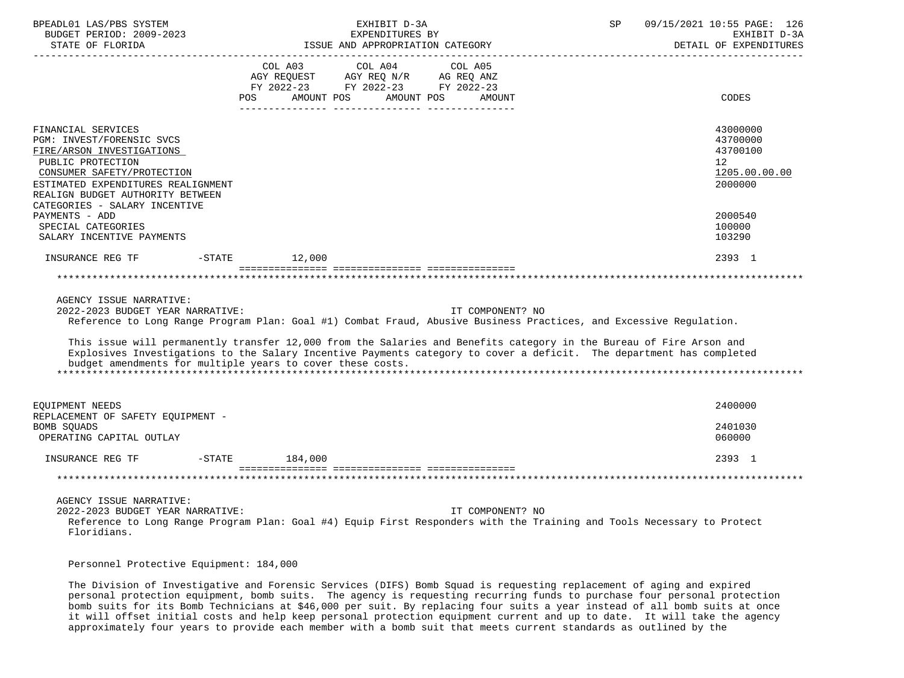BPEADL01 LAS/PBS SYSTEM — EXHIBIT D-3A — EXPENDITURES BY ISSUE AND APPROPRIATION CATEGORY — SP 09/15/2021 10:55

BUDGET PERIOD: 2009-2023 — STATE OF FLORIDA — EXHIBIT D-3A DETAIL OF EXPENDITURES

| | COL A03 AGY REQUEST FY 2022-23 POS AMOUNT | COL A04 AGY REQ N/R FY 2022-23 POS AMOUNT | COL A05 AG REQ ANZ FY 2022-23 POS AMOUNT | CODES |
|---|---|---|---|---|
| FINANCIAL SERVICES | | | | 43000000 |
| PGM: INVEST/FORENSIC SVCS | | | | 43700000 |
| FIRE/ARSON INVESTIGATIONS | | | | 43700100 |
| PUBLIC PROTECTION | | | | 12 |
| CONSUMER SAFETY/PROTECTION | | | | 1205.00.00.00 |
| ESTIMATED EXPENDITURES REALIGNMENT | | | | 2000000 |
| REALIGN BUDGET AUTHORITY BETWEEN CATEGORIES - SALARY INCENTIVE PAYMENTS - ADD | | | | 2000540 |
| SPECIAL CATEGORIES | | | | 100000 |
| SALARY INCENTIVE PAYMENTS | | | | 103290 |
| INSURANCE REG TF -STATE | 12,000 | | | 2393 1 |

AGENCY ISSUE NARRATIVE:

2022-2023 BUDGET YEAR NARRATIVE: IT COMPONENT? NO

Reference to Long Range Program Plan: Goal #1) Combat Fraud, Abusive Business Practices, and Excessive Regulation.

This issue will permanently transfer 12,000 from the Salaries and Benefits category in the Bureau of Fire Arson and Explosives Investigations to the Salary Incentive Payments category to cover a deficit. The department has completed budget amendments for multiple years to cover these costs.

| | COL A03 | COL A04 | COL A05 | CODES |
|---|---|---|---|---|
| EQUIPMENT NEEDS | | | | 2400000 |
| REPLACEMENT OF SAFETY EQUIPMENT - BOMB SQUADS | | | | 2401030 |
| OPERATING CAPITAL OUTLAY | | | | 060000 |
| INSURANCE REG TF -STATE | 184,000 | | | 2393 1 |

AGENCY ISSUE NARRATIVE:

2022-2023 BUDGET YEAR NARRATIVE: IT COMPONENT? NO

Reference to Long Range Program Plan: Goal #4) Equip First Responders with the Training and Tools Necessary to Protect Floridians.

Personnel Protective Equipment: 184,000

The Division of Investigative and Forensic Services (DIFS) Bomb Squad is requesting replacement of aging and expired personal protection equipment, bomb suits. The agency is requesting recurring funds to purchase four personal protection bomb suits for its Bomb Technicians at $46,000 per suit. By replacing four suits a year instead of all bomb suits at once it will offset initial costs and help keep personal protection equipment current and up to date. It will take the agency approximately four years to provide each member with a bomb suit that meets current standards as outlined by the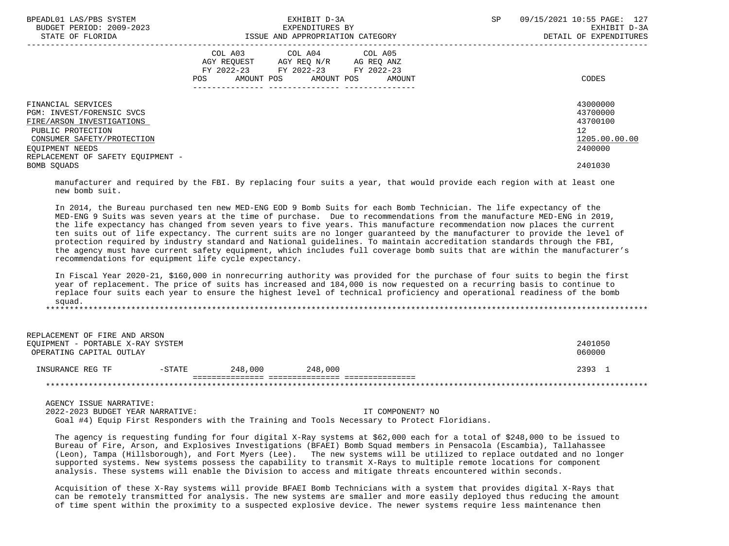| | COL A03 AGY REQUEST FY 2022-23 POS AMOUNT | COL A04 AGY REQ N/R FY 2022-23 POS AMOUNT | COL A05 AG REQ ANZ FY 2022-23 POS AMOUNT | CODES |
|---|---|---|---|---|
| FINANCIAL SERVICES | | | | 43000000 |
| PGM: INVEST/FORENSIC SVCS | | | | 43700000 |
| FIRE/ARSON INVESTIGATIONS | | | | 43700100 |
| PUBLIC PROTECTION | | | | 12 |
| CONSUMER SAFETY/PROTECTION | | | | 1205.00.00.00 |
| EQUIPMENT NEEDS | | | | 2400000 |
| REPLACEMENT OF SAFETY EQUIPMENT - BOMB SQUADS | | | | 2401030 |

manufacturer and required by the FBI. By replacing four suits a year, that would provide each region with at least one new bomb suit.

In 2014, the Bureau purchased ten new MED-ENG EOD 9 Bomb Suits for each Bomb Technician. The life expectancy of the MED-ENG 9 Suits was seven years at the time of purchase. Due to recommendations from the manufacture MED-ENG in 2019, the life expectancy has changed from seven years to five years. This manufacture recommendation now places the current ten suits out of life expectancy. The current suits are no longer guaranteed by the manufacturer to provide the level of protection required by industry standard and National guidelines. To maintain accreditation standards through the FBI, the agency must have current safety equipment, which includes full coverage bomb suits that are within the manufacturer's recommendations for equipment life cycle expectancy.

In Fiscal Year 2020-21, $160,000 in nonrecurring authority was provided for the purchase of four suits to begin the first year of replacement. The price of suits has increased and 184,000 is now requested on a recurring basis to continue to replace four suits each year to ensure the highest level of technical proficiency and operational readiness of the bomb squad.

*******************************************************************************************************************************

| | COL A03 | COL A04 | COL A05 | CODES |
|---|---|---|---|---|
| REPLACEMENT OF FIRE AND ARSON EQUIPMENT - PORTABLE X-RAY SYSTEM | | | | 2401050 |
| OPERATING CAPITAL OUTLAY | | | | 060000 |
| INSURANCE REG TF -STATE | 248,000 | 248,000 | | 2393 1 |

*******************************************************************************************************************************

AGENCY ISSUE NARRATIVE:

2022-2023 BUDGET YEAR NARRATIVE: IT COMPONENT? NO

Goal #4) Equip First Responders with the Training and Tools Necessary to Protect Floridians.

The agency is requesting funding for four digital X-Ray systems at $62,000 each for a total of $248,000 to be issued to Bureau of Fire, Arson, and Explosives Investigations (BFAEI) Bomb Squad members in Pensacola (Escambia), Tallahassee (Leon), Tampa (Hillsborough), and Fort Myers (Lee). The new systems will be utilized to replace outdated and no longer supported systems. New systems possess the capability to transmit X-Rays to multiple remote locations for component analysis. These systems will enable the Division to access and mitigate threats encountered within seconds.

Acquisition of these X-Ray systems will provide BFAEI Bomb Technicians with a system that provides digital X-Rays that can be remotely transmitted for analysis. The new systems are smaller and more easily deployed thus reducing the amount of time spent within the proximity to a suspected explosive device. The newer systems require less maintenance then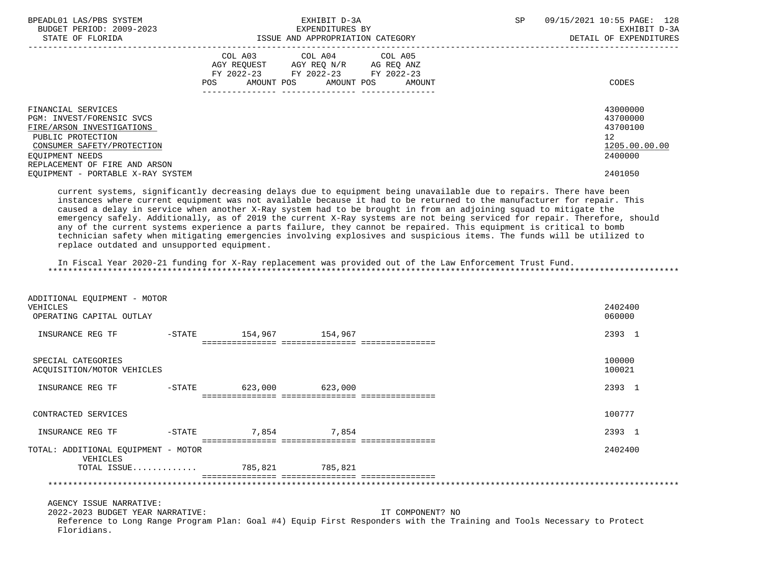| | COL A03 AGY REQUEST FY 2022-23 POS AMOUNT | COL A04 AGY REQ N/R FY 2022-23 POS AMOUNT | COL A05 AG REQ ANZ FY 2022-23 POS AMOUNT | CODES |
|---|---|---|---|---|
| FINANCIAL SERVICES | | | | 43000000 |
| PGM: INVEST/FORENSIC SVCS | | | | 43700000 |
| FIRE/ARSON INVESTIGATIONS | | | | 43700100 |
| PUBLIC PROTECTION | | | | 12 |
| CONSUMER SAFETY/PROTECTION | | | | 1205.00.00.00 |
| EQUIPMENT NEEDS | | | | 2400000 |
| REPLACEMENT OF FIRE AND ARSON EQUIPMENT - PORTABLE X-RAY SYSTEM | | | | 2401050 |

current systems, significantly decreasing delays due to equipment being unavailable due to repairs. There have been instances where current equipment was not available because it had to be returned to the manufacturer for repair. This caused a delay in service when another X-Ray system had to be brought in from an adjoining squad to mitigate the emergency safely. Additionally, as of 2019 the current X-Ray systems are not being serviced for repair. Therefore, should any of the current systems experience a parts failure, they cannot be repaired. This equipment is critical to bomb technician safety when mitigating emergencies involving explosives and suspicious items. The funds will be utilized to replace outdated and unsupported equipment.

In Fiscal Year 2020-21 funding for X-Ray replacement was provided out of the Law Enforcement Trust Fund.

| | COL A03 | COL A04 | COL A05 | CODES |
|---|---|---|---|---|
| ADDITIONAL EQUIPMENT - MOTOR VEHICLES | | | | 2402400 |
| OPERATING CAPITAL OUTLAY | | | | 060000 |
| INSURANCE REG TF -STATE | 154,967 | 154,967 | | 2393 1 |
| SPECIAL CATEGORIES | | | | 100000 |
| ACQUISITION/MOTOR VEHICLES | | | | 100021 |
| INSURANCE REG TF -STATE | 623,000 | 623,000 | | 2393 1 |
| CONTRACTED SERVICES | | | | 100777 |
| INSURANCE REG TF -STATE | 7,854 | 7,854 | | 2393 1 |
| TOTAL: ADDITIONAL EQUIPMENT - MOTOR VEHICLES | | | | 2402400 |
| TOTAL ISSUE............. | 785,821 | 785,821 | | |

AGENCY ISSUE NARRATIVE:

2022-2023 BUDGET YEAR NARRATIVE: IT COMPONENT? NO

Reference to Long Range Program Plan: Goal #4) Equip First Responders with the Training and Tools Necessary to Protect Floridians.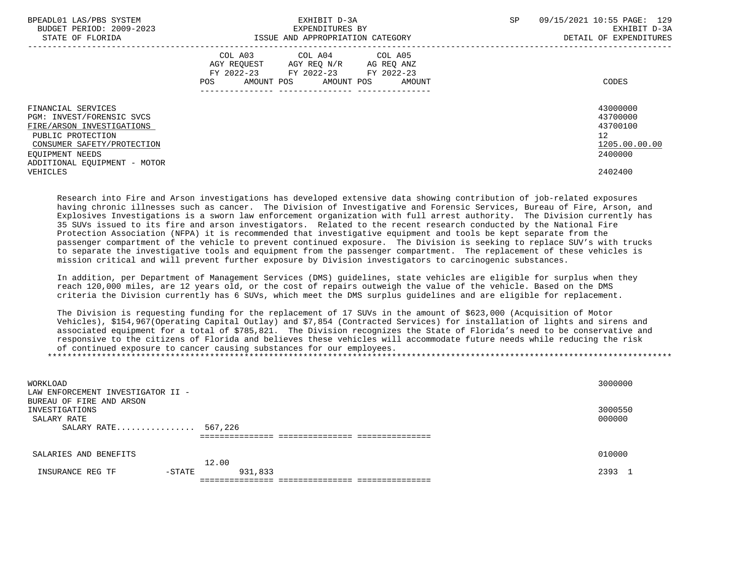| | COL A03 AGY REQUEST FY 2022-23 POS AMOUNT | COL A04 AGY REQ N/R FY 2022-23 POS AMOUNT | COL A05 AG REQ ANZ FY 2022-23 POS AMOUNT | CODES |
|---|---|---|---|---|
| FINANCIAL SERVICES | | | | 43000000 |
| PGM: INVEST/FORENSIC SVCS | | | | 43700000 |
| FIRE/ARSON INVESTIGATIONS | | | | 43700100 |
| PUBLIC PROTECTION | | | | 12 |
| CONSUMER SAFETY/PROTECTION | | | | 1205.00.00.00 |
| EQUIPMENT NEEDS | | | | 2400000 |
| ADDITIONAL EQUIPMENT - MOTOR VEHICLES | | | | 2402400 |

Research into Fire and Arson investigations has developed extensive data showing contribution of job-related exposures having chronic illnesses such as cancer. The Division of Investigative and Forensic Services, Bureau of Fire, Arson, and Explosives Investigations is a sworn law enforcement organization with full arrest authority. The Division currently has 35 SUVs issued to its fire and arson investigators. Related to the recent research conducted by the National Fire Protection Association (NFPA) it is recommended that investigative equipment and tools be kept separate from the passenger compartment of the vehicle to prevent continued exposure. The Division is seeking to replace SUV's with trucks to separate the investigative tools and equipment from the passenger compartment. The replacement of these vehicles is mission critical and will prevent further exposure by Division investigators to carcinogenic substances.

In addition, per Department of Management Services (DMS) guidelines, state vehicles are eligible for surplus when they reach 120,000 miles, are 12 years old, or the cost of repairs outweigh the value of the vehicle. Based on the DMS criteria the Division currently has 6 SUVs, which meet the DMS surplus guidelines and are eligible for replacement.

The Division is requesting funding for the replacement of 17 SUVs in the amount of $623,000 (Acquisition of Motor Vehicles), $154,967(Operating Capital Outlay) and $7,854 (Contracted Services) for installation of lights and sirens and associated equipment for a total of $785,821. The Division recognizes the State of Florida's need to be conservative and responsive to the citizens of Florida and believes these vehicles will accommodate future needs while reducing the risk of continued exposure to cancer causing substances for our employees.

*******************************************************************************************************************************

| | COL A03 | COL A04 | COL A05 | CODES |
|---|---|---|---|---|
| WORKLOAD | | | | 3000000 |
| LAW ENFORCEMENT INVESTIGATOR II - BUREAU OF FIRE AND ARSON INVESTIGATIONS | | | | 3000550 |
| SALARY RATE | | | | 000000 |
| SALARY RATE................ | 567,226 | | | |
| SALARIES AND BENEFITS | 12.00 | | | 010000 |
| INSURANCE REG TF -STATE | 931,833 | | | 2393 1 |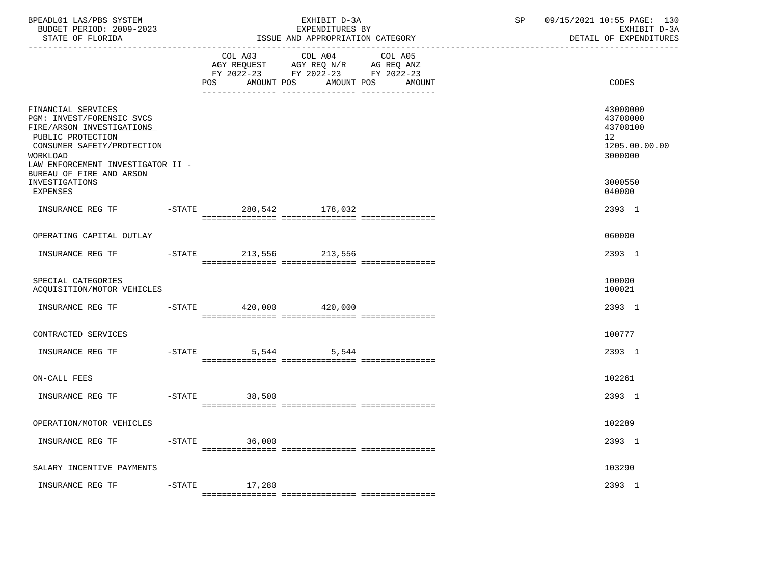BPEADL01 LAS/PBS SYSTEM | EXHIBIT D-3A | SP 09/15/2021 10:55 PAGE: 130
BUDGET PERIOD: 2009-2023 | EXPENDITURES BY | EXHIBIT D-3A
STATE OF FLORIDA | ISSUE AND APPROPRIATION CATEGORY | DETAIL OF EXPENDITURES

| | | COL A03 AGY REQUEST FY 2022-23 POS AMOUNT | COL A04 AGY REQ N/R FY 2022-23 POS AMOUNT | COL A05 AG REQ ANZ FY 2022-23 POS AMOUNT | CODES |
|---|---|---|---|---|---|
| FINANCIAL SERVICES | | | | | 43000000 |
| PGM: INVEST/FORENSIC SVCS | | | | | 43700000 |
| FIRE/ARSON INVESTIGATIONS | | | | | 43700100 |
| PUBLIC PROTECTION | | | | | 12 |
| CONSUMER SAFETY/PROTECTION | | | | | 1205.00.00.00 |
| WORKLOAD | | | | | 3000000 |
| LAW ENFORCEMENT INVESTIGATOR II - BUREAU OF FIRE AND ARSON INVESTIGATIONS | | | | | 3000550 |
| EXPENSES | | | | | 040000 |
| INSURANCE REG TF | -STATE | 280,542 | 178,032 | | 2393 1 |
| OPERATING CAPITAL OUTLAY | | | | | 060000 |
| INSURANCE REG TF | -STATE | 213,556 | 213,556 | | 2393 1 |
| SPECIAL CATEGORIES | | | | | 100000 |
| ACQUISITION/MOTOR VEHICLES | | | | | 100021 |
| INSURANCE REG TF | -STATE | 420,000 | 420,000 | | 2393 1 |
| CONTRACTED SERVICES | | | | | 100777 |
| INSURANCE REG TF | -STATE | 5,544 | 5,544 | | 2393 1 |
| ON-CALL FEES | | | | | 102261 |
| INSURANCE REG TF | -STATE | 38,500 | | | 2393 1 |
| OPERATION/MOTOR VEHICLES | | | | | 102289 |
| INSURANCE REG TF | -STATE | 36,000 | | | 2393 1 |
| SALARY INCENTIVE PAYMENTS | | | | | 103290 |
| INSURANCE REG TF | -STATE | 17,280 | | | 2393 1 |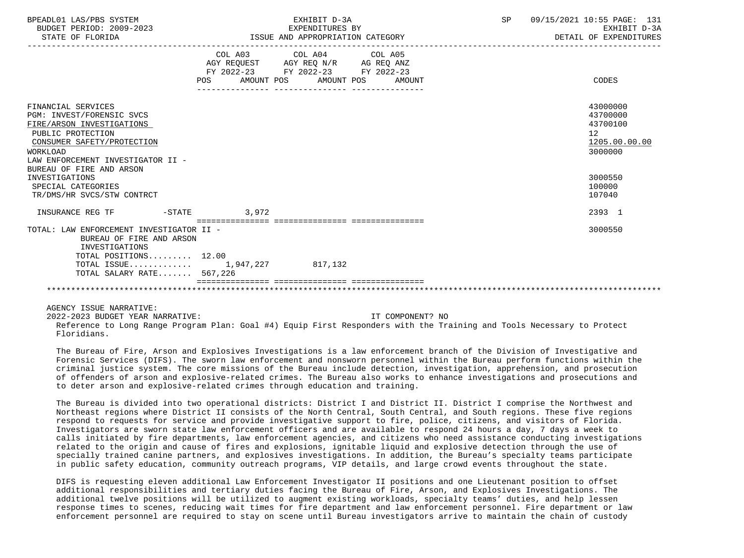BPEADL01 LAS/PBS SYSTEM | EXHIBIT D-3A | SP 09/15/2021 10:55 PAGE: 131
BUDGET PERIOD: 2009-2023 | EXPENDITURES BY | EXHIBIT D-3A
STATE OF FLORIDA | ISSUE AND APPROPRIATION CATEGORY | DETAIL OF EXPENDITURES

| | COL A03 AGY REQUEST FY 2022-23 POS AMOUNT | COL A04 AGY REQ N/R FY 2022-23 POS AMOUNT | COL A05 AG REQ ANZ FY 2022-23 POS AMOUNT | CODES |
|---|---|---|---|---|
| FINANCIAL SERVICES | | | | 43000000 |
| PGM: INVEST/FORENSIC SVCS | | | | 43700000 |
| FIRE/ARSON INVESTIGATIONS | | | | 43700100 |
| PUBLIC PROTECTION | | | | 12 |
| CONSUMER SAFETY/PROTECTION | | | | 1205.00.00.00 |
| WORKLOAD | | | | 3000000 |
| LAW ENFORCEMENT INVESTIGATOR II - BUREAU OF FIRE AND ARSON INVESTIGATIONS | | | | 3000550 |
| SPECIAL CATEGORIES | | | | 100000 |
| TR/DMS/HR SVCS/STW CONTRCT | | | | 107040 |
| INSURANCE REG TF -STATE | 3,972 | | | 2393 1 |
| TOTAL: LAW ENFORCEMENT INVESTIGATOR II - BUREAU OF FIRE AND ARSON INVESTIGATIONS | | | | 3000550 |
| TOTAL POSITIONS......... | 12.00 | | | |
| TOTAL ISSUE............. | 1,947,227 | 817,132 | | |
| TOTAL SALARY RATE....... | 567,226 | | | |

AGENCY ISSUE NARRATIVE:
2022-2023 BUDGET YEAR NARRATIVE: IT COMPONENT? NO

Reference to Long Range Program Plan: Goal #4) Equip First Responders with the Training and Tools Necessary to Protect Floridians.

The Bureau of Fire, Arson and Explosives Investigations is a law enforcement branch of the Division of Investigative and Forensic Services (DIFS). The sworn law enforcement and nonsworn personnel within the Bureau perform functions within the criminal justice system. The core missions of the Bureau include detection, investigation, apprehension, and prosecution of offenders of arson and explosive-related crimes. The Bureau also works to enhance investigations and prosecutions and to deter arson and explosive-related crimes through education and training.

The Bureau is divided into two operational districts: District I and District II. District I comprise the Northwest and Northeast regions where District II consists of the North Central, South Central, and South regions. These five regions respond to requests for service and provide investigative support to fire, police, citizens, and visitors of Florida. Investigators are sworn state law enforcement officers and are available to respond 24 hours a day, 7 days a week to calls initiated by fire departments, law enforcement agencies, and citizens who need assistance conducting investigations related to the origin and cause of fires and explosions, ignitable liquid and explosive detection through the use of specially trained canine partners, and explosives investigations. In addition, the Bureau's specialty teams participate in public safety education, community outreach programs, VIP details, and large crowd events throughout the state.

DIFS is requesting eleven additional Law Enforcement Investigator II positions and one Lieutenant position to offset additional responsibilities and tertiary duties facing the Bureau of Fire, Arson, and Explosives Investigations. The additional twelve positions will be utilized to augment existing workloads, specialty teams' duties, and help lessen response times to scenes, reducing wait times for fire department and law enforcement personnel. Fire department or law enforcement personnel are required to stay on scene until Bureau investigators arrive to maintain the chain of custody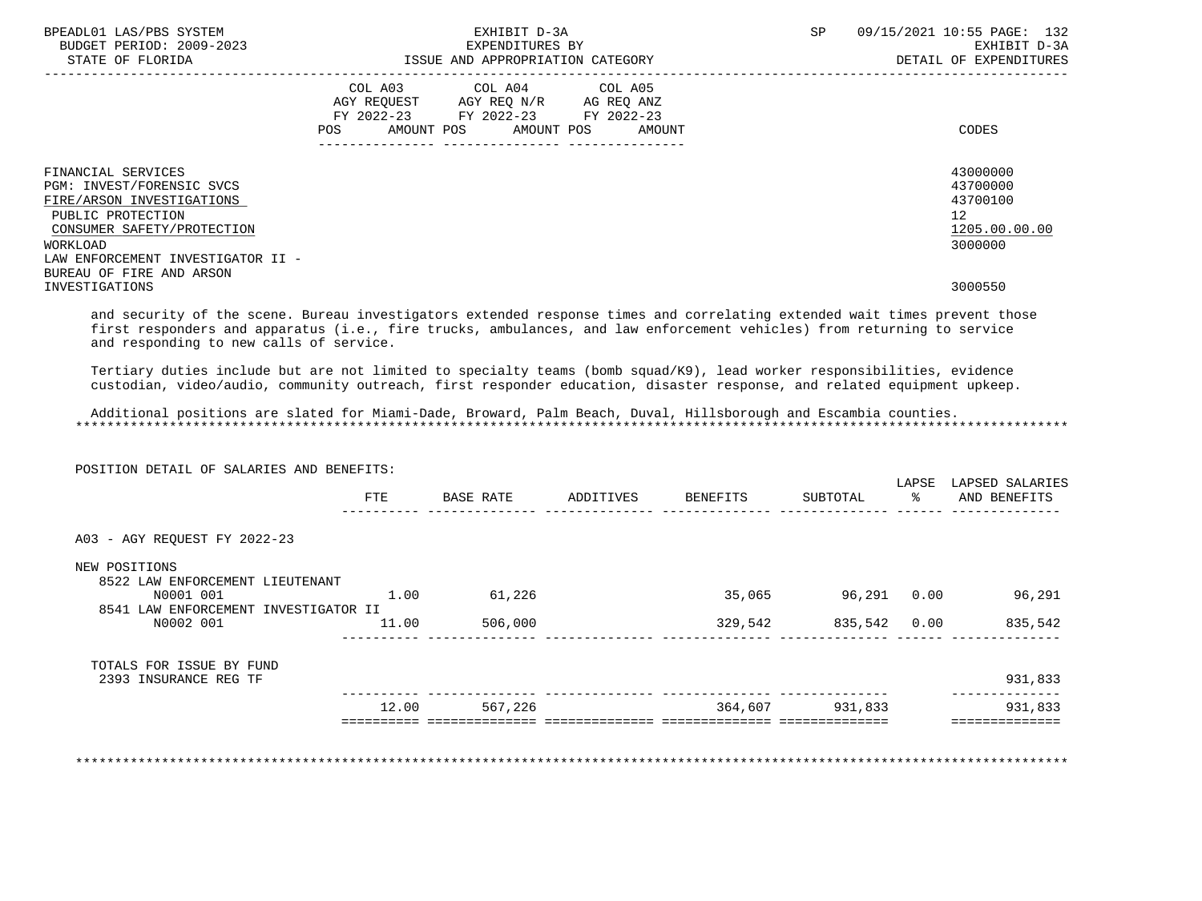| | COL A03 AGY REQUEST FY 2022-23 POS AMOUNT | COL A04 AGY REQ N/R FY 2022-23 POS AMOUNT | COL A05 AG REQ ANZ FY 2022-23 POS AMOUNT | CODES |
|---|---|---|---|---|
| FINANCIAL SERVICES | | | | 43000000 |
| PGM: INVEST/FORENSIC SVCS | | | | 43700000 |
| FIRE/ARSON INVESTIGATIONS | | | | 43700100 |
| PUBLIC PROTECTION | | | | 12 |
| CONSUMER SAFETY/PROTECTION | | | | 1205.00.00.00 |
| WORKLOAD | | | | 3000000 |
| LAW ENFORCEMENT INVESTIGATOR II - BUREAU OF FIRE AND ARSON INVESTIGATIONS | | | | 3000550 |

and security of the scene. Bureau investigators extended response times and correlating extended wait times prevent those first responders and apparatus (i.e., fire trucks, ambulances, and law enforcement vehicles) from returning to service and responding to new calls of service.

Tertiary duties include but are not limited to specialty teams (bomb squad/K9), lead worker responsibilities, evidence custodian, video/audio, community outreach, first responder education, disaster response, and related equipment upkeep.

Additional positions are slated for Miami-Dade, Broward, Palm Beach, Duval, Hillsborough and Escambia counties.

*******************************************************************************************************************************

POSITION DETAIL OF SALARIES AND BENEFITS:

| | FTE | BASE RATE | ADDITIVES | BENEFITS | SUBTOTAL | LAPSE % | LAPSED SALARIES AND BENEFITS |
|---|---|---|---|---|---|---|---|
| A03 - AGY REQUEST FY 2022-23 | | | | | | | |
| NEW POSITIONS | | | | | | | |
| 8522 LAW ENFORCEMENT LIEUTENANT N0001 001 | 1.00 | 61,226 | | 35,065 | 96,291 | 0.00 | 96,291 |
| 8541 LAW ENFORCEMENT INVESTIGATOR II N0002 001 | 11.00 | 506,000 | | 329,542 | 835,542 | 0.00 | 835,542 |
| TOTALS FOR ISSUE BY FUND | | | | | | | |
| 2393 INSURANCE REG TF | | | | | | | 931,833 |
| | 12.00 | 567,226 | | 364,607 | 931,833 | | 931,833 |

*******************************************************************************************************************************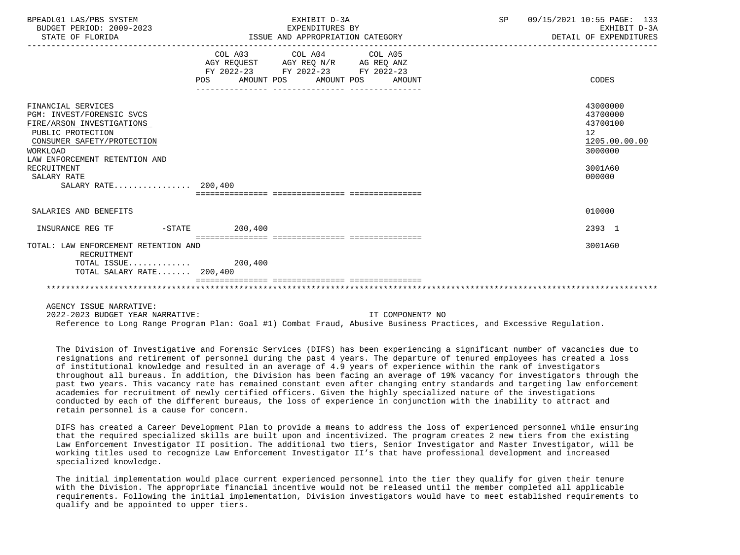| | COL A03 AGY REQUEST FY 2022-23 POS AMOUNT | COL A04 AGY REQ N/R FY 2022-23 POS AMOUNT | COL A05 AG REQ ANZ FY 2022-23 POS AMOUNT | CODES |
|---|---|---|---|---|
| FINANCIAL SERVICES | | | | 43000000 |
| PGM: INVEST/FORENSIC SVCS | | | | 43700000 |
| FIRE/ARSON INVESTIGATIONS | | | | 43700100 |
| PUBLIC PROTECTION | | | | 12 |
| CONSUMER SAFETY/PROTECTION | | | | 1205.00.00.00 |
| WORKLOAD | | | | 3000000 |
| LAW ENFORCEMENT RETENTION AND RECRUITMENT | | | | 3001A60 |
| SALARY RATE | | | | 000000 |
| SALARY RATE................ 200,400 | | | | |
| SALARIES AND BENEFITS | | | | 010000 |
| INSURANCE REG TF -STATE | 200,400 | | | 2393 1 |
| TOTAL: LAW ENFORCEMENT RETENTION AND RECRUITMENT | | | | 3001A60 |
| TOTAL ISSUE............ | 200,400 | | | |
| TOTAL SALARY RATE....... 200,400 | | | | |

AGENCY ISSUE NARRATIVE:

2022-2023 BUDGET YEAR NARRATIVE: IT COMPONENT? NO

Reference to Long Range Program Plan: Goal #1) Combat Fraud, Abusive Business Practices, and Excessive Regulation.

The Division of Investigative and Forensic Services (DIFS) has been experiencing a significant number of vacancies due to resignations and retirement of personnel during the past 4 years. The departure of tenured employees has created a loss of institutional knowledge and resulted in an average of 4.9 years of experience within the rank of investigators throughout all bureaus. In addition, the Division has been facing an average of 19% vacancy for investigators through the past two years. This vacancy rate has remained constant even after changing entry standards and targeting law enforcement academies for recruitment of newly certified officers. Given the highly specialized nature of the investigations conducted by each of the different bureaus, the loss of experience in conjunction with the inability to attract and retain personnel is a cause for concern.

DIFS has created a Career Development Plan to provide a means to address the loss of experienced personnel while ensuring that the required specialized skills are built upon and incentivized. The program creates 2 new tiers from the existing Law Enforcement Investigator II position. The additional two tiers, Senior Investigator and Master Investigator, will be working titles used to recognize Law Enforcement Investigator II's that have professional development and increased specialized knowledge.

The initial implementation would place current experienced personnel into the tier they qualify for given their tenure with the Division. The appropriate financial incentive would not be released until the member completed all applicable requirements. Following the initial implementation, Division investigators would have to meet established requirements to qualify and be appointed to upper tiers.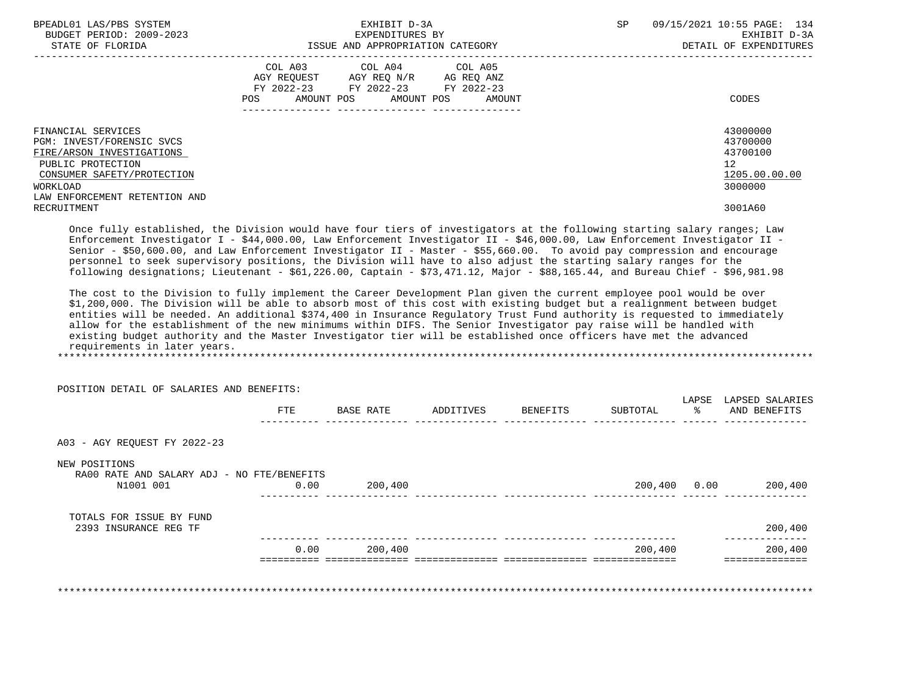| | COL A03 AGY REQUEST FY 2022-23 POS AMOUNT | COL A04 AGY REQ N/R FY 2022-23 POS AMOUNT | COL A05 AG REQ ANZ FY 2022-23 POS AMOUNT | CODES |
|---|---|---|---|---|
| FINANCIAL SERVICES | | | | 43000000 |
| PGM: INVEST/FORENSIC SVCS | | | | 43700000 |
| FIRE/ARSON INVESTIGATIONS | | | | 43700100 |
| PUBLIC PROTECTION | | | | 12 |
| CONSUMER SAFETY/PROTECTION | | | | 1205.00.00.00 |
| WORKLOAD | | | | 3000000 |
| LAW ENFORCEMENT RETENTION AND RECRUITMENT | | | | 3001A60 |

Once fully established, the Division would have four tiers of investigators at the following starting salary ranges; Law Enforcement Investigator I - $44,000.00, Law Enforcement Investigator II - $46,000.00, Law Enforcement Investigator II - Senior - $50,600.00, and Law Enforcement Investigator II - Master - $55,660.00. To avoid pay compression and encourage personnel to seek supervisory positions, the Division will have to also adjust the starting salary ranges for the following designations; Lieutenant - $61,226.00, Captain - $73,471.12, Major - $88,165.44, and Bureau Chief - $96,981.98

The cost to the Division to fully implement the Career Development Plan given the current employee pool would be over $1,200,000. The Division will be able to absorb most of this cost with existing budget but a realignment between budget entities will be needed. An additional $374,400 in Insurance Regulatory Trust Fund authority is requested to immediately allow for the establishment of the new minimums within DIFS. The Senior Investigator pay raise will be handled with existing budget authority and the Master Investigator tier will be established once officers have met the advanced requirements in later years.

*******************************************************************************************************************

POSITION DETAIL OF SALARIES AND BENEFITS:

| | FTE | BASE RATE | ADDITIVES | BENEFITS | SUBTOTAL | LAPSE % | LAPSED SALARIES AND BENEFITS |
|---|---|---|---|---|---|---|---|
| A03 - AGY REQUEST FY 2022-23 | | | | | | | |
| NEW POSITIONS | | | | | | | |
| RA00 RATE AND SALARY ADJ - NO FTE/BENEFITS | | | | | | | |
| N1001 001 | 0.00 | 200,400 | | | 200,400 | 0.00 | 200,400 |
| TOTALS FOR ISSUE BY FUND | | | | | | | |
| 2393 INSURANCE REG TF | | | | | | | 200,400 |
| | 0.00 | 200,400 | | | 200,400 | | 200,400 |

*******************************************************************************************************************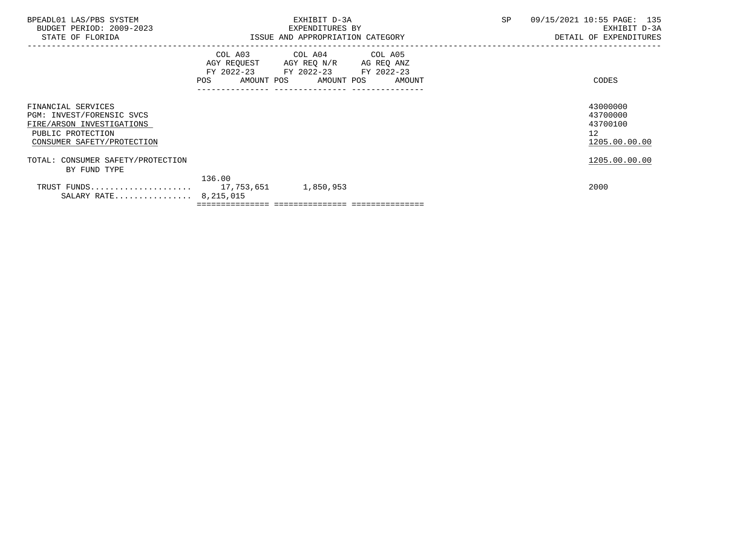BPEADL01 LAS/PBS SYSTEM — EXHIBIT D-3A — SP 09/15/2021 10:55 PAGE: 135
BUDGET PERIOD: 2009-2023 — EXPENDITURES BY — EXHIBIT D-3A
STATE OF FLORIDA — ISSUE AND APPROPRIATION CATEGORY — DETAIL OF EXPENDITURES

| | COL A03 AGY REQUEST FY 2022-23 POS AMOUNT | COL A04 AGY REQ N/R FY 2022-23 POS AMOUNT | COL A05 AG REQ ANZ FY 2022-23 POS AMOUNT | CODES |
|---|---|---|---|---|
| FINANCIAL SERVICES | | | | 43000000 |
| PGM: INVEST/FORENSIC SVCS | | | | 43700000 |
| FIRE/ARSON INVESTIGATIONS | | | | 43700100 |
| PUBLIC PROTECTION | | | | 12 |
| CONSUMER SAFETY/PROTECTION | | | | 1205.00.00.00 |
| TOTAL: CONSUMER SAFETY/PROTECTION | | | | 1205.00.00.00 |
| BY FUND TYPE | | | | |
| | 136.00 | | | |
| TRUST FUNDS..................... | 17,753,651 | 1,850,953 | | 2000 |
| SALARY RATE................ | 8,215,015 | | | |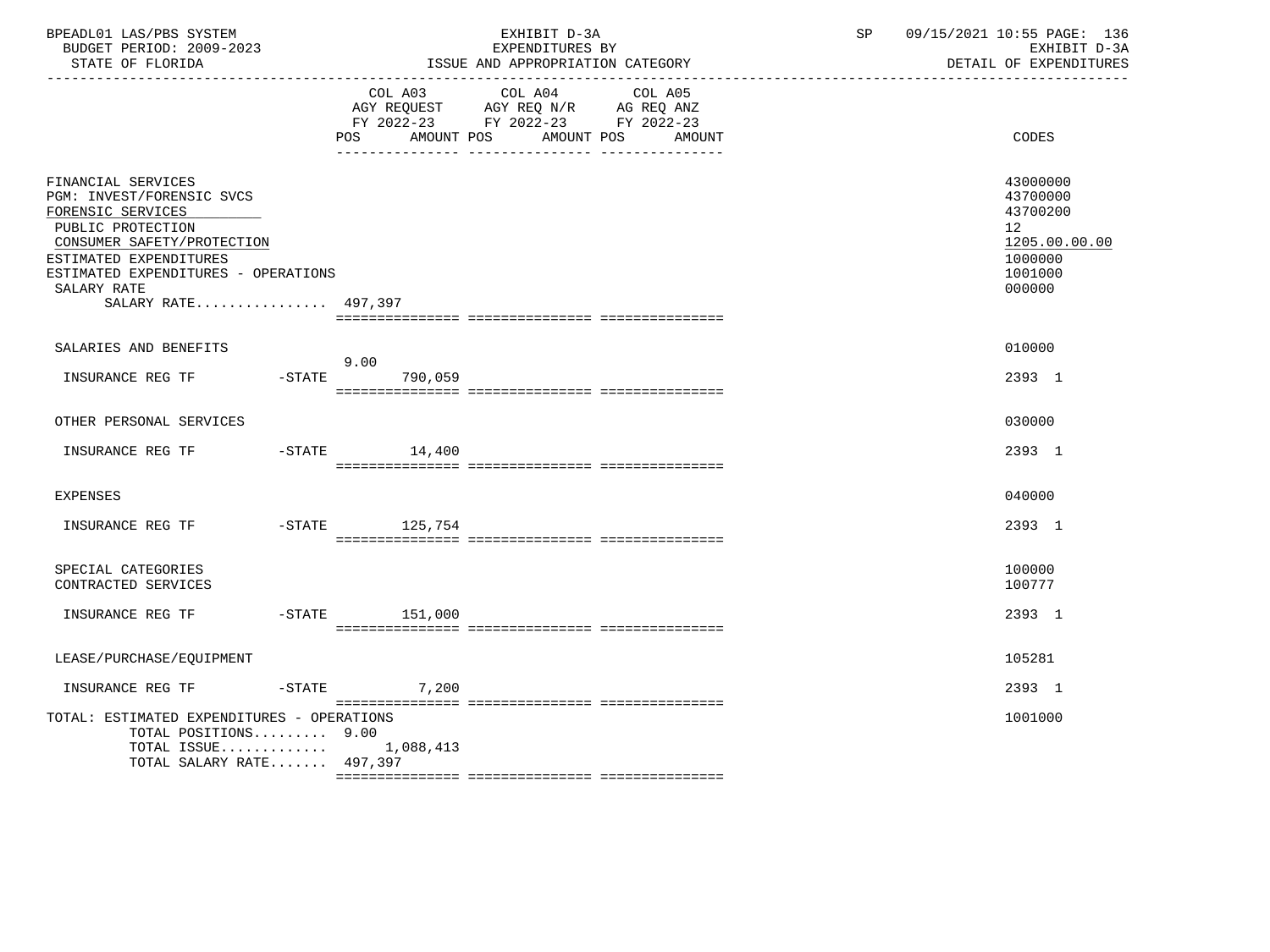BPEADL01 LAS/PBS SYSTEM | EXHIBIT D-3A | SP 09/15/2021 10:55 PAGE: 136
BUDGET PERIOD: 2009-2023 | EXPENDITURES BY | EXHIBIT D-3A
STATE OF FLORIDA | ISSUE AND APPROPRIATION CATEGORY | DETAIL OF EXPENDITURES

| | COL A03 AGY REQUEST FY 2022-23 POS | AMOUNT | COL A04 AGY REQ N/R FY 2022-23 POS | AMOUNT | COL A05 AG REQ ANZ FY 2022-23 POS | AMOUNT | CODES |
|---|---|---|---|---|---|---|---|
| FINANCIAL SERVICES | | | | | | | 43000000 |
| PGM: INVEST/FORENSIC SVCS | | | | | | | 43700000 |
| FORENSIC SERVICES | | | | | | | 43700200 |
| PUBLIC PROTECTION | | | | | | | 12 |
| CONSUMER SAFETY/PROTECTION | | | | | | | 1205.00.00.00 |
| ESTIMATED EXPENDITURES | | | | | | | 1000000 |
| ESTIMATED EXPENDITURES - OPERATIONS | | | | | | | 1001000 |
| SALARY RATE | | | | | | | 000000 |
| SALARY RATE................ 497,397 | | | | | | | |
| SALARIES AND BENEFITS | | | | | | | 010000 |
| INSURANCE REG TF -STATE | 9.00 | 790,059 | | | | | 2393 1 |
| OTHER PERSONAL SERVICES | | | | | | | 030000 |
| INSURANCE REG TF -STATE | | 14,400 | | | | | 2393 1 |
| EXPENSES | | | | | | | 040000 |
| INSURANCE REG TF -STATE | | 125,754 | | | | | 2393 1 |
| SPECIAL CATEGORIES | | | | | | | 100000 |
| CONTRACTED SERVICES | | | | | | | 100777 |
| INSURANCE REG TF -STATE | | 151,000 | | | | | 2393 1 |
| LEASE/PURCHASE/EQUIPMENT | | | | | | | 105281 |
| INSURANCE REG TF -STATE | | 7,200 | | | | | 2393 1 |
| TOTAL: ESTIMATED EXPENDITURES - OPERATIONS | | | | | | | 1001000 |
| TOTAL POSITIONS......... | 9.00 | | | | | | |
| TOTAL ISSUE............ | | 1,088,413 | | | | | |
| TOTAL SALARY RATE....... 497,397 | | | | | | | |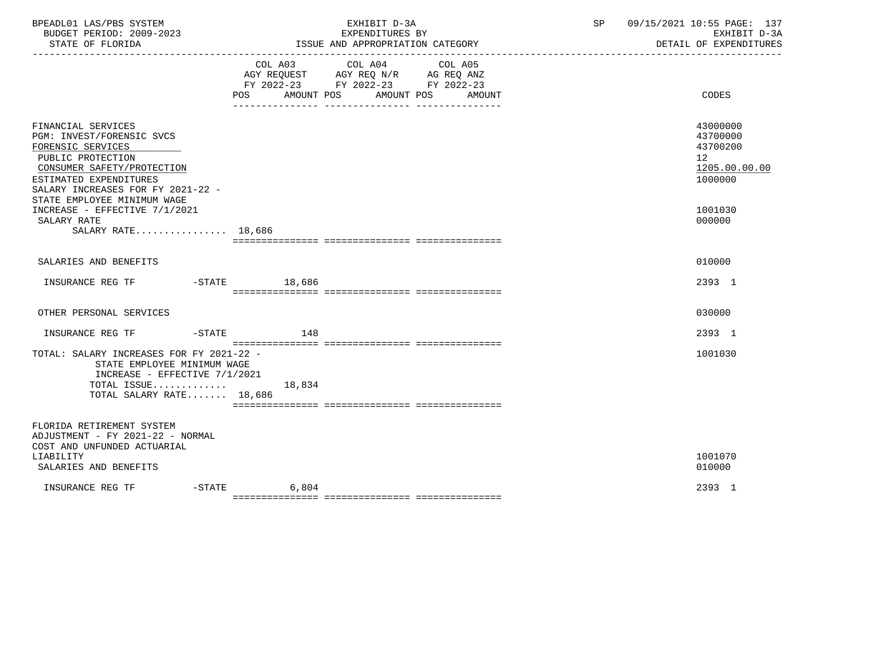BPEADL01 LAS/PBS SYSTEM | EXHIBIT D-3A | SP 09/15/2021 10:55 PAGE: 137
BUDGET PERIOD: 2009-2023 | EXPENDITURES BY | EXHIBIT D-3A
STATE OF FLORIDA | ISSUE AND APPROPRIATION CATEGORY | DETAIL OF EXPENDITURES

| | COL A03 AGY REQUEST FY 2022-23 POS AMOUNT | COL A04 AGY REQ N/R FY 2022-23 POS AMOUNT | COL A05 AG REQ ANZ FY 2022-23 POS AMOUNT | CODES |
|---|---|---|---|---|
| FINANCIAL SERVICES | | | | 43000000 |
| PGM: INVEST/FORENSIC SVCS | | | | 43700000 |
| FORENSIC SERVICES | | | | 43700200 |
| PUBLIC PROTECTION | | | | 12 |
| CONSUMER SAFETY/PROTECTION | | | | 1205.00.00.00 |
| ESTIMATED EXPENDITURES | | | | 1000000 |
| SALARY INCREASES FOR FY 2021-22 - STATE EMPLOYEE MINIMUM WAGE INCREASE - EFFECTIVE 7/1/2021 | | | | 1001030 |
| SALARY RATE | | | | 000000 |
| SALARY RATE................ 18,686 | | | | |
| SALARIES AND BENEFITS | | | | 010000 |
| INSURANCE REG TF -STATE | 18,686 | | | 2393 1 |
| OTHER PERSONAL SERVICES | | | | 030000 |
| INSURANCE REG TF -STATE | 148 | | | 2393 1 |
| TOTAL: SALARY INCREASES FOR FY 2021-22 - STATE EMPLOYEE MINIMUM WAGE INCREASE - EFFECTIVE 7/1/2021 | | | | 1001030 |
| TOTAL ISSUE............. | 18,834 | | | |
| TOTAL SALARY RATE....... 18,686 | | | | |
| FLORIDA RETIREMENT SYSTEM ADJUSTMENT - FY 2021-22 - NORMAL COST AND UNFUNDED ACTUARIAL LIABILITY | | | | 1001070 |
| SALARIES AND BENEFITS | | | | 010000 |
| INSURANCE REG TF -STATE | 6,804 | | | 2393 1 |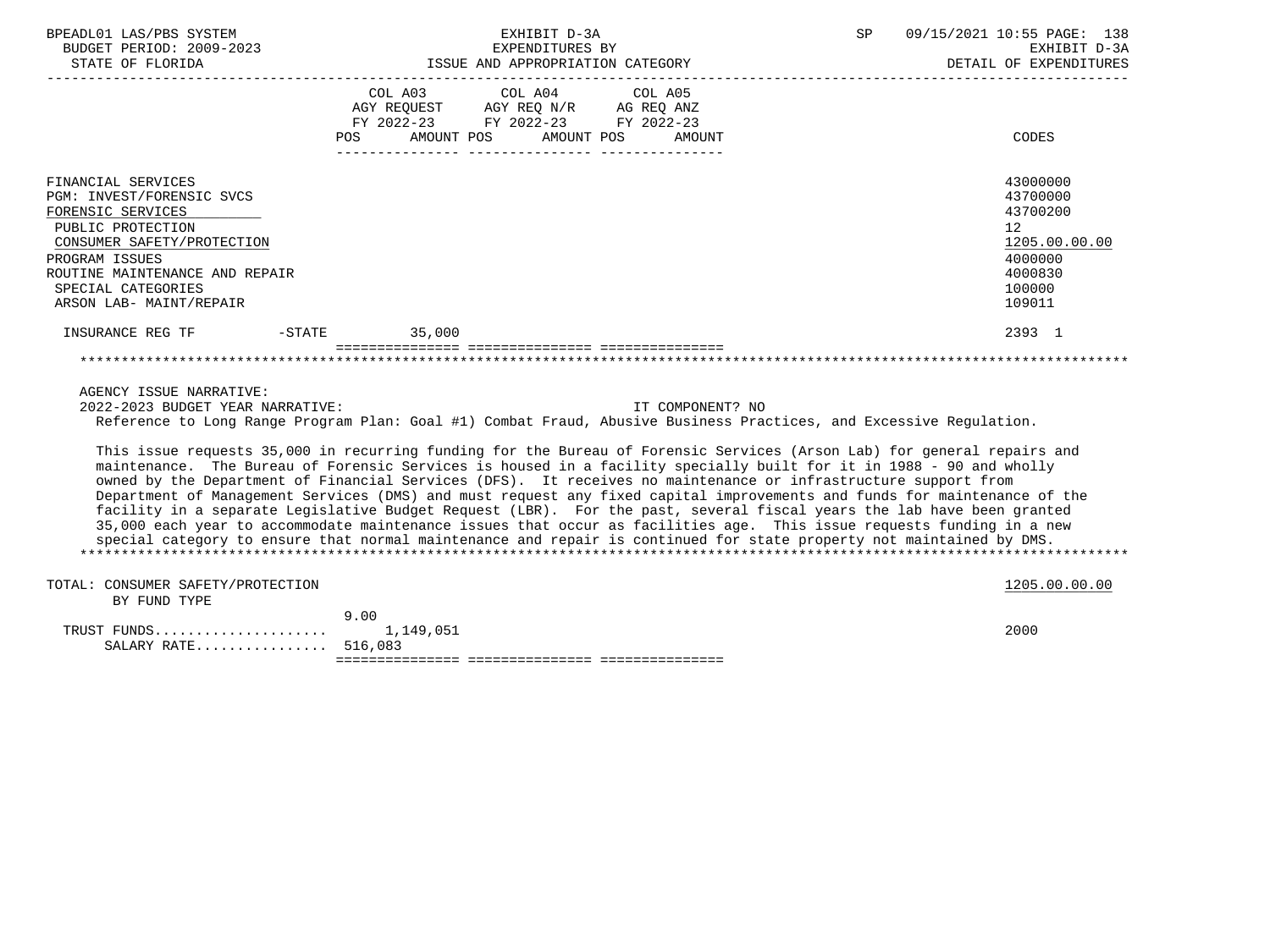BPEADL01 LAS/PBS SYSTEM — EXHIBIT D-3A — EXPENDITURES BY ISSUE AND APPROPRIATION CATEGORY — DETAIL OF EXPENDITURES

BUDGET PERIOD: 2009-2023

STATE OF FLORIDA

| | COL A03 AGY REQUEST FY 2022-23 POS | AMOUNT | COL A04 AGY REQ N/R FY 2022-23 POS | AMOUNT | COL A05 AG REQ ANZ FY 2022-23 POS | AMOUNT | CODES |
|---|---|---|---|---|---|---|---|
| FINANCIAL SERVICES | | | | | | | 43000000 |
| PGM: INVEST/FORENSIC SVCS | | | | | | | 43700000 |
| FORENSIC SERVICES | | | | | | | 43700200 |
| PUBLIC PROTECTION | | | | | | | 12 |
| CONSUMER SAFETY/PROTECTION | | | | | | | 1205.00.00.00 |
| PROGRAM ISSUES | | | | | | | 4000000 |
| ROUTINE MAINTENANCE AND REPAIR | | | | | | | 4000830 |
| SPECIAL CATEGORIES | | | | | | | 100000 |
| ARSON LAB- MAINT/REPAIR | | | | | | | 109011 |
| INSURANCE REG TF -STATE | | 35,000 | | | | | 2393 1 |

AGENCY ISSUE NARRATIVE:

2022-2023 BUDGET YEAR NARRATIVE: IT COMPONENT? NO

Reference to Long Range Program Plan: Goal #1) Combat Fraud, Abusive Business Practices, and Excessive Regulation.

This issue requests 35,000 in recurring funding for the Bureau of Forensic Services (Arson Lab) for general repairs and maintenance. The Bureau of Forensic Services is housed in a facility specially built for it in 1988 - 90 and wholly owned by the Department of Financial Services (DFS). It receives no maintenance or infrastructure support from Department of Management Services (DMS) and must request any fixed capital improvements and funds for maintenance of the facility in a separate Legislative Budget Request (LBR). For the past, several fiscal years the lab have been granted 35,000 each year to accommodate maintenance issues that occur as facilities age. This issue requests funding in a new special category to ensure that normal maintenance and repair is continued for state property not maintained by DMS.

| | POS | AMOUNT | POS | AMOUNT | POS | AMOUNT | CODES |
|---|---|---|---|---|---|---|---|
| TOTAL: CONSUMER SAFETY/PROTECTION | | | | | | | 1205.00.00.00 |
| BY FUND TYPE | | | | | | | |
| TRUST FUNDS | 9.00 | 1,149,051 | | | | | 2000 |
| SALARY RATE | 516,083 | | | | | | |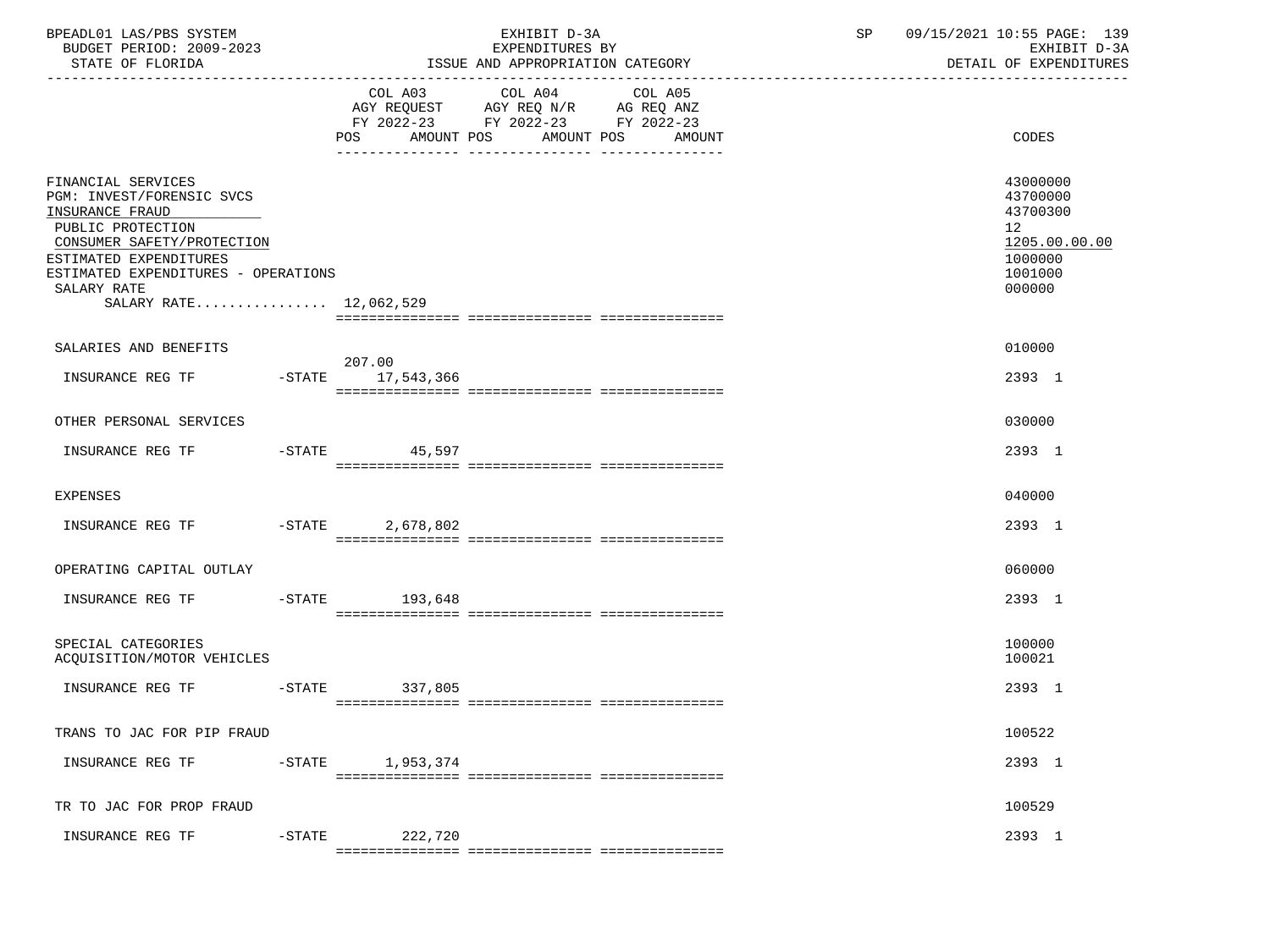BPEADL01 LAS/PBS SYSTEM — EXHIBIT D-3A — EXPENDITURES BY ISSUE AND APPROPRIATION CATEGORY
BUDGET PERIOD: 2009-2023
STATE OF FLORIDA
SP 09/15/2021 10:55 — EXHIBIT D-3A — DETAIL OF EXPENDITURES

| | COL A03 AGY REQUEST FY 2022-23 POS AMOUNT | COL A04 AGY REQ N/R FY 2022-23 POS AMOUNT | COL A05 AG REQ ANZ FY 2022-23 POS AMOUNT | CODES |
|---|---|---|---|---|
| FINANCIAL SERVICES | | | | 43000000 |
| PGM: INVEST/FORENSIC SVCS | | | | 43700000 |
| INSURANCE FRAUD | | | | 43700300 |
| PUBLIC PROTECTION | | | | 12 |
| CONSUMER SAFETY/PROTECTION | | | | 1205.00.00.00 |
| ESTIMATED EXPENDITURES | | | | 1000000 |
| ESTIMATED EXPENDITURES - OPERATIONS | | | | 1001000 |
| SALARY RATE | | | | 000000 |
| SALARY RATE................ | 12,062,529 | | | |
| SALARIES AND BENEFITS | | | | 010000 |
| INSURANCE REG TF -STATE | 207.00 17,543,366 | | | 2393 1 |
| OTHER PERSONAL SERVICES | | | | 030000 |
| INSURANCE REG TF -STATE | 45,597 | | | 2393 1 |
| EXPENSES | | | | 040000 |
| INSURANCE REG TF -STATE | 2,678,802 | | | 2393 1 |
| OPERATING CAPITAL OUTLAY | | | | 060000 |
| INSURANCE REG TF -STATE | 193,648 | | | 2393 1 |
| SPECIAL CATEGORIES | | | | 100000 |
| ACQUISITION/MOTOR VEHICLES | | | | 100021 |
| INSURANCE REG TF -STATE | 337,805 | | | 2393 1 |
| TRANS TO JAC FOR PIP FRAUD | | | | 100522 |
| INSURANCE REG TF -STATE | 1,953,374 | | | 2393 1 |
| TR TO JAC FOR PROP FRAUD | | | | 100529 |
| INSURANCE REG TF -STATE | 222,720 | | | 2393 1 |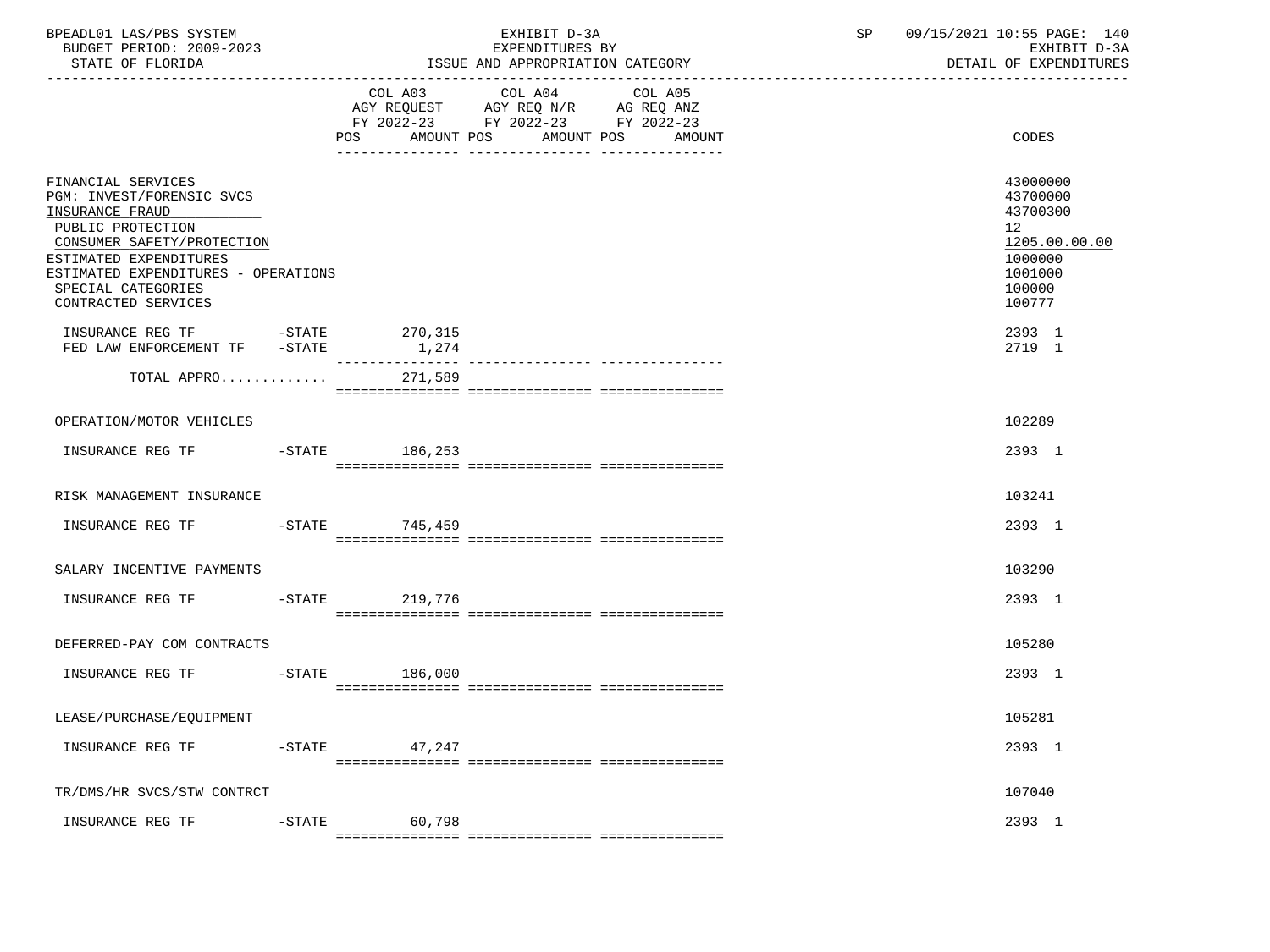BPEADL01 LAS/PBS SYSTEM | EXHIBIT D-3A | SP 09/15/2021 10:55
BUDGET PERIOD: 2009-2023 | EXPENDITURES BY | EXHIBIT D-3A
STATE OF FLORIDA | ISSUE AND APPROPRIATION CATEGORY | DETAIL OF EXPENDITURES

| | | COL A03 AGY REQUEST FY 2022-23 POS | AMOUNT | COL A04 AGY REQ N/R FY 2022-23 POS | AMOUNT | COL A05 AG REQ ANZ FY 2022-23 POS | AMOUNT | CODES |
|---|---|---|---|---|---|---|---|---|
| FINANCIAL SERVICES | | | | | | | | 43000000 |
| PGM: INVEST/FORENSIC SVCS | | | | | | | | 43700000 |
| INSURANCE FRAUD | | | | | | | | 43700300 |
| PUBLIC PROTECTION | | | | | | | | 12 |
| CONSUMER SAFETY/PROTECTION | | | | | | | | 1205.00.00.00 |
| ESTIMATED EXPENDITURES | | | | | | | | 1000000 |
| ESTIMATED EXPENDITURES - OPERATIONS | | | | | | | | 1001000 |
| SPECIAL CATEGORIES | | | | | | | | 100000 |
| CONTRACTED SERVICES | | | | | | | | 100777 |
| INSURANCE REG TF | -STATE | | 270,315 | | | | | 2393 1 |
| FED LAW ENFORCEMENT TF | -STATE | | 1,274 | | | | | 2719 1 |
| TOTAL APPRO............ | | | 271,589 | | | | | |
| OPERATION/MOTOR VEHICLES | | | | | | | | 102289 |
| INSURANCE REG TF | -STATE | | 186,253 | | | | | 2393 1 |
| RISK MANAGEMENT INSURANCE | | | | | | | | 103241 |
| INSURANCE REG TF | -STATE | | 745,459 | | | | | 2393 1 |
| SALARY INCENTIVE PAYMENTS | | | | | | | | 103290 |
| INSURANCE REG TF | -STATE | | 219,776 | | | | | 2393 1 |
| DEFERRED-PAY COM CONTRACTS | | | | | | | | 105280 |
| INSURANCE REG TF | -STATE | | 186,000 | | | | | 2393 1 |
| LEASE/PURCHASE/EQUIPMENT | | | | | | | | 105281 |
| INSURANCE REG TF | -STATE | | 47,247 | | | | | 2393 1 |
| TR/DMS/HR SVCS/STW CONTRCT | | | | | | | | 107040 |
| INSURANCE REG TF | -STATE | | 60,798 | | | | | 2393 1 |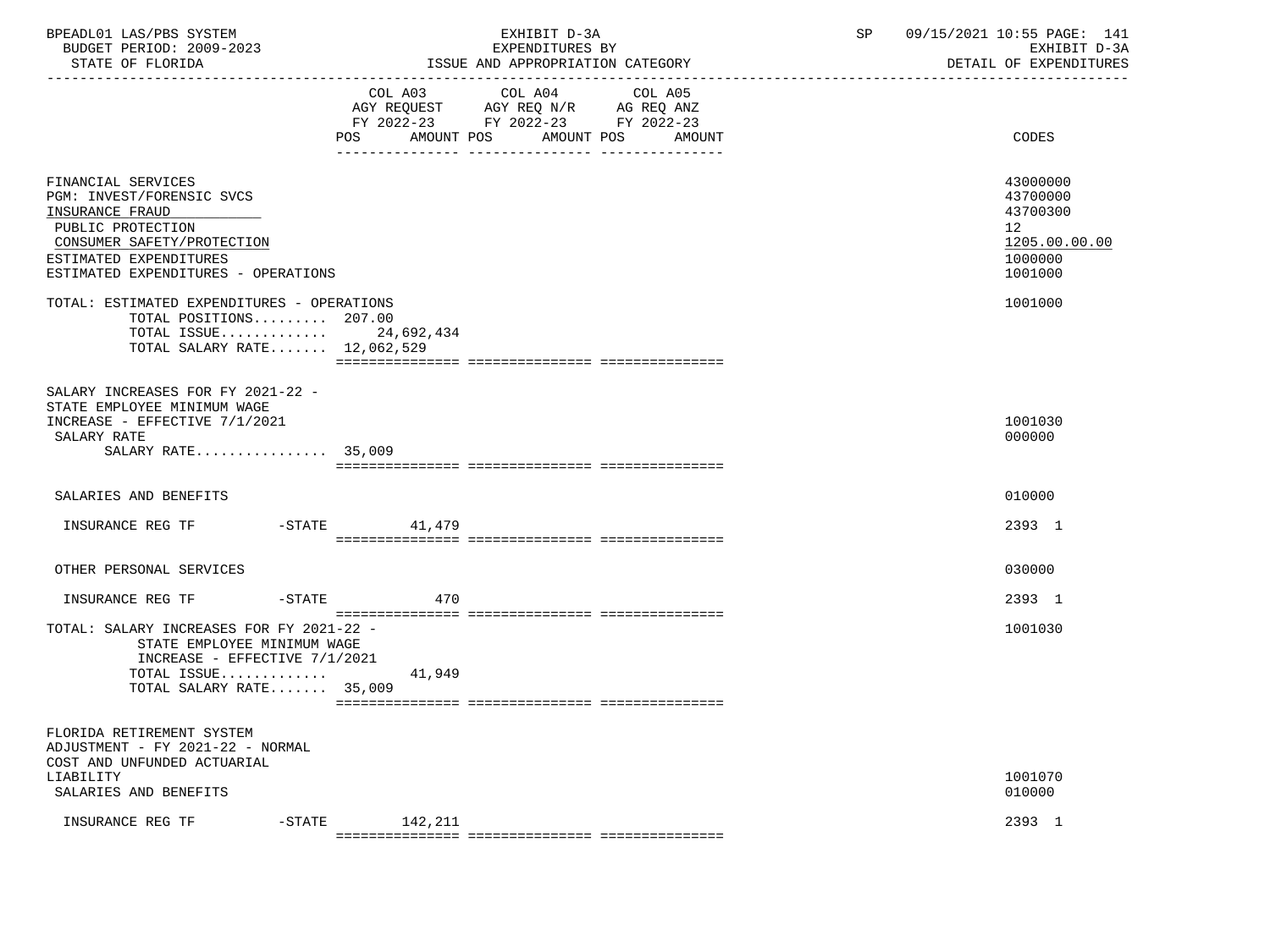BPEADL01 LAS/PBS SYSTEM | EXHIBIT D-3A | SP 09/15/2021 10:55 PAGE: 141
BUDGET PERIOD: 2009-2023 | EXPENDITURES BY | EXHIBIT D-3A
STATE OF FLORIDA | ISSUE AND APPROPRIATION CATEGORY | DETAIL OF EXPENDITURES

| | COL A03 AGY REQUEST FY 2022-23 POS AMOUNT | COL A04 AGY REQ N/R FY 2022-23 POS AMOUNT | COL A05 AG REQ ANZ FY 2022-23 POS AMOUNT | CODES |
|---|---|---|---|---|
| FINANCIAL SERVICES | | | | 43000000 |
| PGM: INVEST/FORENSIC SVCS | | | | 43700000 |
| INSURANCE FRAUD | | | | 43700300 |
| PUBLIC PROTECTION | | | | 12 |
| CONSUMER SAFETY/PROTECTION | | | | 1205.00.00.00 |
| ESTIMATED EXPENDITURES | | | | 1000000 |
| ESTIMATED EXPENDITURES - OPERATIONS | | | | 1001000 |
| TOTAL: ESTIMATED EXPENDITURES - OPERATIONS | | | | 1001000 |
| TOTAL POSITIONS......... | 207.00 | | | |
| TOTAL ISSUE............. | 24,692,434 | | | |
| TOTAL SALARY RATE....... | 12,062,529 | | | |
| SALARY INCREASES FOR FY 2021-22 - STATE EMPLOYEE MINIMUM WAGE INCREASE - EFFECTIVE 7/1/2021 | | | | 1001030 |
| SALARY RATE | | | | 000000 |
| SALARY RATE................ | 35,009 | | | |
| SALARIES AND BENEFITS | | | | 010000 |
| INSURANCE REG TF -STATE | 41,479 | | | 2393 1 |
| OTHER PERSONAL SERVICES | | | | 030000 |
| INSURANCE REG TF -STATE | 470 | | | 2393 1 |
| TOTAL: SALARY INCREASES FOR FY 2021-22 - STATE EMPLOYEE MINIMUM WAGE INCREASE - EFFECTIVE 7/1/2021 | | | | 1001030 |
| TOTAL ISSUE............. | 41,949 | | | |
| TOTAL SALARY RATE....... | 35,009 | | | |
| FLORIDA RETIREMENT SYSTEM ADJUSTMENT - FY 2021-22 - NORMAL COST AND UNFUNDED ACTUARIAL LIABILITY | | | | 1001070 |
| SALARIES AND BENEFITS | | | | 010000 |
| INSURANCE REG TF -STATE | 142,211 | | | 2393 1 |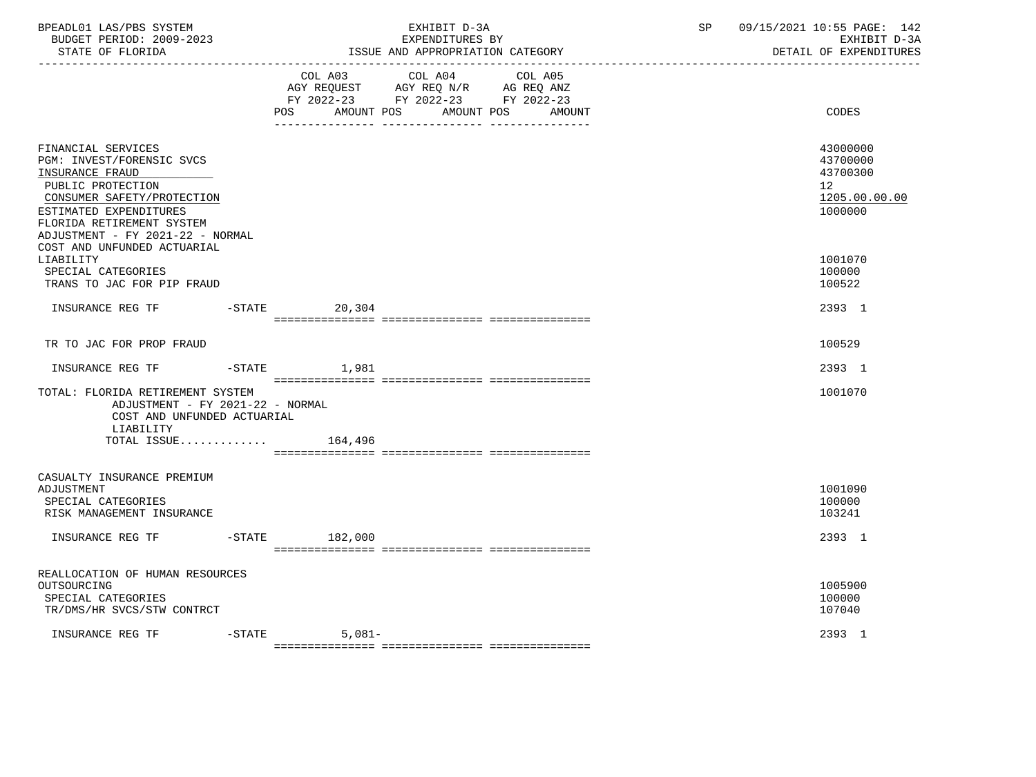BPEADL01 LAS/PBS SYSTEM | EXHIBIT D-3A | SP 09/15/2021 10:55 PAGE: 142
BUDGET PERIOD: 2009-2023 | EXPENDITURES BY | EXHIBIT D-3A
STATE OF FLORIDA | ISSUE AND APPROPRIATION CATEGORY | DETAIL OF EXPENDITURES

| | COL A03 AGY REQUEST FY 2022-23 POS AMOUNT | COL A04 AGY REQ N/R FY 2022-23 POS AMOUNT | COL A05 AG REQ ANZ FY 2022-23 POS AMOUNT | CODES |
|---|---|---|---|---|
| FINANCIAL SERVICES | | | | 43000000 |
| PGM: INVEST/FORENSIC SVCS | | | | 43700000 |
| INSURANCE FRAUD | | | | 43700300 |
| PUBLIC PROTECTION | | | | 12 |
| CONSUMER SAFETY/PROTECTION | | | | 1205.00.00.00 |
| ESTIMATED EXPENDITURES | | | | 1000000 |
| FLORIDA RETIREMENT SYSTEM ADJUSTMENT - FY 2021-22 - NORMAL COST AND UNFUNDED ACTUARIAL LIABILITY | | | | 1001070 |
| SPECIAL CATEGORIES | | | | 100000 |
| TRANS TO JAC FOR PIP FRAUD | | | | 100522 |
| INSURANCE REG TF -STATE | 20,304 | | | 2393 1 |
| TR TO JAC FOR PROP FRAUD | | | | 100529 |
| INSURANCE REG TF -STATE | 1,981 | | | 2393 1 |
| TOTAL: FLORIDA RETIREMENT SYSTEM ADJUSTMENT - FY 2021-22 - NORMAL COST AND UNFUNDED ACTUARIAL LIABILITY | | | | 1001070 |
| TOTAL ISSUE............. | 164,496 | | | |
| CASUALTY INSURANCE PREMIUM ADJUSTMENT | | | | 1001090 |
| SPECIAL CATEGORIES | | | | 100000 |
| RISK MANAGEMENT INSURANCE | | | | 103241 |
| INSURANCE REG TF -STATE | 182,000 | | | 2393 1 |
| REALLOCATION OF HUMAN RESOURCES OUTSOURCING | | | | 1005900 |
| SPECIAL CATEGORIES | | | | 100000 |
| TR/DMS/HR SVCS/STW CONTRCT | | | | 107040 |
| INSURANCE REG TF -STATE | 5,081- | | | 2393 1 |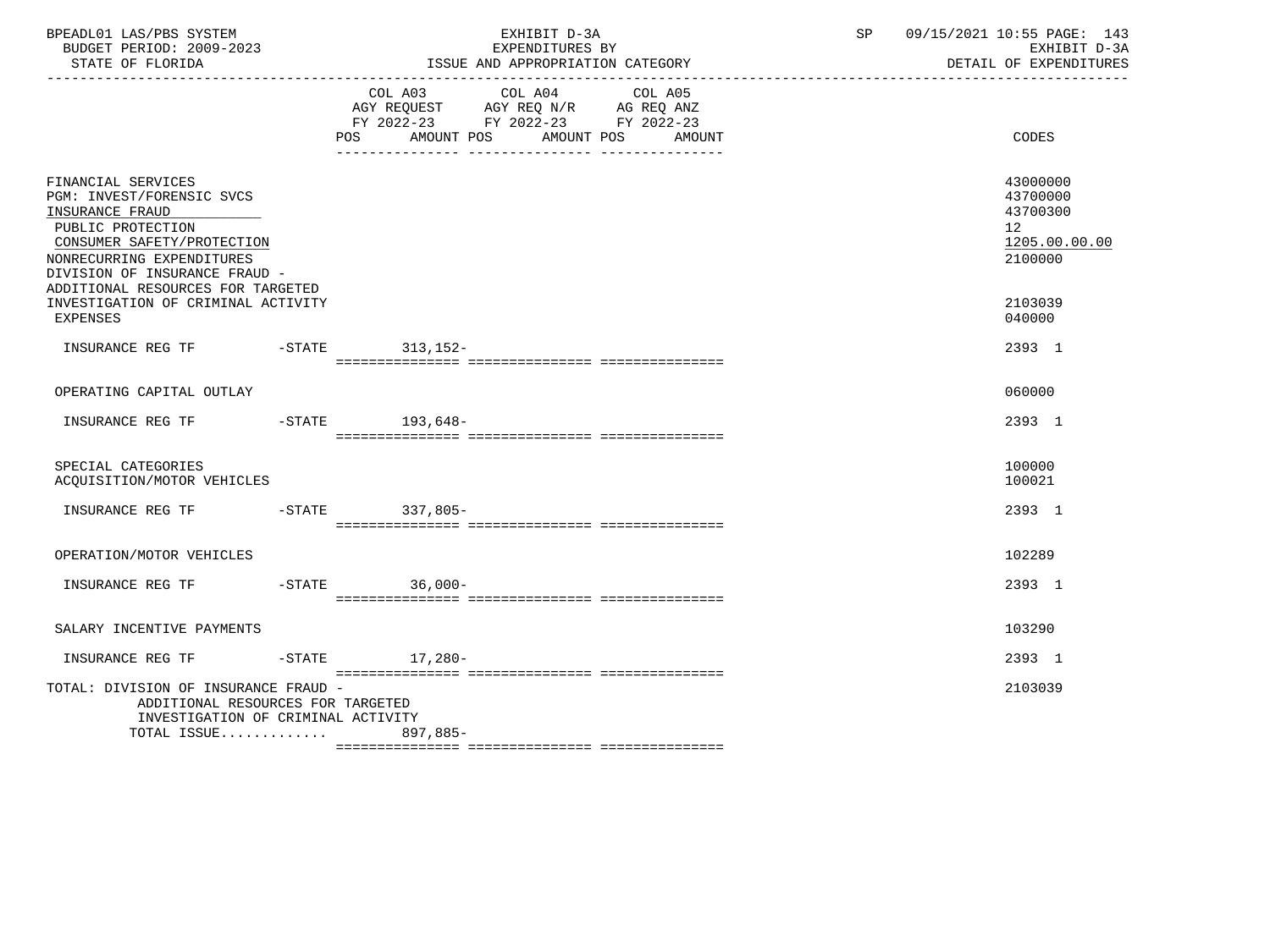BPEADL01 LAS/PBS SYSTEM
BUDGET PERIOD: 2009-2023
STATE OF FLORIDA

EXHIBIT D-3A
EXPENDITURES BY
ISSUE AND APPROPRIATION CATEGORY

SP 09/15/2021 10:55 PAGE: 143
EXHIBIT D-3A
DETAIL OF EXPENDITURES

| | COL A03 AGY REQUEST FY 2022-23 POS AMOUNT | COL A04 AGY REQ N/R FY 2022-23 POS AMOUNT | COL A05 AG REQ ANZ FY 2022-23 POS AMOUNT | CODES |
|---|---|---|---|---|
| FINANCIAL SERVICES | | | | 43000000 |
| PGM: INVEST/FORENSIC SVCS | | | | 43700000 |
| INSURANCE FRAUD | | | | 43700300 |
| PUBLIC PROTECTION | | | | 12 |
| CONSUMER SAFETY/PROTECTION | | | | 1205.00.00.00 |
| NONRECURRING EXPENDITURES | | | | 2100000 |
| DIVISION OF INSURANCE FRAUD - ADDITIONAL RESOURCES FOR TARGETED INVESTIGATION OF CRIMINAL ACTIVITY | | | | 2103039 |
| EXPENSES | | | | 040000 |
| INSURANCE REG TF -STATE | 313,152- | | | 2393 1 |
| OPERATING CAPITAL OUTLAY | | | | 060000 |
| INSURANCE REG TF -STATE | 193,648- | | | 2393 1 |
| SPECIAL CATEGORIES | | | | 100000 |
| ACQUISITION/MOTOR VEHICLES | | | | 100021 |
| INSURANCE REG TF -STATE | 337,805- | | | 2393 1 |
| OPERATION/MOTOR VEHICLES | | | | 102289 |
| INSURANCE REG TF -STATE | 36,000- | | | 2393 1 |
| SALARY INCENTIVE PAYMENTS | | | | 103290 |
| INSURANCE REG TF -STATE | 17,280- | | | 2393 1 |
| TOTAL: DIVISION OF INSURANCE FRAUD - ADDITIONAL RESOURCES FOR TARGETED INVESTIGATION OF CRIMINAL ACTIVITY | | | | 2103039 |
| TOTAL ISSUE............. | 897,885- | | | |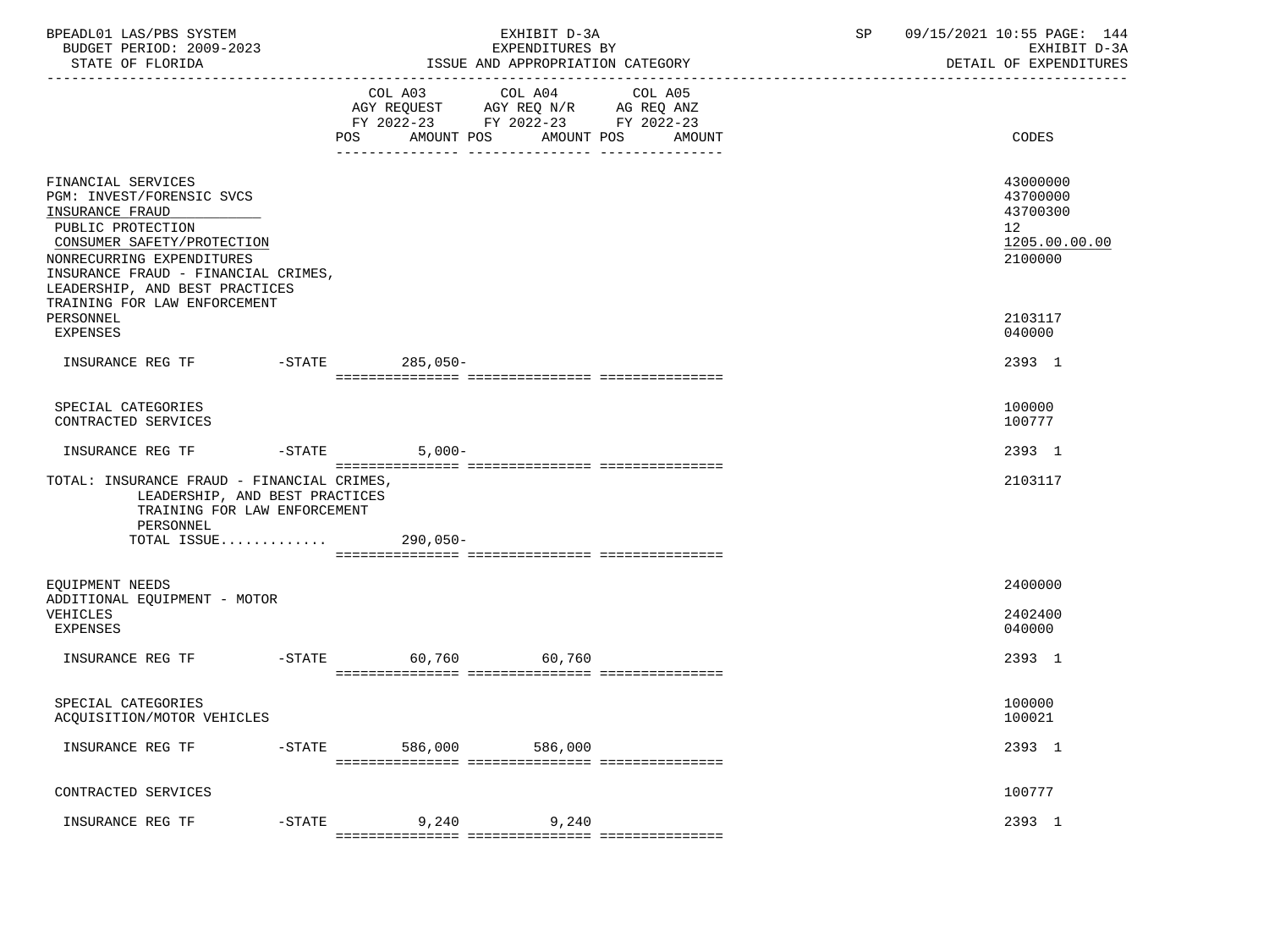| | COL A03 AGY REQUEST FY 2022-23 POS AMOUNT | COL A04 AGY REQ N/R FY 2022-23 POS AMOUNT | COL A05 AG REQ ANZ FY 2022-23 POS AMOUNT | CODES |
|---|---|---|---|---|
| FINANCIAL SERVICES | | | | 43000000 |
| PGM: INVEST/FORENSIC SVCS | | | | 43700000 |
| INSURANCE FRAUD | | | | 43700300 |
| PUBLIC PROTECTION | | | | 12 |
| CONSUMER SAFETY/PROTECTION | | | | 1205.00.00.00 |
| NONRECURRING EXPENDITURES | | | | 2100000 |
| INSURANCE FRAUD - FINANCIAL CRIMES, LEADERSHIP, AND BEST PRACTICES TRAINING FOR LAW ENFORCEMENT PERSONNEL | | | | 2103117 |
| EXPENSES | | | | 040000 |
| INSURANCE REG TF -STATE | 285,050- | | | 2393 1 |
| SPECIAL CATEGORIES | | | | 100000 |
| CONTRACTED SERVICES | | | | 100777 |
| INSURANCE REG TF -STATE | 5,000- | | | 2393 1 |
| TOTAL: INSURANCE FRAUD - FINANCIAL CRIMES, LEADERSHIP, AND BEST PRACTICES TRAINING FOR LAW ENFORCEMENT PERSONNEL | | | | 2103117 |
| TOTAL ISSUE............. | 290,050- | | | |
| EQUIPMENT NEEDS | | | | 2400000 |
| ADDITIONAL EQUIPMENT - MOTOR VEHICLES | | | | 2402400 |
| EXPENSES | | | | 040000 |
| INSURANCE REG TF -STATE | 60,760 | 60,760 | | 2393 1 |
| SPECIAL CATEGORIES | | | | 100000 |
| ACQUISITION/MOTOR VEHICLES | | | | 100021 |
| INSURANCE REG TF -STATE | 586,000 | 586,000 | | 2393 1 |
| CONTRACTED SERVICES | | | | 100777 |
| INSURANCE REG TF -STATE | 9,240 | 9,240 | | 2393 1 |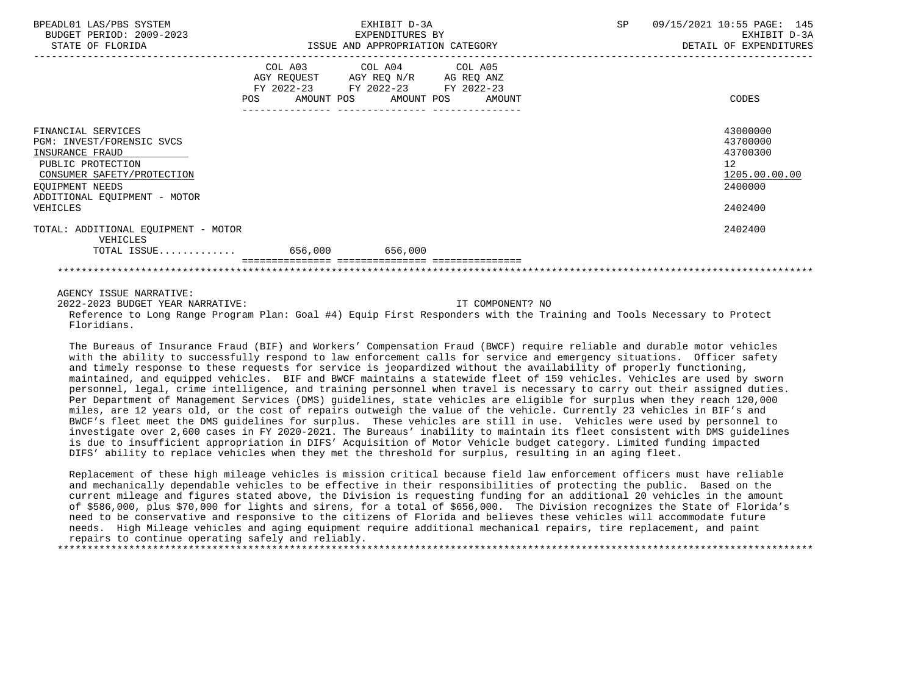| | COL A03 AGY REQUEST FY 2022-23 POS AMOUNT | COL A04 AGY REQ N/R FY 2022-23 POS AMOUNT | COL A05 AG REQ ANZ FY 2022-23 POS AMOUNT | CODES |
|---|---|---|---|---|
| FINANCIAL SERVICES | | | | 43000000 |
| PGM: INVEST/FORENSIC SVCS | | | | 43700000 |
| INSURANCE FRAUD | | | | 43700300 |
| PUBLIC PROTECTION | | | | 12 |
| CONSUMER SAFETY/PROTECTION | | | | 1205.00.00.00 |
| EQUIPMENT NEEDS | | | | 2400000 |
| ADDITIONAL EQUIPMENT - MOTOR VEHICLES | | | | 2402400 |
| TOTAL: ADDITIONAL EQUIPMENT - MOTOR VEHICLES | | | | 2402400 |
| TOTAL ISSUE............ | 656,000 | 656,000 | | |

AGENCY ISSUE NARRATIVE:

2022-2023 BUDGET YEAR NARRATIVE: IT COMPONENT? NO

Reference to Long Range Program Plan: Goal #4) Equip First Responders with the Training and Tools Necessary to Protect Floridians.

The Bureaus of Insurance Fraud (BIF) and Workers' Compensation Fraud (BWCF) require reliable and durable motor vehicles with the ability to successfully respond to law enforcement calls for service and emergency situations. Officer safety and timely response to these requests for service is jeopardized without the availability of properly functioning, maintained, and equipped vehicles. BIF and BWCF maintains a statewide fleet of 159 vehicles. Vehicles are used by sworn personnel, legal, crime intelligence, and training personnel when travel is necessary to carry out their assigned duties. Per Department of Management Services (DMS) guidelines, state vehicles are eligible for surplus when they reach 120,000 miles, are 12 years old, or the cost of repairs outweigh the value of the vehicle. Currently 23 vehicles in BIF's and BWCF's fleet meet the DMS guidelines for surplus. These vehicles are still in use. Vehicles were used by personnel to investigate over 2,600 cases in FY 2020-2021. The Bureaus' inability to maintain its fleet consistent with DMS guidelines is due to insufficient appropriation in DIFS' Acquisition of Motor Vehicle budget category. Limited funding impacted DIFS' ability to replace vehicles when they met the threshold for surplus, resulting in an aging fleet.

Replacement of these high mileage vehicles is mission critical because field law enforcement officers must have reliable and mechanically dependable vehicles to be effective in their responsibilities of protecting the public. Based on the current mileage and figures stated above, the Division is requesting funding for an additional 20 vehicles in the amount of $586,000, plus $70,000 for lights and sirens, for a total of $656,000. The Division recognizes the State of Florida's need to be conservative and responsive to the citizens of Florida and believes these vehicles will accommodate future needs. High Mileage vehicles and aging equipment require additional mechanical repairs, tire replacement, and paint repairs to continue operating safely and reliably.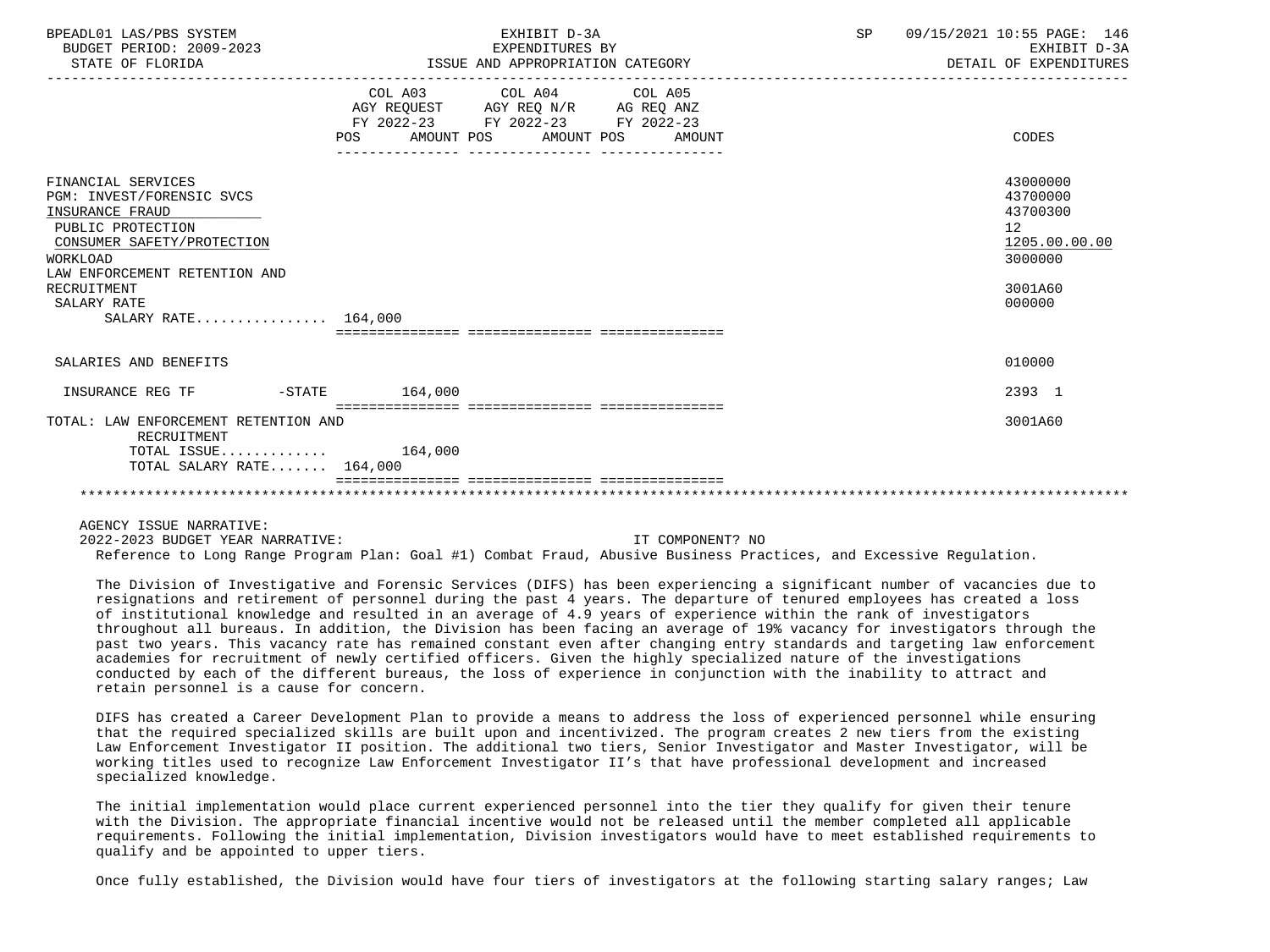| | COL A03 AGY REQUEST FY 2022-23 POS AMOUNT | COL A04 AGY REQ N/R FY 2022-23 POS AMOUNT | COL A05 AG REQ ANZ FY 2022-23 POS AMOUNT | CODES |
|---|---|---|---|---|
| FINANCIAL SERVICES | | | | 43000000 |
| PGM: INVEST/FORENSIC SVCS | | | | 43700000 |
| INSURANCE FRAUD | | | | 43700300 |
| PUBLIC PROTECTION | | | | 12 |
| CONSUMER SAFETY/PROTECTION | | | | 1205.00.00.00 |
| WORKLOAD | | | | 3000000 |
| LAW ENFORCEMENT RETENTION AND RECRUITMENT | | | | 3001A60 |
| SALARY RATE | | | | 000000 |
| SALARY RATE................ | 164,000 | | | |
| SALARIES AND BENEFITS | | | | 010000 |
| INSURANCE REG TF -STATE | 164,000 | | | 2393 1 |
| TOTAL: LAW ENFORCEMENT RETENTION AND RECRUITMENT | | | | 3001A60 |
| TOTAL ISSUE............ | 164,000 | | | |
| TOTAL SALARY RATE....... | 164,000 | | | |

AGENCY ISSUE NARRATIVE:

2022-2023 BUDGET YEAR NARRATIVE: IT COMPONENT? NO

Reference to Long Range Program Plan: Goal #1) Combat Fraud, Abusive Business Practices, and Excessive Regulation.

The Division of Investigative and Forensic Services (DIFS) has been experiencing a significant number of vacancies due to resignations and retirement of personnel during the past 4 years. The departure of tenured employees has created a loss of institutional knowledge and resulted in an average of 4.9 years of experience within the rank of investigators throughout all bureaus. In addition, the Division has been facing an average of 19% vacancy for investigators through the past two years. This vacancy rate has remained constant even after changing entry standards and targeting law enforcement academies for recruitment of newly certified officers. Given the highly specialized nature of the investigations conducted by each of the different bureaus, the loss of experience in conjunction with the inability to attract and retain personnel is a cause for concern.

DIFS has created a Career Development Plan to provide a means to address the loss of experienced personnel while ensuring that the required specialized skills are built upon and incentivized. The program creates 2 new tiers from the existing Law Enforcement Investigator II position. The additional two tiers, Senior Investigator and Master Investigator, will be working titles used to recognize Law Enforcement Investigator II's that have professional development and increased specialized knowledge.

The initial implementation would place current experienced personnel into the tier they qualify for given their tenure with the Division. The appropriate financial incentive would not be released until the member completed all applicable requirements. Following the initial implementation, Division investigators would have to meet established requirements to qualify and be appointed to upper tiers.

Once fully established, the Division would have four tiers of investigators at the following starting salary ranges; Law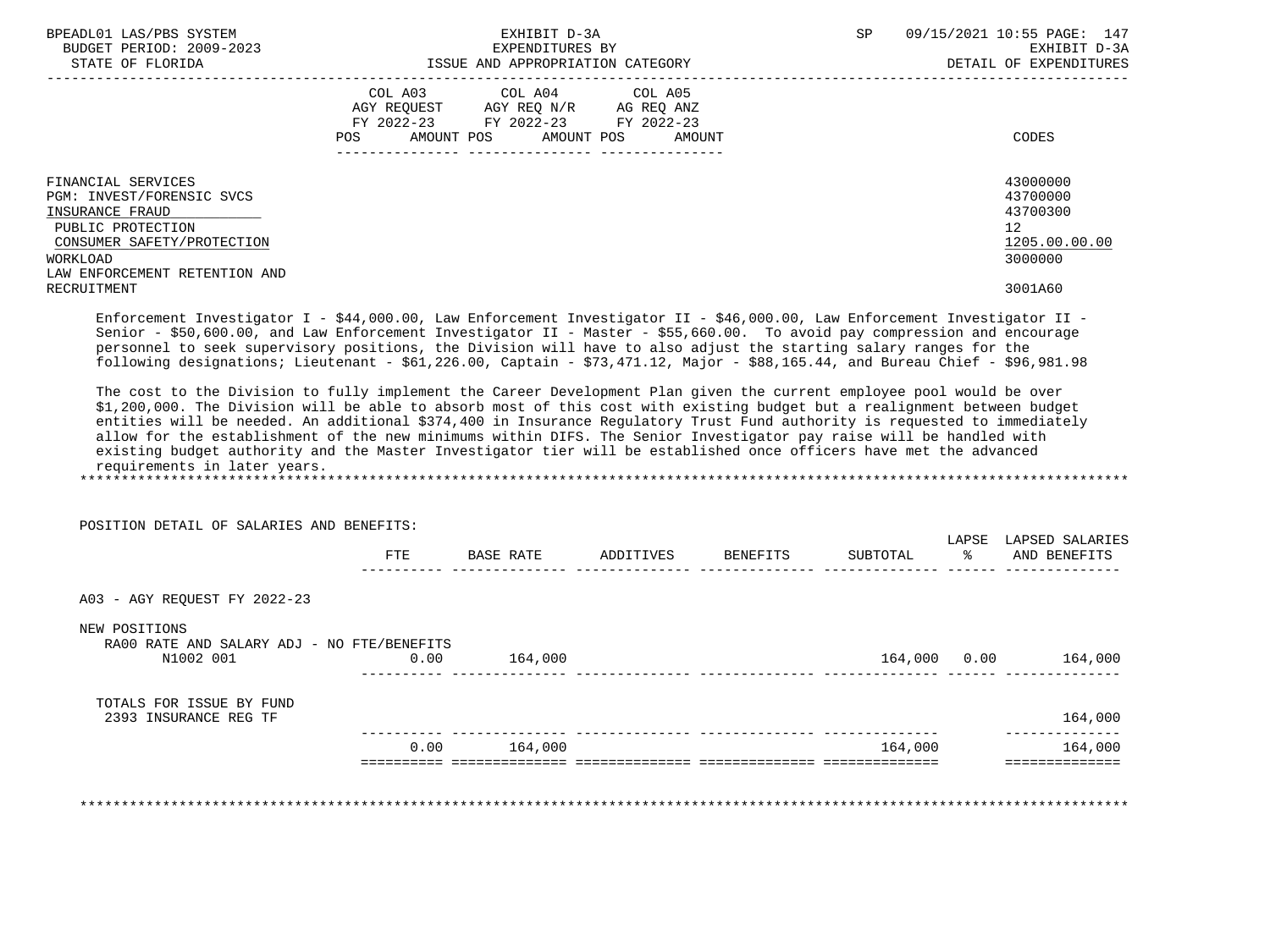EXHIBIT D-3A
EXPENDITURES BY
ISSUE AND APPROPRIATION CATEGORY

BPEADL01 LAS/PBS SYSTEM
BUDGET PERIOD: 2009-2023
STATE OF FLORIDA

SP 09/15/2021 10:55

EXHIBIT D-3A
DETAIL OF EXPENDITURES

| | COL A03 AGY REQUEST FY 2022-23 POS AMOUNT | COL A04 AGY REQ N/R FY 2022-23 POS AMOUNT | COL A05 AG REQ ANZ FY 2022-23 POS AMOUNT | CODES |
|---|---|---|---|---|
| FINANCIAL SERVICES | | | | 43000000 |
| PGM: INVEST/FORENSIC SVCS | | | | 43700000 |
| INSURANCE FRAUD | | | | 43700300 |
| PUBLIC PROTECTION | | | | 12 |
| CONSUMER SAFETY/PROTECTION | | | | 1205.00.00.00 |
| WORKLOAD | | | | 3000000 |
| LAW ENFORCEMENT RETENTION AND RECRUITMENT | | | | 3001A60 |

Enforcement Investigator I - $44,000.00, Law Enforcement Investigator II - $46,000.00, Law Enforcement Investigator II - Senior - $50,600.00, and Law Enforcement Investigator II - Master - $55,660.00. To avoid pay compression and encourage personnel to seek supervisory positions, the Division will have to also adjust the starting salary ranges for the following designations; Lieutenant - $61,226.00, Captain - $73,471.12, Major - $88,165.44, and Bureau Chief - $96,981.98

The cost to the Division to fully implement the Career Development Plan given the current employee pool would be over $1,200,000. The Division will be able to absorb most of this cost with existing budget but a realignment between budget entities will be needed. An additional $374,400 in Insurance Regulatory Trust Fund authority is requested to immediately allow for the establishment of the new minimums within DIFS. The Senior Investigator pay raise will be handled with existing budget authority and the Master Investigator tier will be established once officers have met the advanced requirements in later years.

POSITION DETAIL OF SALARIES AND BENEFITS:

| | FTE | BASE RATE | ADDITIVES | BENEFITS | SUBTOTAL | LAPSE % | LAPSED SALARIES AND BENEFITS |
|---|---|---|---|---|---|---|---|
| A03 - AGY REQUEST FY 2022-23 | | | | | | | |
| NEW POSITIONS | | | | | | | |
| RA00 RATE AND SALARY ADJ - NO FTE/BENEFITS | | | | | | | |
| N1002 001 | 0.00 | 164,000 | | | 164,000 | 0.00 | 164,000 |
| TOTALS FOR ISSUE BY FUND | | | | | | | |
| 2393 INSURANCE REG TF | | | | | | | 164,000 |
| | 0.00 | 164,000 | | | 164,000 | | 164,000 |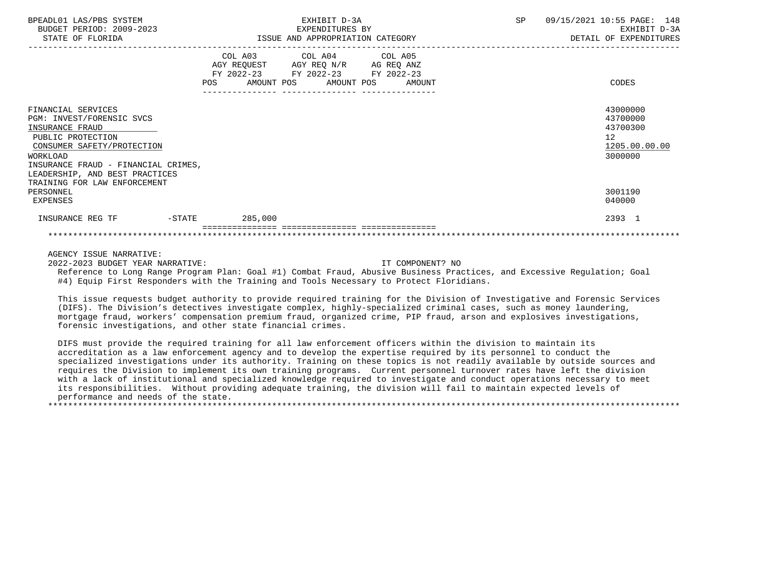| | COL A03 AGY REQUEST FY 2022-23 POS AMOUNT | COL A04 AGY REQ N/R FY 2022-23 POS AMOUNT | COL A05 AG REQ ANZ FY 2022-23 POS AMOUNT | CODES |
|---|---|---|---|---|
| FINANCIAL SERVICES | | | | 43000000 |
| PGM: INVEST/FORENSIC SVCS | | | | 43700000 |
| INSURANCE FRAUD | | | | 43700300 |
| PUBLIC PROTECTION | | | | 12 |
| CONSUMER SAFETY/PROTECTION | | | | 1205.00.00.00 |
| WORKLOAD | | | | 3000000 |
| INSURANCE FRAUD - FINANCIAL CRIMES, LEADERSHIP, AND BEST PRACTICES TRAINING FOR LAW ENFORCEMENT PERSONNEL | | | | 3001190 |
| EXPENSES | | | | 040000 |
| INSURANCE REG TF -STATE | 285,000 | | | 2393 1 |

AGENCY ISSUE NARRATIVE:

2022-2023 BUDGET YEAR NARRATIVE: IT COMPONENT? NO

Reference to Long Range Program Plan: Goal #1) Combat Fraud, Abusive Business Practices, and Excessive Regulation; Goal #4) Equip First Responders with the Training and Tools Necessary to Protect Floridians.

This issue requests budget authority to provide required training for the Division of Investigative and Forensic Services (DIFS). The Division's detectives investigate complex, highly-specialized criminal cases, such as money laundering, mortgage fraud, workers' compensation premium fraud, organized crime, PIP fraud, arson and explosives investigations, forensic investigations, and other state financial crimes.

DIFS must provide the required training for all law enforcement officers within the division to maintain its accreditation as a law enforcement agency and to develop the expertise required by its personnel to conduct the specialized investigations under its authority. Training on these topics is not readily available by outside sources and requires the Division to implement its own training programs. Current personnel turnover rates have left the division with a lack of institutional and specialized knowledge required to investigate and conduct operations necessary to meet its responsibilities. Without providing adequate training, the division will fail to maintain expected levels of performance and needs of the state.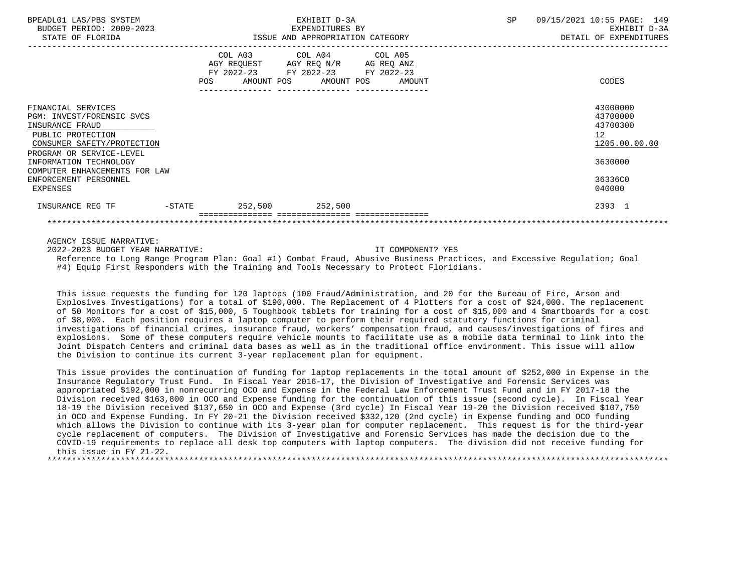| | COL A03 AGY REQUEST FY 2022-23 POS | AMOUNT | COL A04 AGY REQ N/R FY 2022-23 POS | AMOUNT | COL A05 AG REQ ANZ FY 2022-23 POS | AMOUNT | CODES |
|---|---|---|---|---|---|---|---|
| FINANCIAL SERVICES | | | | | | | 43000000 |
| PGM: INVEST/FORENSIC SVCS | | | | | | | 43700000 |
| INSURANCE FRAUD | | | | | | | 43700300 |
| PUBLIC PROTECTION | | | | | | | 12 |
| CONSUMER SAFETY/PROTECTION | | | | | | | 1205.00.00.00 |
| PROGRAM OR SERVICE-LEVEL | | | | | | | |
| INFORMATION TECHNOLOGY | | | | | | | 3630000 |
| COMPUTER ENHANCEMENTS FOR LAW ENFORCEMENT PERSONNEL | | | | | | | 36336C0 |
| EXPENSES | | | | | | | 040000 |
| INSURANCE REG TF -STATE | | 252,500 | | 252,500 | | | 2393 1 |

AGENCY ISSUE NARRATIVE:

2022-2023 BUDGET YEAR NARRATIVE: IT COMPONENT? YES

Reference to Long Range Program Plan: Goal #1) Combat Fraud, Abusive Business Practices, and Excessive Regulation; Goal #4) Equip First Responders with the Training and Tools Necessary to Protect Floridians.

This issue requests the funding for 120 laptops (100 Fraud/Administration, and 20 for the Bureau of Fire, Arson and Explosives Investigations) for a total of $190,000. The Replacement of 4 Plotters for a cost of $24,000. The replacement of 50 Monitors for a cost of $15,000, 5 Toughbook tablets for training for a cost of $15,000 and 4 Smartboards for a cost of $8,000. Each position requires a laptop computer to perform their required statutory functions for criminal investigations of financial crimes, insurance fraud, workers' compensation fraud, and causes/investigations of fires and explosions. Some of these computers require vehicle mounts to facilitate use as a mobile data terminal to link into the Joint Dispatch Centers and criminal data bases as well as in the traditional office environment. This issue will allow the Division to continue its current 3-year replacement plan for equipment.

This issue provides the continuation of funding for laptop replacements in the total amount of $252,000 in Expense in the Insurance Regulatory Trust Fund. In Fiscal Year 2016-17, the Division of Investigative and Forensic Services was appropriated $192,000 in nonrecurring OCO and Expense in the Federal Law Enforcement Trust Fund and in FY 2017-18 the Division received $163,800 in OCO and Expense funding for the continuation of this issue (second cycle). In Fiscal Year 18-19 the Division received $137,650 in OCO and Expense (3rd cycle) In Fiscal Year 19-20 the Division received $107,750 in OCO and Expense Funding. In FY 20-21 the Division received $332,120 (2nd cycle) in Expense funding and OCO funding which allows the Division to continue with its 3-year plan for computer replacement. This request is for the third-year cycle replacement of computers. The Division of Investigative and Forensic Services has made the decision due to the COVID-19 requirements to replace all desk top computers with laptop computers. The division did not receive funding for this issue in FY 21-22.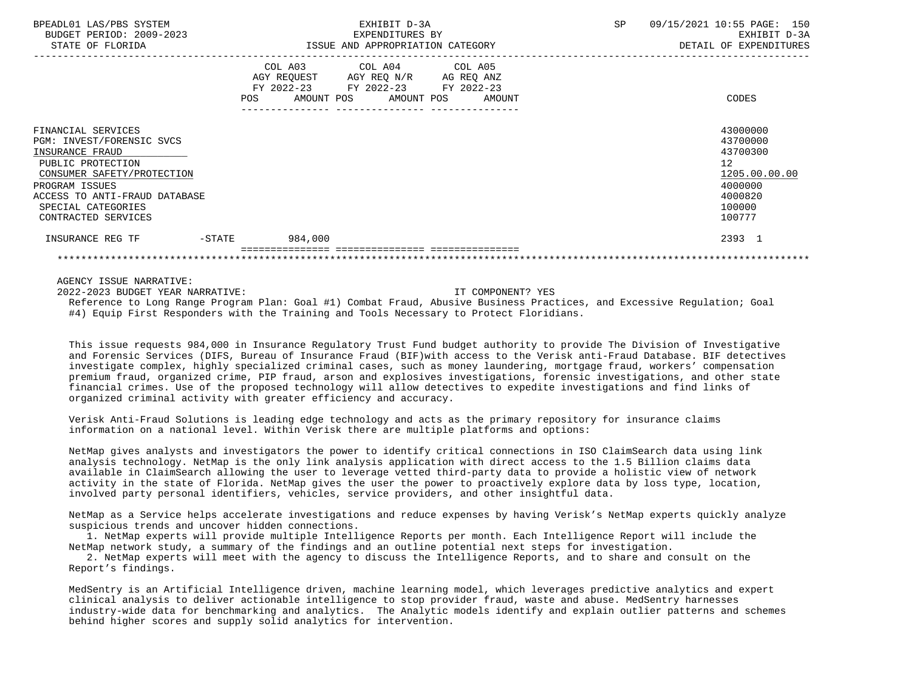| | COL A03 AGY REQUEST FY 2022-23 POS AMOUNT | COL A04 AGY REQ N/R FY 2022-23 POS AMOUNT | COL A05 AG REQ ANZ FY 2022-23 POS AMOUNT | CODES |
|---|---|---|---|---|
| FINANCIAL SERVICES | | | | 43000000 |
| PGM: INVEST/FORENSIC SVCS | | | | 43700000 |
| INSURANCE FRAUD | | | | 43700300 |
| PUBLIC PROTECTION | | | | 12 |
| CONSUMER SAFETY/PROTECTION | | | | 1205.00.00.00 |
| PROGRAM ISSUES | | | | 4000000 |
| ACCESS TO ANTI-FRAUD DATABASE | | | | 4000820 |
| SPECIAL CATEGORIES | | | | 100000 |
| CONTRACTED SERVICES | | | | 100777 |
| INSURANCE REG TF -STATE | 984,000 | | | 2393 1 |

AGENCY ISSUE NARRATIVE:

2022-2023 BUDGET YEAR NARRATIVE: IT COMPONENT? YES

Reference to Long Range Program Plan: Goal #1) Combat Fraud, Abusive Business Practices, and Excessive Regulation; Goal #4) Equip First Responders with the Training and Tools Necessary to Protect Floridians.

This issue requests 984,000 in Insurance Regulatory Trust Fund budget authority to provide The Division of Investigative and Forensic Services (DIFS, Bureau of Insurance Fraud (BIF)with access to the Verisk anti-Fraud Database. BIF detectives investigate complex, highly specialized criminal cases, such as money laundering, mortgage fraud, workers' compensation premium fraud, organized crime, PIP fraud, arson and explosives investigations, forensic investigations, and other state financial crimes. Use of the proposed technology will allow detectives to expedite investigations and find links of organized criminal activity with greater efficiency and accuracy.

Verisk Anti-Fraud Solutions is leading edge technology and acts as the primary repository for insurance claims information on a national level. Within Verisk there are multiple platforms and options:

NetMap gives analysts and investigators the power to identify critical connections in ISO ClaimSearch data using link analysis technology. NetMap is the only link analysis application with direct access to the 1.5 Billion claims data available in ClaimSearch allowing the user to leverage vetted third-party data to provide a holistic view of network activity in the state of Florida. NetMap gives the user the power to proactively explore data by loss type, location, involved party personal identifiers, vehicles, service providers, and other insightful data.

NetMap as a Service helps accelerate investigations and reduce expenses by having Verisk's NetMap experts quickly analyze suspicious trends and uncover hidden connections.

1. NetMap experts will provide multiple Intelligence Reports per month. Each Intelligence Report will include the NetMap network study, a summary of the findings and an outline potential next steps for investigation.
2. NetMap experts will meet with the agency to discuss the Intelligence Reports, and to share and consult on the Report's findings.

MedSentry is an Artificial Intelligence driven, machine learning model, which leverages predictive analytics and expert clinical analysis to deliver actionable intelligence to stop provider fraud, waste and abuse. MedSentry harnesses industry-wide data for benchmarking and analytics. The Analytic models identify and explain outlier patterns and schemes behind higher scores and supply solid analytics for intervention.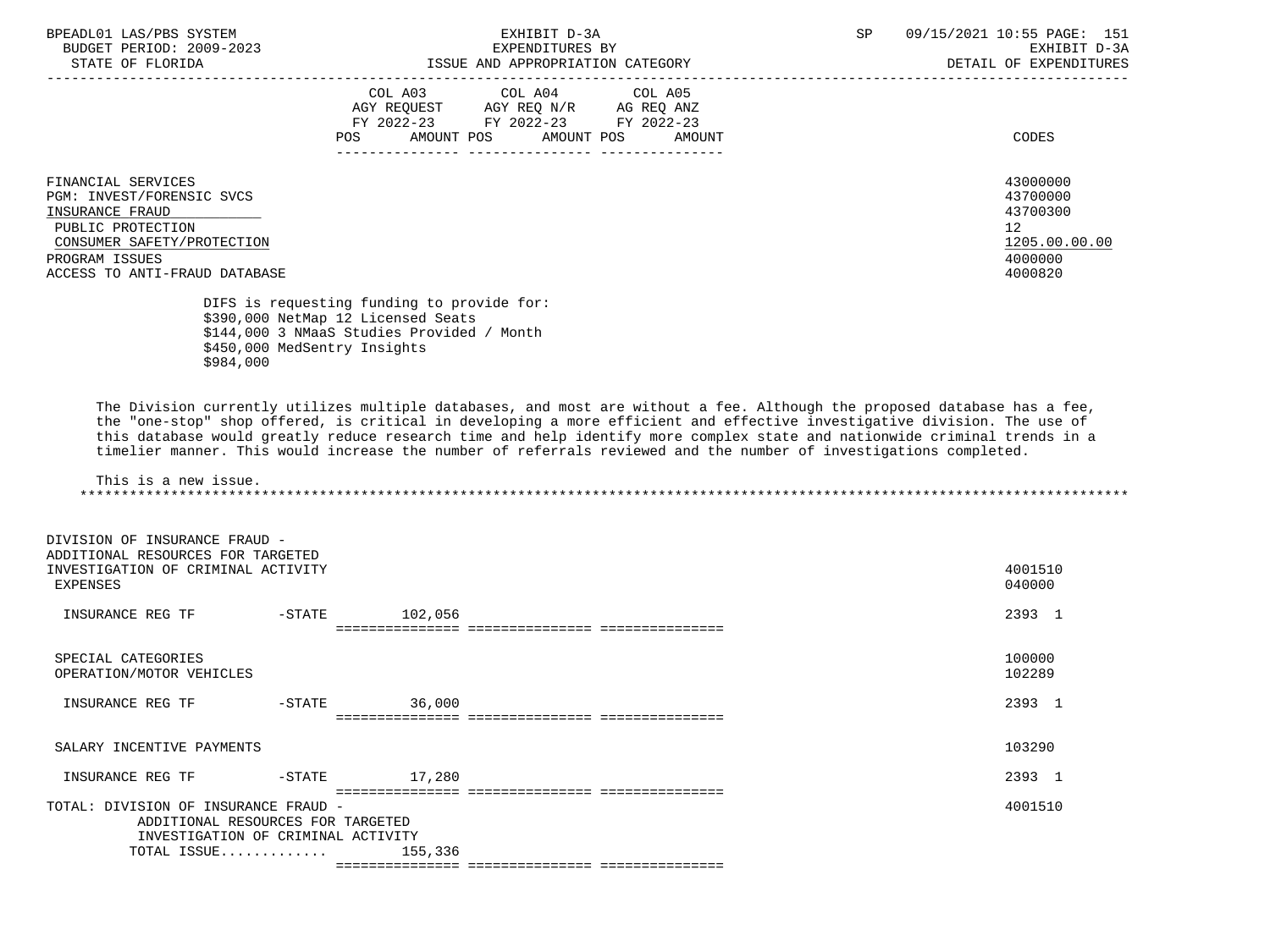| | COL A03 AGY REQUEST FY 2022-23 POS AMOUNT | COL A04 AGY REQ N/R FY 2022-23 POS AMOUNT | COL A05 AG REQ ANZ FY 2022-23 POS AMOUNT | CODES |
|---|---|---|---|---|
| FINANCIAL SERVICES | | | | 43000000 |
| PGM: INVEST/FORENSIC SVCS | | | | 43700000 |
| INSURANCE FRAUD | | | | 43700300 |
| PUBLIC PROTECTION | | | | 12 |
| CONSUMER SAFETY/PROTECTION | | | | 1205.00.00.00 |
| PROGRAM ISSUES | | | | 4000000 |
| ACCESS TO ANTI-FRAUD DATABASE | | | | 4000820 |

DIFS is requesting funding to provide for:
$390,000 NetMap 12 Licensed Seats
$144,000 3 NMaaS Studies Provided / Month
$450,000 MedSentry Insights
$984,000

The Division currently utilizes multiple databases, and most are without a fee. Although the proposed database has a fee, the "one-stop" shop offered, is critical in developing a more efficient and effective investigative division. The use of this database would greatly reduce research time and help identify more complex state and nationwide criminal trends in a timelier manner. This would increase the number of referrals reviewed and the number of investigations completed.

This is a new issue.

*******************************************************************************************************************************

| | COL A03 | COL A04 | COL A05 | CODES |
|---|---|---|---|---|
| DIVISION OF INSURANCE FRAUD - ADDITIONAL RESOURCES FOR TARGETED INVESTIGATION OF CRIMINAL ACTIVITY | | | | 4001510 |
| EXPENSES | | | | 040000 |
| INSURANCE REG TF -STATE | 102,056 | | | 2393 1 |
| SPECIAL CATEGORIES | | | | 100000 |
| OPERATION/MOTOR VEHICLES | | | | 102289 |
| INSURANCE REG TF -STATE | 36,000 | | | 2393 1 |
| SALARY INCENTIVE PAYMENTS | | | | 103290 |
| INSURANCE REG TF -STATE | 17,280 | | | 2393 1 |
| TOTAL: DIVISION OF INSURANCE FRAUD - ADDITIONAL RESOURCES FOR TARGETED INVESTIGATION OF CRIMINAL ACTIVITY | | | | 4001510 |
| TOTAL ISSUE............. | 155,336 | | | |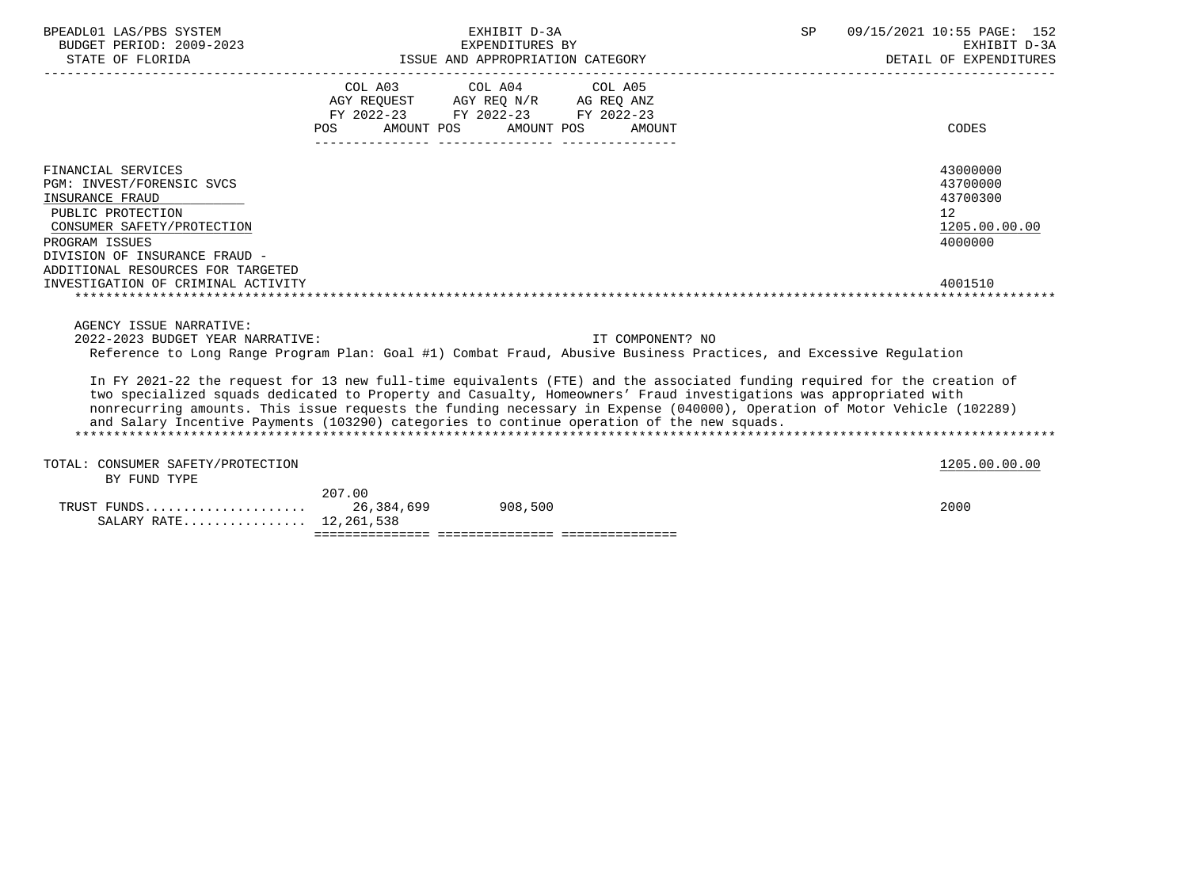BPEADL01 LAS/PBS SYSTEM — EXHIBIT D-3A — EXPENDITURES BY ISSUE AND APPROPRIATION CATEGORY
BUDGET PERIOD: 2009-2023 — STATE OF FLORIDA — DETAIL OF EXPENDITURES

| | COL A03 AGY REQUEST FY 2022-23 POS AMOUNT | COL A04 AGY REQ N/R FY 2022-23 POS AMOUNT | COL A05 AG REQ ANZ FY 2022-23 POS AMOUNT | CODES |
|---|---|---|---|---|
| FINANCIAL SERVICES | | | | 43000000 |
| PGM: INVEST/FORENSIC SVCS | | | | 43700000 |
| INSURANCE FRAUD | | | | 43700300 |
| PUBLIC PROTECTION | | | | 12 |
| CONSUMER SAFETY/PROTECTION | | | | 1205.00.00.00 |
| PROGRAM ISSUES | | | | 4000000 |
| DIVISION OF INSURANCE FRAUD - ADDITIONAL RESOURCES FOR TARGETED INVESTIGATION OF CRIMINAL ACTIVITY | | | | 4001510 |

AGENCY ISSUE NARRATIVE:

2022-2023 BUDGET YEAR NARRATIVE: IT COMPONENT? NO

Reference to Long Range Program Plan: Goal #1) Combat Fraud, Abusive Business Practices, and Excessive Regulation

In FY 2021-22 the request for 13 new full-time equivalents (FTE) and the associated funding required for the creation of two specialized squads dedicated to Property and Casualty, Homeowners' Fraud investigations was appropriated with nonrecurring amounts. This issue requests the funding necessary in Expense (040000), Operation of Motor Vehicle (102289) and Salary Incentive Payments (103290) categories to continue operation of the new squads.

| | COL A03 | COL A04 | COL A05 | CODES |
|---|---|---|---|---|
| TOTAL: CONSUMER SAFETY/PROTECTION | | | | 1205.00.00.00 |
| BY FUND TYPE | | | | |
| TRUST FUNDS | 207.00 / 26,384,699 | 908,500 | | 2000 |
| SALARY RATE | 12,261,538 | | | |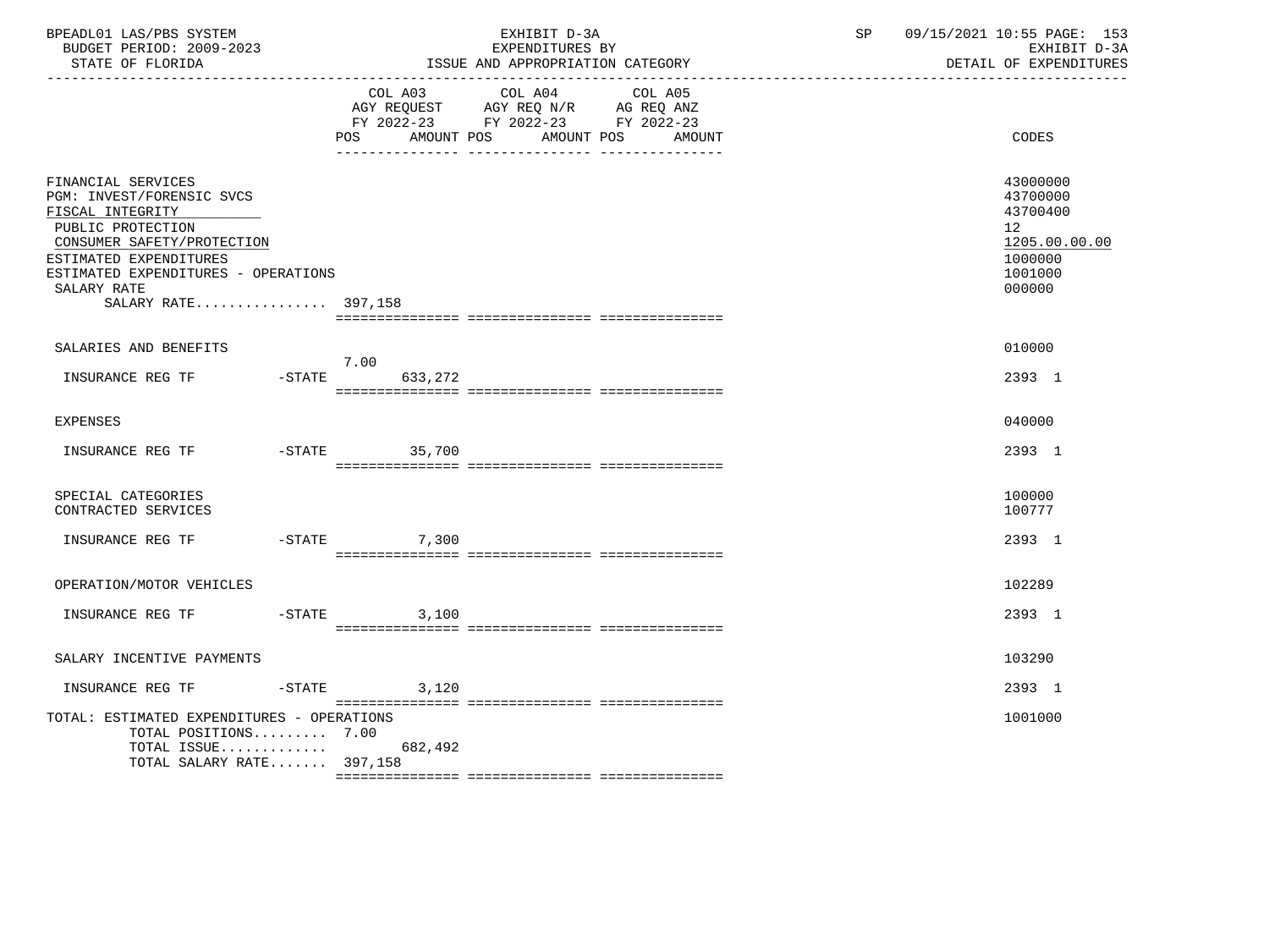BPEADL01 LAS/PBS SYSTEM — EXHIBIT D-3A — SP 09/15/2021 10:55 PAGE: 153
BUDGET PERIOD: 2009-2023 — EXPENDITURES BY — EXHIBIT D-3A
STATE OF FLORIDA — ISSUE AND APPROPRIATION CATEGORY — DETAIL OF EXPENDITURES

| | COL A03 AGY REQUEST FY 2022-23 POS | AMOUNT | COL A04 AGY REQ N/R FY 2022-23 POS | AMOUNT | COL A05 AG REQ ANZ FY 2022-23 POS | AMOUNT | CODES |
|---|---|---|---|---|---|---|---|
| FINANCIAL SERVICES | | | | | | | 43000000 |
| PGM: INVEST/FORENSIC SVCS | | | | | | | 43700000 |
| FISCAL INTEGRITY | | | | | | | 43700400 |
| PUBLIC PROTECTION | | | | | | | 12 |
| CONSUMER SAFETY/PROTECTION | | | | | | | 1205.00.00.00 |
| ESTIMATED EXPENDITURES | | | | | | | 1000000 |
| ESTIMATED EXPENDITURES - OPERATIONS | | | | | | | 1001000 |
| SALARY RATE | | | | | | | 000000 |
| SALARY RATE................ | 397,158 | | | | | | |
| SALARIES AND BENEFITS | | | | | | | 010000 |
| INSURANCE REG TF -STATE | 7.00 | 633,272 | | | | | 2393 1 |
| EXPENSES | | | | | | | 040000 |
| INSURANCE REG TF -STATE | | 35,700 | | | | | 2393 1 |
| SPECIAL CATEGORIES | | | | | | | 100000 |
| CONTRACTED SERVICES | | | | | | | 100777 |
| INSURANCE REG TF -STATE | | 7,300 | | | | | 2393 1 |
| OPERATION/MOTOR VEHICLES | | | | | | | 102289 |
| INSURANCE REG TF -STATE | | 3,100 | | | | | 2393 1 |
| SALARY INCENTIVE PAYMENTS | | | | | | | 103290 |
| INSURANCE REG TF -STATE | | 3,120 | | | | | 2393 1 |
| TOTAL: ESTIMATED EXPENDITURES - OPERATIONS | | | | | | | 1001000 |
| TOTAL POSITIONS......... | 7.00 | | | | | | |
| TOTAL ISSUE............. | | 682,492 | | | | | |
| TOTAL SALARY RATE....... | 397,158 | | | | | | |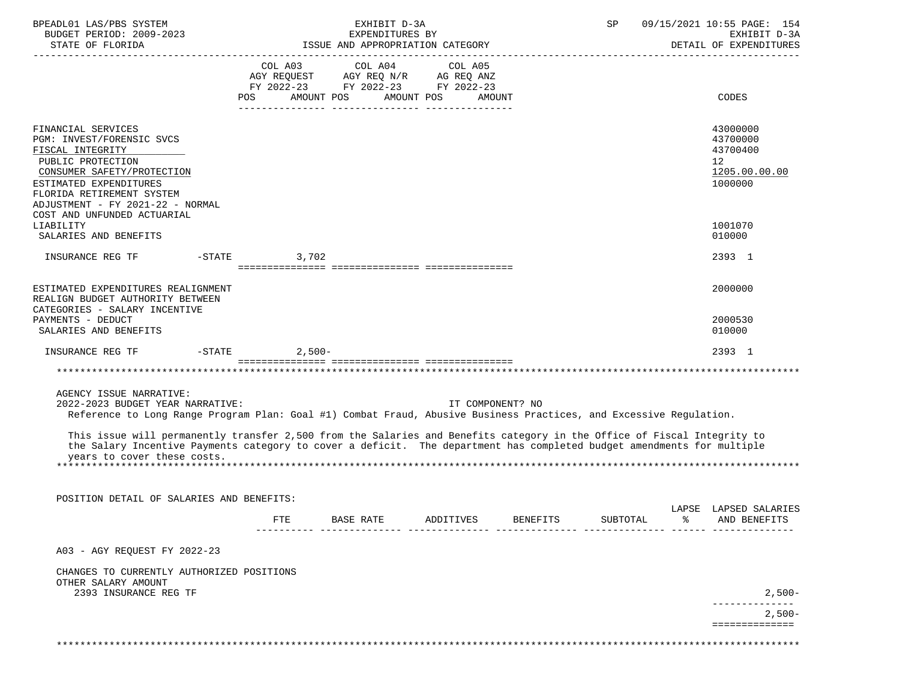| | COL A03 AGY REQUEST FY 2022-23 POS AMOUNT | COL A04 AGY REQ N/R FY 2022-23 POS AMOUNT | COL A05 AG REQ ANZ FY 2022-23 POS AMOUNT | CODES |
|---|---|---|---|---|
| FINANCIAL SERVICES | | | | 43000000 |
| PGM: INVEST/FORENSIC SVCS | | | | 43700000 |
| FISCAL INTEGRITY | | | | 43700400 |
| PUBLIC PROTECTION | | | | 12 |
| CONSUMER SAFETY/PROTECTION | | | | 1205.00.00.00 |
| ESTIMATED EXPENDITURES | | | | 1000000 |
| FLORIDA RETIREMENT SYSTEM ADJUSTMENT - FY 2021-22 - NORMAL COST AND UNFUNDED ACTUARIAL LIABILITY | | | | 1001070 |
| SALARIES AND BENEFITS | | | | 010000 |
| INSURANCE REG TF -STATE | 3,702 | | | 2393 1 |
| ESTIMATED EXPENDITURES REALIGNMENT | | | | 2000000 |
| REALIGN BUDGET AUTHORITY BETWEEN CATEGORIES - SALARY INCENTIVE PAYMENTS - DEDUCT | | | | 2000530 |
| SALARIES AND BENEFITS | | | | 010000 |
| INSURANCE REG TF -STATE | 2,500- | | | 2393 1 |

AGENCY ISSUE NARRATIVE:
2022-2023 BUDGET YEAR NARRATIVE: IT COMPONENT? NO
Reference to Long Range Program Plan: Goal #1) Combat Fraud, Abusive Business Practices, and Excessive Regulation.

This issue will permanently transfer 2,500 from the Salaries and Benefits category in the Office of Fiscal Integrity to the Salary Incentive Payments category to cover a deficit. The department has completed budget amendments for multiple years to cover these costs.

POSITION DETAIL OF SALARIES AND BENEFITS:

| | FTE | BASE RATE | ADDITIVES | BENEFITS | SUBTOTAL | LAPSE % | LAPSED SALARIES AND BENEFITS |
|---|---|---|---|---|---|---|---|
| A03 - AGY REQUEST FY 2022-23 | | | | | | | |
| CHANGES TO CURRENTLY AUTHORIZED POSITIONS | | | | | | | |
| OTHER SALARY AMOUNT | | | | | | | |
| 2393 INSURANCE REG TF | | | | | | | 2,500- |
| | | | | | | | 2,500- |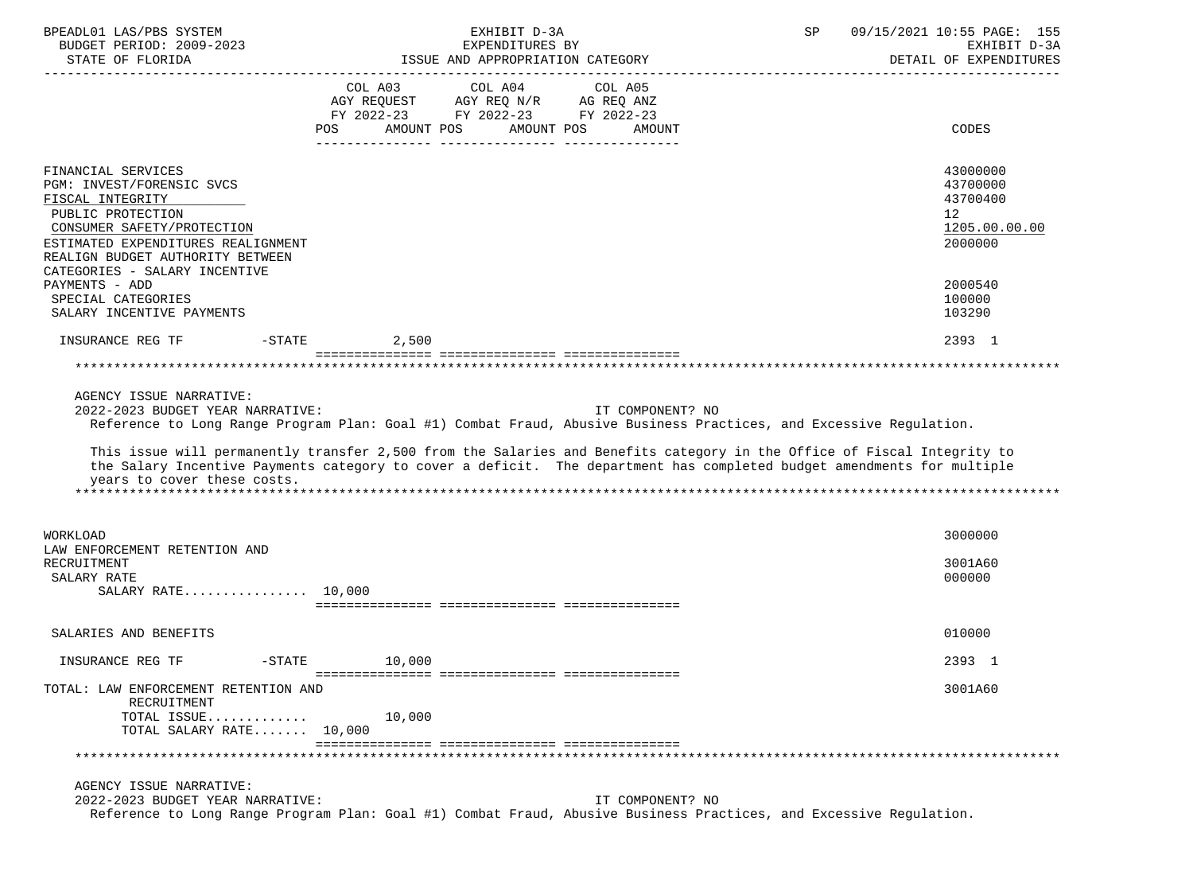| | COL A03 AGY REQUEST FY 2022-23 POS AMOUNT | COL A04 AGY REQ N/R FY 2022-23 POS AMOUNT | COL A05 AG REQ ANZ FY 2022-23 POS AMOUNT | CODES |
|---|---|---|---|---|
| FINANCIAL SERVICES | | | | 43000000 |
| PGM: INVEST/FORENSIC SVCS | | | | 43700000 |
| FISCAL INTEGRITY | | | | 43700400 |
| PUBLIC PROTECTION | | | | 12 |
| CONSUMER SAFETY/PROTECTION | | | | 1205.00.00.00 |
| ESTIMATED EXPENDITURES REALIGNMENT | | | | 2000000 |
| REALIGN BUDGET AUTHORITY BETWEEN CATEGORIES - SALARY INCENTIVE PAYMENTS - ADD | | | | 2000540 |
| SPECIAL CATEGORIES | | | | 100000 |
| SALARY INCENTIVE PAYMENTS | | | | 103290 |
| INSURANCE REG TF -STATE | 2,500 | | | 2393 1 |

AGENCY ISSUE NARRATIVE:
2022-2023 BUDGET YEAR NARRATIVE: IT COMPONENT? NO
Reference to Long Range Program Plan: Goal #1) Combat Fraud, Abusive Business Practices, and Excessive Regulation.

This issue will permanently transfer 2,500 from the Salaries and Benefits category in the Office of Fiscal Integrity to the Salary Incentive Payments category to cover a deficit. The department has completed budget amendments for multiple years to cover these costs.

| | COL A03 | COL A04 | COL A05 | CODES |
|---|---|---|---|---|
| WORKLOAD | | | | 3000000 |
| LAW ENFORCEMENT RETENTION AND RECRUITMENT | | | | 3001A60 |
| SALARY RATE | | | | 000000 |
| SALARY RATE................ 10,000 | | | | |
| SALARIES AND BENEFITS | | | | 010000 |
| INSURANCE REG TF -STATE | 10,000 | | | 2393 1 |
| TOTAL: LAW ENFORCEMENT RETENTION AND RECRUITMENT | | | | 3001A60 |
| TOTAL ISSUE............ | 10,000 | | | |
| TOTAL SALARY RATE....... 10,000 | | | | |

AGENCY ISSUE NARRATIVE:
2022-2023 BUDGET YEAR NARRATIVE: IT COMPONENT? NO
Reference to Long Range Program Plan: Goal #1) Combat Fraud, Abusive Business Practices, and Excessive Regulation.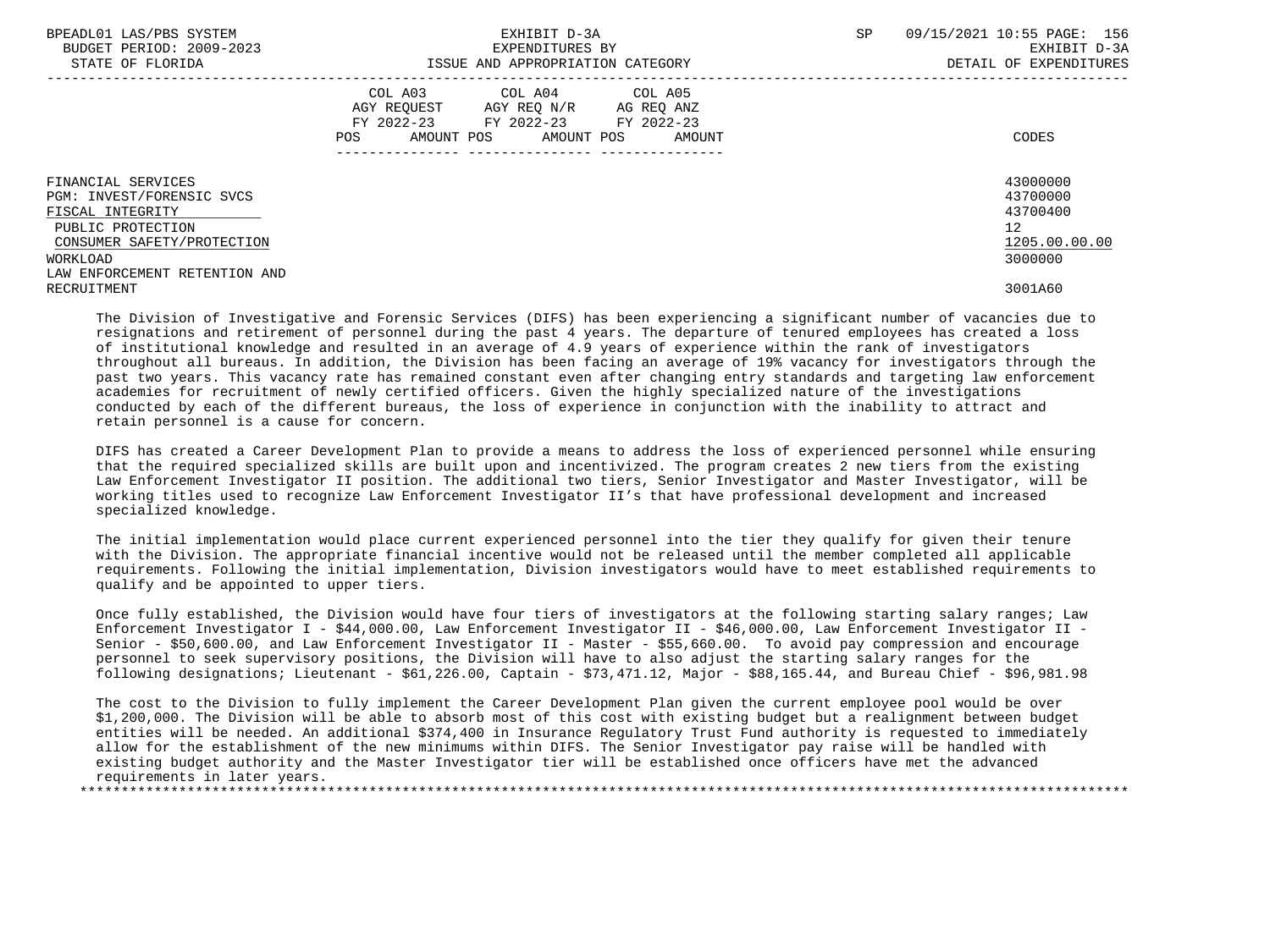| | COL A03 AGY REQUEST FY 2022-23 POS AMOUNT | COL A04 AGY REQ N/R FY 2022-23 POS AMOUNT | COL A05 AG REQ ANZ FY 2022-23 POS AMOUNT | CODES |
|---|---|---|---|---|
| FINANCIAL SERVICES | | | | 43000000 |
| PGM: INVEST/FORENSIC SVCS | | | | 43700000 |
| FISCAL INTEGRITY | | | | 43700400 |
| PUBLIC PROTECTION | | | | 12 |
| CONSUMER SAFETY/PROTECTION | | | | 1205.00.00.00 |
| WORKLOAD | | | | 3000000 |
| LAW ENFORCEMENT RETENTION AND RECRUITMENT | | | | 3001A60 |

The Division of Investigative and Forensic Services (DIFS) has been experiencing a significant number of vacancies due to resignations and retirement of personnel during the past 4 years. The departure of tenured employees has created a loss of institutional knowledge and resulted in an average of 4.9 years of experience within the rank of investigators throughout all bureaus. In addition, the Division has been facing an average of 19% vacancy for investigators through the past two years. This vacancy rate has remained constant even after changing entry standards and targeting law enforcement academies for recruitment of newly certified officers. Given the highly specialized nature of the investigations conducted by each of the different bureaus, the loss of experience in conjunction with the inability to attract and retain personnel is a cause for concern.

DIFS has created a Career Development Plan to provide a means to address the loss of experienced personnel while ensuring that the required specialized skills are built upon and incentivized. The program creates 2 new tiers from the existing Law Enforcement Investigator II position. The additional two tiers, Senior Investigator and Master Investigator, will be working titles used to recognize Law Enforcement Investigator II's that have professional development and increased specialized knowledge.

The initial implementation would place current experienced personnel into the tier they qualify for given their tenure with the Division. The appropriate financial incentive would not be released until the member completed all applicable requirements. Following the initial implementation, Division investigators would have to meet established requirements to qualify and be appointed to upper tiers.

Once fully established, the Division would have four tiers of investigators at the following starting salary ranges; Law Enforcement Investigator I - $44,000.00, Law Enforcement Investigator II - $46,000.00, Law Enforcement Investigator II - Senior - $50,600.00, and Law Enforcement Investigator II - Master - $55,660.00. To avoid pay compression and encourage personnel to seek supervisory positions, the Division will have to also adjust the starting salary ranges for the following designations; Lieutenant - $61,226.00, Captain - $73,471.12, Major - $88,165.44, and Bureau Chief - $96,981.98

The cost to the Division to fully implement the Career Development Plan given the current employee pool would be over $1,200,000. The Division will be able to absorb most of this cost with existing budget but a realignment between budget entities will be needed. An additional $374,400 in Insurance Regulatory Trust Fund authority is requested to immediately allow for the establishment of the new minimums within DIFS. The Senior Investigator pay raise will be handled with existing budget authority and the Master Investigator tier will be established once officers have met the advanced requirements in later years.

*******************************************************************************************************************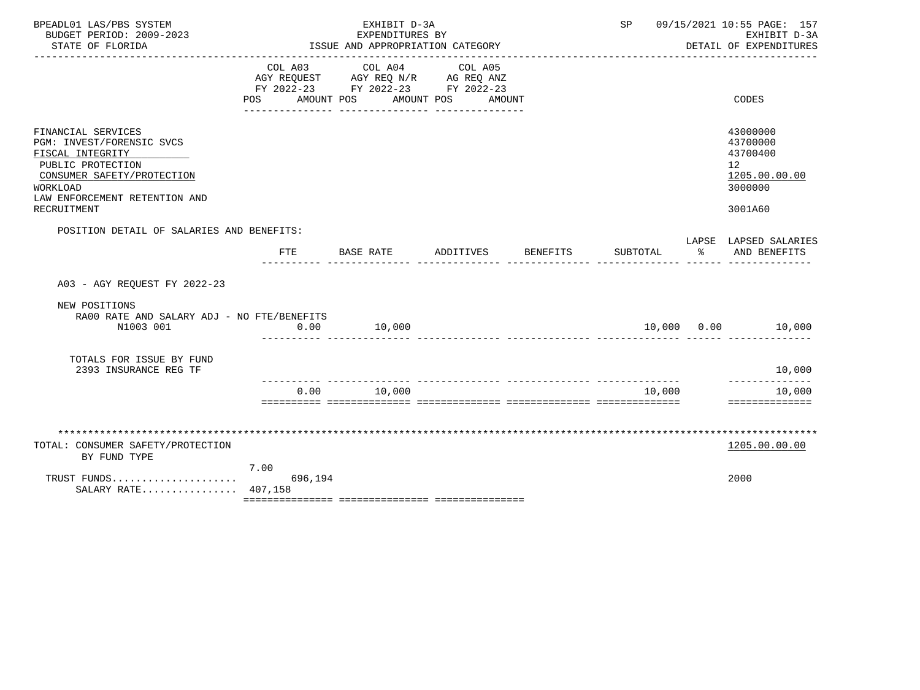BPEADL01 LAS/PBS SYSTEM — EXHIBIT D-3A — SP 09/15/2021 10:55 PAGE: 157
BUDGET PERIOD: 2009-2023 — EXPENDITURES BY — EXHIBIT D-3A
STATE OF FLORIDA — ISSUE AND APPROPRIATION CATEGORY — DETAIL OF EXPENDITURES

| | COL A03 AGY REQUEST FY 2022-23 POS AMOUNT | COL A04 AGY REQ N/R FY 2022-23 POS AMOUNT | COL A05 AG REQ ANZ FY 2022-23 POS AMOUNT | CODES |
|---|---|---|---|---|
| FINANCIAL SERVICES | | | | 43000000 |
| PGM: INVEST/FORENSIC SVCS | | | | 43700000 |
| FISCAL INTEGRITY | | | | 43700400 |
| PUBLIC PROTECTION | | | | 12 |
| CONSUMER SAFETY/PROTECTION | | | | 1205.00.00.00 |
| WORKLOAD | | | | 3000000 |
| LAW ENFORCEMENT RETENTION AND RECRUITMENT | | | | 3001A60 |

POSITION DETAIL OF SALARIES AND BENEFITS:

| | FTE | BASE RATE | ADDITIVES | BENEFITS | SUBTOTAL | LAPSE % | LAPSED SALARIES AND BENEFITS |
|---|---|---|---|---|---|---|---|
| A03 - AGY REQUEST FY 2022-23 | | | | | | | |
| NEW POSITIONS | | | | | | | |
| RA00 RATE AND SALARY ADJ - NO FTE/BENEFITS | | | | | | | |
| N1003 001 | 0.00 | 10,000 | | | 10,000 | 0.00 | 10,000 |
| TOTALS FOR ISSUE BY FUND | | | | | | | |
| 2393 INSURANCE REG TF | | | | | | | 10,000 |
| | 0.00 | 10,000 | | | 10,000 | | 10,000 |

*****************************************************************************************************

| | COL A03 | | CODES |
|---|---|---|---|
| TOTAL: CONSUMER SAFETY/PROTECTION | | | 1205.00.00.00 |
| BY FUND TYPE | | | |
| | 7.00 | | |
| TRUST FUNDS..................... | 696,194 | | 2000 |
| SALARY RATE................ | 407,158 | | |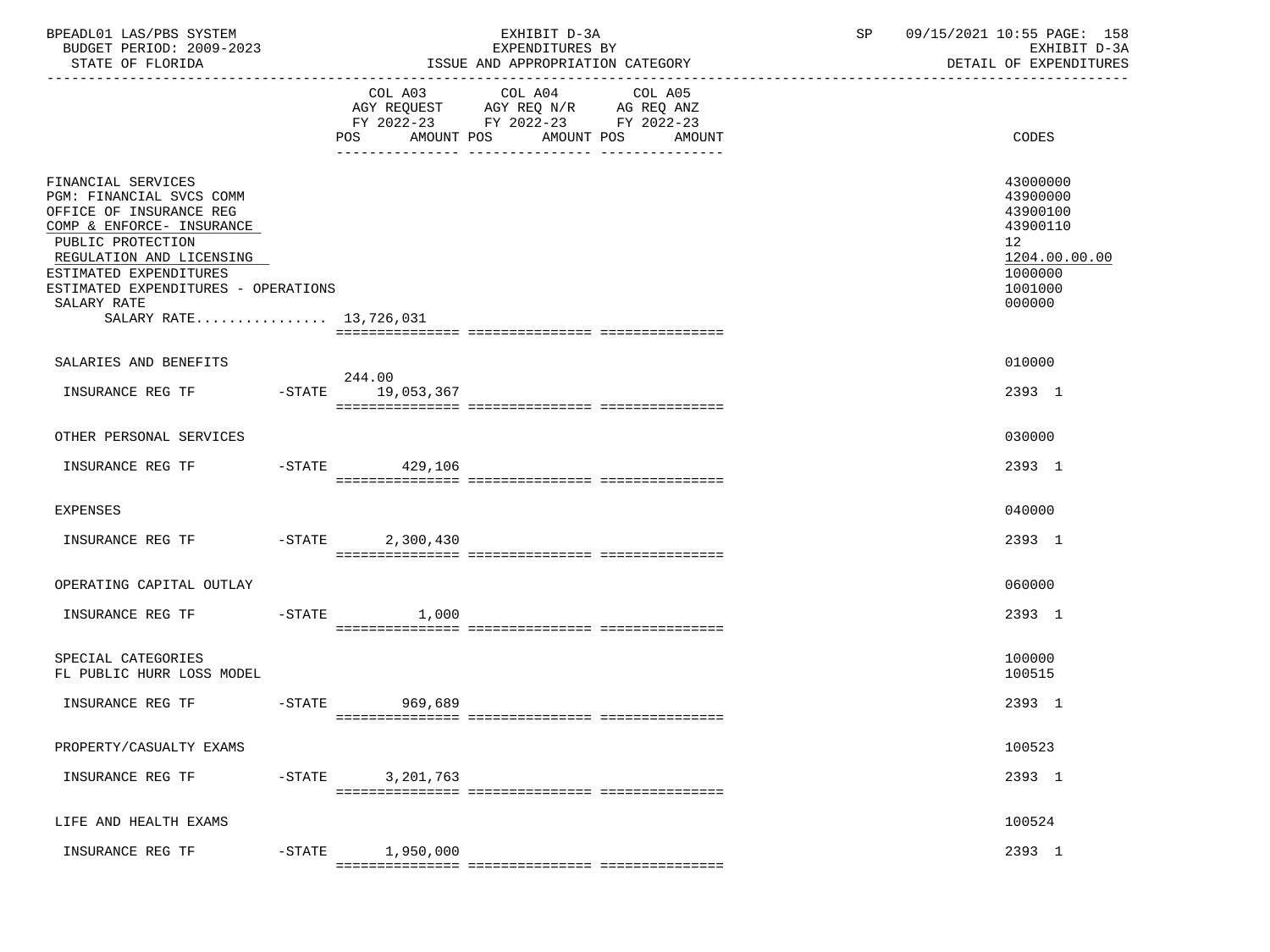BPEADL01 LAS/PBS SYSTEM | EXHIBIT D-3A | SP 09/15/2021 10:55

BUDGET PERIOD: 2009-2023 | EXPENDITURES BY | EXHIBIT D-3A

STATE OF FLORIDA | ISSUE AND APPROPRIATION CATEGORY | DETAIL OF EXPENDITURES

| | | COL A03 AGY REQUEST FY 2022-23 POS | AMOUNT | COL A04 AGY REQ N/R FY 2022-23 POS | AMOUNT | COL A05 AG REQ ANZ FY 2022-23 POS | AMOUNT | CODES |
|---|---|---|---|---|---|---|---|---|
| FINANCIAL SERVICES | | | | | | | | 43000000 |
| PGM: FINANCIAL SVCS COMM | | | | | | | | 43900000 |
| OFFICE OF INSURANCE REG | | | | | | | | 43900100 |
| COMP & ENFORCE- INSURANCE | | | | | | | | 43900110 |
| PUBLIC PROTECTION | | | | | | | | 12 |
| REGULATION AND LICENSING | | | | | | | | 1204.00.00.00 |
| ESTIMATED EXPENDITURES | | | | | | | | 1000000 |
| ESTIMATED EXPENDITURES - OPERATIONS | | | | | | | | 1001000 |
| SALARY RATE | | | | | | | | 000000 |
| SALARY RATE................ | | 13,726,031 | | | | | | |
| SALARIES AND BENEFITS | | | | | | | | 010000 |
| INSURANCE REG TF | -STATE | 244.00 | 19,053,367 | | | | | 2393 1 |
| OTHER PERSONAL SERVICES | | | | | | | | 030000 |
| INSURANCE REG TF | -STATE | | 429,106 | | | | | 2393 1 |
| EXPENSES | | | | | | | | 040000 |
| INSURANCE REG TF | -STATE | | 2,300,430 | | | | | 2393 1 |
| OPERATING CAPITAL OUTLAY | | | | | | | | 060000 |
| INSURANCE REG TF | -STATE | | 1,000 | | | | | 2393 1 |
| SPECIAL CATEGORIES | | | | | | | | 100000 |
| FL PUBLIC HURR LOSS MODEL | | | | | | | | 100515 |
| INSURANCE REG TF | -STATE | | 969,689 | | | | | 2393 1 |
| PROPERTY/CASUALTY EXAMS | | | | | | | | 100523 |
| INSURANCE REG TF | -STATE | | 3,201,763 | | | | | 2393 1 |
| LIFE AND HEALTH EXAMS | | | | | | | | 100524 |
| INSURANCE REG TF | -STATE | | 1,950,000 | | | | | 2393 1 |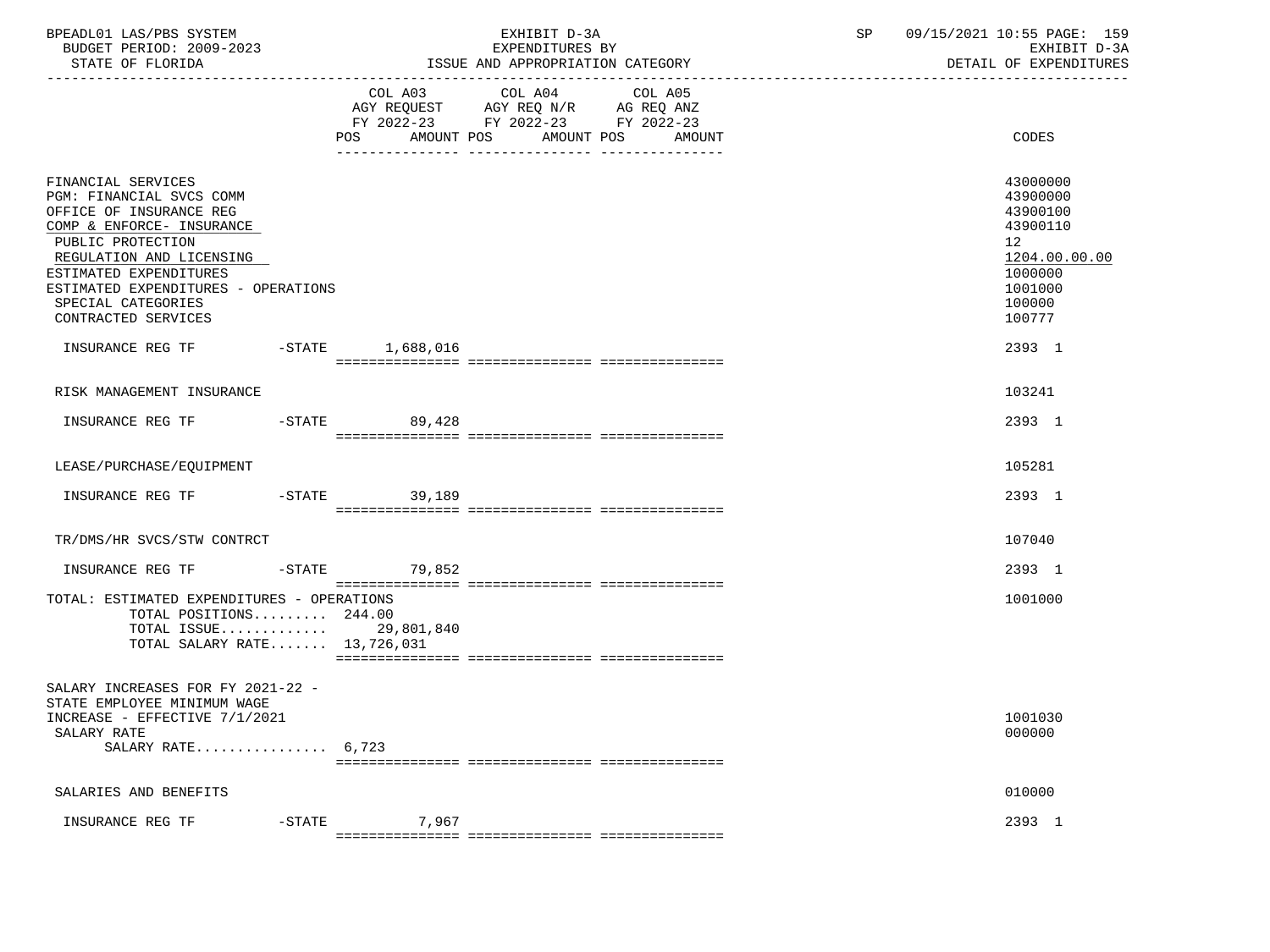BPEADL01 LAS/PBS SYSTEM | EXHIBIT D-3A | SP 09/15/2021 10:55 PAGE: 159
BUDGET PERIOD: 2009-2023 | EXPENDITURES BY | EXHIBIT D-3A
STATE OF FLORIDA | ISSUE AND APPROPRIATION CATEGORY | DETAIL OF EXPENDITURES

| | COL A03 AGY REQUEST FY 2022-23 POS AMOUNT | COL A04 AGY REQ N/R FY 2022-23 POS AMOUNT | COL A05 AG REQ ANZ FY 2022-23 POS AMOUNT | CODES |
|---|---|---|---|---|
| FINANCIAL SERVICES | | | | 43000000 |
| PGM: FINANCIAL SVCS COMM | | | | 43900000 |
| OFFICE OF INSURANCE REG | | | | 43900100 |
| COMP & ENFORCE- INSURANCE | | | | 43900110 |
| PUBLIC PROTECTION | | | | 12 |
| REGULATION AND LICENSING | | | | 1204.00.00.00 |
| ESTIMATED EXPENDITURES | | | | 1000000 |
| ESTIMATED EXPENDITURES - OPERATIONS | | | | 1001000 |
| SPECIAL CATEGORIES | | | | 100000 |
| CONTRACTED SERVICES | | | | 100777 |
| INSURANCE REG TF -STATE | 1,688,016 | | | 2393 1 |
| RISK MANAGEMENT INSURANCE | | | | 103241 |
| INSURANCE REG TF -STATE | 89,428 | | | 2393 1 |
| LEASE/PURCHASE/EQUIPMENT | | | | 105281 |
| INSURANCE REG TF -STATE | 39,189 | | | 2393 1 |
| TR/DMS/HR SVCS/STW CONTRCT | | | | 107040 |
| INSURANCE REG TF -STATE | 79,852 | | | 2393 1 |
| TOTAL: ESTIMATED EXPENDITURES - OPERATIONS | | | | 1001000 |
| TOTAL POSITIONS......... 244.00 | | | | |
| TOTAL ISSUE............ | 29,801,840 | | | |
| TOTAL SALARY RATE....... 13,726,031 | | | | |
| SALARY INCREASES FOR FY 2021-22 - STATE EMPLOYEE MINIMUM WAGE INCREASE - EFFECTIVE 7/1/2021 | | | | 1001030 |
| SALARY RATE | | | | 000000 |
| SALARY RATE................ 6,723 | | | | |
| SALARIES AND BENEFITS | | | | 010000 |
| INSURANCE REG TF -STATE | 7,967 | | | 2393 1 |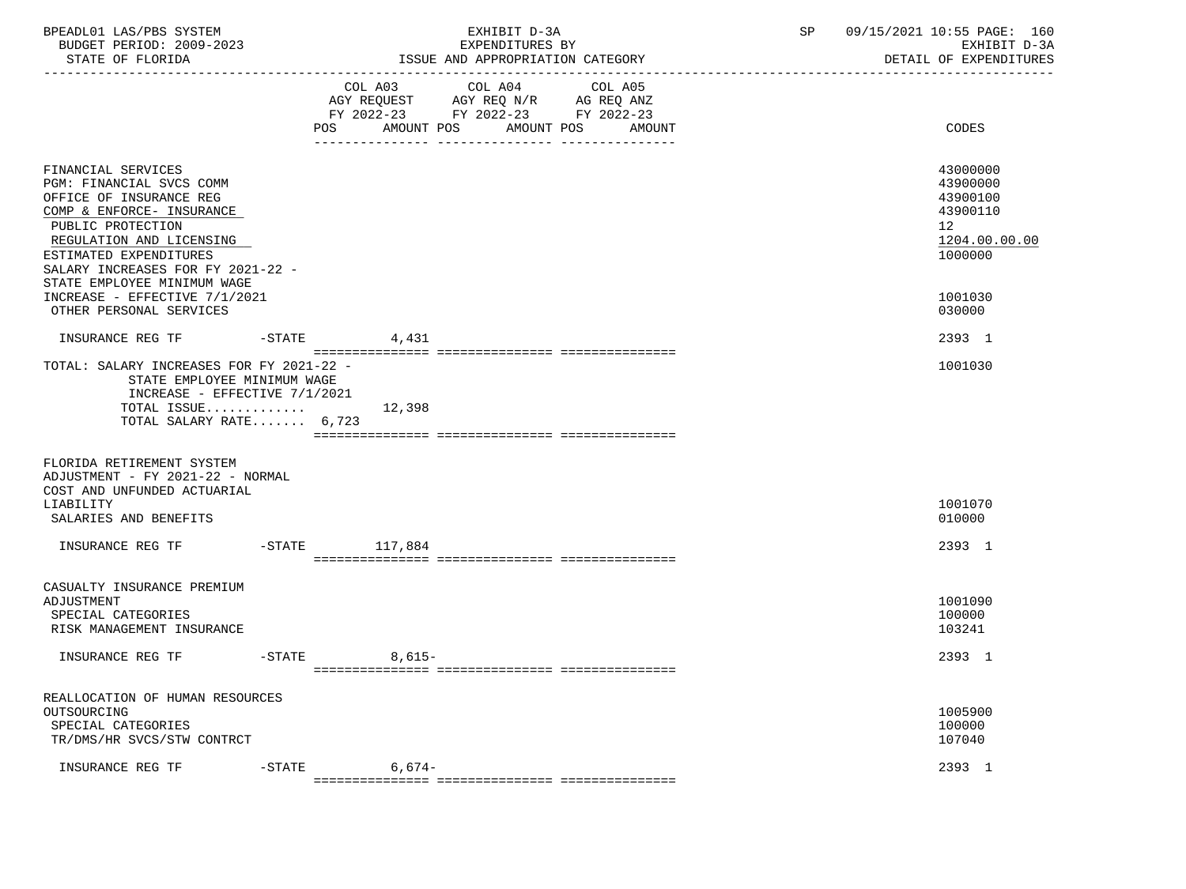| | COL A03 AGY REQUEST FY 2022-23 POS AMOUNT | COL A04 AGY REQ N/R FY 2022-23 POS AMOUNT | COL A05 AG REQ ANZ FY 2022-23 POS AMOUNT | CODES |
|---|---|---|---|---|
| FINANCIAL SERVICES | | | | 43000000 |
| PGM: FINANCIAL SVCS COMM | | | | 43900000 |
| OFFICE OF INSURANCE REG | | | | 43900100 |
| COMP & ENFORCE- INSURANCE | | | | 43900110 |
| PUBLIC PROTECTION | | | | 12 |
| REGULATION AND LICENSING | | | | 1204.00.00.00 |
| ESTIMATED EXPENDITURES | | | | 1000000 |
| SALARY INCREASES FOR FY 2021-22 - STATE EMPLOYEE MINIMUM WAGE INCREASE - EFFECTIVE 7/1/2021 | | | | 1001030 |
| OTHER PERSONAL SERVICES | | | | 030000 |
| INSURANCE REG TF -STATE | 4,431 | | | 2393 1 |
| TOTAL: SALARY INCREASES FOR FY 2021-22 - STATE EMPLOYEE MINIMUM WAGE INCREASE - EFFECTIVE 7/1/2021 | | | | 1001030 |
| TOTAL ISSUE............. | 12,398 | | | |
| TOTAL SALARY RATE....... 6,723 | | | | |
| FLORIDA RETIREMENT SYSTEM ADJUSTMENT - FY 2021-22 - NORMAL COST AND UNFUNDED ACTUARIAL LIABILITY | | | | 1001070 |
| SALARIES AND BENEFITS | | | | 010000 |
| INSURANCE REG TF -STATE | 117,884 | | | 2393 1 |
| CASUALTY INSURANCE PREMIUM ADJUSTMENT | | | | 1001090 |
| SPECIAL CATEGORIES | | | | 100000 |
| RISK MANAGEMENT INSURANCE | | | | 103241 |
| INSURANCE REG TF -STATE | 8,615- | | | 2393 1 |
| REALLOCATION OF HUMAN RESOURCES OUTSOURCING | | | | 1005900 |
| SPECIAL CATEGORIES | | | | 100000 |
| TR/DMS/HR SVCS/STW CONTRCT | | | | 107040 |
| INSURANCE REG TF -STATE | 6,674- | | | 2393 1 |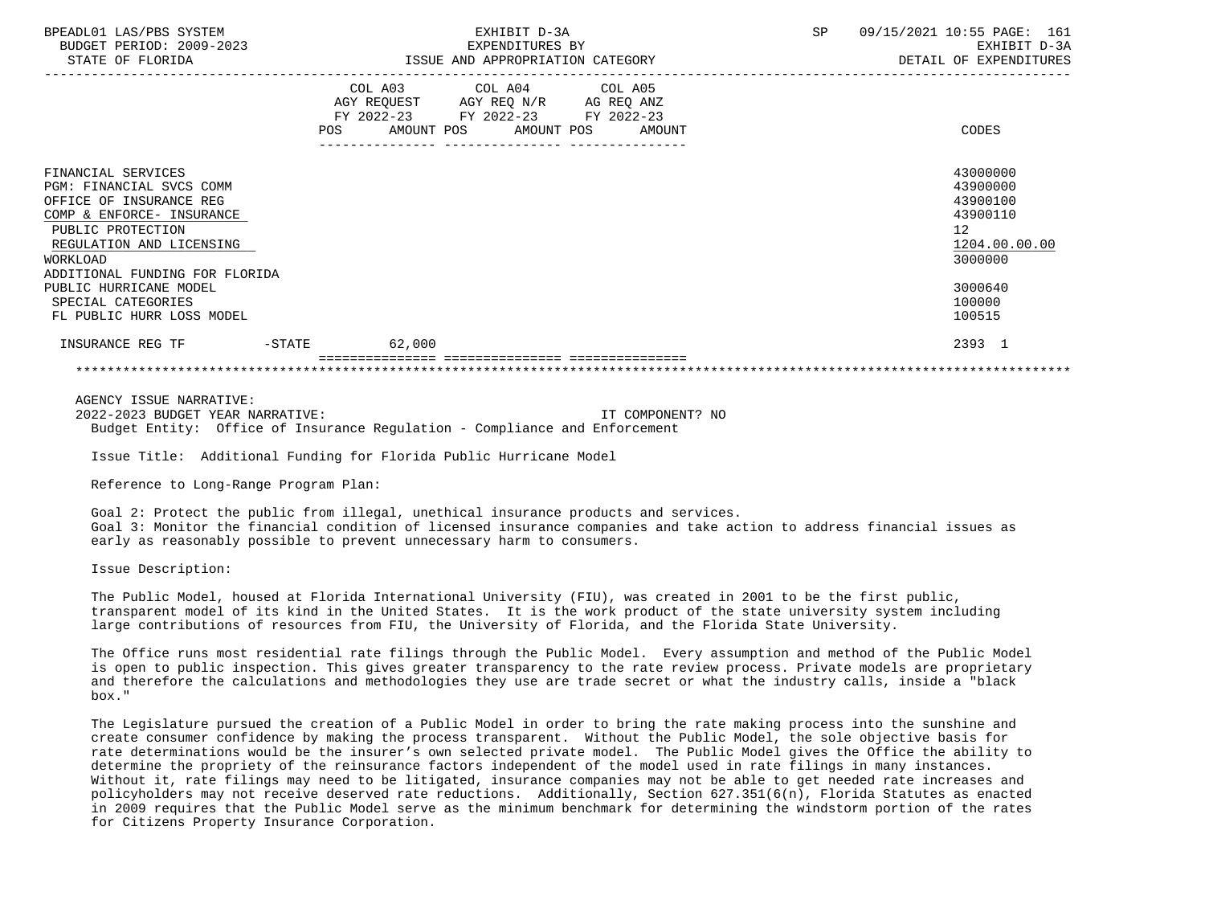| | COL A03 AGY REQUEST FY 2022-23 POS AMOUNT | COL A04 AGY REQ N/R FY 2022-23 POS AMOUNT | COL A05 AG REQ ANZ FY 2022-23 POS AMOUNT | CODES |
|---|---|---|---|---|
| FINANCIAL SERVICES | | | | 43000000 |
| PGM: FINANCIAL SVCS COMM | | | | 43900000 |
| OFFICE OF INSURANCE REG | | | | 43900100 |
| COMP & ENFORCE- INSURANCE | | | | 43900110 |
| PUBLIC PROTECTION | | | | 12 |
| REGULATION AND LICENSING | | | | 1204.00.00.00 |
| WORKLOAD | | | | 3000000 |
| ADDITIONAL FUNDING FOR FLORIDA PUBLIC HURRICANE MODEL | | | | 3000640 |
| SPECIAL CATEGORIES | | | | 100000 |
| FL PUBLIC HURR LOSS MODEL | | | | 100515 |
| INSURANCE REG TF -STATE | 62,000 | | | 2393 1 |

AGENCY ISSUE NARRATIVE:

2022-2023 BUDGET YEAR NARRATIVE: IT COMPONENT? NO

Budget Entity: Office of Insurance Regulation - Compliance and Enforcement

Issue Title: Additional Funding for Florida Public Hurricane Model

Reference to Long-Range Program Plan:

Goal 2: Protect the public from illegal, unethical insurance products and services.
Goal 3: Monitor the financial condition of licensed insurance companies and take action to address financial issues as early as reasonably possible to prevent unnecessary harm to consumers.

Issue Description:

The Public Model, housed at Florida International University (FIU), was created in 2001 to be the first public, transparent model of its kind in the United States. It is the work product of the state university system including large contributions of resources from FIU, the University of Florida, and the Florida State University.

The Office runs most residential rate filings through the Public Model. Every assumption and method of the Public Model is open to public inspection. This gives greater transparency to the rate review process. Private models are proprietary and therefore the calculations and methodologies they use are trade secret or what the industry calls, inside a "black box."

The Legislature pursued the creation of a Public Model in order to bring the rate making process into the sunshine and create consumer confidence by making the process transparent. Without the Public Model, the sole objective basis for rate determinations would be the insurer's own selected private model. The Public Model gives the Office the ability to determine the propriety of the reinsurance factors independent of the model used in rate filings in many instances. Without it, rate filings may need to be litigated, insurance companies may not be able to get needed rate increases and policyholders may not receive deserved rate reductions. Additionally, Section 627.351(6(n), Florida Statutes as enacted in 2009 requires that the Public Model serve as the minimum benchmark for determining the windstorm portion of the rates for Citizens Property Insurance Corporation.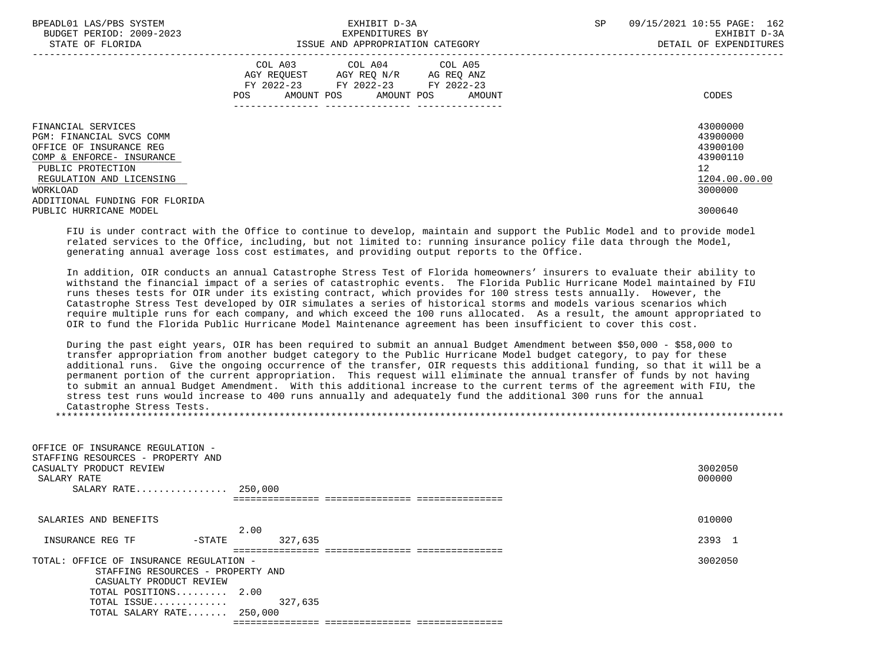| | COL A03 AGY REQUEST FY 2022-23 POS AMOUNT | COL A04 AGY REQ N/R FY 2022-23 POS AMOUNT | COL A05 AG REQ ANZ FY 2022-23 POS AMOUNT | CODES |
|---|---|---|---|---|
| FINANCIAL SERVICES | | | | 43000000 |
| PGM: FINANCIAL SVCS COMM | | | | 43900000 |
| OFFICE OF INSURANCE REG | | | | 43900100 |
| COMP & ENFORCE- INSURANCE | | | | 43900110 |
| PUBLIC PROTECTION | | | | 12 |
| REGULATION AND LICENSING | | | | 1204.00.00.00 |
| WORKLOAD | | | | 3000000 |
| ADDITIONAL FUNDING FOR FLORIDA PUBLIC HURRICANE MODEL | | | | 3000640 |

FIU is under contract with the Office to continue to develop, maintain and support the Public Model and to provide model related services to the Office, including, but not limited to: running insurance policy file data through the Model, generating annual average loss cost estimates, and providing output reports to the Office.

In addition, OIR conducts an annual Catastrophe Stress Test of Florida homeowners' insurers to evaluate their ability to withstand the financial impact of a series of catastrophic events. The Florida Public Hurricane Model maintained by FIU runs theses tests for OIR under its existing contract, which provides for 100 stress tests annually. However, the Catastrophe Stress Test developed by OIR simulates a series of historical storms and models various scenarios which require multiple runs for each company, and which exceed the 100 runs allocated. As a result, the amount appropriated to OIR to fund the Florida Public Hurricane Model Maintenance agreement has been insufficient to cover this cost.

During the past eight years, OIR has been required to submit an annual Budget Amendment between $50,000 - $58,000 to transfer appropriation from another budget category to the Public Hurricane Model budget category, to pay for these additional runs. Give the ongoing occurrence of the transfer, OIR requests this additional funding, so that it will be a permanent portion of the current appropriation. This request will eliminate the annual transfer of funds by not having to submit an annual Budget Amendment. With this additional increase to the current terms of the agreement with FIU, the stress test runs would increase to 400 runs annually and adequately fund the additional 300 runs for the annual Catastrophe Stress Tests.

*******************************************************************************************************************

| | COL A03 | COL A04 | COL A05 | CODES |
|---|---|---|---|---|
| OFFICE OF INSURANCE REGULATION - STAFFING RESOURCES - PROPERTY AND CASUALTY PRODUCT REVIEW | | | | 3002050 |
| SALARY RATE | | | | 000000 |
| SALARY RATE................ | 250,000 | | | |
| SALARIES AND BENEFITS | | | | 010000 |
| INSURANCE REG TF -STATE | 2.00 327,635 | | | 2393 1 |
| TOTAL: OFFICE OF INSURANCE REGULATION - STAFFING RESOURCES - PROPERTY AND CASUALTY PRODUCT REVIEW | | | | 3002050 |
| TOTAL POSITIONS......... | 2.00 | | | |
| TOTAL ISSUE............. | 327,635 | | | |
| TOTAL SALARY RATE....... | 250,000 | | | |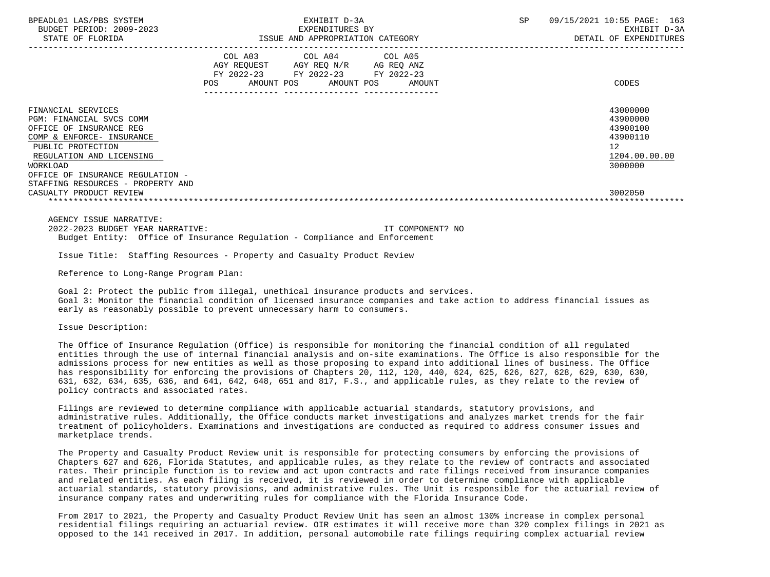| | COL A03 AGY REQUEST FY 2022-23 POS AMOUNT | COL A04 AGY REQ N/R FY 2022-23 POS AMOUNT | COL A05 AG REQ ANZ FY 2022-23 POS AMOUNT | CODES |
|---|---|---|---|---|
| FINANCIAL SERVICES | | | | 43000000 |
| PGM: FINANCIAL SVCS COMM | | | | 43900000 |
| OFFICE OF INSURANCE REG | | | | 43900100 |
| COMP & ENFORCE- INSURANCE | | | | 43900110 |
| PUBLIC PROTECTION | | | | 12 |
| REGULATION AND LICENSING | | | | 1204.00.00.00 |
| WORKLOAD | | | | 3000000 |
| OFFICE OF INSURANCE REGULATION - STAFFING RESOURCES - PROPERTY AND CASUALTY PRODUCT REVIEW | | | | 3002050 |

AGENCY ISSUE NARRATIVE:
2022-2023 BUDGET YEAR NARRATIVE: IT COMPONENT? NO
Budget Entity: Office of Insurance Regulation - Compliance and Enforcement

Issue Title: Staffing Resources - Property and Casualty Product Review

Reference to Long-Range Program Plan:

Goal 2: Protect the public from illegal, unethical insurance products and services.
Goal 3: Monitor the financial condition of licensed insurance companies and take action to address financial issues as early as reasonably possible to prevent unnecessary harm to consumers.

Issue Description:

The Office of Insurance Regulation (Office) is responsible for monitoring the financial condition of all regulated entities through the use of internal financial analysis and on-site examinations. The Office is also responsible for the admissions process for new entities as well as those proposing to expand into additional lines of business. The Office has responsibility for enforcing the provisions of Chapters 20, 112, 120, 440, 624, 625, 626, 627, 628, 629, 630, 630, 631, 632, 634, 635, 636, and 641, 642, 648, 651 and 817, F.S., and applicable rules, as they relate to the review of policy contracts and associated rates.

Filings are reviewed to determine compliance with applicable actuarial standards, statutory provisions, and administrative rules. Additionally, the Office conducts market investigations and analyzes market trends for the fair treatment of policyholders. Examinations and investigations are conducted as required to address consumer issues and marketplace trends.

The Property and Casualty Product Review unit is responsible for protecting consumers by enforcing the provisions of Chapters 627 and 626, Florida Statutes, and applicable rules, as they relate to the review of contracts and associated rates. Their principle function is to review and act upon contracts and rate filings received from insurance companies and related entities. As each filing is received, it is reviewed in order to determine compliance with applicable actuarial standards, statutory provisions, and administrative rules. The Unit is responsible for the actuarial review of insurance company rates and underwriting rules for compliance with the Florida Insurance Code.

From 2017 to 2021, the Property and Casualty Product Review Unit has seen an almost 130% increase in complex personal residential filings requiring an actuarial review. OIR estimates it will receive more than 320 complex filings in 2021 as opposed to the 141 received in 2017. In addition, personal automobile rate filings requiring complex actuarial review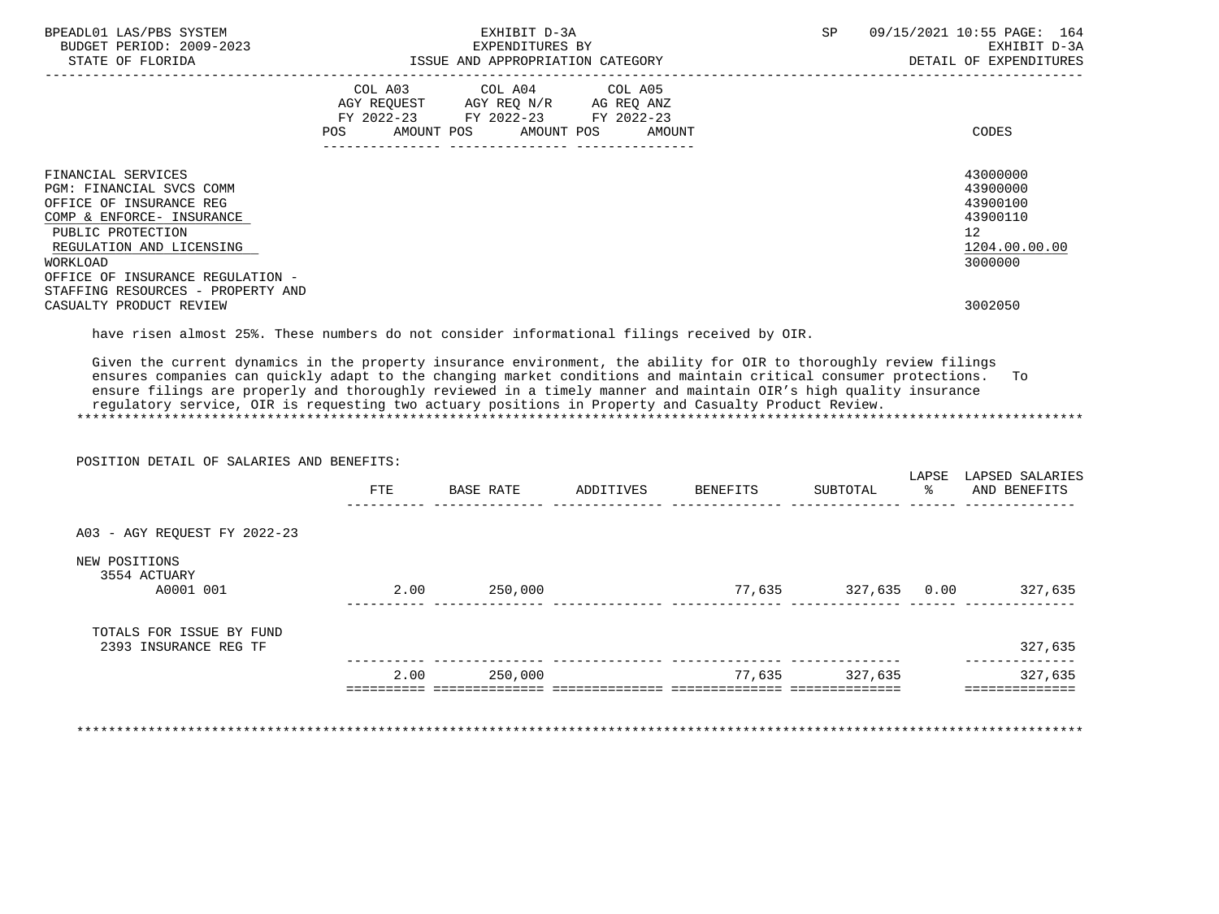| | COL A03 AGY REQUEST FY 2022-23 POS AMOUNT | COL A04 AGY REQ N/R FY 2022-23 POS AMOUNT | COL A05 AG REQ ANZ FY 2022-23 POS AMOUNT | CODES |
|---|---|---|---|---|
| FINANCIAL SERVICES | | | | 43000000 |
| PGM: FINANCIAL SVCS COMM | | | | 43900000 |
| OFFICE OF INSURANCE REG | | | | 43900100 |
| COMP & ENFORCE- INSURANCE | | | | 43900110 |
| PUBLIC PROTECTION | | | | 12 |
| REGULATION AND LICENSING | | | | 1204.00.00.00 |
| WORKLOAD | | | | 3000000 |
| OFFICE OF INSURANCE REGULATION - STAFFING RESOURCES - PROPERTY AND CASUALTY PRODUCT REVIEW | | | | 3002050 |

have risen almost 25%. These numbers do not consider informational filings received by OIR.

Given the current dynamics in the property insurance environment, the ability for OIR to thoroughly review filings ensures companies can quickly adapt to the changing market conditions and maintain critical consumer protections. To ensure filings are properly and thoroughly reviewed in a timely manner and maintain OIR's high quality insurance regulatory service, OIR is requesting two actuary positions in Property and Casualty Product Review.

POSITION DETAIL OF SALARIES AND BENEFITS:

| | FTE | BASE RATE | ADDITIVES | BENEFITS | SUBTOTAL | LAPSE % | LAPSED SALARIES AND BENEFITS |
|---|---|---|---|---|---|---|---|
| A03 - AGY REQUEST FY 2022-23 | | | | | | | |
| NEW POSITIONS | | | | | | | |
| 3554 ACTUARY | | | | | | | |
| A0001 001 | 2.00 | 250,000 | | 77,635 | 327,635 | 0.00 | 327,635 |
| TOTALS FOR ISSUE BY FUND | | | | | | | |
| 2393 INSURANCE REG TF | | | | | | | 327,635 |
| | 2.00 | 250,000 | | 77,635 | 327,635 | | 327,635 |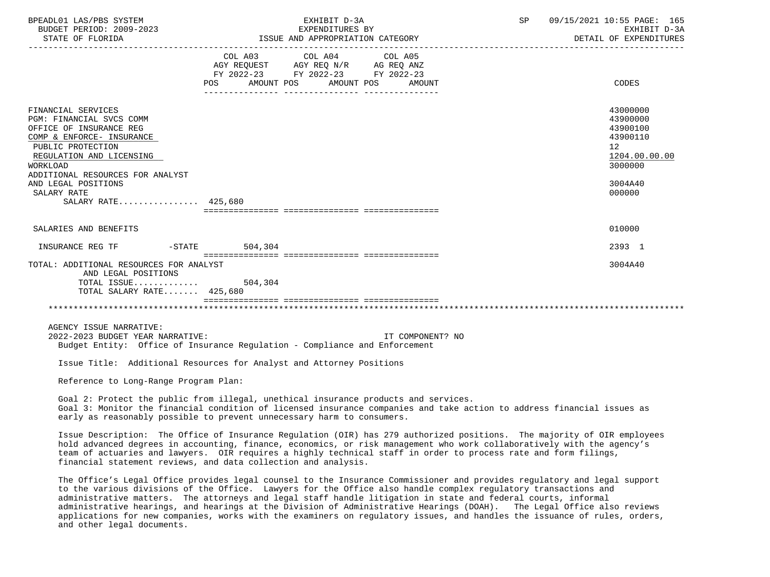EXHIBIT D-3A
EXPENDITURES BY
ISSUE AND APPROPRIATION CATEGORY

BPEADL01 LAS/PBS SYSTEM
BUDGET PERIOD: 2009-2023
STATE OF FLORIDA

SP 09/15/2021 10:55 PAGE: 165
EXHIBIT D-3A
DETAIL OF EXPENDITURES

| | COL A03 AGY REQUEST FY 2022-23 POS AMOUNT | COL A04 AGY REQ N/R FY 2022-23 POS AMOUNT | COL A05 AG REQ ANZ FY 2022-23 POS AMOUNT | CODES |
|---|---|---|---|---|
| FINANCIAL SERVICES | | | | 43000000 |
| PGM: FINANCIAL SVCS COMM | | | | 43900000 |
| OFFICE OF INSURANCE REG | | | | 43900100 |
| COMP & ENFORCE- INSURANCE | | | | 43900110 |
| PUBLIC PROTECTION | | | | 12 |
| REGULATION AND LICENSING | | | | 1204.00.00.00 |
| WORKLOAD | | | | 3000000 |
| ADDITIONAL RESOURCES FOR ANALYST AND LEGAL POSITIONS | | | | 3004A40 |
| SALARY RATE | | | | 000000 |
| SALARY RATE................ | 425,680 | | | |
| SALARIES AND BENEFITS | | | | 010000 |
| INSURANCE REG TF -STATE | 504,304 | | | 2393 1 |
| TOTAL: ADDITIONAL RESOURCES FOR ANALYST AND LEGAL POSITIONS | | | | 3004A40 |
| TOTAL ISSUE............ | 504,304 | | | |
| TOTAL SALARY RATE....... | 425,680 | | | |

AGENCY ISSUE NARRATIVE:
2022-2023 BUDGET YEAR NARRATIVE: IT COMPONENT? NO

Budget Entity: Office of Insurance Regulation - Compliance and Enforcement

Issue Title: Additional Resources for Analyst and Attorney Positions

Reference to Long-Range Program Plan:

Goal 2: Protect the public from illegal, unethical insurance products and services.
Goal 3: Monitor the financial condition of licensed insurance companies and take action to address financial issues as early as reasonably possible to prevent unnecessary harm to consumers.

Issue Description: The Office of Insurance Regulation (OIR) has 279 authorized positions. The majority of OIR employees hold advanced degrees in accounting, finance, economics, or risk management who work collaboratively with the agency's team of actuaries and lawyers. OIR requires a highly technical staff in order to process rate and form filings, financial statement reviews, and data collection and analysis.

The Office's Legal Office provides legal counsel to the Insurance Commissioner and provides regulatory and legal support to the various divisions of the Office. Lawyers for the Office also handle complex regulatory transactions and administrative matters. The attorneys and legal staff handle litigation in state and federal courts, informal administrative hearings, and hearings at the Division of Administrative Hearings (DOAH). The Legal Office also reviews applications for new companies, works with the examiners on regulatory issues, and handles the issuance of rules, orders, and other legal documents.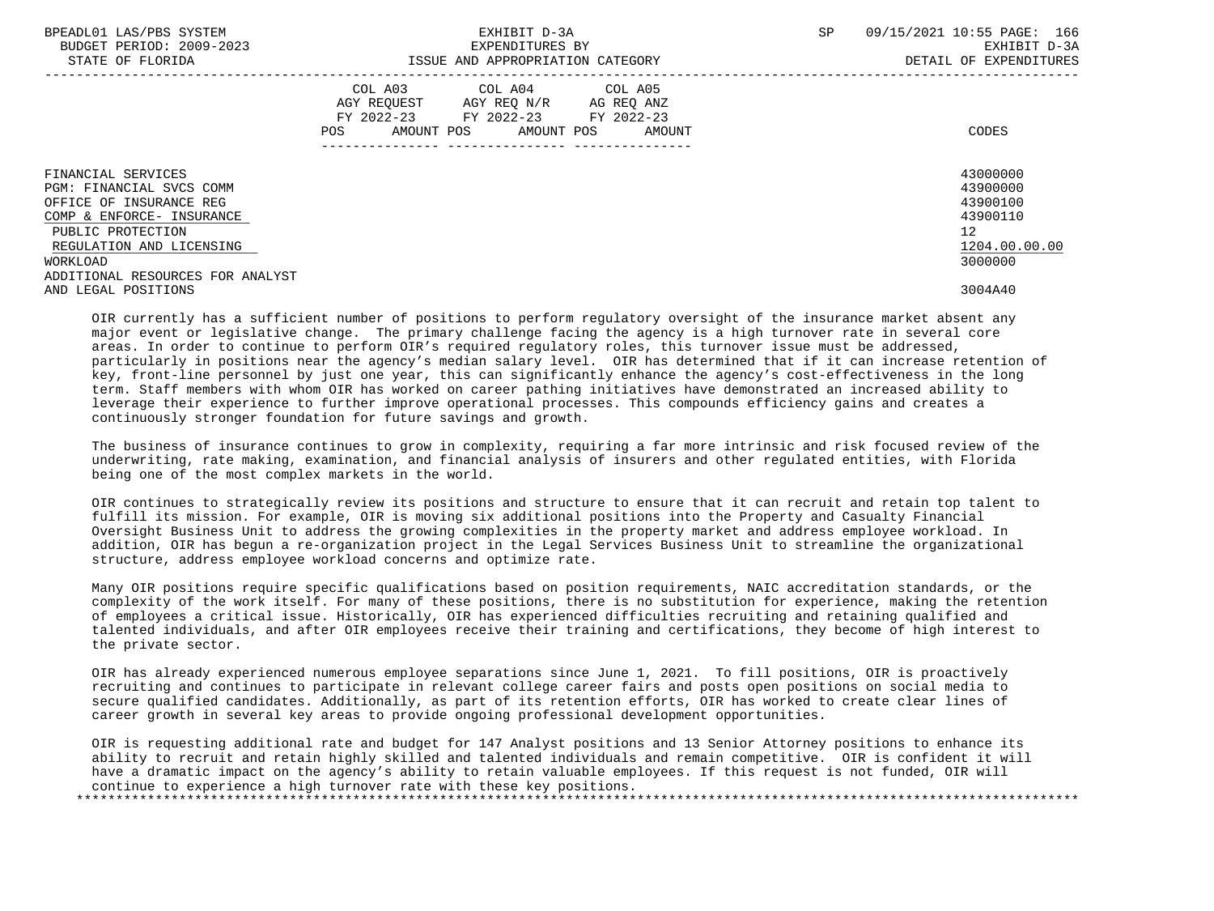| | COL A03 AGY REQUEST FY 2022-23 POS AMOUNT | COL A04 AGY REQ N/R FY 2022-23 POS AMOUNT | COL A05 AG REQ ANZ FY 2022-23 POS AMOUNT | CODES |
|---|---|---|---|---|
| FINANCIAL SERVICES | | | | 43000000 |
| PGM: FINANCIAL SVCS COMM | | | | 43900000 |
| OFFICE OF INSURANCE REG | | | | 43900100 |
| COMP & ENFORCE- INSURANCE | | | | 43900110 |
| PUBLIC PROTECTION | | | | 12 |
| REGULATION AND LICENSING | | | | 1204.00.00.00 |
| WORKLOAD | | | | 3000000 |
| ADDITIONAL RESOURCES FOR ANALYST AND LEGAL POSITIONS | | | | 3004A40 |

OIR currently has a sufficient number of positions to perform regulatory oversight of the insurance market absent any major event or legislative change. The primary challenge facing the agency is a high turnover rate in several core areas. In order to continue to perform OIR's required regulatory roles, this turnover issue must be addressed, particularly in positions near the agency's median salary level. OIR has determined that if it can increase retention of key, front-line personnel by just one year, this can significantly enhance the agency's cost-effectiveness in the long term. Staff members with whom OIR has worked on career pathing initiatives have demonstrated an increased ability to leverage their experience to further improve operational processes. This compounds efficiency gains and creates a continuously stronger foundation for future savings and growth.

The business of insurance continues to grow in complexity, requiring a far more intrinsic and risk focused review of the underwriting, rate making, examination, and financial analysis of insurers and other regulated entities, with Florida being one of the most complex markets in the world.

OIR continues to strategically review its positions and structure to ensure that it can recruit and retain top talent to fulfill its mission. For example, OIR is moving six additional positions into the Property and Casualty Financial Oversight Business Unit to address the growing complexities in the property market and address employee workload. In addition, OIR has begun a re-organization project in the Legal Services Business Unit to streamline the organizational structure, address employee workload concerns and optimize rate.

Many OIR positions require specific qualifications based on position requirements, NAIC accreditation standards, or the complexity of the work itself. For many of these positions, there is no substitution for experience, making the retention of employees a critical issue. Historically, OIR has experienced difficulties recruiting and retaining qualified and talented individuals, and after OIR employees receive their training and certifications, they become of high interest to the private sector.

OIR has already experienced numerous employee separations since June 1, 2021. To fill positions, OIR is proactively recruiting and continues to participate in relevant college career fairs and posts open positions on social media to secure qualified candidates. Additionally, as part of its retention efforts, OIR has worked to create clear lines of career growth in several key areas to provide ongoing professional development opportunities.

OIR is requesting additional rate and budget for 147 Analyst positions and 13 Senior Attorney positions to enhance its ability to recruit and retain highly skilled and talented individuals and remain competitive. OIR is confident it will have a dramatic impact on the agency's ability to retain valuable employees. If this request is not funded, OIR will continue to experience a high turnover rate with these key positions.

*******************************************************************************************************************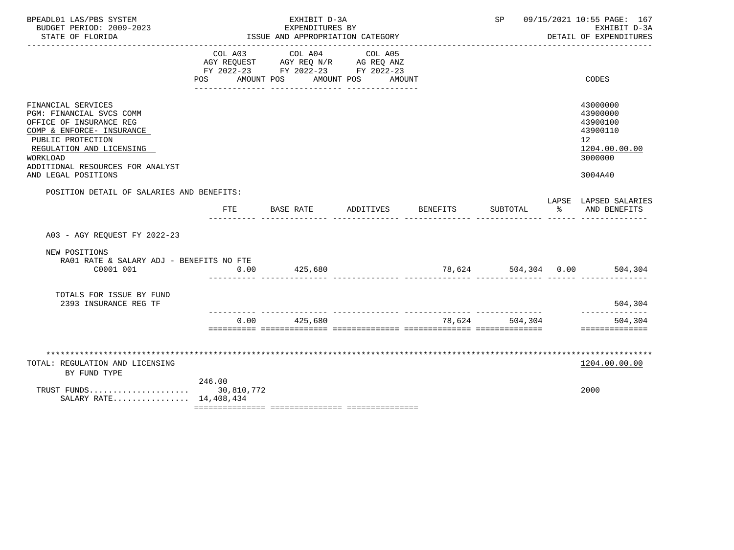BPEADL01 LAS/PBS SYSTEM — EXHIBIT D-3A — SP 09/15/2021 10:55 PAGE: 167
BUDGET PERIOD: 2009-2023 — EXPENDITURES BY — EXHIBIT D-3A
STATE OF FLORIDA — ISSUE AND APPROPRIATION CATEGORY — DETAIL OF EXPENDITURES

| | COL A03 AGY REQUEST FY 2022-23 POS AMOUNT | COL A04 AGY REQ N/R FY 2022-23 POS AMOUNT | COL A05 AG REQ ANZ FY 2022-23 POS AMOUNT | CODES |
|---|---|---|---|---|
| FINANCIAL SERVICES | | | | 43000000 |
| PGM: FINANCIAL SVCS COMM | | | | 43900000 |
| OFFICE OF INSURANCE REG | | | | 43900100 |
| COMP & ENFORCE- INSURANCE | | | | 43900110 |
| PUBLIC PROTECTION | | | | 12 |
| REGULATION AND LICENSING | | | | 1204.00.00.00 |
| WORKLOAD | | | | 3000000 |
| ADDITIONAL RESOURCES FOR ANALYST AND LEGAL POSITIONS | | | | 3004A40 |

POSITION DETAIL OF SALARIES AND BENEFITS:

| | FTE | BASE RATE | ADDITIVES | BENEFITS | SUBTOTAL | LAPSE % | LAPSED SALARIES AND BENEFITS |
|---|---|---|---|---|---|---|---|
| A03 - AGY REQUEST FY 2022-23 | | | | | | | |
| NEW POSITIONS | | | | | | | |
| RA01 RATE & SALARY ADJ - BENEFITS NO FTE | | | | | | | |
| C0001 001 | 0.00 | 425,680 | | 78,624 | 504,304 | 0.00 | 504,304 |
| TOTALS FOR ISSUE BY FUND | | | | | | | |
| 2393 INSURANCE REG TF | | | | | | | 504,304 |
| | 0.00 | 425,680 | | 78,624 | 504,304 | | 504,304 |

| | POS / AMOUNT | CODES |
|---|---|---|
| TOTAL: REGULATION AND LICENSING | | 1204.00.00.00 |
| BY FUND TYPE | | |
| | 246.00 | |
| TRUST FUNDS.................... | 30,810,772 | 2000 |
| SALARY RATE................ | 14,408,434 | |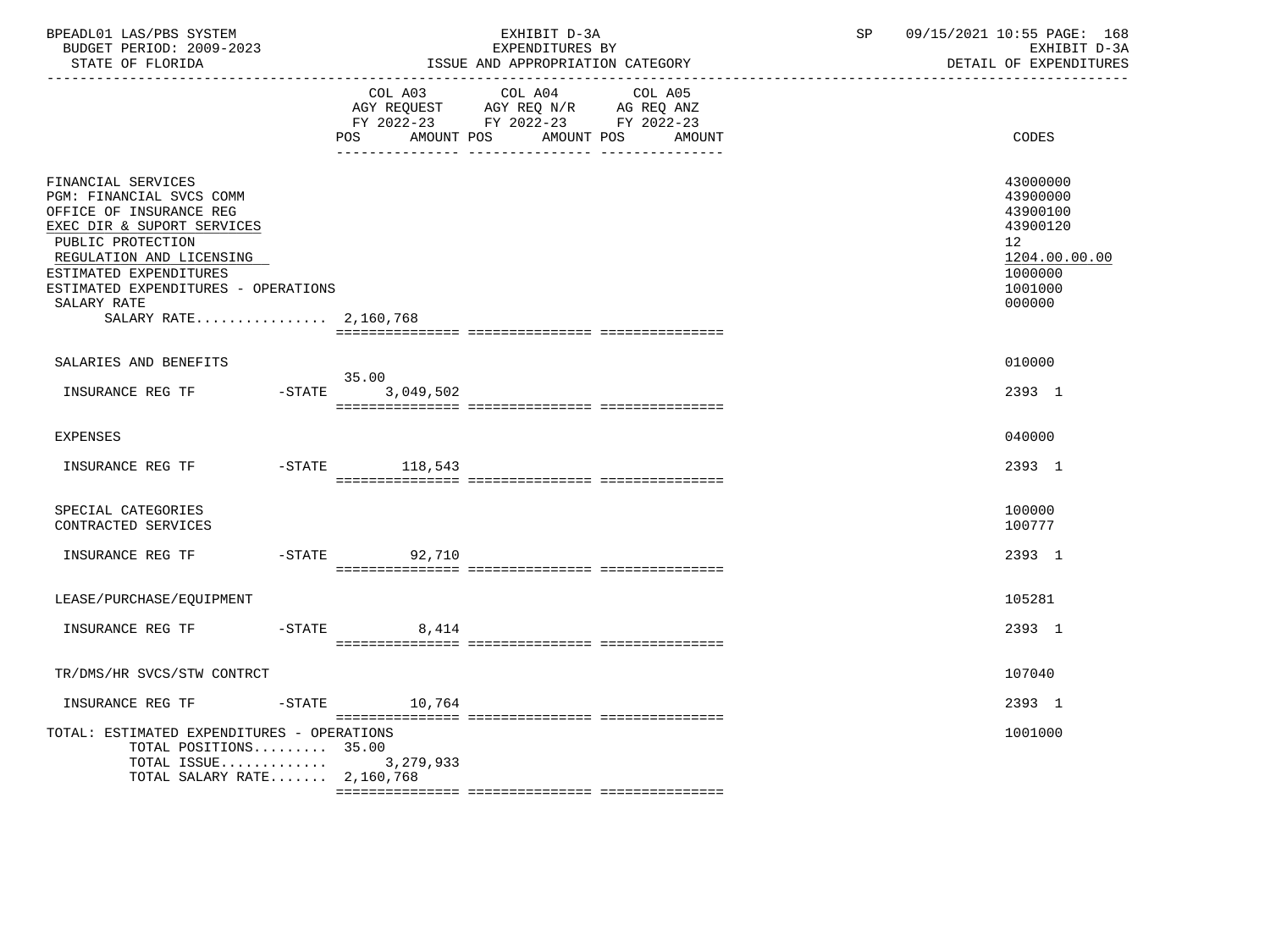BPEADL01 LAS/PBS SYSTEM
BUDGET PERIOD: 2009-2023
STATE OF FLORIDA

EXHIBIT D-3A
EXPENDITURES BY
ISSUE AND APPROPRIATION CATEGORY

SP 09/15/2021 10:55 PAGE: 168
EXHIBIT D-3A
DETAIL OF EXPENDITURES

| | COL A03 AGY REQUEST FY 2022-23 POS AMOUNT | COL A04 AGY REQ N/R FY 2022-23 POS AMOUNT | COL A05 AG REQ ANZ FY 2022-23 POS AMOUNT | CODES |
|---|---|---|---|---|
| FINANCIAL SERVICES | | | | 43000000 |
| PGM: FINANCIAL SVCS COMM | | | | 43900000 |
| OFFICE OF INSURANCE REG | | | | 43900100 |
| EXEC DIR & SUPORT SERVICES | | | | 43900120 |
| PUBLIC PROTECTION | | | | 12 |
| REGULATION AND LICENSING | | | | 1204.00.00.00 |
| ESTIMATED EXPENDITURES | | | | 1000000 |
| ESTIMATED EXPENDITURES - OPERATIONS | | | | 1001000 |
| SALARY RATE | | | | 000000 |
| SALARY RATE................ 2,160,768 | | | | |
| SALARIES AND BENEFITS | | | | 010000 |
| INSURANCE REG TF -STATE | 35.00 3,049,502 | | | 2393 1 |
| EXPENSES | | | | 040000 |
| INSURANCE REG TF -STATE | 118,543 | | | 2393 1 |
| SPECIAL CATEGORIES | | | | 100000 |
| CONTRACTED SERVICES | | | | 100777 |
| INSURANCE REG TF -STATE | 92,710 | | | 2393 1 |
| LEASE/PURCHASE/EQUIPMENT | | | | 105281 |
| INSURANCE REG TF -STATE | 8,414 | | | 2393 1 |
| TR/DMS/HR SVCS/STW CONTRCT | | | | 107040 |
| INSURANCE REG TF -STATE | 10,764 | | | 2393 1 |
| TOTAL: ESTIMATED EXPENDITURES - OPERATIONS | | | | 1001000 |
| TOTAL POSITIONS......... 35.00 | | | | |
| TOTAL ISSUE............. | 3,279,933 | | | |
| TOTAL SALARY RATE....... 2,160,768 | | | | |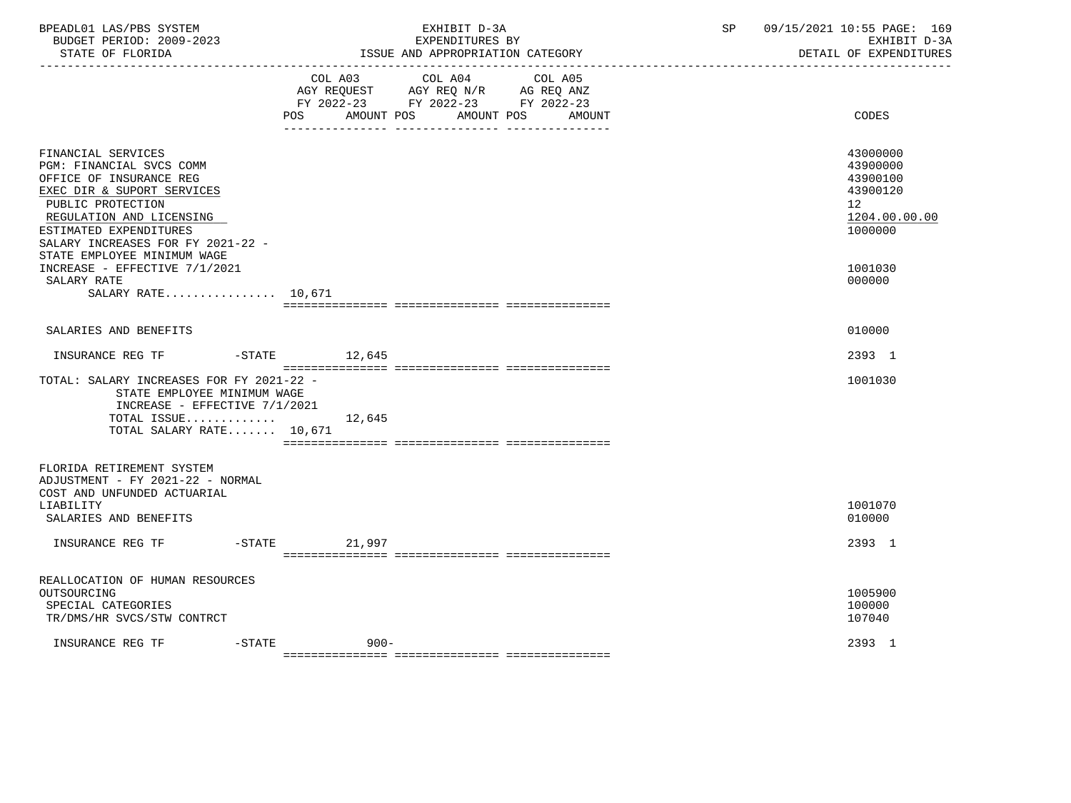BPEADL01 LAS/PBS SYSTEM | EXHIBIT D-3A | SP 09/15/2021 10:55 PAGE: 169
BUDGET PERIOD: 2009-2023 | EXPENDITURES BY | EXHIBIT D-3A
STATE OF FLORIDA | ISSUE AND APPROPRIATION CATEGORY | DETAIL OF EXPENDITURES

| | COL A03 AGY REQUEST FY 2022-23 POS | AMOUNT | COL A04 AGY REQ N/R FY 2022-23 POS | AMOUNT | COL A05 AG REQ ANZ FY 2022-23 POS | AMOUNT | CODES |
|---|---|---|---|---|---|---|---|
| FINANCIAL SERVICES | | | | | | | 43000000 |
| PGM: FINANCIAL SVCS COMM | | | | | | | 43900000 |
| OFFICE OF INSURANCE REG | | | | | | | 43900100 |
| EXEC DIR & SUPORT SERVICES | | | | | | | 43900120 |
| PUBLIC PROTECTION | | | | | | | 12 |
| REGULATION AND LICENSING | | | | | | | 1204.00.00.00 |
| ESTIMATED EXPENDITURES | | | | | | | 1000000 |
| SALARY INCREASES FOR FY 2021-22 - STATE EMPLOYEE MINIMUM WAGE INCREASE - EFFECTIVE 7/1/2021 | | | | | | | 1001030 |
| SALARY RATE | | | | | | | 000000 |
| SALARY RATE................ | 10,671 | | | | | | |
| SALARIES AND BENEFITS | | | | | | | 010000 |
| INSURANCE REG TF -STATE | | 12,645 | | | | | 2393 1 |
| TOTAL: SALARY INCREASES FOR FY 2021-22 - STATE EMPLOYEE MINIMUM WAGE INCREASE - EFFECTIVE 7/1/2021 | | | | | | | 1001030 |
| TOTAL ISSUE............. | | 12,645 | | | | | |
| TOTAL SALARY RATE....... | 10,671 | | | | | | |
| FLORIDA RETIREMENT SYSTEM ADJUSTMENT - FY 2021-22 - NORMAL COST AND UNFUNDED ACTUARIAL LIABILITY | | | | | | | 1001070 |
| SALARIES AND BENEFITS | | | | | | | 010000 |
| INSURANCE REG TF -STATE | | 21,997 | | | | | 2393 1 |
| REALLOCATION OF HUMAN RESOURCES OUTSOURCING | | | | | | | 1005900 |
| SPECIAL CATEGORIES | | | | | | | 100000 |
| TR/DMS/HR SVCS/STW CONTRCT | | | | | | | 107040 |
| INSURANCE REG TF -STATE | | 900- | | | | | 2393 1 |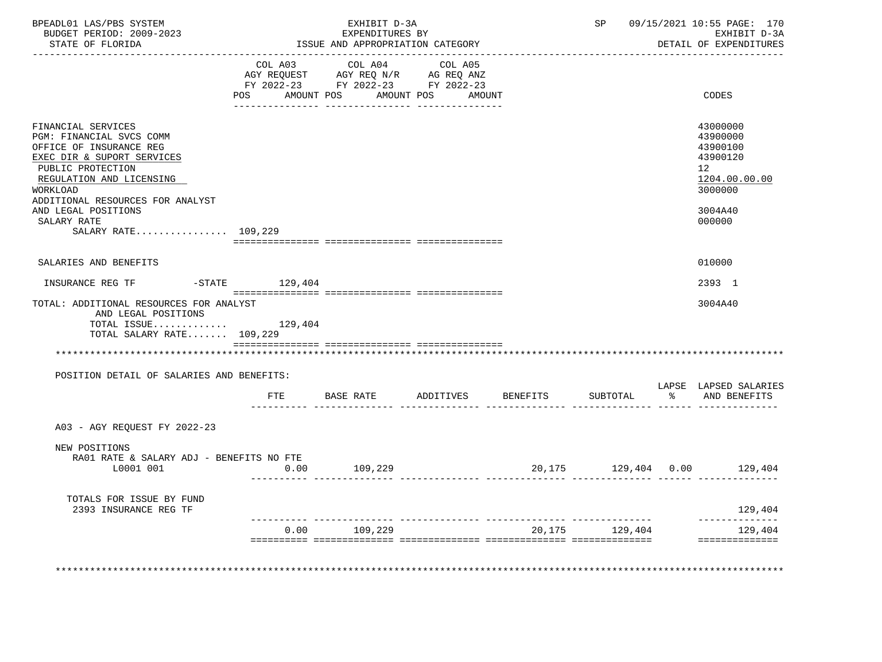BPEADL01 LAS/PBS SYSTEM | EXHIBIT D-3A | SP 09/15/2021 10:55 PAGE: 170
BUDGET PERIOD: 2009-2023 | EXPENDITURES BY | EXHIBIT D-3A
STATE OF FLORIDA | ISSUE AND APPROPRIATION CATEGORY | DETAIL OF EXPENDITURES

| | COL A03 AGY REQUEST FY 2022-23 POS AMOUNT | COL A04 AGY REQ N/R FY 2022-23 POS AMOUNT | COL A05 AG REQ ANZ FY 2022-23 POS AMOUNT | CODES |
|---|---|---|---|---|
| FINANCIAL SERVICES | | | | 43000000 |
| PGM: FINANCIAL SVCS COMM | | | | 43900000 |
| OFFICE OF INSURANCE REG | | | | 43900100 |
| EXEC DIR & SUPORT SERVICES | | | | 43900120 |
| PUBLIC PROTECTION | | | | 12 |
| REGULATION AND LICENSING | | | | 1204.00.00.00 |
| WORKLOAD | | | | 3000000 |
| ADDITIONAL RESOURCES FOR ANALYST AND LEGAL POSITIONS | | | | 3004A40 |
| SALARY RATE | | | | 000000 |
| SALARY RATE................ 109,229 | | | | |
| SALARIES AND BENEFITS | | | | 010000 |
| INSURANCE REG TF -STATE | 129,404 | | | 2393 1 |
| TOTAL: ADDITIONAL RESOURCES FOR ANALYST AND LEGAL POSITIONS | | | | 3004A40 |
| TOTAL ISSUE............ | 129,404 | | | |
| TOTAL SALARY RATE....... 109,229 | | | | |

POSITION DETAIL OF SALARIES AND BENEFITS:

| | FTE | BASE RATE | ADDITIVES | BENEFITS | SUBTOTAL | LAPSE % | LAPSED SALARIES AND BENEFITS |
|---|---|---|---|---|---|---|---|
| A03 - AGY REQUEST FY 2022-23 | | | | | | | |
| NEW POSITIONS | | | | | | | |
| RA01 RATE & SALARY ADJ - BENEFITS NO FTE | | | | | | | |
| L0001 001 | 0.00 | 109,229 | | 20,175 | 129,404 | 0.00 | 129,404 |
| TOTALS FOR ISSUE BY FUND | | | | | | | |
| 2393 INSURANCE REG TF | | | | | | | 129,404 |
| | 0.00 | 109,229 | | 20,175 | 129,404 | | 129,404 |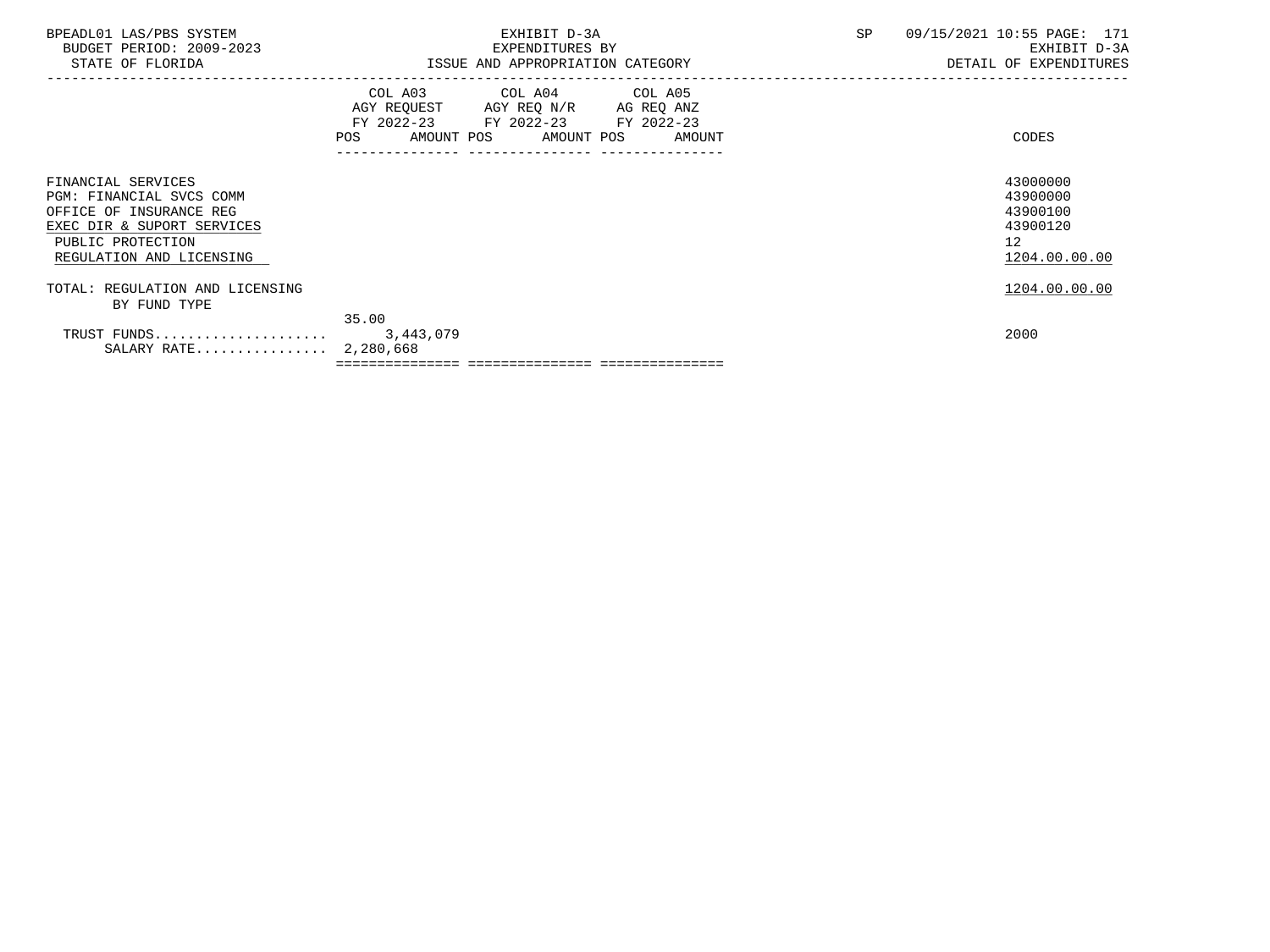BPEADL01 LAS/PBS SYSTEM
BUDGET PERIOD: 2009-2023
STATE OF FLORIDA

EXHIBIT D-3A
EXPENDITURES BY
ISSUE AND APPROPRIATION CATEGORY

SP 09/15/2021 10:55

EXHIBIT D-3A
DETAIL OF EXPENDITURES

| | COL A03 AGY REQUEST FY 2022-23 POS | AMOUNT | COL A04 AGY REQ N/R FY 2022-23 POS | AMOUNT | COL A05 AG REQ ANZ FY 2022-23 POS | AMOUNT | CODES |
|---|---|---|---|---|---|---|---|
| FINANCIAL SERVICES | | | | | | | 43000000 |
| PGM: FINANCIAL SVCS COMM | | | | | | | 43900000 |
| OFFICE OF INSURANCE REG | | | | | | | 43900100 |
| EXEC DIR & SUPORT SERVICES | | | | | | | 43900120 |
| PUBLIC PROTECTION | | | | | | | 12 |
| REGULATION AND LICENSING | | | | | | | 1204.00.00.00 |
| TOTAL: REGULATION AND LICENSING | | | | | | | 1204.00.00.00 |
| BY FUND TYPE | | | | | | | |
| TRUST FUNDS..................... | 35.00 | 3,443,079 | | | | | 2000 |
| SALARY RATE................ | | 2,280,668 | | | | | |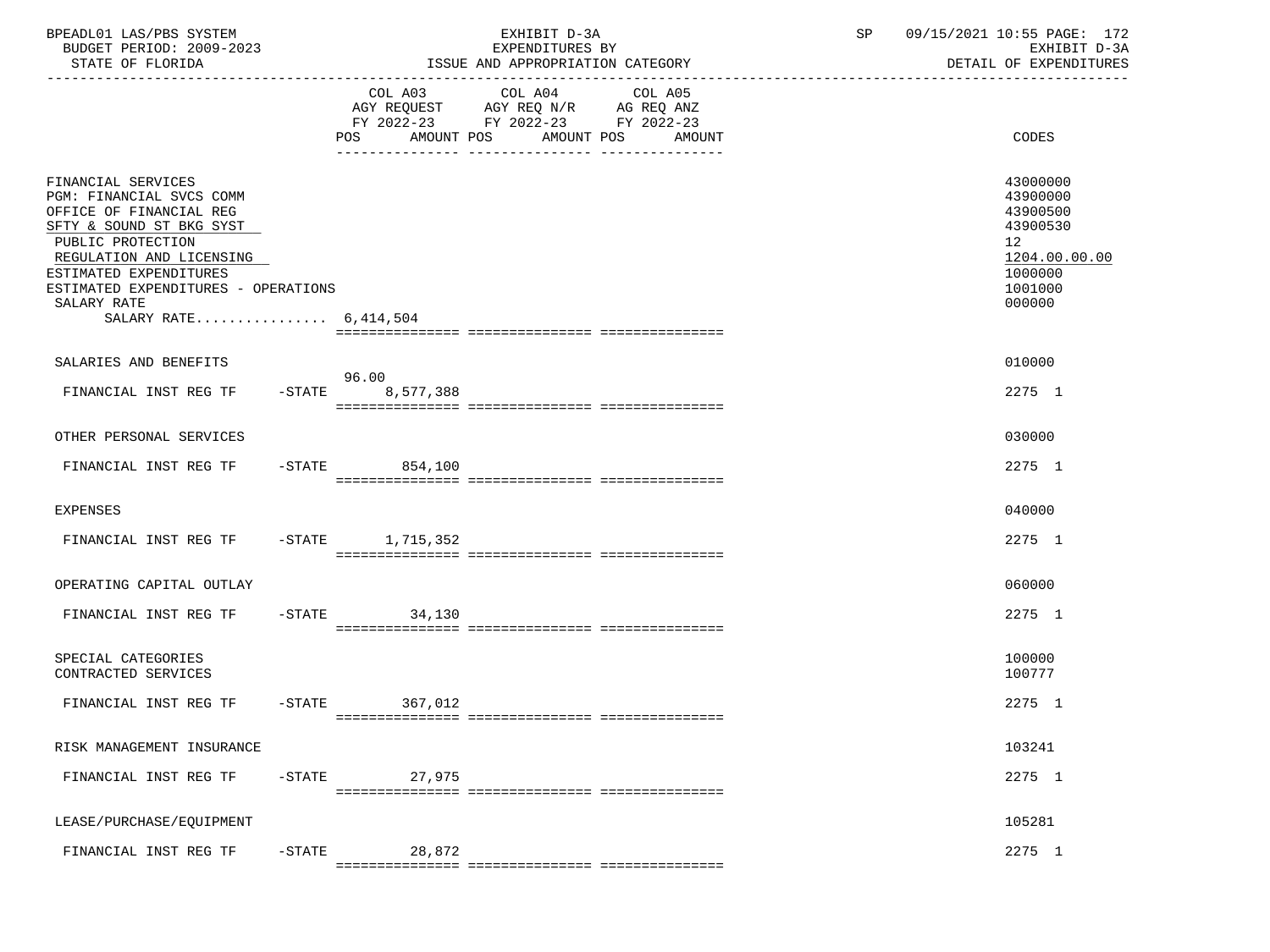BPEADL01 LAS/PBS SYSTEM
BUDGET PERIOD: 2009-2023
STATE OF FLORIDA

EXHIBIT D-3A
EXPENDITURES BY
ISSUE AND APPROPRIATION CATEGORY

SP 09/15/2021 10:55 PAGE: 172
EXHIBIT D-3A
DETAIL OF EXPENDITURES

| | COL A03 AGY REQUEST FY 2022-23 POS | AMOUNT | COL A04 AGY REQ N/R FY 2022-23 POS | AMOUNT | COL A05 AG REQ ANZ FY 2022-23 POS | AMOUNT | CODES |
|---|---|---|---|---|---|---|---|
| FINANCIAL SERVICES | | | | | | | 43000000 |
| PGM: FINANCIAL SVCS COMM | | | | | | | 43900000 |
| OFFICE OF FINANCIAL REG | | | | | | | 43900500 |
| SFTY & SOUND ST BKG SYST | | | | | | | 43900530 |
| PUBLIC PROTECTION | | | | | | | 12 |
| REGULATION AND LICENSING | | | | | | | 1204.00.00.00 |
| ESTIMATED EXPENDITURES | | | | | | | 1000000 |
| ESTIMATED EXPENDITURES - OPERATIONS | | | | | | | 1001000 |
| SALARY RATE | | | | | | | 000000 |
| SALARY RATE................ 6,414,504 | | | | | | | |
| SALARIES AND BENEFITS | | | | | | | 010000 |
| FINANCIAL INST REG TF -STATE | 96.00 | 8,577,388 | | | | | 2275 1 |
| OTHER PERSONAL SERVICES | | | | | | | 030000 |
| FINANCIAL INST REG TF -STATE | | 854,100 | | | | | 2275 1 |
| EXPENSES | | | | | | | 040000 |
| FINANCIAL INST REG TF -STATE | | 1,715,352 | | | | | 2275 1 |
| OPERATING CAPITAL OUTLAY | | | | | | | 060000 |
| FINANCIAL INST REG TF -STATE | | 34,130 | | | | | 2275 1 |
| SPECIAL CATEGORIES | | | | | | | 100000 |
| CONTRACTED SERVICES | | | | | | | 100777 |
| FINANCIAL INST REG TF -STATE | | 367,012 | | | | | 2275 1 |
| RISK MANAGEMENT INSURANCE | | | | | | | 103241 |
| FINANCIAL INST REG TF -STATE | | 27,975 | | | | | 2275 1 |
| LEASE/PURCHASE/EQUIPMENT | | | | | | | 105281 |
| FINANCIAL INST REG TF -STATE | | 28,872 | | | | | 2275 1 |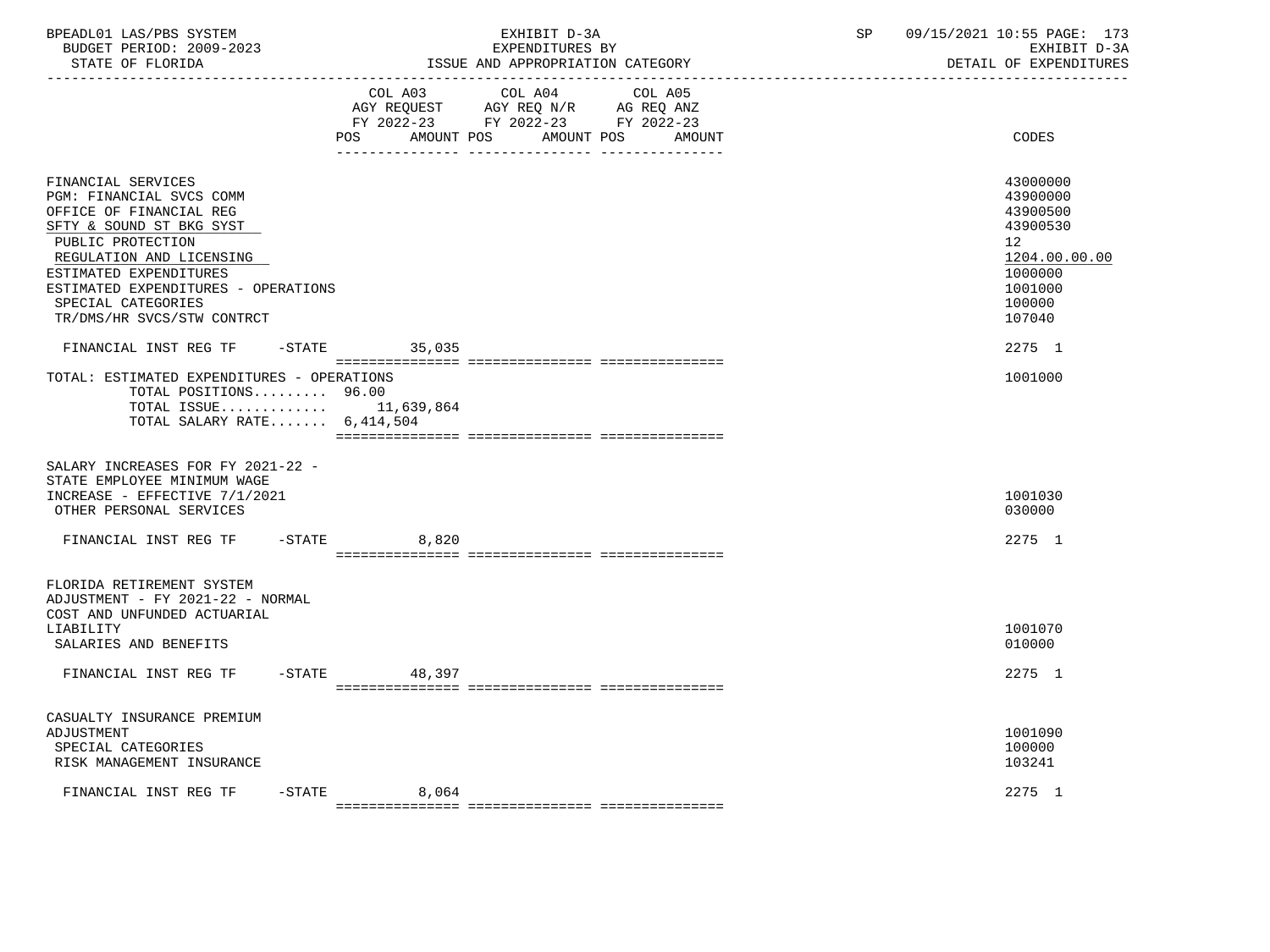BPEADL01 LAS/PBS SYSTEM | EXHIBIT D-3A | SP 09/15/2021 10:55 PAGE: 173
BUDGET PERIOD: 2009-2023 | EXPENDITURES BY | EXHIBIT D-3A
STATE OF FLORIDA | ISSUE AND APPROPRIATION CATEGORY | DETAIL OF EXPENDITURES

| | COL A03 AGY REQUEST FY 2022-23 POS AMOUNT | COL A04 AGY REQ N/R FY 2022-23 POS AMOUNT | COL A05 AG REQ ANZ FY 2022-23 POS AMOUNT | CODES |
|---|---|---|---|---|
| FINANCIAL SERVICES | | | | 43000000 |
| PGM: FINANCIAL SVCS COMM | | | | 43900000 |
| OFFICE OF FINANCIAL REG | | | | 43900500 |
| SFTY & SOUND ST BKG SYST | | | | 43900530 |
| PUBLIC PROTECTION | | | | 12 |
| REGULATION AND LICENSING | | | | 1204.00.00.00 |
| ESTIMATED EXPENDITURES | | | | 1000000 |
| ESTIMATED EXPENDITURES - OPERATIONS | | | | 1001000 |
| SPECIAL CATEGORIES | | | | 100000 |
| TR/DMS/HR SVCS/STW CONTRCT | | | | 107040 |
| FINANCIAL INST REG TF -STATE | 35,035 | | | 2275 1 |
| TOTAL: ESTIMATED EXPENDITURES - OPERATIONS | | | | 1001000 |
| TOTAL POSITIONS......... 96.00 | | | | |
| TOTAL ISSUE............. | 11,639,864 | | | |
| TOTAL SALARY RATE....... 6,414,504 | | | | |
| SALARY INCREASES FOR FY 2021-22 - STATE EMPLOYEE MINIMUM WAGE INCREASE - EFFECTIVE 7/1/2021 | | | | 1001030 |
| OTHER PERSONAL SERVICES | | | | 030000 |
| FINANCIAL INST REG TF -STATE | 8,820 | | | 2275 1 |
| FLORIDA RETIREMENT SYSTEM ADJUSTMENT - FY 2021-22 - NORMAL COST AND UNFUNDED ACTUARIAL LIABILITY | | | | 1001070 |
| SALARIES AND BENEFITS | | | | 010000 |
| FINANCIAL INST REG TF -STATE | 48,397 | | | 2275 1 |
| CASUALTY INSURANCE PREMIUM ADJUSTMENT | | | | 1001090 |
| SPECIAL CATEGORIES | | | | 100000 |
| RISK MANAGEMENT INSURANCE | | | | 103241 |
| FINANCIAL INST REG TF -STATE | 8,064 | | | 2275 1 |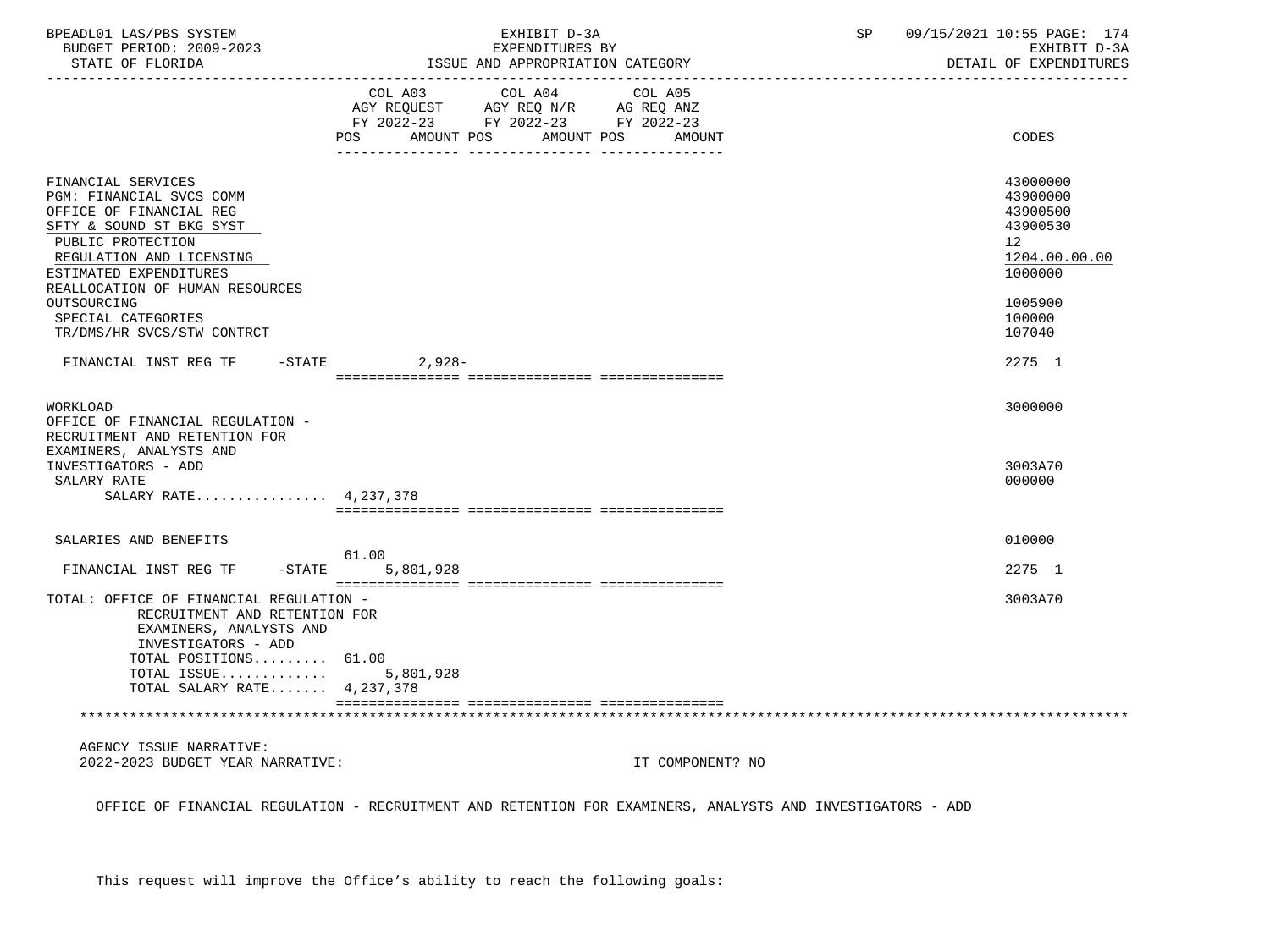| | COL A03 AGY REQUEST FY 2022-23 POS AMOUNT | COL A04 AGY REQ N/R FY 2022-23 POS AMOUNT | COL A05 AG REQ ANZ FY 2022-23 POS AMOUNT | CODES |
|---|---|---|---|---|
| FINANCIAL SERVICES | | | | 43000000 |
| PGM: FINANCIAL SVCS COMM | | | | 43900000 |
| OFFICE OF FINANCIAL REG | | | | 43900500 |
| SFTY & SOUND ST BKG SYST | | | | 43900530 |
| PUBLIC PROTECTION | | | | 12 |
| REGULATION AND LICENSING | | | | 1204.00.00.00 |
| ESTIMATED EXPENDITURES | | | | 1000000 |
| REALLOCATION OF HUMAN RESOURCES OUTSOURCING | | | | 1005900 |
| SPECIAL CATEGORIES | | | | 100000 |
| TR/DMS/HR SVCS/STW CONTRCT | | | | 107040 |
| FINANCIAL INST REG TF -STATE | 2,928- | | | 2275 1 |
| WORKLOAD | | | | 3000000 |
| OFFICE OF FINANCIAL REGULATION - RECRUITMENT AND RETENTION FOR EXAMINERS, ANALYSTS AND INVESTIGATORS - ADD | | | | 3003A70 |
| SALARY RATE | | | | 000000 |
| SALARY RATE................ 4,237,378 | | | | |
| SALARIES AND BENEFITS | | | | 010000 |
| FINANCIAL INST REG TF -STATE | 61.00 5,801,928 | | | 2275 1 |
| TOTAL: OFFICE OF FINANCIAL REGULATION - RECRUITMENT AND RETENTION FOR EXAMINERS, ANALYSTS AND INVESTIGATORS - ADD | | | | 3003A70 |
| TOTAL POSITIONS......... 61.00 | | | | |
| TOTAL ISSUE............. | 5,801,928 | | | |
| TOTAL SALARY RATE....... 4,237,378 | | | | |

AGENCY ISSUE NARRATIVE:

2022-2023 BUDGET YEAR NARRATIVE: IT COMPONENT? NO

OFFICE OF FINANCIAL REGULATION - RECRUITMENT AND RETENTION FOR EXAMINERS, ANALYSTS AND INVESTIGATORS - ADD

This request will improve the Office's ability to reach the following goals: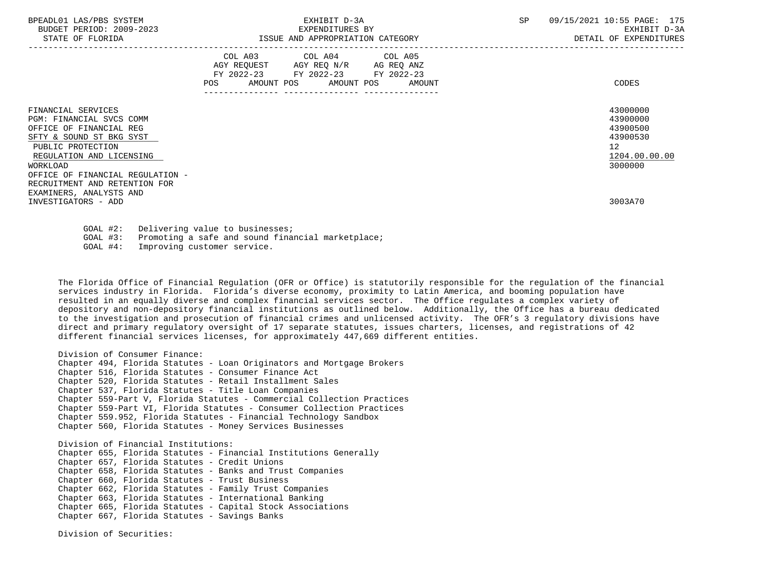| | COL A03 AGY REQUEST FY 2022-23 POS AMOUNT | COL A04 AGY REQ N/R FY 2022-23 POS AMOUNT | COL A05 AG REQ ANZ FY 2022-23 POS AMOUNT | CODES |
|---|---|---|---|---|
| FINANCIAL SERVICES | | | | 43000000 |
| PGM: FINANCIAL SVCS COMM | | | | 43900000 |
| OFFICE OF FINANCIAL REG | | | | 43900500 |
| SFTY & SOUND ST BKG SYST | | | | 43900530 |
| PUBLIC PROTECTION | | | | 12 |
| REGULATION AND LICENSING | | | | 1204.00.00.00 |
| WORKLOAD | | | | 3000000 |
| OFFICE OF FINANCIAL REGULATION - RECRUITMENT AND RETENTION FOR EXAMINERS, ANALYSTS AND INVESTIGATORS - ADD | | | | 3003A70 |

GOAL #2: Delivering value to businesses;
GOAL #3: Promoting a safe and sound financial marketplace;
GOAL #4: Improving customer service.

The Florida Office of Financial Regulation (OFR or Office) is statutorily responsible for the regulation of the financial services industry in Florida. Florida's diverse economy, proximity to Latin America, and booming population have resulted in an equally diverse and complex financial services sector. The Office regulates a complex variety of depository and non-depository financial institutions as outlined below. Additionally, the Office has a bureau dedicated to the investigation and prosecution of financial crimes and unlicensed activity. The OFR's 3 regulatory divisions have direct and primary regulatory oversight of 17 separate statutes, issues charters, licenses, and registrations of 42 different financial services licenses, for approximately 447,669 different entities.

Division of Consumer Finance:
Chapter 494, Florida Statutes - Loan Originators and Mortgage Brokers
Chapter 516, Florida Statutes - Consumer Finance Act
Chapter 520, Florida Statutes - Retail Installment Sales
Chapter 537, Florida Statutes - Title Loan Companies
Chapter 559-Part V, Florida Statutes - Commercial Collection Practices
Chapter 559-Part VI, Florida Statutes - Consumer Collection Practices
Chapter 559.952, Florida Statutes - Financial Technology Sandbox
Chapter 560, Florida Statutes - Money Services Businesses

Division of Financial Institutions:
Chapter 655, Florida Statutes - Financial Institutions Generally
Chapter 657, Florida Statutes - Credit Unions
Chapter 658, Florida Statutes - Banks and Trust Companies
Chapter 660, Florida Statutes - Trust Business
Chapter 662, Florida Statutes - Family Trust Companies
Chapter 663, Florida Statutes - International Banking
Chapter 665, Florida Statutes - Capital Stock Associations
Chapter 667, Florida Statutes - Savings Banks

Division of Securities: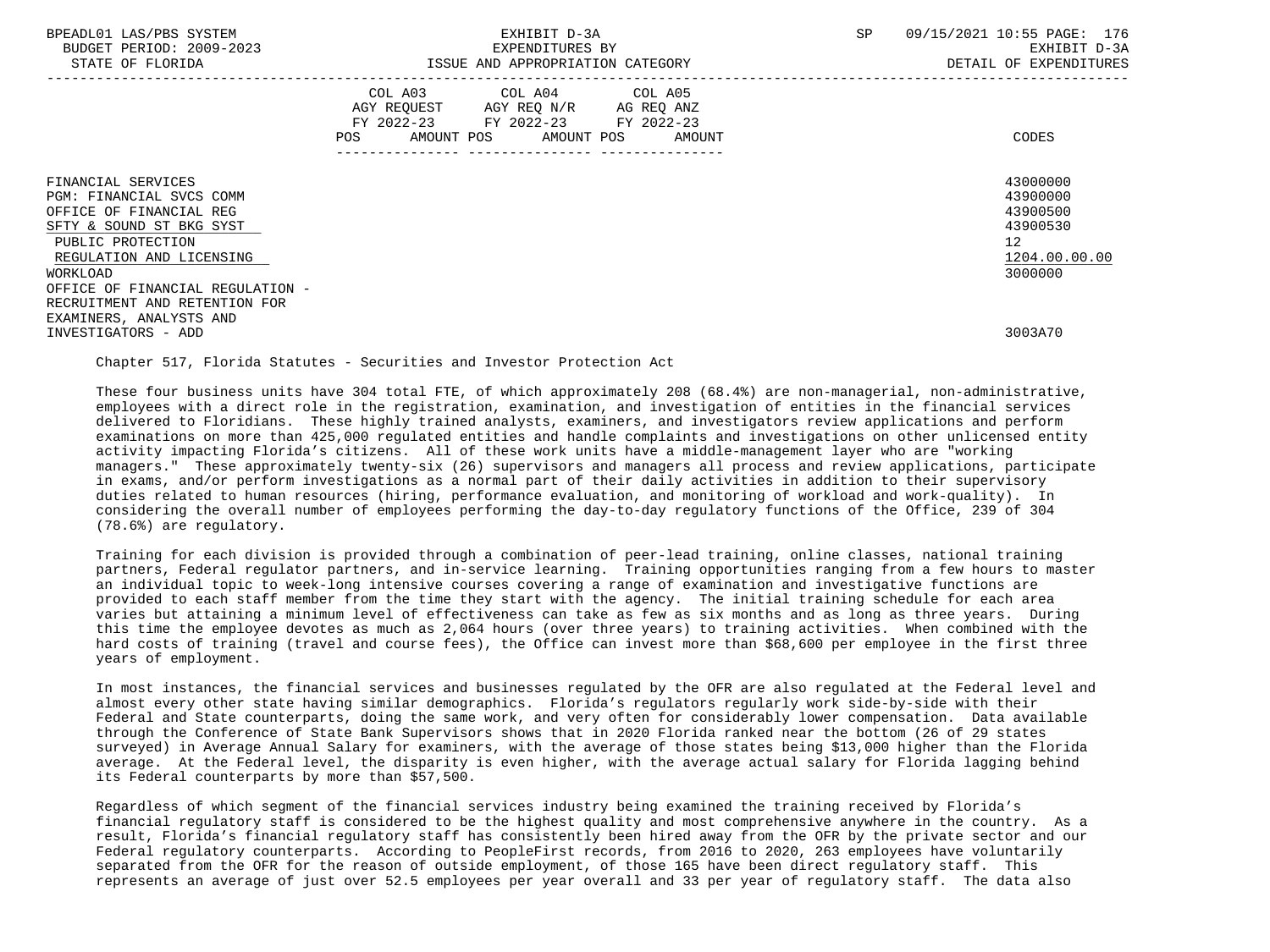| | COL A03 AGY REQUEST FY 2022-23 POS AMOUNT | COL A04 AGY REQ N/R FY 2022-23 POS AMOUNT | COL A05 AG REQ ANZ FY 2022-23 POS AMOUNT | CODES |
|---|---|---|---|---|
| FINANCIAL SERVICES | | | | 43000000 |
| PGM: FINANCIAL SVCS COMM | | | | 43900000 |
| OFFICE OF FINANCIAL REG | | | | 43900500 |
| SFTY & SOUND ST BKG SYST | | | | 43900530 |
| PUBLIC PROTECTION | | | | 12 |
| REGULATION AND LICENSING | | | | 1204.00.00.00 |
| WORKLOAD | | | | 3000000 |
| OFFICE OF FINANCIAL REGULATION - RECRUITMENT AND RETENTION FOR EXAMINERS, ANALYSTS AND INVESTIGATORS - ADD | | | | 3003A70 |

Chapter 517, Florida Statutes - Securities and Investor Protection Act

These four business units have 304 total FTE, of which approximately 208 (68.4%) are non-managerial, non-administrative, employees with a direct role in the registration, examination, and investigation of entities in the financial services delivered to Floridians. These highly trained analysts, examiners, and investigators review applications and perform examinations on more than 425,000 regulated entities and handle complaints and investigations on other unlicensed entity activity impacting Florida's citizens. All of these work units have a middle-management layer who are "working managers." These approximately twenty-six (26) supervisors and managers all process and review applications, participate in exams, and/or perform investigations as a normal part of their daily activities in addition to their supervisory duties related to human resources (hiring, performance evaluation, and monitoring of workload and work-quality). In considering the overall number of employees performing the day-to-day regulatory functions of the Office, 239 of 304 (78.6%) are regulatory.

Training for each division is provided through a combination of peer-lead training, online classes, national training partners, Federal regulator partners, and in-service learning. Training opportunities ranging from a few hours to master an individual topic to week-long intensive courses covering a range of examination and investigative functions are provided to each staff member from the time they start with the agency. The initial training schedule for each area varies but attaining a minimum level of effectiveness can take as few as six months and as long as three years. During this time the employee devotes as much as 2,064 hours (over three years) to training activities. When combined with the hard costs of training (travel and course fees), the Office can invest more than $68,600 per employee in the first three years of employment.

In most instances, the financial services and businesses regulated by the OFR are also regulated at the Federal level and almost every other state having similar demographics. Florida's regulators regularly work side-by-side with their Federal and State counterparts, doing the same work, and very often for considerably lower compensation. Data available through the Conference of State Bank Supervisors shows that in 2020 Florida ranked near the bottom (26 of 29 states surveyed) in Average Annual Salary for examiners, with the average of those states being $13,000 higher than the Florida average. At the Federal level, the disparity is even higher, with the average actual salary for Florida lagging behind its Federal counterparts by more than $57,500.

Regardless of which segment of the financial services industry being examined the training received by Florida's financial regulatory staff is considered to be the highest quality and most comprehensive anywhere in the country. As a result, Florida's financial regulatory staff has consistently been hired away from the OFR by the private sector and our Federal regulatory counterparts. According to PeopleFirst records, from 2016 to 2020, 263 employees have voluntarily separated from the OFR for the reason of outside employment, of those 165 have been direct regulatory staff. This represents an average of just over 52.5 employees per year overall and 33 per year of regulatory staff. The data also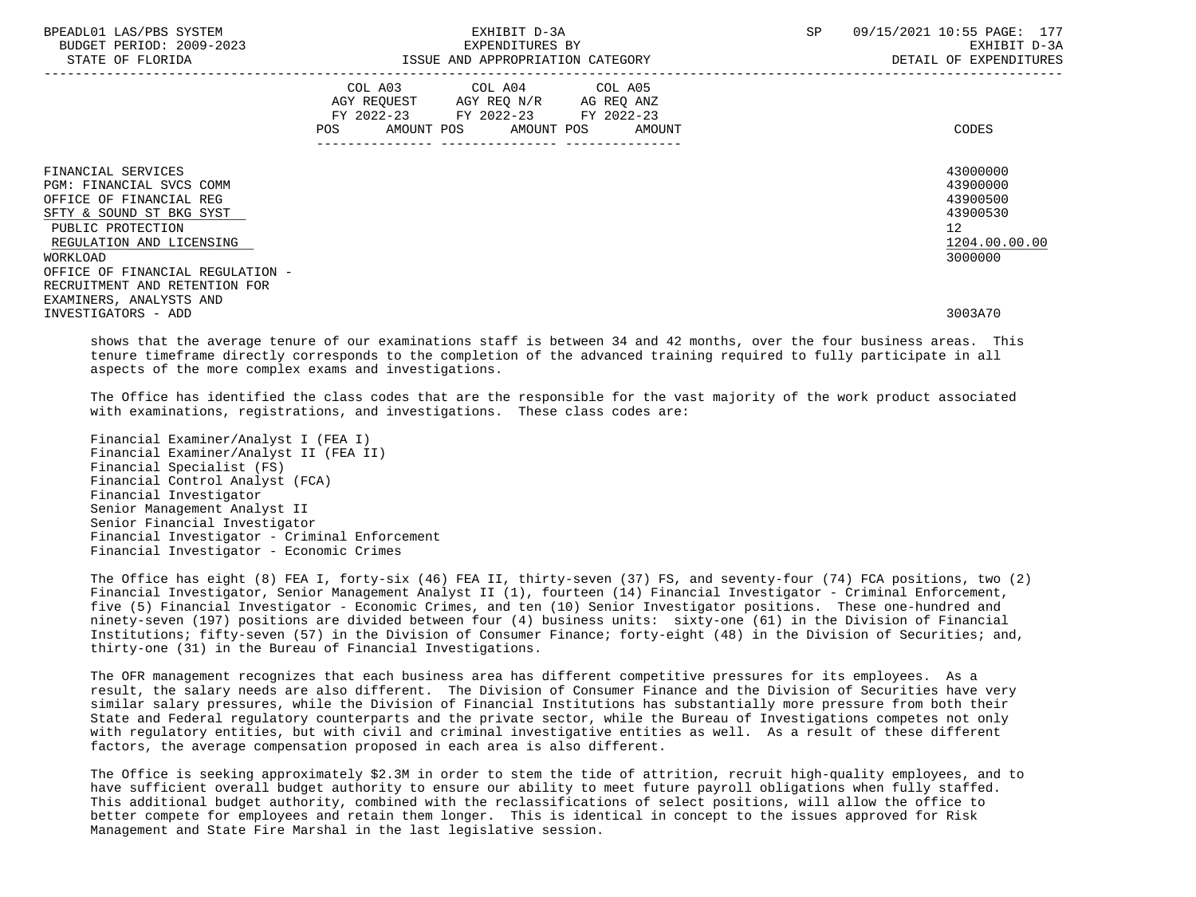FINANCIAL SERVICES 43000000
PGM: FINANCIAL SVCS COMM 43900000
OFFICE OF FINANCIAL REG 43900500
SFTY & SOUND ST BKG SYST 43900530
PUBLIC PROTECTION 12
REGULATION AND LICENSING 1204.00.00.00
WORKLOAD 3000000
OFFICE OF FINANCIAL REGULATION - RECRUITMENT AND RETENTION FOR EXAMINERS, ANALYSTS AND INVESTIGATORS - ADD 3003A70

| | COL A03 AGY REQUEST FY 2022-23 | | COL A04 AGY REQ N/R FY 2022-23 | | COL A05 AG REQ ANZ FY 2022-23 | | |
|---|---|---|---|---|---|---|---|
| | POS | AMOUNT | POS | AMOUNT | POS | AMOUNT | CODES |

shows that the average tenure of our examinations staff is between 34 and 42 months, over the four business areas. This tenure timeframe directly corresponds to the completion of the advanced training required to fully participate in all aspects of the more complex exams and investigations.

The Office has identified the class codes that are the responsible for the vast majority of the work product associated with examinations, registrations, and investigations. These class codes are:

Financial Examiner/Analyst I (FEA I)
Financial Examiner/Analyst II (FEA II)
Financial Specialist (FS)
Financial Control Analyst (FCA)
Financial Investigator
Senior Management Analyst II
Senior Financial Investigator
Financial Investigator - Criminal Enforcement
Financial Investigator - Economic Crimes

The Office has eight (8) FEA I, forty-six (46) FEA II, thirty-seven (37) FS, and seventy-four (74) FCA positions, two (2) Financial Investigator, Senior Management Analyst II (1), fourteen (14) Financial Investigator - Criminal Enforcement, five (5) Financial Investigator - Economic Crimes, and ten (10) Senior Investigator positions. These one-hundred and ninety-seven (197) positions are divided between four (4) business units: sixty-one (61) in the Division of Financial Institutions; fifty-seven (57) in the Division of Consumer Finance; forty-eight (48) in the Division of Securities; and, thirty-one (31) in the Bureau of Financial Investigations.

The OFR management recognizes that each business area has different competitive pressures for its employees. As a result, the salary needs are also different. The Division of Consumer Finance and the Division of Securities have very similar salary pressures, while the Division of Financial Institutions has substantially more pressure from both their State and Federal regulatory counterparts and the private sector, while the Bureau of Investigations competes not only with regulatory entities, but with civil and criminal investigative entities as well. As a result of these different factors, the average compensation proposed in each area is also different.

The Office is seeking approximately $2.3M in order to stem the tide of attrition, recruit high-quality employees, and to have sufficient overall budget authority to ensure our ability to meet future payroll obligations when fully staffed. This additional budget authority, combined with the reclassifications of select positions, will allow the office to better compete for employees and retain them longer. This is identical in concept to the issues approved for Risk Management and State Fire Marshal in the last legislative session.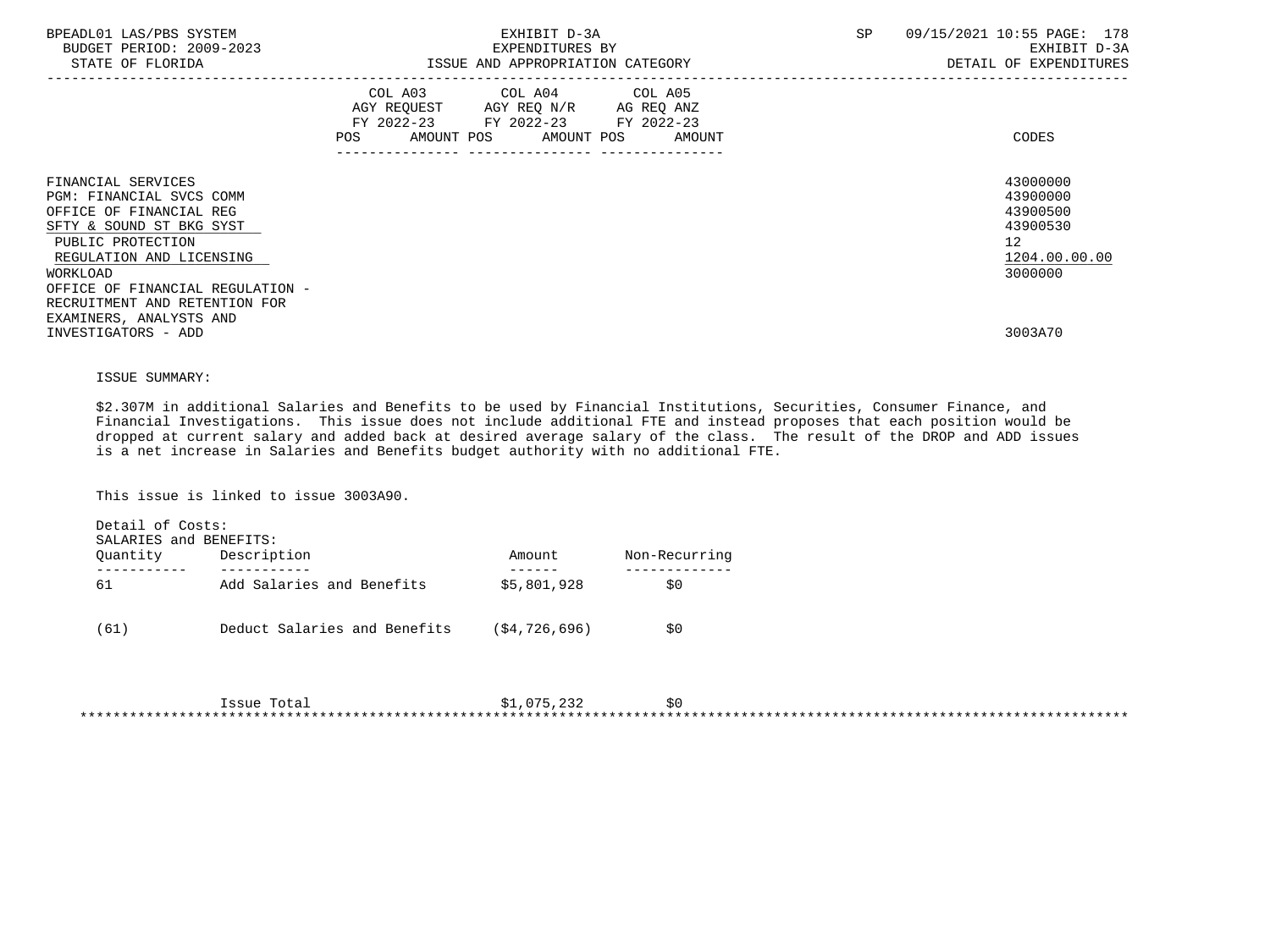| | COL A03 AGY REQUEST FY 2022-23 POS AMOUNT | COL A04 AGY REQ N/R FY 2022-23 POS AMOUNT | COL A05 AG REQ ANZ FY 2022-23 POS AMOUNT | CODES |
|---|---|---|---|---|
| FINANCIAL SERVICES | | | | 43000000 |
| PGM: FINANCIAL SVCS COMM | | | | 43900000 |
| OFFICE OF FINANCIAL REG | | | | 43900500 |
| SFTY & SOUND ST BKG SYST | | | | 43900530 |
| PUBLIC PROTECTION | | | | 12 |
| REGULATION AND LICENSING | | | | 1204.00.00.00 |
| WORKLOAD | | | | 3000000 |
| OFFICE OF FINANCIAL REGULATION - RECRUITMENT AND RETENTION FOR EXAMINERS, ANALYSTS AND INVESTIGATORS - ADD | | | | 3003A70 |

ISSUE SUMMARY:

$2.307M in additional Salaries and Benefits to be used by Financial Institutions, Securities, Consumer Finance, and Financial Investigations. This issue does not include additional FTE and instead proposes that each position would be dropped at current salary and added back at desired average salary of the class. The result of the DROP and ADD issues is a net increase in Salaries and Benefits budget authority with no additional FTE.

This issue is linked to issue 3003A90.

Detail of Costs:
SALARIES and BENEFITS:

| Quantity | Description | Amount | Non-Recurring |
|---|---|---|---|
| 61 | Add Salaries and Benefits | $5,801,928 | $0 |
| (61) | Deduct Salaries and Benefits | ($4,726,696) | $0 |
| | Issue Total | $1,075,232 | $0 |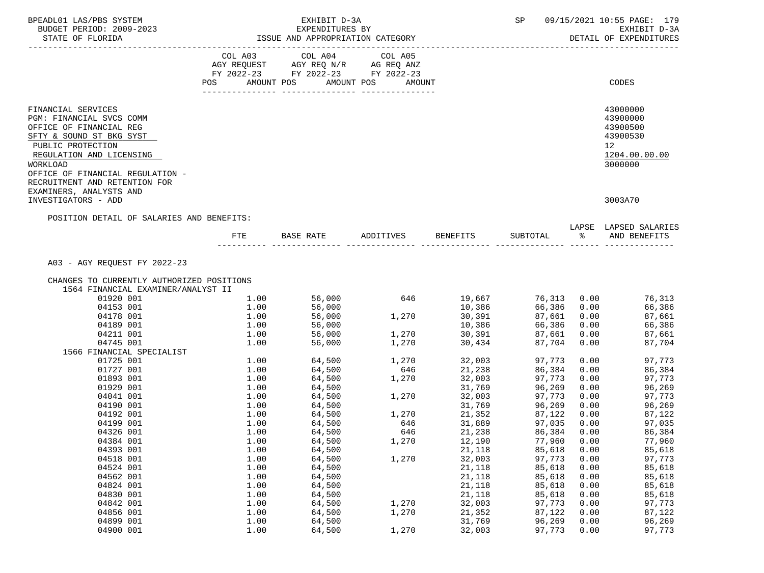BPEADL01 LAS/PBS SYSTEM | EXHIBIT D-3A | SP 09/15/2021 10:55 PAGE: 179
BUDGET PERIOD: 2009-2023 | EXPENDITURES BY | EXHIBIT D-3A
STATE OF FLORIDA | ISSUE AND APPROPRIATION CATEGORY | DETAIL OF EXPENDITURES

| | COL A03 AGY REQUEST FY 2022-23 POS AMOUNT | COL A04 AGY REQ N/R FY 2022-23 POS AMOUNT | COL A05 AG REQ ANZ FY 2022-23 POS AMOUNT | CODES |
|---|---|---|---|---|
| FINANCIAL SERVICES | | | | 43000000 |
| PGM: FINANCIAL SVCS COMM | | | | 43900000 |
| OFFICE OF FINANCIAL REG | | | | 43900500 |
| SFTY & SOUND ST BKG SYST | | | | 43900530 |
| PUBLIC PROTECTION | | | | 12 |
| REGULATION AND LICENSING | | | | 1204.00.00.00 |
| WORKLOAD | | | | 3000000 |
| OFFICE OF FINANCIAL REGULATION - RECRUITMENT AND RETENTION FOR EXAMINERS, ANALYSTS AND INVESTIGATORS - ADD | | | | 3003A70 |

POSITION DETAIL OF SALARIES AND BENEFITS:

A03 - AGY REQUEST FY 2022-23

CHANGES TO CURRENTLY AUTHORIZED POSITIONS

| | FTE | BASE RATE | ADDITIVES | BENEFITS | SUBTOTAL | LAPSE % | LAPSED SALARIES AND BENEFITS |
|---|---|---|---|---|---|---|---|
| 1564 FINANCIAL EXAMINER/ANALYST II | | | | | | | |
| 01920 001 | 1.00 | 56,000 | 646 | 19,667 | 76,313 | 0.00 | 76,313 |
| 04153 001 | 1.00 | 56,000 | | 10,386 | 66,386 | 0.00 | 66,386 |
| 04178 001 | 1.00 | 56,000 | 1,270 | 30,391 | 87,661 | 0.00 | 87,661 |
| 04189 001 | 1.00 | 56,000 | | 10,386 | 66,386 | 0.00 | 66,386 |
| 04211 001 | 1.00 | 56,000 | 1,270 | 30,391 | 87,661 | 0.00 | 87,661 |
| 04745 001 | 1.00 | 56,000 | 1,270 | 30,434 | 87,704 | 0.00 | 87,704 |
| 1566 FINANCIAL SPECIALIST | | | | | | | |
| 01725 001 | 1.00 | 64,500 | 1,270 | 32,003 | 97,773 | 0.00 | 97,773 |
| 01727 001 | 1.00 | 64,500 | 646 | 21,238 | 86,384 | 0.00 | 86,384 |
| 01893 001 | 1.00 | 64,500 | 1,270 | 32,003 | 97,773 | 0.00 | 97,773 |
| 01929 001 | 1.00 | 64,500 | | 31,769 | 96,269 | 0.00 | 96,269 |
| 04041 001 | 1.00 | 64,500 | 1,270 | 32,003 | 97,773 | 0.00 | 97,773 |
| 04190 001 | 1.00 | 64,500 | | 31,769 | 96,269 | 0.00 | 96,269 |
| 04192 001 | 1.00 | 64,500 | 1,270 | 21,352 | 87,122 | 0.00 | 87,122 |
| 04199 001 | 1.00 | 64,500 | 646 | 31,889 | 97,035 | 0.00 | 97,035 |
| 04326 001 | 1.00 | 64,500 | 646 | 21,238 | 86,384 | 0.00 | 86,384 |
| 04384 001 | 1.00 | 64,500 | 1,270 | 12,190 | 77,960 | 0.00 | 77,960 |
| 04393 001 | 1.00 | 64,500 | | 21,118 | 85,618 | 0.00 | 85,618 |
| 04518 001 | 1.00 | 64,500 | 1,270 | 32,003 | 97,773 | 0.00 | 97,773 |
| 04524 001 | 1.00 | 64,500 | | 21,118 | 85,618 | 0.00 | 85,618 |
| 04562 001 | 1.00 | 64,500 | | 21,118 | 85,618 | 0.00 | 85,618 |
| 04824 001 | 1.00 | 64,500 | | 21,118 | 85,618 | 0.00 | 85,618 |
| 04830 001 | 1.00 | 64,500 | | 21,118 | 85,618 | 0.00 | 85,618 |
| 04842 001 | 1.00 | 64,500 | 1,270 | 32,003 | 97,773 | 0.00 | 97,773 |
| 04856 001 | 1.00 | 64,500 | 1,270 | 21,352 | 87,122 | 0.00 | 87,122 |
| 04899 001 | 1.00 | 64,500 | | 31,769 | 96,269 | 0.00 | 96,269 |
| 04900 001 | 1.00 | 64,500 | 1,270 | 32,003 | 97,773 | 0.00 | 97,773 |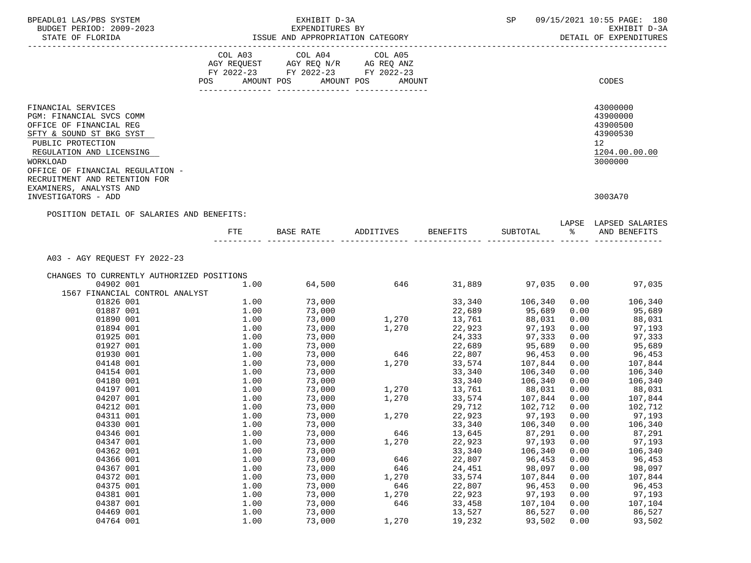BPEADL01 LAS/PBS SYSTEM | EXHIBIT D-3A | SP 09/15/2021 10:55 PAGE: 180
BUDGET PERIOD: 2009-2023 | EXPENDITURES BY | EXHIBIT D-3A
STATE OF FLORIDA | ISSUE AND APPROPRIATION CATEGORY | DETAIL OF EXPENDITURES

| | COL A03 AGY REQUEST FY 2022-23 POS AMOUNT | COL A04 AGY REQ N/R FY 2022-23 POS AMOUNT | COL A05 AG REQ ANZ FY 2022-23 POS AMOUNT | CODES |
|---|---|---|---|---|
| FINANCIAL SERVICES | | | | 43000000 |
| PGM: FINANCIAL SVCS COMM | | | | 43900000 |
| OFFICE OF FINANCIAL REG | | | | 43900500 |
| SFTY & SOUND ST BKG SYST | | | | 43900530 |
| PUBLIC PROTECTION | | | | 12 |
| REGULATION AND LICENSING | | | | 1204.00.00.00 |
| WORKLOAD | | | | 3000000 |
| OFFICE OF FINANCIAL REGULATION - RECRUITMENT AND RETENTION FOR EXAMINERS, ANALYSTS AND INVESTIGATORS - ADD | | | | 3003A70 |

POSITION DETAIL OF SALARIES AND BENEFITS:

| | FTE | BASE RATE | ADDITIVES | BENEFITS | SUBTOTAL | LAPSE % | LAPSED SALARIES AND BENEFITS |
|---|---|---|---|---|---|---|---|
| A03 - AGY REQUEST FY 2022-23 | | | | | | | |
| CHANGES TO CURRENTLY AUTHORIZED POSITIONS | | | | | | | |
| 04902 001 | 1.00 | 64,500 | 646 | 31,889 | 97,035 | 0.00 | 97,035 |
| 1567 FINANCIAL CONTROL ANALYST | | | | | | | |
| 01826 001 | 1.00 | 73,000 | | 33,340 | 106,340 | 0.00 | 106,340 |
| 01887 001 | 1.00 | 73,000 | | 22,689 | 95,689 | 0.00 | 95,689 |
| 01890 001 | 1.00 | 73,000 | 1,270 | 13,761 | 88,031 | 0.00 | 88,031 |
| 01894 001 | 1.00 | 73,000 | 1,270 | 22,923 | 97,193 | 0.00 | 97,193 |
| 01925 001 | 1.00 | 73,000 | | 24,333 | 97,333 | 0.00 | 97,333 |
| 01927 001 | 1.00 | 73,000 | | 22,689 | 95,689 | 0.00 | 95,689 |
| 01930 001 | 1.00 | 73,000 | 646 | 22,807 | 96,453 | 0.00 | 96,453 |
| 04148 001 | 1.00 | 73,000 | 1,270 | 33,574 | 107,844 | 0.00 | 107,844 |
| 04154 001 | 1.00 | 73,000 | | 33,340 | 106,340 | 0.00 | 106,340 |
| 04180 001 | 1.00 | 73,000 | | 33,340 | 106,340 | 0.00 | 106,340 |
| 04197 001 | 1.00 | 73,000 | 1,270 | 13,761 | 88,031 | 0.00 | 88,031 |
| 04207 001 | 1.00 | 73,000 | 1,270 | 33,574 | 107,844 | 0.00 | 107,844 |
| 04212 001 | 1.00 | 73,000 | | 29,712 | 102,712 | 0.00 | 102,712 |
| 04311 001 | 1.00 | 73,000 | 1,270 | 22,923 | 97,193 | 0.00 | 97,193 |
| 04330 001 | 1.00 | 73,000 | | 33,340 | 106,340 | 0.00 | 106,340 |
| 04346 001 | 1.00 | 73,000 | 646 | 13,645 | 87,291 | 0.00 | 87,291 |
| 04347 001 | 1.00 | 73,000 | 1,270 | 22,923 | 97,193 | 0.00 | 97,193 |
| 04362 001 | 1.00 | 73,000 | | 33,340 | 106,340 | 0.00 | 106,340 |
| 04366 001 | 1.00 | 73,000 | 646 | 22,807 | 96,453 | 0.00 | 96,453 |
| 04367 001 | 1.00 | 73,000 | 646 | 24,451 | 98,097 | 0.00 | 98,097 |
| 04372 001 | 1.00 | 73,000 | 1,270 | 33,574 | 107,844 | 0.00 | 107,844 |
| 04375 001 | 1.00 | 73,000 | 646 | 22,807 | 96,453 | 0.00 | 96,453 |
| 04381 001 | 1.00 | 73,000 | 1,270 | 22,923 | 97,193 | 0.00 | 97,193 |
| 04387 001 | 1.00 | 73,000 | 646 | 33,458 | 107,104 | 0.00 | 107,104 |
| 04469 001 | 1.00 | 73,000 | | 13,527 | 86,527 | 0.00 | 86,527 |
| 04764 001 | 1.00 | 73,000 | 1,270 | 19,232 | 93,502 | 0.00 | 93,502 |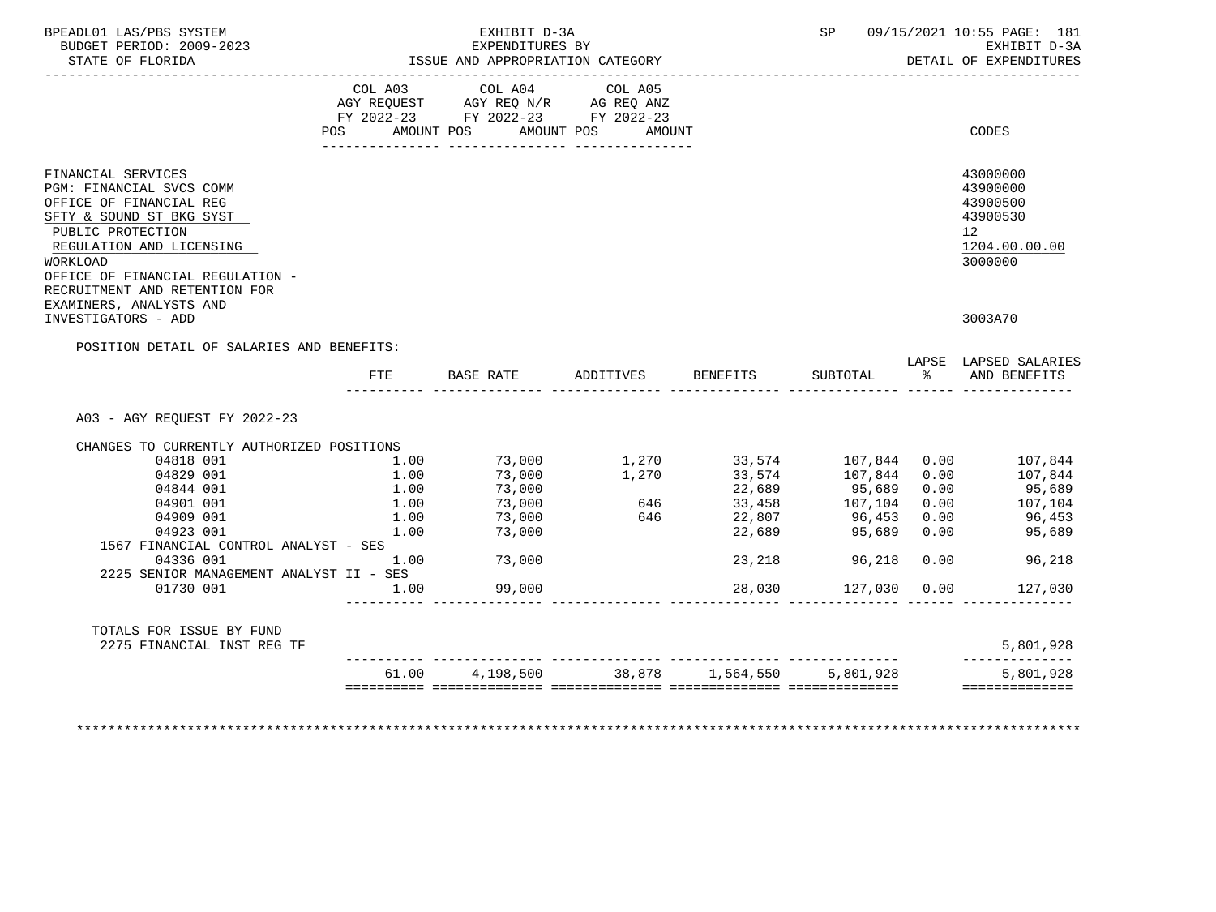BPEADL01 LAS/PBS SYSTEM | EXHIBIT D-3A | SP 09/15/2021 10:55 PAGE: 181
BUDGET PERIOD: 2009-2023 | EXPENDITURES BY | EXHIBIT D-3A
STATE OF FLORIDA | ISSUE AND APPROPRIATION CATEGORY | DETAIL OF EXPENDITURES

| | COL A03 AGY REQUEST FY 2022-23 POS AMOUNT | COL A04 AGY REQ N/R FY 2022-23 POS AMOUNT | COL A05 AG REQ ANZ FY 2022-23 POS AMOUNT | CODES |
|---|---|---|---|---|
| FINANCIAL SERVICES | | | | 43000000 |
| PGM: FINANCIAL SVCS COMM | | | | 43900000 |
| OFFICE OF FINANCIAL REG | | | | 43900500 |
| SFTY & SOUND ST BKG SYST | | | | 43900530 |
| PUBLIC PROTECTION | | | | 12 |
| REGULATION AND LICENSING | | | | 1204.00.00.00 |
| WORKLOAD | | | | 3000000 |
| OFFICE OF FINANCIAL REGULATION - RECRUITMENT AND RETENTION FOR EXAMINERS, ANALYSTS AND INVESTIGATORS - ADD | | | | 3003A70 |

POSITION DETAIL OF SALARIES AND BENEFITS:

| | FTE | BASE RATE | ADDITIVES | BENEFITS | SUBTOTAL | LAPSE % | LAPSED SALARIES AND BENEFITS |
|---|---|---|---|---|---|---|---|
| A03 - AGY REQUEST FY 2022-23 | | | | | | | |
| CHANGES TO CURRENTLY AUTHORIZED POSITIONS | | | | | | | |
| 04818 001 | 1.00 | 73,000 | 1,270 | 33,574 | 107,844 | 0.00 | 107,844 |
| 04829 001 | 1.00 | 73,000 | 1,270 | 33,574 | 107,844 | 0.00 | 107,844 |
| 04844 001 | 1.00 | 73,000 | | 22,689 | 95,689 | 0.00 | 95,689 |
| 04901 001 | 1.00 | 73,000 | 646 | 33,458 | 107,104 | 0.00 | 107,104 |
| 04909 001 | 1.00 | 73,000 | 646 | 22,807 | 96,453 | 0.00 | 96,453 |
| 04923 001 | 1.00 | 73,000 | | 22,689 | 95,689 | 0.00 | 95,689 |
| 1567 FINANCIAL CONTROL ANALYST - SES | | | | | | | |
| 04336 001 | 1.00 | 73,000 | | 23,218 | 96,218 | 0.00 | 96,218 |
| 2225 SENIOR MANAGEMENT ANALYST II - SES | | | | | | | |
| 01730 001 | 1.00 | 99,000 | | 28,030 | 127,030 | 0.00 | 127,030 |
| TOTALS FOR ISSUE BY FUND | | | | | | | |
| 2275 FINANCIAL INST REG TF | | | | | | | 5,801,928 |
| | 61.00 | 4,198,500 | 38,878 | 1,564,550 | 5,801,928 | | 5,801,928 |

********************************************************************************************************************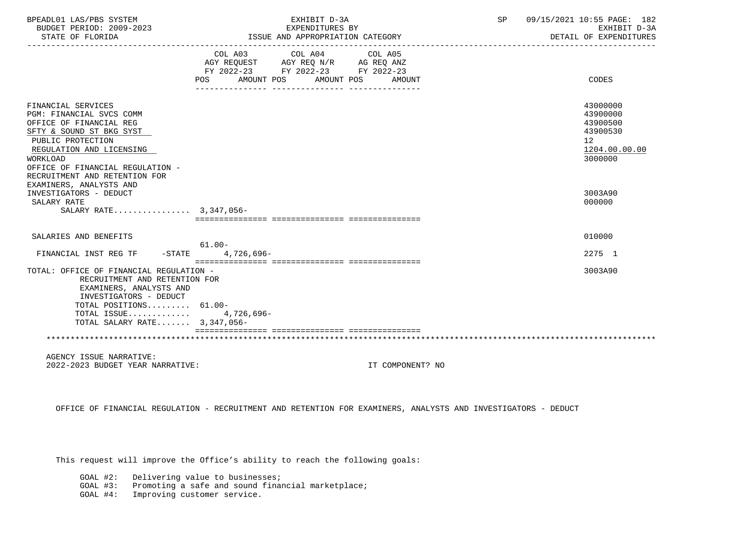BPEADL01 LAS/PBS SYSTEM | EXHIBIT D-3A | SP 09/15/2021 10:55 PAGE: 182
BUDGET PERIOD: 2009-2023 | EXPENDITURES BY | EXHIBIT D-3A
STATE OF FLORIDA | ISSUE AND APPROPRIATION CATEGORY | DETAIL OF EXPENDITURES

| | COL A03 AGY REQUEST FY 2022-23 POS AMOUNT | COL A04 AGY REQ N/R FY 2022-23 POS AMOUNT | COL A05 AG REQ ANZ FY 2022-23 POS AMOUNT | CODES |
|---|---|---|---|---|
| FINANCIAL SERVICES | | | | 43000000 |
| PGM: FINANCIAL SVCS COMM | | | | 43900000 |
| OFFICE OF FINANCIAL REG | | | | 43900500 |
| SFTY & SOUND ST BKG SYST | | | | 43900530 |
| PUBLIC PROTECTION | | | | 12 |
| REGULATION AND LICENSING | | | | 1204.00.00.00 |
| WORKLOAD | | | | 3000000 |
| OFFICE OF FINANCIAL REGULATION - RECRUITMENT AND RETENTION FOR EXAMINERS, ANALYSTS AND INVESTIGATORS - DEDUCT | | | | 3003A90 |
| SALARY RATE | | | | 000000 |
| SALARY RATE................ | 3,347,056- | | | |
| SALARIES AND BENEFITS | | | | 010000 |
| FINANCIAL INST REG TF -STATE | 61.00- 4,726,696- | | | 2275 1 |
| TOTAL: OFFICE OF FINANCIAL REGULATION - RECRUITMENT AND RETENTION FOR EXAMINERS, ANALYSTS AND INVESTIGATORS - DEDUCT | | | | 3003A90 |
| TOTAL POSITIONS......... | 61.00- | | | |
| TOTAL ISSUE............. | 4,726,696- | | | |
| TOTAL SALARY RATE....... | 3,347,056- | | | |

AGENCY ISSUE NARRATIVE:
2022-2023 BUDGET YEAR NARRATIVE: IT COMPONENT? NO

OFFICE OF FINANCIAL REGULATION - RECRUITMENT AND RETENTION FOR EXAMINERS, ANALYSTS AND INVESTIGATORS - DEDUCT

This request will improve the Office’s ability to reach the following goals:

GOAL #2: Delivering value to businesses;
GOAL #3: Promoting a safe and sound financial marketplace;
GOAL #4: Improving customer service.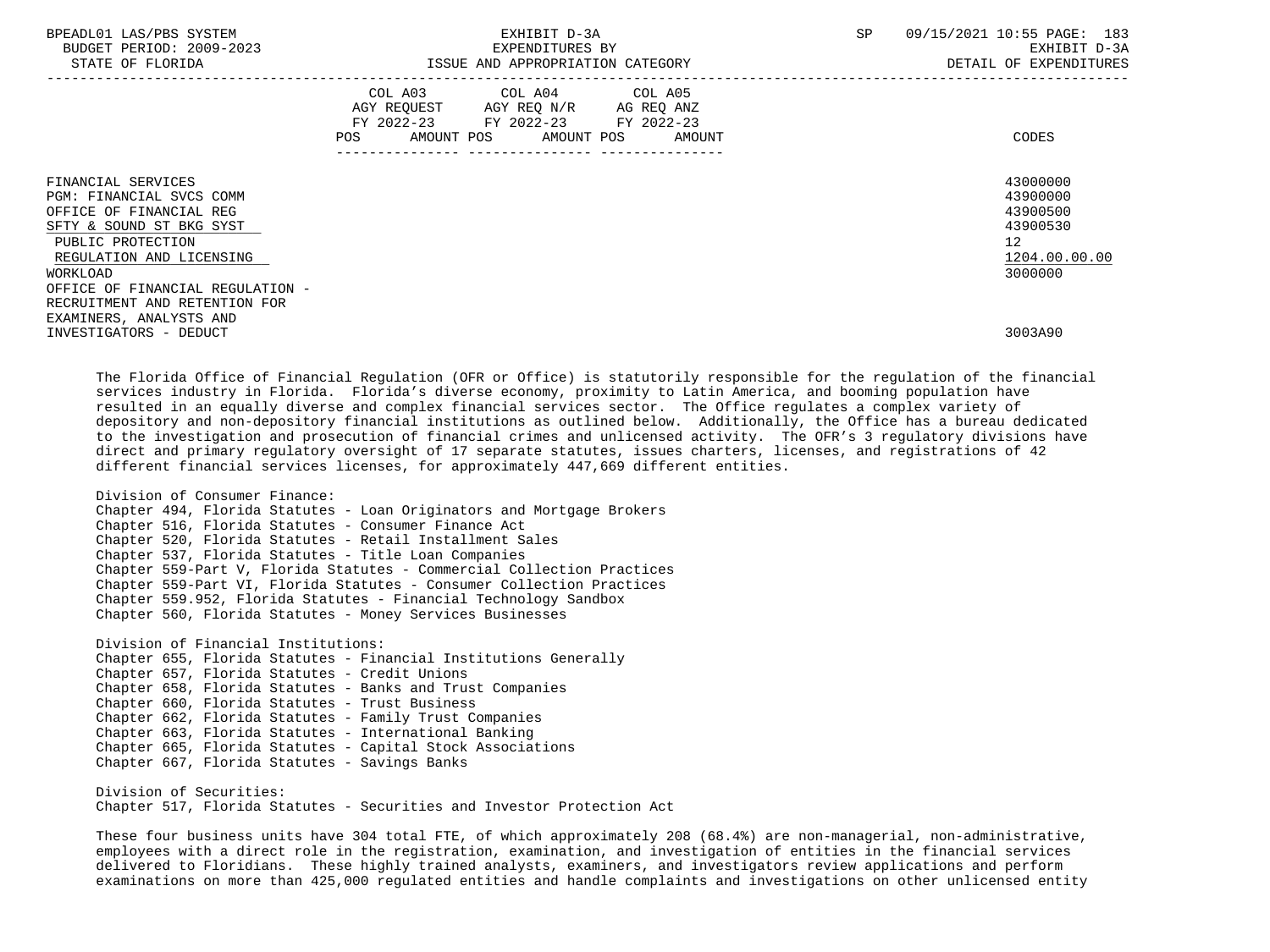| | COL A03 AGY REQUEST FY 2022-23 POS AMOUNT | COL A04 AGY REQ N/R FY 2022-23 POS AMOUNT | COL A05 AG REQ ANZ FY 2022-23 POS AMOUNT | CODES |
|---|---|---|---|---|
| FINANCIAL SERVICES | | | | 43000000 |
| PGM: FINANCIAL SVCS COMM | | | | 43900000 |
| OFFICE OF FINANCIAL REG | | | | 43900500 |
| SFTY & SOUND ST BKG SYST | | | | 43900530 |
| PUBLIC PROTECTION | | | | 12 |
| REGULATION AND LICENSING | | | | 1204.00.00.00 |
| WORKLOAD | | | | 3000000 |
| OFFICE OF FINANCIAL REGULATION - RECRUITMENT AND RETENTION FOR EXAMINERS, ANALYSTS AND INVESTIGATORS - DEDUCT | | | | 3003A90 |

The Florida Office of Financial Regulation (OFR or Office) is statutorily responsible for the regulation of the financial services industry in Florida. Florida's diverse economy, proximity to Latin America, and booming population have resulted in an equally diverse and complex financial services sector. The Office regulates a complex variety of depository and non-depository financial institutions as outlined below. Additionally, the Office has a bureau dedicated to the investigation and prosecution of financial crimes and unlicensed activity. The OFR's 3 regulatory divisions have direct and primary regulatory oversight of 17 separate statutes, issues charters, licenses, and registrations of 42 different financial services licenses, for approximately 447,669 different entities.

Division of Consumer Finance:
Chapter 494, Florida Statutes - Loan Originators and Mortgage Brokers
Chapter 516, Florida Statutes - Consumer Finance Act
Chapter 520, Florida Statutes - Retail Installment Sales
Chapter 537, Florida Statutes - Title Loan Companies
Chapter 559-Part V, Florida Statutes - Commercial Collection Practices
Chapter 559-Part VI, Florida Statutes - Consumer Collection Practices
Chapter 559.952, Florida Statutes - Financial Technology Sandbox
Chapter 560, Florida Statutes - Money Services Businesses

Division of Financial Institutions:
Chapter 655, Florida Statutes - Financial Institutions Generally
Chapter 657, Florida Statutes - Credit Unions
Chapter 658, Florida Statutes - Banks and Trust Companies
Chapter 660, Florida Statutes - Trust Business
Chapter 662, Florida Statutes - Family Trust Companies
Chapter 663, Florida Statutes - International Banking
Chapter 665, Florida Statutes - Capital Stock Associations
Chapter 667, Florida Statutes - Savings Banks

Division of Securities:
Chapter 517, Florida Statutes - Securities and Investor Protection Act

These four business units have 304 total FTE, of which approximately 208 (68.4%) are non-managerial, non-administrative, employees with a direct role in the registration, examination, and investigation of entities in the financial services delivered to Floridians. These highly trained analysts, examiners, and investigators review applications and perform examinations on more than 425,000 regulated entities and handle complaints and investigations on other unlicensed entity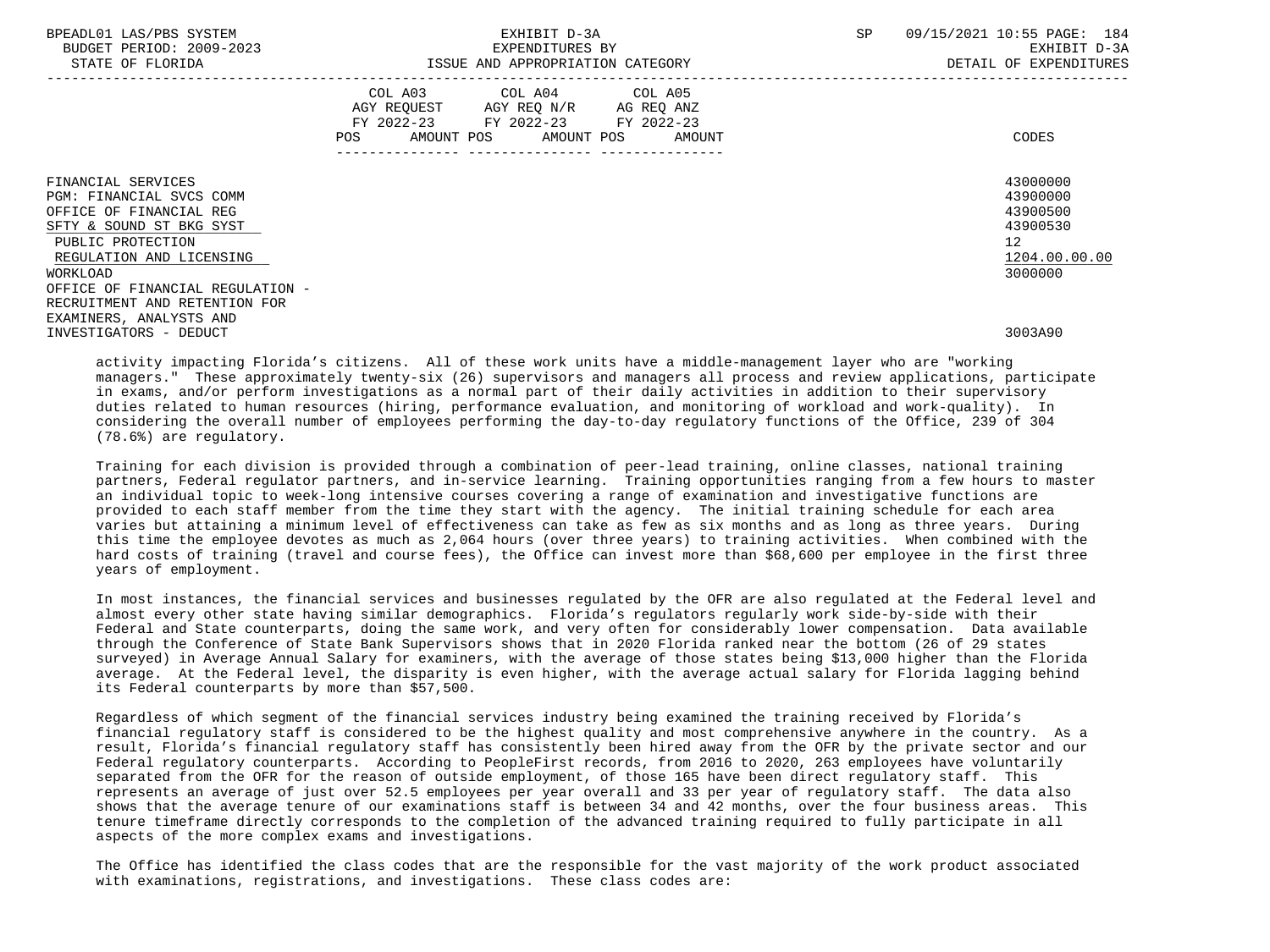| | COL A03 AGY REQUEST FY 2022-23 POS AMOUNT | COL A04 AGY REQ N/R FY 2022-23 POS AMOUNT | COL A05 AG REQ ANZ FY 2022-23 POS AMOUNT | CODES |
|---|---|---|---|---|
| FINANCIAL SERVICES | | | | 43000000 |
| PGM: FINANCIAL SVCS COMM | | | | 43900000 |
| OFFICE OF FINANCIAL REG | | | | 43900500 |
| SFTY & SOUND ST BKG SYST | | | | 43900530 |
| PUBLIC PROTECTION | | | | 12 |
| REGULATION AND LICENSING | | | | 1204.00.00.00 |
| WORKLOAD | | | | 3000000 |
| OFFICE OF FINANCIAL REGULATION - RECRUITMENT AND RETENTION FOR EXAMINERS, ANALYSTS AND INVESTIGATORS - DEDUCT | | | | 3003A90 |

activity impacting Florida's citizens. All of these work units have a middle-management layer who are "working managers." These approximately twenty-six (26) supervisors and managers all process and review applications, participate in exams, and/or perform investigations as a normal part of their daily activities in addition to their supervisory duties related to human resources (hiring, performance evaluation, and monitoring of workload and work-quality). In considering the overall number of employees performing the day-to-day regulatory functions of the Office, 239 of 304 (78.6%) are regulatory.

Training for each division is provided through a combination of peer-lead training, online classes, national training partners, Federal regulator partners, and in-service learning. Training opportunities ranging from a few hours to master an individual topic to week-long intensive courses covering a range of examination and investigative functions are provided to each staff member from the time they start with the agency. The initial training schedule for each area varies but attaining a minimum level of effectiveness can take as few as six months and as long as three years. During this time the employee devotes as much as 2,064 hours (over three years) to training activities. When combined with the hard costs of training (travel and course fees), the Office can invest more than $68,600 per employee in the first three years of employment.

In most instances, the financial services and businesses regulated by the OFR are also regulated at the Federal level and almost every other state having similar demographics. Florida's regulators regularly work side-by-side with their Federal and State counterparts, doing the same work, and very often for considerably lower compensation. Data available through the Conference of State Bank Supervisors shows that in 2020 Florida ranked near the bottom (26 of 29 states surveyed) in Average Annual Salary for examiners, with the average of those states being $13,000 higher than the Florida average. At the Federal level, the disparity is even higher, with the average actual salary for Florida lagging behind its Federal counterparts by more than $57,500.

Regardless of which segment of the financial services industry being examined the training received by Florida's financial regulatory staff is considered to be the highest quality and most comprehensive anywhere in the country. As a result, Florida's financial regulatory staff has consistently been hired away from the OFR by the private sector and our Federal regulatory counterparts. According to PeopleFirst records, from 2016 to 2020, 263 employees have voluntarily separated from the OFR for the reason of outside employment, of those 165 have been direct regulatory staff. This represents an average of just over 52.5 employees per year overall and 33 per year of regulatory staff. The data also shows that the average tenure of our examinations staff is between 34 and 42 months, over the four business areas. This tenure timeframe directly corresponds to the completion of the advanced training required to fully participate in all aspects of the more complex exams and investigations.

The Office has identified the class codes that are the responsible for the vast majority of the work product associated with examinations, registrations, and investigations. These class codes are: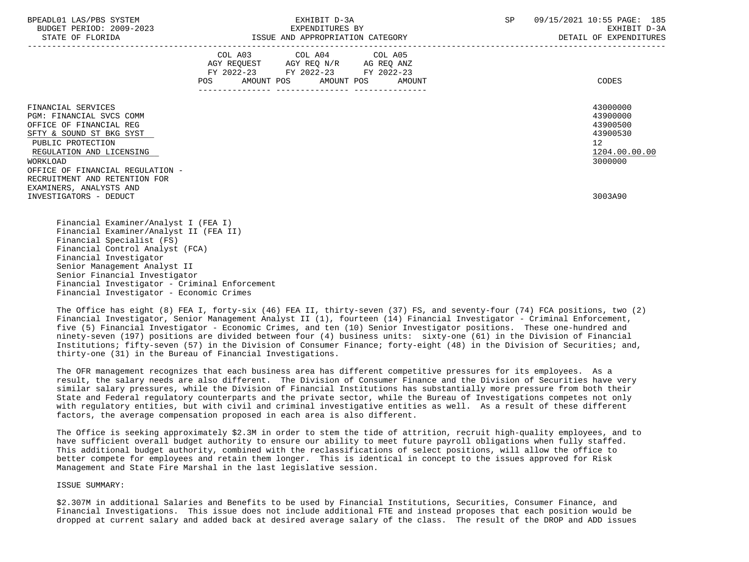| | COL A03 AGY REQUEST FY 2022-23 POS AMOUNT | COL A04 AGY REQ N/R FY 2022-23 POS AMOUNT | COL A05 AG REQ ANZ FY 2022-23 POS AMOUNT | CODES |
|---|---|---|---|---|
| FINANCIAL SERVICES | | | | 43000000 |
| PGM: FINANCIAL SVCS COMM | | | | 43900000 |
| OFFICE OF FINANCIAL REG | | | | 43900500 |
| SFTY & SOUND ST BKG SYST | | | | 43900530 |
| PUBLIC PROTECTION | | | | 12 |
| REGULATION AND LICENSING | | | | 1204.00.00.00 |
| WORKLOAD | | | | 3000000 |
| OFFICE OF FINANCIAL REGULATION - RECRUITMENT AND RETENTION FOR EXAMINERS, ANALYSTS AND INVESTIGATORS - DEDUCT | | | | 3003A90 |

Financial Examiner/Analyst I (FEA I)
Financial Examiner/Analyst II (FEA II)
Financial Specialist (FS)
Financial Control Analyst (FCA)
Financial Investigator
Senior Management Analyst II
Senior Financial Investigator
Financial Investigator - Criminal Enforcement
Financial Investigator - Economic Crimes

The Office has eight (8) FEA I, forty-six (46) FEA II, thirty-seven (37) FS, and seventy-four (74) FCA positions, two (2) Financial Investigator, Senior Management Analyst II (1), fourteen (14) Financial Investigator - Criminal Enforcement, five (5) Financial Investigator - Economic Crimes, and ten (10) Senior Investigator positions. These one-hundred and ninety-seven (197) positions are divided between four (4) business units: sixty-one (61) in the Division of Financial Institutions; fifty-seven (57) in the Division of Consumer Finance; forty-eight (48) in the Division of Securities; and, thirty-one (31) in the Bureau of Financial Investigations.

The OFR management recognizes that each business area has different competitive pressures for its employees. As a result, the salary needs are also different. The Division of Consumer Finance and the Division of Securities have very similar salary pressures, while the Division of Financial Institutions has substantially more pressure from both their State and Federal regulatory counterparts and the private sector, while the Bureau of Investigations competes not only with regulatory entities, but with civil and criminal investigative entities as well. As a result of these different factors, the average compensation proposed in each area is also different.

The Office is seeking approximately $2.3M in order to stem the tide of attrition, recruit high-quality employees, and to have sufficient overall budget authority to ensure our ability to meet future payroll obligations when fully staffed. This additional budget authority, combined with the reclassifications of select positions, will allow the office to better compete for employees and retain them longer. This is identical in concept to the issues approved for Risk Management and State Fire Marshal in the last legislative session.

ISSUE SUMMARY:

$2.307M in additional Salaries and Benefits to be used by Financial Institutions, Securities, Consumer Finance, and Financial Investigations. This issue does not include additional FTE and instead proposes that each position would be dropped at current salary and added back at desired average salary of the class. The result of the DROP and ADD issues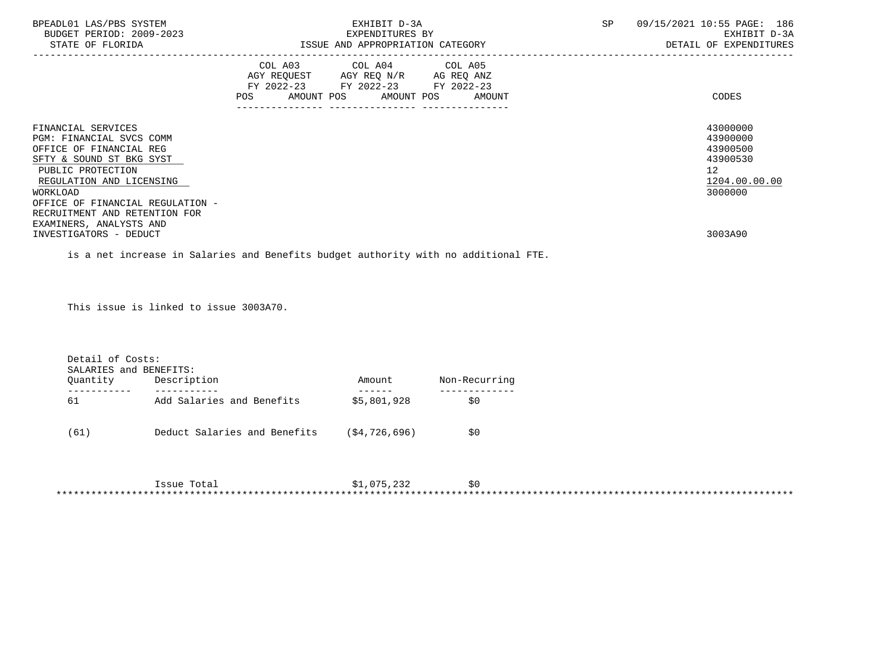| | COL A03 AGY REQUEST FY 2022-23 POS AMOUNT | COL A04 AGY REQ N/R FY 2022-23 POS AMOUNT | COL A05 AG REQ ANZ FY 2022-23 POS AMOUNT | CODES |
|---|---|---|---|---|
| FINANCIAL SERVICES | | | | 43000000 |
| PGM: FINANCIAL SVCS COMM | | | | 43900000 |
| OFFICE OF FINANCIAL REG | | | | 43900500 |
| SFTY & SOUND ST BKG SYST | | | | 43900530 |
| PUBLIC PROTECTION | | | | 12 |
| REGULATION AND LICENSING | | | | 1204.00.00.00 |
| WORKLOAD | | | | 3000000 |
| OFFICE OF FINANCIAL REGULATION - RECRUITMENT AND RETENTION FOR EXAMINERS, ANALYSTS AND INVESTIGATORS - DEDUCT | | | | 3003A90 |

is a net increase in Salaries and Benefits budget authority with no additional FTE.

This issue is linked to issue 3003A70.

Detail of Costs:
SALARIES and BENEFITS:

| Quantity | Description | Amount | Non-Recurring |
|---|---|---|---|
| 61 | Add Salaries and Benefits | $5,801,928 | $0 |
| (61) | Deduct Salaries and Benefits | ($4,726,696) | $0 |
| | Issue Total | $1,075,232 | $0 |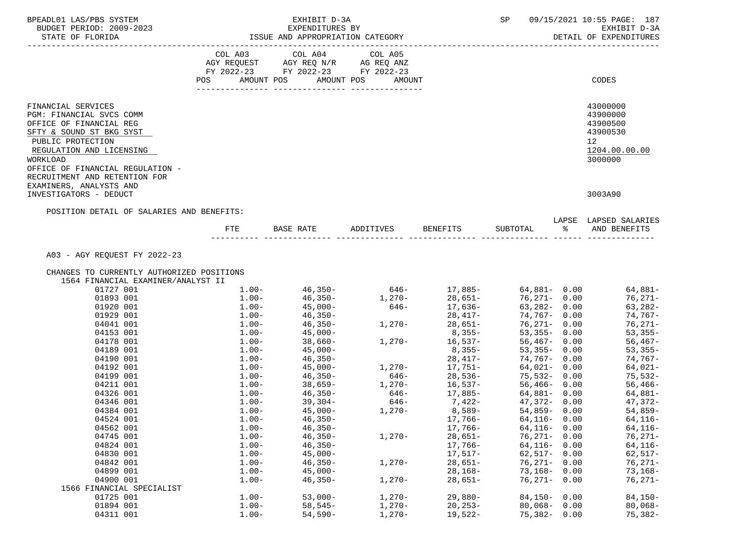BPEADL01 LAS/PBS SYSTEM — EXHIBIT D-3A — EXPENDITURES BY ISSUE AND APPROPRIATION CATEGORY — SP 09/15/2021 10:55 PAGE: 187

BUDGET PERIOD: 2009-2023 — STATE OF FLORIDA — EXHIBIT D-3A DETAIL OF EXPENDITURES

| | COL A03 AGY REQUEST FY 2022-23 POS AMOUNT | COL A04 AGY REQ N/R FY 2022-23 POS AMOUNT | COL A05 AG REQ ANZ FY 2022-23 POS AMOUNT | CODES |
|---|---|---|---|---|
| FINANCIAL SERVICES | | | | 43000000 |
| PGM: FINANCIAL SVCS COMM | | | | 43900000 |
| OFFICE OF FINANCIAL REG | | | | 43900500 |
| SFTY & SOUND ST BKG SYST | | | | 43900530 |
| PUBLIC PROTECTION | | | | 12 |
| REGULATION AND LICENSING | | | | 1204.00.00.00 |
| WORKLOAD | | | | 3000000 |
| OFFICE OF FINANCIAL REGULATION - RECRUITMENT AND RETENTION FOR EXAMINERS, ANALYSTS AND INVESTIGATORS - DEDUCT | | | | 3003A90 |

POSITION DETAIL OF SALARIES AND BENEFITS:

A03 - AGY REQUEST FY 2022-23

CHANGES TO CURRENTLY AUTHORIZED POSITIONS

| | FTE | BASE RATE | ADDITIVES | BENEFITS | SUBTOTAL | LAPSE % | LAPSED SALARIES AND BENEFITS |
|---|---|---|---|---|---|---|---|
| 1564 FINANCIAL EXAMINER/ANALYST II | | | | | | | |
| 01727 001 | 1.00- | 46,350- | 646- | 17,885- | 64,881- | 0.00 | 64,881- |
| 01893 001 | 1.00- | 46,350- | 1,270- | 28,651- | 76,271- | 0.00 | 76,271- |
| 01920 001 | 1.00- | 45,000- | 646- | 17,636- | 63,282- | 0.00 | 63,282- |
| 01929 001 | 1.00- | 46,350- | | 28,417- | 74,767- | 0.00 | 74,767- |
| 04041 001 | 1.00- | 46,350- | 1,270- | 28,651- | 76,271- | 0.00 | 76,271- |
| 04153 001 | 1.00- | 45,000- | | 8,355- | 53,355- | 0.00 | 53,355- |
| 04178 001 | 1.00- | 38,660- | 1,270- | 16,537- | 56,467- | 0.00 | 56,467- |
| 04189 001 | 1.00- | 45,000- | | 8,355- | 53,355- | 0.00 | 53,355- |
| 04190 001 | 1.00- | 46,350- | | 28,417- | 74,767- | 0.00 | 74,767- |
| 04192 001 | 1.00- | 45,000- | 1,270- | 17,751- | 64,021- | 0.00 | 64,021- |
| 04199 001 | 1.00- | 46,350- | 646- | 28,536- | 75,532- | 0.00 | 75,532- |
| 04211 001 | 1.00- | 38,659- | 1,270- | 16,537- | 56,466- | 0.00 | 56,466- |
| 04326 001 | 1.00- | 46,350- | 646- | 17,885- | 64,881- | 0.00 | 64,881- |
| 04346 001 | 1.00- | 39,304- | 646- | 7,422- | 47,372- | 0.00 | 47,372- |
| 04384 001 | 1.00- | 45,000- | 1,270- | 8,589- | 54,859- | 0.00 | 54,859- |
| 04524 001 | 1.00- | 46,350- | | 17,766- | 64,116- | 0.00 | 64,116- |
| 04562 001 | 1.00- | 46,350- | | 17,766- | 64,116- | 0.00 | 64,116- |
| 04745 001 | 1.00- | 46,350- | 1,270- | 28,651- | 76,271- | 0.00 | 76,271- |
| 04824 001 | 1.00- | 46,350- | | 17,766- | 64,116- | 0.00 | 64,116- |
| 04830 001 | 1.00- | 45,000- | | 17,517- | 62,517- | 0.00 | 62,517- |
| 04842 001 | 1.00- | 46,350- | 1,270- | 28,651- | 76,271- | 0.00 | 76,271- |
| 04899 001 | 1.00- | 45,000- | | 28,168- | 73,168- | 0.00 | 73,168- |
| 04900 001 | 1.00- | 46,350- | 1,270- | 28,651- | 76,271- | 0.00 | 76,271- |
| 1566 FINANCIAL SPECIALIST | | | | | | | |
| 01725 001 | 1.00- | 53,000- | 1,270- | 29,880- | 84,150- | 0.00 | 84,150- |
| 01894 001 | 1.00- | 58,545- | 1,270- | 20,253- | 80,068- | 0.00 | 80,068- |
| 04311 001 | 1.00- | 54,590- | 1,270- | 19,522- | 75,382- | 0.00 | 75,382- |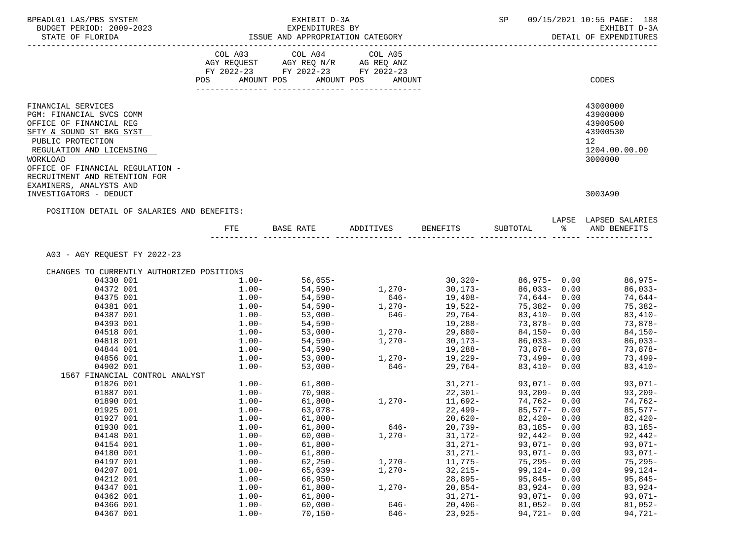BPEADL01 LAS/PBS SYSTEM | EXHIBIT D-3A | SP 09/15/2021 10:55 PAGE: 188
BUDGET PERIOD: 2009-2023 | EXPENDITURES BY | EXHIBIT D-3A
STATE OF FLORIDA | ISSUE AND APPROPRIATION CATEGORY | DETAIL OF EXPENDITURES

| | COL A03 AGY REQUEST FY 2022-23 POS AMOUNT | COL A04 AGY REQ N/R FY 2022-23 POS AMOUNT | COL A05 AG REQ ANZ FY 2022-23 POS AMOUNT | CODES |
|---|---|---|---|---|
| FINANCIAL SERVICES | | | | 43000000 |
| PGM: FINANCIAL SVCS COMM | | | | 43900000 |
| OFFICE OF FINANCIAL REG | | | | 43900500 |
| SFTY & SOUND ST BKG SYST | | | | 43900530 |
| PUBLIC PROTECTION | | | | 12 |
| REGULATION AND LICENSING | | | | 1204.00.00.00 |
| WORKLOAD | | | | 3000000 |
| OFFICE OF FINANCIAL REGULATION - RECRUITMENT AND RETENTION FOR EXAMINERS, ANALYSTS AND INVESTIGATORS - DEDUCT | | | | 3003A90 |

POSITION DETAIL OF SALARIES AND BENEFITS:

| | FTE | BASE RATE | ADDITIVES | BENEFITS | SUBTOTAL | LAPSE % | LAPSED SALARIES AND BENEFITS |
|---|---|---|---|---|---|---|---|
| A03 - AGY REQUEST FY 2022-23 | | | | | | | |
| CHANGES TO CURRENTLY AUTHORIZED POSITIONS | | | | | | | |
| 04330 001 | 1.00- | 56,655- | | 30,320- | 86,975- | 0.00 | 86,975- |
| 04372 001 | 1.00- | 54,590- | 1,270- | 30,173- | 86,033- | 0.00 | 86,033- |
| 04375 001 | 1.00- | 54,590- | 646- | 19,408- | 74,644- | 0.00 | 74,644- |
| 04381 001 | 1.00- | 54,590- | 1,270- | 19,522- | 75,382- | 0.00 | 75,382- |
| 04387 001 | 1.00- | 53,000- | 646- | 29,764- | 83,410- | 0.00 | 83,410- |
| 04393 001 | 1.00- | 54,590- | | 19,288- | 73,878- | 0.00 | 73,878- |
| 04518 001 | 1.00- | 53,000- | 1,270- | 29,880- | 84,150- | 0.00 | 84,150- |
| 04818 001 | 1.00- | 54,590- | 1,270- | 30,173- | 86,033- | 0.00 | 86,033- |
| 04844 001 | 1.00- | 54,590- | | 19,288- | 73,878- | 0.00 | 73,878- |
| 04856 001 | 1.00- | 53,000- | 1,270- | 19,229- | 73,499- | 0.00 | 73,499- |
| 04902 001 | 1.00- | 53,000- | 646- | 29,764- | 83,410- | 0.00 | 83,410- |
| 1567 FINANCIAL CONTROL ANALYST | | | | | | | |
| 01826 001 | 1.00- | 61,800- | | 31,271- | 93,071- | 0.00 | 93,071- |
| 01887 001 | 1.00- | 70,908- | | 22,301- | 93,209- | 0.00 | 93,209- |
| 01890 001 | 1.00- | 61,800- | 1,270- | 11,692- | 74,762- | 0.00 | 74,762- |
| 01925 001 | 1.00- | 63,078- | | 22,499- | 85,577- | 0.00 | 85,577- |
| 01927 001 | 1.00- | 61,800- | | 20,620- | 82,420- | 0.00 | 82,420- |
| 01930 001 | 1.00- | 61,800- | 646- | 20,739- | 83,185- | 0.00 | 83,185- |
| 04148 001 | 1.00- | 60,000- | 1,270- | 31,172- | 92,442- | 0.00 | 92,442- |
| 04154 001 | 1.00- | 61,800- | | 31,271- | 93,071- | 0.00 | 93,071- |
| 04180 001 | 1.00- | 61,800- | | 31,271- | 93,071- | 0.00 | 93,071- |
| 04197 001 | 1.00- | 62,250- | 1,270- | 11,775- | 75,295- | 0.00 | 75,295- |
| 04207 001 | 1.00- | 65,639- | 1,270- | 32,215- | 99,124- | 0.00 | 99,124- |
| 04212 001 | 1.00- | 66,950- | | 28,895- | 95,845- | 0.00 | 95,845- |
| 04347 001 | 1.00- | 61,800- | 1,270- | 20,854- | 83,924- | 0.00 | 83,924- |
| 04362 001 | 1.00- | 61,800- | | 31,271- | 93,071- | 0.00 | 93,071- |
| 04366 001 | 1.00- | 60,000- | 646- | 20,406- | 81,052- | 0.00 | 81,052- |
| 04367 001 | 1.00- | 70,150- | 646- | 23,925- | 94,721- | 0.00 | 94,721- |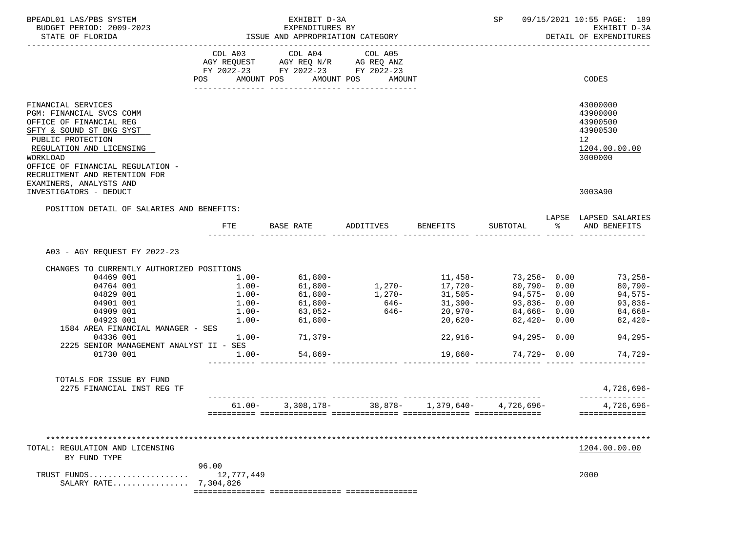BPEADL01 LAS/PBS SYSTEM — EXHIBIT D-3A — EXPENDITURES BY ISSUE AND APPROPRIATION CATEGORY
BUDGET PERIOD: 2009-2023 — STATE OF FLORIDA — SP 09/15/2021 10:55 — EXHIBIT D-3A DETAIL OF EXPENDITURES

| | COL A03 AGY REQUEST FY 2022-23 POS AMOUNT | COL A04 AGY REQ N/R FY 2022-23 POS AMOUNT | COL A05 AG REQ ANZ FY 2022-23 POS AMOUNT | CODES |
|---|---|---|---|---|
| FINANCIAL SERVICES | | | | 43000000 |
| PGM: FINANCIAL SVCS COMM | | | | 43900000 |
| OFFICE OF FINANCIAL REG | | | | 43900500 |
| SFTY & SOUND ST BKG SYST | | | | 43900530 |
| PUBLIC PROTECTION | | | | 12 |
| REGULATION AND LICENSING | | | | 1204.00.00.00 |
| WORKLOAD | | | | 3000000 |
| OFFICE OF FINANCIAL REGULATION - RECRUITMENT AND RETENTION FOR EXAMINERS, ANALYSTS AND INVESTIGATORS - DEDUCT | | | | 3003A90 |

POSITION DETAIL OF SALARIES AND BENEFITS:

| | FTE | BASE RATE | ADDITIVES | BENEFITS | SUBTOTAL | LAPSE % | LAPSED SALARIES AND BENEFITS |
|---|---|---|---|---|---|---|---|
| A03 - AGY REQUEST FY 2022-23 | | | | | | | |
| CHANGES TO CURRENTLY AUTHORIZED POSITIONS | | | | | | | |
| 04469 001 | 1.00- | 61,800- | | 11,458- | 73,258- | 0.00 | 73,258- |
| 04764 001 | 1.00- | 61,800- | 1,270- | 17,720- | 80,790- | 0.00 | 80,790- |
| 04829 001 | 1.00- | 61,800- | 1,270- | 31,505- | 94,575- | 0.00 | 94,575- |
| 04901 001 | 1.00- | 61,800- | 646- | 31,390- | 93,836- | 0.00 | 93,836- |
| 04909 001 | 1.00- | 63,052- | 646- | 20,970- | 84,668- | 0.00 | 84,668- |
| 04923 001 | 1.00- | 61,800- | | 20,620- | 82,420- | 0.00 | 82,420- |
| 1584 AREA FINANCIAL MANAGER - SES | | | | | | | |
| 04336 001 | 1.00- | 71,379- | | 22,916- | 94,295- | 0.00 | 94,295- |
| 2225 SENIOR MANAGEMENT ANALYST II - SES | | | | | | | |
| 01730 001 | 1.00- | 54,869- | | 19,860- | 74,729- | 0.00 | 74,729- |
| TOTALS FOR ISSUE BY FUND | | | | | | | |
| 2275 FINANCIAL INST REG TF | | | | | | | 4,726,696- |
| | 61.00- | 3,308,178- | 38,878- | 1,379,640- | 4,726,696- | | 4,726,696- |

TOTAL: REGULATION AND LICENSING — 1204.00.00.00

BY FUND TYPE

| | POS / AMOUNT | CODES |
|---|---|---|
| | 96.00 | |
| TRUST FUNDS.................... | 12,777,449 | 2000 |
| SALARY RATE................ | 7,304,826 | |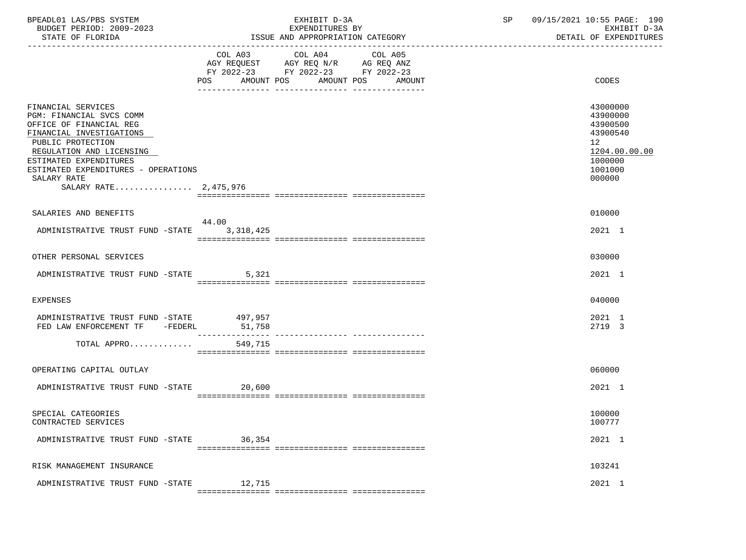BPEADL01 LAS/PBS SYSTEM — EXHIBIT D-3A — EXPENDITURES BY ISSUE AND APPROPRIATION CATEGORY — DETAIL OF EXPENDITURES

BUDGET PERIOD: 2009-2023 — STATE OF FLORIDA

| | COL A03 AGY REQUEST FY 2022-23 POS | AMOUNT | COL A04 AGY REQ N/R FY 2022-23 POS | AMOUNT | COL A05 AG REQ ANZ FY 2022-23 POS | AMOUNT | CODES |
|---|---|---|---|---|---|---|---|
| FINANCIAL SERVICES | | | | | | | 43000000 |
| PGM: FINANCIAL SVCS COMM | | | | | | | 43900000 |
| OFFICE OF FINANCIAL REG | | | | | | | 43900500 |
| FINANCIAL INVESTIGATIONS | | | | | | | 43900540 |
| PUBLIC PROTECTION | | | | | | | 12 |
| REGULATION AND LICENSING | | | | | | | 1204.00.00.00 |
| ESTIMATED EXPENDITURES | | | | | | | 1000000 |
| ESTIMATED EXPENDITURES - OPERATIONS | | | | | | | 1001000 |
| SALARY RATE | | | | | | | 000000 |
| SALARY RATE................ 2,475,976 | | | | | | | |
| SALARIES AND BENEFITS | | | | | | | 010000 |
| ADMINISTRATIVE TRUST FUND -STATE | 44.00 | 3,318,425 | | | | | 2021 1 |
| OTHER PERSONAL SERVICES | | | | | | | 030000 |
| ADMINISTRATIVE TRUST FUND -STATE | | 5,321 | | | | | 2021 1 |
| EXPENSES | | | | | | | 040000 |
| ADMINISTRATIVE TRUST FUND -STATE | | 497,957 | | | | | 2021 1 |
| FED LAW ENFORCEMENT TF -FEDERL | | 51,758 | | | | | 2719 3 |
| TOTAL APPRO............ | | 549,715 | | | | | |
| OPERATING CAPITAL OUTLAY | | | | | | | 060000 |
| ADMINISTRATIVE TRUST FUND -STATE | | 20,600 | | | | | 2021 1 |
| SPECIAL CATEGORIES | | | | | | | 100000 |
| CONTRACTED SERVICES | | | | | | | 100777 |
| ADMINISTRATIVE TRUST FUND -STATE | | 36,354 | | | | | 2021 1 |
| RISK MANAGEMENT INSURANCE | | | | | | | 103241 |
| ADMINISTRATIVE TRUST FUND -STATE | | 12,715 | | | | | 2021 1 |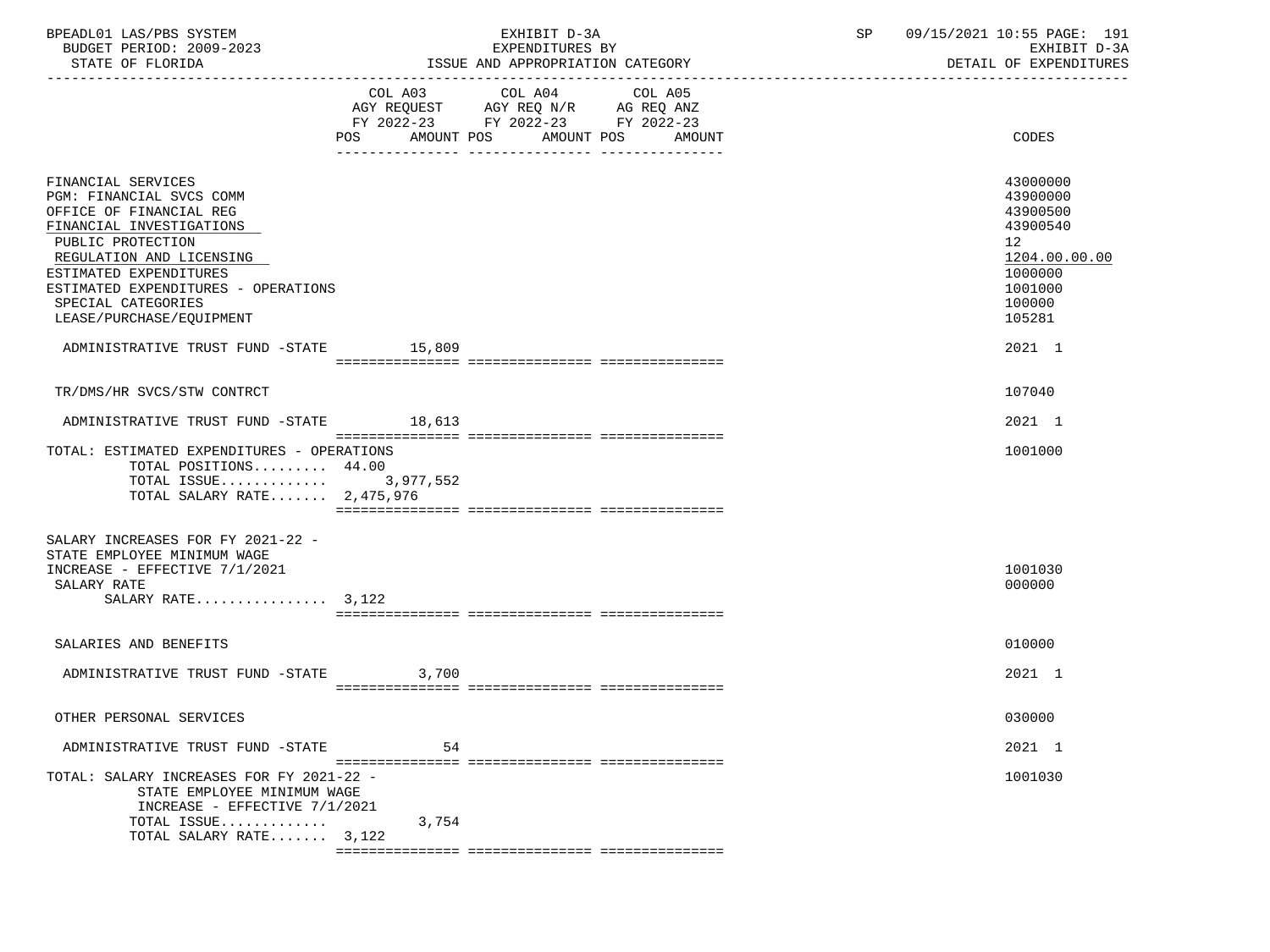BPEADL01 LAS/PBS SYSTEM | EXHIBIT D-3A | SP 09/15/2021 10:55 PAGE: 191
BUDGET PERIOD: 2009-2023 | EXPENDITURES BY | EXHIBIT D-3A
STATE OF FLORIDA | ISSUE AND APPROPRIATION CATEGORY | DETAIL OF EXPENDITURES

| | COL A03 AGY REQUEST FY 2022-23 POS AMOUNT | COL A04 AGY REQ N/R FY 2022-23 POS AMOUNT | COL A05 AG REQ ANZ FY 2022-23 POS AMOUNT | CODES |
|---|---|---|---|---|
| FINANCIAL SERVICES | | | | 43000000 |
| PGM: FINANCIAL SVCS COMM | | | | 43900000 |
| OFFICE OF FINANCIAL REG | | | | 43900500 |
| FINANCIAL INVESTIGATIONS | | | | 43900540 |
| PUBLIC PROTECTION | | | | 12 |
| REGULATION AND LICENSING | | | | 1204.00.00.00 |
| ESTIMATED EXPENDITURES | | | | 1000000 |
| ESTIMATED EXPENDITURES - OPERATIONS | | | | 1001000 |
| SPECIAL CATEGORIES | | | | 100000 |
| LEASE/PURCHASE/EQUIPMENT | | | | 105281 |
| ADMINISTRATIVE TRUST FUND -STATE | 15,809 | | | 2021 1 |
| TR/DMS/HR SVCS/STW CONTRCT | | | | 107040 |
| ADMINISTRATIVE TRUST FUND -STATE | 18,613 | | | 2021 1 |
| TOTAL: ESTIMATED EXPENDITURES - OPERATIONS | | | | 1001000 |
| TOTAL POSITIONS......... 44.00 | | | | |
| TOTAL ISSUE............. | 3,977,552 | | | |
| TOTAL SALARY RATE....... 2,475,976 | | | | |
| SALARY INCREASES FOR FY 2021-22 - STATE EMPLOYEE MINIMUM WAGE INCREASE - EFFECTIVE 7/1/2021 | | | | 1001030 |
| SALARY RATE | | | | 000000 |
| SALARY RATE................ 3,122 | | | | |
| SALARIES AND BENEFITS | | | | 010000 |
| ADMINISTRATIVE TRUST FUND -STATE | 3,700 | | | 2021 1 |
| OTHER PERSONAL SERVICES | | | | 030000 |
| ADMINISTRATIVE TRUST FUND -STATE | 54 | | | 2021 1 |
| TOTAL: SALARY INCREASES FOR FY 2021-22 - STATE EMPLOYEE MINIMUM WAGE INCREASE - EFFECTIVE 7/1/2021 | | | | 1001030 |
| TOTAL ISSUE............. | 3,754 | | | |
| TOTAL SALARY RATE....... 3,122 | | | | |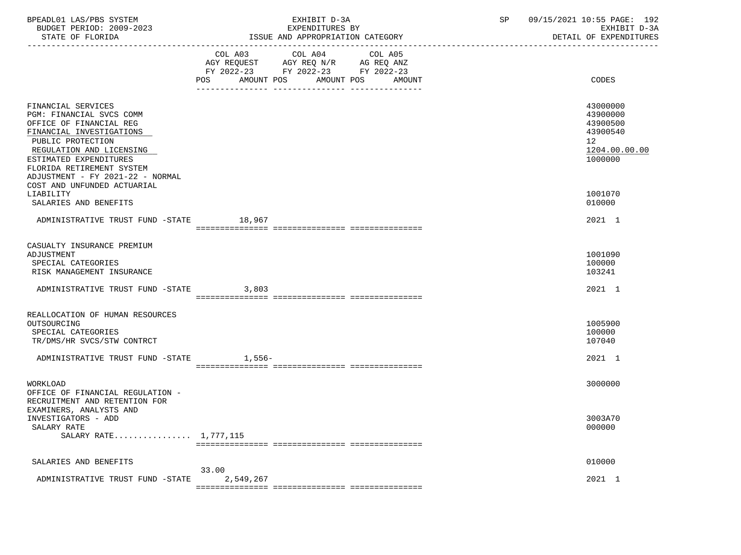BPEADL01 LAS/PBS SYSTEM | EXHIBIT D-3A | SP 09/15/2021 10:55 PAGE: 192
BUDGET PERIOD: 2009-2023 | EXPENDITURES BY | EXHIBIT D-3A
STATE OF FLORIDA | ISSUE AND APPROPRIATION CATEGORY | DETAIL OF EXPENDITURES

| | COL A03 AGY REQUEST FY 2022-23 POS AMOUNT | COL A04 AGY REQ N/R FY 2022-23 POS AMOUNT | COL A05 AG REQ ANZ FY 2022-23 POS AMOUNT | CODES |
|---|---|---|---|---|
| FINANCIAL SERVICES | | | | 43000000 |
| PGM: FINANCIAL SVCS COMM | | | | 43900000 |
| OFFICE OF FINANCIAL REG | | | | 43900500 |
| FINANCIAL INVESTIGATIONS | | | | 43900540 |
| PUBLIC PROTECTION | | | | 12 |
| REGULATION AND LICENSING | | | | 1204.00.00.00 |
| ESTIMATED EXPENDITURES | | | | 1000000 |
| FLORIDA RETIREMENT SYSTEM ADJUSTMENT - FY 2021-22 - NORMAL COST AND UNFUNDED ACTUARIAL LIABILITY | | | | 1001070 |
| SALARIES AND BENEFITS | | | | 010000 |
| ADMINISTRATIVE TRUST FUND -STATE | 18,967 | | | 2021 1 |
| CASUALTY INSURANCE PREMIUM ADJUSTMENT | | | | 1001090 |
| SPECIAL CATEGORIES | | | | 100000 |
| RISK MANAGEMENT INSURANCE | | | | 103241 |
| ADMINISTRATIVE TRUST FUND -STATE | 3,803 | | | 2021 1 |
| REALLOCATION OF HUMAN RESOURCES OUTSOURCING | | | | 1005900 |
| SPECIAL CATEGORIES | | | | 100000 |
| TR/DMS/HR SVCS/STW CONTRCT | | | | 107040 |
| ADMINISTRATIVE TRUST FUND -STATE | 1,556- | | | 2021 1 |
| WORKLOAD | | | | 3000000 |
| OFFICE OF FINANCIAL REGULATION - RECRUITMENT AND RETENTION FOR EXAMINERS, ANALYSTS AND INVESTIGATORS - ADD | | | | 3003A70 |
| SALARY RATE | | | | 000000 |
| SALARY RATE................ | 1,777,115 | | | |
| SALARIES AND BENEFITS | | | | 010000 |
| ADMINISTRATIVE TRUST FUND -STATE | 33.00 2,549,267 | | | 2021 1 |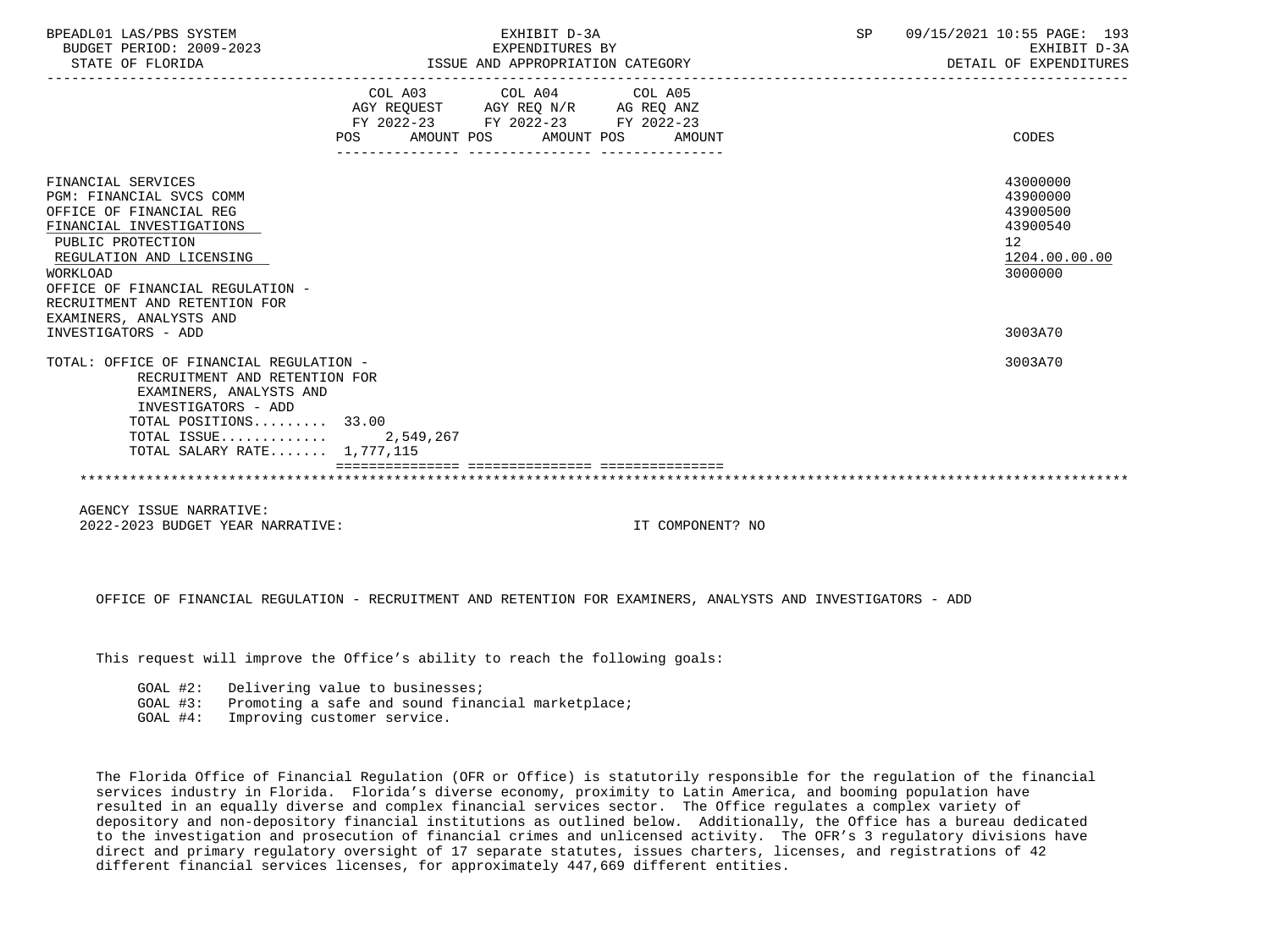| | COL A03 AGY REQUEST FY 2022-23 POS AMOUNT | COL A04 AGY REQ N/R FY 2022-23 POS AMOUNT | COL A05 AG REQ ANZ FY 2022-23 POS AMOUNT | CODES |
|---|---|---|---|---|
| FINANCIAL SERVICES | | | | 43000000 |
| PGM: FINANCIAL SVCS COMM | | | | 43900000 |
| OFFICE OF FINANCIAL REG | | | | 43900500 |
| FINANCIAL INVESTIGATIONS | | | | 43900540 |
| PUBLIC PROTECTION | | | | 12 |
| REGULATION AND LICENSING | | | | 1204.00.00.00 |
| WORKLOAD | | | | 3000000 |
| OFFICE OF FINANCIAL REGULATION - RECRUITMENT AND RETENTION FOR EXAMINERS, ANALYSTS AND INVESTIGATORS - ADD | | | | 3003A70 |
| TOTAL: OFFICE OF FINANCIAL REGULATION - RECRUITMENT AND RETENTION FOR EXAMINERS, ANALYSTS AND INVESTIGATORS - ADD | | | | 3003A70 |
| TOTAL POSITIONS......... | 33.00 | | | |
| TOTAL ISSUE............. | 2,549,267 | | | |
| TOTAL SALARY RATE....... | 1,777,115 | | | |

AGENCY ISSUE NARRATIVE:
2022-2023 BUDGET YEAR NARRATIVE: IT COMPONENT? NO

OFFICE OF FINANCIAL REGULATION - RECRUITMENT AND RETENTION FOR EXAMINERS, ANALYSTS AND INVESTIGATORS - ADD

This request will improve the Office's ability to reach the following goals:

- GOAL #2: Delivering value to businesses;
- GOAL #3: Promoting a safe and sound financial marketplace;
- GOAL #4: Improving customer service.

The Florida Office of Financial Regulation (OFR or Office) is statutorily responsible for the regulation of the financial services industry in Florida. Florida's diverse economy, proximity to Latin America, and booming population have resulted in an equally diverse and complex financial services sector. The Office regulates a complex variety of depository and non-depository financial institutions as outlined below. Additionally, the Office has a bureau dedicated to the investigation and prosecution of financial crimes and unlicensed activity. The OFR's 3 regulatory divisions have direct and primary regulatory oversight of 17 separate statutes, issues charters, licenses, and registrations of 42 different financial services licenses, for approximately 447,669 different entities.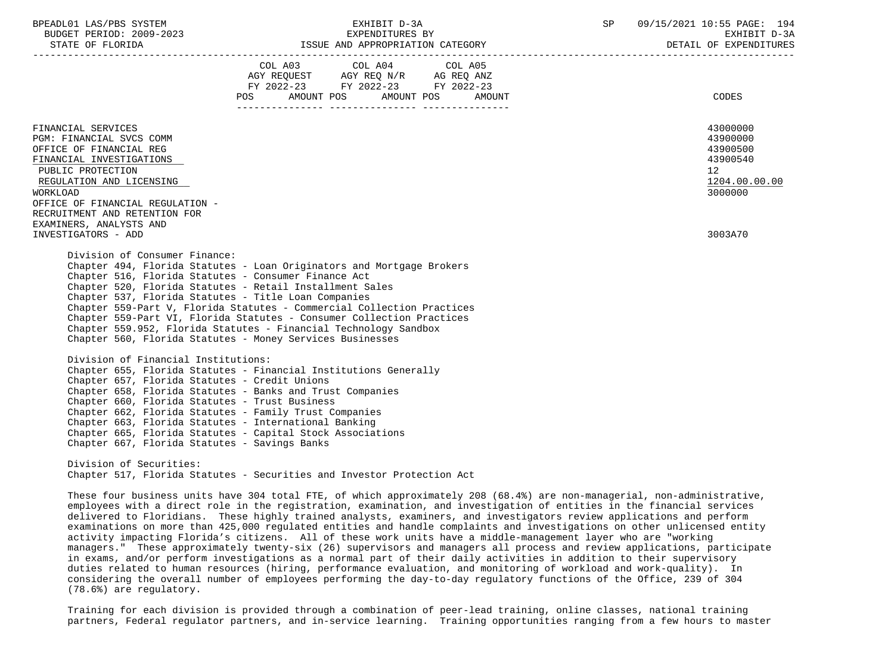| | COL A03 AGY REQUEST FY 2022-23 POS AMOUNT | COL A04 AGY REQ N/R FY 2022-23 POS AMOUNT | COL A05 AG REQ ANZ FY 2022-23 POS AMOUNT | CODES |
|---|---|---|---|---|
| FINANCIAL SERVICES | | | | 43000000 |
| PGM: FINANCIAL SVCS COMM | | | | 43900000 |
| OFFICE OF FINANCIAL REG | | | | 43900500 |
| FINANCIAL INVESTIGATIONS | | | | 43900540 |
| PUBLIC PROTECTION | | | | 12 |
| REGULATION AND LICENSING | | | | 1204.00.00.00 |
| WORKLOAD | | | | 3000000 |
| OFFICE OF FINANCIAL REGULATION - RECRUITMENT AND RETENTION FOR EXAMINERS, ANALYSTS AND INVESTIGATORS - ADD | | | | 3003A70 |

Division of Consumer Finance:
Chapter 494, Florida Statutes - Loan Originators and Mortgage Brokers
Chapter 516, Florida Statutes - Consumer Finance Act
Chapter 520, Florida Statutes - Retail Installment Sales
Chapter 537, Florida Statutes - Title Loan Companies
Chapter 559-Part V, Florida Statutes - Commercial Collection Practices
Chapter 559-Part VI, Florida Statutes - Consumer Collection Practices
Chapter 559.952, Florida Statutes - Financial Technology Sandbox
Chapter 560, Florida Statutes - Money Services Businesses

Division of Financial Institutions:
Chapter 655, Florida Statutes - Financial Institutions Generally
Chapter 657, Florida Statutes - Credit Unions
Chapter 658, Florida Statutes - Banks and Trust Companies
Chapter 660, Florida Statutes - Trust Business
Chapter 662, Florida Statutes - Family Trust Companies
Chapter 663, Florida Statutes - International Banking
Chapter 665, Florida Statutes - Capital Stock Associations
Chapter 667, Florida Statutes - Savings Banks

Division of Securities:
Chapter 517, Florida Statutes - Securities and Investor Protection Act

These four business units have 304 total FTE, of which approximately 208 (68.4%) are non-managerial, non-administrative, employees with a direct role in the registration, examination, and investigation of entities in the financial services delivered to Floridians. These highly trained analysts, examiners, and investigators review applications and perform examinations on more than 425,000 regulated entities and handle complaints and investigations on other unlicensed entity activity impacting Florida's citizens. All of these work units have a middle-management layer who are "working managers." These approximately twenty-six (26) supervisors and managers all process and review applications, participate in exams, and/or perform investigations as a normal part of their daily activities in addition to their supervisory duties related to human resources (hiring, performance evaluation, and monitoring of workload and work-quality). In considering the overall number of employees performing the day-to-day regulatory functions of the Office, 239 of 304 (78.6%) are regulatory.

Training for each division is provided through a combination of peer-lead training, online classes, national training partners, Federal regulator partners, and in-service learning. Training opportunities ranging from a few hours to master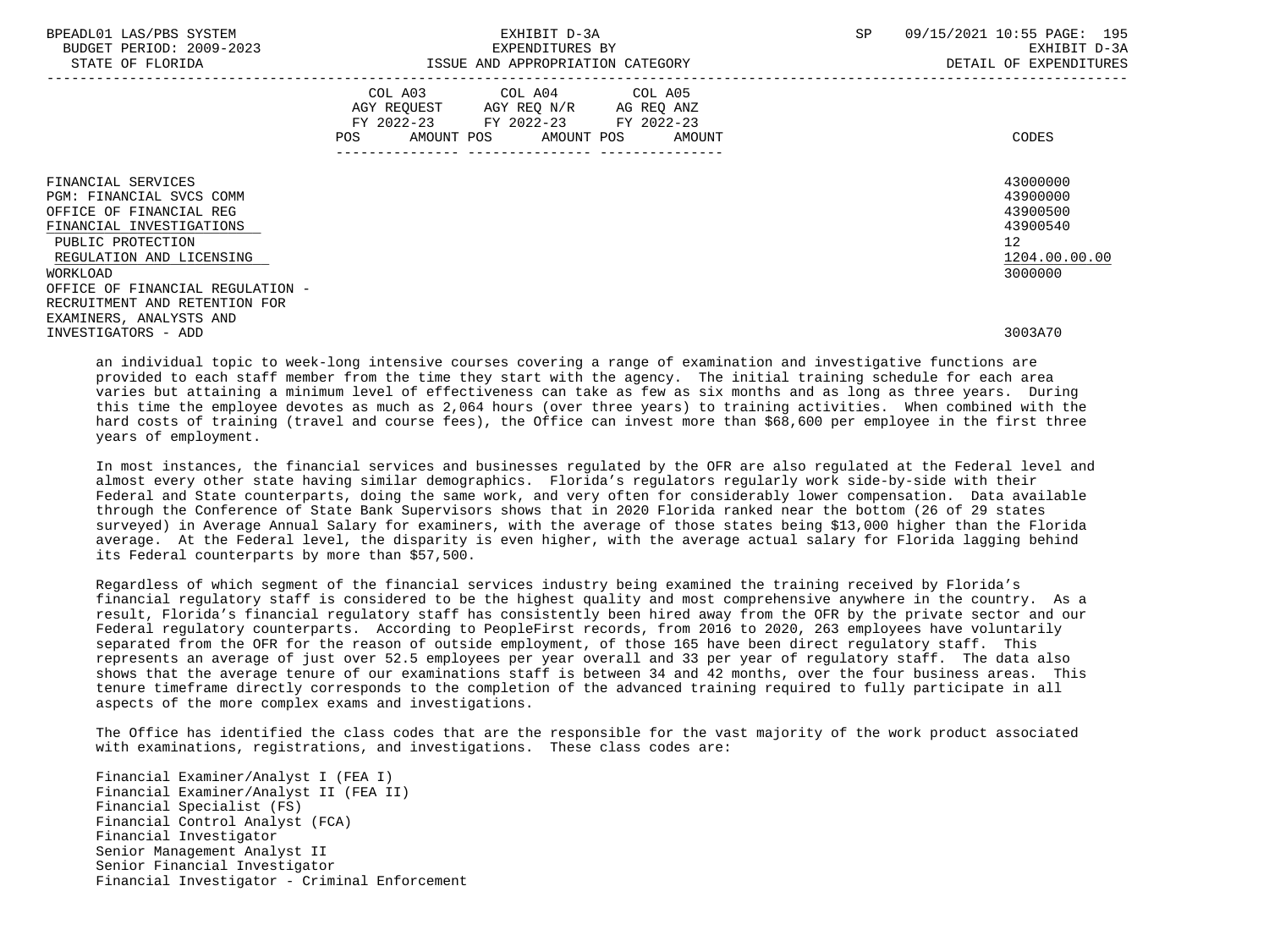| | COL A03 AGY REQUEST FY 2022-23 POS AMOUNT | COL A04 AGY REQ N/R FY 2022-23 POS AMOUNT | COL A05 AG REQ ANZ FY 2022-23 POS AMOUNT | CODES |
|---|---|---|---|---|
| FINANCIAL SERVICES | | | | 43000000 |
| PGM: FINANCIAL SVCS COMM | | | | 43900000 |
| OFFICE OF FINANCIAL REG | | | | 43900500 |
| FINANCIAL INVESTIGATIONS | | | | 43900540 |
| PUBLIC PROTECTION | | | | 12 |
| REGULATION AND LICENSING | | | | 1204.00.00.00 |
| WORKLOAD | | | | 3000000 |
| OFFICE OF FINANCIAL REGULATION - RECRUITMENT AND RETENTION FOR EXAMINERS, ANALYSTS AND INVESTIGATORS - ADD | | | | 3003A70 |

an individual topic to week-long intensive courses covering a range of examination and investigative functions are provided to each staff member from the time they start with the agency. The initial training schedule for each area varies but attaining a minimum level of effectiveness can take as few as six months and as long as three years. During this time the employee devotes as much as 2,064 hours (over three years) to training activities. When combined with the hard costs of training (travel and course fees), the Office can invest more than $68,600 per employee in the first three years of employment.

In most instances, the financial services and businesses regulated by the OFR are also regulated at the Federal level and almost every other state having similar demographics. Florida's regulators regularly work side-by-side with their Federal and State counterparts, doing the same work, and very often for considerably lower compensation. Data available through the Conference of State Bank Supervisors shows that in 2020 Florida ranked near the bottom (26 of 29 states surveyed) in Average Annual Salary for examiners, with the average of those states being $13,000 higher than the Florida average. At the Federal level, the disparity is even higher, with the average actual salary for Florida lagging behind its Federal counterparts by more than $57,500.

Regardless of which segment of the financial services industry being examined the training received by Florida's financial regulatory staff is considered to be the highest quality and most comprehensive anywhere in the country. As a result, Florida's financial regulatory staff has consistently been hired away from the OFR by the private sector and our Federal regulatory counterparts. According to PeopleFirst records, from 2016 to 2020, 263 employees have voluntarily separated from the OFR for the reason of outside employment, of those 165 have been direct regulatory staff. This represents an average of just over 52.5 employees per year overall and 33 per year of regulatory staff. The data also shows that the average tenure of our examinations staff is between 34 and 42 months, over the four business areas. This tenure timeframe directly corresponds to the completion of the advanced training required to fully participate in all aspects of the more complex exams and investigations.

The Office has identified the class codes that are the responsible for the vast majority of the work product associated with examinations, registrations, and investigations. These class codes are:

Financial Examiner/Analyst I (FEA I)
Financial Examiner/Analyst II (FEA II)
Financial Specialist (FS)
Financial Control Analyst (FCA)
Financial Investigator
Senior Management Analyst II
Senior Financial Investigator
Financial Investigator - Criminal Enforcement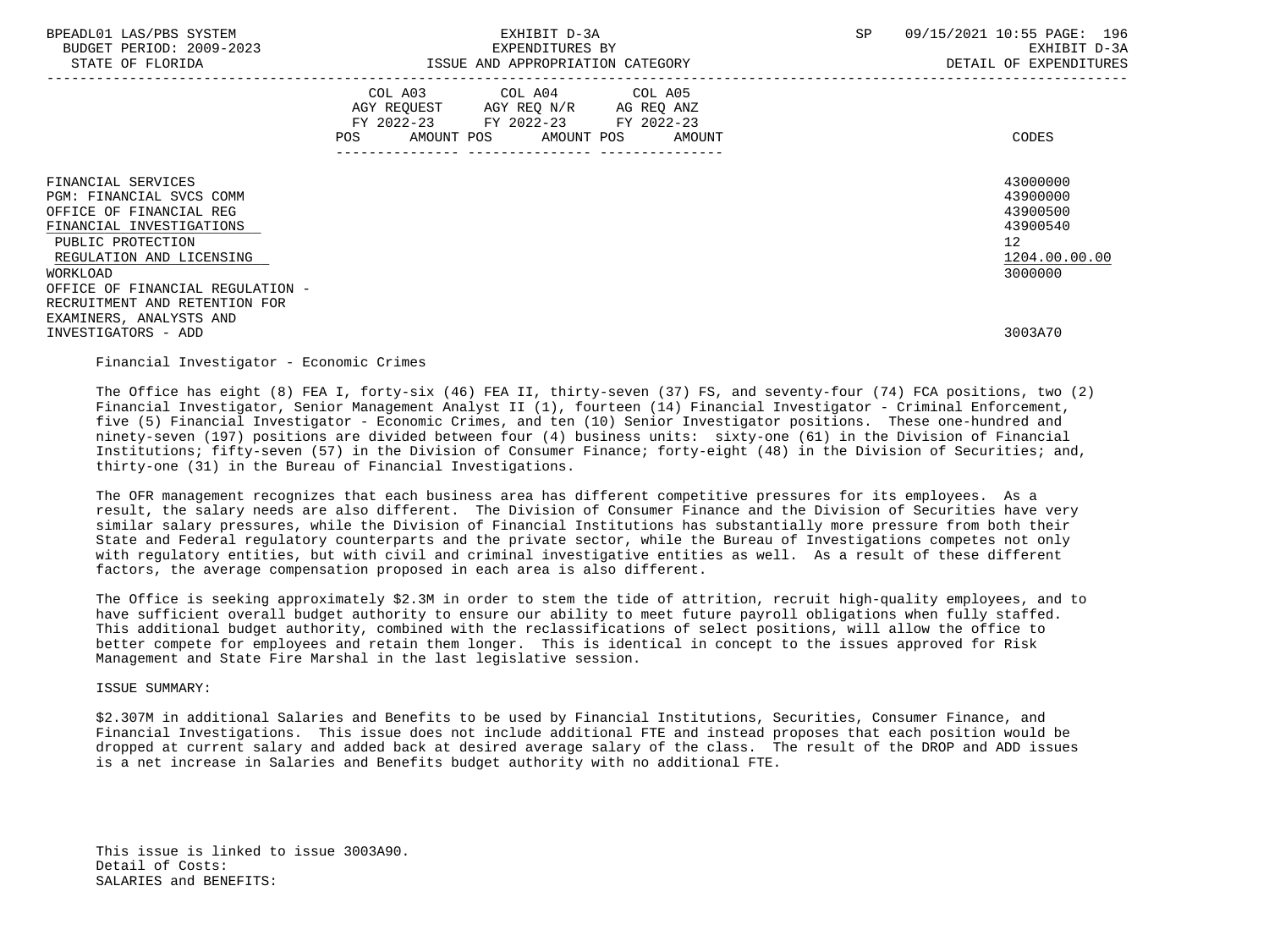| | COL A03 AGY REQUEST FY 2022-23 POS AMOUNT | COL A04 AGY REQ N/R FY 2022-23 POS AMOUNT | COL A05 AG REQ ANZ FY 2022-23 POS AMOUNT | CODES |
|---|---|---|---|---|
| FINANCIAL SERVICES | | | | 43000000 |
| PGM: FINANCIAL SVCS COMM | | | | 43900000 |
| OFFICE OF FINANCIAL REG | | | | 43900500 |
| FINANCIAL INVESTIGATIONS | | | | 43900540 |
| PUBLIC PROTECTION | | | | 12 |
| REGULATION AND LICENSING | | | | 1204.00.00.00 |
| WORKLOAD | | | | 3000000 |
| OFFICE OF FINANCIAL REGULATION - RECRUITMENT AND RETENTION FOR EXAMINERS, ANALYSTS AND INVESTIGATORS - ADD | | | | 3003A70 |

Financial Investigator - Economic Crimes

The Office has eight (8) FEA I, forty-six (46) FEA II, thirty-seven (37) FS, and seventy-four (74) FCA positions, two (2) Financial Investigator, Senior Management Analyst II (1), fourteen (14) Financial Investigator - Criminal Enforcement, five (5) Financial Investigator - Economic Crimes, and ten (10) Senior Investigator positions. These one-hundred and ninety-seven (197) positions are divided between four (4) business units: sixty-one (61) in the Division of Financial Institutions; fifty-seven (57) in the Division of Consumer Finance; forty-eight (48) in the Division of Securities; and, thirty-one (31) in the Bureau of Financial Investigations.

The OFR management recognizes that each business area has different competitive pressures for its employees. As a result, the salary needs are also different. The Division of Consumer Finance and the Division of Securities have very similar salary pressures, while the Division of Financial Institutions has substantially more pressure from both their State and Federal regulatory counterparts and the private sector, while the Bureau of Investigations competes not only with regulatory entities, but with civil and criminal investigative entities as well. As a result of these different factors, the average compensation proposed in each area is also different.

The Office is seeking approximately $2.3M in order to stem the tide of attrition, recruit high-quality employees, and to have sufficient overall budget authority to ensure our ability to meet future payroll obligations when fully staffed. This additional budget authority, combined with the reclassifications of select positions, will allow the office to better compete for employees and retain them longer. This is identical in concept to the issues approved for Risk Management and State Fire Marshal in the last legislative session.

ISSUE SUMMARY:

$2.307M in additional Salaries and Benefits to be used by Financial Institutions, Securities, Consumer Finance, and Financial Investigations. This issue does not include additional FTE and instead proposes that each position would be dropped at current salary and added back at desired average salary of the class. The result of the DROP and ADD issues is a net increase in Salaries and Benefits budget authority with no additional FTE.

This issue is linked to issue 3003A90.
Detail of Costs:
SALARIES and BENEFITS: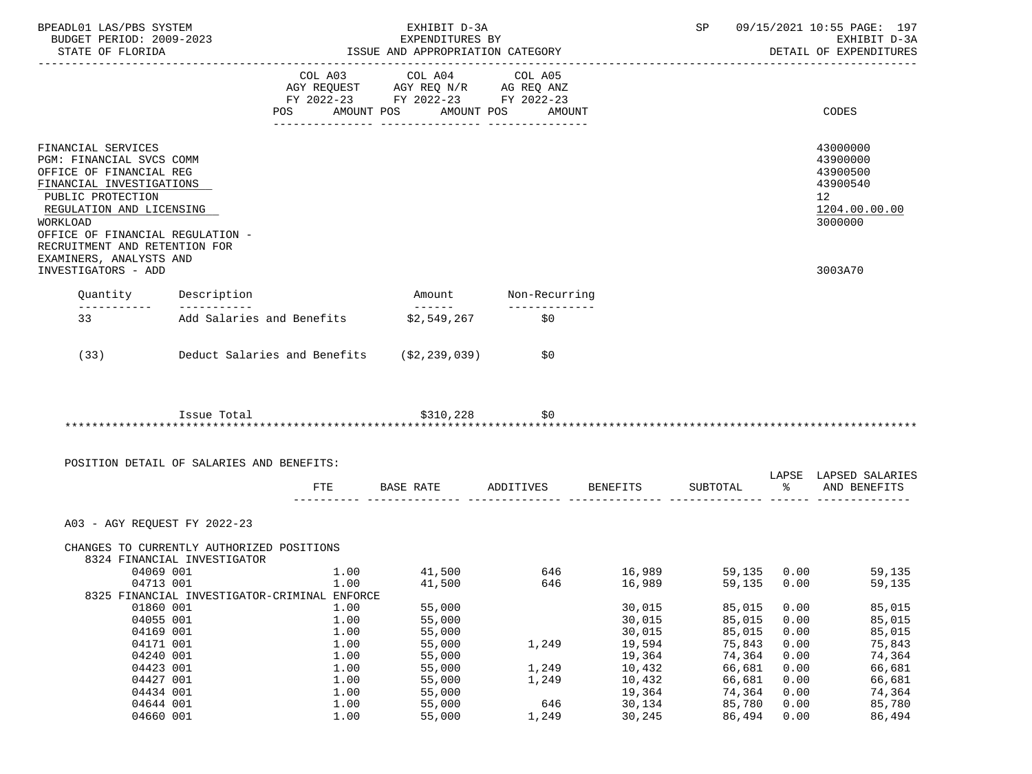BPEADL01 LAS/PBS SYSTEM | EXHIBIT D-3A | SP 09/15/2021 10:55 PAGE: 197
BUDGET PERIOD: 2009-2023 | EXPENDITURES BY | EXHIBIT D-3A
STATE OF FLORIDA | ISSUE AND APPROPRIATION CATEGORY | DETAIL OF EXPENDITURES

| | COL A03 AGY REQUEST FY 2022-23 POS AMOUNT | COL A04 AGY REQ N/R FY 2022-23 POS AMOUNT | COL A05 AG REQ ANZ FY 2022-23 POS AMOUNT | CODES |
|---|---|---|---|---|
| FINANCIAL SERVICES | | | | 43000000 |
| PGM: FINANCIAL SVCS COMM | | | | 43900000 |
| OFFICE OF FINANCIAL REG | | | | 43900500 |
| FINANCIAL INVESTIGATIONS | | | | 43900540 |
| PUBLIC PROTECTION | | | | 12 |
| REGULATION AND LICENSING | | | | 1204.00.00.00 |
| WORKLOAD | | | | 3000000 |
| OFFICE OF FINANCIAL REGULATION - RECRUITMENT AND RETENTION FOR EXAMINERS, ANALYSTS AND INVESTIGATORS - ADD | | | | 3003A70 |

| Quantity | Description | Amount | Non-Recurring |
|---|---|---|---|
| 33 | Add Salaries and Benefits | $2,549,267 | $0 |
| (33) | Deduct Salaries and Benefits | ($2,239,039) | $0 |
| | Issue Total | $310,228 | $0 |

POSITION DETAIL OF SALARIES AND BENEFITS:

| | FTE | BASE RATE | ADDITIVES | BENEFITS | SUBTOTAL | LAPSE % | LAPSED SALARIES AND BENEFITS |
|---|---|---|---|---|---|---|---|
| A03 - AGY REQUEST FY 2022-23 | | | | | | | |
| CHANGES TO CURRENTLY AUTHORIZED POSITIONS | | | | | | | |
| 8324 FINANCIAL INVESTIGATOR | | | | | | | |
| 04069 001 | 1.00 | 41,500 | 646 | 16,989 | 59,135 | 0.00 | 59,135 |
| 04713 001 | 1.00 | 41,500 | 646 | 16,989 | 59,135 | 0.00 | 59,135 |
| 8325 FINANCIAL INVESTIGATOR-CRIMINAL ENFORCE | | | | | | | |
| 01860 001 | 1.00 | 55,000 | | 30,015 | 85,015 | 0.00 | 85,015 |
| 04055 001 | 1.00 | 55,000 | | 30,015 | 85,015 | 0.00 | 85,015 |
| 04169 001 | 1.00 | 55,000 | | 30,015 | 85,015 | 0.00 | 85,015 |
| 04171 001 | 1.00 | 55,000 | 1,249 | 19,594 | 75,843 | 0.00 | 75,843 |
| 04240 001 | 1.00 | 55,000 | | 19,364 | 74,364 | 0.00 | 74,364 |
| 04423 001 | 1.00 | 55,000 | 1,249 | 10,432 | 66,681 | 0.00 | 66,681 |
| 04427 001 | 1.00 | 55,000 | 1,249 | 10,432 | 66,681 | 0.00 | 66,681 |
| 04434 001 | 1.00 | 55,000 | | 19,364 | 74,364 | 0.00 | 74,364 |
| 04644 001 | 1.00 | 55,000 | 646 | 30,134 | 85,780 | 0.00 | 85,780 |
| 04660 001 | 1.00 | 55,000 | 1,249 | 30,245 | 86,494 | 0.00 | 86,494 |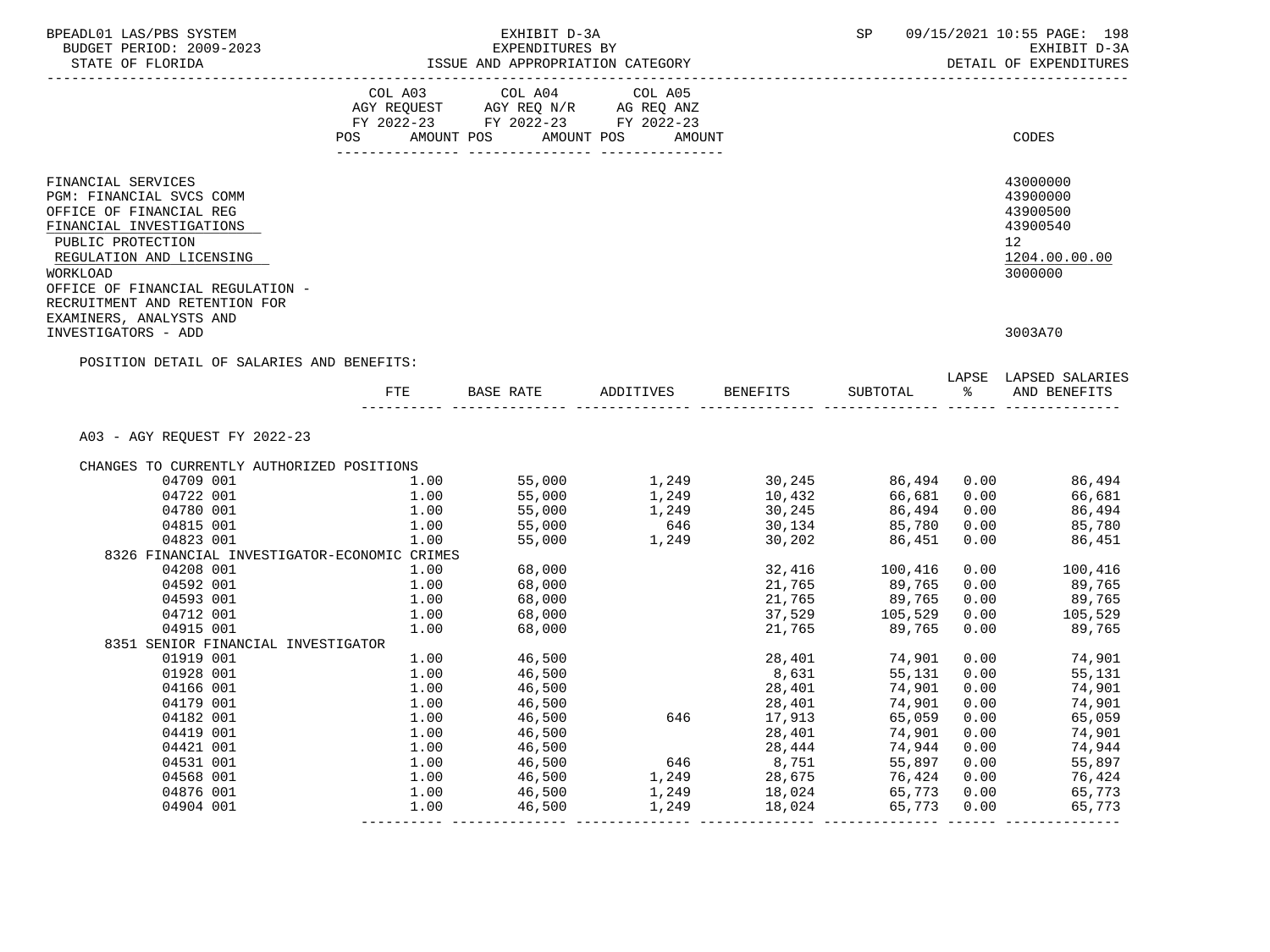BPEADL01 LAS/PBS SYSTEM | EXHIBIT D-3A | SP 09/15/2021 10:55 PAGE: 198
BUDGET PERIOD: 2009-2023 | EXPENDITURES BY | EXHIBIT D-3A
STATE OF FLORIDA | ISSUE AND APPROPRIATION CATEGORY | DETAIL OF EXPENDITURES

| | COL A03 AGY REQUEST FY 2022-23 POS AMOUNT | COL A04 AGY REQ N/R FY 2022-23 POS AMOUNT | COL A05 AG REQ ANZ FY 2022-23 POS AMOUNT | CODES |
|---|---|---|---|---|
| FINANCIAL SERVICES | | | | 43000000 |
| PGM: FINANCIAL SVCS COMM | | | | 43900000 |
| OFFICE OF FINANCIAL REG | | | | 43900500 |
| FINANCIAL INVESTIGATIONS | | | | 43900540 |
| PUBLIC PROTECTION | | | | 12 |
| REGULATION AND LICENSING | | | | 1204.00.00.00 |
| WORKLOAD | | | | 3000000 |
| OFFICE OF FINANCIAL REGULATION - RECRUITMENT AND RETENTION FOR EXAMINERS, ANALYSTS AND INVESTIGATORS - ADD | | | | 3003A70 |

POSITION DETAIL OF SALARIES AND BENEFITS:

| | FTE | BASE RATE | ADDITIVES | BENEFITS | SUBTOTAL | LAPSE % | LAPSED SALARIES AND BENEFITS |
|---|---|---|---|---|---|---|---|
| A03 - AGY REQUEST FY 2022-23 | | | | | | | |
| CHANGES TO CURRENTLY AUTHORIZED POSITIONS | | | | | | | |
| 04709 001 | 1.00 | 55,000 | 1,249 | 30,245 | 86,494 | 0.00 | 86,494 |
| 04722 001 | 1.00 | 55,000 | 1,249 | 10,432 | 66,681 | 0.00 | 66,681 |
| 04780 001 | 1.00 | 55,000 | 1,249 | 30,245 | 86,494 | 0.00 | 86,494 |
| 04815 001 | 1.00 | 55,000 | 646 | 30,134 | 85,780 | 0.00 | 85,780 |
| 04823 001 | 1.00 | 55,000 | 1,249 | 30,202 | 86,451 | 0.00 | 86,451 |
| 8326 FINANCIAL INVESTIGATOR-ECONOMIC CRIMES | | | | | | | |
| 04208 001 | 1.00 | 68,000 | | 32,416 | 100,416 | 0.00 | 100,416 |
| 04592 001 | 1.00 | 68,000 | | 21,765 | 89,765 | 0.00 | 89,765 |
| 04593 001 | 1.00 | 68,000 | | 21,765 | 89,765 | 0.00 | 89,765 |
| 04712 001 | 1.00 | 68,000 | | 37,529 | 105,529 | 0.00 | 105,529 |
| 04915 001 | 1.00 | 68,000 | | 21,765 | 89,765 | 0.00 | 89,765 |
| 8351 SENIOR FINANCIAL INVESTIGATOR | | | | | | | |
| 01919 001 | 1.00 | 46,500 | | 28,401 | 74,901 | 0.00 | 74,901 |
| 01928 001 | 1.00 | 46,500 | | 8,631 | 55,131 | 0.00 | 55,131 |
| 04166 001 | 1.00 | 46,500 | | 28,401 | 74,901 | 0.00 | 74,901 |
| 04179 001 | 1.00 | 46,500 | | 28,401 | 74,901 | 0.00 | 74,901 |
| 04182 001 | 1.00 | 46,500 | 646 | 17,913 | 65,059 | 0.00 | 65,059 |
| 04419 001 | 1.00 | 46,500 | | 28,401 | 74,901 | 0.00 | 74,901 |
| 04421 001 | 1.00 | 46,500 | | 28,444 | 74,944 | 0.00 | 74,944 |
| 04531 001 | 1.00 | 46,500 | 646 | 8,751 | 55,897 | 0.00 | 55,897 |
| 04568 001 | 1.00 | 46,500 | 1,249 | 28,675 | 76,424 | 0.00 | 76,424 |
| 04876 001 | 1.00 | 46,500 | 1,249 | 18,024 | 65,773 | 0.00 | 65,773 |
| 04904 001 | 1.00 | 46,500 | 1,249 | 18,024 | 65,773 | 0.00 | 65,773 |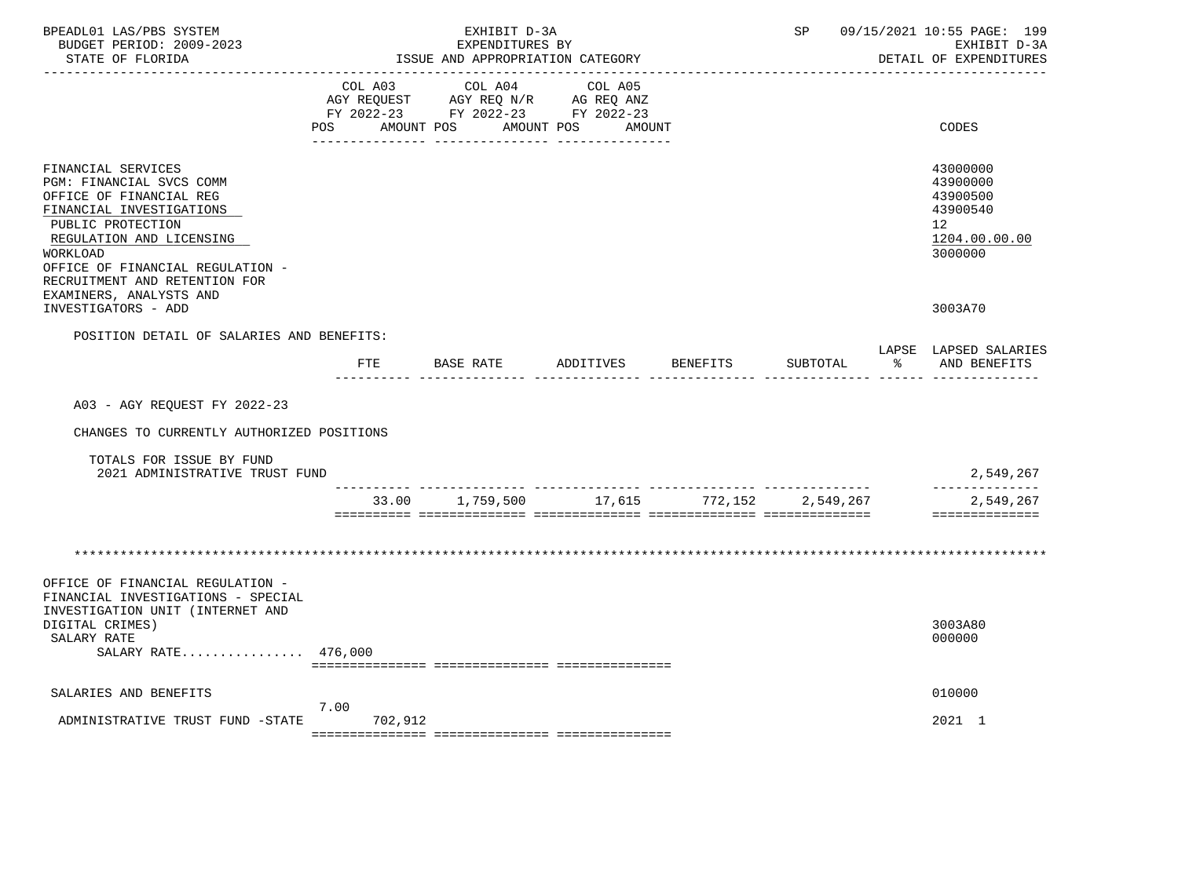| | COL A03 AGY REQUEST FY 2022-23 POS AMOUNT | COL A04 AGY REQ N/R FY 2022-23 POS AMOUNT | COL A05 AG REQ ANZ FY 2022-23 POS AMOUNT | CODES |
|---|---|---|---|---|
| FINANCIAL SERVICES | | | | 43000000 |
| PGM: FINANCIAL SVCS COMM | | | | 43900000 |
| OFFICE OF FINANCIAL REG | | | | 43900500 |
| FINANCIAL INVESTIGATIONS | | | | 43900540 |
| PUBLIC PROTECTION | | | | 12 |
| REGULATION AND LICENSING | | | | 1204.00.00.00 |
| WORKLOAD | | | | 3000000 |
| OFFICE OF FINANCIAL REGULATION - RECRUITMENT AND RETENTION FOR EXAMINERS, ANALYSTS AND INVESTIGATORS - ADD | | | | 3003A70 |

POSITION DETAIL OF SALARIES AND BENEFITS:

| | FTE | BASE RATE | ADDITIVES | BENEFITS | SUBTOTAL | LAPSE % | LAPSED SALARIES AND BENEFITS |
|---|---|---|---|---|---|---|---|
| A03 - AGY REQUEST FY 2022-23 | | | | | | | |
| CHANGES TO CURRENTLY AUTHORIZED POSITIONS | | | | | | | |
| TOTALS FOR ISSUE BY FUND | | | | | | | |
| 2021 ADMINISTRATIVE TRUST FUND | | | | | | | 2,549,267 |
| | 33.00 | 1,759,500 | 17,615 | 772,152 | 2,549,267 | | 2,549,267 |

********************************************************************************

| | COL A03 POS AMOUNT | COL A04 POS AMOUNT | COL A05 POS AMOUNT | CODES |
|---|---|---|---|---|
| OFFICE OF FINANCIAL REGULATION - FINANCIAL INVESTIGATIONS - SPECIAL INVESTIGATION UNIT (INTERNET AND DIGITAL CRIMES) | | | | 3003A80 |
| SALARY RATE | | | | 000000 |
| SALARY RATE................ 476,000 | | | | |
| SALARIES AND BENEFITS | | | | 010000 |
| ADMINISTRATIVE TRUST FUND -STATE | 7.00 702,912 | | | 2021 1 |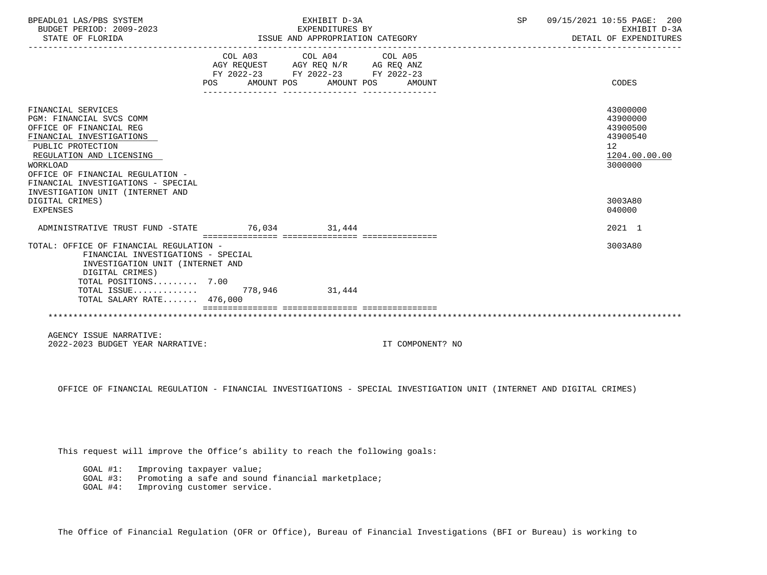| | COL A03 AGY REQUEST FY 2022-23 POS AMOUNT | COL A04 AGY REQ N/R FY 2022-23 POS AMOUNT | COL A05 AG REQ ANZ FY 2022-23 POS AMOUNT | CODES |
|---|---|---|---|---|
| FINANCIAL SERVICES | | | | 43000000 |
| PGM: FINANCIAL SVCS COMM | | | | 43900000 |
| OFFICE OF FINANCIAL REG | | | | 43900500 |
| FINANCIAL INVESTIGATIONS | | | | 43900540 |
| PUBLIC PROTECTION | | | | 12 |
| REGULATION AND LICENSING | | | | 1204.00.00.00 |
| WORKLOAD | | | | 3000000 |
| OFFICE OF FINANCIAL REGULATION - FINANCIAL INVESTIGATIONS - SPECIAL INVESTIGATION UNIT (INTERNET AND DIGITAL CRIMES) | | | | 3003A80 |
| EXPENSES | | | | 040000 |
| ADMINISTRATIVE TRUST FUND -STATE | 76,034 | 31,444 | | 2021 1 |
| TOTAL: OFFICE OF FINANCIAL REGULATION - FINANCIAL INVESTIGATIONS - SPECIAL INVESTIGATION UNIT (INTERNET AND DIGITAL CRIMES) | | | | 3003A80 |
| TOTAL POSITIONS......... 7.00 | | | | |
| TOTAL ISSUE............. | 778,946 | 31,444 | | |
| TOTAL SALARY RATE....... 476,000 | | | | |

AGENCY ISSUE NARRATIVE:
2022-2023 BUDGET YEAR NARRATIVE: IT COMPONENT? NO

OFFICE OF FINANCIAL REGULATION - FINANCIAL INVESTIGATIONS - SPECIAL INVESTIGATION UNIT (INTERNET AND DIGITAL CRIMES)

This request will improve the Office's ability to reach the following goals:

GOAL #1: Improving taxpayer value;
GOAL #3: Promoting a safe and sound financial marketplace;
GOAL #4: Improving customer service.

The Office of Financial Regulation (OFR or Office), Bureau of Financial Investigations (BFI or Bureau) is working to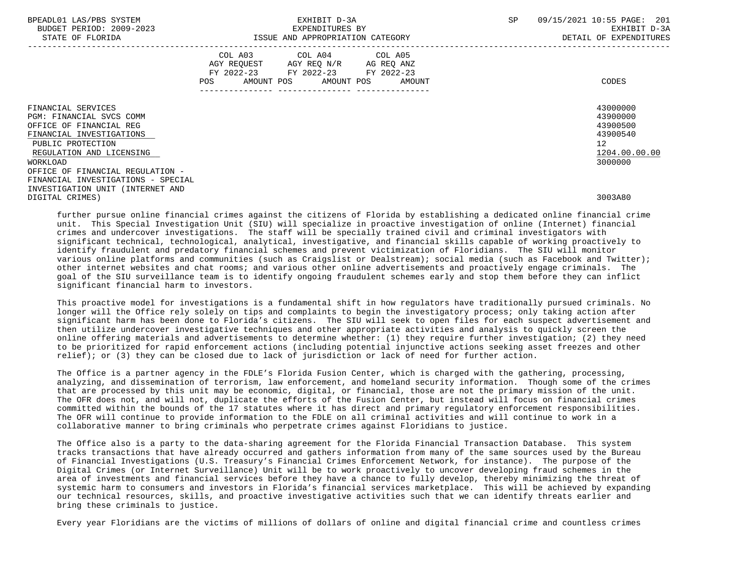| | COL A03 AGY REQUEST FY 2022-23 POS AMOUNT | COL A04 AGY REQ N/R FY 2022-23 POS AMOUNT | COL A05 AG REQ ANZ FY 2022-23 POS AMOUNT | CODES |
|---|---|---|---|---|
| FINANCIAL SERVICES | | | | 43000000 |
| PGM: FINANCIAL SVCS COMM | | | | 43900000 |
| OFFICE OF FINANCIAL REG | | | | 43900500 |
| FINANCIAL INVESTIGATIONS | | | | 43900540 |
| PUBLIC PROTECTION | | | | 12 |
| REGULATION AND LICENSING | | | | 1204.00.00.00 |
| WORKLOAD | | | | 3000000 |
| OFFICE OF FINANCIAL REGULATION - FINANCIAL INVESTIGATIONS - SPECIAL INVESTIGATION UNIT (INTERNET AND DIGITAL CRIMES) | | | | 3003A80 |

further pursue online financial crimes against the citizens of Florida by establishing a dedicated online financial crime unit. This Special Investigation Unit (SIU) will specialize in proactive investigation of online (Internet) financial crimes and undercover investigations. The staff will be specially trained civil and criminal investigators with significant technical, technological, analytical, investigative, and financial skills capable of working proactively to identify fraudulent and predatory financial schemes and prevent victimization of Floridians. The SIU will monitor various online platforms and communities (such as Craigslist or Dealstream); social media (such as Facebook and Twitter); other internet websites and chat rooms; and various other online advertisements and proactively engage criminals. The goal of the SIU surveillance team is to identify ongoing fraudulent schemes early and stop them before they can inflict significant financial harm to investors.

This proactive model for investigations is a fundamental shift in how regulators have traditionally pursued criminals. No longer will the Office rely solely on tips and complaints to begin the investigatory process; only taking action after significant harm has been done to Florida's citizens. The SIU will seek to open files for each suspect advertisement and then utilize undercover investigative techniques and other appropriate activities and analysis to quickly screen the online offering materials and advertisements to determine whether: (1) they require further investigation; (2) they need to be prioritized for rapid enforcement actions (including potential injunctive actions seeking asset freezes and other relief); or (3) they can be closed due to lack of jurisdiction or lack of need for further action.

The Office is a partner agency in the FDLE's Florida Fusion Center, which is charged with the gathering, processing, analyzing, and dissemination of terrorism, law enforcement, and homeland security information. Though some of the crimes that are processed by this unit may be economic, digital, or financial, those are not the primary mission of the unit. The OFR does not, and will not, duplicate the efforts of the Fusion Center, but instead will focus on financial crimes committed within the bounds of the 17 statutes where it has direct and primary regulatory enforcement responsibilities. The OFR will continue to provide information to the FDLE on all criminal activities and will continue to work in a collaborative manner to bring criminals who perpetrate crimes against Floridians to justice.

The Office also is a party to the data-sharing agreement for the Florida Financial Transaction Database. This system tracks transactions that have already occurred and gathers information from many of the same sources used by the Bureau of Financial Investigations (U.S. Treasury's Financial Crimes Enforcement Network, for instance). The purpose of the Digital Crimes (or Internet Surveillance) Unit will be to work proactively to uncover developing fraud schemes in the area of investments and financial services before they have a chance to fully develop, thereby minimizing the threat of systemic harm to consumers and investors in Florida's financial services marketplace. This will be achieved by expanding our technical resources, skills, and proactive investigative activities such that we can identify threats earlier and bring these criminals to justice.

Every year Floridians are the victims of millions of dollars of online and digital financial crime and countless crimes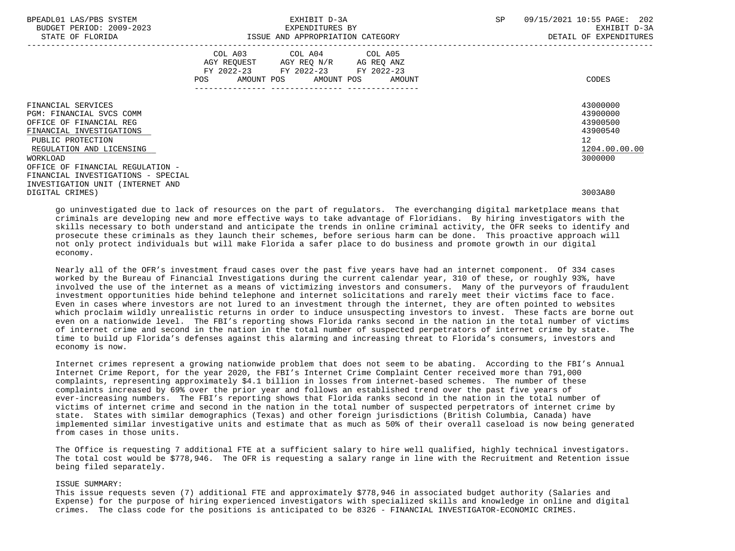| | COL A03 AGY REQUEST FY 2022-23 POS AMOUNT | COL A04 AGY REQ N/R FY 2022-23 POS AMOUNT | COL A05 AG REQ ANZ FY 2022-23 POS AMOUNT | CODES |
|---|---|---|---|---|
| FINANCIAL SERVICES | | | | 43000000 |
| PGM: FINANCIAL SVCS COMM | | | | 43900000 |
| OFFICE OF FINANCIAL REG | | | | 43900500 |
| FINANCIAL INVESTIGATIONS | | | | 43900540 |
| PUBLIC PROTECTION | | | | 12 |
| REGULATION AND LICENSING | | | | 1204.00.00.00 |
| WORKLOAD | | | | 3000000 |
| OFFICE OF FINANCIAL REGULATION - FINANCIAL INVESTIGATIONS - SPECIAL INVESTIGATION UNIT (INTERNET AND DIGITAL CRIMES) | | | | 3003A80 |

go uninvestigated due to lack of resources on the part of regulators. The everchanging digital marketplace means that criminals are developing new and more effective ways to take advantage of Floridians. By hiring investigators with the skills necessary to both understand and anticipate the trends in online criminal activity, the OFR seeks to identify and prosecute these criminals as they launch their schemes, before serious harm can be done. This proactive approach will not only protect individuals but will make Florida a safer place to do business and promote growth in our digital economy.

Nearly all of the OFR's investment fraud cases over the past five years have had an internet component. Of 334 cases worked by the Bureau of Financial Investigations during the current calendar year, 310 of these, or roughly 93%, have involved the use of the internet as a means of victimizing investors and consumers. Many of the purveyors of fraudulent investment opportunities hide behind telephone and internet solicitations and rarely meet their victims face to face. Even in cases where investors are not lured to an investment through the internet, they are often pointed to websites which proclaim wildly unrealistic returns in order to induce unsuspecting investors to invest. These facts are borne out even on a nationwide level. The FBI's reporting shows Florida ranks second in the nation in the total number of victims of internet crime and second in the nation in the total number of suspected perpetrators of internet crime by state. The time to build up Florida's defenses against this alarming and increasing threat to Florida's consumers, investors and economy is now.

Internet crimes represent a growing nationwide problem that does not seem to be abating. According to the FBI's Annual Internet Crime Report, for the year 2020, the FBI's Internet Crime Complaint Center received more than 791,000 complaints, representing approximately $4.1 billion in losses from internet-based schemes. The number of these complaints increased by 69% over the prior year and follows an established trend over the past five years of ever-increasing numbers. The FBI's reporting shows that Florida ranks second in the nation in the total number of victims of internet crime and second in the nation in the total number of suspected perpetrators of internet crime by state. States with similar demographics (Texas) and other foreign jurisdictions (British Columbia, Canada) have implemented similar investigative units and estimate that as much as 50% of their overall caseload is now being generated from cases in those units.

The Office is requesting 7 additional FTE at a sufficient salary to hire well qualified, highly technical investigators. The total cost would be $778,946. The OFR is requesting a salary range in line with the Recruitment and Retention issue being filed separately.

ISSUE SUMMARY:
This issue requests seven (7) additional FTE and approximately $778,946 in associated budget authority (Salaries and Expense) for the purpose of hiring experienced investigators with specialized skills and knowledge in online and digital crimes. The class code for the positions is anticipated to be 8326 - FINANCIAL INVESTIGATOR-ECONOMIC CRIMES.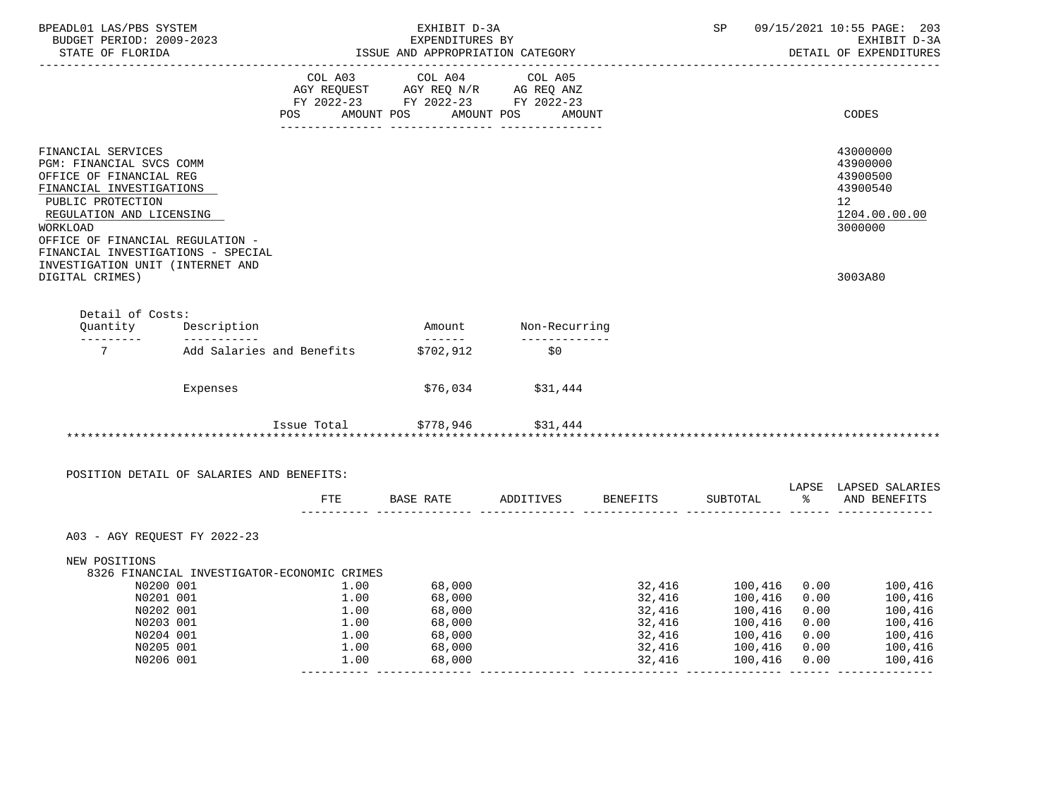BPEADL01 LAS/PBS SYSTEM — EXHIBIT D-3A — EXPENDITURES BY ISSUE AND APPROPRIATION CATEGORY — DETAIL OF EXPENDITURES
BUDGET PERIOD: 2009-2023
STATE OF FLORIDA

| | COL A03 AGY REQUEST FY 2022-23 POS AMOUNT | COL A04 AGY REQ N/R FY 2022-23 POS AMOUNT | COL A05 AG REQ ANZ FY 2022-23 POS AMOUNT | CODES |
|---|---|---|---|---|
| FINANCIAL SERVICES | | | | 43000000 |
| PGM: FINANCIAL SVCS COMM | | | | 43900000 |
| OFFICE OF FINANCIAL REG | | | | 43900500 |
| FINANCIAL INVESTIGATIONS | | | | 43900540 |
| PUBLIC PROTECTION | | | | 12 |
| REGULATION AND LICENSING | | | | 1204.00.00.00 |
| WORKLOAD | | | | 3000000 |
| OFFICE OF FINANCIAL REGULATION - FINANCIAL INVESTIGATIONS - SPECIAL INVESTIGATION UNIT (INTERNET AND DIGITAL CRIMES) | | | | 3003A80 |

Detail of Costs:

| Quantity | Description | Amount | Non-Recurring |
|---|---|---|---|
| 7 | Add Salaries and Benefits | $702,912 | $0 |
| | Expenses | $76,034 | $31,444 |
| | Issue Total | $778,946 | $31,444 |

***************************************************************************************************************

POSITION DETAIL OF SALARIES AND BENEFITS:

| | FTE | BASE RATE | ADDITIVES | BENEFITS | SUBTOTAL | LAPSE % | LAPSED SALARIES AND BENEFITS |
|---|---|---|---|---|---|---|---|
| A03 - AGY REQUEST FY 2022-23 | | | | | | | |
| NEW POSITIONS | | | | | | | |
| 8326 FINANCIAL INVESTIGATOR-ECONOMIC CRIMES | | | | | | | |
| N0200 001 | 1.00 | 68,000 | | 32,416 | 100,416 | 0.00 | 100,416 |
| N0201 001 | 1.00 | 68,000 | | 32,416 | 100,416 | 0.00 | 100,416 |
| N0202 001 | 1.00 | 68,000 | | 32,416 | 100,416 | 0.00 | 100,416 |
| N0203 001 | 1.00 | 68,000 | | 32,416 | 100,416 | 0.00 | 100,416 |
| N0204 001 | 1.00 | 68,000 | | 32,416 | 100,416 | 0.00 | 100,416 |
| N0205 001 | 1.00 | 68,000 | | 32,416 | 100,416 | 0.00 | 100,416 |
| N0206 001 | 1.00 | 68,000 | | 32,416 | 100,416 | 0.00 | 100,416 |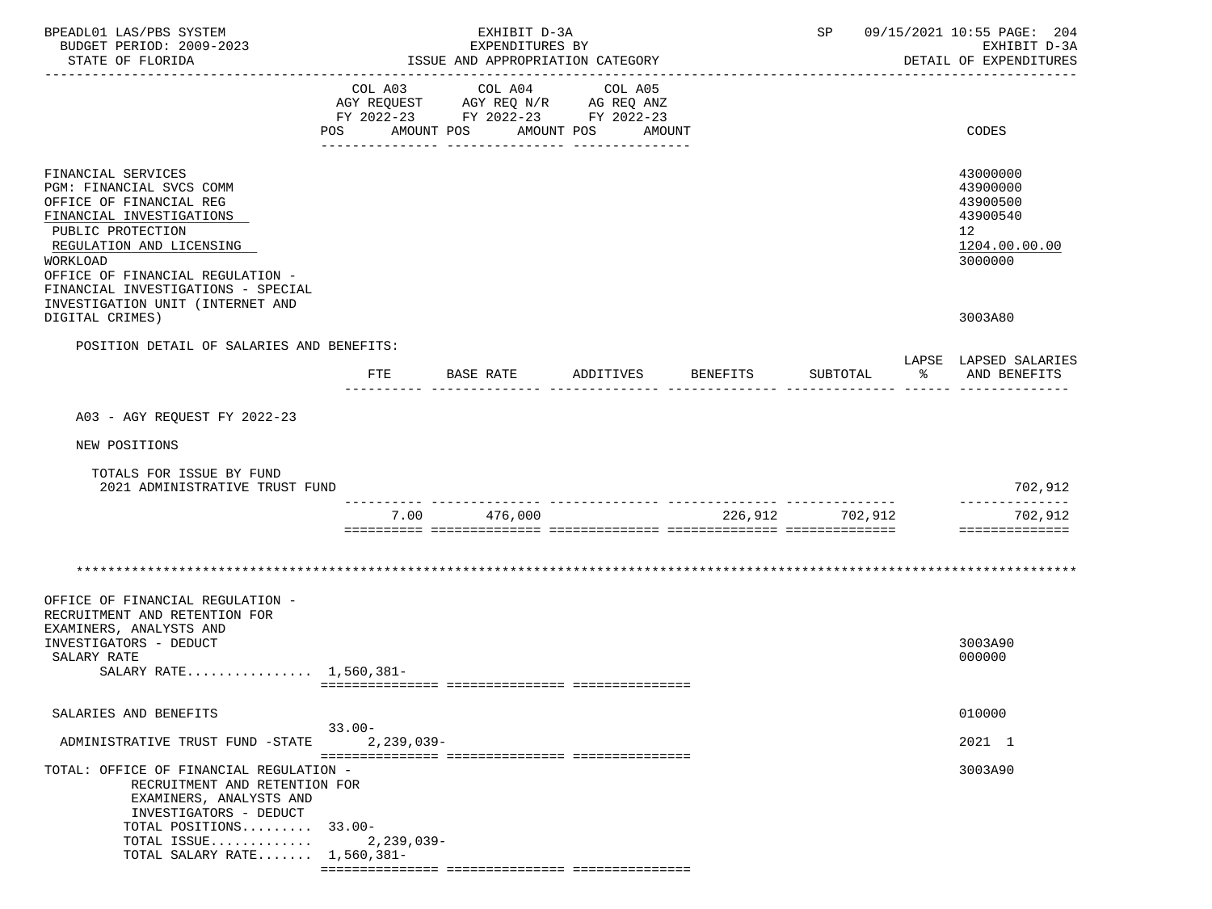| | COL A03 AGY REQUEST FY 2022-23 POS AMOUNT | COL A04 AGY REQ N/R FY 2022-23 POS AMOUNT | COL A05 AG REQ ANZ FY 2022-23 POS AMOUNT | CODES |
|---|---|---|---|---|
| FINANCIAL SERVICES | | | | 43000000 |
| PGM: FINANCIAL SVCS COMM | | | | 43900000 |
| OFFICE OF FINANCIAL REG | | | | 43900500 |
| FINANCIAL INVESTIGATIONS | | | | 43900540 |
| PUBLIC PROTECTION | | | | 12 |
| REGULATION AND LICENSING | | | | 1204.00.00.00 |
| WORKLOAD | | | | 3000000 |
| OFFICE OF FINANCIAL REGULATION - FINANCIAL INVESTIGATIONS - SPECIAL INVESTIGATION UNIT (INTERNET AND DIGITAL CRIMES) | | | | 3003A80 |

POSITION DETAIL OF SALARIES AND BENEFITS:

| | FTE | BASE RATE | ADDITIVES | BENEFITS | SUBTOTAL | LAPSE % | LAPSED SALARIES AND BENEFITS |
|---|---|---|---|---|---|---|---|
| A03 - AGY REQUEST FY 2022-23 | | | | | | | |
| NEW POSITIONS | | | | | | | |
| TOTALS FOR ISSUE BY FUND | | | | | | | |
| 2021 ADMINISTRATIVE TRUST FUND | | | | | | | 702,912 |
| | 7.00 | 476,000 | | 226,912 | 702,912 | | 702,912 |

*******************************************************************************************************************

| | COL A03 | COL A04 | COL A05 | CODES |
|---|---|---|---|---|
| OFFICE OF FINANCIAL REGULATION - RECRUITMENT AND RETENTION FOR EXAMINERS, ANALYSTS AND INVESTIGATORS - DEDUCT | | | | 3003A90 |
| SALARY RATE | | | | 000000 |
| SALARY RATE................ | 1,560,381- | | | |
| SALARIES AND BENEFITS | | | | 010000 |
| ADMINISTRATIVE TRUST FUND -STATE | 33.00- 2,239,039- | | | 2021 1 |
| TOTAL: OFFICE OF FINANCIAL REGULATION - RECRUITMENT AND RETENTION FOR EXAMINERS, ANALYSTS AND INVESTIGATORS - DEDUCT | | | | 3003A90 |
| TOTAL POSITIONS......... | 33.00- | | | |
| TOTAL ISSUE............. | 2,239,039- | | | |
| TOTAL SALARY RATE....... | 1,560,381- | | | |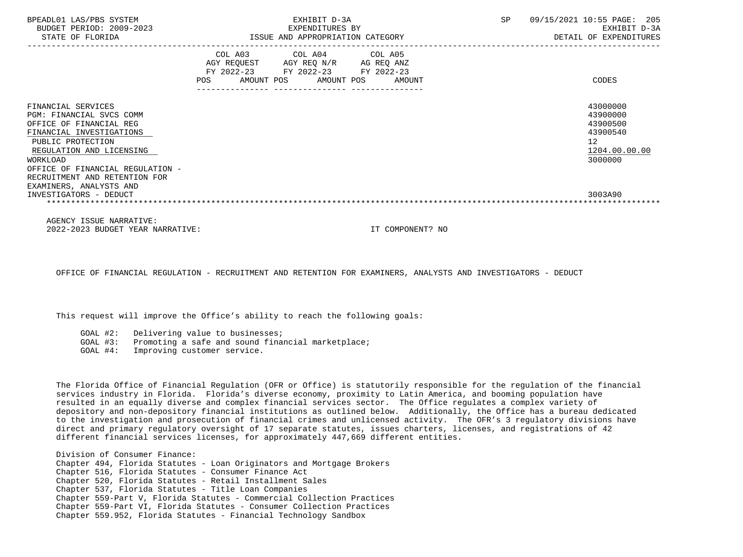| | COL A03 AGY REQUEST FY 2022-23 POS AMOUNT | COL A04 AGY REQ N/R FY 2022-23 POS AMOUNT | COL A05 AG REQ ANZ FY 2022-23 POS AMOUNT | CODES |
|---|---|---|---|---|
| FINANCIAL SERVICES | | | | 43000000 |
| PGM: FINANCIAL SVCS COMM | | | | 43900000 |
| OFFICE OF FINANCIAL REG | | | | 43900500 |
| FINANCIAL INVESTIGATIONS | | | | 43900540 |
| PUBLIC PROTECTION | | | | 12 |
| REGULATION AND LICENSING | | | | 1204.00.00.00 |
| WORKLOAD | | | | 3000000 |
| OFFICE OF FINANCIAL REGULATION - RECRUITMENT AND RETENTION FOR EXAMINERS, ANALYSTS AND INVESTIGATORS - DEDUCT | | | | 3003A90 |

AGENCY ISSUE NARRATIVE:
2022-2023 BUDGET YEAR NARRATIVE: IT COMPONENT? NO

OFFICE OF FINANCIAL REGULATION - RECRUITMENT AND RETENTION FOR EXAMINERS, ANALYSTS AND INVESTIGATORS - DEDUCT

This request will improve the Office's ability to reach the following goals:

- GOAL #2: Delivering value to businesses;
- GOAL #3: Promoting a safe and sound financial marketplace;
- GOAL #4: Improving customer service.

The Florida Office of Financial Regulation (OFR or Office) is statutorily responsible for the regulation of the financial services industry in Florida. Florida's diverse economy, proximity to Latin America, and booming population have resulted in an equally diverse and complex financial services sector. The Office regulates a complex variety of depository and non-depository financial institutions as outlined below. Additionally, the Office has a bureau dedicated to the investigation and prosecution of financial crimes and unlicensed activity. The OFR's 3 regulatory divisions have direct and primary regulatory oversight of 17 separate statutes, issues charters, licenses, and registrations of 42 different financial services licenses, for approximately 447,669 different entities.

Division of Consumer Finance:
Chapter 494, Florida Statutes - Loan Originators and Mortgage Brokers
Chapter 516, Florida Statutes - Consumer Finance Act
Chapter 520, Florida Statutes - Retail Installment Sales
Chapter 537, Florida Statutes - Title Loan Companies
Chapter 559-Part V, Florida Statutes - Commercial Collection Practices
Chapter 559-Part VI, Florida Statutes - Consumer Collection Practices
Chapter 559.952, Florida Statutes - Financial Technology Sandbox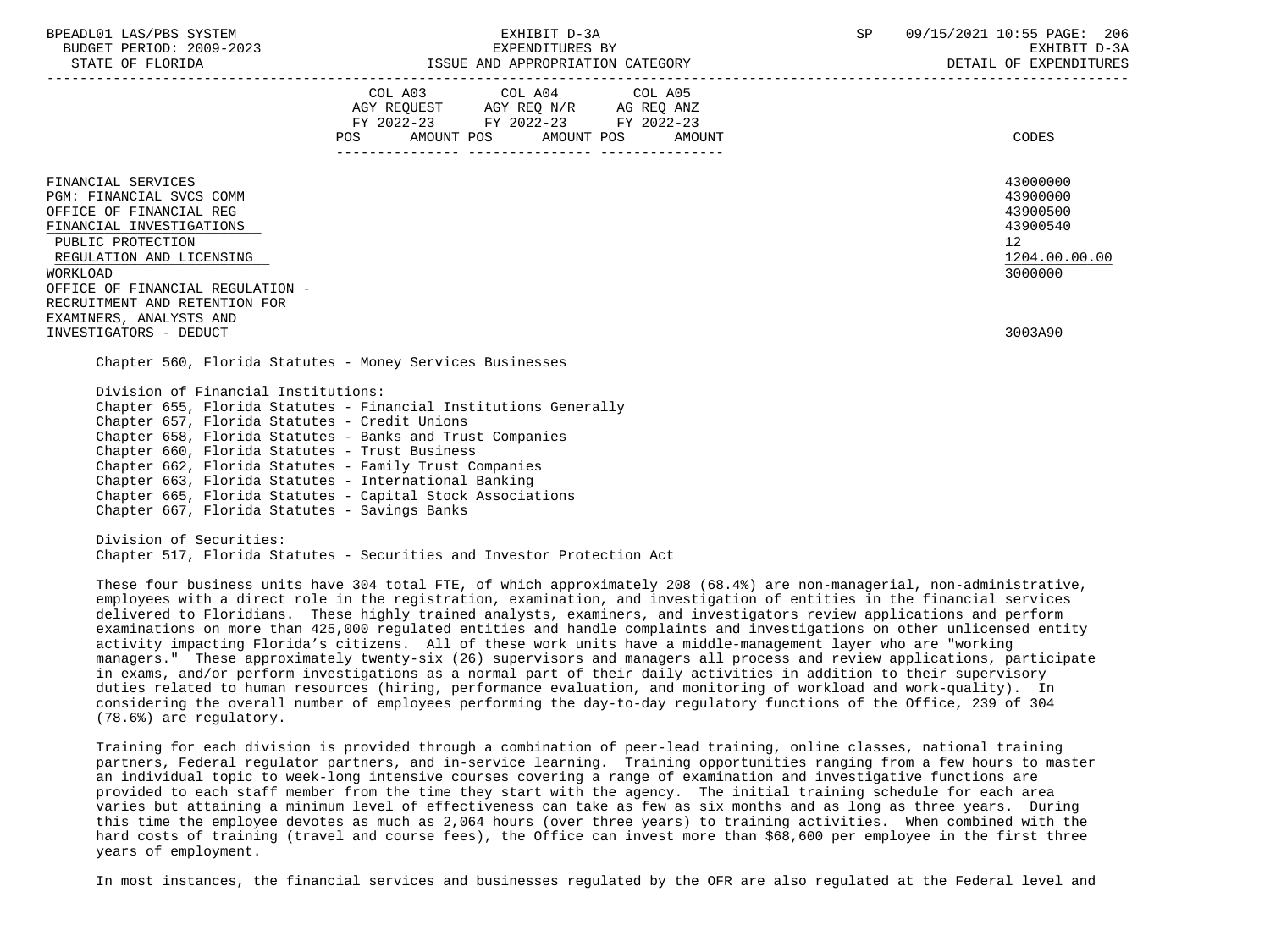| | COL A03 AGY REQUEST FY 2022-23 POS AMOUNT | COL A04 AGY REQ N/R FY 2022-23 POS AMOUNT | COL A05 AG REQ ANZ FY 2022-23 POS AMOUNT | CODES |
|---|---|---|---|---|
| FINANCIAL SERVICES | | | | 43000000 |
| PGM: FINANCIAL SVCS COMM | | | | 43900000 |
| OFFICE OF FINANCIAL REG | | | | 43900500 |
| FINANCIAL INVESTIGATIONS | | | | 43900540 |
| PUBLIC PROTECTION | | | | 12 |
| REGULATION AND LICENSING | | | | 1204.00.00.00 |
| WORKLOAD | | | | 3000000 |
| OFFICE OF FINANCIAL REGULATION - RECRUITMENT AND RETENTION FOR EXAMINERS, ANALYSTS AND INVESTIGATORS - DEDUCT | | | | 3003A90 |

Chapter 560, Florida Statutes - Money Services Businesses

Division of Financial Institutions:
Chapter 655, Florida Statutes - Financial Institutions Generally
Chapter 657, Florida Statutes - Credit Unions
Chapter 658, Florida Statutes - Banks and Trust Companies
Chapter 660, Florida Statutes - Trust Business
Chapter 662, Florida Statutes - Family Trust Companies
Chapter 663, Florida Statutes - International Banking
Chapter 665, Florida Statutes - Capital Stock Associations
Chapter 667, Florida Statutes - Savings Banks

Division of Securities:
Chapter 517, Florida Statutes - Securities and Investor Protection Act

These four business units have 304 total FTE, of which approximately 208 (68.4%) are non-managerial, non-administrative, employees with a direct role in the registration, examination, and investigation of entities in the financial services delivered to Floridians. These highly trained analysts, examiners, and investigators review applications and perform examinations on more than 425,000 regulated entities and handle complaints and investigations on other unlicensed entity activity impacting Florida's citizens. All of these work units have a middle-management layer who are "working managers." These approximately twenty-six (26) supervisors and managers all process and review applications, participate in exams, and/or perform investigations as a normal part of their daily activities in addition to their supervisory duties related to human resources (hiring, performance evaluation, and monitoring of workload and work-quality). In considering the overall number of employees performing the day-to-day regulatory functions of the Office, 239 of 304 (78.6%) are regulatory.

Training for each division is provided through a combination of peer-lead training, online classes, national training partners, Federal regulator partners, and in-service learning. Training opportunities ranging from a few hours to master an individual topic to week-long intensive courses covering a range of examination and investigative functions are provided to each staff member from the time they start with the agency. The initial training schedule for each area varies but attaining a minimum level of effectiveness can take as few as six months and as long as three years. During this time the employee devotes as much as 2,064 hours (over three years) to training activities. When combined with the hard costs of training (travel and course fees), the Office can invest more than $68,600 per employee in the first three years of employment.

In most instances, the financial services and businesses regulated by the OFR are also regulated at the Federal level and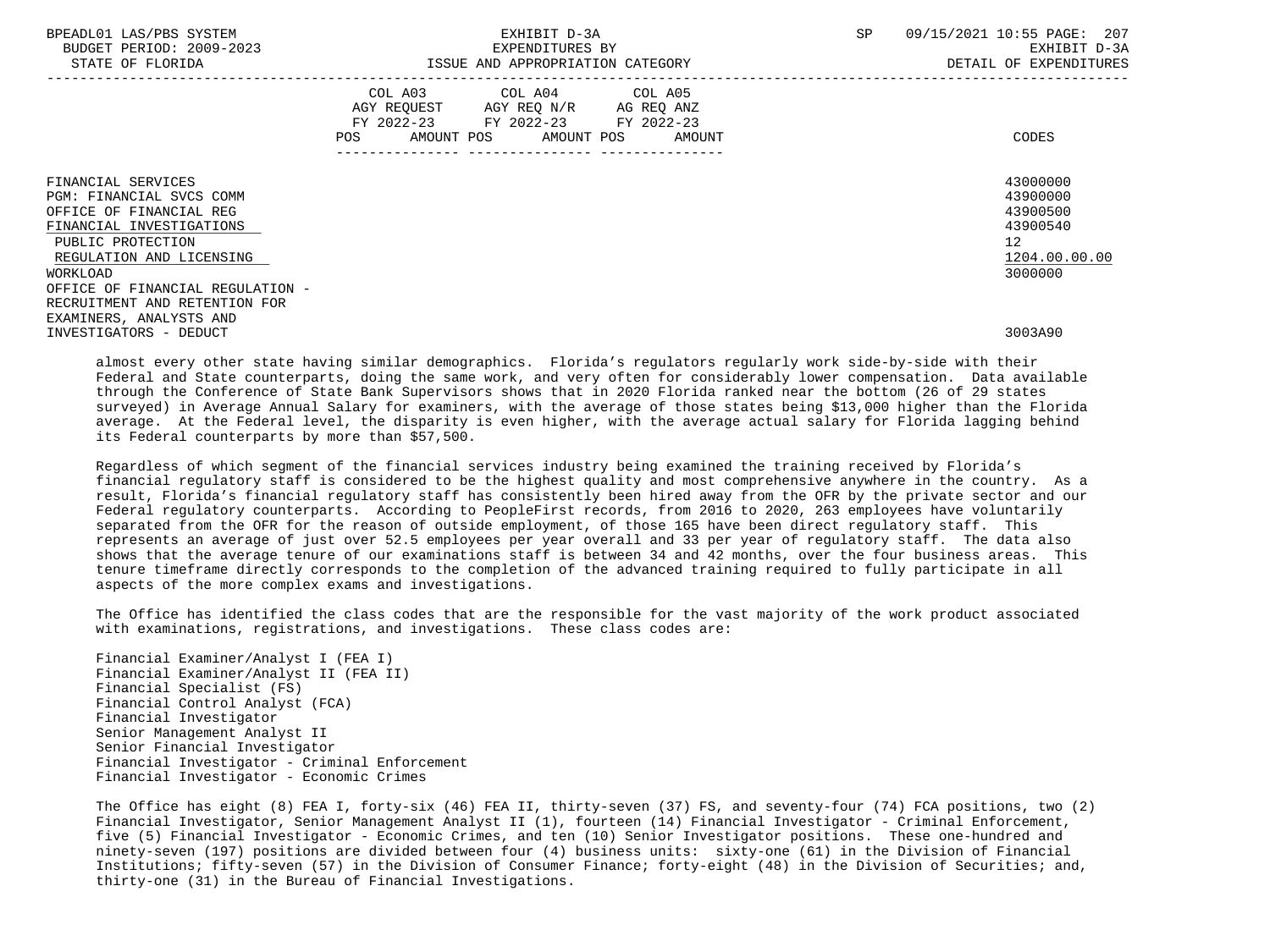| | COL A03 AGY REQUEST FY 2022-23 POS AMOUNT | COL A04 AGY REQ N/R FY 2022-23 POS AMOUNT | COL A05 AG REQ ANZ FY 2022-23 POS AMOUNT | CODES |
|---|---|---|---|---|
| FINANCIAL SERVICES | | | | 43000000 |
| PGM: FINANCIAL SVCS COMM | | | | 43900000 |
| OFFICE OF FINANCIAL REG | | | | 43900500 |
| FINANCIAL INVESTIGATIONS | | | | 43900540 |
| PUBLIC PROTECTION | | | | 12 |
| REGULATION AND LICENSING | | | | 1204.00.00.00 |
| WORKLOAD | | | | 3000000 |
| OFFICE OF FINANCIAL REGULATION - RECRUITMENT AND RETENTION FOR EXAMINERS, ANALYSTS AND INVESTIGATORS - DEDUCT | | | | 3003A90 |

almost every other state having similar demographics. Florida's regulators regularly work side-by-side with their Federal and State counterparts, doing the same work, and very often for considerably lower compensation. Data available through the Conference of State Bank Supervisors shows that in 2020 Florida ranked near the bottom (26 of 29 states surveyed) in Average Annual Salary for examiners, with the average of those states being $13,000 higher than the Florida average. At the Federal level, the disparity is even higher, with the average actual salary for Florida lagging behind its Federal counterparts by more than $57,500.

Regardless of which segment of the financial services industry being examined the training received by Florida's financial regulatory staff is considered to be the highest quality and most comprehensive anywhere in the country. As a result, Florida's financial regulatory staff has consistently been hired away from the OFR by the private sector and our Federal regulatory counterparts. According to PeopleFirst records, from 2016 to 2020, 263 employees have voluntarily separated from the OFR for the reason of outside employment, of those 165 have been direct regulatory staff. This represents an average of just over 52.5 employees per year overall and 33 per year of regulatory staff. The data also shows that the average tenure of our examinations staff is between 34 and 42 months, over the four business areas. This tenure timeframe directly corresponds to the completion of the advanced training required to fully participate in all aspects of the more complex exams and investigations.

The Office has identified the class codes that are the responsible for the vast majority of the work product associated with examinations, registrations, and investigations. These class codes are:

Financial Examiner/Analyst I (FEA I)
Financial Examiner/Analyst II (FEA II)
Financial Specialist (FS)
Financial Control Analyst (FCA)
Financial Investigator
Senior Management Analyst II
Senior Financial Investigator
Financial Investigator - Criminal Enforcement
Financial Investigator - Economic Crimes

The Office has eight (8) FEA I, forty-six (46) FEA II, thirty-seven (37) FS, and seventy-four (74) FCA positions, two (2) Financial Investigator, Senior Management Analyst II (1), fourteen (14) Financial Investigator - Criminal Enforcement, five (5) Financial Investigator - Economic Crimes, and ten (10) Senior Investigator positions. These one-hundred and ninety-seven (197) positions are divided between four (4) business units: sixty-one (61) in the Division of Financial Institutions; fifty-seven (57) in the Division of Consumer Finance; forty-eight (48) in the Division of Securities; and, thirty-one (31) in the Bureau of Financial Investigations.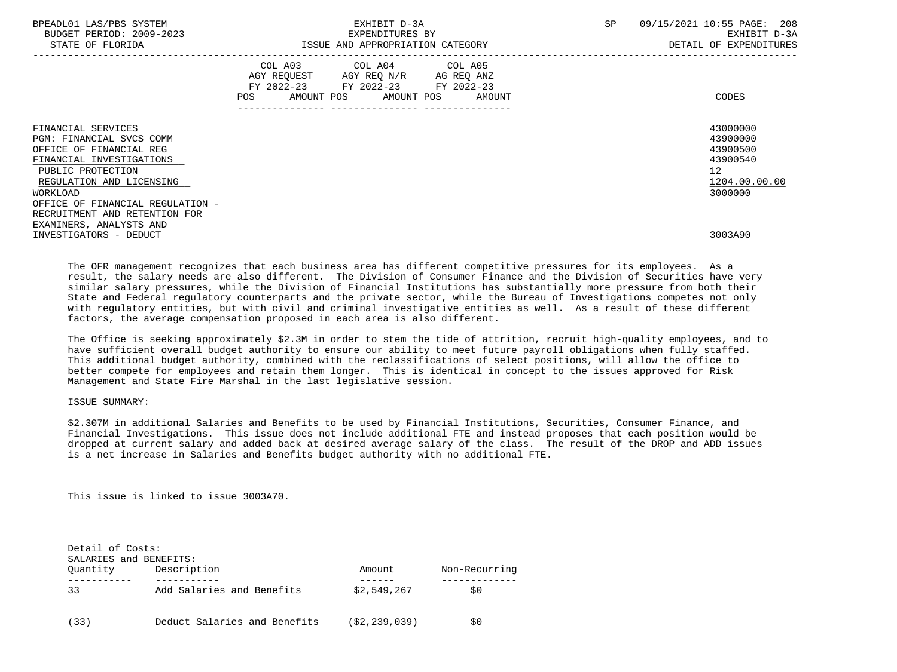| | COL A03 AGY REQUEST FY 2022-23 POS AMOUNT | COL A04 AGY REQ N/R FY 2022-23 POS AMOUNT | COL A05 AG REQ ANZ FY 2022-23 POS AMOUNT | CODES |
|---|---|---|---|---|
| FINANCIAL SERVICES | | | | 43000000 |
| PGM: FINANCIAL SVCS COMM | | | | 43900000 |
| OFFICE OF FINANCIAL REG | | | | 43900500 |
| FINANCIAL INVESTIGATIONS | | | | 43900540 |
| PUBLIC PROTECTION | | | | 12 |
| REGULATION AND LICENSING | | | | 1204.00.00.00 |
| WORKLOAD | | | | 3000000 |
| OFFICE OF FINANCIAL REGULATION - RECRUITMENT AND RETENTION FOR EXAMINERS, ANALYSTS AND INVESTIGATORS - DEDUCT | | | | 3003A90 |

The OFR management recognizes that each business area has different competitive pressures for its employees. As a result, the salary needs are also different. The Division of Consumer Finance and the Division of Securities have very similar salary pressures, while the Division of Financial Institutions has substantially more pressure from both their State and Federal regulatory counterparts and the private sector, while the Bureau of Investigations competes not only with regulatory entities, but with civil and criminal investigative entities as well. As a result of these different factors, the average compensation proposed in each area is also different.

The Office is seeking approximately $2.3M in order to stem the tide of attrition, recruit high-quality employees, and to have sufficient overall budget authority to ensure our ability to meet future payroll obligations when fully staffed. This additional budget authority, combined with the reclassifications of select positions, will allow the office to better compete for employees and retain them longer. This is identical in concept to the issues approved for Risk Management and State Fire Marshal in the last legislative session.

ISSUE SUMMARY:

$2.307M in additional Salaries and Benefits to be used by Financial Institutions, Securities, Consumer Finance, and Financial Investigations. This issue does not include additional FTE and instead proposes that each position would be dropped at current salary and added back at desired average salary of the class. The result of the DROP and ADD issues is a net increase in Salaries and Benefits budget authority with no additional FTE.

This issue is linked to issue 3003A70.

Detail of Costs:
SALARIES and BENEFITS:

| Quantity | Description | Amount | Non-Recurring |
|---|---|---|---|
| 33 | Add Salaries and Benefits | $2,549,267 | $0 |
| (33) | Deduct Salaries and Benefits | ($2,239,039) | $0 |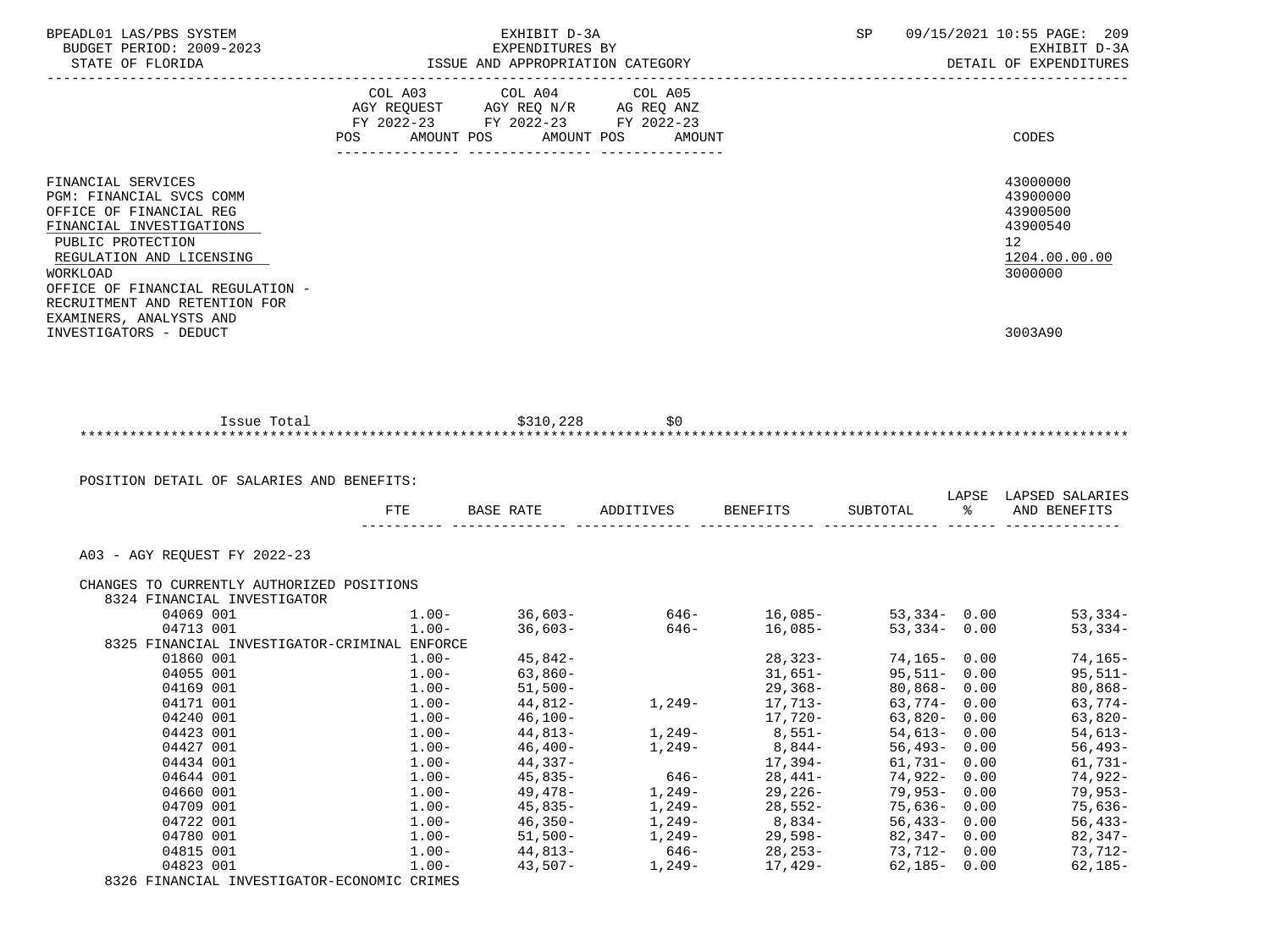BPEADL01 LAS/PBS SYSTEM | EXHIBIT D-3A | SP 09/15/2021 10:55

BUDGET PERIOD: 2009-2023 | EXPENDITURES BY | EXHIBIT D-3A

STATE OF FLORIDA | ISSUE AND APPROPRIATION CATEGORY | DETAIL OF EXPENDITURES

| | COL A03 AGY REQUEST FY 2022-23 POS AMOUNT | COL A04 AGY REQ N/R FY 2022-23 POS AMOUNT | COL A05 AG REQ ANZ FY 2022-23 POS AMOUNT | CODES |
|---|---|---|---|---|
| FINANCIAL SERVICES | | | | 43000000 |
| PGM: FINANCIAL SVCS COMM | | | | 43900000 |
| OFFICE OF FINANCIAL REG | | | | 43900500 |
| FINANCIAL INVESTIGATIONS | | | | 43900540 |
| PUBLIC PROTECTION | | | | 12 |
| REGULATION AND LICENSING | | | | 1204.00.00.00 |
| WORKLOAD | | | | 3000000 |
| OFFICE OF FINANCIAL REGULATION - RECRUITMENT AND RETENTION FOR EXAMINERS, ANALYSTS AND INVESTIGATORS - DEDUCT | | | | 3003A90 |
| Issue Total | | $310,228 | $0 | |

POSITION DETAIL OF SALARIES AND BENEFITS:

| | FTE | BASE RATE | ADDITIVES | BENEFITS | SUBTOTAL | LAPSE % | LAPSED SALARIES AND BENEFITS |
|---|---|---|---|---|---|---|---|
| A03 - AGY REQUEST FY 2022-23 | | | | | | | |
| CHANGES TO CURRENTLY AUTHORIZED POSITIONS | | | | | | | |
| 8324 FINANCIAL INVESTIGATOR | | | | | | | |
| 04069 001 | 1.00- | 36,603- | 646- | 16,085- | 53,334- | 0.00 | 53,334- |
| 04713 001 | 1.00- | 36,603- | 646- | 16,085- | 53,334- | 0.00 | 53,334- |
| 8325 FINANCIAL INVESTIGATOR-CRIMINAL ENFORCE | | | | | | | |
| 01860 001 | 1.00- | 45,842- | | 28,323- | 74,165- | 0.00 | 74,165- |
| 04055 001 | 1.00- | 63,860- | | 31,651- | 95,511- | 0.00 | 95,511- |
| 04169 001 | 1.00- | 51,500- | | 29,368- | 80,868- | 0.00 | 80,868- |
| 04171 001 | 1.00- | 44,812- | 1,249- | 17,713- | 63,774- | 0.00 | 63,774- |
| 04240 001 | 1.00- | 46,100- | | 17,720- | 63,820- | 0.00 | 63,820- |
| 04423 001 | 1.00- | 44,813- | 1,249- | 8,551- | 54,613- | 0.00 | 54,613- |
| 04427 001 | 1.00- | 46,400- | 1,249- | 8,844- | 56,493- | 0.00 | 56,493- |
| 04434 001 | 1.00- | 44,337- | | 17,394- | 61,731- | 0.00 | 61,731- |
| 04644 001 | 1.00- | 45,835- | 646- | 28,441- | 74,922- | 0.00 | 74,922- |
| 04660 001 | 1.00- | 49,478- | 1,249- | 29,226- | 79,953- | 0.00 | 79,953- |
| 04709 001 | 1.00- | 45,835- | 1,249- | 28,552- | 75,636- | 0.00 | 75,636- |
| 04722 001 | 1.00- | 46,350- | 1,249- | 8,834- | 56,433- | 0.00 | 56,433- |
| 04780 001 | 1.00- | 51,500- | 1,249- | 29,598- | 82,347- | 0.00 | 82,347- |
| 04815 001 | 1.00- | 44,813- | 646- | 28,253- | 73,712- | 0.00 | 73,712- |
| 04823 001 | 1.00- | 43,507- | 1,249- | 17,429- | 62,185- | 0.00 | 62,185- |
| 8326 FINANCIAL INVESTIGATOR-ECONOMIC CRIMES | | | | | | | |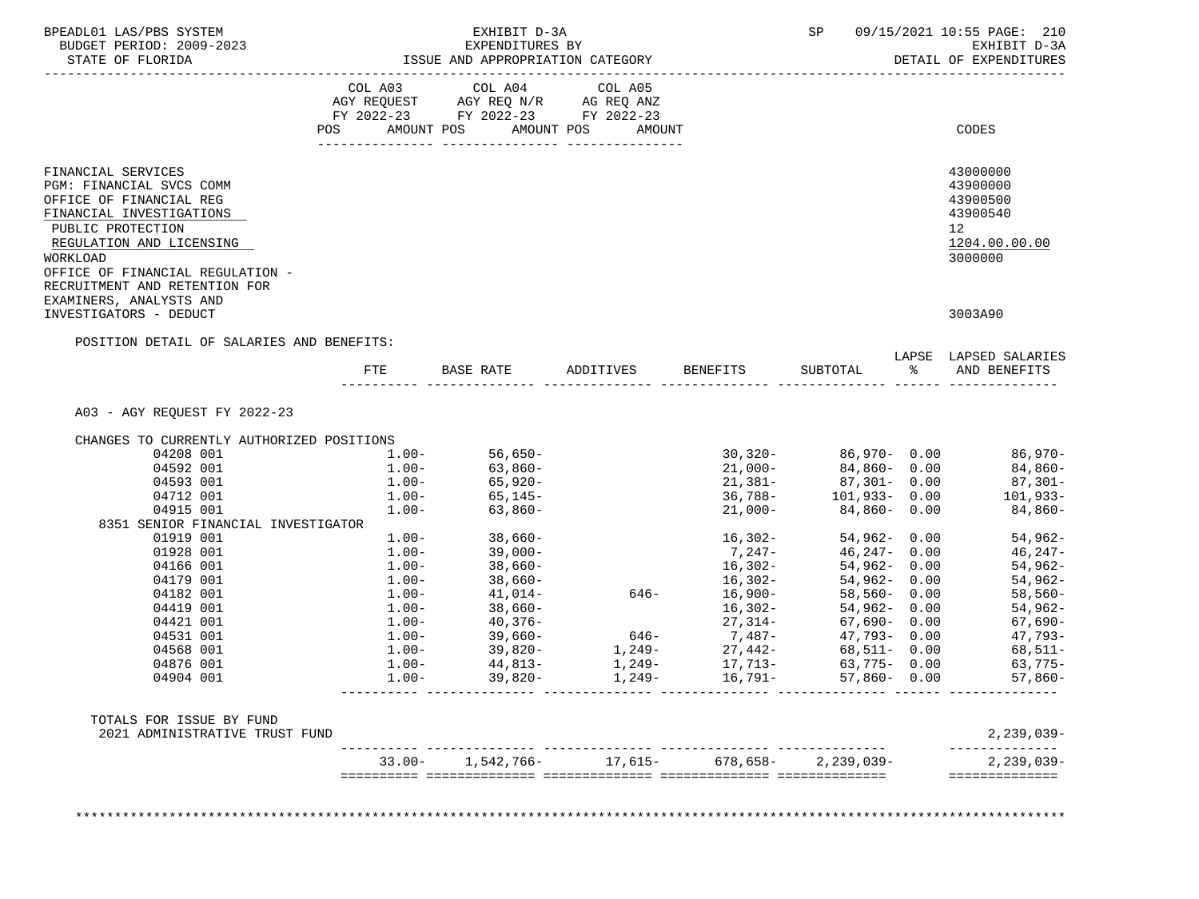BPEADL01 LAS/PBS SYSTEM — EXHIBIT D-3A — EXPENDITURES BY ISSUE AND APPROPRIATION CATEGORY

BUDGET PERIOD: 2009-2023 — STATE OF FLORIDA — SP 09/15/2021 10:55 — EXHIBIT D-3A DETAIL OF EXPENDITURES

| | COL A03 AGY REQUEST FY 2022-23 POS AMOUNT | COL A04 AGY REQ N/R FY 2022-23 POS AMOUNT | COL A05 AG REQ ANZ FY 2022-23 POS AMOUNT | CODES |
|---|---|---|---|---|
| FINANCIAL SERVICES | | | | 43000000 |
| PGM: FINANCIAL SVCS COMM | | | | 43900000 |
| OFFICE OF FINANCIAL REG | | | | 43900500 |
| FINANCIAL INVESTIGATIONS | | | | 43900540 |
| PUBLIC PROTECTION | | | | 12 |
| REGULATION AND LICENSING | | | | 1204.00.00.00 |
| WORKLOAD | | | | 3000000 |
| OFFICE OF FINANCIAL REGULATION - RECRUITMENT AND RETENTION FOR EXAMINERS, ANALYSTS AND INVESTIGATORS - DEDUCT | | | | 3003A90 |

POSITION DETAIL OF SALARIES AND BENEFITS:

| | FTE | BASE RATE | ADDITIVES | BENEFITS | SUBTOTAL | LAPSE % | LAPSED SALARIES AND BENEFITS |
|---|---|---|---|---|---|---|---|
| A03 - AGY REQUEST FY 2022-23 | | | | | | | |
| CHANGES TO CURRENTLY AUTHORIZED POSITIONS | | | | | | | |
| 04208 001 | 1.00- | 56,650- | | 30,320- | 86,970- | 0.00 | 86,970- |
| 04592 001 | 1.00- | 63,860- | | 21,000- | 84,860- | 0.00 | 84,860- |
| 04593 001 | 1.00- | 65,920- | | 21,381- | 87,301- | 0.00 | 87,301- |
| 04712 001 | 1.00- | 65,145- | | 36,788- | 101,933- | 0.00 | 101,933- |
| 04915 001 | 1.00- | 63,860- | | 21,000- | 84,860- | 0.00 | 84,860- |
| 8351 SENIOR FINANCIAL INVESTIGATOR | | | | | | | |
| 01919 001 | 1.00- | 38,660- | | 16,302- | 54,962- | 0.00 | 54,962- |
| 01928 001 | 1.00- | 39,000- | | 7,247- | 46,247- | 0.00 | 46,247- |
| 04166 001 | 1.00- | 38,660- | | 16,302- | 54,962- | 0.00 | 54,962- |
| 04179 001 | 1.00- | 38,660- | | 16,302- | 54,962- | 0.00 | 54,962- |
| 04182 001 | 1.00- | 41,014- | 646- | 16,900- | 58,560- | 0.00 | 58,560- |
| 04419 001 | 1.00- | 38,660- | | 16,302- | 54,962- | 0.00 | 54,962- |
| 04421 001 | 1.00- | 40,376- | | 27,314- | 67,690- | 0.00 | 67,690- |
| 04531 001 | 1.00- | 39,660- | 646- | 7,487- | 47,793- | 0.00 | 47,793- |
| 04568 001 | 1.00- | 39,820- | 1,249- | 27,442- | 68,511- | 0.00 | 68,511- |
| 04876 001 | 1.00- | 44,813- | 1,249- | 17,713- | 63,775- | 0.00 | 63,775- |
| 04904 001 | 1.00- | 39,820- | 1,249- | 16,791- | 57,860- | 0.00 | 57,860- |
| TOTALS FOR ISSUE BY FUND | | | | | | | |
| 2021 ADMINISTRATIVE TRUST FUND | | | | | | | 2,239,039- |
| | 33.00- | 1,542,766- | 17,615- | 678,658- | 2,239,039- | | 2,239,039- |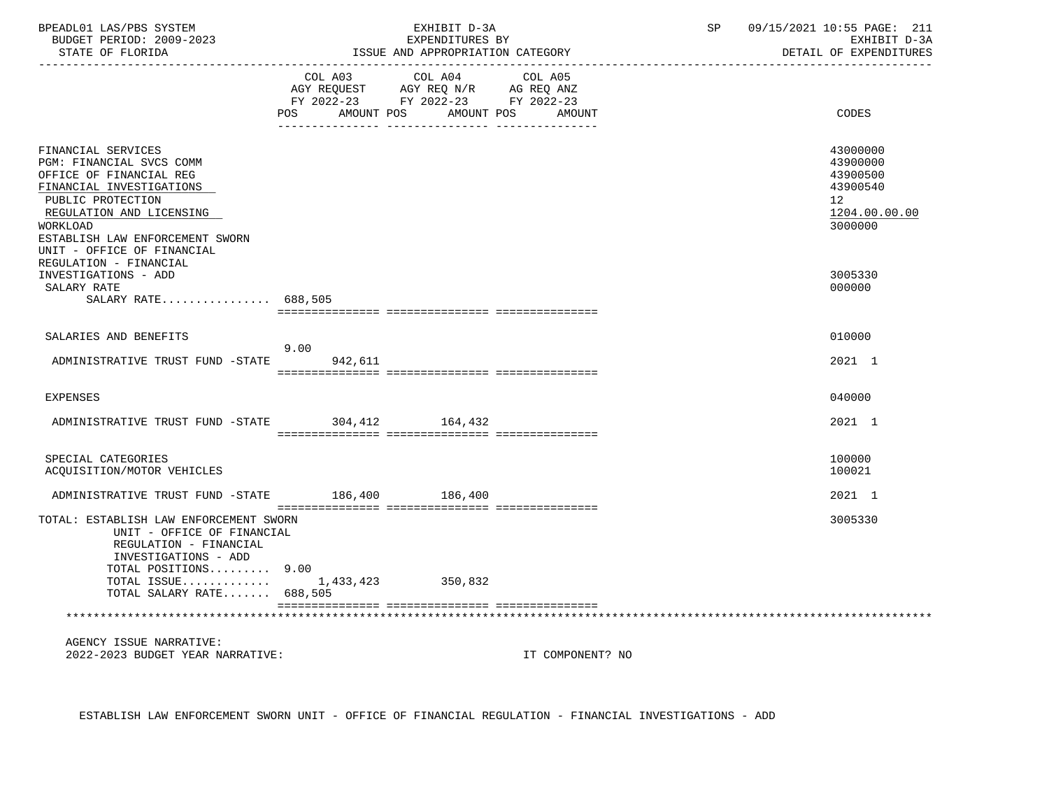| | COL A03 AGY REQUEST FY 2022-23 POS | AMOUNT | COL A04 AGY REQ N/R FY 2022-23 POS | AMOUNT | COL A05 AG REQ ANZ FY 2022-23 POS | AMOUNT | CODES |
|---|---|---|---|---|---|---|---|
| FINANCIAL SERVICES | | | | | | | 43000000 |
| PGM: FINANCIAL SVCS COMM | | | | | | | 43900000 |
| OFFICE OF FINANCIAL REG | | | | | | | 43900500 |
| FINANCIAL INVESTIGATIONS | | | | | | | 43900540 |
| PUBLIC PROTECTION | | | | | | | 12 |
| REGULATION AND LICENSING | | | | | | | 1204.00.00.00 |
| WORKLOAD | | | | | | | 3000000 |
| ESTABLISH LAW ENFORCEMENT SWORN UNIT - OFFICE OF FINANCIAL REGULATION - FINANCIAL INVESTIGATIONS - ADD | | | | | | | 3005330 |
| SALARY RATE | | | | | | | 000000 |
| SALARY RATE................ 688,505 | | | | | | | |
| SALARIES AND BENEFITS | | | | | | | 010000 |
| ADMINISTRATIVE TRUST FUND -STATE | 9.00 | 942,611 | | | | | 2021 1 |
| EXPENSES | | | | | | | 040000 |
| ADMINISTRATIVE TRUST FUND -STATE | | 304,412 | | 164,432 | | | 2021 1 |
| SPECIAL CATEGORIES | | | | | | | 100000 |
| ACQUISITION/MOTOR VEHICLES | | | | | | | 100021 |
| ADMINISTRATIVE TRUST FUND -STATE | | 186,400 | | 186,400 | | | 2021 1 |
| TOTAL: ESTABLISH LAW ENFORCEMENT SWORN UNIT - OFFICE OF FINANCIAL REGULATION - FINANCIAL INVESTIGATIONS - ADD | | | | | | | 3005330 |
| TOTAL POSITIONS......... 9.00 | | | | | | | |
| TOTAL ISSUE............ | | 1,433,423 | | 350,832 | | | |
| TOTAL SALARY RATE....... 688,505 | | | | | | | |

AGENCY ISSUE NARRATIVE:
2022-2023 BUDGET YEAR NARRATIVE: IT COMPONENT? NO

ESTABLISH LAW ENFORCEMENT SWORN UNIT - OFFICE OF FINANCIAL REGULATION - FINANCIAL INVESTIGATIONS - ADD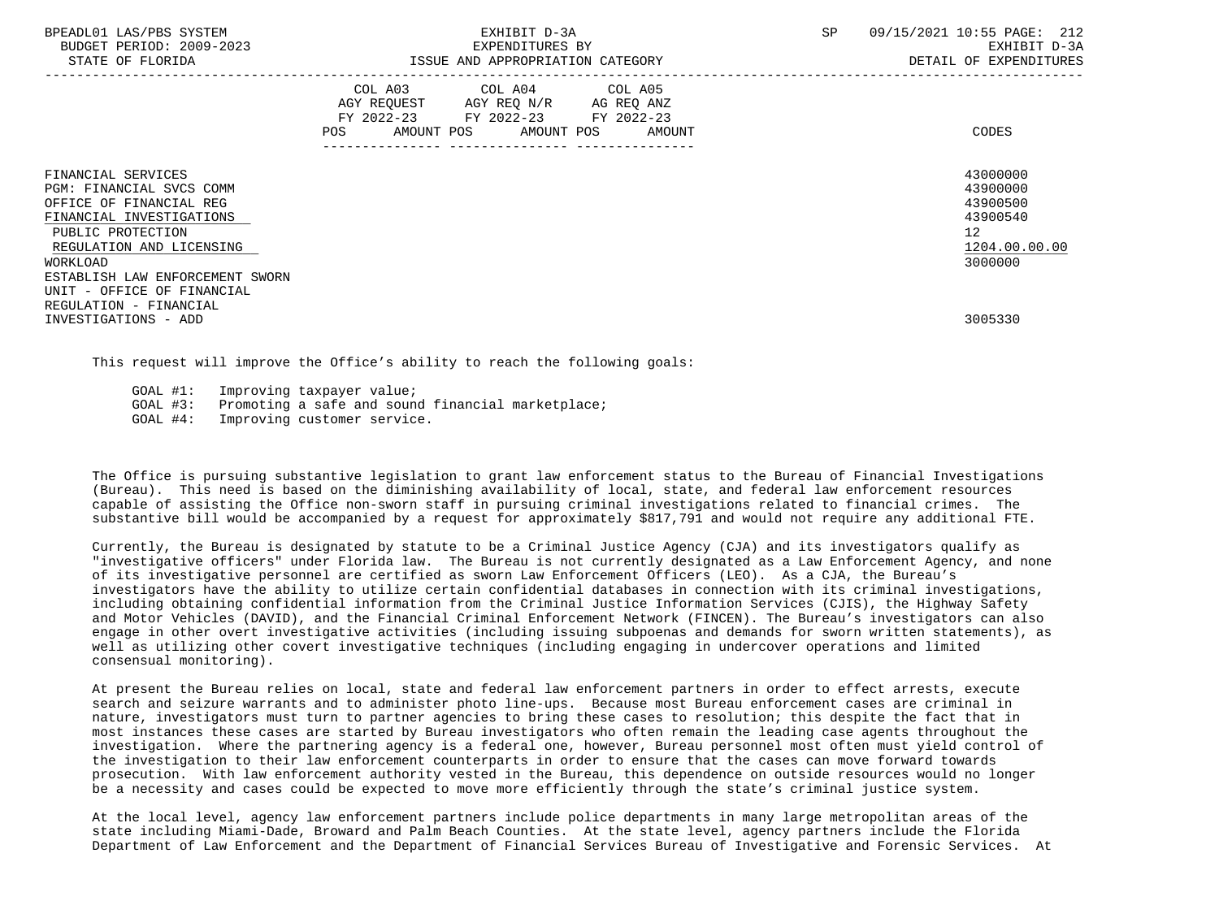| | COL A03 AGY REQUEST FY 2022-23 POS AMOUNT | COL A04 AGY REQ N/R FY 2022-23 POS AMOUNT | COL A05 AG REQ ANZ FY 2022-23 POS AMOUNT | CODES |
|---|---|---|---|---|
| FINANCIAL SERVICES | | | | 43000000 |
| PGM: FINANCIAL SVCS COMM | | | | 43900000 |
| OFFICE OF FINANCIAL REG | | | | 43900500 |
| FINANCIAL INVESTIGATIONS | | | | 43900540 |
| PUBLIC PROTECTION | | | | 12 |
| REGULATION AND LICENSING | | | | 1204.00.00.00 |
| WORKLOAD | | | | 3000000 |
| ESTABLISH LAW ENFORCEMENT SWORN UNIT - OFFICE OF FINANCIAL REGULATION - FINANCIAL INVESTIGATIONS - ADD | | | | 3005330 |

This request will improve the Office's ability to reach the following goals:

GOAL #1: Improving taxpayer value;
GOAL #3: Promoting a safe and sound financial marketplace;
GOAL #4: Improving customer service.

The Office is pursuing substantive legislation to grant law enforcement status to the Bureau of Financial Investigations (Bureau). This need is based on the diminishing availability of local, state, and federal law enforcement resources capable of assisting the Office non-sworn staff in pursuing criminal investigations related to financial crimes. The substantive bill would be accompanied by a request for approximately $817,791 and would not require any additional FTE.

Currently, the Bureau is designated by statute to be a Criminal Justice Agency (CJA) and its investigators qualify as "investigative officers" under Florida law. The Bureau is not currently designated as a Law Enforcement Agency, and none of its investigative personnel are certified as sworn Law Enforcement Officers (LEO). As a CJA, the Bureau's investigators have the ability to utilize certain confidential databases in connection with its criminal investigations, including obtaining confidential information from the Criminal Justice Information Services (CJIS), the Highway Safety and Motor Vehicles (DAVID), and the Financial Criminal Enforcement Network (FINCEN). The Bureau's investigators can also engage in other overt investigative activities (including issuing subpoenas and demands for sworn written statements), as well as utilizing other covert investigative techniques (including engaging in undercover operations and limited consensual monitoring).

At present the Bureau relies on local, state and federal law enforcement partners in order to effect arrests, execute search and seizure warrants and to administer photo line-ups. Because most Bureau enforcement cases are criminal in nature, investigators must turn to partner agencies to bring these cases to resolution; this despite the fact that in most instances these cases are started by Bureau investigators who often remain the leading case agents throughout the investigation. Where the partnering agency is a federal one, however, Bureau personnel most often must yield control of the investigation to their law enforcement counterparts in order to ensure that the cases can move forward towards prosecution. With law enforcement authority vested in the Bureau, this dependence on outside resources would no longer be a necessity and cases could be expected to move more efficiently through the state's criminal justice system.

At the local level, agency law enforcement partners include police departments in many large metropolitan areas of the state including Miami-Dade, Broward and Palm Beach Counties. At the state level, agency partners include the Florida Department of Law Enforcement and the Department of Financial Services Bureau of Investigative and Forensic Services. At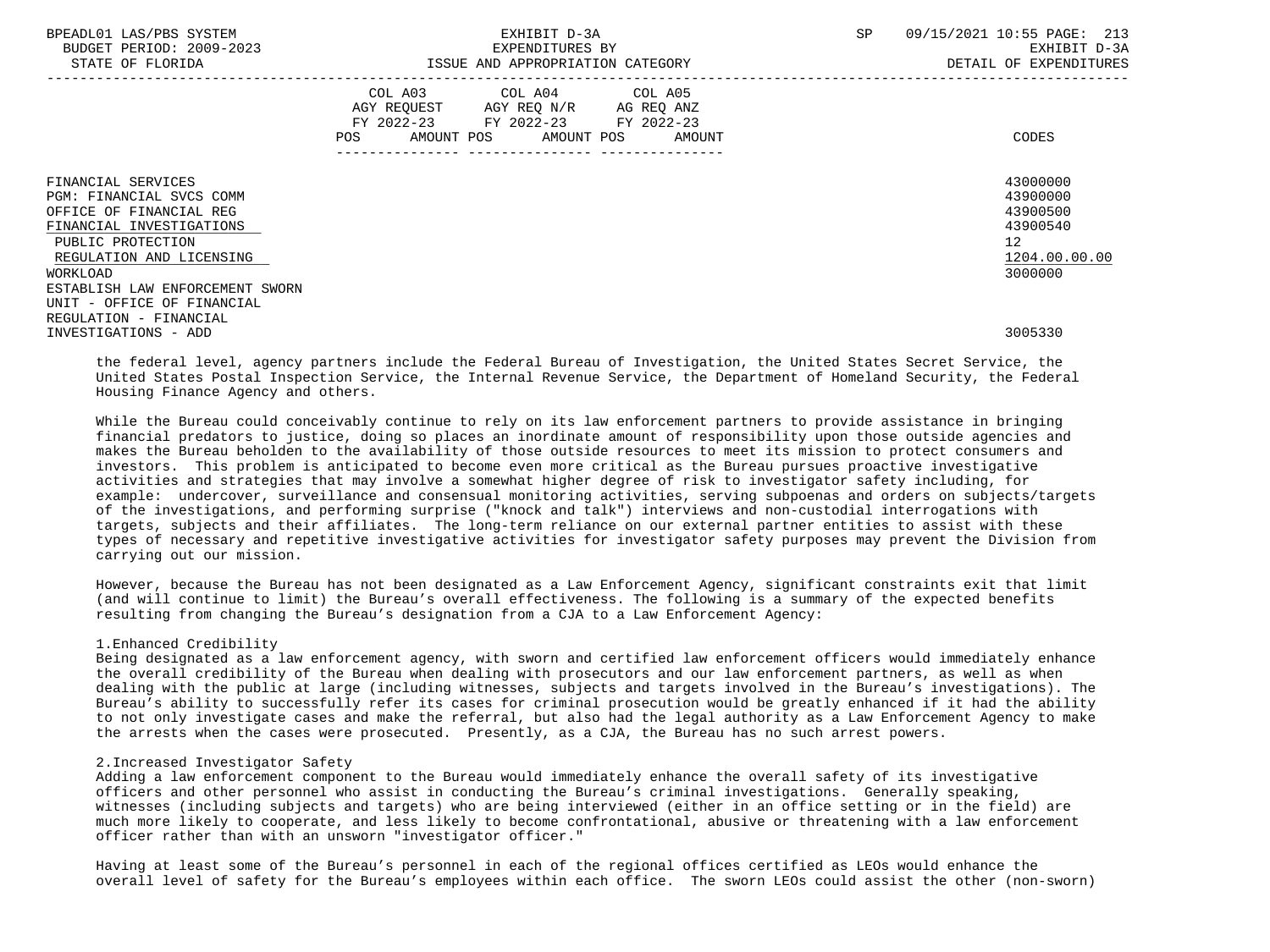| | COL A03 AGY REQUEST FY 2022-23 POS AMOUNT | COL A04 AGY REQ N/R FY 2022-23 POS AMOUNT | COL A05 AG REQ ANZ FY 2022-23 POS AMOUNT | CODES |
|---|---|---|---|---|
| FINANCIAL SERVICES | | | | 43000000 |
| PGM: FINANCIAL SVCS COMM | | | | 43900000 |
| OFFICE OF FINANCIAL REG | | | | 43900500 |
| FINANCIAL INVESTIGATIONS | | | | 43900540 |
| PUBLIC PROTECTION | | | | 12 |
| REGULATION AND LICENSING | | | | 1204.00.00.00 |
| WORKLOAD | | | | 3000000 |
| ESTABLISH LAW ENFORCEMENT SWORN UNIT - OFFICE OF FINANCIAL REGULATION - FINANCIAL INVESTIGATIONS - ADD | | | | 3005330 |

the federal level, agency partners include the Federal Bureau of Investigation, the United States Secret Service, the United States Postal Inspection Service, the Internal Revenue Service, the Department of Homeland Security, the Federal Housing Finance Agency and others.

While the Bureau could conceivably continue to rely on its law enforcement partners to provide assistance in bringing financial predators to justice, doing so places an inordinate amount of responsibility upon those outside agencies and makes the Bureau beholden to the availability of those outside resources to meet its mission to protect consumers and investors. This problem is anticipated to become even more critical as the Bureau pursues proactive investigative activities and strategies that may involve a somewhat higher degree of risk to investigator safety including, for example: undercover, surveillance and consensual monitoring activities, serving subpoenas and orders on subjects/targets of the investigations, and performing surprise ("knock and talk") interviews and non-custodial interrogations with targets, subjects and their affiliates. The long-term reliance on our external partner entities to assist with these types of necessary and repetitive investigative activities for investigator safety purposes may prevent the Division from carrying out our mission.

However, because the Bureau has not been designated as a Law Enforcement Agency, significant constraints exit that limit (and will continue to limit) the Bureau's overall effectiveness. The following is a summary of the expected benefits resulting from changing the Bureau's designation from a CJA to a Law Enforcement Agency:

1.Enhanced Credibility
Being designated as a law enforcement agency, with sworn and certified law enforcement officers would immediately enhance the overall credibility of the Bureau when dealing with prosecutors and our law enforcement partners, as well as when dealing with the public at large (including witnesses, subjects and targets involved in the Bureau's investigations). The Bureau's ability to successfully refer its cases for criminal prosecution would be greatly enhanced if it had the ability to not only investigate cases and make the referral, but also had the legal authority as a Law Enforcement Agency to make the arrests when the cases were prosecuted. Presently, as a CJA, the Bureau has no such arrest powers.

2.Increased Investigator Safety
Adding a law enforcement component to the Bureau would immediately enhance the overall safety of its investigative officers and other personnel who assist in conducting the Bureau's criminal investigations. Generally speaking, witnesses (including subjects and targets) who are being interviewed (either in an office setting or in the field) are much more likely to cooperate, and less likely to become confrontational, abusive or threatening with a law enforcement officer rather than with an unsworn "investigator officer."

Having at least some of the Bureau's personnel in each of the regional offices certified as LEOs would enhance the overall level of safety for the Bureau's employees within each office. The sworn LEOs could assist the other (non-sworn)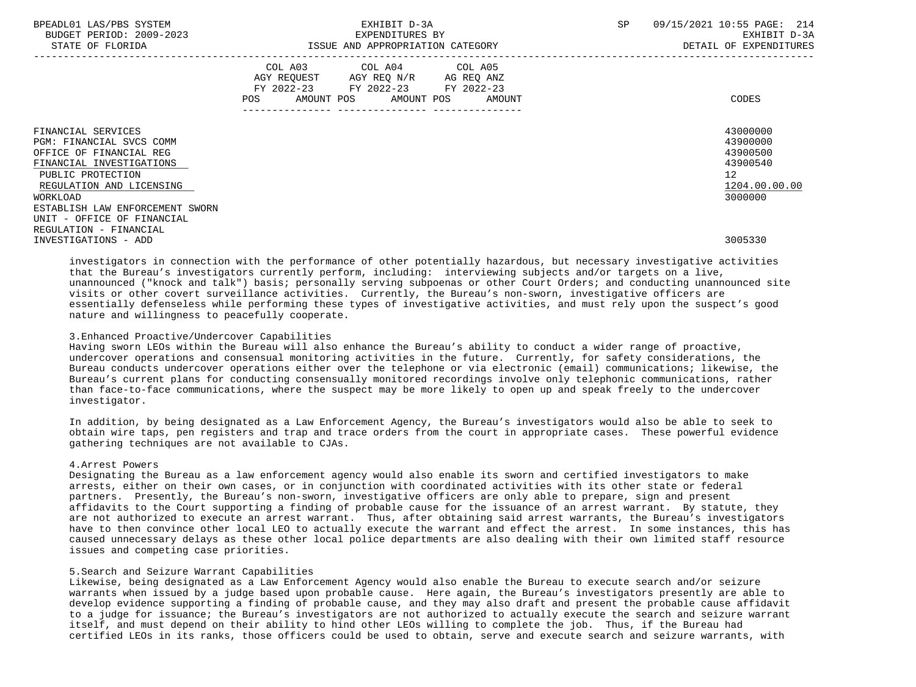| | COL A03 AGY REQUEST FY 2022-23 POS AMOUNT | COL A04 AGY REQ N/R FY 2022-23 POS AMOUNT | COL A05 AG REQ ANZ FY 2022-23 POS AMOUNT | CODES |
|---|---|---|---|---|
| FINANCIAL SERVICES | | | | 43000000 |
| PGM: FINANCIAL SVCS COMM | | | | 43900000 |
| OFFICE OF FINANCIAL REG | | | | 43900500 |
| FINANCIAL INVESTIGATIONS | | | | 43900540 |
| PUBLIC PROTECTION | | | | 12 |
| REGULATION AND LICENSING | | | | 1204.00.00.00 |
| WORKLOAD | | | | 3000000 |
| ESTABLISH LAW ENFORCEMENT SWORN UNIT - OFFICE OF FINANCIAL REGULATION - FINANCIAL INVESTIGATIONS - ADD | | | | 3005330 |

investigators in connection with the performance of other potentially hazardous, but necessary investigative activities that the Bureau's investigators currently perform, including: interviewing subjects and/or targets on a live, unannounced ("knock and talk") basis; personally serving subpoenas or other Court Orders; and conducting unannounced site visits or other covert surveillance activities. Currently, the Bureau's non-sworn, investigative officers are essentially defenseless while performing these types of investigative activities, and must rely upon the suspect's good nature and willingness to peacefully cooperate.

3.Enhanced Proactive/Undercover Capabilities
Having sworn LEOs within the Bureau will also enhance the Bureau's ability to conduct a wider range of proactive, undercover operations and consensual monitoring activities in the future. Currently, for safety considerations, the Bureau conducts undercover operations either over the telephone or via electronic (email) communications; likewise, the Bureau's current plans for conducting consensually monitored recordings involve only telephonic communications, rather than face-to-face communications, where the suspect may be more likely to open up and speak freely to the undercover investigator.

In addition, by being designated as a Law Enforcement Agency, the Bureau's investigators would also be able to seek to obtain wire taps, pen registers and trap and trace orders from the court in appropriate cases. These powerful evidence gathering techniques are not available to CJAs.

4.Arrest Powers
Designating the Bureau as a law enforcement agency would also enable its sworn and certified investigators to make arrests, either on their own cases, or in conjunction with coordinated activities with its other state or federal partners. Presently, the Bureau's non-sworn, investigative officers are only able to prepare, sign and present affidavits to the Court supporting a finding of probable cause for the issuance of an arrest warrant. By statute, they are not authorized to execute an arrest warrant. Thus, after obtaining said arrest warrants, the Bureau's investigators have to then convince other local LEO to actually execute the warrant and effect the arrest. In some instances, this has caused unnecessary delays as these other local police departments are also dealing with their own limited staff resource issues and competing case priorities.

5.Search and Seizure Warrant Capabilities
Likewise, being designated as a Law Enforcement Agency would also enable the Bureau to execute search and/or seizure warrants when issued by a judge based upon probable cause. Here again, the Bureau's investigators presently are able to develop evidence supporting a finding of probable cause, and they may also draft and present the probable cause affidavit to a judge for issuance; the Bureau's investigators are not authorized to actually execute the search and seizure warrant itself, and must depend on their ability to hind other LEOs willing to complete the job. Thus, if the Bureau had certified LEOs in its ranks, those officers could be used to obtain, serve and execute search and seizure warrants, with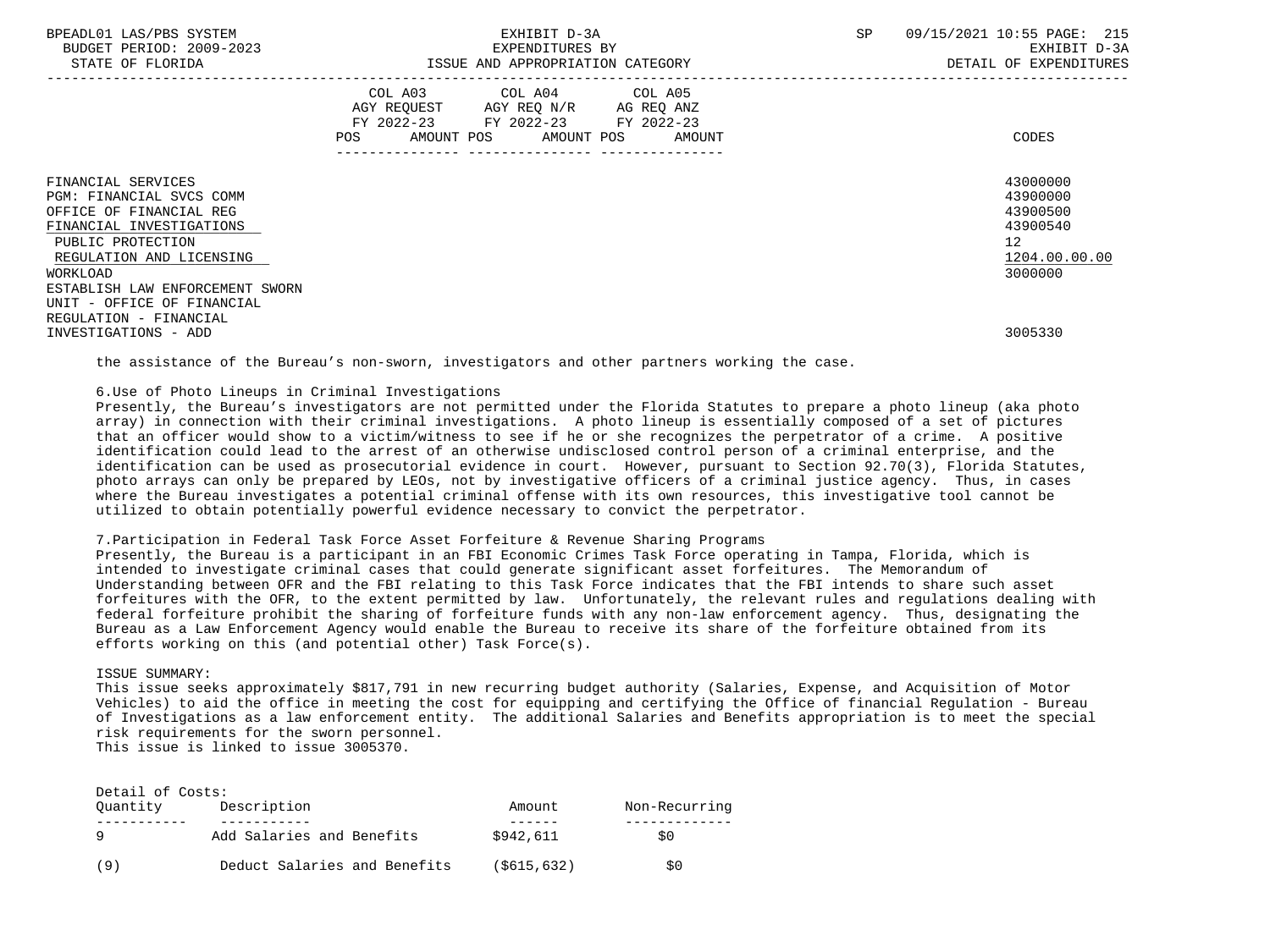| | COL A03 AGY REQUEST FY 2022-23 POS AMOUNT | COL A04 AGY REQ N/R FY 2022-23 POS AMOUNT | COL A05 AG REQ ANZ FY 2022-23 POS AMOUNT | CODES |
|---|---|---|---|---|
| FINANCIAL SERVICES | | | | 43000000 |
| PGM: FINANCIAL SVCS COMM | | | | 43900000 |
| OFFICE OF FINANCIAL REG | | | | 43900500 |
| FINANCIAL INVESTIGATIONS | | | | 43900540 |
| PUBLIC PROTECTION | | | | 12 |
| REGULATION AND LICENSING | | | | 1204.00.00.00 |
| WORKLOAD | | | | 3000000 |
| ESTABLISH LAW ENFORCEMENT SWORN UNIT - OFFICE OF FINANCIAL REGULATION - FINANCIAL INVESTIGATIONS - ADD | | | | 3005330 |

the assistance of the Bureau's non-sworn, investigators and other partners working the case.

6.Use of Photo Lineups in Criminal Investigations
Presently, the Bureau's investigators are not permitted under the Florida Statutes to prepare a photo lineup (aka photo array) in connection with their criminal investigations. A photo lineup is essentially composed of a set of pictures that an officer would show to a victim/witness to see if he or she recognizes the perpetrator of a crime. A positive identification could lead to the arrest of an otherwise undisclosed control person of a criminal enterprise, and the identification can be used as prosecutorial evidence in court. However, pursuant to Section 92.70(3), Florida Statutes, photo arrays can only be prepared by LEOs, not by investigative officers of a criminal justice agency. Thus, in cases where the Bureau investigates a potential criminal offense with its own resources, this investigative tool cannot be utilized to obtain potentially powerful evidence necessary to convict the perpetrator.

7.Participation in Federal Task Force Asset Forfeiture & Revenue Sharing Programs
Presently, the Bureau is a participant in an FBI Economic Crimes Task Force operating in Tampa, Florida, which is intended to investigate criminal cases that could generate significant asset forfeitures. The Memorandum of Understanding between OFR and the FBI relating to this Task Force indicates that the FBI intends to share such asset forfeitures with the OFR, to the extent permitted by law. Unfortunately, the relevant rules and regulations dealing with federal forfeiture prohibit the sharing of forfeiture funds with any non-law enforcement agency. Thus, designating the Bureau as a Law Enforcement Agency would enable the Bureau to receive its share of the forfeiture obtained from its efforts working on this (and potential other) Task Force(s).

ISSUE SUMMARY:
This issue seeks approximately $817,791 in new recurring budget authority (Salaries, Expense, and Acquisition of Motor Vehicles) to aid the office in meeting the cost for equipping and certifying the Office of financial Regulation - Bureau of Investigations as a law enforcement entity. The additional Salaries and Benefits appropriation is to meet the special risk requirements for the sworn personnel.
This issue is linked to issue 3005370.

Detail of Costs:

| Quantity | Description | Amount | Non-Recurring |
|---|---|---|---|
| 9 | Add Salaries and Benefits | $942,611 | $0 |
| (9) | Deduct Salaries and Benefits | ($615,632) | $0 |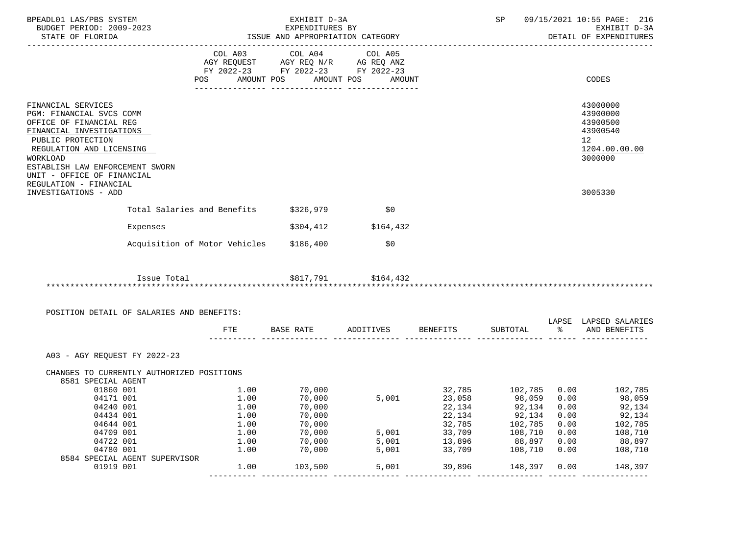BPEADL01 LAS/PBS SYSTEM
BUDGET PERIOD: 2009-2023
STATE OF FLORIDA

EXHIBIT D-3A
EXPENDITURES BY
ISSUE AND APPROPRIATION CATEGORY

SP 09/15/2021 10:55

EXHIBIT D-3A
DETAIL OF EXPENDITURES

| | COL A03 AGY REQUEST FY 2022-23 POS AMOUNT | COL A04 AGY REQ N/R FY 2022-23 POS AMOUNT | COL A05 AG REQ ANZ FY 2022-23 POS AMOUNT | CODES |
|---|---|---|---|---|
| FINANCIAL SERVICES | | | | 43000000 |
| PGM: FINANCIAL SVCS COMM | | | | 43900000 |
| OFFICE OF FINANCIAL REG | | | | 43900500 |
| FINANCIAL INVESTIGATIONS | | | | 43900540 |
| PUBLIC PROTECTION | | | | 12 |
| REGULATION AND LICENSING | | | | 1204.00.00.00 |
| WORKLOAD | | | | 3000000 |
| ESTABLISH LAW ENFORCEMENT SWORN UNIT - OFFICE OF FINANCIAL REGULATION - FINANCIAL INVESTIGATIONS - ADD | | | | 3005330 |
| Total Salaries and Benefits | | $326,979 | $0 | |
| Expenses | | $304,412 | $164,432 | |
| Acquisition of Motor Vehicles | | $186,400 | $0 | |
| Issue Total | | $817,791 | $164,432 | |

POSITION DETAIL OF SALARIES AND BENEFITS:

| | FTE | BASE RATE | ADDITIVES | BENEFITS | SUBTOTAL | LAPSE % | LAPSED SALARIES AND BENEFITS |
|---|---|---|---|---|---|---|---|
| A03 - AGY REQUEST FY 2022-23 | | | | | | | |
| CHANGES TO CURRENTLY AUTHORIZED POSITIONS | | | | | | | |
| 8581 SPECIAL AGENT | | | | | | | |
| 01860 001 | 1.00 | 70,000 | | 32,785 | 102,785 | 0.00 | 102,785 |
| 04171 001 | 1.00 | 70,000 | 5,001 | 23,058 | 98,059 | 0.00 | 98,059 |
| 04240 001 | 1.00 | 70,000 | | 22,134 | 92,134 | 0.00 | 92,134 |
| 04434 001 | 1.00 | 70,000 | | 22,134 | 92,134 | 0.00 | 92,134 |
| 04644 001 | 1.00 | 70,000 | | 32,785 | 102,785 | 0.00 | 102,785 |
| 04709 001 | 1.00 | 70,000 | 5,001 | 33,709 | 108,710 | 0.00 | 108,710 |
| 04722 001 | 1.00 | 70,000 | 5,001 | 13,896 | 88,897 | 0.00 | 88,897 |
| 04780 001 | 1.00 | 70,000 | 5,001 | 33,709 | 108,710 | 0.00 | 108,710 |
| 8584 SPECIAL AGENT SUPERVISOR | | | | | | | |
| 01919 001 | 1.00 | 103,500 | 5,001 | 39,896 | 148,397 | 0.00 | 148,397 |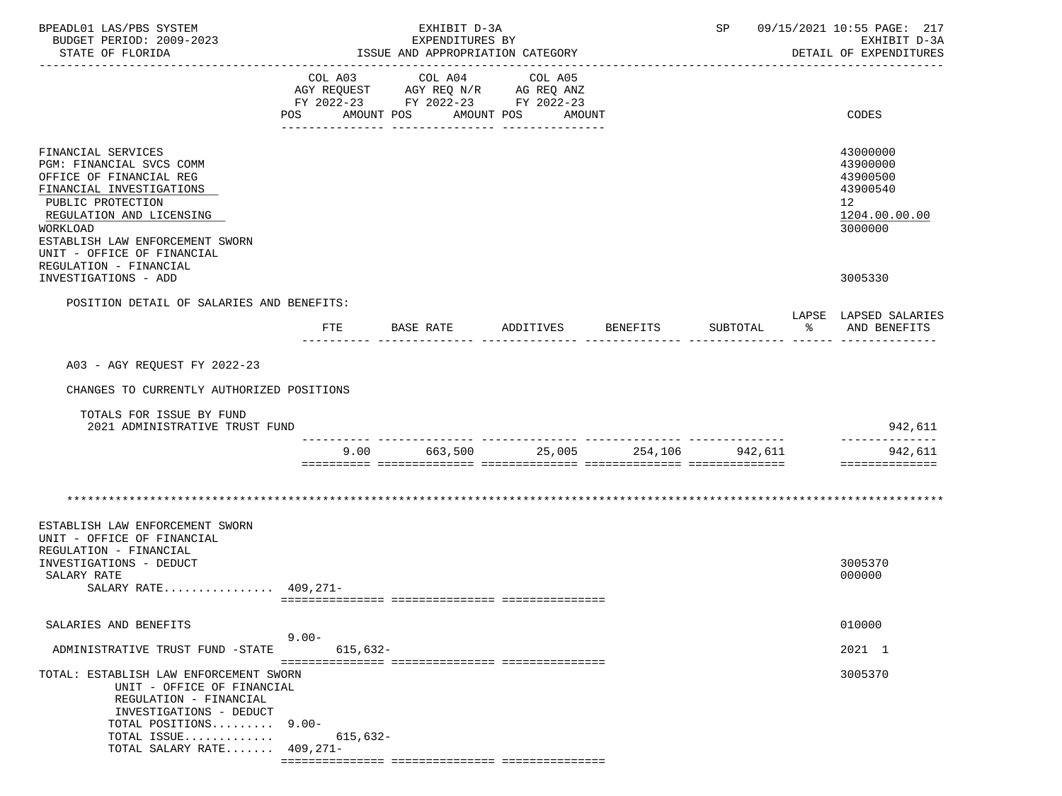| | COL A03 AGY REQUEST FY 2022-23 POS AMOUNT | COL A04 AGY REQ N/R FY 2022-23 POS AMOUNT | COL A05 AG REQ ANZ FY 2022-23 POS AMOUNT | CODES |
|---|---|---|---|---|
| FINANCIAL SERVICES | | | | 43000000 |
| PGM: FINANCIAL SVCS COMM | | | | 43900000 |
| OFFICE OF FINANCIAL REG | | | | 43900500 |
| FINANCIAL INVESTIGATIONS | | | | 43900540 |
| PUBLIC PROTECTION | | | | 12 |
| REGULATION AND LICENSING | | | | 1204.00.00.00 |
| WORKLOAD | | | | 3000000 |
| ESTABLISH LAW ENFORCEMENT SWORN UNIT - OFFICE OF FINANCIAL REGULATION - FINANCIAL INVESTIGATIONS - ADD | | | | 3005330 |

POSITION DETAIL OF SALARIES AND BENEFITS:

| | FTE | BASE RATE | ADDITIVES | BENEFITS | SUBTOTAL | LAPSE % | LAPSED SALARIES AND BENEFITS |
|---|---|---|---|---|---|---|---|
| A03 - AGY REQUEST FY 2022-23 | | | | | | | |
| CHANGES TO CURRENTLY AUTHORIZED POSITIONS | | | | | | | |
| TOTALS FOR ISSUE BY FUND | | | | | | | |
| 2021 ADMINISTRATIVE TRUST FUND | | | | | | | 942,611 |
| | 9.00 | 663,500 | 25,005 | 254,106 | 942,611 | | 942,611 |

*******************************************************************************************************************

| | COL A03 POS AMOUNT | COL A04 POS AMOUNT | COL A05 POS AMOUNT | CODES |
|---|---|---|---|---|
| ESTABLISH LAW ENFORCEMENT SWORN UNIT - OFFICE OF FINANCIAL REGULATION - FINANCIAL INVESTIGATIONS - DEDUCT | | | | 3005370 |
| SALARY RATE | | | | 000000 |
| SALARY RATE................ | 409,271- | | | |
| SALARIES AND BENEFITS | 9.00- | | | 010000 |
| ADMINISTRATIVE TRUST FUND -STATE | 615,632- | | | 2021 1 |
| TOTAL: ESTABLISH LAW ENFORCEMENT SWORN UNIT - OFFICE OF FINANCIAL REGULATION - FINANCIAL INVESTIGATIONS - DEDUCT | | | | 3005370 |
| TOTAL POSITIONS......... | 9.00- | | | |
| TOTAL ISSUE............. | 615,632- | | | |
| TOTAL SALARY RATE....... | 409,271- | | | |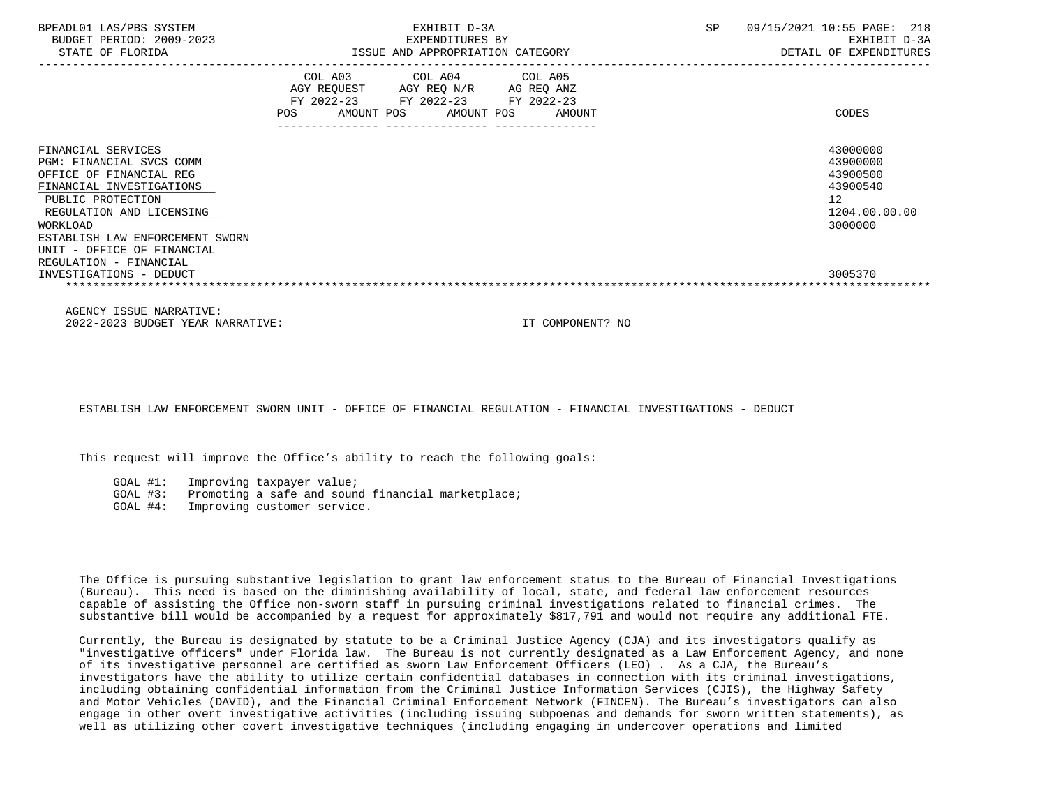| | COL A03 AGY REQUEST FY 2022-23 POS AMOUNT | COL A04 AGY REQ N/R FY 2022-23 POS AMOUNT | COL A05 AG REQ ANZ FY 2022-23 POS AMOUNT | CODES |
|---|---|---|---|---|
| FINANCIAL SERVICES | | | | 43000000 |
| PGM: FINANCIAL SVCS COMM | | | | 43900000 |
| OFFICE OF FINANCIAL REG | | | | 43900500 |
| FINANCIAL INVESTIGATIONS | | | | 43900540 |
| PUBLIC PROTECTION | | | | 12 |
| REGULATION AND LICENSING | | | | 1204.00.00.00 |
| WORKLOAD | | | | 3000000 |
| ESTABLISH LAW ENFORCEMENT SWORN UNIT - OFFICE OF FINANCIAL REGULATION - FINANCIAL INVESTIGATIONS - DEDUCT | | | | 3005370 |

AGENCY ISSUE NARRATIVE:
2022-2023 BUDGET YEAR NARRATIVE: IT COMPONENT? NO

ESTABLISH LAW ENFORCEMENT SWORN UNIT - OFFICE OF FINANCIAL REGULATION - FINANCIAL INVESTIGATIONS - DEDUCT

This request will improve the Office's ability to reach the following goals:

- GOAL #1: Improving taxpayer value;
- GOAL #3: Promoting a safe and sound financial marketplace;
- GOAL #4: Improving customer service.

The Office is pursuing substantive legislation to grant law enforcement status to the Bureau of Financial Investigations (Bureau). This need is based on the diminishing availability of local, state, and federal law enforcement resources capable of assisting the Office non-sworn staff in pursuing criminal investigations related to financial crimes. The substantive bill would be accompanied by a request for approximately $817,791 and would not require any additional FTE.

Currently, the Bureau is designated by statute to be a Criminal Justice Agency (CJA) and its investigators qualify as "investigative officers" under Florida law. The Bureau is not currently designated as a Law Enforcement Agency, and none of its investigative personnel are certified as sworn Law Enforcement Officers (LEO) . As a CJA, the Bureau's investigators have the ability to utilize certain confidential databases in connection with its criminal investigations, including obtaining confidential information from the Criminal Justice Information Services (CJIS), the Highway Safety and Motor Vehicles (DAVID), and the Financial Criminal Enforcement Network (FINCEN). The Bureau's investigators can also engage in other overt investigative activities (including issuing subpoenas and demands for sworn written statements), as well as utilizing other covert investigative techniques (including engaging in undercover operations and limited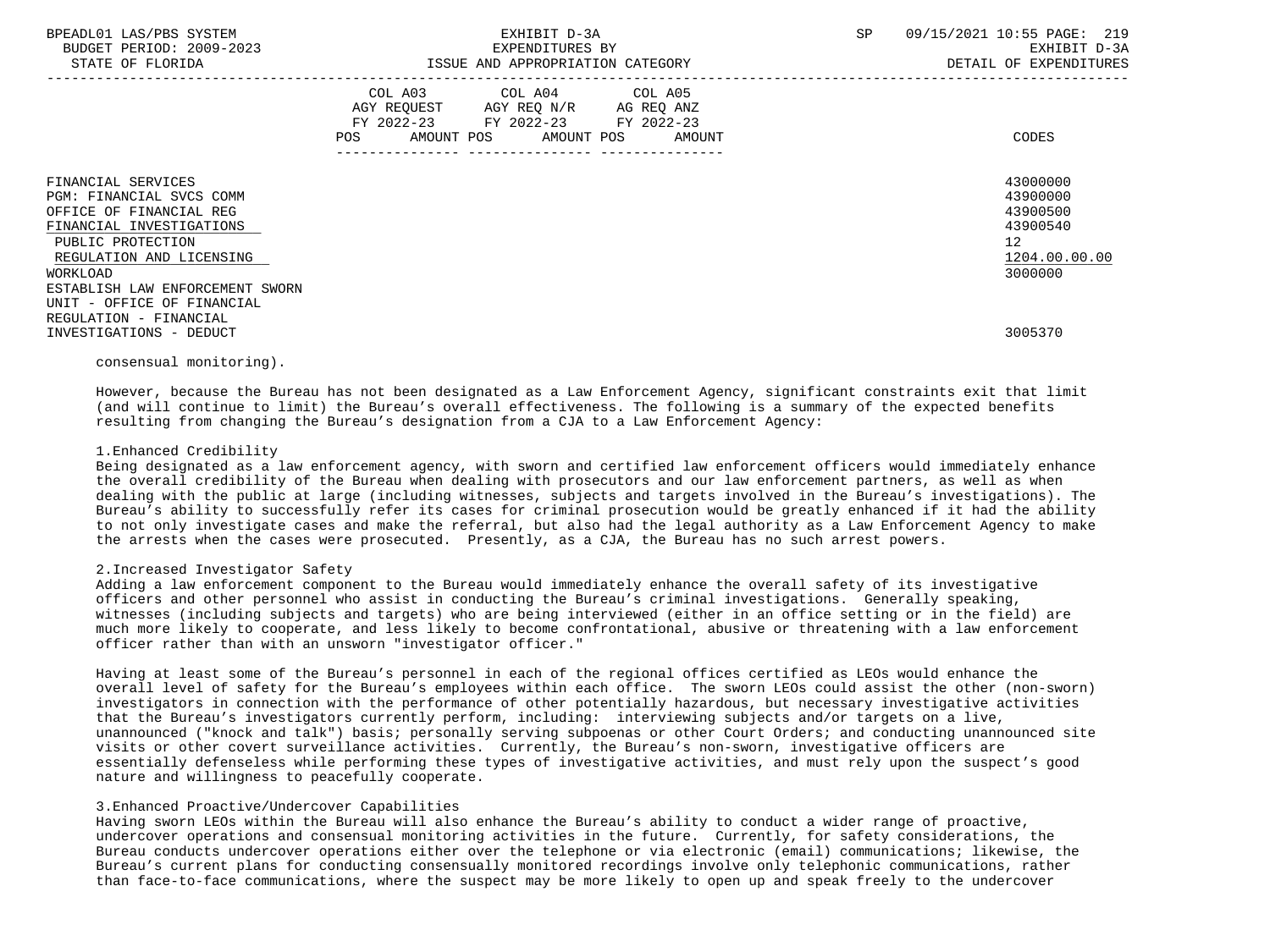| | COL A03 AGY REQUEST FY 2022-23 POS AMOUNT | COL A04 AGY REQ N/R FY 2022-23 POS AMOUNT | COL A05 AG REQ ANZ FY 2022-23 POS AMOUNT | CODES |
|---|---|---|---|---|
| FINANCIAL SERVICES | | | | 43000000 |
| PGM: FINANCIAL SVCS COMM | | | | 43900000 |
| OFFICE OF FINANCIAL REG | | | | 43900500 |
| FINANCIAL INVESTIGATIONS | | | | 43900540 |
| PUBLIC PROTECTION | | | | 12 |
| REGULATION AND LICENSING | | | | 1204.00.00.00 |
| WORKLOAD | | | | 3000000 |
| ESTABLISH LAW ENFORCEMENT SWORN UNIT - OFFICE OF FINANCIAL REGULATION - FINANCIAL INVESTIGATIONS - DEDUCT | | | | 3005370 |

consensual monitoring).

However, because the Bureau has not been designated as a Law Enforcement Agency, significant constraints exit that limit (and will continue to limit) the Bureau's overall effectiveness. The following is a summary of the expected benefits resulting from changing the Bureau's designation from a CJA to a Law Enforcement Agency:

1.Enhanced Credibility
Being designated as a law enforcement agency, with sworn and certified law enforcement officers would immediately enhance the overall credibility of the Bureau when dealing with prosecutors and our law enforcement partners, as well as when dealing with the public at large (including witnesses, subjects and targets involved in the Bureau's investigations). The Bureau's ability to successfully refer its cases for criminal prosecution would be greatly enhanced if it had the ability to not only investigate cases and make the referral, but also had the legal authority as a Law Enforcement Agency to make the arrests when the cases were prosecuted. Presently, as a CJA, the Bureau has no such arrest powers.

2.Increased Investigator Safety
Adding a law enforcement component to the Bureau would immediately enhance the overall safety of its investigative officers and other personnel who assist in conducting the Bureau's criminal investigations. Generally speaking, witnesses (including subjects and targets) who are being interviewed (either in an office setting or in the field) are much more likely to cooperate, and less likely to become confrontational, abusive or threatening with a law enforcement officer rather than with an unsworn "investigator officer."

Having at least some of the Bureau's personnel in each of the regional offices certified as LEOs would enhance the overall level of safety for the Bureau's employees within each office. The sworn LEOs could assist the other (non-sworn) investigators in connection with the performance of other potentially hazardous, but necessary investigative activities that the Bureau's investigators currently perform, including: interviewing subjects and/or targets on a live, unannounced ("knock and talk") basis; personally serving subpoenas or other Court Orders; and conducting unannounced site visits or other covert surveillance activities. Currently, the Bureau's non-sworn, investigative officers are essentially defenseless while performing these types of investigative activities, and must rely upon the suspect's good nature and willingness to peacefully cooperate.

3.Enhanced Proactive/Undercover Capabilities
Having sworn LEOs within the Bureau will also enhance the Bureau's ability to conduct a wider range of proactive, undercover operations and consensual monitoring activities in the future. Currently, for safety considerations, the Bureau conducts undercover operations either over the telephone or via electronic (email) communications; likewise, the Bureau's current plans for conducting consensually monitored recordings involve only telephonic communications, rather than face-to-face communications, where the suspect may be more likely to open up and speak freely to the undercover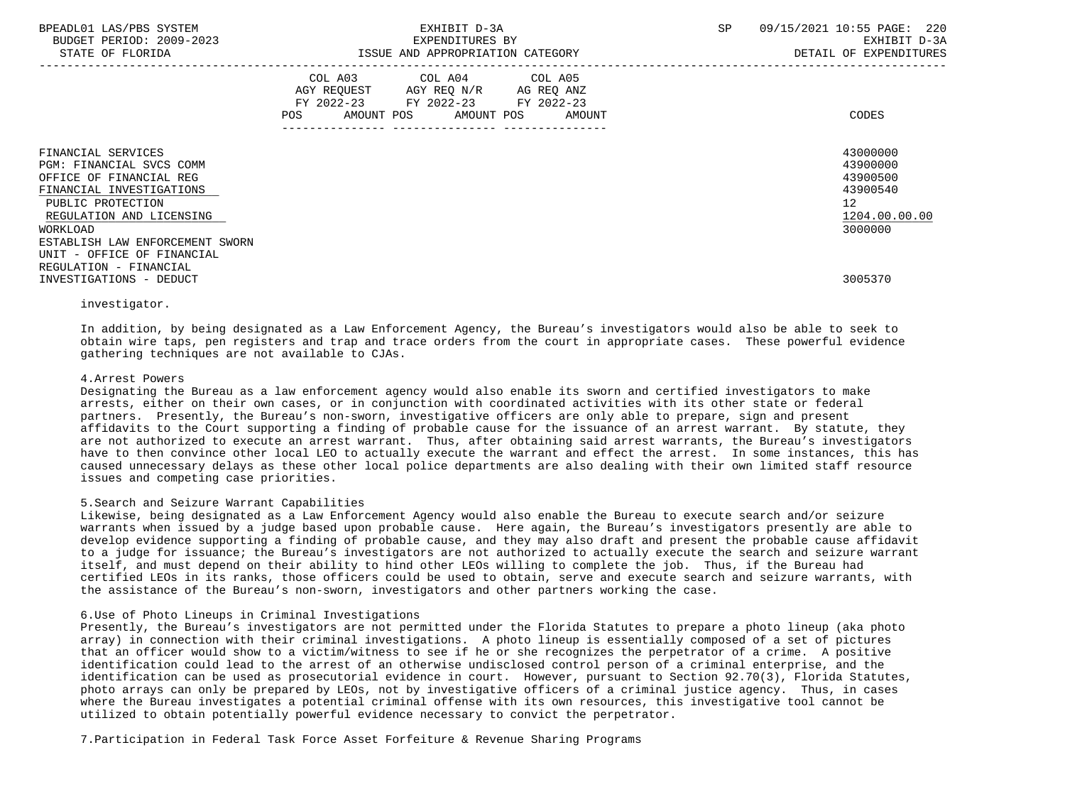| | COL A03 AGY REQUEST FY 2022-23 POS AMOUNT | COL A04 AGY REQ N/R FY 2022-23 POS AMOUNT | COL A05 AG REQ ANZ FY 2022-23 POS AMOUNT | CODES |
|---|---|---|---|---|
| FINANCIAL SERVICES | | | | 43000000 |
| PGM: FINANCIAL SVCS COMM | | | | 43900000 |
| OFFICE OF FINANCIAL REG | | | | 43900500 |
| FINANCIAL INVESTIGATIONS | | | | 43900540 |
| PUBLIC PROTECTION | | | | 12 |
| REGULATION AND LICENSING | | | | 1204.00.00.00 |
| WORKLOAD | | | | 3000000 |
| ESTABLISH LAW ENFORCEMENT SWORN UNIT - OFFICE OF FINANCIAL REGULATION - FINANCIAL INVESTIGATIONS - DEDUCT | | | | 3005370 |

investigator.

In addition, by being designated as a Law Enforcement Agency, the Bureau's investigators would also be able to seek to obtain wire taps, pen registers and trap and trace orders from the court in appropriate cases. These powerful evidence gathering techniques are not available to CJAs.

4.Arrest Powers
Designating the Bureau as a law enforcement agency would also enable its sworn and certified investigators to make arrests, either on their own cases, or in conjunction with coordinated activities with its other state or federal partners. Presently, the Bureau's non-sworn, investigative officers are only able to prepare, sign and present affidavits to the Court supporting a finding of probable cause for the issuance of an arrest warrant. By statute, they are not authorized to execute an arrest warrant. Thus, after obtaining said arrest warrants, the Bureau's investigators have to then convince other local LEO to actually execute the warrant and effect the arrest. In some instances, this has caused unnecessary delays as these other local police departments are also dealing with their own limited staff resource issues and competing case priorities.

5.Search and Seizure Warrant Capabilities
Likewise, being designated as a Law Enforcement Agency would also enable the Bureau to execute search and/or seizure warrants when issued by a judge based upon probable cause. Here again, the Bureau's investigators presently are able to develop evidence supporting a finding of probable cause, and they may also draft and present the probable cause affidavit to a judge for issuance; the Bureau's investigators are not authorized to actually execute the search and seizure warrant itself, and must depend on their ability to hind other LEOs willing to complete the job. Thus, if the Bureau had certified LEOs in its ranks, those officers could be used to obtain, serve and execute search and seizure warrants, with the assistance of the Bureau's non-sworn, investigators and other partners working the case.

6.Use of Photo Lineups in Criminal Investigations
Presently, the Bureau's investigators are not permitted under the Florida Statutes to prepare a photo lineup (aka photo array) in connection with their criminal investigations. A photo lineup is essentially composed of a set of pictures that an officer would show to a victim/witness to see if he or she recognizes the perpetrator of a crime. A positive identification could lead to the arrest of an otherwise undisclosed control person of a criminal enterprise, and the identification can be used as prosecutorial evidence in court. However, pursuant to Section 92.70(3), Florida Statutes, photo arrays can only be prepared by LEOs, not by investigative officers of a criminal justice agency. Thus, in cases where the Bureau investigates a potential criminal offense with its own resources, this investigative tool cannot be utilized to obtain potentially powerful evidence necessary to convict the perpetrator.

7.Participation in Federal Task Force Asset Forfeiture & Revenue Sharing Programs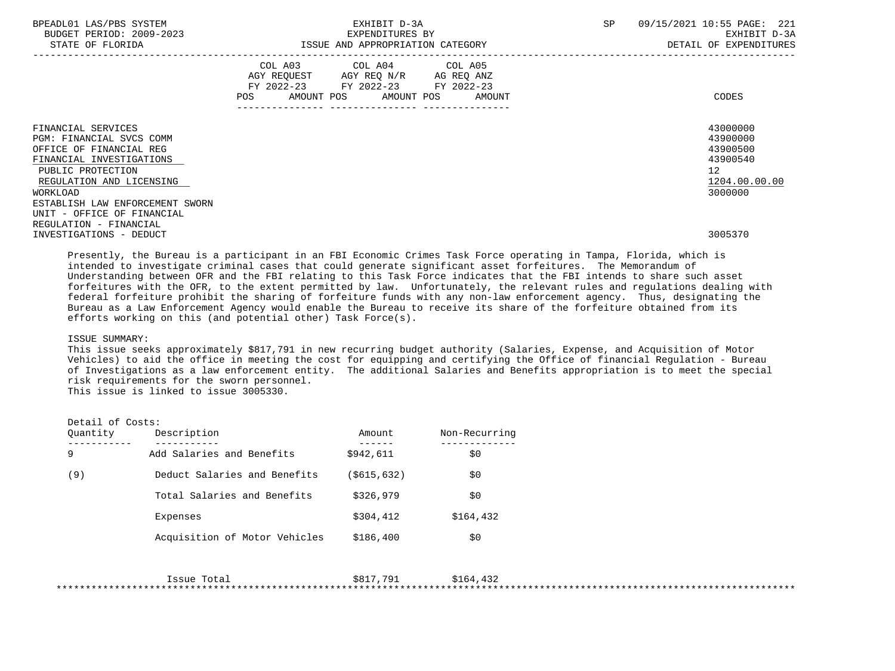| | COL A03 AGY REQUEST FY 2022-23 POS AMOUNT | COL A04 AGY REQ N/R FY 2022-23 POS AMOUNT | COL A05 AG REQ ANZ FY 2022-23 POS AMOUNT | CODES |
|---|---|---|---|---|
| FINANCIAL SERVICES | | | | 43000000 |
| PGM: FINANCIAL SVCS COMM | | | | 43900000 |
| OFFICE OF FINANCIAL REG | | | | 43900500 |
| FINANCIAL INVESTIGATIONS | | | | 43900540 |
| PUBLIC PROTECTION | | | | 12 |
| REGULATION AND LICENSING | | | | 1204.00.00.00 |
| WORKLOAD | | | | 3000000 |
| ESTABLISH LAW ENFORCEMENT SWORN UNIT - OFFICE OF FINANCIAL REGULATION - FINANCIAL INVESTIGATIONS - DEDUCT | | | | 3005370 |

Presently, the Bureau is a participant in an FBI Economic Crimes Task Force operating in Tampa, Florida, which is intended to investigate criminal cases that could generate significant asset forfeitures. The Memorandum of Understanding between OFR and the FBI relating to this Task Force indicates that the FBI intends to share such asset forfeitures with the OFR, to the extent permitted by law. Unfortunately, the relevant rules and regulations dealing with federal forfeiture prohibit the sharing of forfeiture funds with any non-law enforcement agency. Thus, designating the Bureau as a Law Enforcement Agency would enable the Bureau to receive its share of the forfeiture obtained from its efforts working on this (and potential other) Task Force(s).

ISSUE SUMMARY:
This issue seeks approximately $817,791 in new recurring budget authority (Salaries, Expense, and Acquisition of Motor Vehicles) to aid the office in meeting the cost for equipping and certifying the Office of financial Regulation - Bureau of Investigations as a law enforcement entity. The additional Salaries and Benefits appropriation is to meet the special risk requirements for the sworn personnel.
This issue is linked to issue 3005330.

Detail of Costs:

| Quantity | Description | Amount | Non-Recurring |
|---|---|---|---|
| 9 | Add Salaries and Benefits | $942,611 | $0 |
| (9) | Deduct Salaries and Benefits | ($615,632) | $0 |
| | Total Salaries and Benefits | $326,979 | $0 |
| | Expenses | $304,412 | $164,432 |
| | Acquisition of Motor Vehicles | $186,400 | $0 |
| | Issue Total | $817,791 | $164,432 |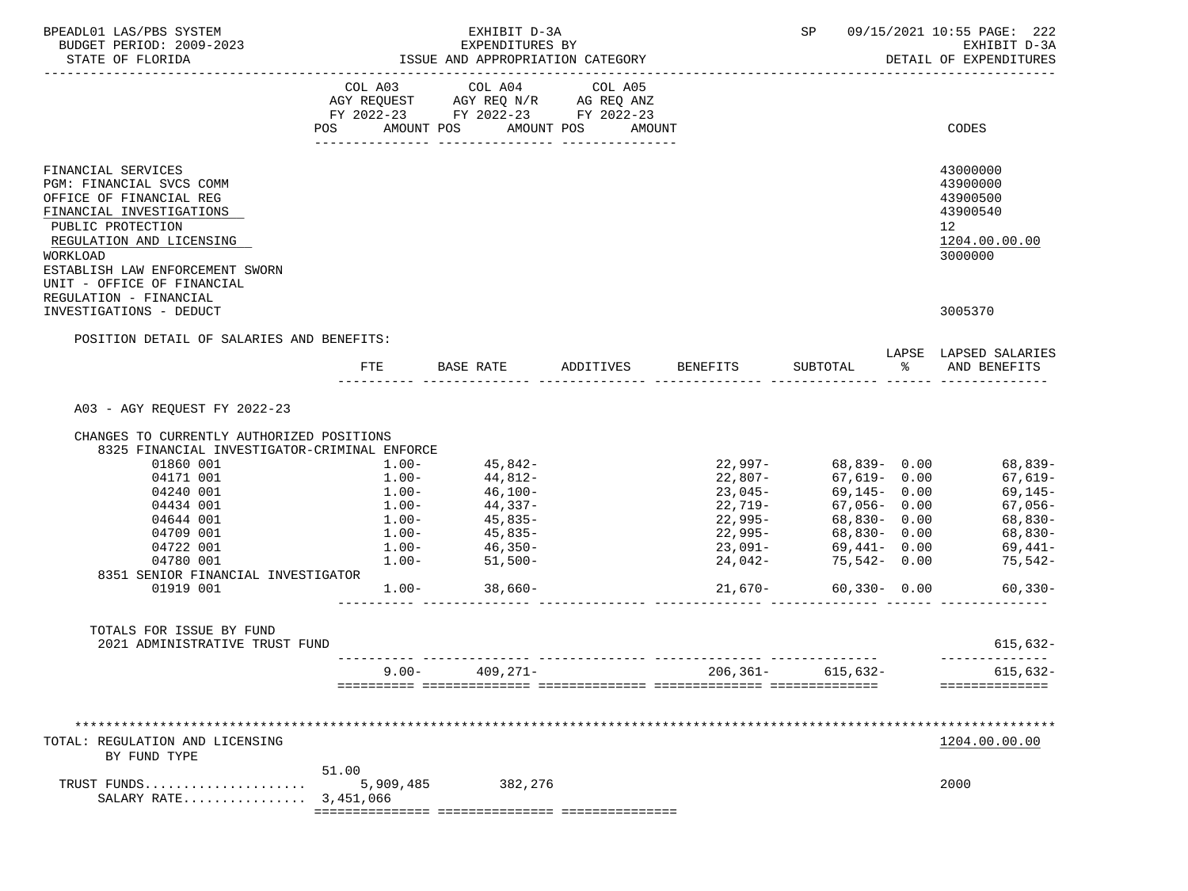BPEADL01 LAS/PBS SYSTEM — EXHIBIT D-3A — SP 09/15/2021 10:55 PAGE: 222
BUDGET PERIOD: 2009-2023 — EXPENDITURES BY — EXHIBIT D-3A
STATE OF FLORIDA — ISSUE AND APPROPRIATION CATEGORY — DETAIL OF EXPENDITURES

| | COL A03 AGY REQUEST FY 2022-23 POS AMOUNT | COL A04 AGY REQ N/R FY 2022-23 POS AMOUNT | COL A05 AG REQ ANZ FY 2022-23 POS AMOUNT | CODES |
|---|---|---|---|---|
| FINANCIAL SERVICES | | | | 43000000 |
| PGM: FINANCIAL SVCS COMM | | | | 43900000 |
| OFFICE OF FINANCIAL REG | | | | 43900500 |
| FINANCIAL INVESTIGATIONS | | | | 43900540 |
| PUBLIC PROTECTION | | | | 12 |
| REGULATION AND LICENSING | | | | 1204.00.00.00 |
| WORKLOAD | | | | 3000000 |
| ESTABLISH LAW ENFORCEMENT SWORN UNIT - OFFICE OF FINANCIAL REGULATION - FINANCIAL INVESTIGATIONS - DEDUCT | | | | 3005370 |

POSITION DETAIL OF SALARIES AND BENEFITS:

| | FTE | BASE RATE | ADDITIVES | BENEFITS | SUBTOTAL | LAPSE % | LAPSED SALARIES AND BENEFITS |
|---|---|---|---|---|---|---|---|
| A03 - AGY REQUEST FY 2022-23 | | | | | | | |
| CHANGES TO CURRENTLY AUTHORIZED POSITIONS | | | | | | | |
| 8325 FINANCIAL INVESTIGATOR-CRIMINAL ENFORCE | | | | | | | |
| 01860 001 | 1.00- | 45,842- | | 22,997- | 68,839- | 0.00 | 68,839- |
| 04171 001 | 1.00- | 44,812- | | 22,807- | 67,619- | 0.00 | 67,619- |
| 04240 001 | 1.00- | 46,100- | | 23,045- | 69,145- | 0.00 | 69,145- |
| 04434 001 | 1.00- | 44,337- | | 22,719- | 67,056- | 0.00 | 67,056- |
| 04644 001 | 1.00- | 45,835- | | 22,995- | 68,830- | 0.00 | 68,830- |
| 04709 001 | 1.00- | 45,835- | | 22,995- | 68,830- | 0.00 | 68,830- |
| 04722 001 | 1.00- | 46,350- | | 23,091- | 69,441- | 0.00 | 69,441- |
| 04780 001 | 1.00- | 51,500- | | 24,042- | 75,542- | 0.00 | 75,542- |
| 8351 SENIOR FINANCIAL INVESTIGATOR | | | | | | | |
| 01919 001 | 1.00- | 38,660- | | 21,670- | 60,330- | 0.00 | 60,330- |
| TOTALS FOR ISSUE BY FUND | | | | | | | |
| 2021 ADMINISTRATIVE TRUST FUND | | | | | | | 615,632- |
| | 9.00- | 409,271- | | 206,361- | 615,632- | | 615,632- |

| | COL A03 | COL A04 | COL A05 | CODES |
|---|---|---|---|---|
| TOTAL: REGULATION AND LICENSING | | | | 1204.00.00.00 |
| BY FUND TYPE | | | | |
| | 51.00 | | | |
| TRUST FUNDS..................... | 5,909,485 | 382,276 | | 2000 |
| SALARY RATE................ | 3,451,066 | | | |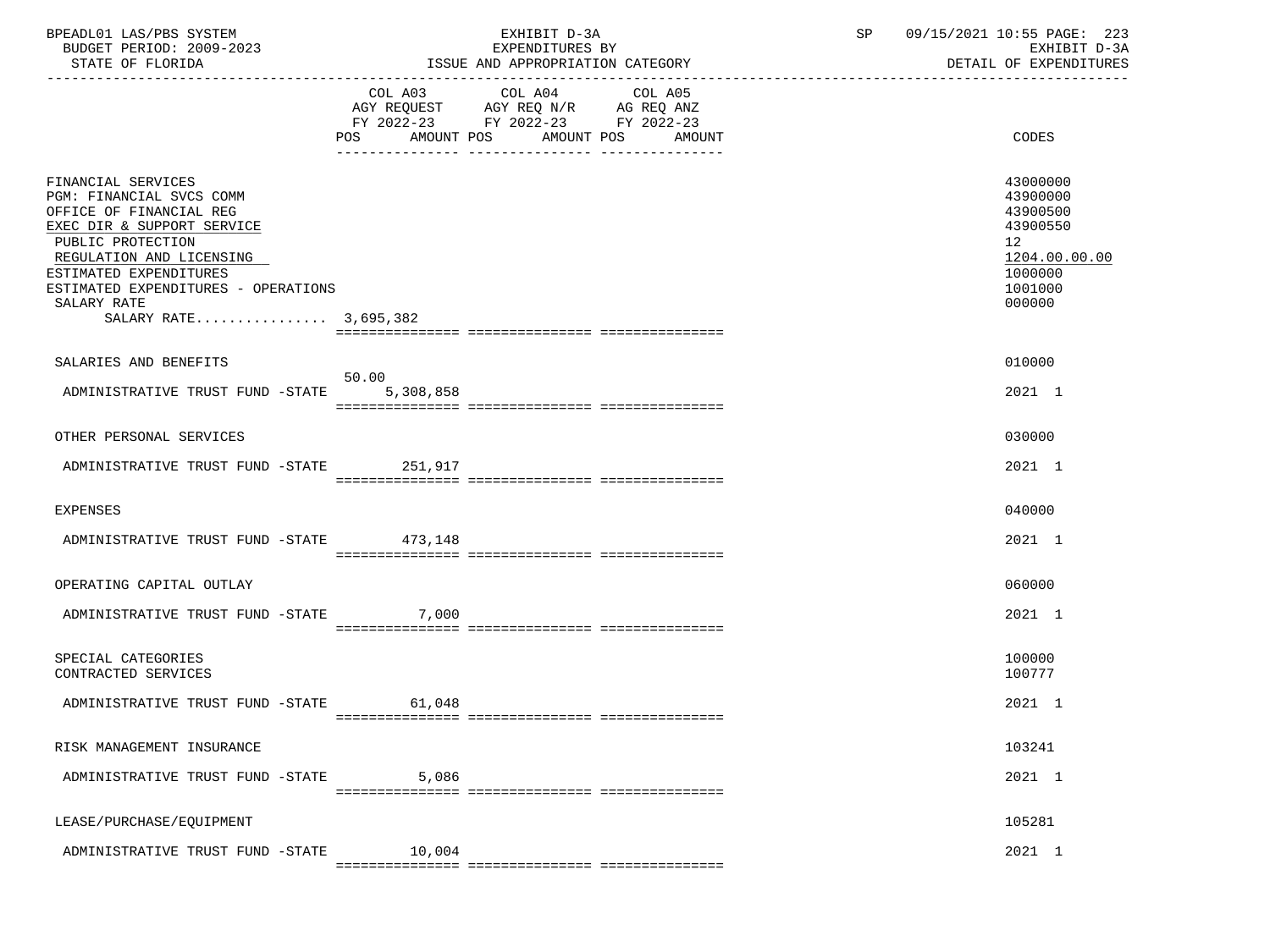BPEADL01 LAS/PBS SYSTEM — EXHIBIT D-3A — EXPENDITURES BY ISSUE AND APPROPRIATION CATEGORY — BUDGET PERIOD: 2009-2023 — STATE OF FLORIDA — SP 09/15/2021 10:55 — EXHIBIT D-3A DETAIL OF EXPENDITURES

| | COL A03 AGY REQUEST FY 2022-23 POS | AMOUNT | COL A04 AGY REQ N/R FY 2022-23 POS | AMOUNT | COL A05 AG REQ ANZ FY 2022-23 POS | AMOUNT | CODES |
|---|---|---|---|---|---|---|---|
| FINANCIAL SERVICES | | | | | | | 43000000 |
| PGM: FINANCIAL SVCS COMM | | | | | | | 43900000 |
| OFFICE OF FINANCIAL REG | | | | | | | 43900500 |
| EXEC DIR & SUPPORT SERVICE | | | | | | | 43900550 |
| PUBLIC PROTECTION | | | | | | | 12 |
| REGULATION AND LICENSING | | | | | | | 1204.00.00.00 |
| ESTIMATED EXPENDITURES | | | | | | | 1000000 |
| ESTIMATED EXPENDITURES - OPERATIONS | | | | | | | 1001000 |
| SALARY RATE | | | | | | | 000000 |
| SALARY RATE................ 3,695,382 | | | | | | | |
| SALARIES AND BENEFITS | | | | | | | 010000 |
| ADMINISTRATIVE TRUST FUND -STATE | 50.00 | 5,308,858 | | | | | 2021 1 |
| OTHER PERSONAL SERVICES | | | | | | | 030000 |
| ADMINISTRATIVE TRUST FUND -STATE | | 251,917 | | | | | 2021 1 |
| EXPENSES | | | | | | | 040000 |
| ADMINISTRATIVE TRUST FUND -STATE | | 473,148 | | | | | 2021 1 |
| OPERATING CAPITAL OUTLAY | | | | | | | 060000 |
| ADMINISTRATIVE TRUST FUND -STATE | | 7,000 | | | | | 2021 1 |
| SPECIAL CATEGORIES | | | | | | | 100000 |
| CONTRACTED SERVICES | | | | | | | 100777 |
| ADMINISTRATIVE TRUST FUND -STATE | | 61,048 | | | | | 2021 1 |
| RISK MANAGEMENT INSURANCE | | | | | | | 103241 |
| ADMINISTRATIVE TRUST FUND -STATE | | 5,086 | | | | | 2021 1 |
| LEASE/PURCHASE/EQUIPMENT | | | | | | | 105281 |
| ADMINISTRATIVE TRUST FUND -STATE | | 10,004 | | | | | 2021 1 |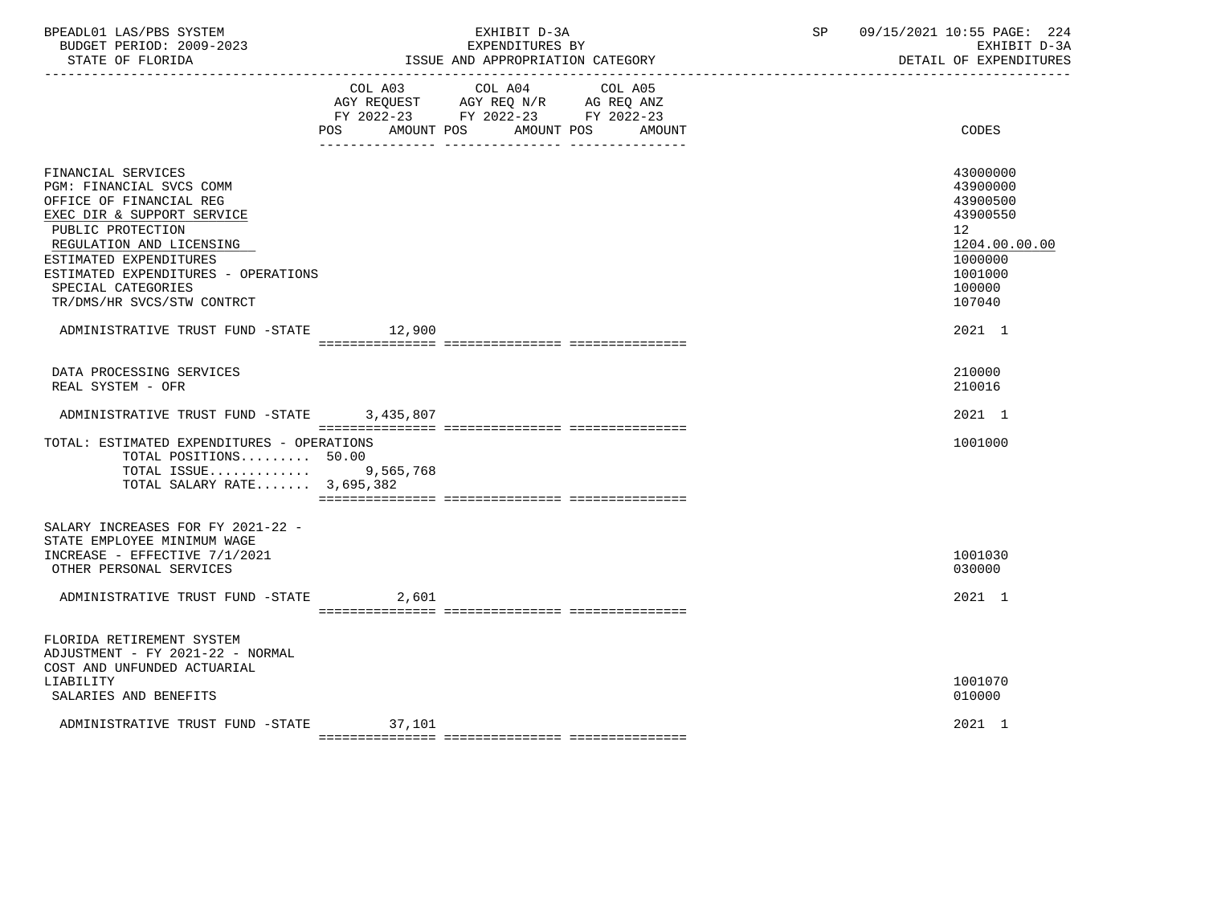BPEADL01 LAS/PBS SYSTEM | EXHIBIT D-3A | SP 09/15/2021 10:55 PAGE: 224
BUDGET PERIOD: 2009-2023 | EXPENDITURES BY | EXHIBIT D-3A
STATE OF FLORIDA | ISSUE AND APPROPRIATION CATEGORY | DETAIL OF EXPENDITURES

| | COL A03 AGY REQUEST FY 2022-23 POS AMOUNT | COL A04 AGY REQ N/R FY 2022-23 POS AMOUNT | COL A05 AG REQ ANZ FY 2022-23 POS AMOUNT | CODES |
|---|---|---|---|---|
| FINANCIAL SERVICES | | | | 43000000 |
| PGM: FINANCIAL SVCS COMM | | | | 43900000 |
| OFFICE OF FINANCIAL REG | | | | 43900500 |
| EXEC DIR & SUPPORT SERVICE | | | | 43900550 |
| PUBLIC PROTECTION | | | | 12 |
| REGULATION AND LICENSING | | | | 1204.00.00.00 |
| ESTIMATED EXPENDITURES | | | | 1000000 |
| ESTIMATED EXPENDITURES - OPERATIONS | | | | 1001000 |
| SPECIAL CATEGORIES | | | | 100000 |
| TR/DMS/HR SVCS/STW CONTRCT | | | | 107040 |
| ADMINISTRATIVE TRUST FUND -STATE | 12,900 | | | 2021 1 |
| DATA PROCESSING SERVICES | | | | 210000 |
| REAL SYSTEM - OFR | | | | 210016 |
| ADMINISTRATIVE TRUST FUND -STATE | 3,435,807 | | | 2021 1 |
| TOTAL: ESTIMATED EXPENDITURES - OPERATIONS | | | | 1001000 |
| TOTAL POSITIONS......... | 50.00 | | | |
| TOTAL ISSUE............. | 9,565,768 | | | |
| TOTAL SALARY RATE....... | 3,695,382 | | | |
| SALARY INCREASES FOR FY 2021-22 - STATE EMPLOYEE MINIMUM WAGE INCREASE - EFFECTIVE 7/1/2021 | | | | 1001030 |
| OTHER PERSONAL SERVICES | | | | 030000 |
| ADMINISTRATIVE TRUST FUND -STATE | 2,601 | | | 2021 1 |
| FLORIDA RETIREMENT SYSTEM ADJUSTMENT - FY 2021-22 - NORMAL COST AND UNFUNDED ACTUARIAL LIABILITY | | | | 1001070 |
| SALARIES AND BENEFITS | | | | 010000 |
| ADMINISTRATIVE TRUST FUND -STATE | 37,101 | | | 2021 1 |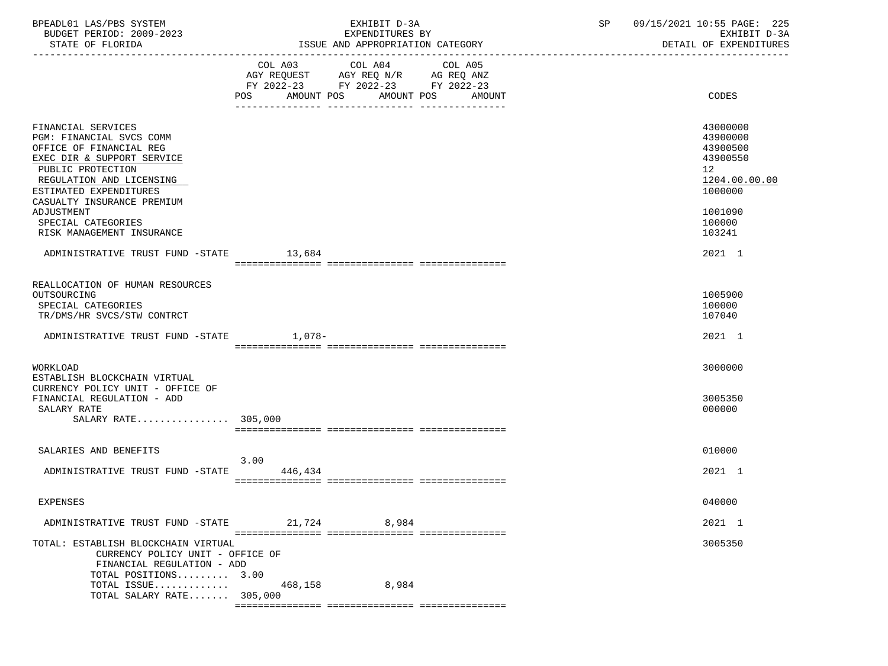| | COL A03 AGY REQUEST FY 2022-23 POS AMOUNT | COL A04 AGY REQ N/R FY 2022-23 POS AMOUNT | COL A05 AG REQ ANZ FY 2022-23 POS AMOUNT | CODES |
|---|---|---|---|---|
| FINANCIAL SERVICES | | | | 43000000 |
| PGM: FINANCIAL SVCS COMM | | | | 43900000 |
| OFFICE OF FINANCIAL REG | | | | 43900500 |
| EXEC DIR & SUPPORT SERVICE | | | | 43900550 |
| PUBLIC PROTECTION | | | | 12 |
| REGULATION AND LICENSING | | | | 1204.00.00.00 |
| ESTIMATED EXPENDITURES | | | | 1000000 |
| CASUALTY INSURANCE PREMIUM ADJUSTMENT | | | | 1001090 |
| SPECIAL CATEGORIES | | | | 100000 |
| RISK MANAGEMENT INSURANCE | | | | 103241 |
| ADMINISTRATIVE TRUST FUND -STATE | 13,684 | | | 2021 1 |
| REALLOCATION OF HUMAN RESOURCES OUTSOURCING | | | | 1005900 |
| SPECIAL CATEGORIES | | | | 100000 |
| TR/DMS/HR SVCS/STW CONTRCT | | | | 107040 |
| ADMINISTRATIVE TRUST FUND -STATE | 1,078- | | | 2021 1 |
| WORKLOAD | | | | 3000000 |
| ESTABLISH BLOCKCHAIN VIRTUAL CURRENCY POLICY UNIT - OFFICE OF FINANCIAL REGULATION - ADD | | | | 3005350 |
| SALARY RATE | | | | 000000 |
| SALARY RATE................ | 305,000 | | | |
| SALARIES AND BENEFITS | | | | 010000 |
| ADMINISTRATIVE TRUST FUND -STATE | 3.00 446,434 | | | 2021 1 |
| EXPENSES | | | | 040000 |
| ADMINISTRATIVE TRUST FUND -STATE | 21,724 | 8,984 | | 2021 1 |
| TOTAL: ESTABLISH BLOCKCHAIN VIRTUAL CURRENCY POLICY UNIT - OFFICE OF FINANCIAL REGULATION - ADD | | | | 3005350 |
| TOTAL POSITIONS......... | 3.00 | | | |
| TOTAL ISSUE............. | 468,158 | 8,984 | | |
| TOTAL SALARY RATE....... | 305,000 | | | |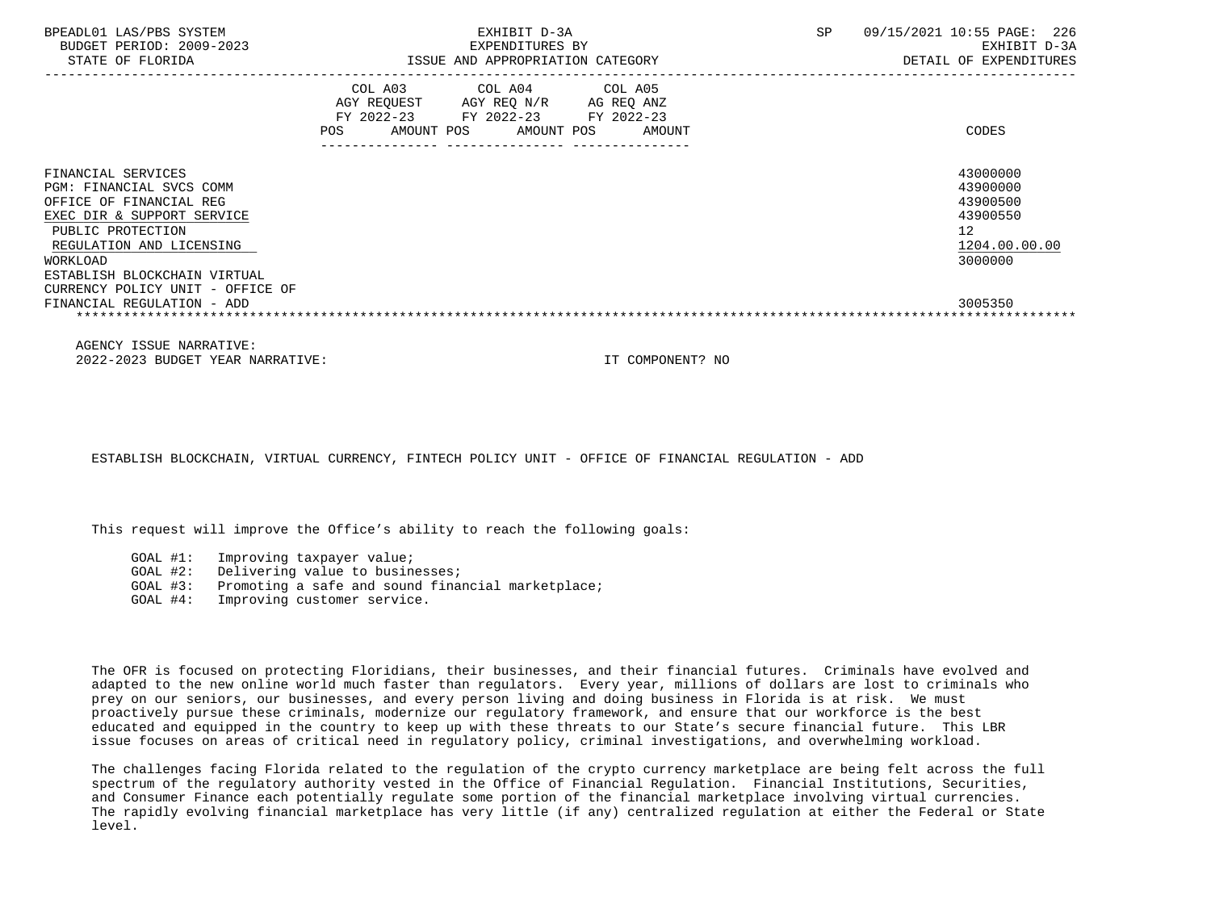| | COL A03 AGY REQUEST FY 2022-23 POS AMOUNT | COL A04 AGY REQ N/R FY 2022-23 POS AMOUNT | COL A05 AG REQ ANZ FY 2022-23 POS AMOUNT | CODES |
|---|---|---|---|---|
| FINANCIAL SERVICES | | | | 43000000 |
| PGM: FINANCIAL SVCS COMM | | | | 43900000 |
| OFFICE OF FINANCIAL REG | | | | 43900500 |
| EXEC DIR & SUPPORT SERVICE | | | | 43900550 |
| PUBLIC PROTECTION | | | | 12 |
| REGULATION AND LICENSING | | | | 1204.00.00.00 |
| WORKLOAD | | | | 3000000 |
| ESTABLISH BLOCKCHAIN VIRTUAL CURRENCY POLICY UNIT - OFFICE OF FINANCIAL REGULATION - ADD | | | | 3005350 |

AGENCY ISSUE NARRATIVE:
2022-2023 BUDGET YEAR NARRATIVE: IT COMPONENT? NO

ESTABLISH BLOCKCHAIN, VIRTUAL CURRENCY, FINTECH POLICY UNIT - OFFICE OF FINANCIAL REGULATION - ADD

This request will improve the Office's ability to reach the following goals:

GOAL #1: Improving taxpayer value;
GOAL #2: Delivering value to businesses;
GOAL #3: Promoting a safe and sound financial marketplace;
GOAL #4: Improving customer service.

The OFR is focused on protecting Floridians, their businesses, and their financial futures. Criminals have evolved and adapted to the new online world much faster than regulators. Every year, millions of dollars are lost to criminals who prey on our seniors, our businesses, and every person living and doing business in Florida is at risk. We must proactively pursue these criminals, modernize our regulatory framework, and ensure that our workforce is the best educated and equipped in the country to keep up with these threats to our State's secure financial future. This LBR issue focuses on areas of critical need in regulatory policy, criminal investigations, and overwhelming workload.

The challenges facing Florida related to the regulation of the crypto currency marketplace are being felt across the full spectrum of the regulatory authority vested in the Office of Financial Regulation. Financial Institutions, Securities, and Consumer Finance each potentially regulate some portion of the financial marketplace involving virtual currencies. The rapidly evolving financial marketplace has very little (if any) centralized regulation at either the Federal or State level.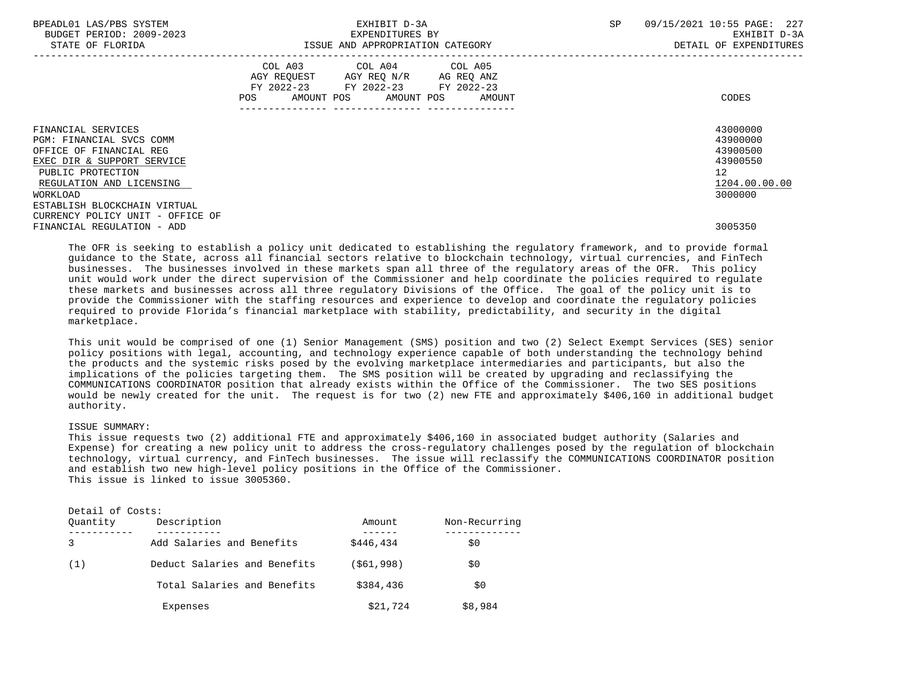| | COL A03 AGY REQUEST FY 2022-23 | | COL A04 AGY REQ N/R FY 2022-23 | | COL A05 AG REQ ANZ FY 2022-23 | | |
|---|---|---|---|---|---|---|---|
| | POS | AMOUNT | POS | AMOUNT | POS | AMOUNT | CODES |
| FINANCIAL SERVICES | | | | | | | 43000000 |
| PGM: FINANCIAL SVCS COMM | | | | | | | 43900000 |
| OFFICE OF FINANCIAL REG | | | | | | | 43900500 |
| EXEC DIR & SUPPORT SERVICE | | | | | | | 43900550 |
| PUBLIC PROTECTION | | | | | | | 12 |
| REGULATION AND LICENSING | | | | | | | 1204.00.00.00 |
| WORKLOAD | | | | | | | 3000000 |
| ESTABLISH BLOCKCHAIN VIRTUAL CURRENCY POLICY UNIT - OFFICE OF FINANCIAL REGULATION - ADD | | | | | | | 3005350 |

The OFR is seeking to establish a policy unit dedicated to establishing the regulatory framework, and to provide formal guidance to the State, across all financial sectors relative to blockchain technology, virtual currencies, and FinTech businesses. The businesses involved in these markets span all three of the regulatory areas of the OFR. This policy unit would work under the direct supervision of the Commissioner and help coordinate the policies required to regulate these markets and businesses across all three regulatory Divisions of the Office. The goal of the policy unit is to provide the Commissioner with the staffing resources and experience to develop and coordinate the regulatory policies required to provide Florida's financial marketplace with stability, predictability, and security in the digital marketplace.

This unit would be comprised of one (1) Senior Management (SMS) position and two (2) Select Exempt Services (SES) senior policy positions with legal, accounting, and technology experience capable of both understanding the technology behind the products and the systemic risks posed by the evolving marketplace intermediaries and participants, but also the implications of the policies targeting them. The SMS position will be created by upgrading and reclassifying the COMMUNICATIONS COORDINATOR position that already exists within the Office of the Commissioner. The two SES positions would be newly created for the unit. The request is for two (2) new FTE and approximately $406,160 in additional budget authority.

ISSUE SUMMARY:
This issue requests two (2) additional FTE and approximately $406,160 in associated budget authority (Salaries and Expense) for creating a new policy unit to address the cross-regulatory challenges posed by the regulation of blockchain technology, virtual currency, and FinTech businesses. The issue will reclassify the COMMUNICATIONS COORDINATOR position and establish two new high-level policy positions in the Office of the Commissioner.
This issue is linked to issue 3005360.

Detail of Costs:

| Quantity | Description | Amount | Non-Recurring |
|---|---|---|---|
| 3 | Add Salaries and Benefits | $446,434 | $0 |
| (1) | Deduct Salaries and Benefits | ($61,998) | $0 |
| | Total Salaries and Benefits | $384,436 | $0 |
| | Expenses | $21,724 | $8,984 |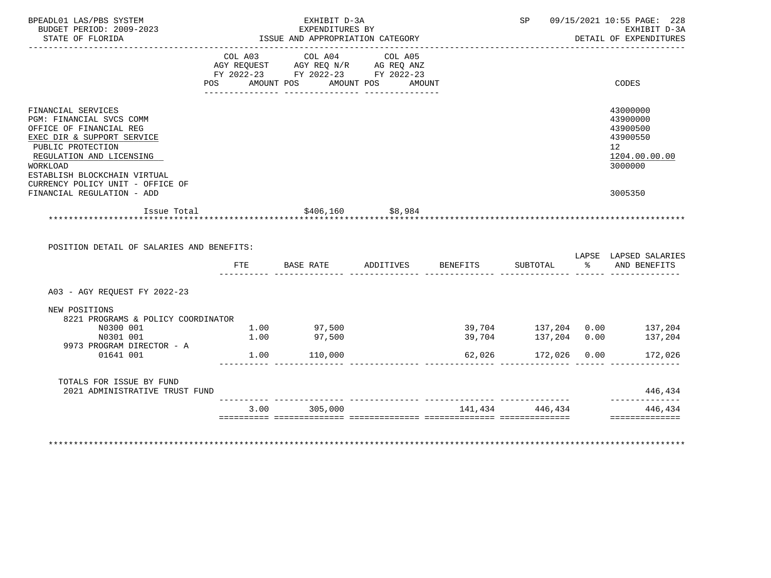BPEADL01 LAS/PBS SYSTEM — EXHIBIT D-3A — SP 09/15/2021 10:55 PAGE: 228
BUDGET PERIOD: 2009-2023 — EXPENDITURES BY — EXHIBIT D-3A
STATE OF FLORIDA — ISSUE AND APPROPRIATION CATEGORY — DETAIL OF EXPENDITURES

| | COL A03 AGY REQUEST FY 2022-23 POS AMOUNT | COL A04 AGY REQ N/R FY 2022-23 POS AMOUNT | COL A05 AG REQ ANZ FY 2022-23 POS AMOUNT | CODES |
|---|---|---|---|---|
| FINANCIAL SERVICES | | | | 43000000 |
| PGM: FINANCIAL SVCS COMM | | | | 43900000 |
| OFFICE OF FINANCIAL REG | | | | 43900500 |
| EXEC DIR & SUPPORT SERVICE | | | | 43900550 |
| PUBLIC PROTECTION | | | | 12 |
| REGULATION AND LICENSING | | | | 1204.00.00.00 |
| WORKLOAD | | | | 3000000 |
| ESTABLISH BLOCKCHAIN VIRTUAL CURRENCY POLICY UNIT - OFFICE OF FINANCIAL REGULATION - ADD | | | | 3005350 |
| Issue Total | $406,160 | $8,984 | | |

POSITION DETAIL OF SALARIES AND BENEFITS:

| | FTE | BASE RATE | ADDITIVES | BENEFITS | SUBTOTAL | LAPSE % | LAPSED SALARIES AND BENEFITS |
|---|---|---|---|---|---|---|---|
| A03 - AGY REQUEST FY 2022-23 | | | | | | | |
| NEW POSITIONS | | | | | | | |
| 8221 PROGRAMS & POLICY COORDINATOR | | | | | | | |
| N0300 001 | 1.00 | 97,500 | | 39,704 | 137,204 | 0.00 | 137,204 |
| N0301 001 | 1.00 | 97,500 | | 39,704 | 137,204 | 0.00 | 137,204 |
| 9973 PROGRAM DIRECTOR - A | | | | | | | |
| 01641 001 | 1.00 | 110,000 | | 62,026 | 172,026 | 0.00 | 172,026 |
| TOTALS FOR ISSUE BY FUND | | | | | | | |
| 2021 ADMINISTRATIVE TRUST FUND | | | | | | | 446,434 |
| | 3.00 | 305,000 | | 141,434 | 446,434 | | 446,434 |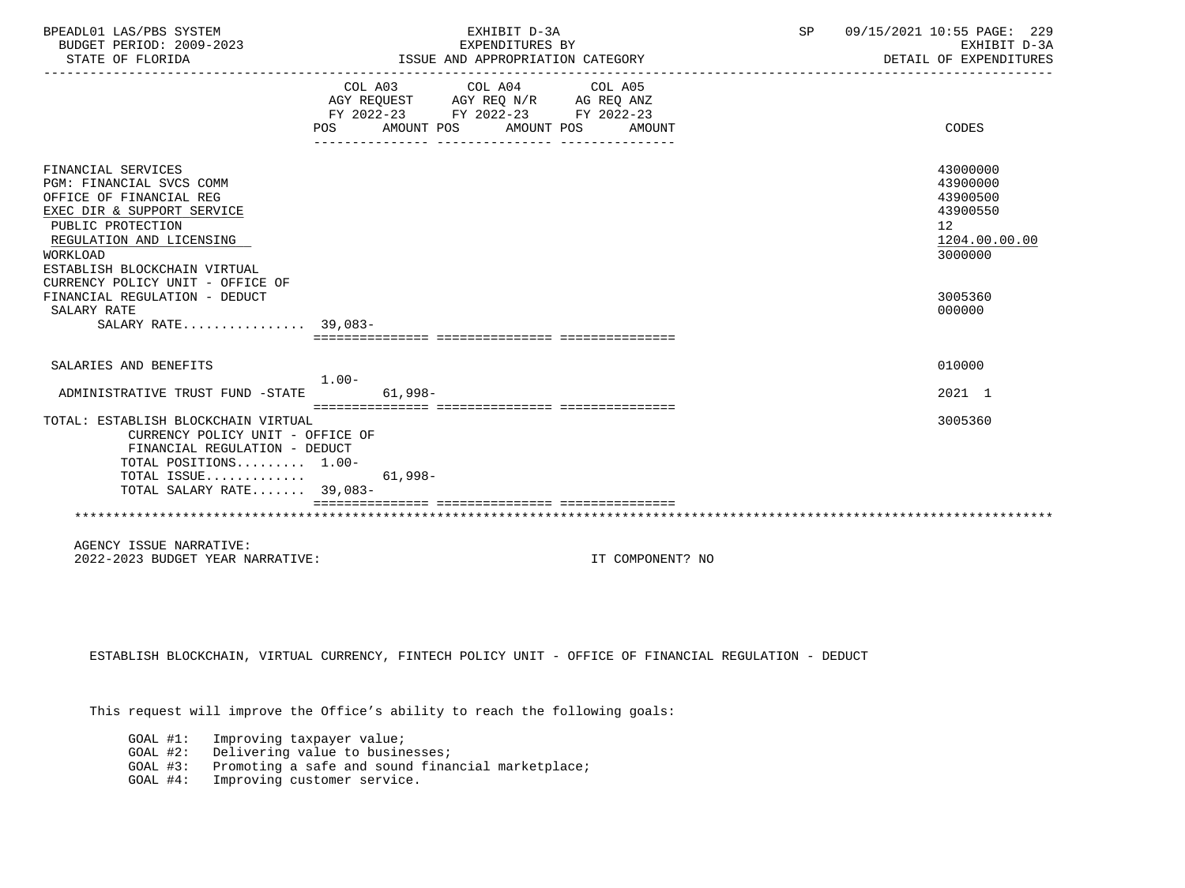| | COL A03 AGY REQUEST FY 2022-23 POS | AMOUNT | COL A04 AGY REQ N/R FY 2022-23 POS | AMOUNT | COL A05 AG REQ ANZ FY 2022-23 POS | AMOUNT | CODES |
|---|---|---|---|---|---|---|---|
| FINANCIAL SERVICES | | | | | | | 43000000 |
| PGM: FINANCIAL SVCS COMM | | | | | | | 43900000 |
| OFFICE OF FINANCIAL REG | | | | | | | 43900500 |
| EXEC DIR & SUPPORT SERVICE | | | | | | | 43900550 |
| PUBLIC PROTECTION | | | | | | | 12 |
| REGULATION AND LICENSING | | | | | | | 1204.00.00.00 |
| WORKLOAD | | | | | | | 3000000 |
| ESTABLISH BLOCKCHAIN VIRTUAL CURRENCY POLICY UNIT - OFFICE OF FINANCIAL REGULATION - DEDUCT | | | | | | | 3005360 |
| SALARY RATE | | | | | | | 000000 |
| SALARY RATE................ | 39,083- | | | | | | |
| SALARIES AND BENEFITS | | | | | | | 010000 |
| ADMINISTRATIVE TRUST FUND -STATE | 1.00- | 61,998- | | | | | 2021 1 |
| TOTAL: ESTABLISH BLOCKCHAIN VIRTUAL CURRENCY POLICY UNIT - OFFICE OF FINANCIAL REGULATION - DEDUCT | | | | | | | 3005360 |
| TOTAL POSITIONS......... | 1.00- | | | | | | |
| TOTAL ISSUE............. | | 61,998- | | | | | |
| TOTAL SALARY RATE....... | 39,083- | | | | | | |

AGENCY ISSUE NARRATIVE:
2022-2023 BUDGET YEAR NARRATIVE: IT COMPONENT? NO

ESTABLISH BLOCKCHAIN, VIRTUAL CURRENCY, FINTECH POLICY UNIT - OFFICE OF FINANCIAL REGULATION - DEDUCT

This request will improve the Office's ability to reach the following goals:

GOAL #1: Improving taxpayer value;
GOAL #2: Delivering value to businesses;
GOAL #3: Promoting a safe and sound financial marketplace;
GOAL #4: Improving customer service.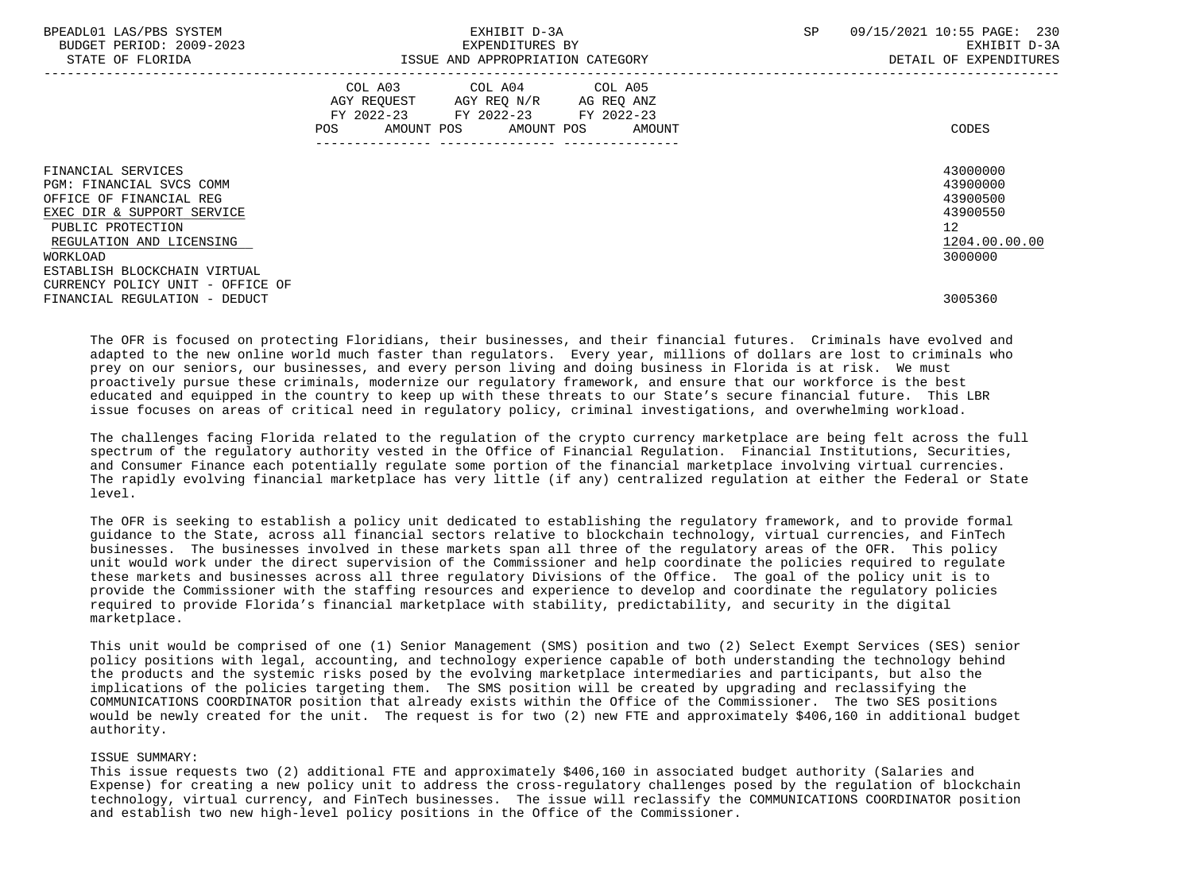| | COL A03 AGY REQUEST FY 2022-23 POS AMOUNT | COL A04 AGY REQ N/R FY 2022-23 POS AMOUNT | COL A05 AG REQ ANZ FY 2022-23 POS AMOUNT | CODES |
|---|---|---|---|---|
| FINANCIAL SERVICES | | | | 43000000 |
| PGM: FINANCIAL SVCS COMM | | | | 43900000 |
| OFFICE OF FINANCIAL REG | | | | 43900500 |
| EXEC DIR & SUPPORT SERVICE | | | | 43900550 |
| PUBLIC PROTECTION | | | | 12 |
| REGULATION AND LICENSING | | | | 1204.00.00.00 |
| WORKLOAD | | | | 3000000 |
| ESTABLISH BLOCKCHAIN VIRTUAL CURRENCY POLICY UNIT - OFFICE OF FINANCIAL REGULATION - DEDUCT | | | | 3005360 |

The OFR is focused on protecting Floridians, their businesses, and their financial futures. Criminals have evolved and adapted to the new online world much faster than regulators. Every year, millions of dollars are lost to criminals who prey on our seniors, our businesses, and every person living and doing business in Florida is at risk. We must proactively pursue these criminals, modernize our regulatory framework, and ensure that our workforce is the best educated and equipped in the country to keep up with these threats to our State's secure financial future. This LBR issue focuses on areas of critical need in regulatory policy, criminal investigations, and overwhelming workload.

The challenges facing Florida related to the regulation of the crypto currency marketplace are being felt across the full spectrum of the regulatory authority vested in the Office of Financial Regulation. Financial Institutions, Securities, and Consumer Finance each potentially regulate some portion of the financial marketplace involving virtual currencies. The rapidly evolving financial marketplace has very little (if any) centralized regulation at either the Federal or State level.

The OFR is seeking to establish a policy unit dedicated to establishing the regulatory framework, and to provide formal guidance to the State, across all financial sectors relative to blockchain technology, virtual currencies, and FinTech businesses. The businesses involved in these markets span all three of the regulatory areas of the OFR. This policy unit would work under the direct supervision of the Commissioner and help coordinate the policies required to regulate these markets and businesses across all three regulatory Divisions of the Office. The goal of the policy unit is to provide the Commissioner with the staffing resources and experience to develop and coordinate the regulatory policies required to provide Florida's financial marketplace with stability, predictability, and security in the digital marketplace.

This unit would be comprised of one (1) Senior Management (SMS) position and two (2) Select Exempt Services (SES) senior policy positions with legal, accounting, and technology experience capable of both understanding the technology behind the products and the systemic risks posed by the evolving marketplace intermediaries and participants, but also the implications of the policies targeting them. The SMS position will be created by upgrading and reclassifying the COMMUNICATIONS COORDINATOR position that already exists within the Office of the Commissioner. The two SES positions would be newly created for the unit. The request is for two (2) new FTE and approximately $406,160 in additional budget authority.

ISSUE SUMMARY:
This issue requests two (2) additional FTE and approximately $406,160 in associated budget authority (Salaries and Expense) for creating a new policy unit to address the cross-regulatory challenges posed by the regulation of blockchain technology, virtual currency, and FinTech businesses. The issue will reclassify the COMMUNICATIONS COORDINATOR position and establish two new high-level policy positions in the Office of the Commissioner.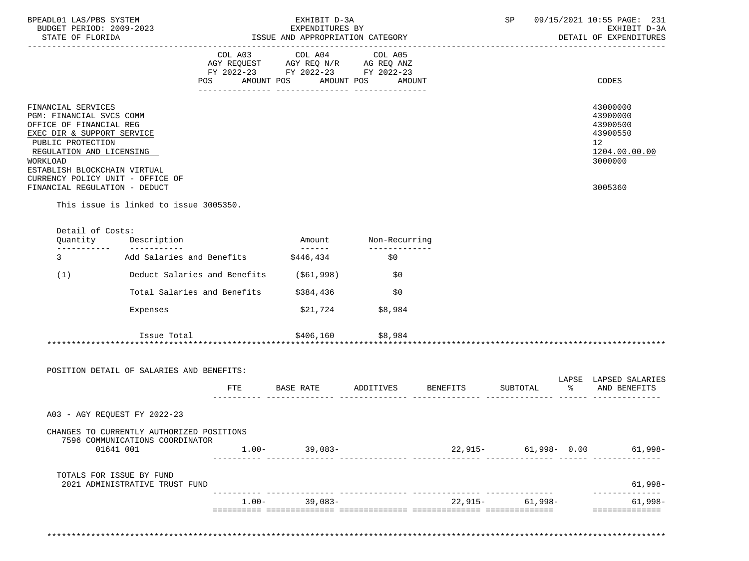BPEADL01 LAS/PBS SYSTEM EXHIBIT D-3A SP 09/15/2021 10:55 PAGE: 231
BUDGET PERIOD: 2009-2023 EXPENDITURES BY EXHIBIT D-3A
STATE OF FLORIDA ISSUE AND APPROPRIATION CATEGORY DETAIL OF EXPENDITURES

| | COL A03 AGY REQUEST FY 2022-23 POS AMOUNT | COL A04 AGY REQ N/R FY 2022-23 POS AMOUNT | COL A05 AG REQ ANZ FY 2022-23 POS AMOUNT | CODES |
|---|---|---|---|---|
| FINANCIAL SERVICES | | | | 43000000 |
| PGM: FINANCIAL SVCS COMM | | | | 43900000 |
| OFFICE OF FINANCIAL REG | | | | 43900500 |
| EXEC DIR & SUPPORT SERVICE | | | | 43900550 |
| PUBLIC PROTECTION | | | | 12 |
| REGULATION AND LICENSING | | | | 1204.00.00.00 |
| WORKLOAD | | | | 3000000 |
| ESTABLISH BLOCKCHAIN VIRTUAL CURRENCY POLICY UNIT - OFFICE OF FINANCIAL REGULATION - DEDUCT | | | | 3005360 |

This issue is linked to issue 3005350.

Detail of Costs:

| Quantity | Description | Amount | Non-Recurring |
|---|---|---|---|
| 3 | Add Salaries and Benefits | $446,434 | $0 |
| (1) | Deduct Salaries and Benefits | ($61,998) | $0 |
| | Total Salaries and Benefits | $384,436 | $0 |
| | Expenses | $21,724 | $8,984 |
| | Issue Total | $406,160 | $8,984 |

POSITION DETAIL OF SALARIES AND BENEFITS:

| | FTE | BASE RATE | ADDITIVES | BENEFITS | SUBTOTAL | LAPSE % | LAPSED SALARIES AND BENEFITS |
|---|---|---|---|---|---|---|---|
| A03 - AGY REQUEST FY 2022-23 | | | | | | | |
| CHANGES TO CURRENTLY AUTHORIZED POSITIONS | | | | | | | |
| 7596 COMMUNICATIONS COORDINATOR 01641 001 | 1.00- | 39,083- | | 22,915- | 61,998- | 0.00 | 61,998- |
| TOTALS FOR ISSUE BY FUND | | | | | | | |
| 2021 ADMINISTRATIVE TRUST FUND | | | | | | | 61,998- |
| | 1.00- | 39,083- | | 22,915- | 61,998- | | 61,998- |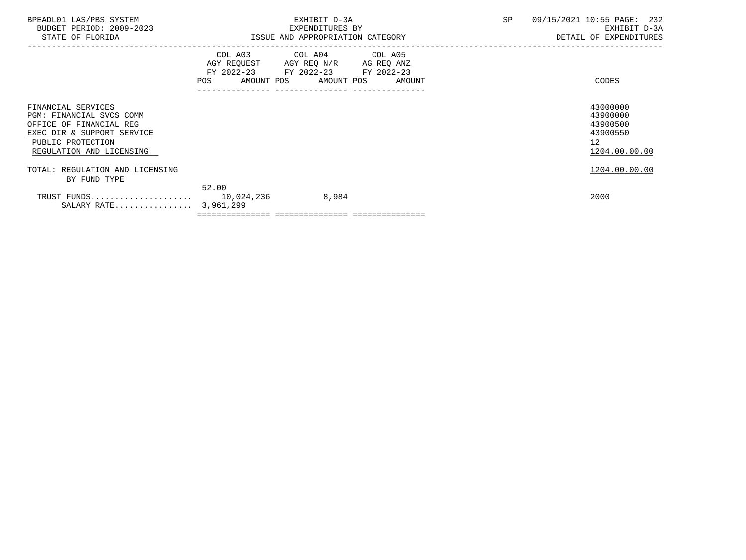BPEADL01 LAS/PBS SYSTEM
BUDGET PERIOD: 2009-2023
STATE OF FLORIDA

EXHIBIT D-3A
EXPENDITURES BY
ISSUE AND APPROPRIATION CATEGORY

SP 09/15/2021 10:55
EXHIBIT D-3A
DETAIL OF EXPENDITURES

| | COL A03 AGY REQUEST FY 2022-23 POS | AMOUNT | COL A04 AGY REQ N/R FY 2022-23 POS | AMOUNT | COL A05 AG REQ ANZ FY 2022-23 POS | AMOUNT | CODES |
|---|---|---|---|---|---|---|---|
| FINANCIAL SERVICES | | | | | | | 43000000 |
| PGM: FINANCIAL SVCS COMM | | | | | | | 43900000 |
| OFFICE OF FINANCIAL REG | | | | | | | 43900500 |
| EXEC DIR & SUPPORT SERVICE | | | | | | | 43900550 |
| PUBLIC PROTECTION | | | | | | | 12 |
| REGULATION AND LICENSING | | | | | | | 1204.00.00.00 |
| TOTAL: REGULATION AND LICENSING | | | | | | | 1204.00.00.00 |
| BY FUND TYPE | | | | | | | |
| TRUST FUNDS..................... | 52.00 | 10,024,236 | | 8,984 | | | 2000 |
| SALARY RATE................ | | 3,961,299 | | | | | |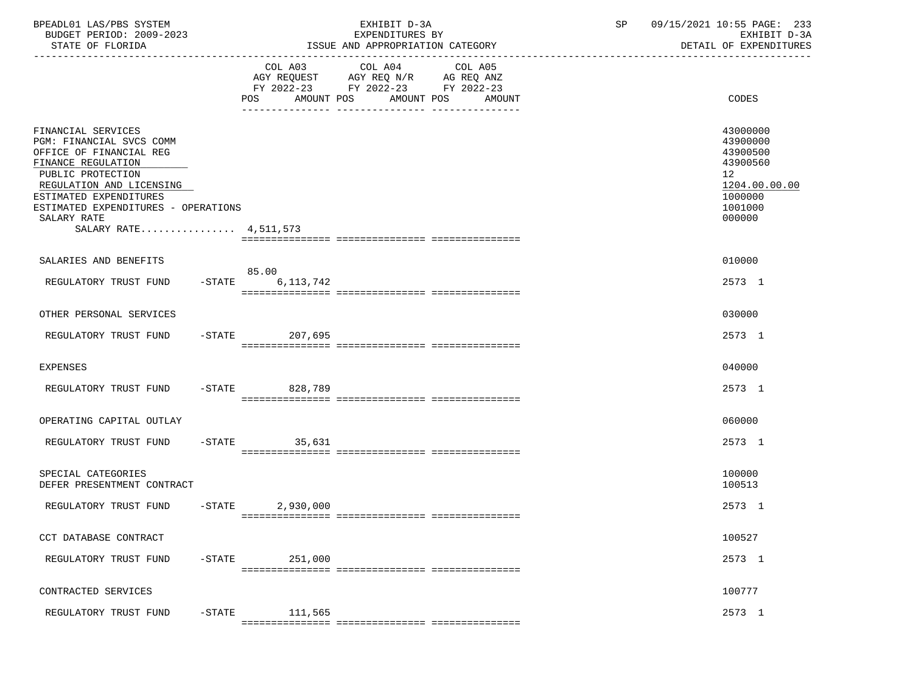BPEADL01 LAS/PBS SYSTEM

BUDGET PERIOD: 2009-2023

STATE OF FLORIDA

EXHIBIT D-3A

EXPENDITURES BY

ISSUE AND APPROPRIATION CATEGORY

SP 09/15/2021 10:55 PAGE: 233

EXHIBIT D-3A

DETAIL OF EXPENDITURES

| | COL A03 AGY REQUEST FY 2022-23 POS AMOUNT | COL A04 AGY REQ N/R FY 2022-23 POS AMOUNT | COL A05 AG REQ ANZ FY 2022-23 POS AMOUNT | CODES |
|---|---|---|---|---|
| FINANCIAL SERVICES | | | | 43000000 |
| PGM: FINANCIAL SVCS COMM | | | | 43900000 |
| OFFICE OF FINANCIAL REG | | | | 43900500 |
| FINANCE REGULATION | | | | 43900560 |
| PUBLIC PROTECTION | | | | 12 |
| REGULATION AND LICENSING | | | | 1204.00.00.00 |
| ESTIMATED EXPENDITURES | | | | 1000000 |
| ESTIMATED EXPENDITURES - OPERATIONS | | | | 1001000 |
| SALARY RATE | | | | 000000 |
| SALARY RATE................ 4,511,573 | | | | |
| SALARIES AND BENEFITS | | | | 010000 |
| REGULATORY TRUST FUND -STATE | 85.00 6,113,742 | | | 2573 1 |
| OTHER PERSONAL SERVICES | | | | 030000 |
| REGULATORY TRUST FUND -STATE | 207,695 | | | 2573 1 |
| EXPENSES | | | | 040000 |
| REGULATORY TRUST FUND -STATE | 828,789 | | | 2573 1 |
| OPERATING CAPITAL OUTLAY | | | | 060000 |
| REGULATORY TRUST FUND -STATE | 35,631 | | | 2573 1 |
| SPECIAL CATEGORIES | | | | 100000 |
| DEFER PRESENTMENT CONTRACT | | | | 100513 |
| REGULATORY TRUST FUND -STATE | 2,930,000 | | | 2573 1 |
| CCT DATABASE CONTRACT | | | | 100527 |
| REGULATORY TRUST FUND -STATE | 251,000 | | | 2573 1 |
| CONTRACTED SERVICES | | | | 100777 |
| REGULATORY TRUST FUND -STATE | 111,565 | | | 2573 1 |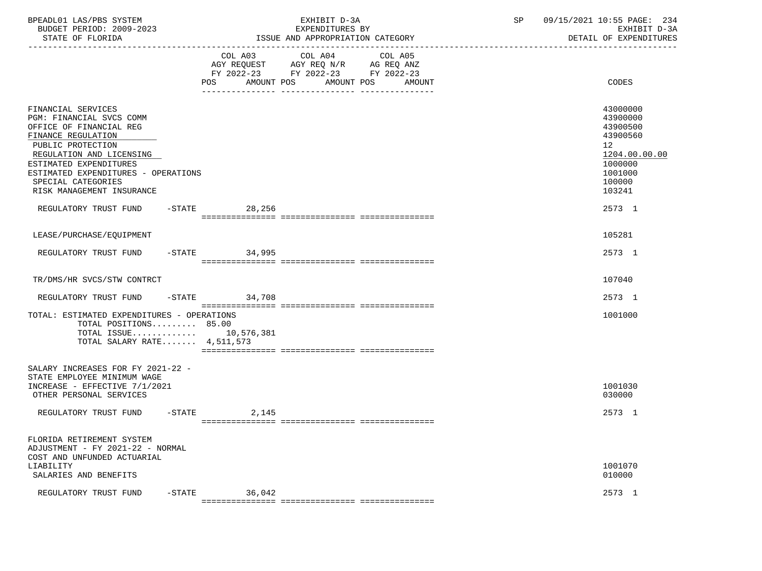BPEADL01 LAS/PBS SYSTEM | EXHIBIT D-3A | SP 09/15/2021 10:55 PAGE: 234
BUDGET PERIOD: 2009-2023 | EXPENDITURES BY | EXHIBIT D-3A
STATE OF FLORIDA | ISSUE AND APPROPRIATION CATEGORY | DETAIL OF EXPENDITURES

| | COL A03 AGY REQUEST FY 2022-23 POS AMOUNT | COL A04 AGY REQ N/R FY 2022-23 POS AMOUNT | COL A05 AG REQ ANZ FY 2022-23 POS AMOUNT | CODES |
|---|---|---|---|---|
| FINANCIAL SERVICES | | | | 43000000 |
| PGM: FINANCIAL SVCS COMM | | | | 43900000 |
| OFFICE OF FINANCIAL REG | | | | 43900500 |
| FINANCE REGULATION | | | | 43900560 |
| PUBLIC PROTECTION | | | | 12 |
| REGULATION AND LICENSING | | | | 1204.00.00.00 |
| ESTIMATED EXPENDITURES | | | | 1000000 |
| ESTIMATED EXPENDITURES - OPERATIONS | | | | 1001000 |
| SPECIAL CATEGORIES | | | | 100000 |
| RISK MANAGEMENT INSURANCE | | | | 103241 |
| REGULATORY TRUST FUND -STATE | 28,256 | | | 2573 1 |
| LEASE/PURCHASE/EQUIPMENT | | | | 105281 |
| REGULATORY TRUST FUND -STATE | 34,995 | | | 2573 1 |
| TR/DMS/HR SVCS/STW CONTRCT | | | | 107040 |
| REGULATORY TRUST FUND -STATE | 34,708 | | | 2573 1 |
| TOTAL: ESTIMATED EXPENDITURES - OPERATIONS | | | | 1001000 |
| TOTAL POSITIONS......... 85.00 | | | | |
| TOTAL ISSUE............ | 10,576,381 | | | |
| TOTAL SALARY RATE....... 4,511,573 | | | | |
| SALARY INCREASES FOR FY 2021-22 - STATE EMPLOYEE MINIMUM WAGE INCREASE - EFFECTIVE 7/1/2021 | | | | 1001030 |
| OTHER PERSONAL SERVICES | | | | 030000 |
| REGULATORY TRUST FUND -STATE | 2,145 | | | 2573 1 |
| FLORIDA RETIREMENT SYSTEM ADJUSTMENT - FY 2021-22 - NORMAL COST AND UNFUNDED ACTUARIAL LIABILITY | | | | 1001070 |
| SALARIES AND BENEFITS | | | | 010000 |
| REGULATORY TRUST FUND -STATE | 36,042 | | | 2573 1 |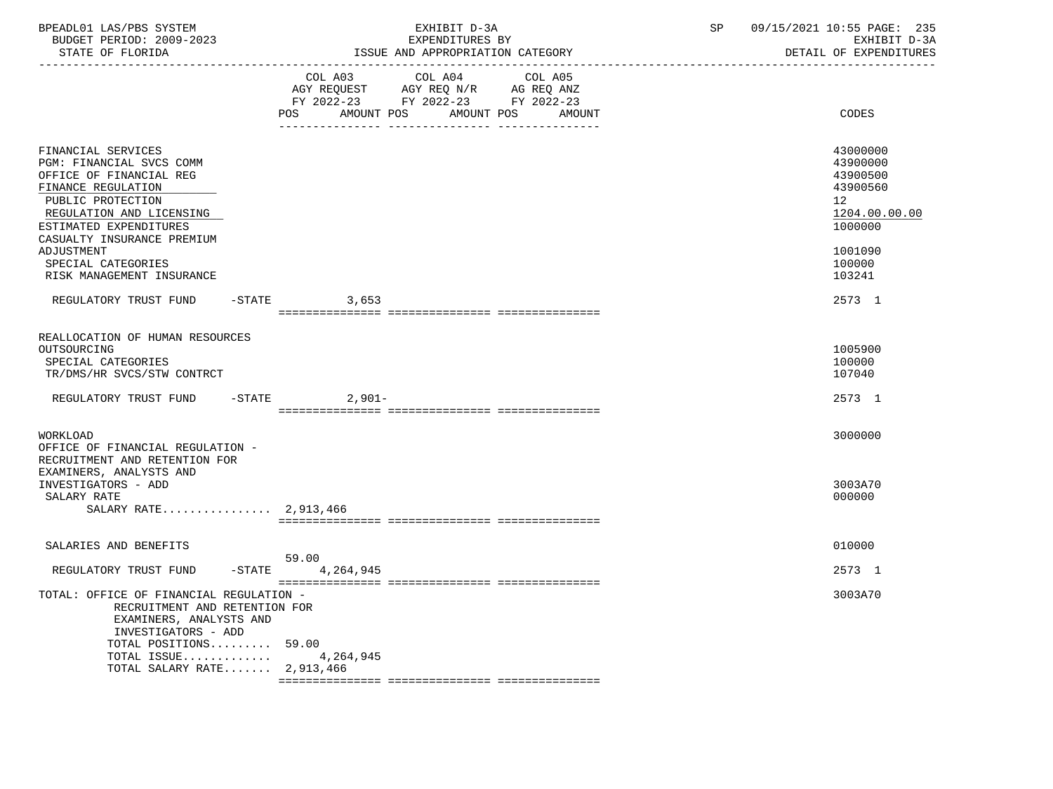BPEADL01 LAS/PBS SYSTEM | EXHIBIT D-3A | SP 09/15/2021 10:55 PAGE: 235
BUDGET PERIOD: 2009-2023 | EXPENDITURES BY | EXHIBIT D-3A
STATE OF FLORIDA | ISSUE AND APPROPRIATION CATEGORY | DETAIL OF EXPENDITURES

| | COL A03 AGY REQUEST FY 2022-23 POS | AMOUNT | COL A04 AGY REQ N/R FY 2022-23 POS | AMOUNT | COL A05 AG REQ ANZ FY 2022-23 POS | AMOUNT | CODES |
|---|---|---|---|---|---|---|---|
| FINANCIAL SERVICES | | | | | | | 43000000 |
| PGM: FINANCIAL SVCS COMM | | | | | | | 43900000 |
| OFFICE OF FINANCIAL REG | | | | | | | 43900500 |
| FINANCE REGULATION | | | | | | | 43900560 |
| PUBLIC PROTECTION | | | | | | | 12 |
| REGULATION AND LICENSING | | | | | | | 1204.00.00.00 |
| ESTIMATED EXPENDITURES | | | | | | | 1000000 |
| CASUALTY INSURANCE PREMIUM ADJUSTMENT | | | | | | | 1001090 |
| SPECIAL CATEGORIES | | | | | | | 100000 |
| RISK MANAGEMENT INSURANCE | | | | | | | 103241 |
| REGULATORY TRUST FUND -STATE | | 3,653 | | | | | 2573 1 |
| REALLOCATION OF HUMAN RESOURCES OUTSOURCING | | | | | | | 1005900 |
| SPECIAL CATEGORIES | | | | | | | 100000 |
| TR/DMS/HR SVCS/STW CONTRCT | | | | | | | 107040 |
| REGULATORY TRUST FUND -STATE | | 2,901- | | | | | 2573 1 |
| WORKLOAD | | | | | | | 3000000 |
| OFFICE OF FINANCIAL REGULATION - RECRUITMENT AND RETENTION FOR EXAMINERS, ANALYSTS AND INVESTIGATORS - ADD | | | | | | | 3003A70 |
| SALARY RATE | | | | | | | 000000 |
| SALARY RATE................ 2,913,466 | | | | | | | |
| SALARIES AND BENEFITS | | | | | | | 010000 |
| REGULATORY TRUST FUND -STATE | 59.00 | 4,264,945 | | | | | 2573 1 |
| TOTAL: OFFICE OF FINANCIAL REGULATION - RECRUITMENT AND RETENTION FOR EXAMINERS, ANALYSTS AND INVESTIGATORS - ADD | | | | | | | 3003A70 |
| TOTAL POSITIONS......... 59.00 | | | | | | | |
| TOTAL ISSUE............. | | 4,264,945 | | | | | |
| TOTAL SALARY RATE....... 2,913,466 | | | | | | | |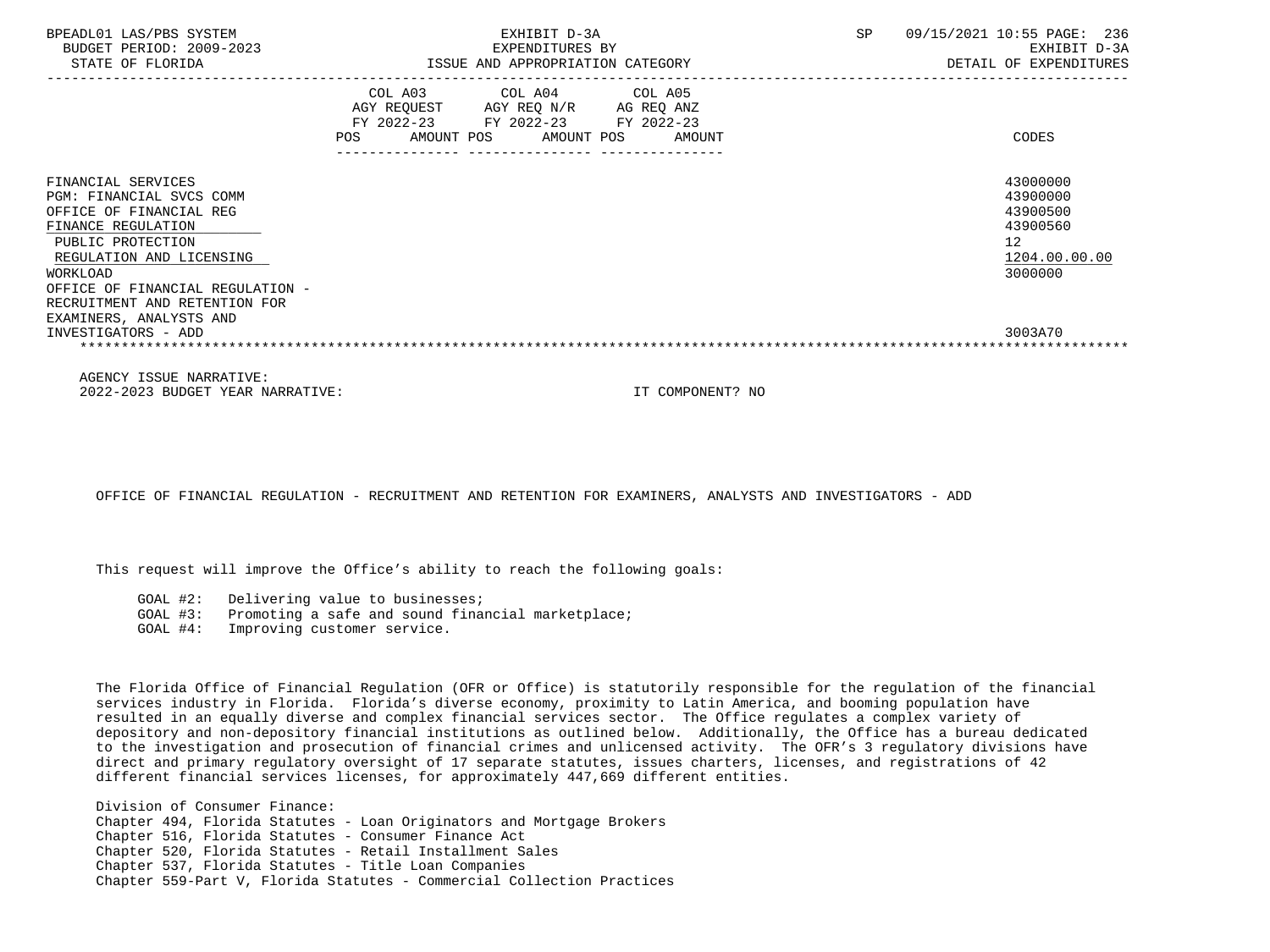| | COL A03 AGY REQUEST FY 2022-23 POS AMOUNT | COL A04 AGY REQ N/R FY 2022-23 POS AMOUNT | COL A05 AG REQ ANZ FY 2022-23 POS AMOUNT | CODES |
|---|---|---|---|---|
| FINANCIAL SERVICES | | | | 43000000 |
| PGM: FINANCIAL SVCS COMM | | | | 43900000 |
| OFFICE OF FINANCIAL REG | | | | 43900500 |
| FINANCE REGULATION | | | | 43900560 |
| PUBLIC PROTECTION | | | | 12 |
| REGULATION AND LICENSING | | | | 1204.00.00.00 |
| WORKLOAD | | | | 3000000 |
| OFFICE OF FINANCIAL REGULATION - RECRUITMENT AND RETENTION FOR EXAMINERS, ANALYSTS AND INVESTIGATORS - ADD | | | | 3003A70 |

AGENCY ISSUE NARRATIVE:

2022-2023 BUDGET YEAR NARRATIVE: IT COMPONENT? NO

OFFICE OF FINANCIAL REGULATION - RECRUITMENT AND RETENTION FOR EXAMINERS, ANALYSTS AND INVESTIGATORS - ADD

This request will improve the Office's ability to reach the following goals:

GOAL #2: Delivering value to businesses;
GOAL #3: Promoting a safe and sound financial marketplace;
GOAL #4: Improving customer service.

The Florida Office of Financial Regulation (OFR or Office) is statutorily responsible for the regulation of the financial services industry in Florida. Florida's diverse economy, proximity to Latin America, and booming population have resulted in an equally diverse and complex financial services sector. The Office regulates a complex variety of depository and non-depository financial institutions as outlined below. Additionally, the Office has a bureau dedicated to the investigation and prosecution of financial crimes and unlicensed activity. The OFR's 3 regulatory divisions have direct and primary regulatory oversight of 17 separate statutes, issues charters, licenses, and registrations of 42 different financial services licenses, for approximately 447,669 different entities.

Division of Consumer Finance:
Chapter 494, Florida Statutes - Loan Originators and Mortgage Brokers
Chapter 516, Florida Statutes - Consumer Finance Act
Chapter 520, Florida Statutes - Retail Installment Sales
Chapter 537, Florida Statutes - Title Loan Companies
Chapter 559-Part V, Florida Statutes - Commercial Collection Practices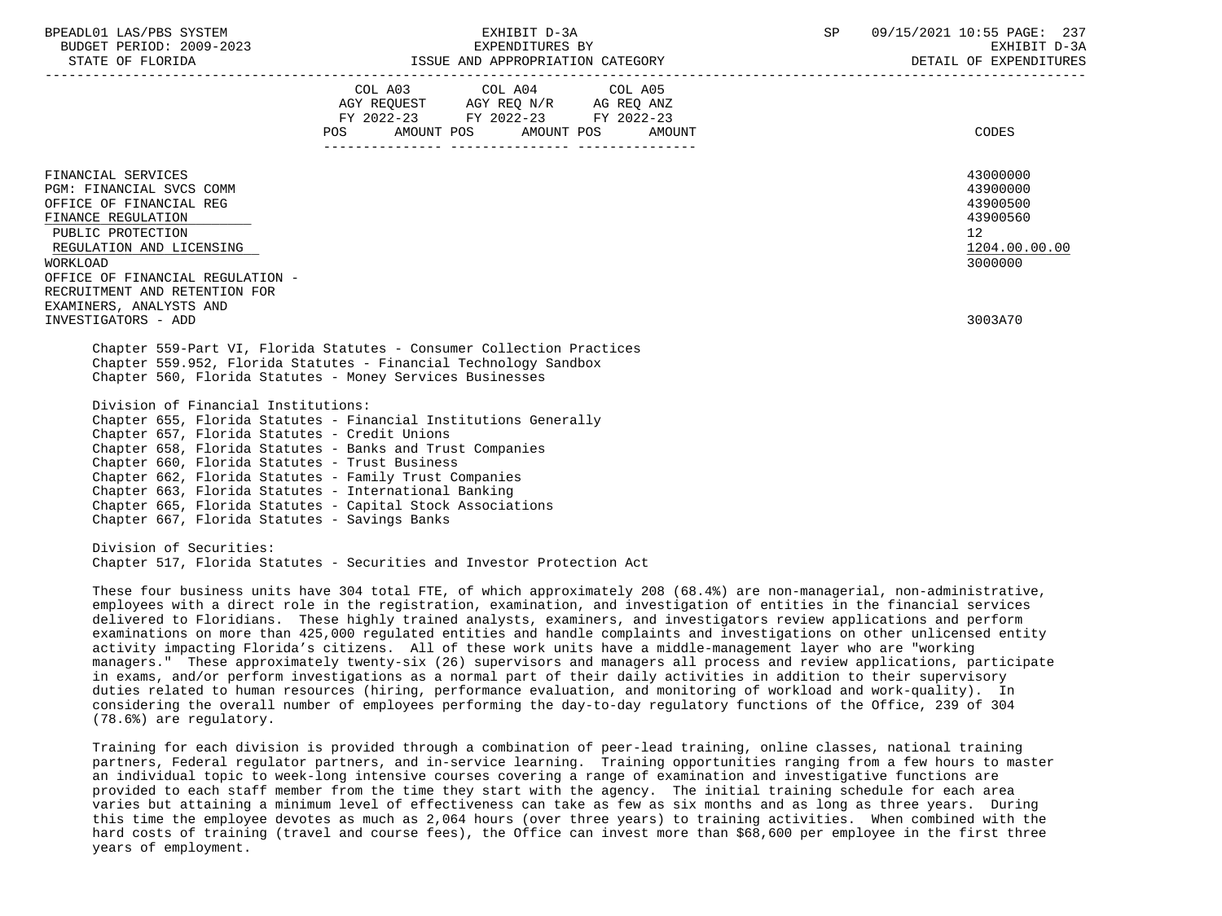| | COL A03 AGY REQUEST FY 2022-23 POS AMOUNT | COL A04 AGY REQ N/R FY 2022-23 POS AMOUNT | COL A05 AG REQ ANZ FY 2022-23 POS AMOUNT | CODES |
|---|---|---|---|---|
| FINANCIAL SERVICES | | | | 43000000 |
| PGM: FINANCIAL SVCS COMM | | | | 43900000 |
| OFFICE OF FINANCIAL REG | | | | 43900500 |
| FINANCE REGULATION | | | | 43900560 |
| PUBLIC PROTECTION | | | | 12 |
| REGULATION AND LICENSING | | | | 1204.00.00.00 |
| WORKLOAD | | | | 3000000 |
| OFFICE OF FINANCIAL REGULATION - RECRUITMENT AND RETENTION FOR EXAMINERS, ANALYSTS AND INVESTIGATORS - ADD | | | | 3003A70 |

Chapter 559-Part VI, Florida Statutes - Consumer Collection Practices
Chapter 559.952, Florida Statutes - Financial Technology Sandbox
Chapter 560, Florida Statutes - Money Services Businesses

Division of Financial Institutions:
Chapter 655, Florida Statutes - Financial Institutions Generally
Chapter 657, Florida Statutes - Credit Unions
Chapter 658, Florida Statutes - Banks and Trust Companies
Chapter 660, Florida Statutes - Trust Business
Chapter 662, Florida Statutes - Family Trust Companies
Chapter 663, Florida Statutes - International Banking
Chapter 665, Florida Statutes - Capital Stock Associations
Chapter 667, Florida Statutes - Savings Banks

Division of Securities:
Chapter 517, Florida Statutes - Securities and Investor Protection Act

These four business units have 304 total FTE, of which approximately 208 (68.4%) are non-managerial, non-administrative, employees with a direct role in the registration, examination, and investigation of entities in the financial services delivered to Floridians. These highly trained analysts, examiners, and investigators review applications and perform examinations on more than 425,000 regulated entities and handle complaints and investigations on other unlicensed entity activity impacting Florida's citizens. All of these work units have a middle-management layer who are "working managers." These approximately twenty-six (26) supervisors and managers all process and review applications, participate in exams, and/or perform investigations as a normal part of their daily activities in addition to their supervisory duties related to human resources (hiring, performance evaluation, and monitoring of workload and work-quality). In considering the overall number of employees performing the day-to-day regulatory functions of the Office, 239 of 304 (78.6%) are regulatory.

Training for each division is provided through a combination of peer-lead training, online classes, national training partners, Federal regulator partners, and in-service learning. Training opportunities ranging from a few hours to master an individual topic to week-long intensive courses covering a range of examination and investigative functions are provided to each staff member from the time they start with the agency. The initial training schedule for each area varies but attaining a minimum level of effectiveness can take as few as six months and as long as three years. During this time the employee devotes as much as 2,064 hours (over three years) to training activities. When combined with the hard costs of training (travel and course fees), the Office can invest more than $68,600 per employee in the first three years of employment.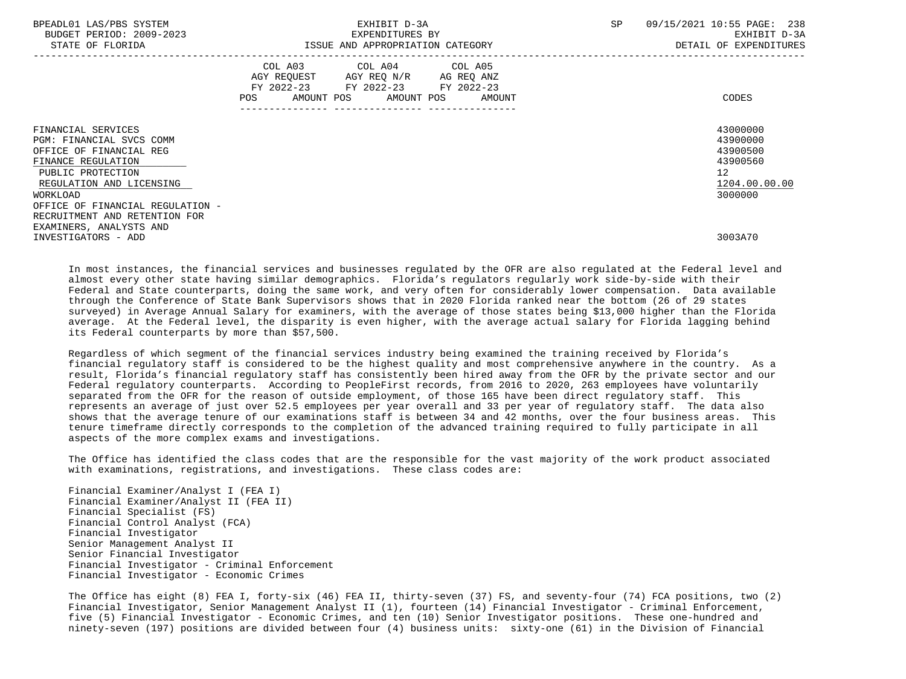| | COL A03 AGY REQUEST FY 2022-23 POS AMOUNT | COL A04 AGY REQ N/R FY 2022-23 POS AMOUNT | COL A05 AG REQ ANZ FY 2022-23 POS AMOUNT | CODES |
|---|---|---|---|---|
| FINANCIAL SERVICES | | | | 43000000 |
| PGM: FINANCIAL SVCS COMM | | | | 43900000 |
| OFFICE OF FINANCIAL REG | | | | 43900500 |
| FINANCE REGULATION | | | | 43900560 |
| PUBLIC PROTECTION | | | | 12 |
| REGULATION AND LICENSING | | | | 1204.00.00.00 |
| WORKLOAD | | | | 3000000 |
| OFFICE OF FINANCIAL REGULATION - RECRUITMENT AND RETENTION FOR EXAMINERS, ANALYSTS AND INVESTIGATORS - ADD | | | | 3003A70 |

In most instances, the financial services and businesses regulated by the OFR are also regulated at the Federal level and almost every other state having similar demographics. Florida's regulators regularly work side-by-side with their Federal and State counterparts, doing the same work, and very often for considerably lower compensation. Data available through the Conference of State Bank Supervisors shows that in 2020 Florida ranked near the bottom (26 of 29 states surveyed) in Average Annual Salary for examiners, with the average of those states being $13,000 higher than the Florida average. At the Federal level, the disparity is even higher, with the average actual salary for Florida lagging behind its Federal counterparts by more than $57,500.

Regardless of which segment of the financial services industry being examined the training received by Florida's financial regulatory staff is considered to be the highest quality and most comprehensive anywhere in the country. As a result, Florida's financial regulatory staff has consistently been hired away from the OFR by the private sector and our Federal regulatory counterparts. According to PeopleFirst records, from 2016 to 2020, 263 employees have voluntarily separated from the OFR for the reason of outside employment, of those 165 have been direct regulatory staff. This represents an average of just over 52.5 employees per year overall and 33 per year of regulatory staff. The data also shows that the average tenure of our examinations staff is between 34 and 42 months, over the four business areas. This tenure timeframe directly corresponds to the completion of the advanced training required to fully participate in all aspects of the more complex exams and investigations.

The Office has identified the class codes that are the responsible for the vast majority of the work product associated with examinations, registrations, and investigations. These class codes are:

Financial Examiner/Analyst I (FEA I)
Financial Examiner/Analyst II (FEA II)
Financial Specialist (FS)
Financial Control Analyst (FCA)
Financial Investigator
Senior Management Analyst II
Senior Financial Investigator
Financial Investigator - Criminal Enforcement
Financial Investigator - Economic Crimes

The Office has eight (8) FEA I, forty-six (46) FEA II, thirty-seven (37) FS, and seventy-four (74) FCA positions, two (2) Financial Investigator, Senior Management Analyst II (1), fourteen (14) Financial Investigator - Criminal Enforcement, five (5) Financial Investigator - Economic Crimes, and ten (10) Senior Investigator positions. These one-hundred and ninety-seven (197) positions are divided between four (4) business units: sixty-one (61) in the Division of Financial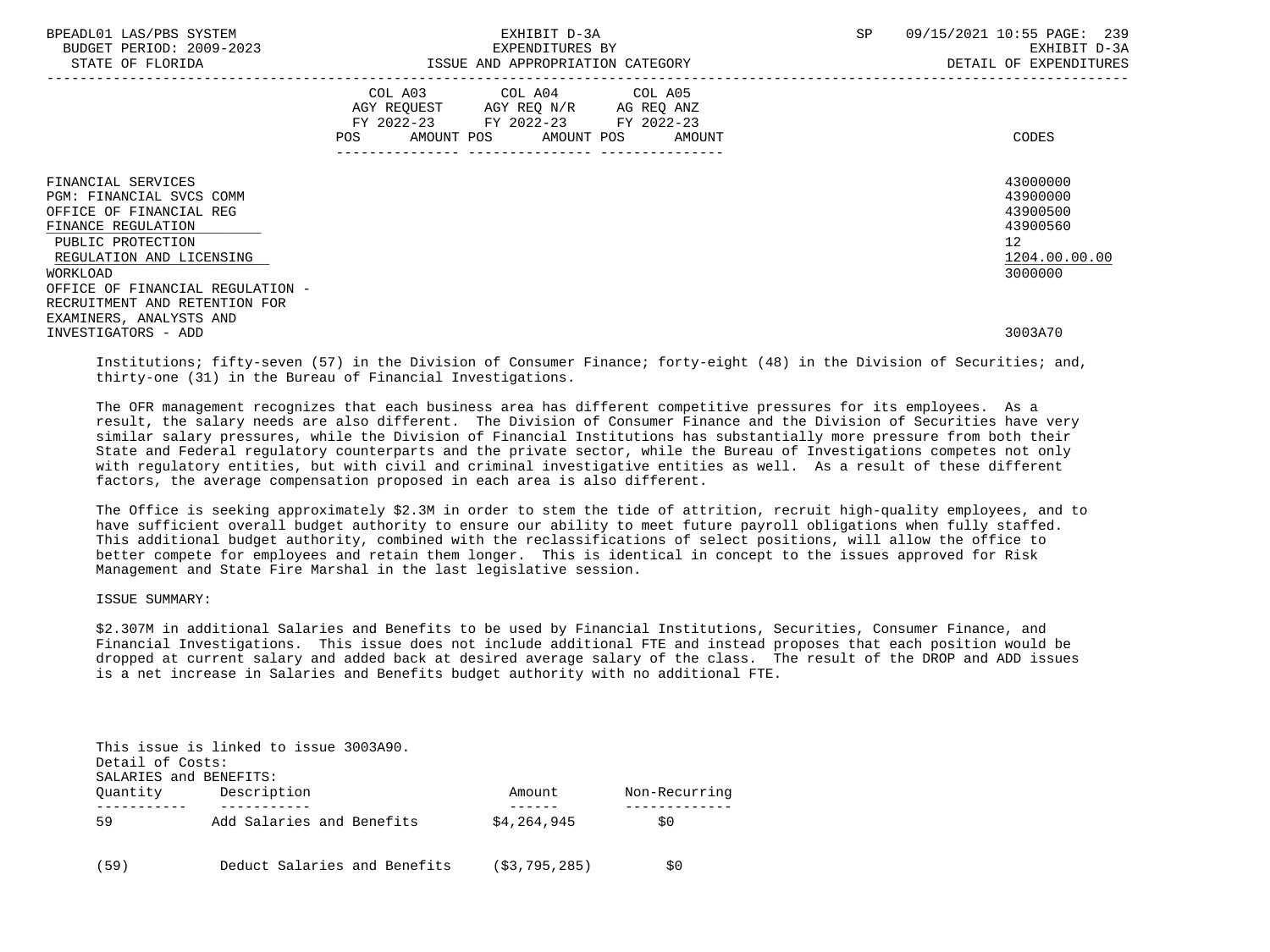FINANCIAL SERVICES 43000000
PGM: FINANCIAL SVCS COMM 43900000
OFFICE OF FINANCIAL REG 43900500
FINANCE REGULATION 43900560
PUBLIC PROTECTION 12
REGULATION AND LICENSING 1204.00.00.00
WORKLOAD 3000000
OFFICE OF FINANCIAL REGULATION - RECRUITMENT AND RETENTION FOR EXAMINERS, ANALYSTS AND INVESTIGATORS - ADD 3003A70

Institutions; fifty-seven (57) in the Division of Consumer Finance; forty-eight (48) in the Division of Securities; and, thirty-one (31) in the Bureau of Financial Investigations.

The OFR management recognizes that each business area has different competitive pressures for its employees. As a result, the salary needs are also different. The Division of Consumer Finance and the Division of Securities have very similar salary pressures, while the Division of Financial Institutions has substantially more pressure from both their State and Federal regulatory counterparts and the private sector, while the Bureau of Investigations competes not only with regulatory entities, but with civil and criminal investigative entities as well. As a result of these different factors, the average compensation proposed in each area is also different.

The Office is seeking approximately $2.3M in order to stem the tide of attrition, recruit high-quality employees, and to have sufficient overall budget authority to ensure our ability to meet future payroll obligations when fully staffed. This additional budget authority, combined with the reclassifications of select positions, will allow the office to better compete for employees and retain them longer. This is identical in concept to the issues approved for Risk Management and State Fire Marshal in the last legislative session.

ISSUE SUMMARY:

$2.307M in additional Salaries and Benefits to be used by Financial Institutions, Securities, Consumer Finance, and Financial Investigations. This issue does not include additional FTE and instead proposes that each position would be dropped at current salary and added back at desired average salary of the class. The result of the DROP and ADD issues is a net increase in Salaries and Benefits budget authority with no additional FTE.

This issue is linked to issue 3003A90.
Detail of Costs:
SALARIES and BENEFITS:

| Quantity | Description | Amount | Non-Recurring |
|---|---|---|---|
| 59 | Add Salaries and Benefits | $4,264,945 | $0 |
| (59) | Deduct Salaries and Benefits | ($3,795,285) | $0 |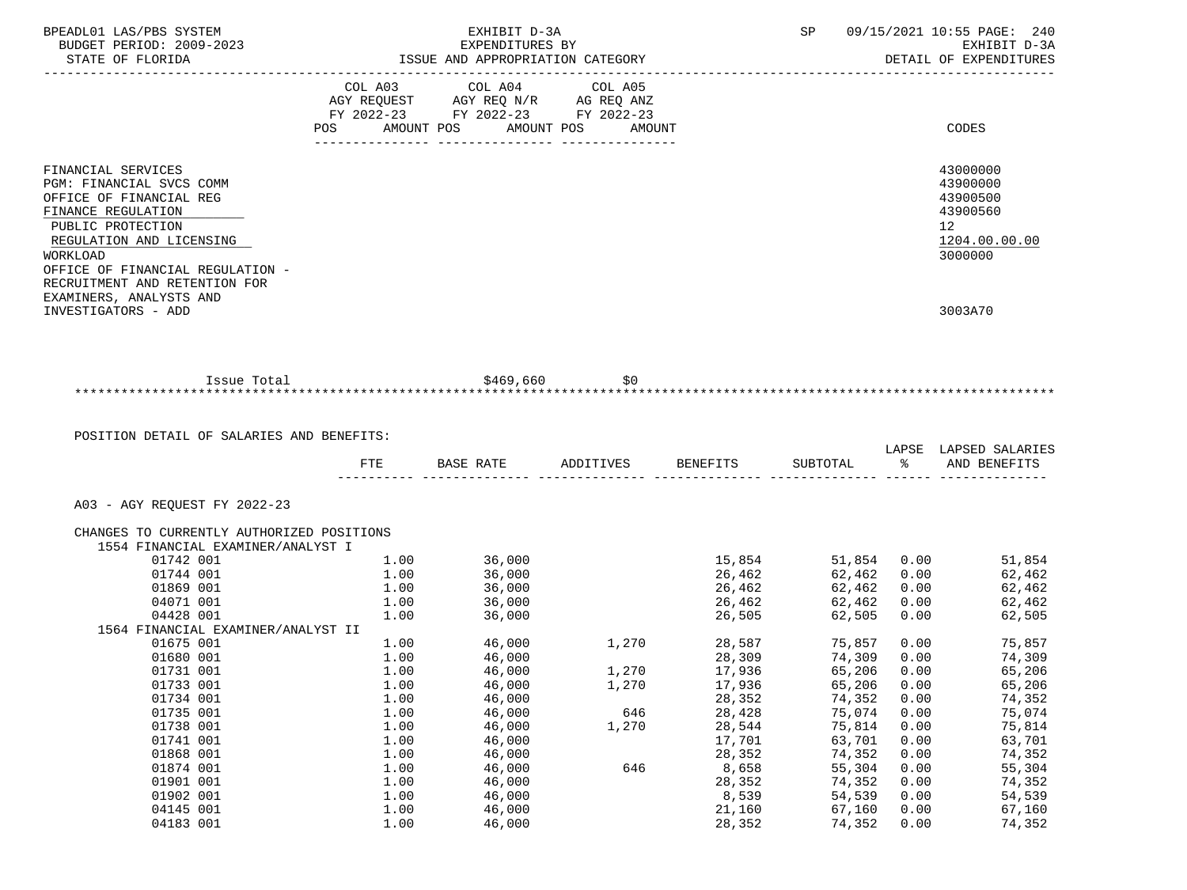BPEADL01 LAS/PBS SYSTEM | EXHIBIT D-3A | SP 09/15/2021 10:55 PAGE: 240
BUDGET PERIOD: 2009-2023 | EXPENDITURES BY | EXHIBIT D-3A
STATE OF FLORIDA | ISSUE AND APPROPRIATION CATEGORY | DETAIL OF EXPENDITURES

| | COL A03 AGY REQUEST FY 2022-23 POS AMOUNT | COL A04 AGY REQ N/R FY 2022-23 POS AMOUNT | COL A05 AG REQ ANZ FY 2022-23 POS AMOUNT | CODES |
|---|---|---|---|---|
| FINANCIAL SERVICES | | | | 43000000 |
| PGM: FINANCIAL SVCS COMM | | | | 43900000 |
| OFFICE OF FINANCIAL REG | | | | 43900500 |
| FINANCE REGULATION | | | | 43900560 |
| PUBLIC PROTECTION | | | | 12 |
| REGULATION AND LICENSING | | | | 1204.00.00.00 |
| WORKLOAD | | | | 3000000 |
| OFFICE OF FINANCIAL REGULATION - RECRUITMENT AND RETENTION FOR EXAMINERS, ANALYSTS AND INVESTIGATORS - ADD | | | | 3003A70 |
| Issue Total | | $469,660 | $0 | |

POSITION DETAIL OF SALARIES AND BENEFITS:

| | FTE | BASE RATE | ADDITIVES | BENEFITS | SUBTOTAL | LAPSE % | LAPSED SALARIES AND BENEFITS |
|---|---|---|---|---|---|---|---|
| A03 - AGY REQUEST FY 2022-23 | | | | | | | |
| CHANGES TO CURRENTLY AUTHORIZED POSITIONS | | | | | | | |
| 1554 FINANCIAL EXAMINER/ANALYST I | | | | | | | |
| 01742 001 | 1.00 | 36,000 | | 15,854 | 51,854 | 0.00 | 51,854 |
| 01744 001 | 1.00 | 36,000 | | 26,462 | 62,462 | 0.00 | 62,462 |
| 01869 001 | 1.00 | 36,000 | | 26,462 | 62,462 | 0.00 | 62,462 |
| 04071 001 | 1.00 | 36,000 | | 26,462 | 62,462 | 0.00 | 62,462 |
| 04428 001 | 1.00 | 36,000 | | 26,505 | 62,505 | 0.00 | 62,505 |
| 1564 FINANCIAL EXAMINER/ANALYST II | | | | | | | |
| 01675 001 | 1.00 | 46,000 | 1,270 | 28,587 | 75,857 | 0.00 | 75,857 |
| 01680 001 | 1.00 | 46,000 | | 28,309 | 74,309 | 0.00 | 74,309 |
| 01731 001 | 1.00 | 46,000 | 1,270 | 17,936 | 65,206 | 0.00 | 65,206 |
| 01733 001 | 1.00 | 46,000 | 1,270 | 17,936 | 65,206 | 0.00 | 65,206 |
| 01734 001 | 1.00 | 46,000 | | 28,352 | 74,352 | 0.00 | 74,352 |
| 01735 001 | 1.00 | 46,000 | 646 | 28,428 | 75,074 | 0.00 | 75,074 |
| 01738 001 | 1.00 | 46,000 | 1,270 | 28,544 | 75,814 | 0.00 | 75,814 |
| 01741 001 | 1.00 | 46,000 | | 17,701 | 63,701 | 0.00 | 63,701 |
| 01868 001 | 1.00 | 46,000 | | 28,352 | 74,352 | 0.00 | 74,352 |
| 01874 001 | 1.00 | 46,000 | 646 | 8,658 | 55,304 | 0.00 | 55,304 |
| 01901 001 | 1.00 | 46,000 | | 28,352 | 74,352 | 0.00 | 74,352 |
| 01902 001 | 1.00 | 46,000 | | 8,539 | 54,539 | 0.00 | 54,539 |
| 04145 001 | 1.00 | 46,000 | | 21,160 | 67,160 | 0.00 | 67,160 |
| 04183 001 | 1.00 | 46,000 | | 28,352 | 74,352 | 0.00 | 74,352 |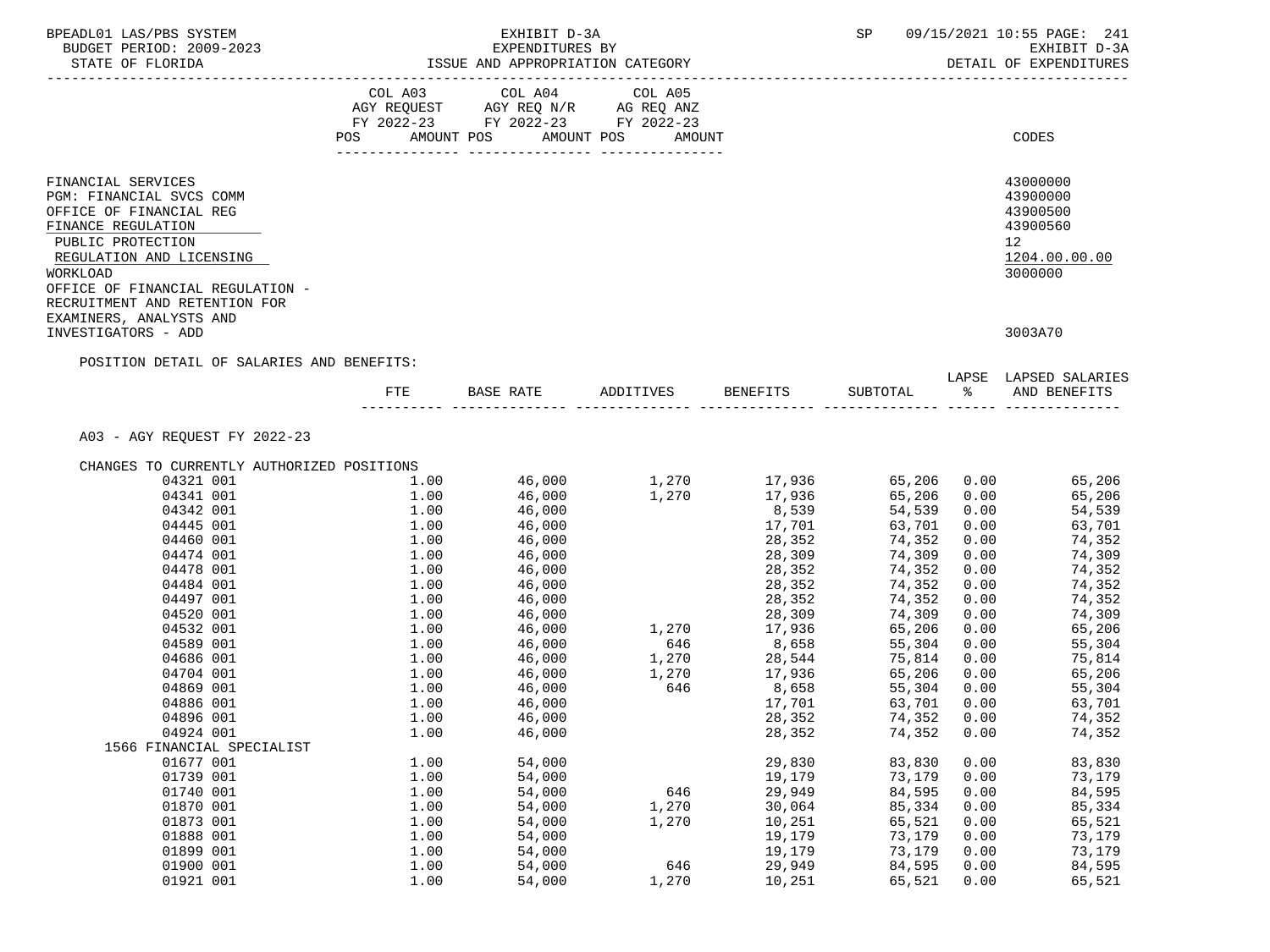BPEADL01 LAS/PBS SYSTEM — EXHIBIT D-3A — SP 09/15/2021 10:55

BUDGET PERIOD: 2009-2023 — EXPENDITURES BY — EXHIBIT D-3A

STATE OF FLORIDA — ISSUE AND APPROPRIATION CATEGORY — DETAIL OF EXPENDITURES

| | COL A03 AGY REQUEST FY 2022-23 POS AMOUNT | COL A04 AGY REQ N/R FY 2022-23 POS AMOUNT | COL A05 AG REQ ANZ FY 2022-23 POS AMOUNT | CODES |
|---|---|---|---|---|
| FINANCIAL SERVICES | | | | 43000000 |
| PGM: FINANCIAL SVCS COMM | | | | 43900000 |
| OFFICE OF FINANCIAL REG | | | | 43900500 |
| FINANCE REGULATION | | | | 43900560 |
| PUBLIC PROTECTION | | | | 12 |
| REGULATION AND LICENSING | | | | 1204.00.00.00 |
| WORKLOAD | | | | 3000000 |
| OFFICE OF FINANCIAL REGULATION - RECRUITMENT AND RETENTION FOR EXAMINERS, ANALYSTS AND INVESTIGATORS - ADD | | | | 3003A70 |

POSITION DETAIL OF SALARIES AND BENEFITS:

A03 - AGY REQUEST FY 2022-23

CHANGES TO CURRENTLY AUTHORIZED POSITIONS

| | FTE | BASE RATE | ADDITIVES | BENEFITS | SUBTOTAL | LAPSE % | LAPSED SALARIES AND BENEFITS |
|---|---|---|---|---|---|---|---|
| 04321 001 | 1.00 | 46,000 | 1,270 | 17,936 | 65,206 | 0.00 | 65,206 |
| 04341 001 | 1.00 | 46,000 | 1,270 | 17,936 | 65,206 | 0.00 | 65,206 |
| 04342 001 | 1.00 | 46,000 | | 8,539 | 54,539 | 0.00 | 54,539 |
| 04445 001 | 1.00 | 46,000 | | 17,701 | 63,701 | 0.00 | 63,701 |
| 04460 001 | 1.00 | 46,000 | | 28,352 | 74,352 | 0.00 | 74,352 |
| 04474 001 | 1.00 | 46,000 | | 28,309 | 74,309 | 0.00 | 74,309 |
| 04478 001 | 1.00 | 46,000 | | 28,352 | 74,352 | 0.00 | 74,352 |
| 04484 001 | 1.00 | 46,000 | | 28,352 | 74,352 | 0.00 | 74,352 |
| 04497 001 | 1.00 | 46,000 | | 28,352 | 74,352 | 0.00 | 74,352 |
| 04520 001 | 1.00 | 46,000 | | 28,309 | 74,309 | 0.00 | 74,309 |
| 04532 001 | 1.00 | 46,000 | 1,270 | 17,936 | 65,206 | 0.00 | 65,206 |
| 04589 001 | 1.00 | 46,000 | 646 | 8,658 | 55,304 | 0.00 | 55,304 |
| 04686 001 | 1.00 | 46,000 | 1,270 | 28,544 | 75,814 | 0.00 | 75,814 |
| 04704 001 | 1.00 | 46,000 | 1,270 | 17,936 | 65,206 | 0.00 | 65,206 |
| 04869 001 | 1.00 | 46,000 | 646 | 8,658 | 55,304 | 0.00 | 55,304 |
| 04886 001 | 1.00 | 46,000 | | 17,701 | 63,701 | 0.00 | 63,701 |
| 04896 001 | 1.00 | 46,000 | | 28,352 | 74,352 | 0.00 | 74,352 |
| 04924 001 | 1.00 | 46,000 | | 28,352 | 74,352 | 0.00 | 74,352 |
| 1566 FINANCIAL SPECIALIST | | | | | | | |
| 01677 001 | 1.00 | 54,000 | | 29,830 | 83,830 | 0.00 | 83,830 |
| 01739 001 | 1.00 | 54,000 | | 19,179 | 73,179 | 0.00 | 73,179 |
| 01740 001 | 1.00 | 54,000 | 646 | 29,949 | 84,595 | 0.00 | 84,595 |
| 01870 001 | 1.00 | 54,000 | 1,270 | 30,064 | 85,334 | 0.00 | 85,334 |
| 01873 001 | 1.00 | 54,000 | 1,270 | 10,251 | 65,521 | 0.00 | 65,521 |
| 01888 001 | 1.00 | 54,000 | | 19,179 | 73,179 | 0.00 | 73,179 |
| 01899 001 | 1.00 | 54,000 | | 19,179 | 73,179 | 0.00 | 73,179 |
| 01900 001 | 1.00 | 54,000 | 646 | 29,949 | 84,595 | 0.00 | 84,595 |
| 01921 001 | 1.00 | 54,000 | 1,270 | 10,251 | 65,521 | 0.00 | 65,521 |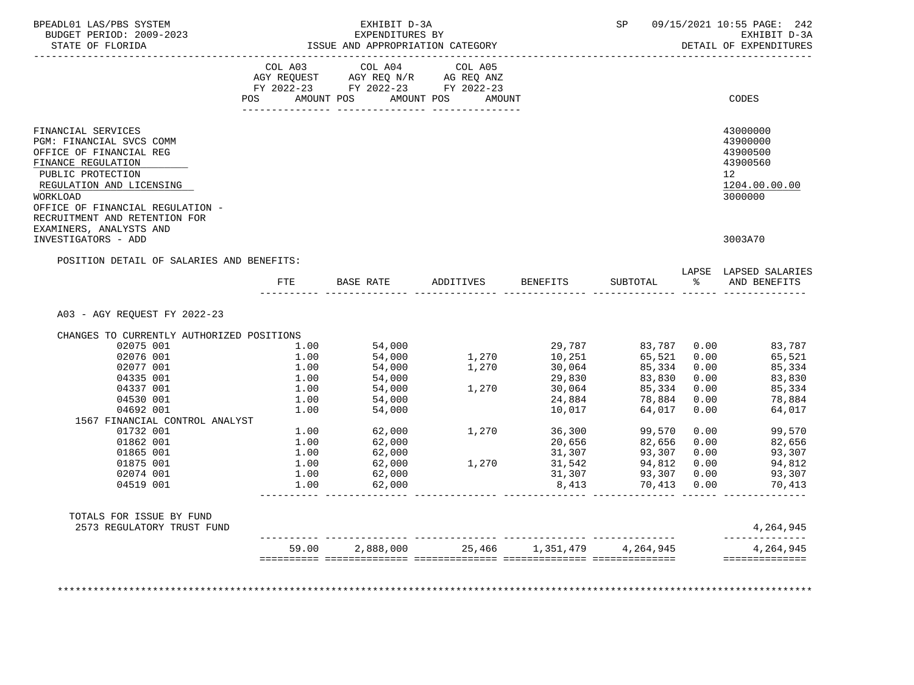BPEADL01 LAS/PBS SYSTEM | EXHIBIT D-3A | SP 09/15/2021 10:55 PAGE: 242
BUDGET PERIOD: 2009-2023 | EXPENDITURES BY | EXHIBIT D-3A
STATE OF FLORIDA | ISSUE AND APPROPRIATION CATEGORY | DETAIL OF EXPENDITURES

| | COL A03 AGY REQUEST FY 2022-23 POS AMOUNT | COL A04 AGY REQ N/R FY 2022-23 POS AMOUNT | COL A05 AG REQ ANZ FY 2022-23 POS AMOUNT | CODES |
|---|---|---|---|---|
| FINANCIAL SERVICES | | | | 43000000 |
| PGM: FINANCIAL SVCS COMM | | | | 43900000 |
| OFFICE OF FINANCIAL REG | | | | 43900500 |
| FINANCE REGULATION | | | | 43900560 |
| PUBLIC PROTECTION | | | | 12 |
| REGULATION AND LICENSING | | | | 1204.00.00.00 |
| WORKLOAD | | | | 3000000 |
| OFFICE OF FINANCIAL REGULATION - RECRUITMENT AND RETENTION FOR EXAMINERS, ANALYSTS AND INVESTIGATORS - ADD | | | | 3003A70 |

POSITION DETAIL OF SALARIES AND BENEFITS:

| | FTE | BASE RATE | ADDITIVES | BENEFITS | SUBTOTAL | LAPSE % | LAPSED SALARIES AND BENEFITS |
|---|---|---|---|---|---|---|---|
| A03 - AGY REQUEST FY 2022-23 | | | | | | | |
| CHANGES TO CURRENTLY AUTHORIZED POSITIONS | | | | | | | |
| 02075 001 | 1.00 | 54,000 | | 29,787 | 83,787 | 0.00 | 83,787 |
| 02076 001 | 1.00 | 54,000 | 1,270 | 10,251 | 65,521 | 0.00 | 65,521 |
| 02077 001 | 1.00 | 54,000 | 1,270 | 30,064 | 85,334 | 0.00 | 85,334 |
| 04335 001 | 1.00 | 54,000 | | 29,830 | 83,830 | 0.00 | 83,830 |
| 04337 001 | 1.00 | 54,000 | 1,270 | 30,064 | 85,334 | 0.00 | 85,334 |
| 04530 001 | 1.00 | 54,000 | | 24,884 | 78,884 | 0.00 | 78,884 |
| 04692 001 | 1.00 | 54,000 | | 10,017 | 64,017 | 0.00 | 64,017 |
| 1567 FINANCIAL CONTROL ANALYST | | | | | | | |
| 01732 001 | 1.00 | 62,000 | 1,270 | 36,300 | 99,570 | 0.00 | 99,570 |
| 01862 001 | 1.00 | 62,000 | | 20,656 | 82,656 | 0.00 | 82,656 |
| 01865 001 | 1.00 | 62,000 | | 31,307 | 93,307 | 0.00 | 93,307 |
| 01875 001 | 1.00 | 62,000 | 1,270 | 31,542 | 94,812 | 0.00 | 94,812 |
| 02074 001 | 1.00 | 62,000 | | 31,307 | 93,307 | 0.00 | 93,307 |
| 04519 001 | 1.00 | 62,000 | | 8,413 | 70,413 | 0.00 | 70,413 |
| TOTALS FOR ISSUE BY FUND | | | | | | | |
| 2573 REGULATORY TRUST FUND | | | | | | | 4,264,945 |
| | 59.00 | 2,888,000 | 25,466 | 1,351,479 | 4,264,945 | | 4,264,945 |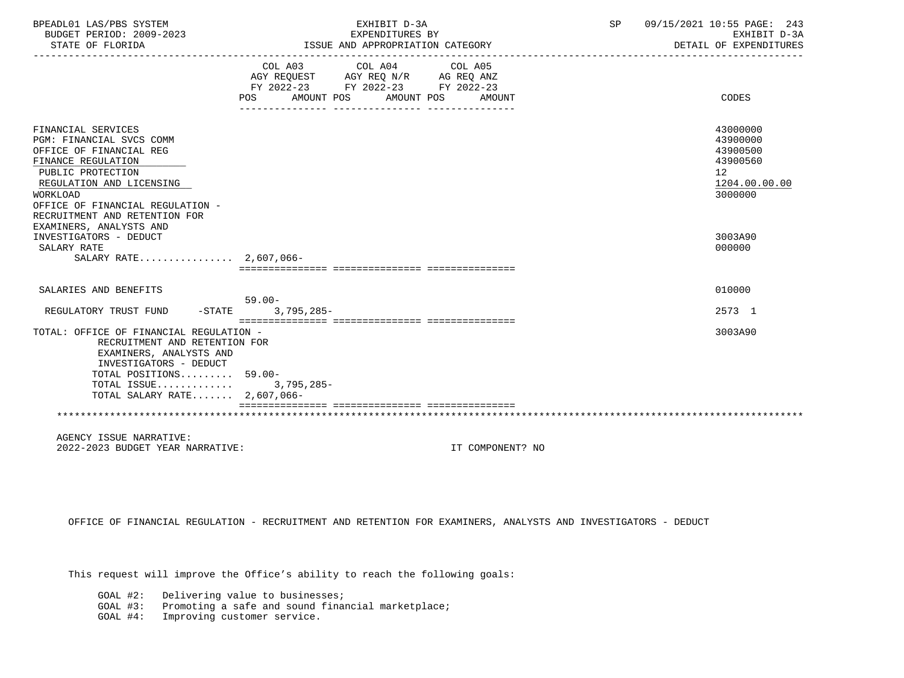BPEADL01 LAS/PBS SYSTEM
BUDGET PERIOD: 2009-2023
STATE OF FLORIDA

EXHIBIT D-3A
EXPENDITURES BY
ISSUE AND APPROPRIATION CATEGORY

SP 09/15/2021 10:55
EXHIBIT D-3A
DETAIL OF EXPENDITURES

| | COL A03 AGY REQUEST FY 2022-23 POS | AMOUNT | COL A04 AGY REQ N/R FY 2022-23 POS | AMOUNT | COL A05 AG REQ ANZ FY 2022-23 POS | AMOUNT | CODES |
|---|---|---|---|---|---|---|---|
| FINANCIAL SERVICES | | | | | | | 43000000 |
| PGM: FINANCIAL SVCS COMM | | | | | | | 43900000 |
| OFFICE OF FINANCIAL REG | | | | | | | 43900500 |
| FINANCE REGULATION | | | | | | | 43900560 |
| PUBLIC PROTECTION | | | | | | | 12 |
| REGULATION AND LICENSING | | | | | | | 1204.00.00.00 |
| WORKLOAD | | | | | | | 3000000 |
| OFFICE OF FINANCIAL REGULATION - RECRUITMENT AND RETENTION FOR EXAMINERS, ANALYSTS AND INVESTIGATORS - DEDUCT | | | | | | | 3003A90 |
| SALARY RATE | | | | | | | 000000 |
| SALARY RATE................ 2,607,066- | | | | | | | |
| SALARIES AND BENEFITS | | | | | | | 010000 |
| REGULATORY TRUST FUND -STATE | 59.00- | 3,795,285- | | | | | 2573 1 |
| TOTAL: OFFICE OF FINANCIAL REGULATION - RECRUITMENT AND RETENTION FOR EXAMINERS, ANALYSTS AND INVESTIGATORS - DEDUCT | | | | | | | 3003A90 |
| TOTAL POSITIONS......... 59.00- | | | | | | | |
| TOTAL ISSUE............. | | 3,795,285- | | | | | |
| TOTAL SALARY RATE....... 2,607,066- | | | | | | | |

AGENCY ISSUE NARRATIVE:
2022-2023 BUDGET YEAR NARRATIVE: IT COMPONENT? NO

OFFICE OF FINANCIAL REGULATION - RECRUITMENT AND RETENTION FOR EXAMINERS, ANALYSTS AND INVESTIGATORS - DEDUCT

This request will improve the Office's ability to reach the following goals:

GOAL #2: Delivering value to businesses;
GOAL #3: Promoting a safe and sound financial marketplace;
GOAL #4: Improving customer service.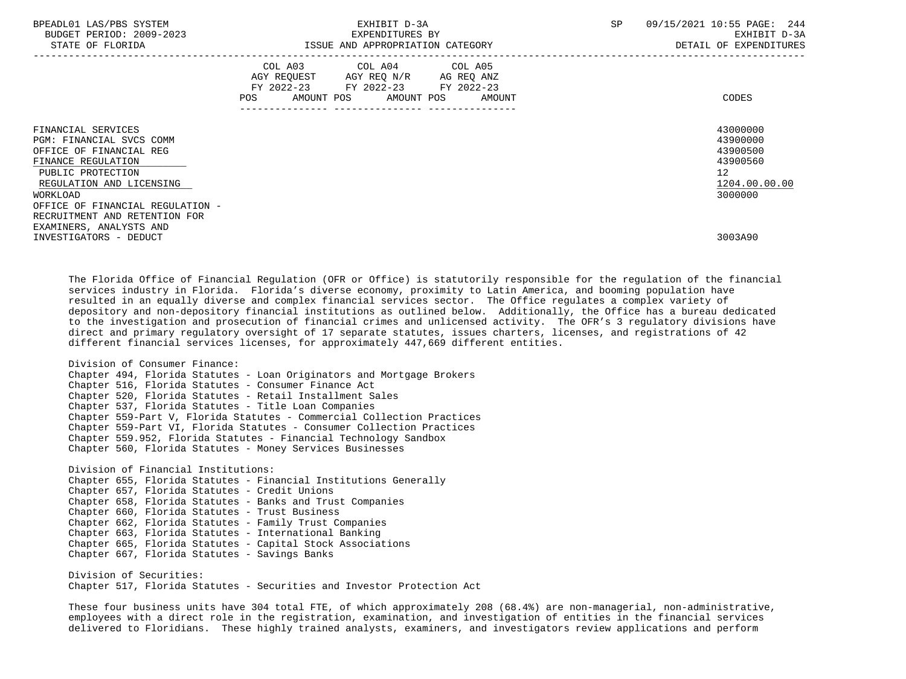| | COL A03 AGY REQUEST FY 2022-23 POS AMOUNT | COL A04 AGY REQ N/R FY 2022-23 POS AMOUNT | COL A05 AG REQ ANZ FY 2022-23 POS AMOUNT | CODES |
|---|---|---|---|---|
| FINANCIAL SERVICES | | | | 43000000 |
| PGM: FINANCIAL SVCS COMM | | | | 43900000 |
| OFFICE OF FINANCIAL REG | | | | 43900500 |
| FINANCE REGULATION | | | | 43900560 |
| PUBLIC PROTECTION | | | | 12 |
| REGULATION AND LICENSING | | | | 1204.00.00.00 |
| WORKLOAD | | | | 3000000 |
| OFFICE OF FINANCIAL REGULATION - RECRUITMENT AND RETENTION FOR EXAMINERS, ANALYSTS AND INVESTIGATORS - DEDUCT | | | | 3003A90 |

The Florida Office of Financial Regulation (OFR or Office) is statutorily responsible for the regulation of the financial services industry in Florida. Florida's diverse economy, proximity to Latin America, and booming population have resulted in an equally diverse and complex financial services sector. The Office regulates a complex variety of depository and non-depository financial institutions as outlined below. Additionally, the Office has a bureau dedicated to the investigation and prosecution of financial crimes and unlicensed activity. The OFR's 3 regulatory divisions have direct and primary regulatory oversight of 17 separate statutes, issues charters, licenses, and registrations of 42 different financial services licenses, for approximately 447,669 different entities.

Division of Consumer Finance:
Chapter 494, Florida Statutes - Loan Originators and Mortgage Brokers
Chapter 516, Florida Statutes - Consumer Finance Act
Chapter 520, Florida Statutes - Retail Installment Sales
Chapter 537, Florida Statutes - Title Loan Companies
Chapter 559-Part V, Florida Statutes - Commercial Collection Practices
Chapter 559-Part VI, Florida Statutes - Consumer Collection Practices
Chapter 559.952, Florida Statutes - Financial Technology Sandbox
Chapter 560, Florida Statutes - Money Services Businesses

Division of Financial Institutions:
Chapter 655, Florida Statutes - Financial Institutions Generally
Chapter 657, Florida Statutes - Credit Unions
Chapter 658, Florida Statutes - Banks and Trust Companies
Chapter 660, Florida Statutes - Trust Business
Chapter 662, Florida Statutes - Family Trust Companies
Chapter 663, Florida Statutes - International Banking
Chapter 665, Florida Statutes - Capital Stock Associations
Chapter 667, Florida Statutes - Savings Banks

Division of Securities:
Chapter 517, Florida Statutes - Securities and Investor Protection Act

These four business units have 304 total FTE, of which approximately 208 (68.4%) are non-managerial, non-administrative, employees with a direct role in the registration, examination, and investigation of entities in the financial services delivered to Floridians. These highly trained analysts, examiners, and investigators review applications and perform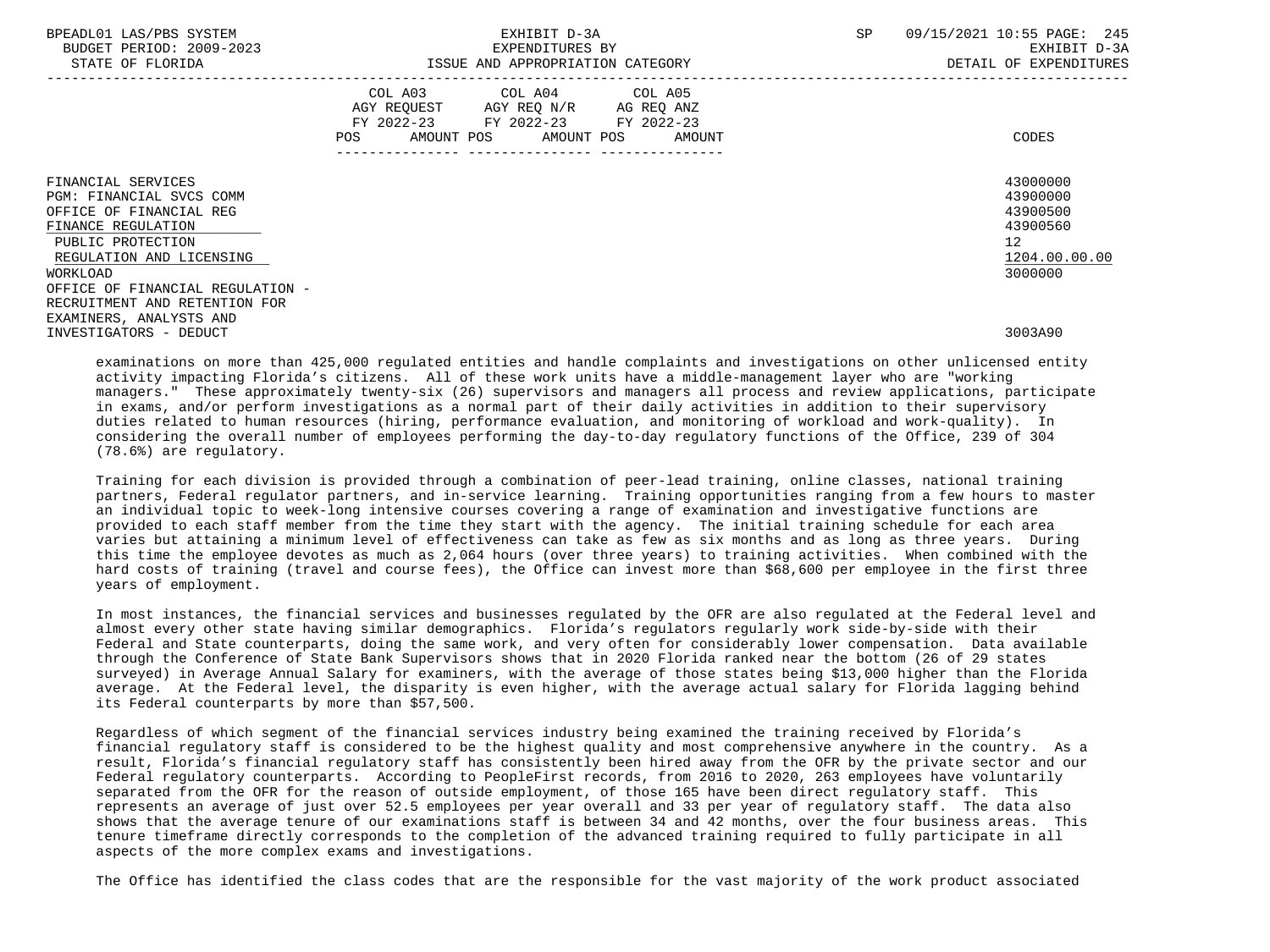| | COL A03 AGY REQUEST FY 2022-23 POS AMOUNT | COL A04 AGY REQ N/R FY 2022-23 POS AMOUNT | COL A05 AG REQ ANZ FY 2022-23 POS AMOUNT | CODES |
|---|---|---|---|---|
| FINANCIAL SERVICES | | | | 43000000 |
| PGM: FINANCIAL SVCS COMM | | | | 43900000 |
| OFFICE OF FINANCIAL REG | | | | 43900500 |
| FINANCE REGULATION | | | | 43900560 |
| PUBLIC PROTECTION | | | | 12 |
| REGULATION AND LICENSING | | | | 1204.00.00.00 |
| WORKLOAD | | | | 3000000 |
| OFFICE OF FINANCIAL REGULATION - RECRUITMENT AND RETENTION FOR EXAMINERS, ANALYSTS AND INVESTIGATORS - DEDUCT | | | | 3003A90 |

examinations on more than 425,000 regulated entities and handle complaints and investigations on other unlicensed entity activity impacting Florida's citizens. All of these work units have a middle-management layer who are "working managers." These approximately twenty-six (26) supervisors and managers all process and review applications, participate in exams, and/or perform investigations as a normal part of their daily activities in addition to their supervisory duties related to human resources (hiring, performance evaluation, and monitoring of workload and work-quality). In considering the overall number of employees performing the day-to-day regulatory functions of the Office, 239 of 304 (78.6%) are regulatory.

Training for each division is provided through a combination of peer-lead training, online classes, national training partners, Federal regulator partners, and in-service learning. Training opportunities ranging from a few hours to master an individual topic to week-long intensive courses covering a range of examination and investigative functions are provided to each staff member from the time they start with the agency. The initial training schedule for each area varies but attaining a minimum level of effectiveness can take as few as six months and as long as three years. During this time the employee devotes as much as 2,064 hours (over three years) to training activities. When combined with the hard costs of training (travel and course fees), the Office can invest more than $68,600 per employee in the first three years of employment.

In most instances, the financial services and businesses regulated by the OFR are also regulated at the Federal level and almost every other state having similar demographics. Florida's regulators regularly work side-by-side with their Federal and State counterparts, doing the same work, and very often for considerably lower compensation. Data available through the Conference of State Bank Supervisors shows that in 2020 Florida ranked near the bottom (26 of 29 states surveyed) in Average Annual Salary for examiners, with the average of those states being $13,000 higher than the Florida average. At the Federal level, the disparity is even higher, with the average actual salary for Florida lagging behind its Federal counterparts by more than $57,500.

Regardless of which segment of the financial services industry being examined the training received by Florida's financial regulatory staff is considered to be the highest quality and most comprehensive anywhere in the country. As a result, Florida's financial regulatory staff has consistently been hired away from the OFR by the private sector and our Federal regulatory counterparts. According to PeopleFirst records, from 2016 to 2020, 263 employees have voluntarily separated from the OFR for the reason of outside employment, of those 165 have been direct regulatory staff. This represents an average of just over 52.5 employees per year overall and 33 per year of regulatory staff. The data also shows that the average tenure of our examinations staff is between 34 and 42 months, over the four business areas. This tenure timeframe directly corresponds to the completion of the advanced training required to fully participate in all aspects of the more complex exams and investigations.

The Office has identified the class codes that are the responsible for the vast majority of the work product associated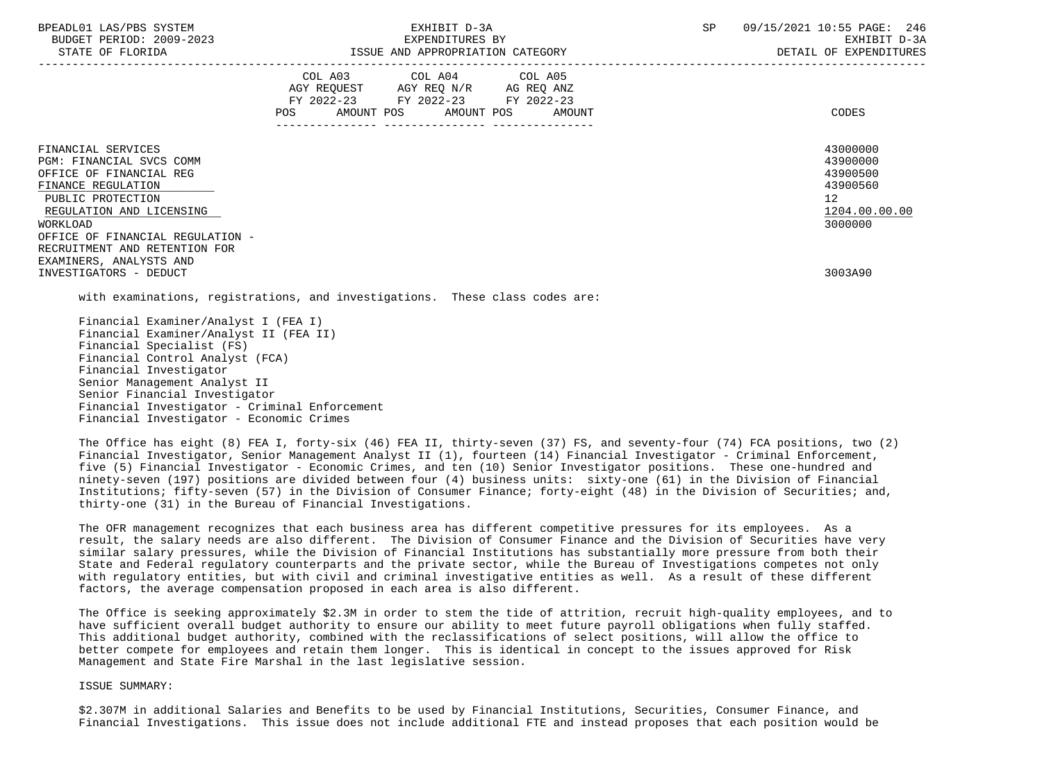| | COL A03 AGY REQUEST FY 2022-23 POS AMOUNT | COL A04 AGY REQ N/R FY 2022-23 POS AMOUNT | COL A05 AG REQ ANZ FY 2022-23 POS AMOUNT | CODES |
|---|---|---|---|---|
| FINANCIAL SERVICES | | | | 43000000 |
| PGM: FINANCIAL SVCS COMM | | | | 43900000 |
| OFFICE OF FINANCIAL REG | | | | 43900500 |
| FINANCE REGULATION | | | | 43900560 |
| PUBLIC PROTECTION | | | | 12 |
| REGULATION AND LICENSING | | | | 1204.00.00.00 |
| WORKLOAD | | | | 3000000 |
| OFFICE OF FINANCIAL REGULATION - RECRUITMENT AND RETENTION FOR EXAMINERS, ANALYSTS AND INVESTIGATORS - DEDUCT | | | | 3003A90 |

with examinations, registrations, and investigations. These class codes are:

Financial Examiner/Analyst I (FEA I)
Financial Examiner/Analyst II (FEA II)
Financial Specialist (FS)
Financial Control Analyst (FCA)
Financial Investigator
Senior Management Analyst II
Senior Financial Investigator
Financial Investigator - Criminal Enforcement
Financial Investigator - Economic Crimes

The Office has eight (8) FEA I, forty-six (46) FEA II, thirty-seven (37) FS, and seventy-four (74) FCA positions, two (2) Financial Investigator, Senior Management Analyst II (1), fourteen (14) Financial Investigator - Criminal Enforcement, five (5) Financial Investigator - Economic Crimes, and ten (10) Senior Investigator positions. These one-hundred and ninety-seven (197) positions are divided between four (4) business units: sixty-one (61) in the Division of Financial Institutions; fifty-seven (57) in the Division of Consumer Finance; forty-eight (48) in the Division of Securities; and, thirty-one (31) in the Bureau of Financial Investigations.

The OFR management recognizes that each business area has different competitive pressures for its employees. As a result, the salary needs are also different. The Division of Consumer Finance and the Division of Securities have very similar salary pressures, while the Division of Financial Institutions has substantially more pressure from both their State and Federal regulatory counterparts and the private sector, while the Bureau of Investigations competes not only with regulatory entities, but with civil and criminal investigative entities as well. As a result of these different factors, the average compensation proposed in each area is also different.

The Office is seeking approximately $2.3M in order to stem the tide of attrition, recruit high-quality employees, and to have sufficient overall budget authority to ensure our ability to meet future payroll obligations when fully staffed. This additional budget authority, combined with the reclassifications of select positions, will allow the office to better compete for employees and retain them longer. This is identical in concept to the issues approved for Risk Management and State Fire Marshal in the last legislative session.

ISSUE SUMMARY:

$2.307M in additional Salaries and Benefits to be used by Financial Institutions, Securities, Consumer Finance, and Financial Investigations. This issue does not include additional FTE and instead proposes that each position would be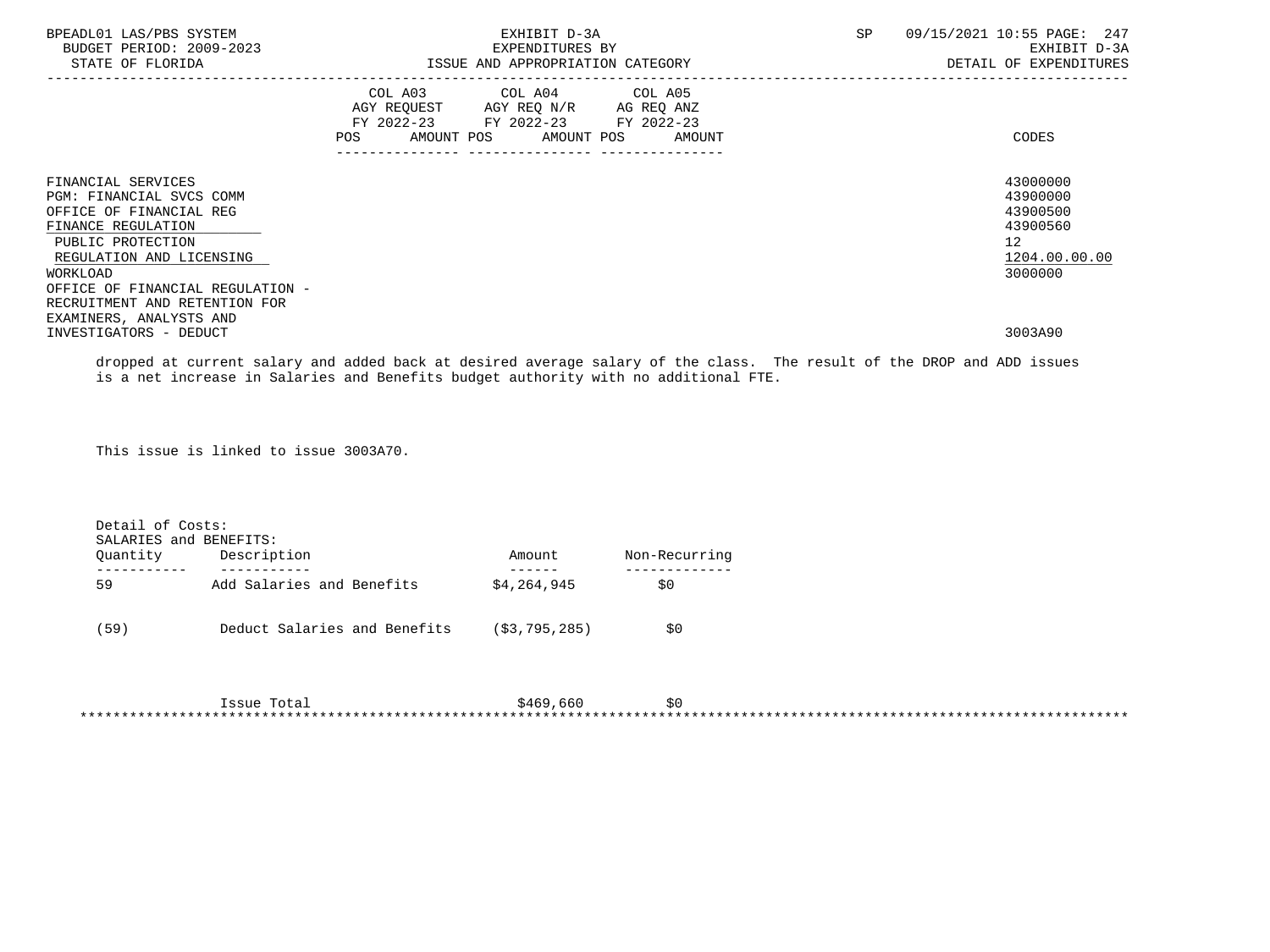| | COL A03 AGY REQUEST FY 2022-23 | | COL A04 AGY REQ N/R FY 2022-23 | | COL A05 AG REQ ANZ FY 2022-23 | | |
|---|---|---|---|---|---|---|---|
| | POS | AMOUNT | POS | AMOUNT | POS | AMOUNT | CODES |
| FINANCIAL SERVICES | | | | | | | 43000000 |
| PGM: FINANCIAL SVCS COMM | | | | | | | 43900000 |
| OFFICE OF FINANCIAL REG | | | | | | | 43900500 |
| FINANCE REGULATION | | | | | | | 43900560 |
| PUBLIC PROTECTION | | | | | | | 12 |
| REGULATION AND LICENSING | | | | | | | 1204.00.00.00 |
| WORKLOAD | | | | | | | 3000000 |
| OFFICE OF FINANCIAL REGULATION - RECRUITMENT AND RETENTION FOR EXAMINERS, ANALYSTS AND INVESTIGATORS - DEDUCT | | | | | | | 3003A90 |

dropped at current salary and added back at desired average salary of the class. The result of the DROP and ADD issues is a net increase in Salaries and Benefits budget authority with no additional FTE.

This issue is linked to issue 3003A70.

Detail of Costs:
SALARIES and BENEFITS:

| Quantity | Description | Amount | Non-Recurring |
|---|---|---|---|
| 59 | Add Salaries and Benefits | $4,264,945 | $0 |
| (59) | Deduct Salaries and Benefits | ($3,795,285) | $0 |
| | Issue Total | $469,660 | $0 |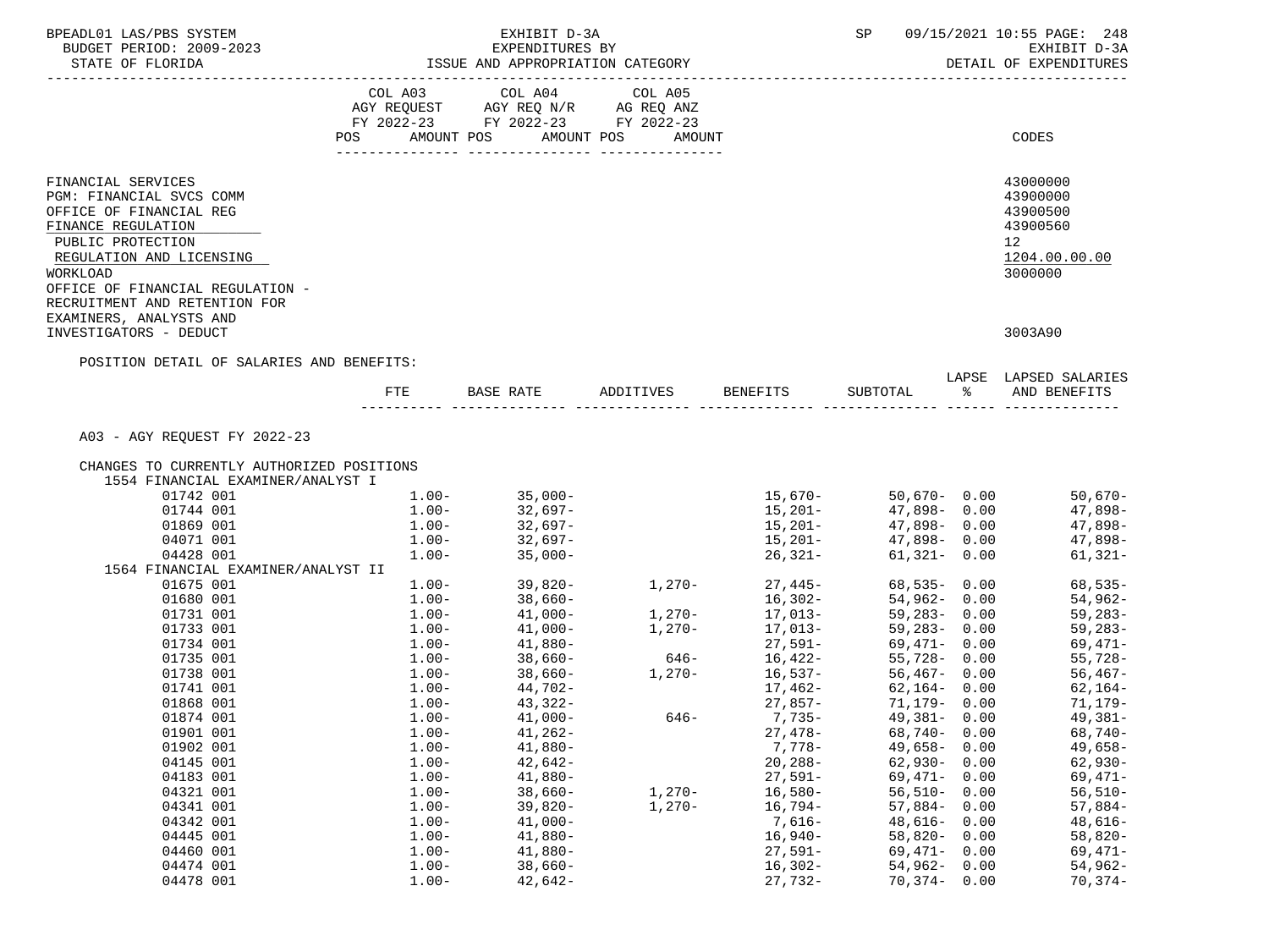BPEADL01 LAS/PBS SYSTEM | EXHIBIT D-3A | SP 09/15/2021 10:55
BUDGET PERIOD: 2009-2023 | EXPENDITURES BY | EXHIBIT D-3A
STATE OF FLORIDA | ISSUE AND APPROPRIATION CATEGORY | DETAIL OF EXPENDITURES

| | COL A03 AGY REQUEST FY 2022-23 | | COL A04 AGY REQ N/R FY 2022-23 | | COL A05 AG REQ ANZ FY 2022-23 | | |
|---|---|---|---|---|---|---|---|
| | POS | AMOUNT | POS | AMOUNT | POS | AMOUNT | CODES |

FINANCIAL SERVICES — 43000000
PGM: FINANCIAL SVCS COMM — 43900000
OFFICE OF FINANCIAL REG — 43900500
FINANCE REGULATION — 43900560
PUBLIC PROTECTION — 12
REGULATION AND LICENSING — 1204.00.00.00
WORKLOAD — 3000000
OFFICE OF FINANCIAL REGULATION - RECRUITMENT AND RETENTION FOR EXAMINERS, ANALYSTS AND INVESTIGATORS - DEDUCT — 3003A90

POSITION DETAIL OF SALARIES AND BENEFITS:

| | FTE | BASE RATE | ADDITIVES | BENEFITS | SUBTOTAL | LAPSE % | LAPSED SALARIES AND BENEFITS |
|---|---|---|---|---|---|---|---|
| A03 - AGY REQUEST FY 2022-23 | | | | | | | |
| CHANGES TO CURRENTLY AUTHORIZED POSITIONS | | | | | | | |
| 1554 FINANCIAL EXAMINER/ANALYST I | | | | | | | |
| 01742 001 | 1.00- | 35,000- | | 15,670- | 50,670- | 0.00 | 50,670- |
| 01744 001 | 1.00- | 32,697- | | 15,201- | 47,898- | 0.00 | 47,898- |
| 01869 001 | 1.00- | 32,697- | | 15,201- | 47,898- | 0.00 | 47,898- |
| 04071 001 | 1.00- | 32,697- | | 15,201- | 47,898- | 0.00 | 47,898- |
| 04428 001 | 1.00- | 35,000- | | 26,321- | 61,321- | 0.00 | 61,321- |
| 1564 FINANCIAL EXAMINER/ANALYST II | | | | | | | |
| 01675 001 | 1.00- | 39,820- | 1,270- | 27,445- | 68,535- | 0.00 | 68,535- |
| 01680 001 | 1.00- | 38,660- | | 16,302- | 54,962- | 0.00 | 54,962- |
| 01731 001 | 1.00- | 41,000- | 1,270- | 17,013- | 59,283- | 0.00 | 59,283- |
| 01733 001 | 1.00- | 41,000- | 1,270- | 17,013- | 59,283- | 0.00 | 59,283- |
| 01734 001 | 1.00- | 41,880- | | 27,591- | 69,471- | 0.00 | 69,471- |
| 01735 001 | 1.00- | 38,660- | 646- | 16,422- | 55,728- | 0.00 | 55,728- |
| 01738 001 | 1.00- | 38,660- | 1,270- | 16,537- | 56,467- | 0.00 | 56,467- |
| 01741 001 | 1.00- | 44,702- | | 17,462- | 62,164- | 0.00 | 62,164- |
| 01868 001 | 1.00- | 43,322- | | 27,857- | 71,179- | 0.00 | 71,179- |
| 01874 001 | 1.00- | 41,000- | 646- | 7,735- | 49,381- | 0.00 | 49,381- |
| 01901 001 | 1.00- | 41,262- | | 27,478- | 68,740- | 0.00 | 68,740- |
| 01902 001 | 1.00- | 41,880- | | 7,778- | 49,658- | 0.00 | 49,658- |
| 04145 001 | 1.00- | 42,642- | | 20,288- | 62,930- | 0.00 | 62,930- |
| 04183 001 | 1.00- | 41,880- | | 27,591- | 69,471- | 0.00 | 69,471- |
| 04321 001 | 1.00- | 38,660- | 1,270- | 16,580- | 56,510- | 0.00 | 56,510- |
| 04341 001 | 1.00- | 39,820- | 1,270- | 16,794- | 57,884- | 0.00 | 57,884- |
| 04342 001 | 1.00- | 41,000- | | 7,616- | 48,616- | 0.00 | 48,616- |
| 04445 001 | 1.00- | 41,880- | | 16,940- | 58,820- | 0.00 | 58,820- |
| 04460 001 | 1.00- | 41,880- | | 27,591- | 69,471- | 0.00 | 69,471- |
| 04474 001 | 1.00- | 38,660- | | 16,302- | 54,962- | 0.00 | 54,962- |
| 04478 001 | 1.00- | 42,642- | | 27,732- | 70,374- | 0.00 | 70,374- |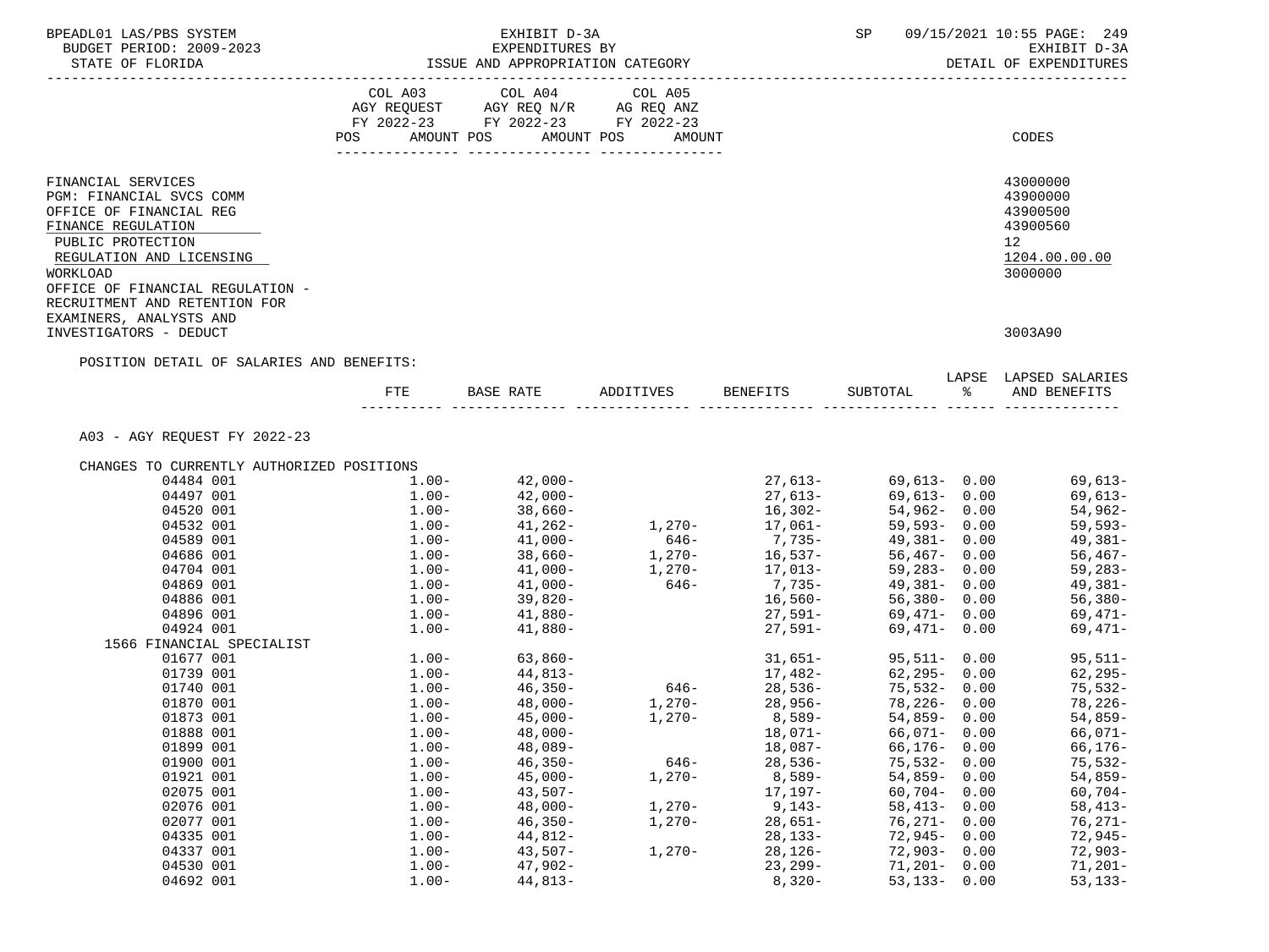BPEADL01 LAS/PBS SYSTEM — EXHIBIT D-3A — SP 09/15/2021 10:55 PAGE: 249
BUDGET PERIOD: 2009-2023 — EXPENDITURES BY — EXHIBIT D-3A
STATE OF FLORIDA — ISSUE AND APPROPRIATION CATEGORY — DETAIL OF EXPENDITURES

| | COL A03 AGY REQUEST FY 2022-23 POS AMOUNT | COL A04 AGY REQ N/R FY 2022-23 POS AMOUNT | COL A05 AG REQ ANZ FY 2022-23 POS AMOUNT | CODES |
|---|---|---|---|---|
| FINANCIAL SERVICES | | | | 43000000 |
| PGM: FINANCIAL SVCS COMM | | | | 43900000 |
| OFFICE OF FINANCIAL REG | | | | 43900500 |
| FINANCE REGULATION | | | | 43900560 |
| PUBLIC PROTECTION | | | | 12 |
| REGULATION AND LICENSING | | | | 1204.00.00.00 |
| WORKLOAD | | | | 3000000 |
| OFFICE OF FINANCIAL REGULATION - RECRUITMENT AND RETENTION FOR EXAMINERS, ANALYSTS AND INVESTIGATORS - DEDUCT | | | | 3003A90 |

POSITION DETAIL OF SALARIES AND BENEFITS:

A03 - AGY REQUEST FY 2022-23

| | FTE | BASE RATE | ADDITIVES | BENEFITS | SUBTOTAL | LAPSE % | LAPSED SALARIES AND BENEFITS |
|---|---|---|---|---|---|---|---|
| CHANGES TO CURRENTLY AUTHORIZED POSITIONS | | | | | | | |
| 04484 001 | 1.00- | 42,000- | | 27,613- | 69,613- | 0.00 | 69,613- |
| 04497 001 | 1.00- | 42,000- | | 27,613- | 69,613- | 0.00 | 69,613- |
| 04520 001 | 1.00- | 38,660- | | 16,302- | 54,962- | 0.00 | 54,962- |
| 04532 001 | 1.00- | 41,262- | 1,270- | 17,061- | 59,593- | 0.00 | 59,593- |
| 04589 001 | 1.00- | 41,000- | 646- | 7,735- | 49,381- | 0.00 | 49,381- |
| 04686 001 | 1.00- | 38,660- | 1,270- | 16,537- | 56,467- | 0.00 | 56,467- |
| 04704 001 | 1.00- | 41,000- | 1,270- | 17,013- | 59,283- | 0.00 | 59,283- |
| 04869 001 | 1.00- | 41,000- | 646- | 7,735- | 49,381- | 0.00 | 49,381- |
| 04886 001 | 1.00- | 39,820- | | 16,560- | 56,380- | 0.00 | 56,380- |
| 04896 001 | 1.00- | 41,880- | | 27,591- | 69,471- | 0.00 | 69,471- |
| 04924 001 | 1.00- | 41,880- | | 27,591- | 69,471- | 0.00 | 69,471- |
| 1566 FINANCIAL SPECIALIST | | | | | | | |
| 01677 001 | 1.00- | 63,860- | | 31,651- | 95,511- | 0.00 | 95,511- |
| 01739 001 | 1.00- | 44,813- | | 17,482- | 62,295- | 0.00 | 62,295- |
| 01740 001 | 1.00- | 46,350- | 646- | 28,536- | 75,532- | 0.00 | 75,532- |
| 01870 001 | 1.00- | 48,000- | 1,270- | 28,956- | 78,226- | 0.00 | 78,226- |
| 01873 001 | 1.00- | 45,000- | 1,270- | 8,589- | 54,859- | 0.00 | 54,859- |
| 01888 001 | 1.00- | 48,000- | | 18,071- | 66,071- | 0.00 | 66,071- |
| 01899 001 | 1.00- | 48,089- | | 18,087- | 66,176- | 0.00 | 66,176- |
| 01900 001 | 1.00- | 46,350- | 646- | 28,536- | 75,532- | 0.00 | 75,532- |
| 01921 001 | 1.00- | 45,000- | 1,270- | 8,589- | 54,859- | 0.00 | 54,859- |
| 02075 001 | 1.00- | 43,507- | | 17,197- | 60,704- | 0.00 | 60,704- |
| 02076 001 | 1.00- | 48,000- | 1,270- | 9,143- | 58,413- | 0.00 | 58,413- |
| 02077 001 | 1.00- | 46,350- | 1,270- | 28,651- | 76,271- | 0.00 | 76,271- |
| 04335 001 | 1.00- | 44,812- | | 28,133- | 72,945- | 0.00 | 72,945- |
| 04337 001 | 1.00- | 43,507- | 1,270- | 28,126- | 72,903- | 0.00 | 72,903- |
| 04530 001 | 1.00- | 47,902- | | 23,299- | 71,201- | 0.00 | 71,201- |
| 04692 001 | 1.00- | 44,813- | | 8,320- | 53,133- | 0.00 | 53,133- |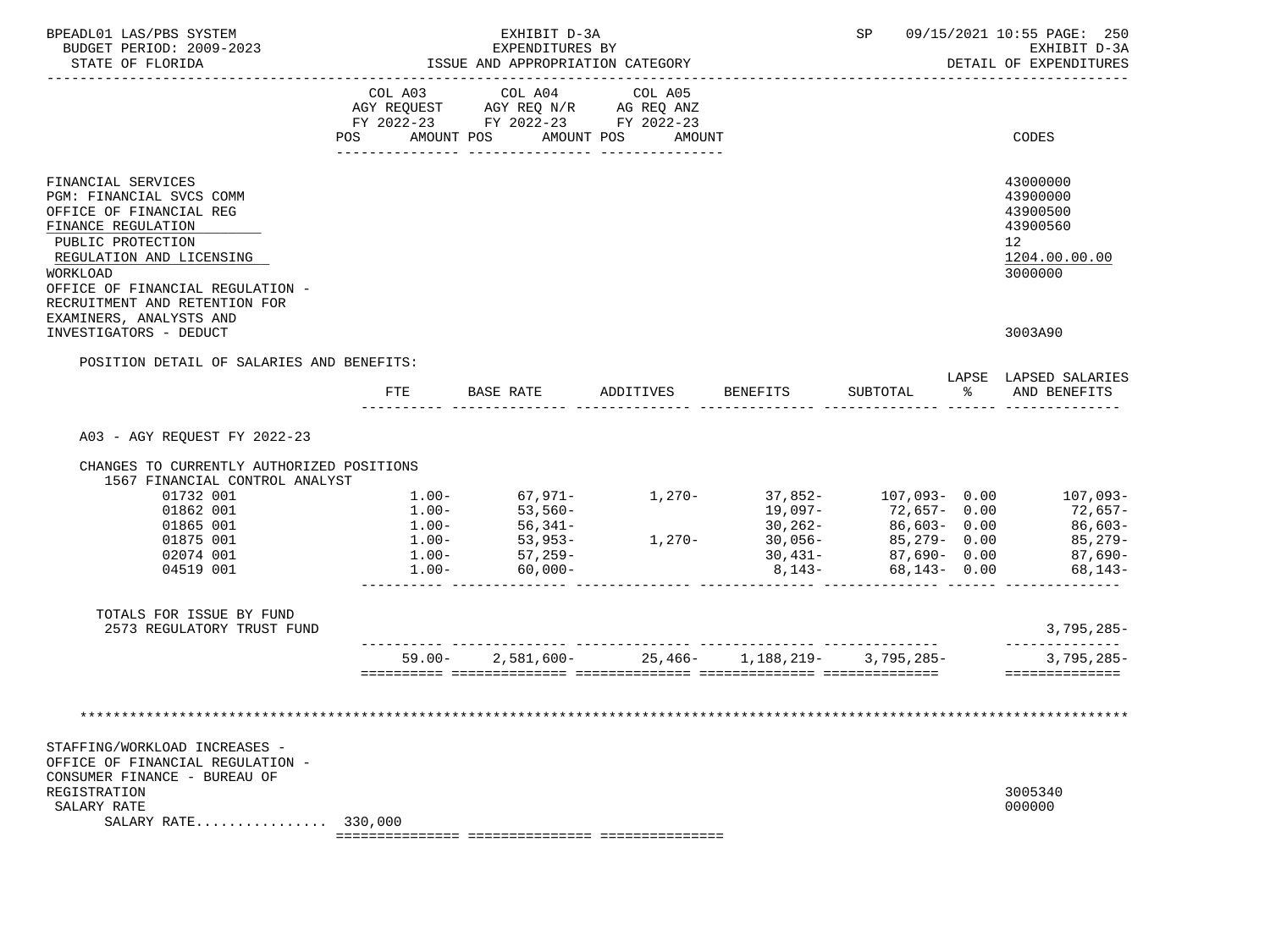BPEADL01 LAS/PBS SYSTEM
BUDGET PERIOD: 2009-2023
STATE OF FLORIDA

EXHIBIT D-3A
EXPENDITURES BY
ISSUE AND APPROPRIATION CATEGORY

SP 09/15/2021 10:55

EXHIBIT D-3A
DETAIL OF EXPENDITURES

| | COL A03 AGY REQUEST FY 2022-23 POS AMOUNT | COL A04 AGY REQ N/R FY 2022-23 POS AMOUNT | COL A05 AG REQ ANZ FY 2022-23 POS AMOUNT | CODES |
|---|---|---|---|---|
| FINANCIAL SERVICES | | | | 43000000 |
| PGM: FINANCIAL SVCS COMM | | | | 43900000 |
| OFFICE OF FINANCIAL REG | | | | 43900500 |
| FINANCE REGULATION | | | | 43900560 |
| PUBLIC PROTECTION | | | | 12 |
| REGULATION AND LICENSING | | | | 1204.00.00.00 |
| WORKLOAD | | | | 3000000 |
| OFFICE OF FINANCIAL REGULATION - RECRUITMENT AND RETENTION FOR EXAMINERS, ANALYSTS AND INVESTIGATORS - DEDUCT | | | | 3003A90 |

POSITION DETAIL OF SALARIES AND BENEFITS:

| | FTE | BASE RATE | ADDITIVES | BENEFITS | SUBTOTAL | LAPSE % | LAPSED SALARIES AND BENEFITS |
|---|---|---|---|---|---|---|---|
| A03 - AGY REQUEST FY 2022-23 | | | | | | | |
| CHANGES TO CURRENTLY AUTHORIZED POSITIONS | | | | | | | |
| 1567 FINANCIAL CONTROL ANALYST | | | | | | | |
| 01732 001 | 1.00- | 67,971- | 1,270- | 37,852- | 107,093- | 0.00 | 107,093- |
| 01862 001 | 1.00- | 53,560- | | 19,097- | 72,657- | 0.00 | 72,657- |
| 01865 001 | 1.00- | 56,341- | | 30,262- | 86,603- | 0.00 | 86,603- |
| 01875 001 | 1.00- | 53,953- | 1,270- | 30,056- | 85,279- | 0.00 | 85,279- |
| 02074 001 | 1.00- | 57,259- | | 30,431- | 87,690- | 0.00 | 87,690- |
| 04519 001 | 1.00- | 60,000- | | 8,143- | 68,143- | 0.00 | 68,143- |
| TOTALS FOR ISSUE BY FUND | | | | | | | |
| 2573 REGULATORY TRUST FUND | | | | | | | 3,795,285- |
| | 59.00- | 2,581,600- | 25,466- | 1,188,219- | 3,795,285- | | 3,795,285- |

\*\*\*\*\*\*\*\*\*\*\*\*\*\*\*\*\*\*\*\*\*\*\*\*\*\*\*\*\*\*\*\*\*\*\*\*\*\*\*\*\*\*\*\*\*\*\*\*\*\*\*\*\*\*\*\*\*\*\*\*\*\*\*\*\*\*\*\*\*\*\*\*\*\*\*\*\*\*\*\*\*\*

| | COL A03 | COL A04 | COL A05 | CODES |
|---|---|---|---|---|
| STAFFING/WORKLOAD INCREASES - OFFICE OF FINANCIAL REGULATION - CONSUMER FINANCE - BUREAU OF REGISTRATION | | | | 3005340 |
| SALARY RATE | | | | 000000 |
| SALARY RATE................ | 330,000 | | | |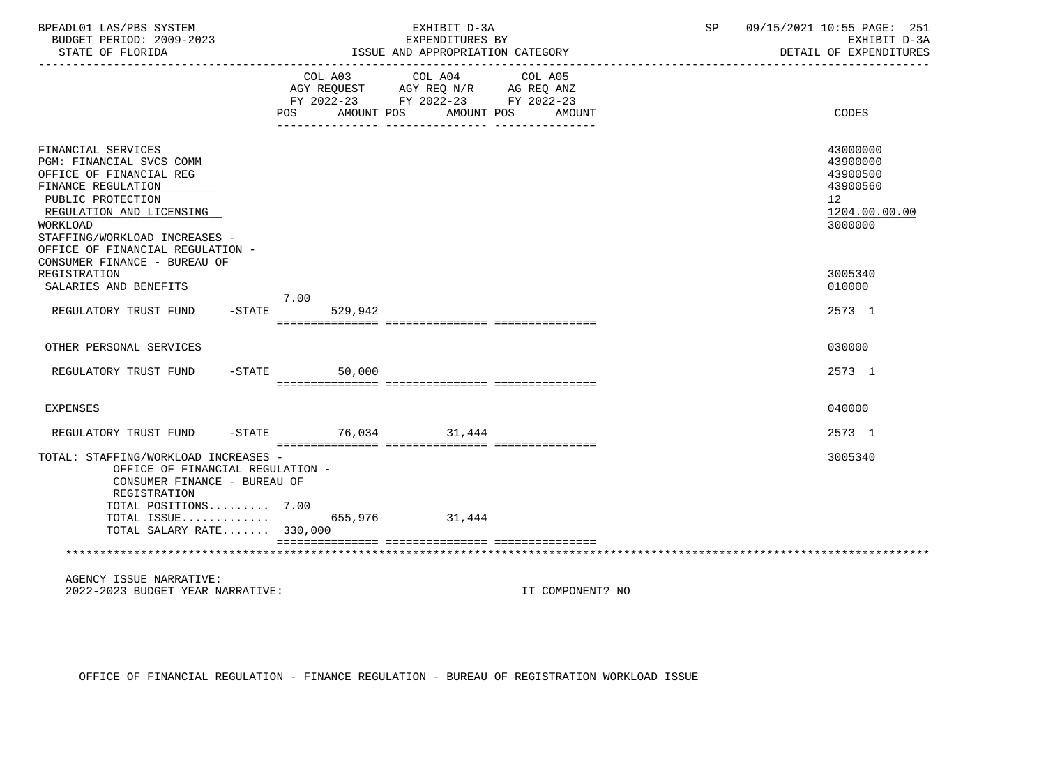BPEADL01 LAS/PBS SYSTEM — EXHIBIT D-3A — EXPENDITURES BY ISSUE AND APPROPRIATION CATEGORY
BUDGET PERIOD: 2009-2023 — STATE OF FLORIDA
SP 09/15/2021 10:55 — EXHIBIT D-3A — DETAIL OF EXPENDITURES

| | COL A03 AGY REQUEST FY 2022-23 POS | AMOUNT | COL A04 AGY REQ N/R FY 2022-23 POS | AMOUNT | COL A05 AG REQ ANZ FY 2022-23 POS | AMOUNT | CODES |
|---|---|---|---|---|---|---|---|
| FINANCIAL SERVICES | | | | | | | 43000000 |
| PGM: FINANCIAL SVCS COMM | | | | | | | 43900000 |
| OFFICE OF FINANCIAL REG | | | | | | | 43900500 |
| FINANCE REGULATION | | | | | | | 43900560 |
| PUBLIC PROTECTION | | | | | | | 12 |
| REGULATION AND LICENSING | | | | | | | 1204.00.00.00 |
| WORKLOAD | | | | | | | 3000000 |
| STAFFING/WORKLOAD INCREASES - OFFICE OF FINANCIAL REGULATION - CONSUMER FINANCE - BUREAU OF REGISTRATION | | | | | | | 3005340 |
| SALARIES AND BENEFITS | | | | | | | 010000 |
| REGULATORY TRUST FUND -STATE | 7.00 | 529,942 | | | | | 2573 1 |
| OTHER PERSONAL SERVICES | | | | | | | 030000 |
| REGULATORY TRUST FUND -STATE | | 50,000 | | | | | 2573 1 |
| EXPENSES | | | | | | | 040000 |
| REGULATORY TRUST FUND -STATE | | 76,034 | | 31,444 | | | 2573 1 |
| TOTAL: STAFFING/WORKLOAD INCREASES - OFFICE OF FINANCIAL REGULATION - CONSUMER FINANCE - BUREAU OF REGISTRATION | | | | | | | 3005340 |
| TOTAL POSITIONS......... | 7.00 | | | | | | |
| TOTAL ISSUE............. | | 655,976 | | 31,444 | | | |
| TOTAL SALARY RATE....... | | 330,000 | | | | | |

AGENCY ISSUE NARRATIVE:
2022-2023 BUDGET YEAR NARRATIVE: IT COMPONENT? NO

OFFICE OF FINANCIAL REGULATION - FINANCE REGULATION - BUREAU OF REGISTRATION WORKLOAD ISSUE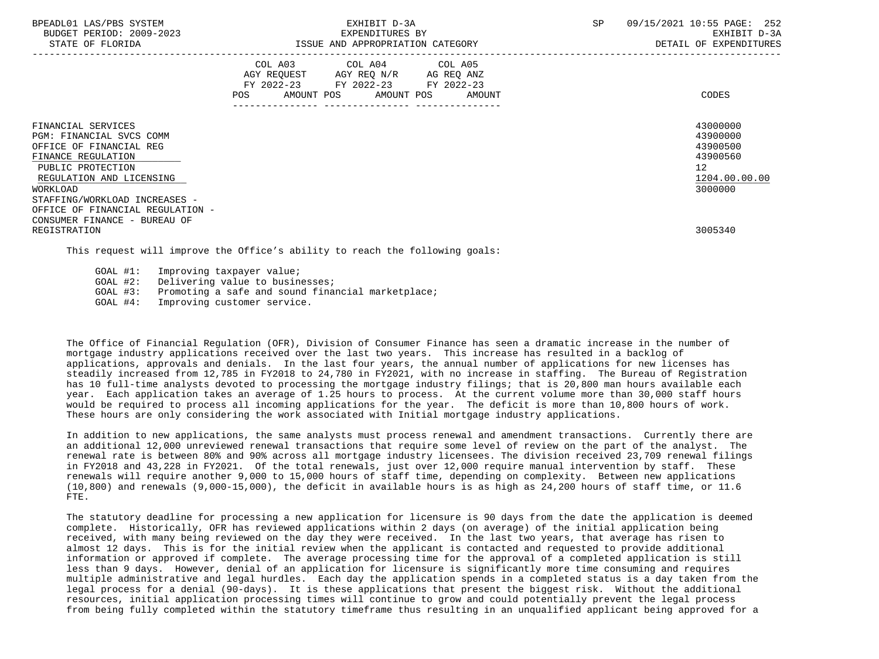| | COL A03 AGY REQUEST FY 2022-23 POS AMOUNT | COL A04 AGY REQ N/R FY 2022-23 POS AMOUNT | COL A05 AG REQ ANZ FY 2022-23 POS AMOUNT | CODES |
|---|---|---|---|---|
| FINANCIAL SERVICES | | | | 43000000 |
| PGM: FINANCIAL SVCS COMM | | | | 43900000 |
| OFFICE OF FINANCIAL REG | | | | 43900500 |
| FINANCE REGULATION | | | | 43900560 |
| PUBLIC PROTECTION | | | | 12 |
| REGULATION AND LICENSING | | | | 1204.00.00.00 |
| WORKLOAD | | | | 3000000 |
| STAFFING/WORKLOAD INCREASES - OFFICE OF FINANCIAL REGULATION - CONSUMER FINANCE - BUREAU OF REGISTRATION | | | | 3005340 |

This request will improve the Office's ability to reach the following goals:

- GOAL #1: Improving taxpayer value;
- GOAL #2: Delivering value to businesses;
- GOAL #3: Promoting a safe and sound financial marketplace;
- GOAL #4: Improving customer service.

The Office of Financial Regulation (OFR), Division of Consumer Finance has seen a dramatic increase in the number of mortgage industry applications received over the last two years. This increase has resulted in a backlog of applications, approvals and denials. In the last four years, the annual number of applications for new licenses has steadily increased from 12,785 in FY2018 to 24,780 in FY2021, with no increase in staffing. The Bureau of Registration has 10 full-time analysts devoted to processing the mortgage industry filings; that is 20,800 man hours available each year. Each application takes an average of 1.25 hours to process. At the current volume more than 30,000 staff hours would be required to process all incoming applications for the year. The deficit is more than 10,800 hours of work. These hours are only considering the work associated with Initial mortgage industry applications.

In addition to new applications, the same analysts must process renewal and amendment transactions. Currently there are an additional 12,000 unreviewed renewal transactions that require some level of review on the part of the analyst. The renewal rate is between 80% and 90% across all mortgage industry licensees. The division received 23,709 renewal filings in FY2018 and 43,228 in FY2021. Of the total renewals, just over 12,000 require manual intervention by staff. These renewals will require another 9,000 to 15,000 hours of staff time, depending on complexity. Between new applications (10,800) and renewals (9,000-15,000), the deficit in available hours is as high as 24,200 hours of staff time, or 11.6 FTE.

The statutory deadline for processing a new application for licensure is 90 days from the date the application is deemed complete. Historically, OFR has reviewed applications within 2 days (on average) of the initial application being received, with many being reviewed on the day they were received. In the last two years, that average has risen to almost 12 days. This is for the initial review when the applicant is contacted and requested to provide additional information or approved if complete. The average processing time for the approval of a completed application is still less than 9 days. However, denial of an application for licensure is significantly more time consuming and requires multiple administrative and legal hurdles. Each day the application spends in a completed status is a day taken from the legal process for a denial (90-days). It is these applications that present the biggest risk. Without the additional resources, initial application processing times will continue to grow and could potentially prevent the legal process from being fully completed within the statutory timeframe thus resulting in an unqualified applicant being approved for a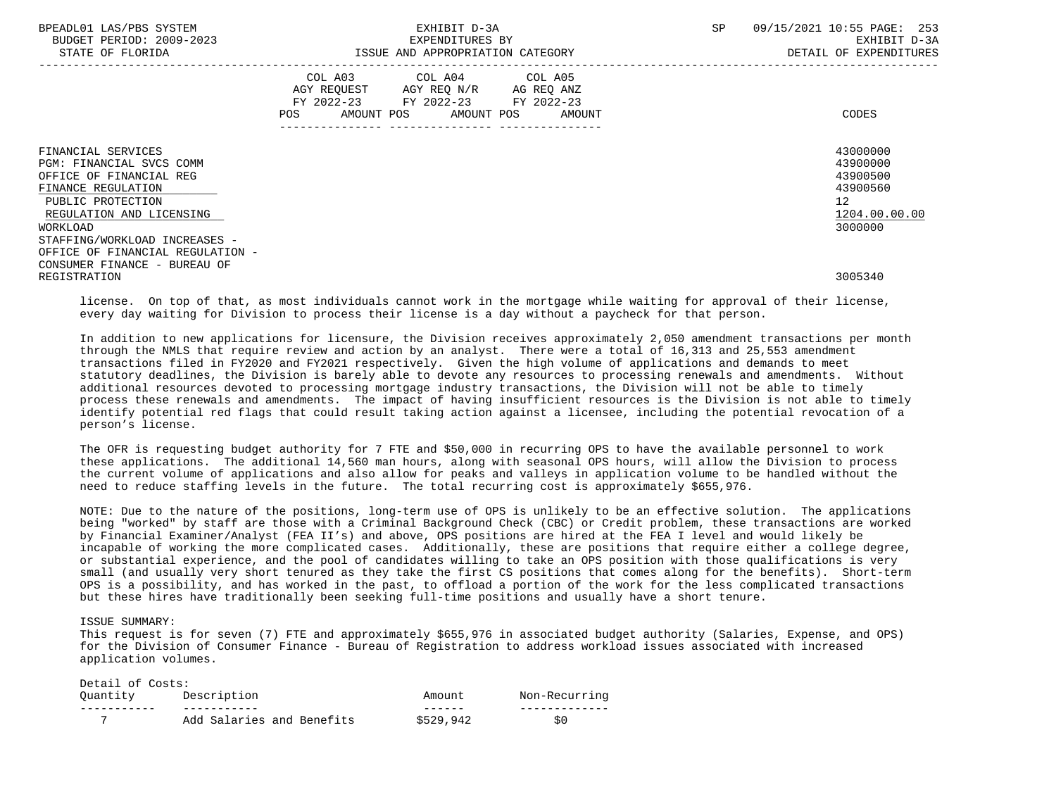| | COL A03 AGY REQUEST FY 2022-23 POS AMOUNT | COL A04 AGY REQ N/R FY 2022-23 POS AMOUNT | COL A05 AG REQ ANZ FY 2022-23 POS AMOUNT | CODES |
|---|---|---|---|---|
| FINANCIAL SERVICES | | | | 43000000 |
| PGM: FINANCIAL SVCS COMM | | | | 43900000 |
| OFFICE OF FINANCIAL REG | | | | 43900500 |
| FINANCE REGULATION | | | | 43900560 |
| PUBLIC PROTECTION | | | | 12 |
| REGULATION AND LICENSING | | | | 1204.00.00.00 |
| WORKLOAD | | | | 3000000 |
| STAFFING/WORKLOAD INCREASES - OFFICE OF FINANCIAL REGULATION - CONSUMER FINANCE - BUREAU OF REGISTRATION | | | | 3005340 |

license. On top of that, as most individuals cannot work in the mortgage while waiting for approval of their license, every day waiting for Division to process their license is a day without a paycheck for that person.

In addition to new applications for licensure, the Division receives approximately 2,050 amendment transactions per month through the NMLS that require review and action by an analyst. There were a total of 16,313 and 25,553 amendment transactions filed in FY2020 and FY2021 respectively. Given the high volume of applications and demands to meet statutory deadlines, the Division is barely able to devote any resources to processing renewals and amendments. Without additional resources devoted to processing mortgage industry transactions, the Division will not be able to timely process these renewals and amendments. The impact of having insufficient resources is the Division is not able to timely identify potential red flags that could result taking action against a licensee, including the potential revocation of a person's license.

The OFR is requesting budget authority for 7 FTE and $50,000 in recurring OPS to have the available personnel to work these applications. The additional 14,560 man hours, along with seasonal OPS hours, will allow the Division to process the current volume of applications and also allow for peaks and valleys in application volume to be handled without the need to reduce staffing levels in the future. The total recurring cost is approximately $655,976.

NOTE: Due to the nature of the positions, long-term use of OPS is unlikely to be an effective solution. The applications being "worked" by staff are those with a Criminal Background Check (CBC) or Credit problem, these transactions are worked by Financial Examiner/Analyst (FEA II's) and above, OPS positions are hired at the FEA I level and would likely be incapable of working the more complicated cases. Additionally, these are positions that require either a college degree, or substantial experience, and the pool of candidates willing to take an OPS position with those qualifications is very small (and usually very short tenured as they take the first CS positions that comes along for the benefits). Short-term OPS is a possibility, and has worked in the past, to offload a portion of the work for the less complicated transactions but these hires have traditionally been seeking full-time positions and usually have a short tenure.

ISSUE SUMMARY:
This request is for seven (7) FTE and approximately $655,976 in associated budget authority (Salaries, Expense, and OPS) for the Division of Consumer Finance - Bureau of Registration to address workload issues associated with increased application volumes.

Detail of Costs:

| Quantity | Description | Amount | Non-Recurring |
|---|---|---|---|
| 7 | Add Salaries and Benefits | $529,942 | $0 |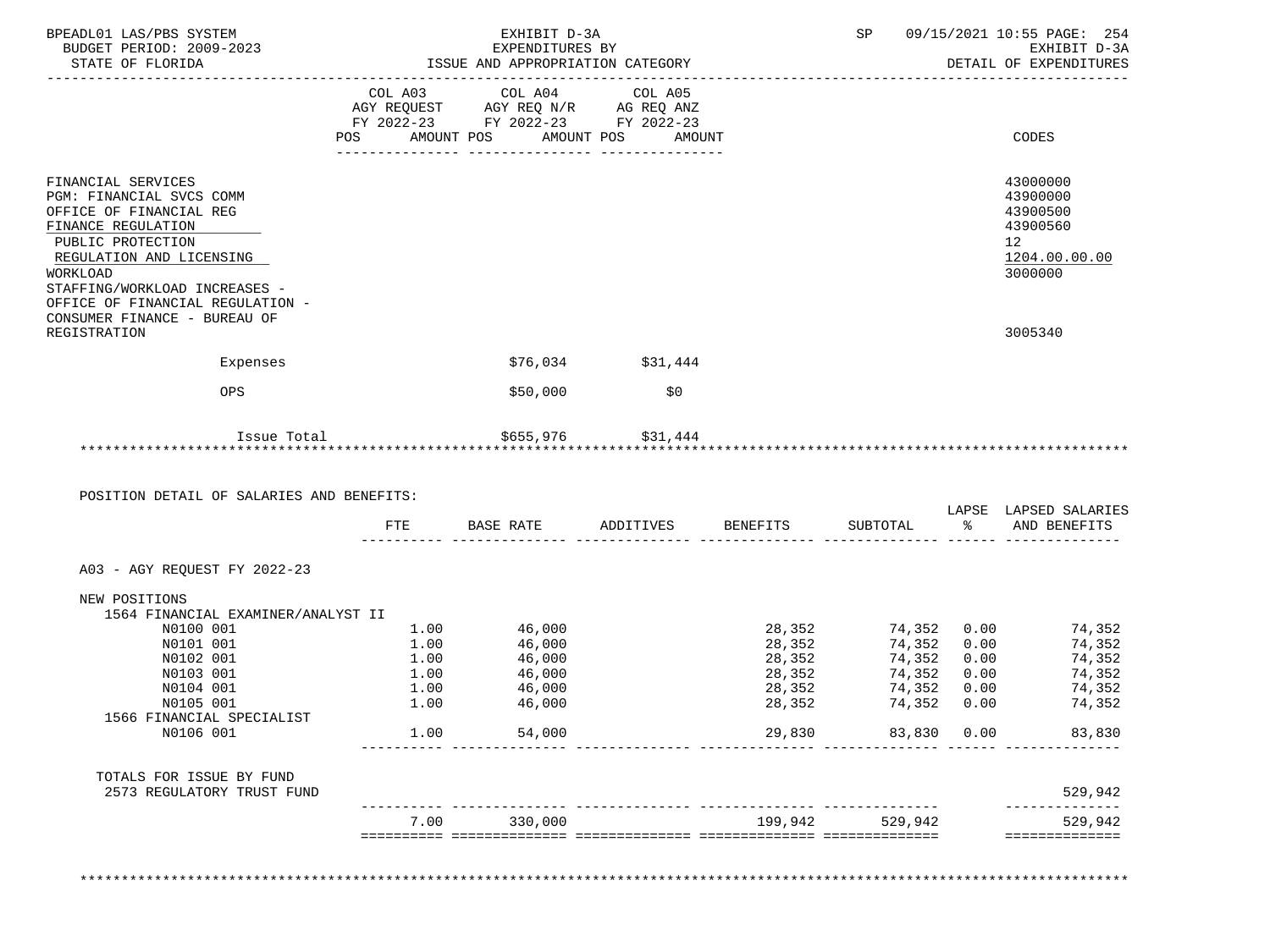BPEADL01 LAS/PBS SYSTEM — EXHIBIT D-3A — SP 09/15/2021 10:55 PAGE: 254
BUDGET PERIOD: 2009-2023 — EXPENDITURES BY — EXHIBIT D-3A
STATE OF FLORIDA — ISSUE AND APPROPRIATION CATEGORY — DETAIL OF EXPENDITURES

| | COL A03 AGY REQUEST FY 2022-23 POS AMOUNT | COL A04 AGY REQ N/R FY 2022-23 POS AMOUNT | COL A05 AG REQ ANZ FY 2022-23 POS AMOUNT | CODES |
|---|---|---|---|---|
| FINANCIAL SERVICES | | | | 43000000 |
| PGM: FINANCIAL SVCS COMM | | | | 43900000 |
| OFFICE OF FINANCIAL REG | | | | 43900500 |
| FINANCE REGULATION | | | | 43900560 |
| PUBLIC PROTECTION | | | | 12 |
| REGULATION AND LICENSING | | | | 1204.00.00.00 |
| WORKLOAD | | | | 3000000 |
| STAFFING/WORKLOAD INCREASES - OFFICE OF FINANCIAL REGULATION - CONSUMER FINANCE - BUREAU OF REGISTRATION | | | | 3005340 |
| Expenses | | $76,034 | $31,444 | |
| OPS | | $50,000 | $0 | |
| Issue Total | | $655,976 | $31,444 | |

POSITION DETAIL OF SALARIES AND BENEFITS:

| | FTE | BASE RATE | ADDITIVES | BENEFITS | SUBTOTAL | LAPSE % | LAPSED SALARIES AND BENEFITS |
|---|---|---|---|---|---|---|---|
| A03 - AGY REQUEST FY 2022-23 | | | | | | | |
| NEW POSITIONS | | | | | | | |
| 1564 FINANCIAL EXAMINER/ANALYST II | | | | | | | |
| N0100 001 | 1.00 | 46,000 | | 28,352 | 74,352 | 0.00 | 74,352 |
| N0101 001 | 1.00 | 46,000 | | 28,352 | 74,352 | 0.00 | 74,352 |
| N0102 001 | 1.00 | 46,000 | | 28,352 | 74,352 | 0.00 | 74,352 |
| N0103 001 | 1.00 | 46,000 | | 28,352 | 74,352 | 0.00 | 74,352 |
| N0104 001 | 1.00 | 46,000 | | 28,352 | 74,352 | 0.00 | 74,352 |
| N0105 001 | 1.00 | 46,000 | | 28,352 | 74,352 | 0.00 | 74,352 |
| 1566 FINANCIAL SPECIALIST | | | | | | | |
| N0106 001 | 1.00 | 54,000 | | 29,830 | 83,830 | 0.00 | 83,830 |
| TOTALS FOR ISSUE BY FUND | | | | | | | |
| 2573 REGULATORY TRUST FUND | | | | | | | 529,942 |
| | 7.00 | 330,000 | | 199,942 | 529,942 | | 529,942 |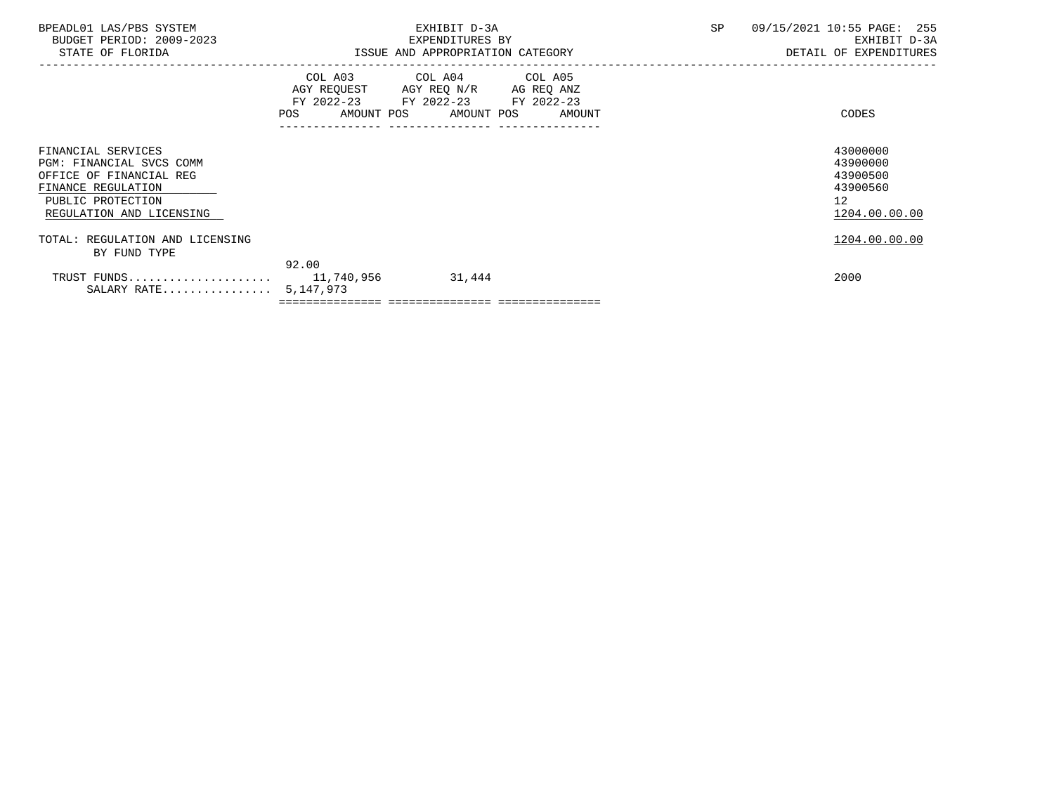BPEADL01 LAS/PBS SYSTEM | EXHIBIT D-3A | SP 09/15/2021 10:55 PAGE: 255
BUDGET PERIOD: 2009-2023 | EXPENDITURES BY | EXHIBIT D-3A
STATE OF FLORIDA | ISSUE AND APPROPRIATION CATEGORY | DETAIL OF EXPENDITURES

| | COL A03 AGY REQUEST FY 2022-23 POS | AMOUNT | COL A04 AGY REQ N/R FY 2022-23 POS | AMOUNT | COL A05 AG REQ ANZ FY 2022-23 POS | AMOUNT | CODES |
|---|---|---|---|---|---|---|---|
| FINANCIAL SERVICES | | | | | | | 43000000 |
| PGM: FINANCIAL SVCS COMM | | | | | | | 43900000 |
| OFFICE OF FINANCIAL REG | | | | | | | 43900500 |
| FINANCE REGULATION | | | | | | | 43900560 |
| PUBLIC PROTECTION | | | | | | | 12 |
| REGULATION AND LICENSING | | | | | | | 1204.00.00.00 |
| TOTAL: REGULATION AND LICENSING | | | | | | | 1204.00.00.00 |
| BY FUND TYPE | | | | | | | |
| | 92.00 | | | | | | |
| TRUST FUNDS.................... | | 11,740,956 | | 31,444 | | | 2000 |
| SALARY RATE................ | | 5,147,973 | | | | | |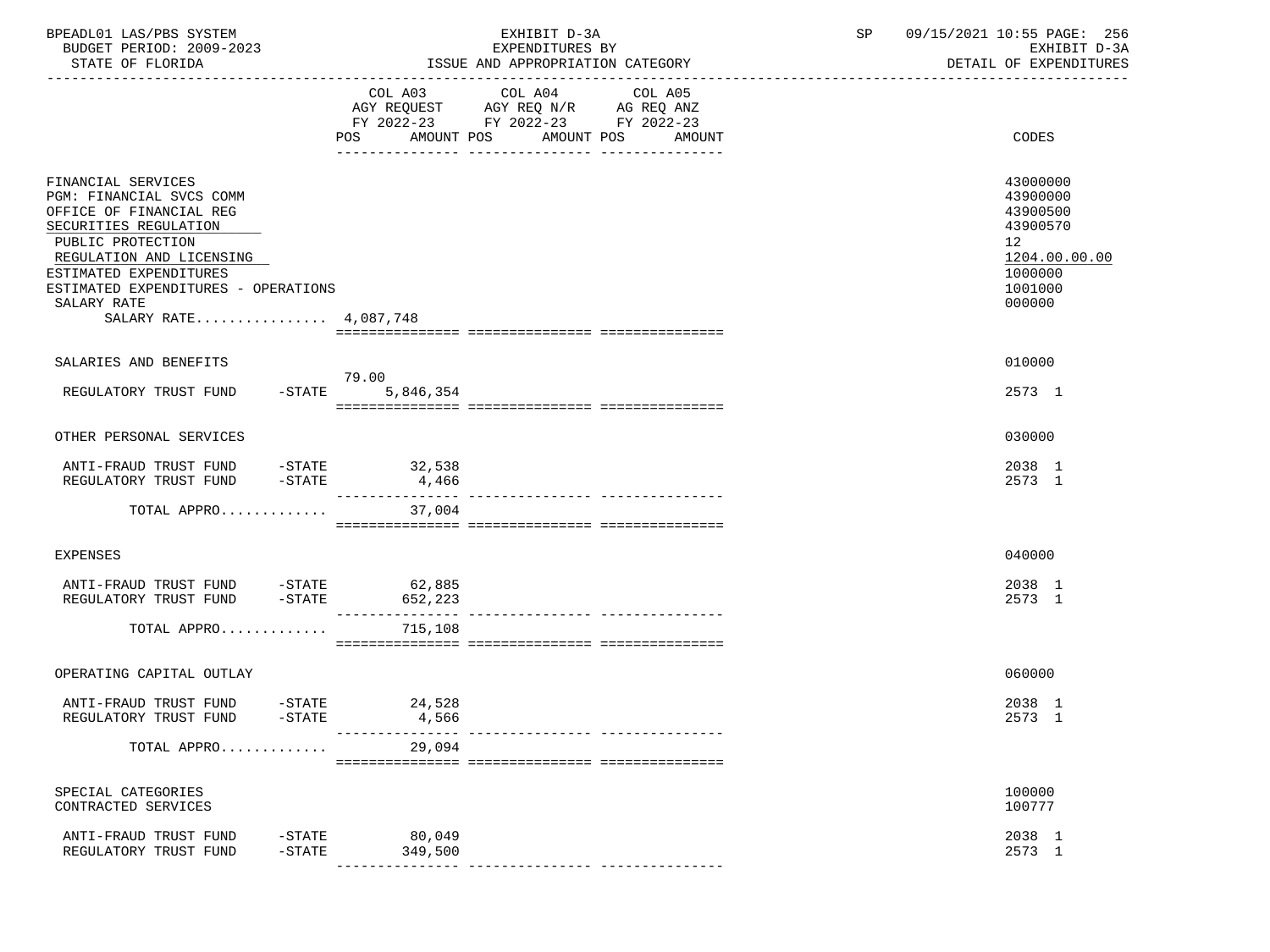BPEADL01 LAS/PBS SYSTEM — EXHIBIT D-3A — EXPENDITURES BY ISSUE AND APPROPRIATION CATEGORY — DETAIL OF EXPENDITURES

BUDGET PERIOD: 2009-2023

STATE OF FLORIDA

| | COL A03 AGY REQUEST FY 2022-23 POS | AMOUNT | COL A04 AGY REQ N/R FY 2022-23 POS | AMOUNT | COL A05 AG REQ ANZ FY 2022-23 POS | AMOUNT | CODES |
|---|---|---|---|---|---|---|---|
| FINANCIAL SERVICES | | | | | | | 43000000 |
| PGM: FINANCIAL SVCS COMM | | | | | | | 43900000 |
| OFFICE OF FINANCIAL REG | | | | | | | 43900500 |
| SECURITIES REGULATION | | | | | | | 43900570 |
| PUBLIC PROTECTION | | | | | | | 12 |
| REGULATION AND LICENSING | | | | | | | 1204.00.00.00 |
| ESTIMATED EXPENDITURES | | | | | | | 1000000 |
| ESTIMATED EXPENDITURES - OPERATIONS | | | | | | | 1001000 |
| SALARY RATE | | | | | | | 000000 |
| SALARY RATE................ 4,087,748 | | | | | | | |
| SALARIES AND BENEFITS | | | | | | | 010000 |
| REGULATORY TRUST FUND -STATE | 79.00 | 5,846,354 | | | | | 2573 1 |
| OTHER PERSONAL SERVICES | | | | | | | 030000 |
| ANTI-FRAUD TRUST FUND -STATE | | 32,538 | | | | | 2038 1 |
| REGULATORY TRUST FUND -STATE | | 4,466 | | | | | 2573 1 |
| TOTAL APPRO............ | | 37,004 | | | | | |
| EXPENSES | | | | | | | 040000 |
| ANTI-FRAUD TRUST FUND -STATE | | 62,885 | | | | | 2038 1 |
| REGULATORY TRUST FUND -STATE | | 652,223 | | | | | 2573 1 |
| TOTAL APPRO............ | | 715,108 | | | | | |
| OPERATING CAPITAL OUTLAY | | | | | | | 060000 |
| ANTI-FRAUD TRUST FUND -STATE | | 24,528 | | | | | 2038 1 |
| REGULATORY TRUST FUND -STATE | | 4,566 | | | | | 2573 1 |
| TOTAL APPRO............ | | 29,094 | | | | | |
| SPECIAL CATEGORIES | | | | | | | 100000 |
| CONTRACTED SERVICES | | | | | | | 100777 |
| ANTI-FRAUD TRUST FUND -STATE | | 80,049 | | | | | 2038 1 |
| REGULATORY TRUST FUND -STATE | | 349,500 | | | | | 2573 1 |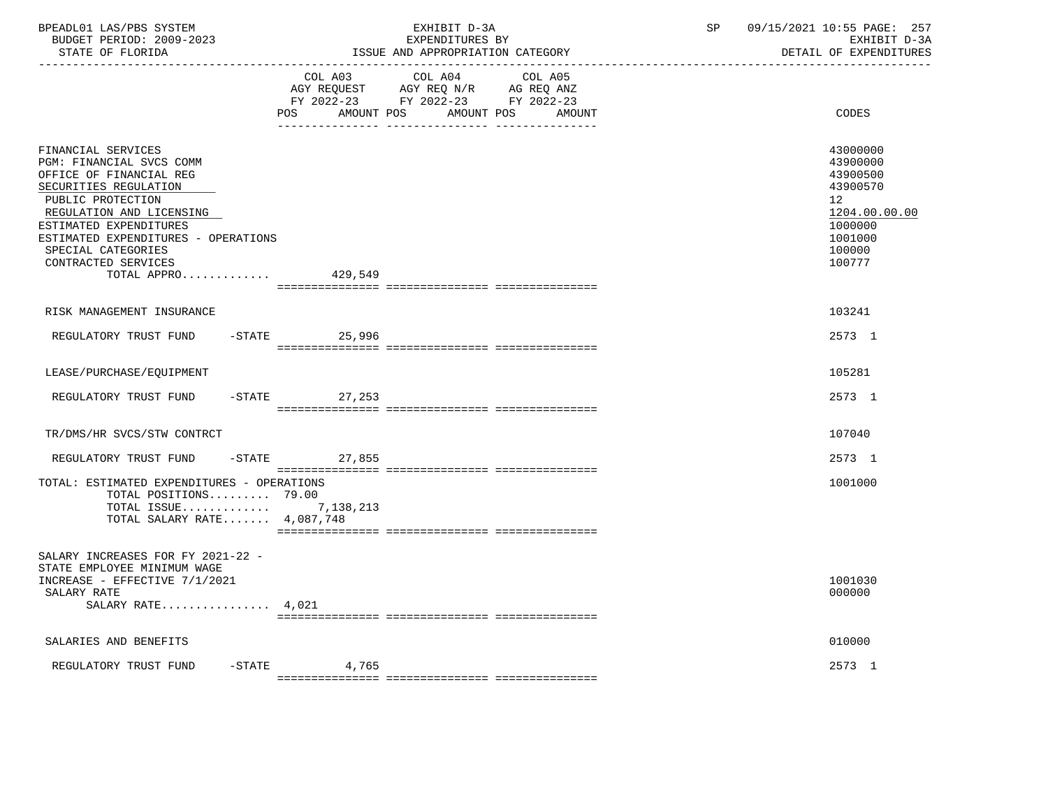BPEADL01 LAS/PBS SYSTEM | EXHIBIT D-3A | SP 09/15/2021 10:55 PAGE: 257
BUDGET PERIOD: 2009-2023 | EXPENDITURES BY | EXHIBIT D-3A
STATE OF FLORIDA | ISSUE AND APPROPRIATION CATEGORY | DETAIL OF EXPENDITURES

| | COL A03 AGY REQUEST FY 2022-23 POS | AMOUNT | COL A04 AGY REQ N/R FY 2022-23 POS | AMOUNT | COL A05 AG REQ ANZ FY 2022-23 POS | AMOUNT | CODES |
|---|---|---|---|---|---|---|---|
| FINANCIAL SERVICES | | | | | | | 43000000 |
| PGM: FINANCIAL SVCS COMM | | | | | | | 43900000 |
| OFFICE OF FINANCIAL REG | | | | | | | 43900500 |
| SECURITIES REGULATION | | | | | | | 43900570 |
| PUBLIC PROTECTION | | | | | | | 12 |
| REGULATION AND LICENSING | | | | | | | 1204.00.00.00 |
| ESTIMATED EXPENDITURES | | | | | | | 1000000 |
| ESTIMATED EXPENDITURES - OPERATIONS | | | | | | | 1001000 |
| SPECIAL CATEGORIES | | | | | | | 100000 |
| CONTRACTED SERVICES | | | | | | | 100777 |
| TOTAL APPRO............ | | 429,549 | | | | | |
| RISK MANAGEMENT INSURANCE | | | | | | | 103241 |
| REGULATORY TRUST FUND -STATE | | 25,996 | | | | | 2573 1 |
| LEASE/PURCHASE/EQUIPMENT | | | | | | | 105281 |
| REGULATORY TRUST FUND -STATE | | 27,253 | | | | | 2573 1 |
| TR/DMS/HR SVCS/STW CONTRCT | | | | | | | 107040 |
| REGULATORY TRUST FUND -STATE | | 27,855 | | | | | 2573 1 |
| TOTAL: ESTIMATED EXPENDITURES - OPERATIONS | | | | | | | 1001000 |
| TOTAL POSITIONS......... | 79.00 | | | | | | |
| TOTAL ISSUE............ | | 7,138,213 | | | | | |
| TOTAL SALARY RATE....... | | 4,087,748 | | | | | |
| SALARY INCREASES FOR FY 2021-22 - STATE EMPLOYEE MINIMUM WAGE INCREASE - EFFECTIVE 7/1/2021 | | | | | | | 1001030 |
| SALARY RATE | | | | | | | 000000 |
| SALARY RATE................ | | 4,021 | | | | | |
| SALARIES AND BENEFITS | | | | | | | 010000 |
| REGULATORY TRUST FUND -STATE | | 4,765 | | | | | 2573 1 |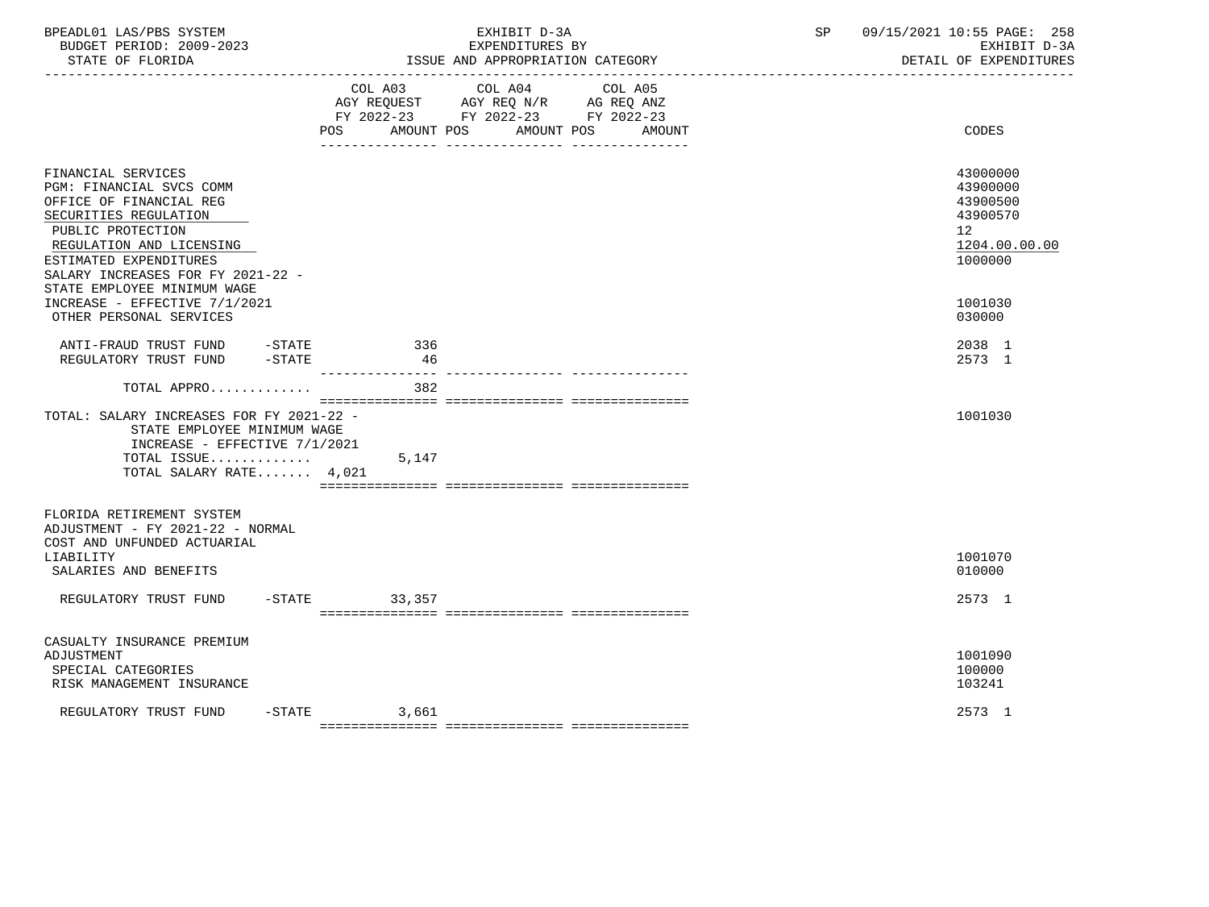BPEADL01 LAS/PBS SYSTEM — EXHIBIT D-3A — SP 09/15/2021 10:55 PAGE: 258
BUDGET PERIOD: 2009-2023 — EXPENDITURES BY — EXHIBIT D-3A
STATE OF FLORIDA — ISSUE AND APPROPRIATION CATEGORY — DETAIL OF EXPENDITURES

| | COL A03 AGY REQUEST FY 2022-23 POS | AMOUNT | COL A04 AGY REQ N/R FY 2022-23 POS | AMOUNT | COL A05 AG REQ ANZ FY 2022-23 POS | AMOUNT | CODES |
|---|---|---|---|---|---|---|---|
| FINANCIAL SERVICES | | | | | | | 43000000 |
| PGM: FINANCIAL SVCS COMM | | | | | | | 43900000 |
| OFFICE OF FINANCIAL REG | | | | | | | 43900500 |
| SECURITIES REGULATION | | | | | | | 43900570 |
| PUBLIC PROTECTION | | | | | | | 12 |
| REGULATION AND LICENSING | | | | | | | 1204.00.00.00 |
| ESTIMATED EXPENDITURES | | | | | | | 1000000 |
| SALARY INCREASES FOR FY 2021-22 - STATE EMPLOYEE MINIMUM WAGE INCREASE - EFFECTIVE 7/1/2021 | | | | | | | 1001030 |
| OTHER PERSONAL SERVICES | | | | | | | 030000 |
| ANTI-FRAUD TRUST FUND -STATE | | 336 | | | | | 2038 1 |
| REGULATORY TRUST FUND -STATE | | 46 | | | | | 2573 1 |
| TOTAL APPRO............ | | 382 | | | | | |
| TOTAL: SALARY INCREASES FOR FY 2021-22 - STATE EMPLOYEE MINIMUM WAGE INCREASE - EFFECTIVE 7/1/2021 | | | | | | | 1001030 |
| TOTAL ISSUE............ | | 5,147 | | | | | |
| TOTAL SALARY RATE....... 4,021 | | | | | | | |
| FLORIDA RETIREMENT SYSTEM ADJUSTMENT - FY 2021-22 - NORMAL COST AND UNFUNDED ACTUARIAL LIABILITY | | | | | | | 1001070 |
| SALARIES AND BENEFITS | | | | | | | 010000 |
| REGULATORY TRUST FUND -STATE | | 33,357 | | | | | 2573 1 |
| CASUALTY INSURANCE PREMIUM ADJUSTMENT | | | | | | | 1001090 |
| SPECIAL CATEGORIES | | | | | | | 100000 |
| RISK MANAGEMENT INSURANCE | | | | | | | 103241 |
| REGULATORY TRUST FUND -STATE | | 3,661 | | | | | 2573 1 |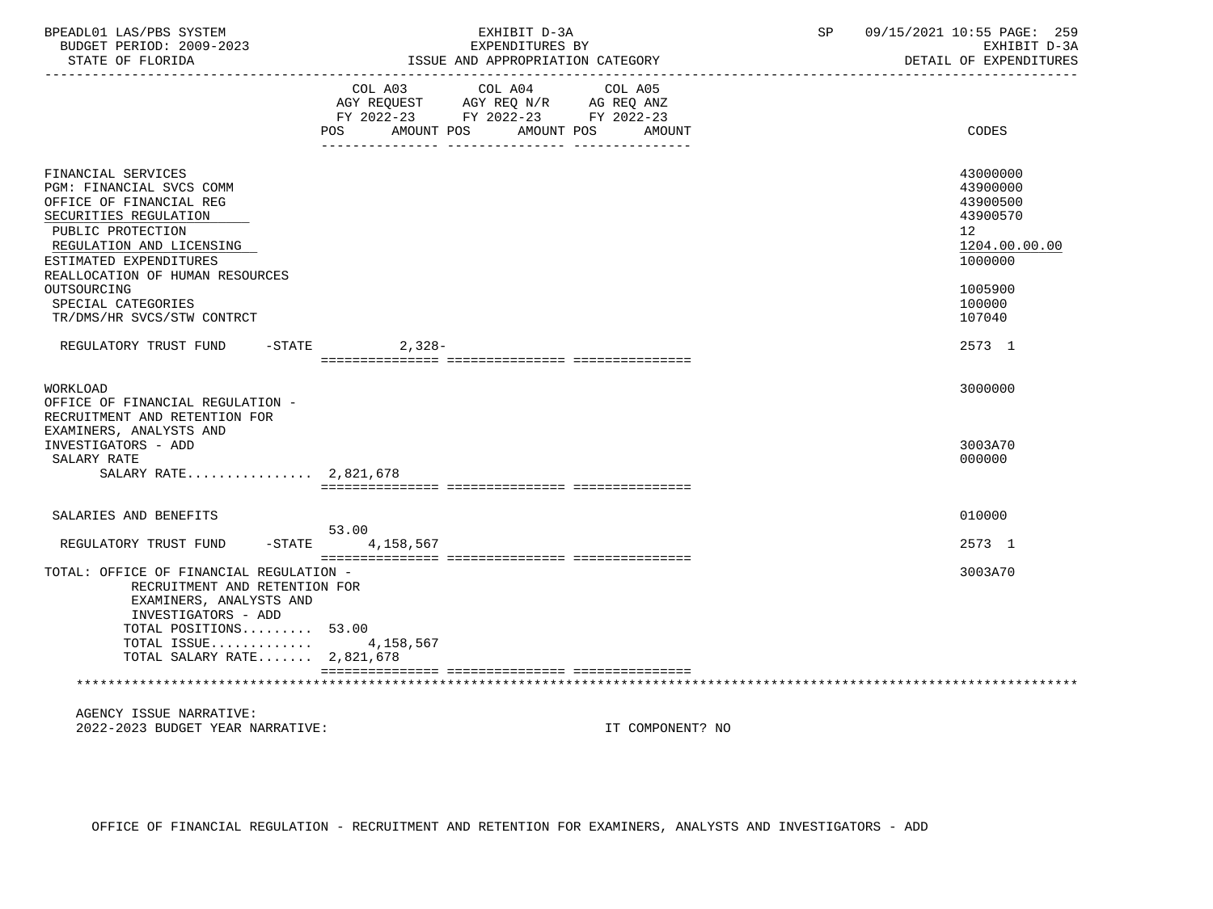| | COL A03 AGY REQUEST FY 2022-23 POS AMOUNT | COL A04 AGY REQ N/R FY 2022-23 POS AMOUNT | COL A05 AG REQ ANZ FY 2022-23 POS AMOUNT | CODES |
|---|---|---|---|---|
| FINANCIAL SERVICES | | | | 43000000 |
| PGM: FINANCIAL SVCS COMM | | | | 43900000 |
| OFFICE OF FINANCIAL REG | | | | 43900500 |
| SECURITIES REGULATION | | | | 43900570 |
| PUBLIC PROTECTION | | | | 12 |
| REGULATION AND LICENSING | | | | 1204.00.00.00 |
| ESTIMATED EXPENDITURES | | | | 1000000 |
| REALLOCATION OF HUMAN RESOURCES OUTSOURCING | | | | 1005900 |
| SPECIAL CATEGORIES | | | | 100000 |
| TR/DMS/HR SVCS/STW CONTRCT | | | | 107040 |
| REGULATORY TRUST FUND -STATE | 2,328- | | | 2573 1 |
| WORKLOAD | | | | 3000000 |
| OFFICE OF FINANCIAL REGULATION - RECRUITMENT AND RETENTION FOR EXAMINERS, ANALYSTS AND INVESTIGATORS - ADD | | | | 3003A70 |
| SALARY RATE | | | | 000000 |
| SALARY RATE................ 2,821,678 | | | | |
| SALARIES AND BENEFITS | | | | 010000 |
| REGULATORY TRUST FUND -STATE | 53.00 4,158,567 | | | 2573 1 |
| TOTAL: OFFICE OF FINANCIAL REGULATION - RECRUITMENT AND RETENTION FOR EXAMINERS, ANALYSTS AND INVESTIGATORS - ADD | | | | 3003A70 |
| TOTAL POSITIONS......... 53.00 | | | | |
| TOTAL ISSUE............ | 4,158,567 | | | |
| TOTAL SALARY RATE....... 2,821,678 | | | | |

AGENCY ISSUE NARRATIVE:

2022-2023 BUDGET YEAR NARRATIVE: IT COMPONENT? NO

OFFICE OF FINANCIAL REGULATION - RECRUITMENT AND RETENTION FOR EXAMINERS, ANALYSTS AND INVESTIGATORS - ADD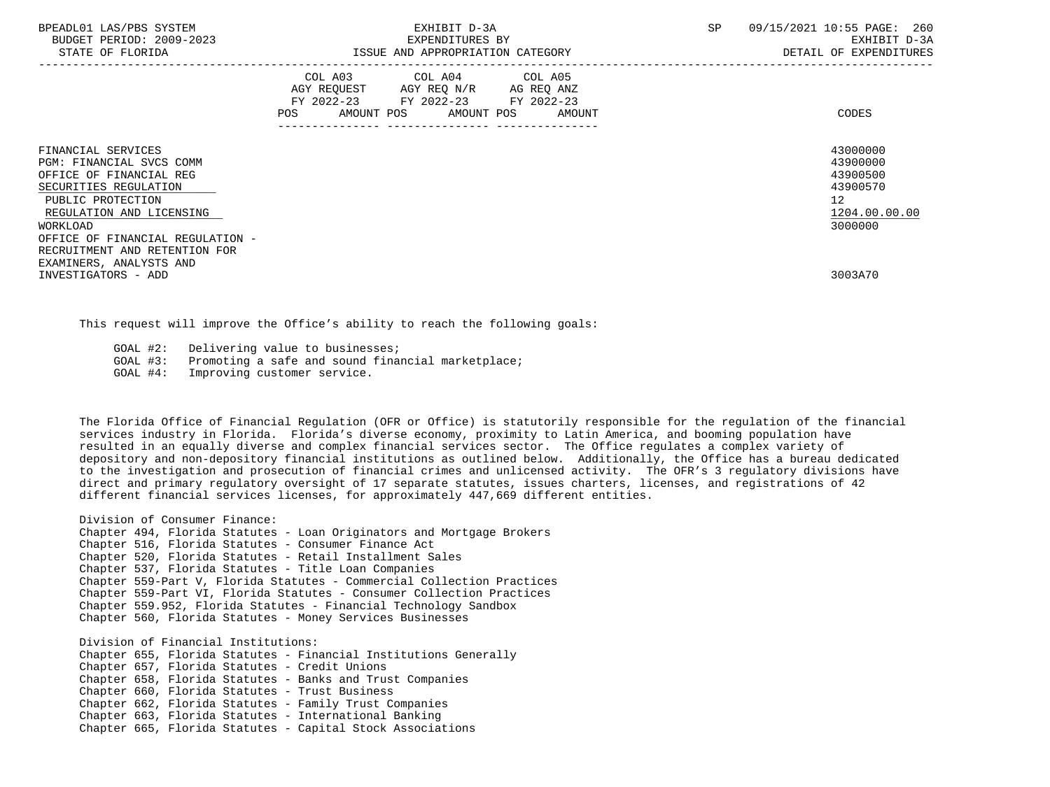| | COL A03 AGY REQUEST FY 2022-23 POS AMOUNT | COL A04 AGY REQ N/R FY 2022-23 POS AMOUNT | COL A05 AG REQ ANZ FY 2022-23 POS AMOUNT | CODES |
|---|---|---|---|---|
| FINANCIAL SERVICES | | | | 43000000 |
| PGM: FINANCIAL SVCS COMM | | | | 43900000 |
| OFFICE OF FINANCIAL REG | | | | 43900500 |
| SECURITIES REGULATION | | | | 43900570 |
| PUBLIC PROTECTION | | | | 12 |
| REGULATION AND LICENSING | | | | 1204.00.00.00 |
| WORKLOAD | | | | 3000000 |
| OFFICE OF FINANCIAL REGULATION - RECRUITMENT AND RETENTION FOR EXAMINERS, ANALYSTS AND INVESTIGATORS - ADD | | | | 3003A70 |

This request will improve the Office's ability to reach the following goals:

GOAL #2: Delivering value to businesses;
GOAL #3: Promoting a safe and sound financial marketplace;
GOAL #4: Improving customer service.

The Florida Office of Financial Regulation (OFR or Office) is statutorily responsible for the regulation of the financial services industry in Florida. Florida's diverse economy, proximity to Latin America, and booming population have resulted in an equally diverse and complex financial services sector. The Office regulates a complex variety of depository and non-depository financial institutions as outlined below. Additionally, the Office has a bureau dedicated to the investigation and prosecution of financial crimes and unlicensed activity. The OFR's 3 regulatory divisions have direct and primary regulatory oversight of 17 separate statutes, issues charters, licenses, and registrations of 42 different financial services licenses, for approximately 447,669 different entities.

Division of Consumer Finance:
Chapter 494, Florida Statutes - Loan Originators and Mortgage Brokers
Chapter 516, Florida Statutes - Consumer Finance Act
Chapter 520, Florida Statutes - Retail Installment Sales
Chapter 537, Florida Statutes - Title Loan Companies
Chapter 559-Part V, Florida Statutes - Commercial Collection Practices
Chapter 559-Part VI, Florida Statutes - Consumer Collection Practices
Chapter 559.952, Florida Statutes - Financial Technology Sandbox
Chapter 560, Florida Statutes - Money Services Businesses

Division of Financial Institutions:
Chapter 655, Florida Statutes - Financial Institutions Generally
Chapter 657, Florida Statutes - Credit Unions
Chapter 658, Florida Statutes - Banks and Trust Companies
Chapter 660, Florida Statutes - Trust Business
Chapter 662, Florida Statutes - Family Trust Companies
Chapter 663, Florida Statutes - International Banking
Chapter 665, Florida Statutes - Capital Stock Associations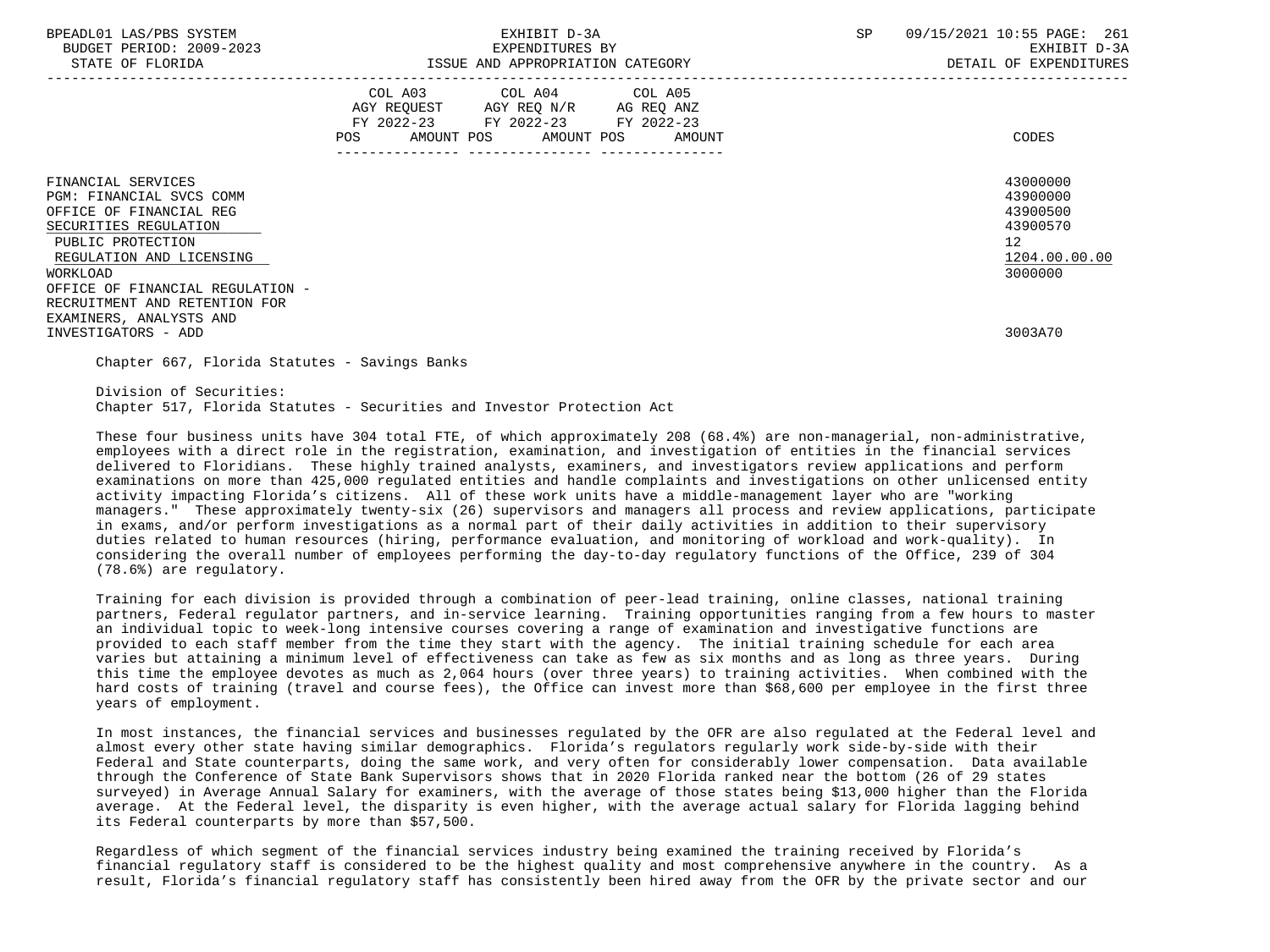| | COL A03 AGY REQUEST FY 2022-23 POS AMOUNT | COL A04 AGY REQ N/R FY 2022-23 POS AMOUNT | COL A05 AG REQ ANZ FY 2022-23 POS AMOUNT | CODES |
|---|---|---|---|---|
| FINANCIAL SERVICES | | | | 43000000 |
| PGM: FINANCIAL SVCS COMM | | | | 43900000 |
| OFFICE OF FINANCIAL REG | | | | 43900500 |
| SECURITIES REGULATION | | | | 43900570 |
| PUBLIC PROTECTION | | | | 12 |
| REGULATION AND LICENSING | | | | 1204.00.00.00 |
| WORKLOAD | | | | 3000000 |
| OFFICE OF FINANCIAL REGULATION - RECRUITMENT AND RETENTION FOR EXAMINERS, ANALYSTS AND INVESTIGATORS - ADD | | | | 3003A70 |

Chapter 667, Florida Statutes - Savings Banks

Division of Securities:
Chapter 517, Florida Statutes - Securities and Investor Protection Act

These four business units have 304 total FTE, of which approximately 208 (68.4%) are non-managerial, non-administrative, employees with a direct role in the registration, examination, and investigation of entities in the financial services delivered to Floridians. These highly trained analysts, examiners, and investigators review applications and perform examinations on more than 425,000 regulated entities and handle complaints and investigations on other unlicensed entity activity impacting Florida's citizens. All of these work units have a middle-management layer who are "working managers." These approximately twenty-six (26) supervisors and managers all process and review applications, participate in exams, and/or perform investigations as a normal part of their daily activities in addition to their supervisory duties related to human resources (hiring, performance evaluation, and monitoring of workload and work-quality). In considering the overall number of employees performing the day-to-day regulatory functions of the Office, 239 of 304 (78.6%) are regulatory.

Training for each division is provided through a combination of peer-lead training, online classes, national training partners, Federal regulator partners, and in-service learning. Training opportunities ranging from a few hours to master an individual topic to week-long intensive courses covering a range of examination and investigative functions are provided to each staff member from the time they start with the agency. The initial training schedule for each area varies but attaining a minimum level of effectiveness can take as few as six months and as long as three years. During this time the employee devotes as much as 2,064 hours (over three years) to training activities. When combined with the hard costs of training (travel and course fees), the Office can invest more than $68,600 per employee in the first three years of employment.

In most instances, the financial services and businesses regulated by the OFR are also regulated at the Federal level and almost every other state having similar demographics. Florida's regulators regularly work side-by-side with their Federal and State counterparts, doing the same work, and very often for considerably lower compensation. Data available through the Conference of State Bank Supervisors shows that in 2020 Florida ranked near the bottom (26 of 29 states surveyed) in Average Annual Salary for examiners, with the average of those states being $13,000 higher than the Florida average. At the Federal level, the disparity is even higher, with the average actual salary for Florida lagging behind its Federal counterparts by more than $57,500.

Regardless of which segment of the financial services industry being examined the training received by Florida's financial regulatory staff is considered to be the highest quality and most comprehensive anywhere in the country. As a result, Florida's financial regulatory staff has consistently been hired away from the OFR by the private sector and our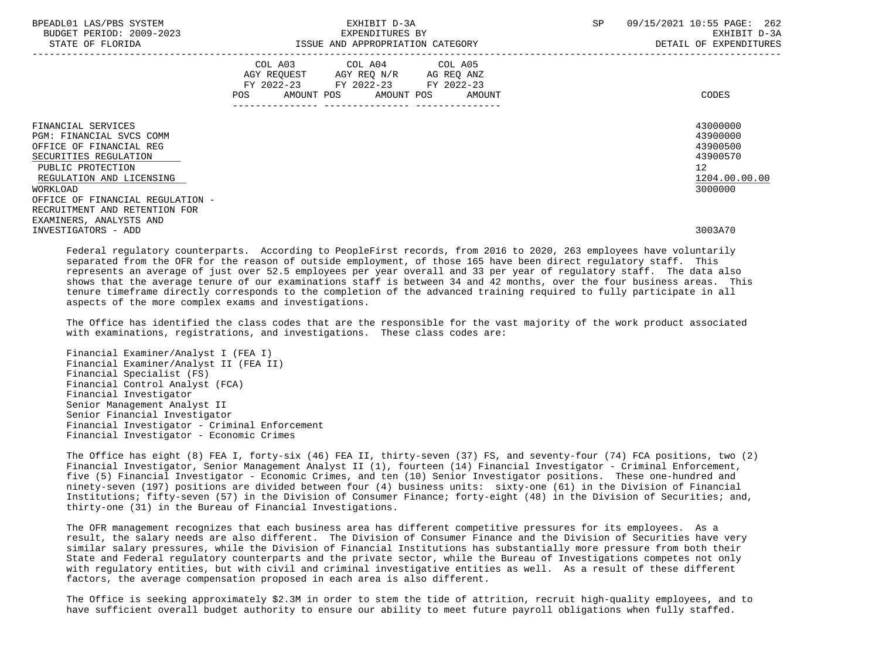| | COL A03 AGY REQUEST FY 2022-23 POS AMOUNT | COL A04 AGY REQ N/R FY 2022-23 POS AMOUNT | COL A05 AG REQ ANZ FY 2022-23 POS AMOUNT | CODES |
|---|---|---|---|---|
| FINANCIAL SERVICES | | | | 43000000 |
| PGM: FINANCIAL SVCS COMM | | | | 43900000 |
| OFFICE OF FINANCIAL REG | | | | 43900500 |
| SECURITIES REGULATION | | | | 43900570 |
| PUBLIC PROTECTION | | | | 12 |
| REGULATION AND LICENSING | | | | 1204.00.00.00 |
| WORKLOAD | | | | 3000000 |
| OFFICE OF FINANCIAL REGULATION - RECRUITMENT AND RETENTION FOR EXAMINERS, ANALYSTS AND INVESTIGATORS - ADD | | | | 3003A70 |

Federal regulatory counterparts. According to PeopleFirst records, from 2016 to 2020, 263 employees have voluntarily separated from the OFR for the reason of outside employment, of those 165 have been direct regulatory staff. This represents an average of just over 52.5 employees per year overall and 33 per year of regulatory staff. The data also shows that the average tenure of our examinations staff is between 34 and 42 months, over the four business areas. This tenure timeframe directly corresponds to the completion of the advanced training required to fully participate in all aspects of the more complex exams and investigations.

The Office has identified the class codes that are the responsible for the vast majority of the work product associated with examinations, registrations, and investigations. These class codes are:

Financial Examiner/Analyst I (FEA I)
Financial Examiner/Analyst II (FEA II)
Financial Specialist (FS)
Financial Control Analyst (FCA)
Financial Investigator
Senior Management Analyst II
Senior Financial Investigator
Financial Investigator - Criminal Enforcement
Financial Investigator - Economic Crimes

The Office has eight (8) FEA I, forty-six (46) FEA II, thirty-seven (37) FS, and seventy-four (74) FCA positions, two (2) Financial Investigator, Senior Management Analyst II (1), fourteen (14) Financial Investigator - Criminal Enforcement, five (5) Financial Investigator - Economic Crimes, and ten (10) Senior Investigator positions. These one-hundred and ninety-seven (197) positions are divided between four (4) business units: sixty-one (61) in the Division of Financial Institutions; fifty-seven (57) in the Division of Consumer Finance; forty-eight (48) in the Division of Securities; and, thirty-one (31) in the Bureau of Financial Investigations.

The OFR management recognizes that each business area has different competitive pressures for its employees. As a result, the salary needs are also different. The Division of Consumer Finance and the Division of Securities have very similar salary pressures, while the Division of Financial Institutions has substantially more pressure from both their State and Federal regulatory counterparts and the private sector, while the Bureau of Investigations competes not only with regulatory entities, but with civil and criminal investigative entities as well. As a result of these different factors, the average compensation proposed in each area is also different.

The Office is seeking approximately $2.3M in order to stem the tide of attrition, recruit high-quality employees, and to have sufficient overall budget authority to ensure our ability to meet future payroll obligations when fully staffed.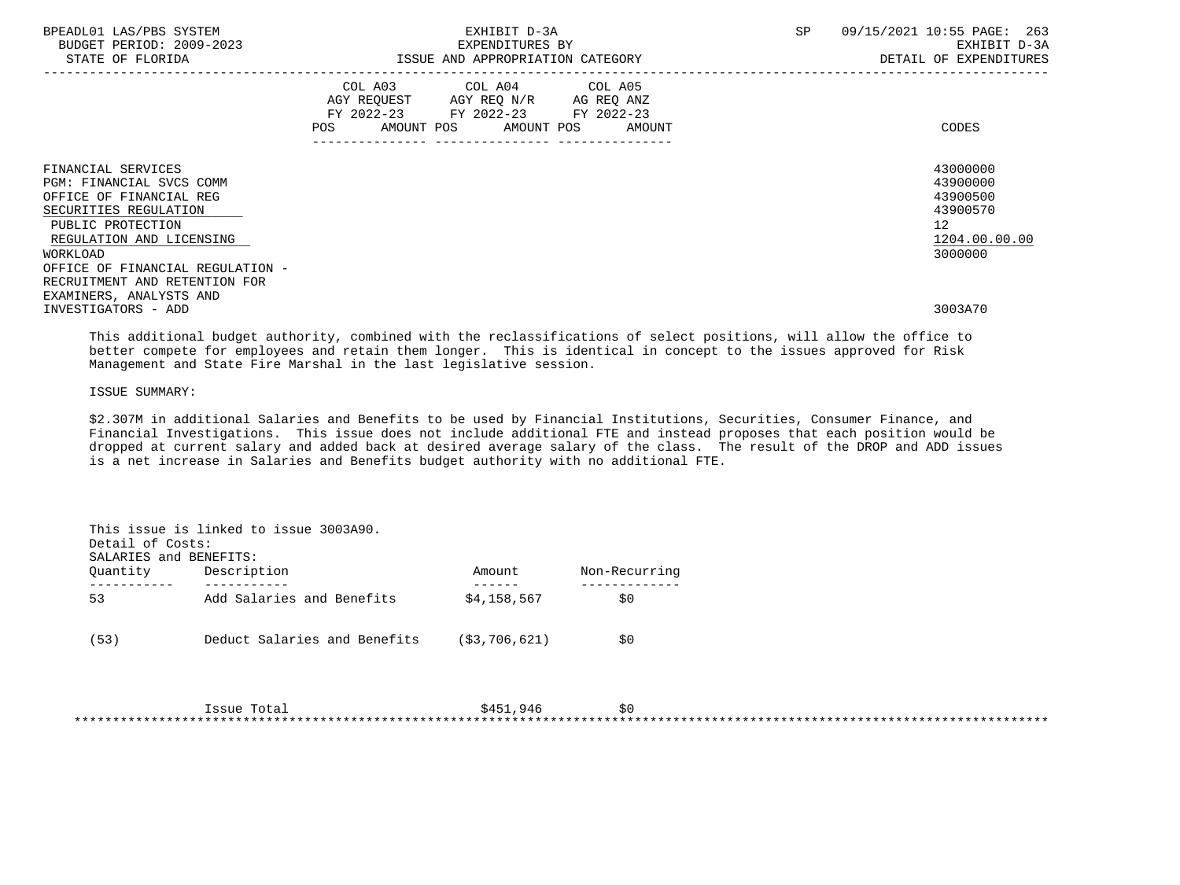| | COL A03 AGY REQUEST FY 2022-23 | | COL A04 AGY REQ N/R FY 2022-23 | | COL A05 AG REQ ANZ FY 2022-23 | | CODES |
|---|---|---|---|---|---|---|---|
| | POS | AMOUNT | POS | AMOUNT | POS | AMOUNT | |
| FINANCIAL SERVICES | | | | | | | 43000000 |
| PGM: FINANCIAL SVCS COMM | | | | | | | 43900000 |
| OFFICE OF FINANCIAL REG | | | | | | | 43900500 |
| SECURITIES REGULATION | | | | | | | 43900570 |
| PUBLIC PROTECTION | | | | | | | 12 |
| REGULATION AND LICENSING | | | | | | | 1204.00.00.00 |
| WORKLOAD | | | | | | | 3000000 |
| OFFICE OF FINANCIAL REGULATION - RECRUITMENT AND RETENTION FOR EXAMINERS, ANALYSTS AND INVESTIGATORS - ADD | | | | | | | 3003A70 |

This additional budget authority, combined with the reclassifications of select positions, will allow the office to better compete for employees and retain them longer. This is identical in concept to the issues approved for Risk Management and State Fire Marshal in the last legislative session.

ISSUE SUMMARY:

$2.307M in additional Salaries and Benefits to be used by Financial Institutions, Securities, Consumer Finance, and Financial Investigations. This issue does not include additional FTE and instead proposes that each position would be dropped at current salary and added back at desired average salary of the class. The result of the DROP and ADD issues is a net increase in Salaries and Benefits budget authority with no additional FTE.

This issue is linked to issue 3003A90.

Detail of Costs:

SALARIES and BENEFITS:

| Quantity | Description | Amount | Non-Recurring |
|---|---|---|---|
| 53 | Add Salaries and Benefits | $4,158,567 | $0 |
| (53) | Deduct Salaries and Benefits | ($3,706,621) | $0 |
| | Issue Total | $451,946 | $0 |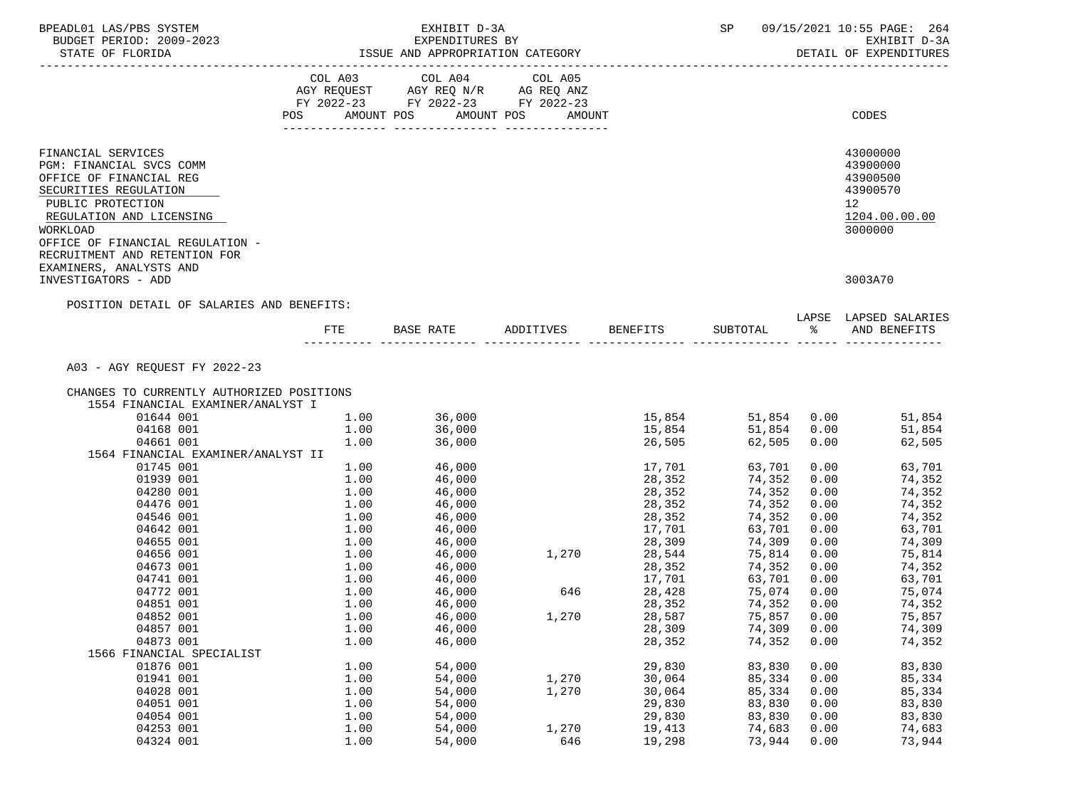BPEADL01 LAS/PBS SYSTEM | EXHIBIT D-3A | SP 09/15/2021 10:55 PAGE: 264
BUDGET PERIOD: 2009-2023 | EXPENDITURES BY | EXHIBIT D-3A
STATE OF FLORIDA | ISSUE AND APPROPRIATION CATEGORY | DETAIL OF EXPENDITURES

| | COL A03 AGY REQUEST FY 2022-23 POS AMOUNT | COL A04 AGY REQ N/R FY 2022-23 POS AMOUNT | COL A05 AG REQ ANZ FY 2022-23 POS AMOUNT | CODES |
|---|---|---|---|---|
| FINANCIAL SERVICES | | | | 43000000 |
| PGM: FINANCIAL SVCS COMM | | | | 43900000 |
| OFFICE OF FINANCIAL REG | | | | 43900500 |
| SECURITIES REGULATION | | | | 43900570 |
| PUBLIC PROTECTION | | | | 12 |
| REGULATION AND LICENSING | | | | 1204.00.00.00 |
| WORKLOAD | | | | 3000000 |
| OFFICE OF FINANCIAL REGULATION - RECRUITMENT AND RETENTION FOR EXAMINERS, ANALYSTS AND INVESTIGATORS - ADD | | | | 3003A70 |

POSITION DETAIL OF SALARIES AND BENEFITS:

| | FTE | BASE RATE | ADDITIVES | BENEFITS | SUBTOTAL | LAPSE % | LAPSED SALARIES AND BENEFITS |
|---|---|---|---|---|---|---|---|
| A03 - AGY REQUEST FY 2022-23 | | | | | | | |
| CHANGES TO CURRENTLY AUTHORIZED POSITIONS | | | | | | | |
| 1554 FINANCIAL EXAMINER/ANALYST I | | | | | | | |
| 01644 001 | 1.00 | 36,000 | | 15,854 | 51,854 | 0.00 | 51,854 |
| 04168 001 | 1.00 | 36,000 | | 15,854 | 51,854 | 0.00 | 51,854 |
| 04661 001 | 1.00 | 36,000 | | 26,505 | 62,505 | 0.00 | 62,505 |
| 1564 FINANCIAL EXAMINER/ANALYST II | | | | | | | |
| 01745 001 | 1.00 | 46,000 | | 17,701 | 63,701 | 0.00 | 63,701 |
| 01939 001 | 1.00 | 46,000 | | 28,352 | 74,352 | 0.00 | 74,352 |
| 04280 001 | 1.00 | 46,000 | | 28,352 | 74,352 | 0.00 | 74,352 |
| 04476 001 | 1.00 | 46,000 | | 28,352 | 74,352 | 0.00 | 74,352 |
| 04546 001 | 1.00 | 46,000 | | 28,352 | 74,352 | 0.00 | 74,352 |
| 04642 001 | 1.00 | 46,000 | | 17,701 | 63,701 | 0.00 | 63,701 |
| 04655 001 | 1.00 | 46,000 | | 28,309 | 74,309 | 0.00 | 74,309 |
| 04656 001 | 1.00 | 46,000 | 1,270 | 28,544 | 75,814 | 0.00 | 75,814 |
| 04673 001 | 1.00 | 46,000 | | 28,352 | 74,352 | 0.00 | 74,352 |
| 04741 001 | 1.00 | 46,000 | | 17,701 | 63,701 | 0.00 | 63,701 |
| 04772 001 | 1.00 | 46,000 | 646 | 28,428 | 75,074 | 0.00 | 75,074 |
| 04851 001 | 1.00 | 46,000 | | 28,352 | 74,352 | 0.00 | 74,352 |
| 04852 001 | 1.00 | 46,000 | 1,270 | 28,587 | 75,857 | 0.00 | 75,857 |
| 04857 001 | 1.00 | 46,000 | | 28,309 | 74,309 | 0.00 | 74,309 |
| 04873 001 | 1.00 | 46,000 | | 28,352 | 74,352 | 0.00 | 74,352 |
| 1566 FINANCIAL SPECIALIST | | | | | | | |
| 01876 001 | 1.00 | 54,000 | | 29,830 | 83,830 | 0.00 | 83,830 |
| 01941 001 | 1.00 | 54,000 | 1,270 | 30,064 | 85,334 | 0.00 | 85,334 |
| 04028 001 | 1.00 | 54,000 | 1,270 | 30,064 | 85,334 | 0.00 | 85,334 |
| 04051 001 | 1.00 | 54,000 | | 29,830 | 83,830 | 0.00 | 83,830 |
| 04054 001 | 1.00 | 54,000 | | 29,830 | 83,830 | 0.00 | 83,830 |
| 04253 001 | 1.00 | 54,000 | 1,270 | 19,413 | 74,683 | 0.00 | 74,683 |
| 04324 001 | 1.00 | 54,000 | 646 | 19,298 | 73,944 | 0.00 | 73,944 |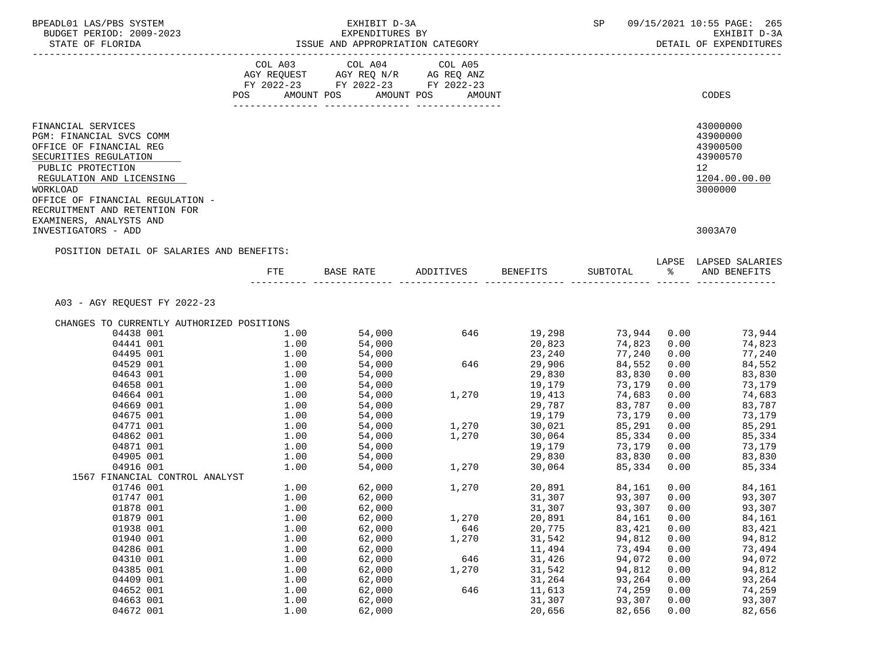BPEADL01 LAS/PBS SYSTEM | EXHIBIT D-3A | SP 09/15/2021 10:55
BUDGET PERIOD: 2009-2023 | EXPENDITURES BY | EXHIBIT D-3A
STATE OF FLORIDA | ISSUE AND APPROPRIATION CATEGORY | DETAIL OF EXPENDITURES

| | COL A03 AGY REQUEST FY 2022-23 POS AMOUNT | COL A04 AGY REQ N/R FY 2022-23 POS AMOUNT | COL A05 AG REQ ANZ FY 2022-23 POS AMOUNT | CODES |
|---|---|---|---|---|
| FINANCIAL SERVICES | | | | 43000000 |
| PGM: FINANCIAL SVCS COMM | | | | 43900000 |
| OFFICE OF FINANCIAL REG | | | | 43900500 |
| SECURITIES REGULATION | | | | 43900570 |
| PUBLIC PROTECTION | | | | 12 |
| REGULATION AND LICENSING | | | | 1204.00.00.00 |
| WORKLOAD | | | | 3000000 |
| OFFICE OF FINANCIAL REGULATION - RECRUITMENT AND RETENTION FOR EXAMINERS, ANALYSTS AND INVESTIGATORS - ADD | | | | 3003A70 |

POSITION DETAIL OF SALARIES AND BENEFITS:

| | FTE | BASE RATE | ADDITIVES | BENEFITS | SUBTOTAL | LAPSE % | LAPSED SALARIES AND BENEFITS |
|---|---|---|---|---|---|---|---|
| A03 - AGY REQUEST FY 2022-23 | | | | | | | |
| CHANGES TO CURRENTLY AUTHORIZED POSITIONS | | | | | | | |
| 04438 001 | 1.00 | 54,000 | 646 | 19,298 | 73,944 | 0.00 | 73,944 |
| 04441 001 | 1.00 | 54,000 | | 20,823 | 74,823 | 0.00 | 74,823 |
| 04495 001 | 1.00 | 54,000 | | 23,240 | 77,240 | 0.00 | 77,240 |
| 04529 001 | 1.00 | 54,000 | 646 | 29,906 | 84,552 | 0.00 | 84,552 |
| 04643 001 | 1.00 | 54,000 | | 29,830 | 83,830 | 0.00 | 83,830 |
| 04658 001 | 1.00 | 54,000 | | 19,179 | 73,179 | 0.00 | 73,179 |
| 04664 001 | 1.00 | 54,000 | 1,270 | 19,413 | 74,683 | 0.00 | 74,683 |
| 04669 001 | 1.00 | 54,000 | | 29,787 | 83,787 | 0.00 | 83,787 |
| 04675 001 | 1.00 | 54,000 | | 19,179 | 73,179 | 0.00 | 73,179 |
| 04771 001 | 1.00 | 54,000 | 1,270 | 30,021 | 85,291 | 0.00 | 85,291 |
| 04862 001 | 1.00 | 54,000 | 1,270 | 30,064 | 85,334 | 0.00 | 85,334 |
| 04871 001 | 1.00 | 54,000 | | 19,179 | 73,179 | 0.00 | 73,179 |
| 04905 001 | 1.00 | 54,000 | | 29,830 | 83,830 | 0.00 | 83,830 |
| 04916 001 | 1.00 | 54,000 | 1,270 | 30,064 | 85,334 | 0.00 | 85,334 |
| 1567 FINANCIAL CONTROL ANALYST | | | | | | | |
| 01746 001 | 1.00 | 62,000 | 1,270 | 20,891 | 84,161 | 0.00 | 84,161 |
| 01747 001 | 1.00 | 62,000 | | 31,307 | 93,307 | 0.00 | 93,307 |
| 01878 001 | 1.00 | 62,000 | | 31,307 | 93,307 | 0.00 | 93,307 |
| 01879 001 | 1.00 | 62,000 | 1,270 | 20,891 | 84,161 | 0.00 | 84,161 |
| 01938 001 | 1.00 | 62,000 | 646 | 20,775 | 83,421 | 0.00 | 83,421 |
| 01940 001 | 1.00 | 62,000 | 1,270 | 31,542 | 94,812 | 0.00 | 94,812 |
| 04286 001 | 1.00 | 62,000 | | 11,494 | 73,494 | 0.00 | 73,494 |
| 04310 001 | 1.00 | 62,000 | 646 | 31,426 | 94,072 | 0.00 | 94,072 |
| 04385 001 | 1.00 | 62,000 | 1,270 | 31,542 | 94,812 | 0.00 | 94,812 |
| 04409 001 | 1.00 | 62,000 | | 31,264 | 93,264 | 0.00 | 93,264 |
| 04652 001 | 1.00 | 62,000 | 646 | 11,613 | 74,259 | 0.00 | 74,259 |
| 04663 001 | 1.00 | 62,000 | | 31,307 | 93,307 | 0.00 | 93,307 |
| 04672 001 | 1.00 | 62,000 | | 20,656 | 82,656 | 0.00 | 82,656 |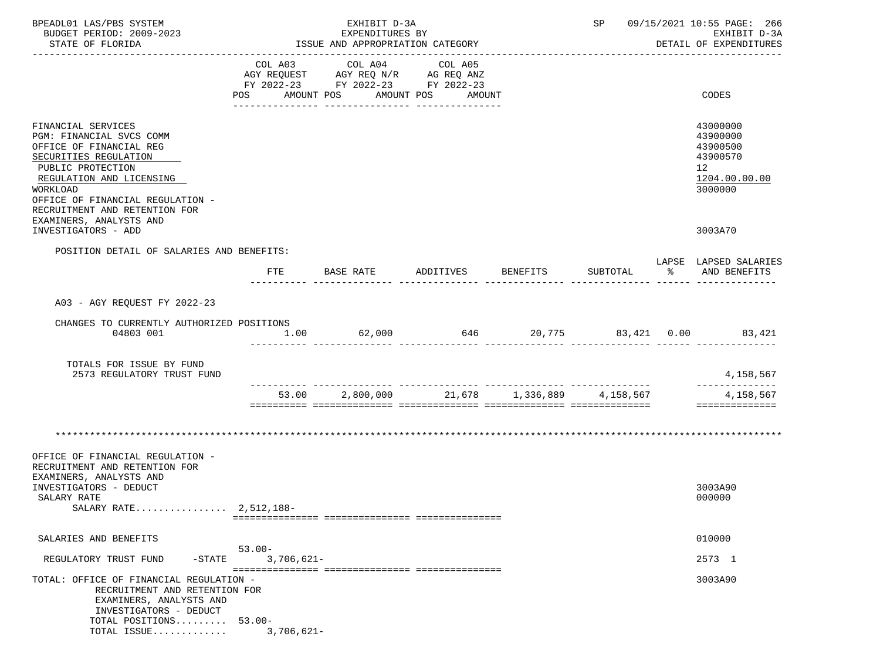BPEADL01 LAS/PBS SYSTEM — EXHIBIT D-3A — SP 09/15/2021 10:55 PAGE: 266
BUDGET PERIOD: 2009-2023 — EXPENDITURES BY — EXHIBIT D-3A
STATE OF FLORIDA — ISSUE AND APPROPRIATION CATEGORY — DETAIL OF EXPENDITURES

| | COL A03 AGY REQUEST FY 2022-23 POS AMOUNT | COL A04 AGY REQ N/R FY 2022-23 POS AMOUNT | COL A05 AG REQ ANZ FY 2022-23 POS AMOUNT | CODES |
|---|---|---|---|---|
| FINANCIAL SERVICES | | | | 43000000 |
| PGM: FINANCIAL SVCS COMM | | | | 43900000 |
| OFFICE OF FINANCIAL REG | | | | 43900500 |
| SECURITIES REGULATION | | | | 43900570 |
| PUBLIC PROTECTION | | | | 12 |
| REGULATION AND LICENSING | | | | 1204.00.00.00 |
| WORKLOAD | | | | 3000000 |
| OFFICE OF FINANCIAL REGULATION - RECRUITMENT AND RETENTION FOR EXAMINERS, ANALYSTS AND INVESTIGATORS - ADD | | | | 3003A70 |

POSITION DETAIL OF SALARIES AND BENEFITS:

| | FTE | BASE RATE | ADDITIVES | BENEFITS | SUBTOTAL | LAPSE % | LAPSED SALARIES AND BENEFITS |
|---|---|---|---|---|---|---|---|
| A03 - AGY REQUEST FY 2022-23 | | | | | | | |
| CHANGES TO CURRENTLY AUTHORIZED POSITIONS | | | | | | | |
| 04803 001 | 1.00 | 62,000 | 646 | 20,775 | 83,421 | 0.00 | 83,421 |
| TOTALS FOR ISSUE BY FUND | | | | | | | |
| 2573 REGULATORY TRUST FUND | | | | | | | 4,158,567 |
| | 53.00 | 2,800,000 | 21,678 | 1,336,889 | 4,158,567 | | 4,158,567 |

********************************************************************************

| | COL A03 POS AMOUNT | COL A04 POS AMOUNT | COL A05 POS AMOUNT | CODES |
|---|---|---|---|---|
| OFFICE OF FINANCIAL REGULATION - RECRUITMENT AND RETENTION FOR EXAMINERS, ANALYSTS AND INVESTIGATORS - DEDUCT | | | | 3003A90 |
| SALARY RATE | | | | 000000 |
| SALARY RATE................ | 2,512,188- | | | |
| SALARIES AND BENEFITS | 53.00- | | | 010000 |
| REGULATORY TRUST FUND -STATE | 3,706,621- | | | 2573 1 |
| TOTAL: OFFICE OF FINANCIAL REGULATION - RECRUITMENT AND RETENTION FOR EXAMINERS, ANALYSTS AND INVESTIGATORS - DEDUCT | | | | 3003A90 |
| TOTAL POSITIONS......... | 53.00- | | | |
| TOTAL ISSUE............. | 3,706,621- | | | |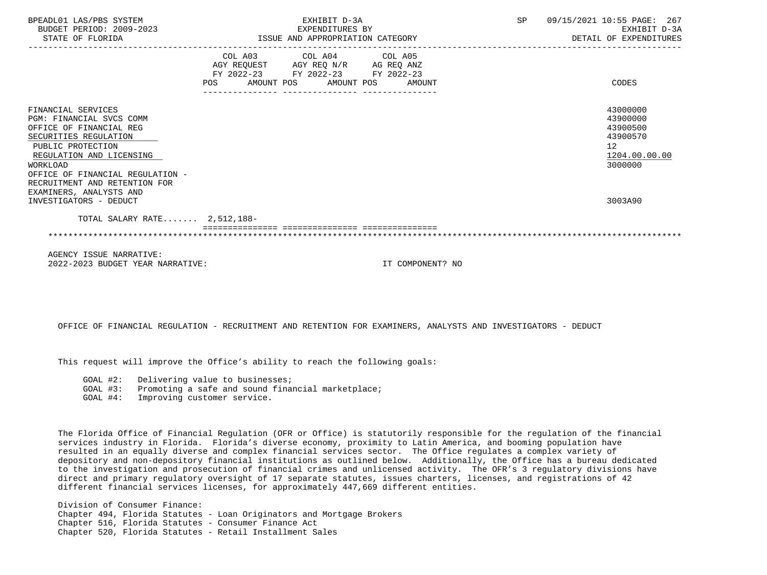| | COL A03 AGY REQUEST FY 2022-23 POS AMOUNT | COL A04 AGY REQ N/R FY 2022-23 POS AMOUNT | COL A05 AG REQ ANZ FY 2022-23 POS AMOUNT | CODES |
|---|---|---|---|---|
| FINANCIAL SERVICES | | | | 43000000 |
| PGM: FINANCIAL SVCS COMM | | | | 43900000 |
| OFFICE OF FINANCIAL REG | | | | 43900500 |
| SECURITIES REGULATION | | | | 43900570 |
| PUBLIC PROTECTION | | | | 12 |
| REGULATION AND LICENSING | | | | 1204.00.00.00 |
| WORKLOAD | | | | 3000000 |
| OFFICE OF FINANCIAL REGULATION - RECRUITMENT AND RETENTION FOR EXAMINERS, ANALYSTS AND INVESTIGATORS - DEDUCT | | | | 3003A90 |
| TOTAL SALARY RATE....... 2,512,188- | | | | |

AGENCY ISSUE NARRATIVE:
2022-2023 BUDGET YEAR NARRATIVE: IT COMPONENT? NO

OFFICE OF FINANCIAL REGULATION - RECRUITMENT AND RETENTION FOR EXAMINERS, ANALYSTS AND INVESTIGATORS - DEDUCT

This request will improve the Office's ability to reach the following goals:

- GOAL #2: Delivering value to businesses;
- GOAL #3: Promoting a safe and sound financial marketplace;
- GOAL #4: Improving customer service.

The Florida Office of Financial Regulation (OFR or Office) is statutorily responsible for the regulation of the financial services industry in Florida. Florida's diverse economy, proximity to Latin America, and booming population have resulted in an equally diverse and complex financial services sector. The Office regulates a complex variety of depository and non-depository financial institutions as outlined below. Additionally, the Office has a bureau dedicated to the investigation and prosecution of financial crimes and unlicensed activity. The OFR's 3 regulatory divisions have direct and primary regulatory oversight of 17 separate statutes, issues charters, licenses, and registrations of 42 different financial services licenses, for approximately 447,669 different entities.

Division of Consumer Finance:
Chapter 494, Florida Statutes - Loan Originators and Mortgage Brokers
Chapter 516, Florida Statutes - Consumer Finance Act
Chapter 520, Florida Statutes - Retail Installment Sales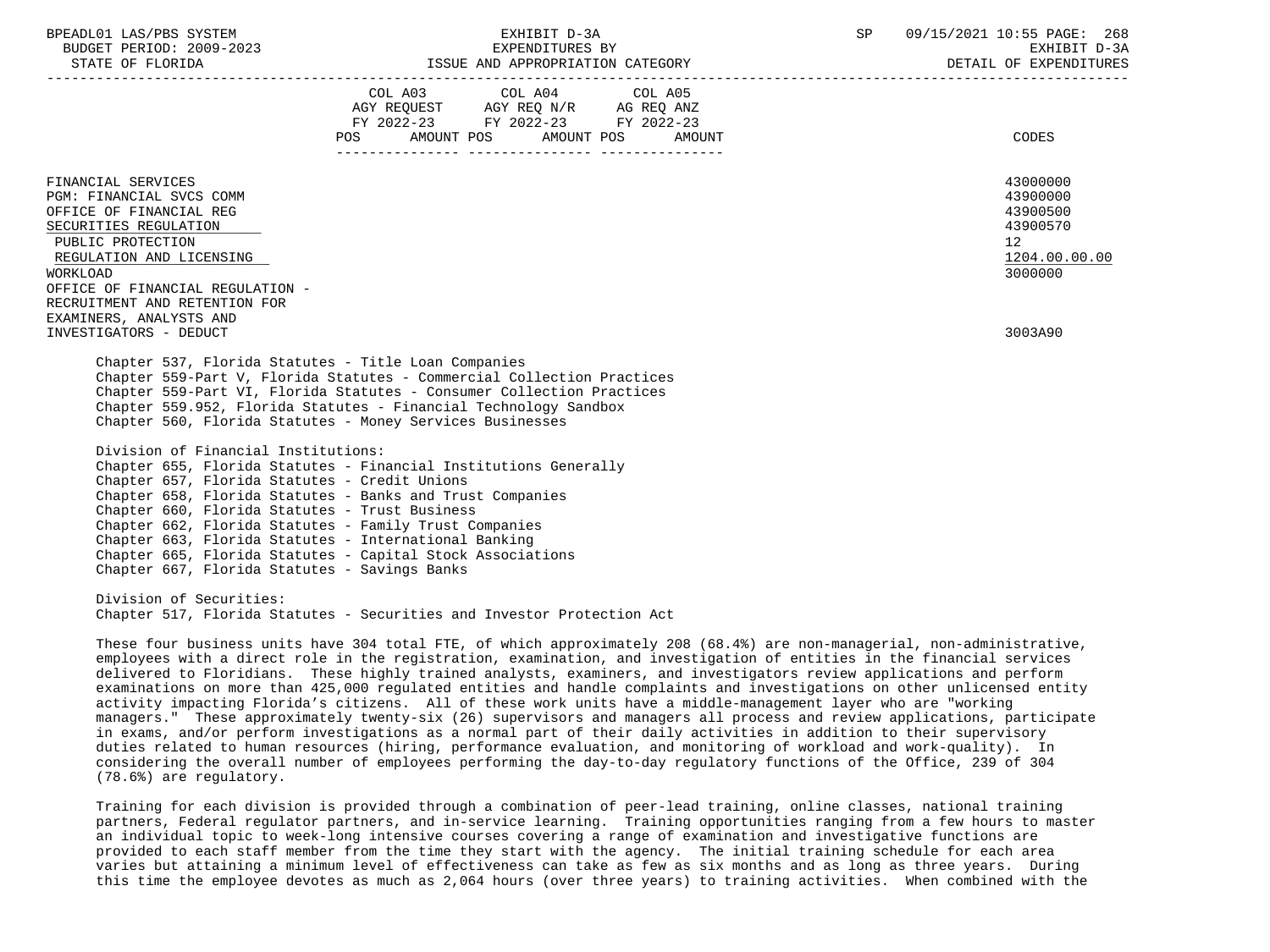| | COL A03 AGY REQUEST FY 2022-23 POS AMOUNT | COL A04 AGY REQ N/R FY 2022-23 POS AMOUNT | COL A05 AG REQ ANZ FY 2022-23 POS AMOUNT | CODES |
|---|---|---|---|---|
| FINANCIAL SERVICES | | | | 43000000 |
| PGM: FINANCIAL SVCS COMM | | | | 43900000 |
| OFFICE OF FINANCIAL REG | | | | 43900500 |
| SECURITIES REGULATION | | | | 43900570 |
| PUBLIC PROTECTION | | | | 12 |
| REGULATION AND LICENSING | | | | 1204.00.00.00 |
| WORKLOAD | | | | 3000000 |
| OFFICE OF FINANCIAL REGULATION - RECRUITMENT AND RETENTION FOR EXAMINERS, ANALYSTS AND INVESTIGATORS - DEDUCT | | | | 3003A90 |

Chapter 537, Florida Statutes - Title Loan Companies
Chapter 559-Part V, Florida Statutes - Commercial Collection Practices
Chapter 559-Part VI, Florida Statutes - Consumer Collection Practices
Chapter 559.952, Florida Statutes - Financial Technology Sandbox
Chapter 560, Florida Statutes - Money Services Businesses

Division of Financial Institutions:
Chapter 655, Florida Statutes - Financial Institutions Generally
Chapter 657, Florida Statutes - Credit Unions
Chapter 658, Florida Statutes - Banks and Trust Companies
Chapter 660, Florida Statutes - Trust Business
Chapter 662, Florida Statutes - Family Trust Companies
Chapter 663, Florida Statutes - International Banking
Chapter 665, Florida Statutes - Capital Stock Associations
Chapter 667, Florida Statutes - Savings Banks

Division of Securities:
Chapter 517, Florida Statutes - Securities and Investor Protection Act

These four business units have 304 total FTE, of which approximately 208 (68.4%) are non-managerial, non-administrative, employees with a direct role in the registration, examination, and investigation of entities in the financial services delivered to Floridians. These highly trained analysts, examiners, and investigators review applications and perform examinations on more than 425,000 regulated entities and handle complaints and investigations on other unlicensed entity activity impacting Florida's citizens. All of these work units have a middle-management layer who are "working managers." These approximately twenty-six (26) supervisors and managers all process and review applications, participate in exams, and/or perform investigations as a normal part of their daily activities in addition to their supervisory duties related to human resources (hiring, performance evaluation, and monitoring of workload and work-quality). In considering the overall number of employees performing the day-to-day regulatory functions of the Office, 239 of 304 (78.6%) are regulatory.

Training for each division is provided through a combination of peer-lead training, online classes, national training partners, Federal regulator partners, and in-service learning. Training opportunities ranging from a few hours to master an individual topic to week-long intensive courses covering a range of examination and investigative functions are provided to each staff member from the time they start with the agency. The initial training schedule for each area varies but attaining a minimum level of effectiveness can take as few as six months and as long as three years. During this time the employee devotes as much as 2,064 hours (over three years) to training activities. When combined with the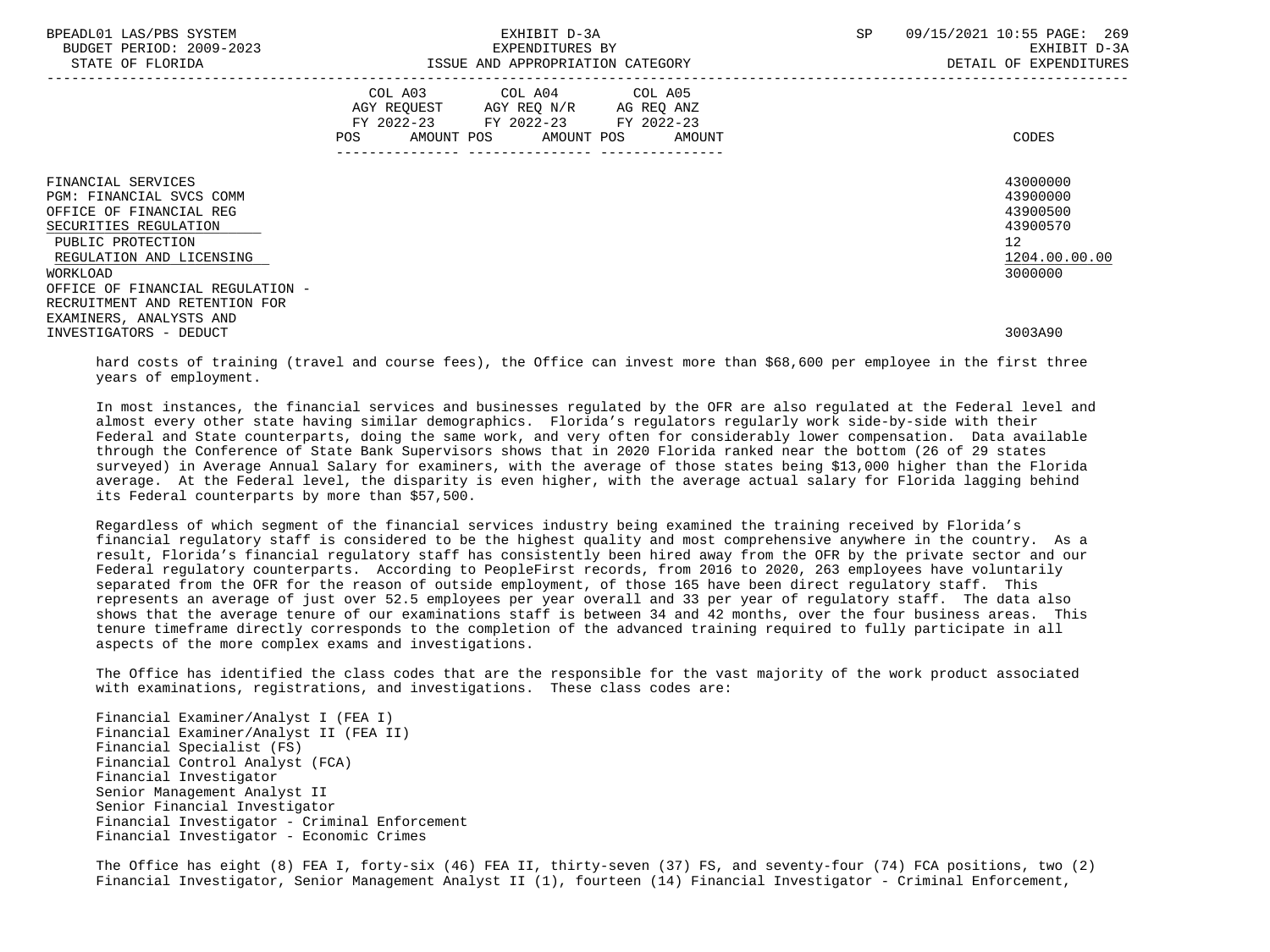FINANCIAL SERVICES 43000000
PGM: FINANCIAL SVCS COMM 43900000
OFFICE OF FINANCIAL REG 43900500
SECURITIES REGULATION 43900570
PUBLIC PROTECTION 12
REGULATION AND LICENSING 1204.00.00.00
WORKLOAD 3000000
OFFICE OF FINANCIAL REGULATION - RECRUITMENT AND RETENTION FOR EXAMINERS, ANALYSTS AND INVESTIGATORS - DEDUCT 3003A90

| COL A03 AGY REQUEST FY 2022-23 | | COL A04 AGY REQ N/R FY 2022-23 | | COL A05 AG REQ ANZ FY 2022-23 | | CODES |
|---|---|---|---|---|---|---|
| POS | AMOUNT | POS | AMOUNT | POS | AMOUNT | |

hard costs of training (travel and course fees), the Office can invest more than $68,600 per employee in the first three years of employment.

In most instances, the financial services and businesses regulated by the OFR are also regulated at the Federal level and almost every other state having similar demographics. Florida's regulators regularly work side-by-side with their Federal and State counterparts, doing the same work, and very often for considerably lower compensation. Data available through the Conference of State Bank Supervisors shows that in 2020 Florida ranked near the bottom (26 of 29 states surveyed) in Average Annual Salary for examiners, with the average of those states being $13,000 higher than the Florida average. At the Federal level, the disparity is even higher, with the average actual salary for Florida lagging behind its Federal counterparts by more than $57,500.

Regardless of which segment of the financial services industry being examined the training received by Florida's financial regulatory staff is considered to be the highest quality and most comprehensive anywhere in the country. As a result, Florida's financial regulatory staff has consistently been hired away from the OFR by the private sector and our Federal regulatory counterparts. According to PeopleFirst records, from 2016 to 2020, 263 employees have voluntarily separated from the OFR for the reason of outside employment, of those 165 have been direct regulatory staff. This represents an average of just over 52.5 employees per year overall and 33 per year of regulatory staff. The data also shows that the average tenure of our examinations staff is between 34 and 42 months, over the four business areas. This tenure timeframe directly corresponds to the completion of the advanced training required to fully participate in all aspects of the more complex exams and investigations.

The Office has identified the class codes that are the responsible for the vast majority of the work product associated with examinations, registrations, and investigations. These class codes are:

Financial Examiner/Analyst I (FEA I)
Financial Examiner/Analyst II (FEA II)
Financial Specialist (FS)
Financial Control Analyst (FCA)
Financial Investigator
Senior Management Analyst II
Senior Financial Investigator
Financial Investigator - Criminal Enforcement
Financial Investigator - Economic Crimes

The Office has eight (8) FEA I, forty-six (46) FEA II, thirty-seven (37) FS, and seventy-four (74) FCA positions, two (2) Financial Investigator, Senior Management Analyst II (1), fourteen (14) Financial Investigator - Criminal Enforcement,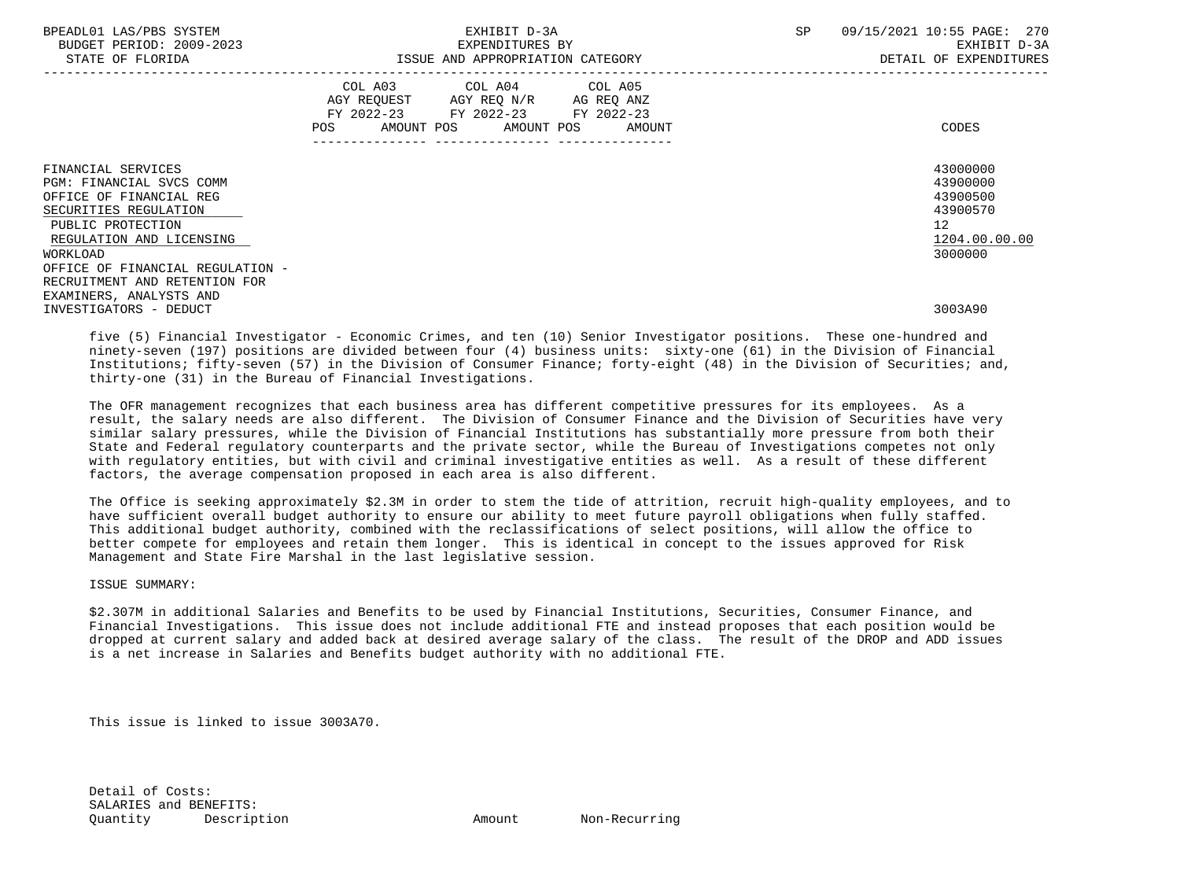| | COL A03 AGY REQUEST FY 2022-23 POS AMOUNT | COL A04 AGY REQ N/R FY 2022-23 POS AMOUNT | COL A05 AG REQ ANZ FY 2022-23 POS AMOUNT | CODES |
|---|---|---|---|---|
| FINANCIAL SERVICES | | | | 43000000 |
| PGM: FINANCIAL SVCS COMM | | | | 43900000 |
| OFFICE OF FINANCIAL REG | | | | 43900500 |
| SECURITIES REGULATION | | | | 43900570 |
| PUBLIC PROTECTION | | | | 12 |
| REGULATION AND LICENSING | | | | 1204.00.00.00 |
| WORKLOAD | | | | 3000000 |
| OFFICE OF FINANCIAL REGULATION - RECRUITMENT AND RETENTION FOR EXAMINERS, ANALYSTS AND INVESTIGATORS - DEDUCT | | | | 3003A90 |

five (5) Financial Investigator - Economic Crimes, and ten (10) Senior Investigator positions. These one-hundred and ninety-seven (197) positions are divided between four (4) business units: sixty-one (61) in the Division of Financial Institutions; fifty-seven (57) in the Division of Consumer Finance; forty-eight (48) in the Division of Securities; and, thirty-one (31) in the Bureau of Financial Investigations.

The OFR management recognizes that each business area has different competitive pressures for its employees. As a result, the salary needs are also different. The Division of Consumer Finance and the Division of Securities have very similar salary pressures, while the Division of Financial Institutions has substantially more pressure from both their State and Federal regulatory counterparts and the private sector, while the Bureau of Investigations competes not only with regulatory entities, but with civil and criminal investigative entities as well. As a result of these different factors, the average compensation proposed in each area is also different.

The Office is seeking approximately $2.3M in order to stem the tide of attrition, recruit high-quality employees, and to have sufficient overall budget authority to ensure our ability to meet future payroll obligations when fully staffed. This additional budget authority, combined with the reclassifications of select positions, will allow the office to better compete for employees and retain them longer. This is identical in concept to the issues approved for Risk Management and State Fire Marshal in the last legislative session.

ISSUE SUMMARY:

$2.307M in additional Salaries and Benefits to be used by Financial Institutions, Securities, Consumer Finance, and Financial Investigations. This issue does not include additional FTE and instead proposes that each position would be dropped at current salary and added back at desired average salary of the class. The result of the DROP and ADD issues is a net increase in Salaries and Benefits budget authority with no additional FTE.

This issue is linked to issue 3003A70.

Detail of Costs:
SALARIES and BENEFITS:

| Quantity | Description | Amount | Non-Recurring |
|---|---|---|---|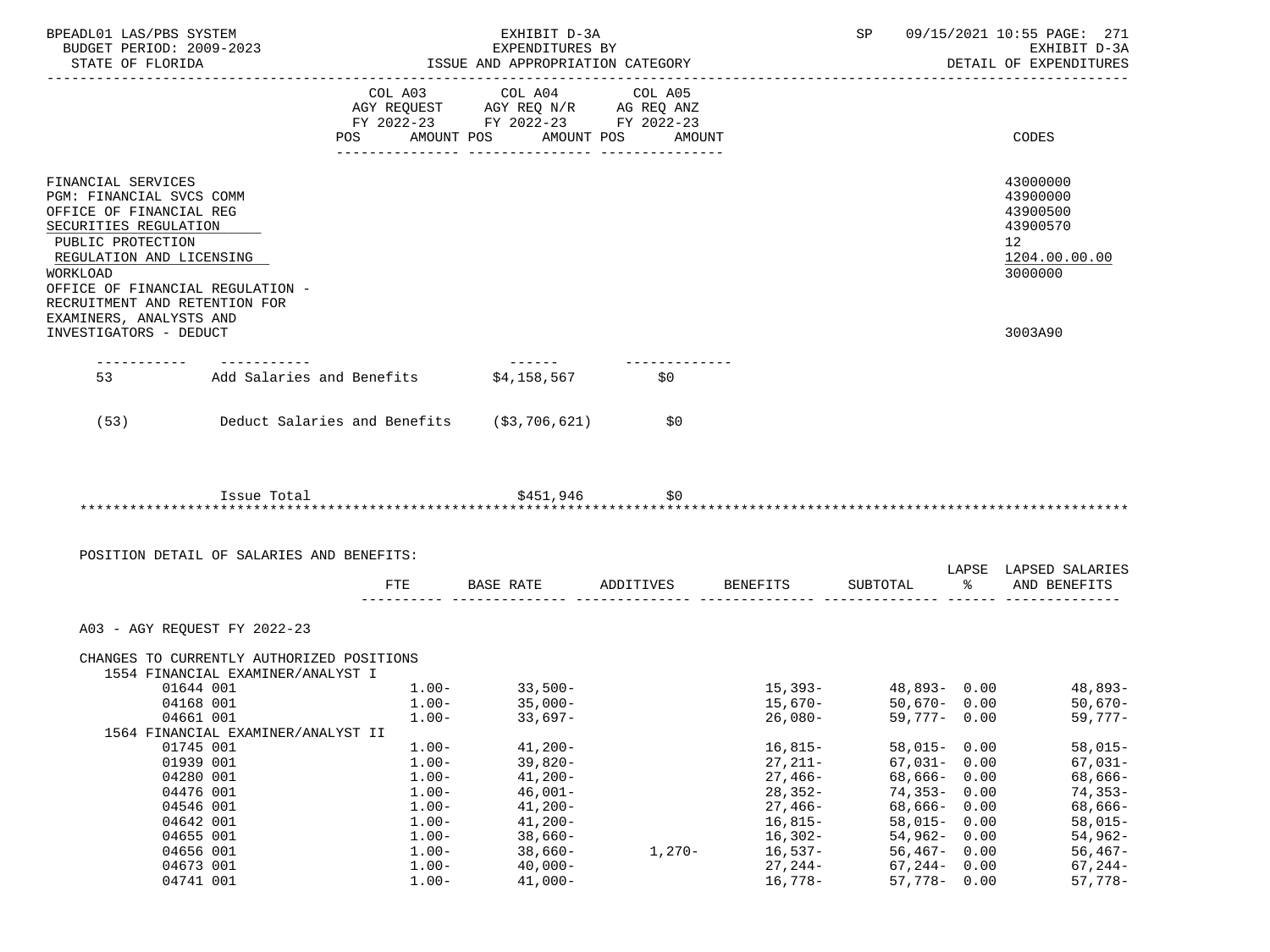BPEADL01 LAS/PBS SYSTEM EXHIBIT D-3A SP 09/15/2021 10:55 PAGE: 271
BUDGET PERIOD: 2009-2023 EXPENDITURES BY EXHIBIT D-3A
STATE OF FLORIDA ISSUE AND APPROPRIATION CATEGORY DETAIL OF EXPENDITURES

| | COL A03 AGY REQUEST FY 2022-23 POS AMOUNT | COL A04 AGY REQ N/R FY 2022-23 POS AMOUNT | COL A05 AG REQ ANZ FY 2022-23 POS AMOUNT | CODES |
|---|---|---|---|---|
| FINANCIAL SERVICES | | | | 43000000 |
| PGM: FINANCIAL SVCS COMM | | | | 43900000 |
| OFFICE OF FINANCIAL REG | | | | 43900500 |
| SECURITIES REGULATION | | | | 43900570 |
| PUBLIC PROTECTION | | | | 12 |
| REGULATION AND LICENSING | | | | 1204.00.00.00 |
| WORKLOAD | | | | 3000000 |
| OFFICE OF FINANCIAL REGULATION - RECRUITMENT AND RETENTION FOR EXAMINERS, ANALYSTS AND INVESTIGATORS - DEDUCT | | | | 3003A90 |

| | | | |
|---|---|---|---|
| 53 | Add Salaries and Benefits | $4,158,567 | $0 |
| (53) | Deduct Salaries and Benefits | ($3,706,621) | $0 |
| | Issue Total | $451,946 | $0 |

POSITION DETAIL OF SALARIES AND BENEFITS:

| | FTE | BASE RATE | ADDITIVES | BENEFITS | SUBTOTAL | LAPSE % | LAPSED SALARIES AND BENEFITS |
|---|---|---|---|---|---|---|---|
| A03 - AGY REQUEST FY 2022-23 | | | | | | | |
| CHANGES TO CURRENTLY AUTHORIZED POSITIONS | | | | | | | |
| 1554 FINANCIAL EXAMINER/ANALYST I | | | | | | | |
| 01644 001 | 1.00- | 33,500- | | 15,393- | 48,893- | 0.00 | 48,893- |
| 04168 001 | 1.00- | 35,000- | | 15,670- | 50,670- | 0.00 | 50,670- |
| 04661 001 | 1.00- | 33,697- | | 26,080- | 59,777- | 0.00 | 59,777- |
| 1564 FINANCIAL EXAMINER/ANALYST II | | | | | | | |
| 01745 001 | 1.00- | 41,200- | | 16,815- | 58,015- | 0.00 | 58,015- |
| 01939 001 | 1.00- | 39,820- | | 27,211- | 67,031- | 0.00 | 67,031- |
| 04280 001 | 1.00- | 41,200- | | 27,466- | 68,666- | 0.00 | 68,666- |
| 04476 001 | 1.00- | 46,001- | | 28,352- | 74,353- | 0.00 | 74,353- |
| 04546 001 | 1.00- | 41,200- | | 27,466- | 68,666- | 0.00 | 68,666- |
| 04642 001 | 1.00- | 41,200- | | 16,815- | 58,015- | 0.00 | 58,015- |
| 04655 001 | 1.00- | 38,660- | | 16,302- | 54,962- | 0.00 | 54,962- |
| 04656 001 | 1.00- | 38,660- | 1,270- | 16,537- | 56,467- | 0.00 | 56,467- |
| 04673 001 | 1.00- | 40,000- | | 27,244- | 67,244- | 0.00 | 67,244- |
| 04741 001 | 1.00- | 41,000- | | 16,778- | 57,778- | 0.00 | 57,778- |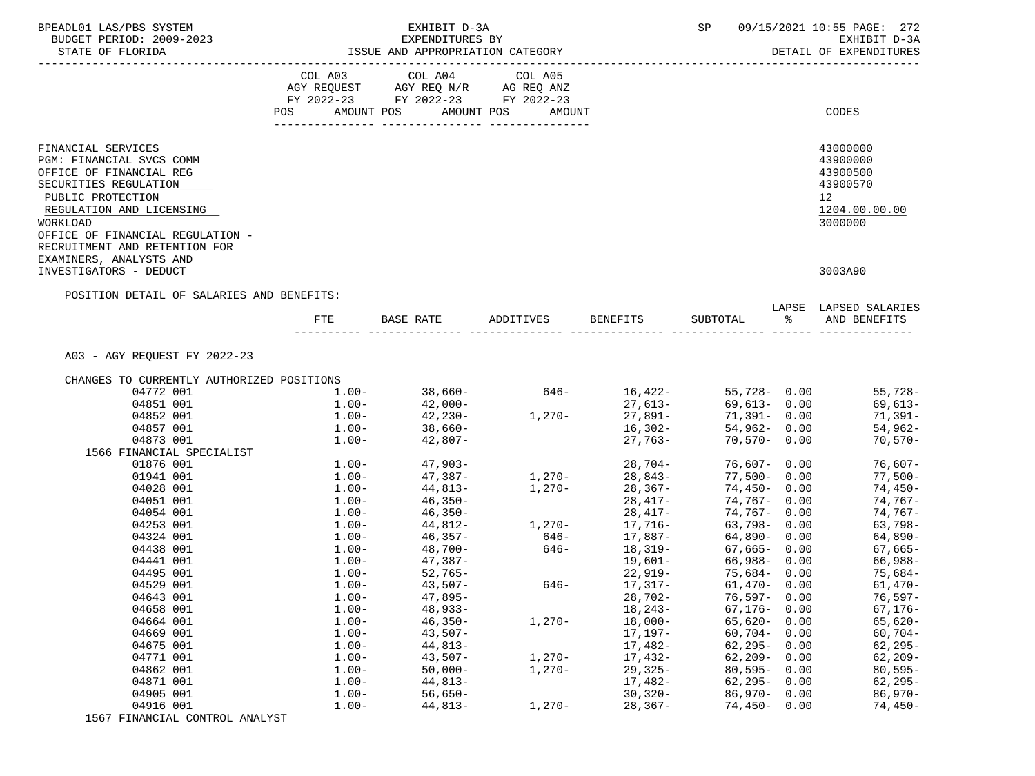| COL A03 AGY REQUEST FY 2022-23 POS AMOUNT | COL A04 AGY REQ N/R FY 2022-23 POS AMOUNT | COL A05 AG REQ ANZ FY 2022-23 POS AMOUNT | CODES |
|---|---|---|---|

FINANCIAL SERVICES 43000000
PGM: FINANCIAL SVCS COMM 43900000
OFFICE OF FINANCIAL REG 43900500
SECURITIES REGULATION 43900570
PUBLIC PROTECTION 12
REGULATION AND LICENSING 1204.00.00.00
WORKLOAD 3000000
OFFICE OF FINANCIAL REGULATION - RECRUITMENT AND RETENTION FOR EXAMINERS, ANALYSTS AND INVESTIGATORS - DEDUCT 3003A90

POSITION DETAIL OF SALARIES AND BENEFITS:

A03 - AGY REQUEST FY 2022-23

CHANGES TO CURRENTLY AUTHORIZED POSITIONS

| | FTE | BASE RATE | ADDITIVES | BENEFITS | SUBTOTAL | LAPSE % | LAPSED SALARIES AND BENEFITS |
|---|---|---|---|---|---|---|---|
| 04772 001 | 1.00- | 38,660- | 646- | 16,422- | 55,728- | 0.00 | 55,728- |
| 04851 001 | 1.00- | 42,000- | | 27,613- | 69,613- | 0.00 | 69,613- |
| 04852 001 | 1.00- | 42,230- | 1,270- | 27,891- | 71,391- | 0.00 | 71,391- |
| 04857 001 | 1.00- | 38,660- | | 16,302- | 54,962- | 0.00 | 54,962- |
| 04873 001 | 1.00- | 42,807- | | 27,763- | 70,570- | 0.00 | 70,570- |
| 1566 FINANCIAL SPECIALIST | | | | | | | |
| 01876 001 | 1.00- | 47,903- | | 28,704- | 76,607- | 0.00 | 76,607- |
| 01941 001 | 1.00- | 47,387- | 1,270- | 28,843- | 77,500- | 0.00 | 77,500- |
| 04028 001 | 1.00- | 44,813- | 1,270- | 28,367- | 74,450- | 0.00 | 74,450- |
| 04051 001 | 1.00- | 46,350- | | 28,417- | 74,767- | 0.00 | 74,767- |
| 04054 001 | 1.00- | 46,350- | | 28,417- | 74,767- | 0.00 | 74,767- |
| 04253 001 | 1.00- | 44,812- | 1,270- | 17,716- | 63,798- | 0.00 | 63,798- |
| 04324 001 | 1.00- | 46,357- | 646- | 17,887- | 64,890- | 0.00 | 64,890- |
| 04438 001 | 1.00- | 48,700- | 646- | 18,319- | 67,665- | 0.00 | 67,665- |
| 04441 001 | 1.00- | 47,387- | | 19,601- | 66,988- | 0.00 | 66,988- |
| 04495 001 | 1.00- | 52,765- | | 22,919- | 75,684- | 0.00 | 75,684- |
| 04529 001 | 1.00- | 43,507- | 646- | 17,317- | 61,470- | 0.00 | 61,470- |
| 04643 001 | 1.00- | 47,895- | | 28,702- | 76,597- | 0.00 | 76,597- |
| 04658 001 | 1.00- | 48,933- | | 18,243- | 67,176- | 0.00 | 67,176- |
| 04664 001 | 1.00- | 46,350- | 1,270- | 18,000- | 65,620- | 0.00 | 65,620- |
| 04669 001 | 1.00- | 43,507- | | 17,197- | 60,704- | 0.00 | 60,704- |
| 04675 001 | 1.00- | 44,813- | | 17,482- | 62,295- | 0.00 | 62,295- |
| 04771 001 | 1.00- | 43,507- | 1,270- | 17,432- | 62,209- | 0.00 | 62,209- |
| 04862 001 | 1.00- | 50,000- | 1,270- | 29,325- | 80,595- | 0.00 | 80,595- |
| 04871 001 | 1.00- | 44,813- | | 17,482- | 62,295- | 0.00 | 62,295- |
| 04905 001 | 1.00- | 56,650- | | 30,320- | 86,970- | 0.00 | 86,970- |
| 04916 001 | 1.00- | 44,813- | 1,270- | 28,367- | 74,450- | 0.00 | 74,450- |
| 1567 FINANCIAL CONTROL ANALYST | | | | | | | |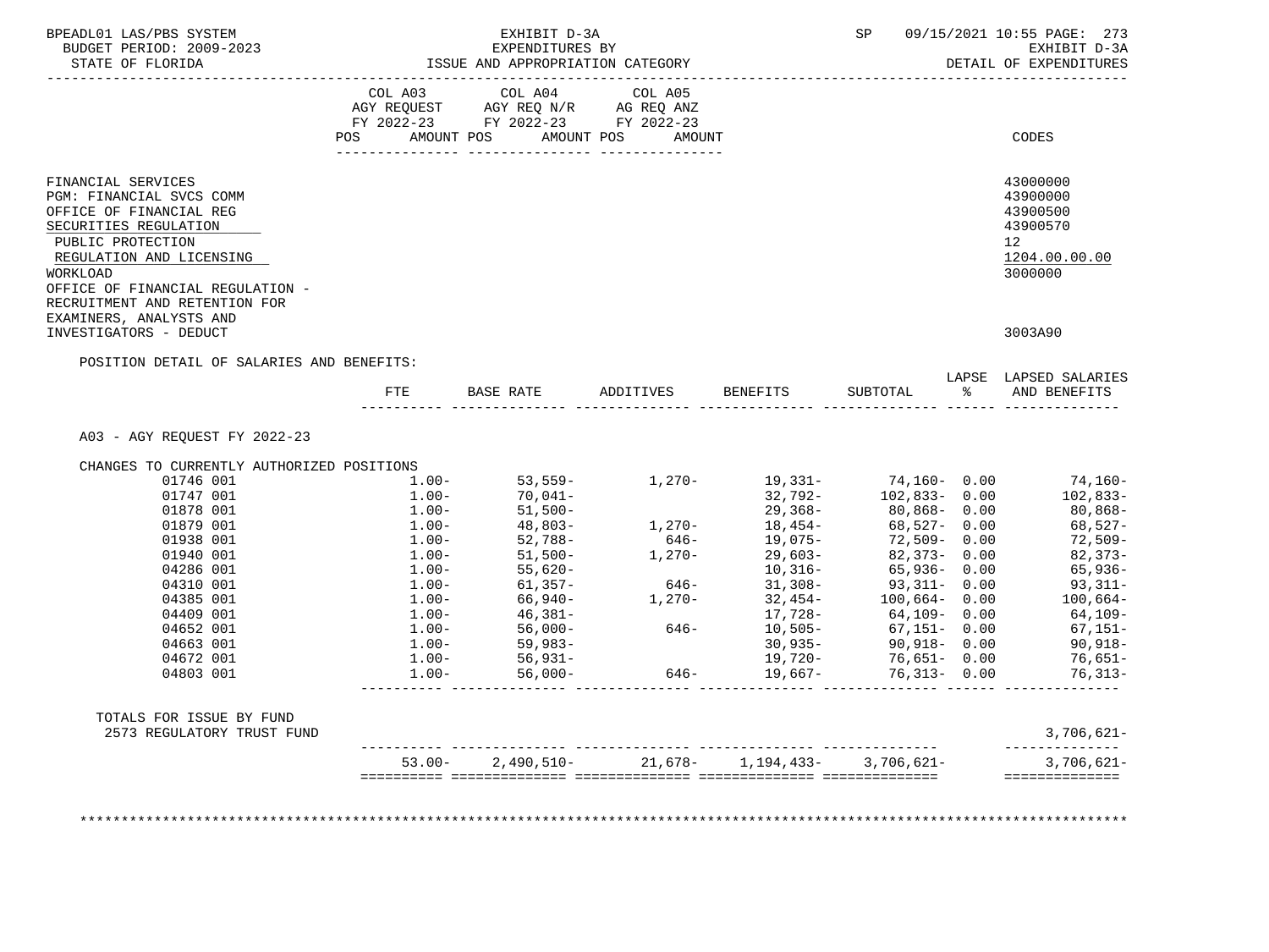BPEADL01 LAS/PBS SYSTEM
BUDGET PERIOD: 2009-2023
STATE OF FLORIDA

EXHIBIT D-3A
EXPENDITURES BY
ISSUE AND APPROPRIATION CATEGORY

SP 09/15/2021 10:55
EXHIBIT D-3A
DETAIL OF EXPENDITURES

| | COL A03 AGY REQUEST FY 2022-23 POS AMOUNT | COL A04 AGY REQ N/R FY 2022-23 POS AMOUNT | COL A05 AG REQ ANZ FY 2022-23 POS AMOUNT | CODES |
|---|---|---|---|---|
| FINANCIAL SERVICES | | | | 43000000 |
| PGM: FINANCIAL SVCS COMM | | | | 43900000 |
| OFFICE OF FINANCIAL REG | | | | 43900500 |
| SECURITIES REGULATION | | | | 43900570 |
| PUBLIC PROTECTION | | | | 12 |
| REGULATION AND LICENSING | | | | 1204.00.00.00 |
| WORKLOAD | | | | 3000000 |
| OFFICE OF FINANCIAL REGULATION - RECRUITMENT AND RETENTION FOR EXAMINERS, ANALYSTS AND INVESTIGATORS - DEDUCT | | | | 3003A90 |

POSITION DETAIL OF SALARIES AND BENEFITS:

A03 - AGY REQUEST FY 2022-23

CHANGES TO CURRENTLY AUTHORIZED POSITIONS

| | FTE | BASE RATE | ADDITIVES | BENEFITS | SUBTOTAL | LAPSE % | LAPSED SALARIES AND BENEFITS |
|---|---|---|---|---|---|---|---|
| 01746 001 | 1.00- | 53,559- | 1,270- | 19,331- | 74,160- | 0.00 | 74,160- |
| 01747 001 | 1.00- | 70,041- | | 32,792- | 102,833- | 0.00 | 102,833- |
| 01878 001 | 1.00- | 51,500- | | 29,368- | 80,868- | 0.00 | 80,868- |
| 01879 001 | 1.00- | 48,803- | 1,270- | 18,454- | 68,527- | 0.00 | 68,527- |
| 01938 001 | 1.00- | 52,788- | 646- | 19,075- | 72,509- | 0.00 | 72,509- |
| 01940 001 | 1.00- | 51,500- | 1,270- | 29,603- | 82,373- | 0.00 | 82,373- |
| 04286 001 | 1.00- | 55,620- | | 10,316- | 65,936- | 0.00 | 65,936- |
| 04310 001 | 1.00- | 61,357- | 646- | 31,308- | 93,311- | 0.00 | 93,311- |
| 04385 001 | 1.00- | 66,940- | 1,270- | 32,454- | 100,664- | 0.00 | 100,664- |
| 04409 001 | 1.00- | 46,381- | | 17,728- | 64,109- | 0.00 | 64,109- |
| 04652 001 | 1.00- | 56,000- | 646- | 10,505- | 67,151- | 0.00 | 67,151- |
| 04663 001 | 1.00- | 59,983- | | 30,935- | 90,918- | 0.00 | 90,918- |
| 04672 001 | 1.00- | 56,931- | | 19,720- | 76,651- | 0.00 | 76,651- |
| 04803 001 | 1.00- | 56,000- | 646- | 19,667- | 76,313- | 0.00 | 76,313- |

TOTALS FOR ISSUE BY FUND

| | FTE | BASE RATE | ADDITIVES | BENEFITS | SUBTOTAL | | LAPSED SALARIES AND BENEFITS |
|---|---|---|---|---|---|---|---|
| 2573 REGULATORY TRUST FUND | | | | | | | 3,706,621- |
| | 53.00- | 2,490,510- | 21,678- | 1,194,433- | 3,706,621- | | 3,706,621- |

********************************************************************************************************************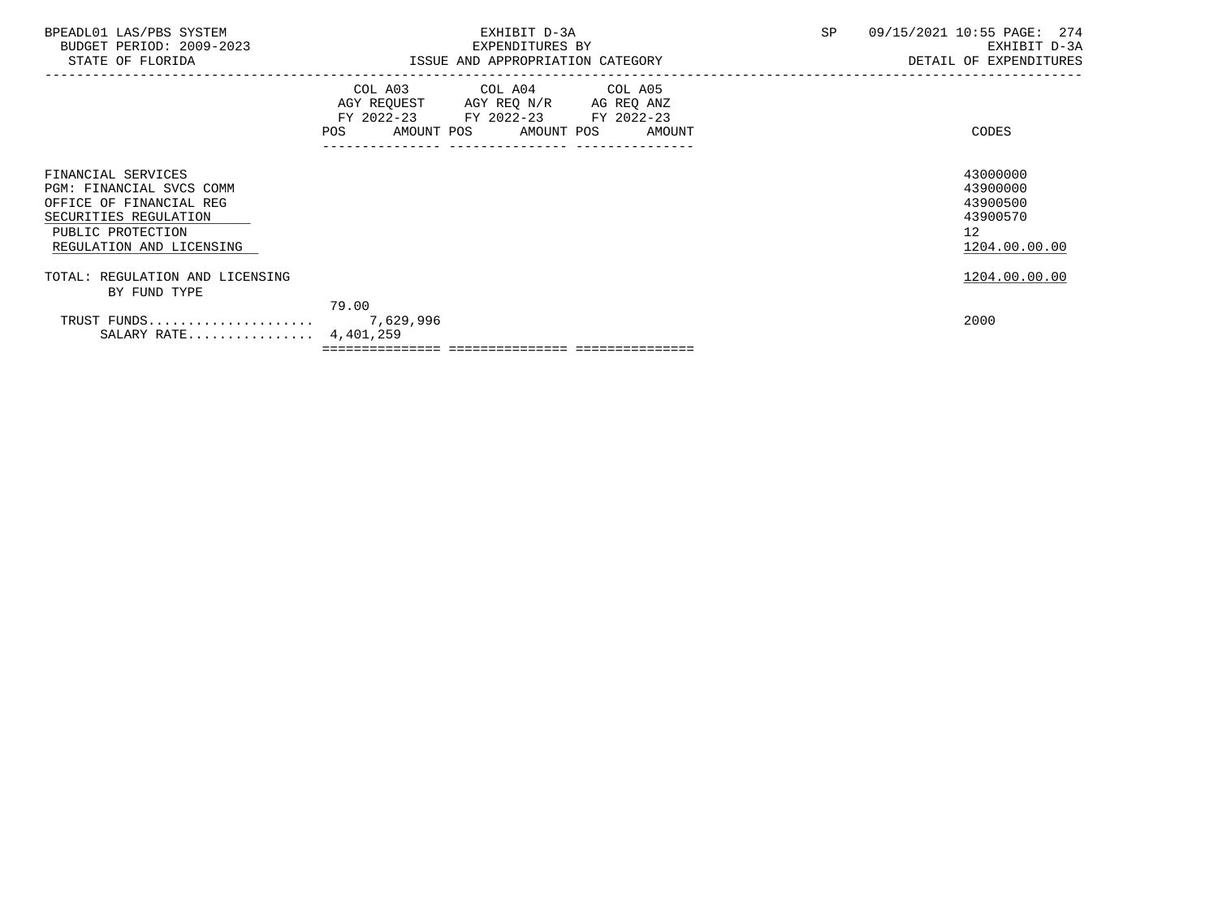BPEADL01 LAS/PBS SYSTEM
BUDGET PERIOD: 2009-2023
STATE OF FLORIDA

EXHIBIT D-3A
EXPENDITURES BY
ISSUE AND APPROPRIATION CATEGORY

SP 09/15/2021 10:55 PAGE: 274
EXHIBIT D-3A
DETAIL OF EXPENDITURES

| | COL A03 AGY REQUEST FY 2022-23 POS AMOUNT | COL A04 AGY REQ N/R FY 2022-23 POS AMOUNT | COL A05 AG REQ ANZ FY 2022-23 POS AMOUNT | CODES |
|---|---|---|---|---|
| FINANCIAL SERVICES | | | | 43000000 |
| PGM: FINANCIAL SVCS COMM | | | | 43900000 |
| OFFICE OF FINANCIAL REG | | | | 43900500 |
| SECURITIES REGULATION | | | | 43900570 |
| PUBLIC PROTECTION | | | | 12 |
| REGULATION AND LICENSING | | | | 1204.00.00.00 |
| TOTAL: REGULATION AND LICENSING | | | | 1204.00.00.00 |
| BY FUND TYPE | | | | |
| | 79.00 | | | |
| TRUST FUNDS..................... | 7,629,996 | | | 2000 |
| SALARY RATE................ | 4,401,259 | | | |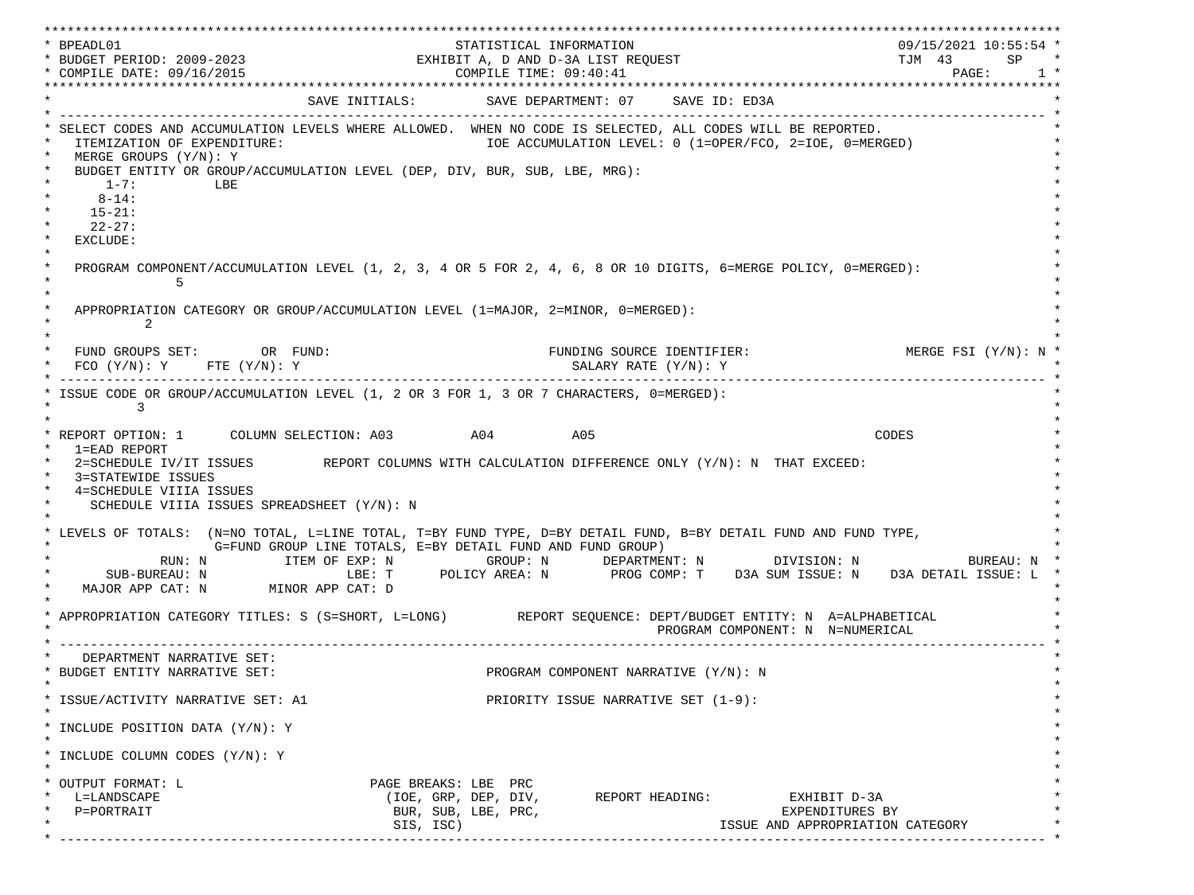```
**********************************************************************************************************************************
* BPEADL01                                         STATISTICAL INFORMATION                                    09/15/2021 10:55:54 *
* BUDGET PERIOD: 2009-2023                     EXHIBIT A, D AND D-3A LIST REQUEST                             TJM  43      SP    *
* COMPILE DATE: 09/16/2015                            COMPILE TIME: 09:40:41                                           PAGE:      1 *
**********************************************************************************************************************************
*                                 SAVE INITIALS:         SAVE DEPARTMENT: 07     SAVE ID: ED3A                                     *
* ------------------------------------------------------------------------------------------------------------------------------ *
* SELECT CODES AND ACCUMULATION LEVELS WHERE ALLOWED.  WHEN NO CODE IS SELECTED, ALL CODES WILL BE REPORTED.                       *
*   ITEMIZATION OF EXPENDITURE:                              IOE ACCUMULATION LEVEL: 0 (1=OPER/FCO, 2=IOE, 0=MERGED)              *
*   MERGE GROUPS (Y/N): Y                                                                                                        *
*   BUDGET ENTITY OR GROUP/ACCUMULATION LEVEL (DEP, DIV, BUR, SUB, LBE, MRG):                                                    *
*       1-7:          LBE                                                                                                        *
*      8-14:                                                                                                                     *
*     15-21:                                                                                                                     *
*     22-27:                                                                                                                     *
*   EXCLUDE:                                                                                                                     *
*                                                                                                                                *
*   PROGRAM COMPONENT/ACCUMULATION LEVEL (1, 2, 3, 4 OR 5 FOR 2, 4, 6, 8 OR 10 DIGITS, 6=MERGE POLICY, 0=MERGED):                *
*               5                                                                                                                *
*                                                                                                                                *
*   APPROPRIATION CATEGORY OR GROUP/ACCUMULATION LEVEL (1=MAJOR, 2=MINOR, 0=MERGED):                                              *
*           2                                                                                                                    *
*                                                                                                                                *
*   FUND GROUPS SET:        OR  FUND:                          FUNDING SOURCE IDENTIFIER:                   MERGE FSI (Y/N): N *
*   FCO (Y/N): Y     FTE (Y/N): Y                                 SALARY RATE (Y/N): Y                                            *
* ------------------------------------------------------------------------------------------------------------------------------ *
* ISSUE CODE OR GROUP/ACCUMULATION LEVEL (1, 2 OR 3 FOR 1, 3 OR 7 CHARACTERS, 0=MERGED):                                          *
*         3                                                                                                                      *
*                                                                                                                                *
* REPORT OPTION: 1      COLUMN SELECTION: A03          A04          A05                                    CODES                 *
*   1=EAD REPORT                                                                                                                 *
*   2=SCHEDULE IV/IT ISSUES         REPORT COLUMNS WITH CALCULATION DIFFERENCE ONLY (Y/N): N  THAT EXCEED:                       *
*   3=STATEWIDE ISSUES                                                                                                           *
*   4=SCHEDULE VIIIA ISSUES                                                                                                      *
*     SCHEDULE VIIIA ISSUES SPREADSHEET (Y/N): N                                                                                 *
*                                                                                                                                *
* LEVELS OF TOTALS:  (N=NO TOTAL, L=LINE TOTAL, T=BY FUND TYPE, D=BY DETAIL FUND, B=BY DETAIL FUND AND FUND TYPE,                 *
*                    G=FUND GROUP LINE TOTALS, E=BY DETAIL FUND AND FUND GROUP)                                                  *
*              RUN: N          ITEM OF EXP: N            GROUP: N       DEPARTMENT: N         DIVISION: N              BUREAU: N *
*       SUB-BUREAU: N                 LBE: T      POLICY AREA: N       PROG COMP: T    D3A SUM ISSUE: N    D3A DETAIL ISSUE: L  *
*    MAJOR APP CAT: N       MINOR APP CAT: D                                                                                     *
*                                                                                                                                *
* APPROPRIATION CATEGORY TITLES: S (S=SHORT, L=LONG)         REPORT SEQUENCE: DEPT/BUDGET ENTITY: N  A=ALPHABETICAL              *
*                                                                              PROGRAM COMPONENT: N  N=NUMERICAL                 *
* ------------------------------------------------------------------------------------------------------------------------------ *
*    DEPARTMENT NARRATIVE SET:                                                                                                   *
* BUDGET ENTITY NARRATIVE SET:                        PROGRAM COMPONENT NARRATIVE (Y/N): N                                       *
*                                                                                                                                *
* ISSUE/ACTIVITY NARRATIVE SET: A1                    PRIORITY ISSUE NARRATIVE SET (1-9):                                        *
*                                                                                                                                *
* INCLUDE POSITION DATA (Y/N): Y                                                                                                 *
*                                                                                                                                *
* INCLUDE COLUMN CODES (Y/N): Y                                                                                                  *
*                                                                                                                                *
* OUTPUT FORMAT: L                       PAGE BREAKS: LBE  PRC                                                                   *
*   L=LANDSCAPE                           (IOE, GRP, DEP, DIV,       REPORT HEADING:          EXHIBIT D-3A                       *
*   P=PORTRAIT                             BUR, SUB, LBE, PRC,                               EXPENDITURES BY                     *
*                                          SIS, ISC)                               ISSUE AND APPROPRIATION CATEGORY              *
* ------------------------------------------------------------------------------------------------------------------------------ *
```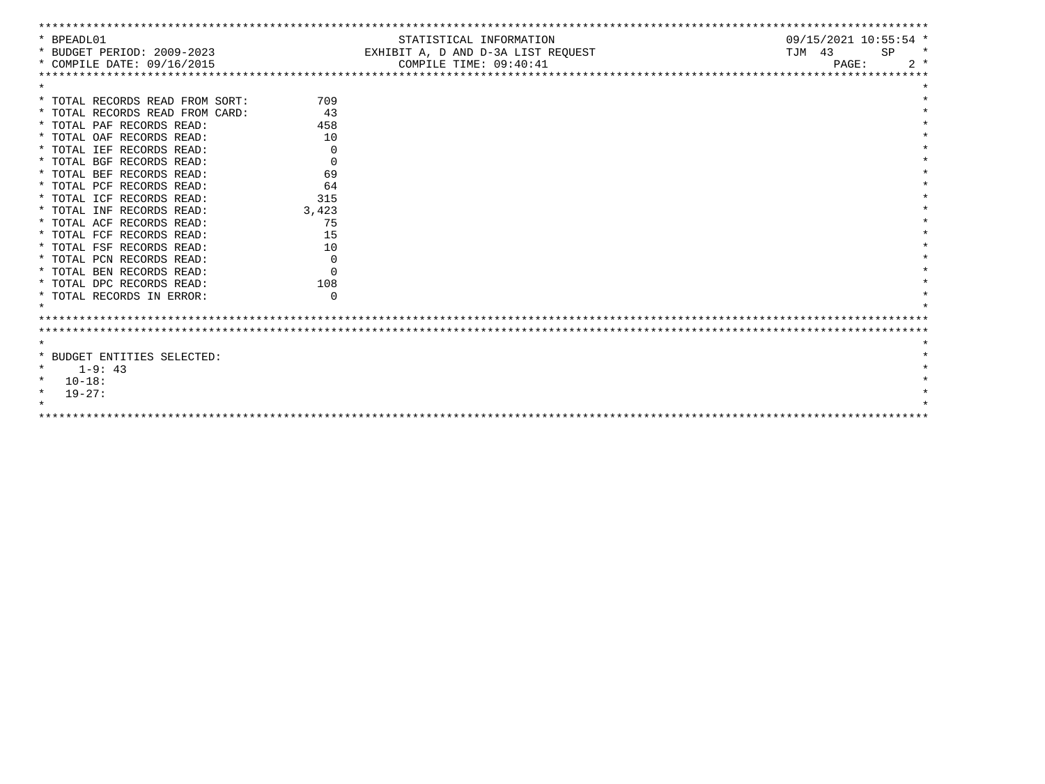BPEADL01 — STATISTICAL INFORMATION — 09/15/2021 10:55:54

BUDGET PERIOD: 2009-2023 — EXHIBIT A, D AND D-3A LIST REQUEST — TJM 43 SP

COMPILE DATE: 09/16/2015 — COMPILE TIME: 09:40:41

| | |
|---|---|
| TOTAL RECORDS READ FROM SORT: | 709 |
| TOTAL RECORDS READ FROM CARD: | 43 |
| TOTAL PAF RECORDS READ: | 458 |
| TOTAL OAF RECORDS READ: | 10 |
| TOTAL IEF RECORDS READ: | 0 |
| TOTAL BGF RECORDS READ: | 0 |
| TOTAL BEF RECORDS READ: | 69 |
| TOTAL PCF RECORDS READ: | 64 |
| TOTAL ICF RECORDS READ: | 315 |
| TOTAL INF RECORDS READ: | 3,423 |
| TOTAL ACF RECORDS READ: | 75 |
| TOTAL FCF RECORDS READ: | 15 |
| TOTAL FSF RECORDS READ: | 10 |
| TOTAL PCN RECORDS READ: | 0 |
| TOTAL BEN RECORDS READ: | 0 |
| TOTAL DPC RECORDS READ: | 108 |
| TOTAL RECORDS IN ERROR: | 0 |

BUDGET ENTITIES SELECTED:

1-9: 43

10-18:

19-27: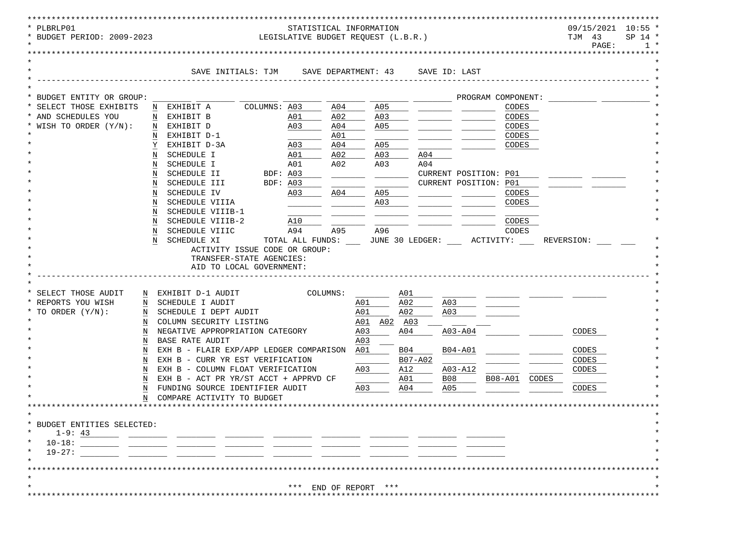PLBRLP01 — STATISTICAL INFORMATION — 09/15/2021 10:55

BUDGET PERIOD: 2009-2023 — LEGISLATIVE BUDGET REQUEST (L.B.R.) — TJM 43 SP 14

SAVE INITIALS: TJM SAVE DEPARTMENT: 43 SAVE ID: LAST

BUDGET ENTITY OR GROUP: PROGRAM COMPONENT:

SELECT THOSE EXHIBITS AND SCHEDULES YOU WISH TO ORDER (Y/N):

| Y/N | Exhibit/Schedule | | | | | | |
|---|---|---|---|---|---|---|---|
| N | EXHIBIT A | COLUMNS: A03 | A04 | A05 | | | CODES |
| N | EXHIBIT B | A01 | A02 | A03 | | | CODES |
| N | EXHIBIT D | A03 | A04 | A05 | | | CODES |
| N | EXHIBIT D-1 | | A01 | | | | CODES |
| Y | EXHIBIT D-3A | A03 | A04 | A05 | | | CODES |
| N | SCHEDULE I | A01 | A02 | A03 | A04 | | |
| N | SCHEDULE I | A01 | A02 | A03 | A04 | | |
| N | SCHEDULE II | BDF: A03 | | | CURRENT POSITION: P01 | | |
| N | SCHEDULE III | BDF: A03 | | | CURRENT POSITION: P01 | | |
| N | SCHEDULE IV | A03 | A04 | A05 | | | CODES |
| N | SCHEDULE VIIIA | | | A03 | | | CODES |
| N | SCHEDULE VIIIB-1 | | | | | | |
| N | SCHEDULE VIIIB-2 | A10 | | | | | CODES |
| N | SCHEDULE VIIIC | A94 | A95 | A96 | | | CODES |
| N | SCHEDULE XI | TOTAL ALL FUNDS: | JUNE 30 LEDGER: | ACTIVITY: | REVERSION: | | |

ACTIVITY ISSUE CODE OR GROUP:
TRANSFER-STATE AGENCIES:
AID TO LOCAL GOVERNMENT:

SELECT THOSE AUDIT REPORTS YOU WISH TO ORDER (Y/N):

| Y/N | Audit Report | COLUMNS: | | | | | |
|---|---|---|---|---|---|---|---|
| N | EXHIBIT D-1 AUDIT | | A01 | | | | |
| N | SCHEDULE I AUDIT | A01 | A02 | A03 | | | |
| N | SCHEDULE I DEPT AUDIT | A01 | A02 | A03 | | | |
| N | COLUMN SECURITY LISTING | A01 A02 A03 | | | | | |
| N | NEGATIVE APPROPRIATION CATEGORY | A03 | A04 | A03-A04 | | | CODES |
| N | BASE RATE AUDIT | A03 | | | | | |
| N | EXH B - FLAIR EXP/APP LEDGER COMPARISON | A01 | B04 | B04-A01 | | | CODES |
| N | EXH B - CURR YR EST VERIFICATION | | B07-A02 | | | | CODES |
| N | EXH B - COLUMN FLOAT VERIFICATION | A03 | A12 | A03-A12 | | | CODES |
| N | EXH B - ACT PR YR/ST ACCT + APPRVD CF | | A01 | B08 | B08-A01 | CODES | |
| N | FUNDING SOURCE IDENTIFIER AUDIT | A03 | A04 | A05 | | | CODES |
| N | COMPARE ACTIVITY TO BUDGET | | | | | | |

BUDGET ENTITIES SELECTED:
1-9: 43
10-18:
19-27:

*** END OF REPORT ***